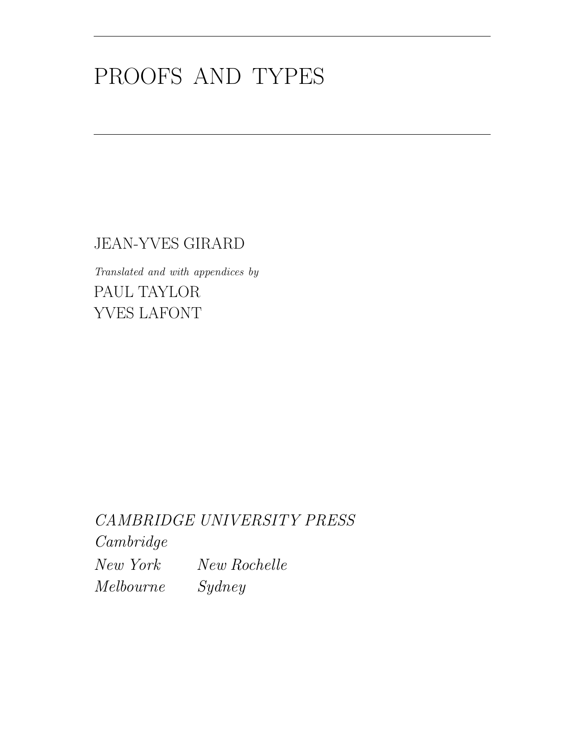# PROOFS AND TYPES

JEAN-YVES GIRARD

*Translated and with appendices by*

PAUL TAYLOR

YVES LAFONT

*CAMBRIDGE UNIVERSITY PRESS*

*Cambridge*

*New York* *New Rochelle*

*Melbourne* *Sydney*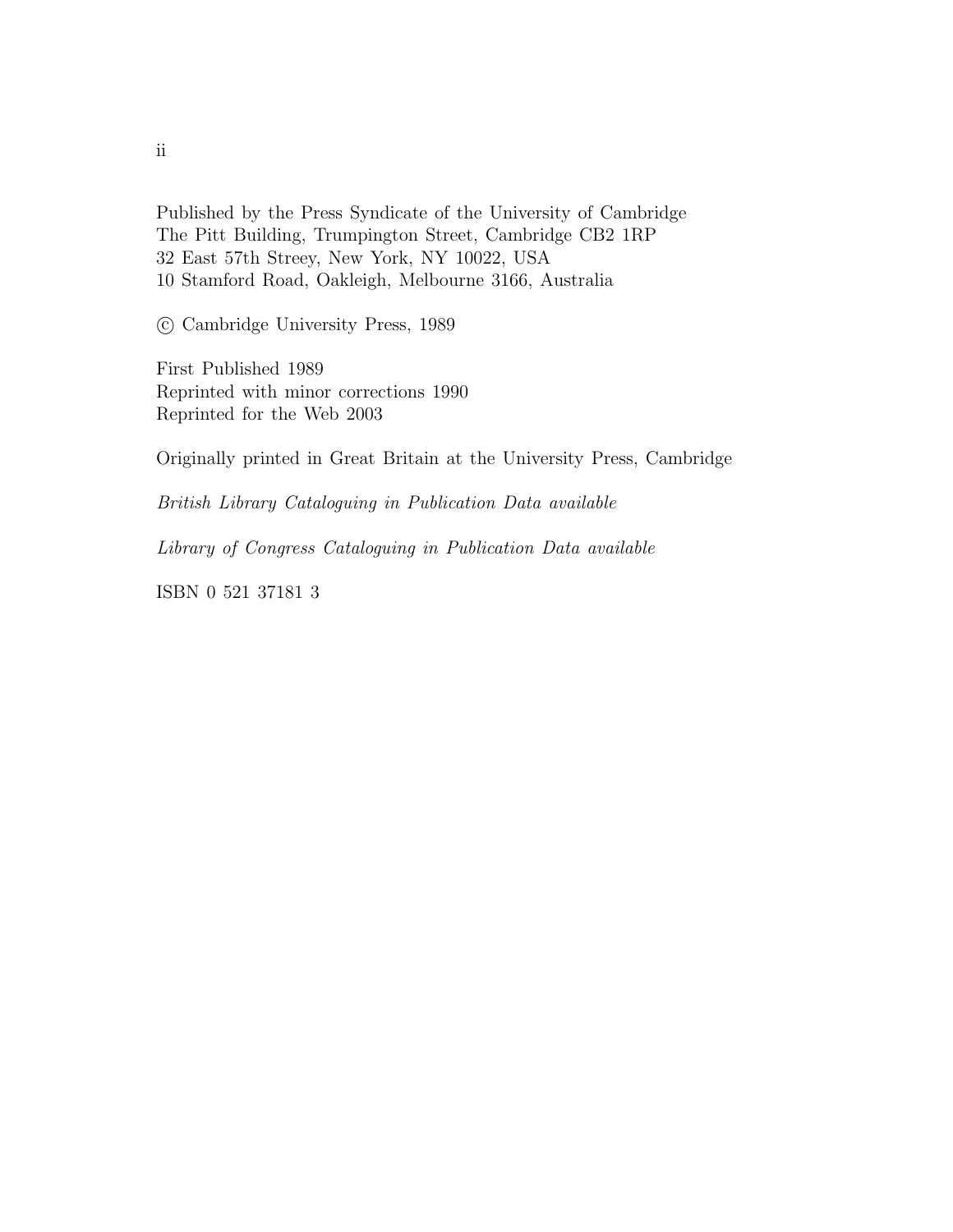Published by the Press Syndicate of the University of Cambridge
The Pitt Building, Trumpington Street, Cambridge CB2 1RP
32 East 57th Streey, New York, NY 10022, USA
10 Stamford Road, Oakleigh, Melbourne 3166, Australia

© Cambridge University Press, 1989

First Published 1989
Reprinted with minor corrections 1990
Reprinted for the Web 2003

Originally printed in Great Britain at the University Press, Cambridge

*British Library Cataloguing in Publication Data available*

*Library of Congress Cataloguing in Publication Data available*

ISBN 0 521 37181 3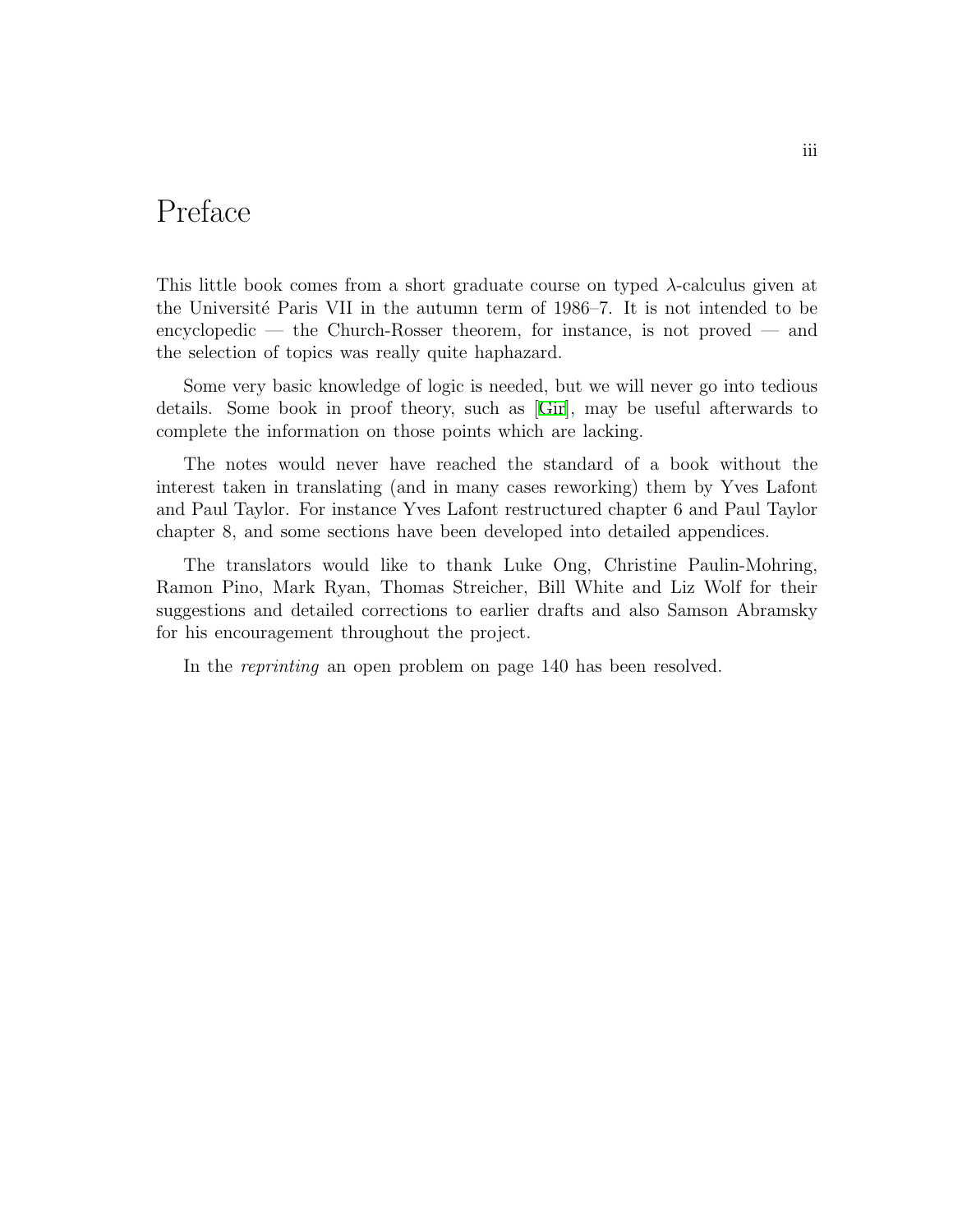# Preface

This little book comes from a short graduate course on typed $\lambda$-calculus given at the Université Paris VII in the autumn term of 1986–7. It is not intended to be encyclopedic — the Church-Rosser theorem, for instance, is not proved — and the selection of topics was really quite haphazard.

Some very basic knowledge of logic is needed, but we will never go into tedious details. Some book in proof theory, such as [Gir], may be useful afterwards to complete the information on those points which are lacking.

The notes would never have reached the standard of a book without the interest taken in translating (and in many cases reworking) them by Yves Lafont and Paul Taylor. For instance Yves Lafont restructured chapter 6 and Paul Taylor chapter 8, and some sections have been developed into detailed appendices.

The translators would like to thank Luke Ong, Christine Paulin-Mohring, Ramon Pino, Mark Ryan, Thomas Streicher, Bill White and Liz Wolf for their suggestions and detailed corrections to earlier drafts and also Samson Abramsky for his encouragement throughout the project.

In the *reprinting* an open problem on page 140 has been resolved.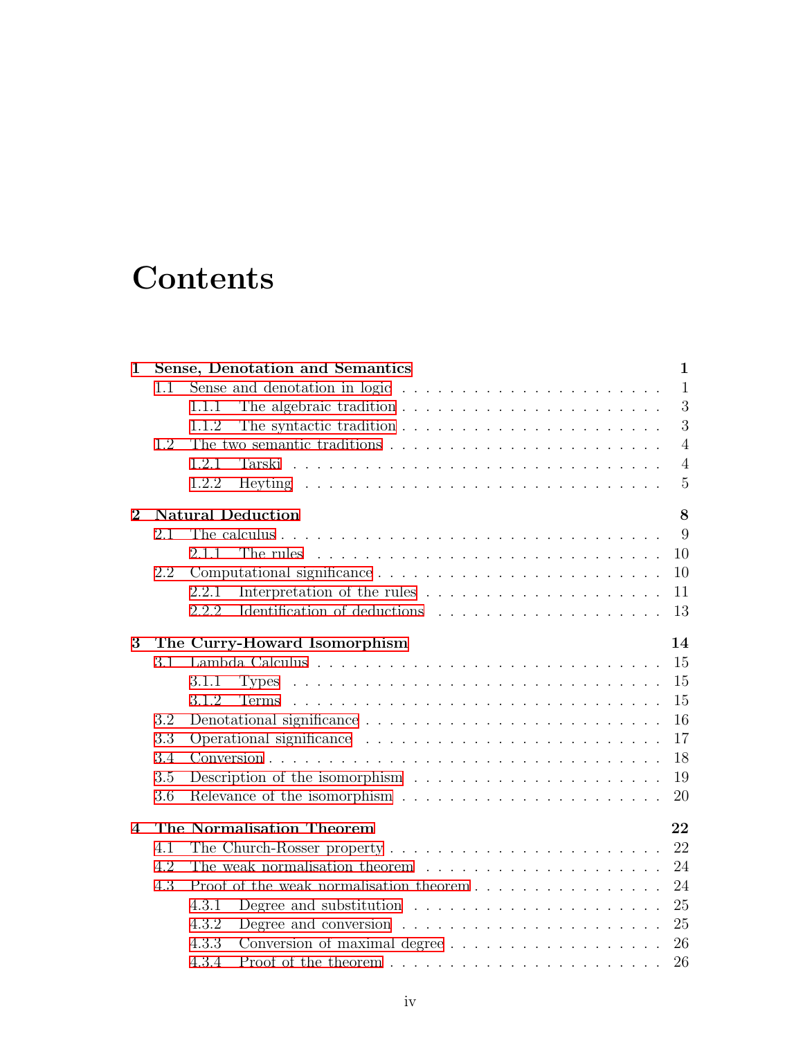# Contents

**1 Sense, Denotation and Semantics** **1**

- 1.1 Sense and denotation in logic . . . . . . . . . . 1
  - 1.1.1 The algebraic tradition . . . . . . . . . . 3
  - 1.1.2 The syntactic tradition . . . . . . . . . . 3
- 1.2 The two semantic traditions . . . . . . . . . . 4
  - 1.2.1 Tarski . . . . . . . . . . 4
  - 1.2.2 Heyting . . . . . . . . . . 5

**2 Natural Deduction** **8**

- 2.1 The calculus . . . . . . . . . . 9
  - 2.1.1 The rules . . . . . . . . . . 10
- 2.2 Computational significance . . . . . . . . . . 10
  - 2.2.1 Interpretation of the rules . . . . . . . . . . 11
  - 2.2.2 Identification of deductions . . . . . . . . . . 13

**3 The Curry-Howard Isomorphism** **14**

- 3.1 Lambda Calculus . . . . . . . . . . 15
  - 3.1.1 Types . . . . . . . . . . 15
  - 3.1.2 Terms . . . . . . . . . . 15
- 3.2 Denotational significance . . . . . . . . . . 16
- 3.3 Operational significance . . . . . . . . . . 17
- 3.4 Conversion . . . . . . . . . . 18
- 3.5 Description of the isomorphism . . . . . . . . . . 19
- 3.6 Relevance of the isomorphism . . . . . . . . . . 20

**4 The Normalisation Theorem** **22**

- 4.1 The Church-Rosser property . . . . . . . . . . 22
- 4.2 The weak normalisation theorem . . . . . . . . . . 24
- 4.3 Proof of the weak normalisation theorem . . . . . . . . . . 24
  - 4.3.1 Degree and substitution . . . . . . . . . . 25
  - 4.3.2 Degree and conversion . . . . . . . . . . 25
  - 4.3.3 Conversion of maximal degree . . . . . . . . . . 26
  - 4.3.4 Proof of the theorem . . . . . . . . . . 26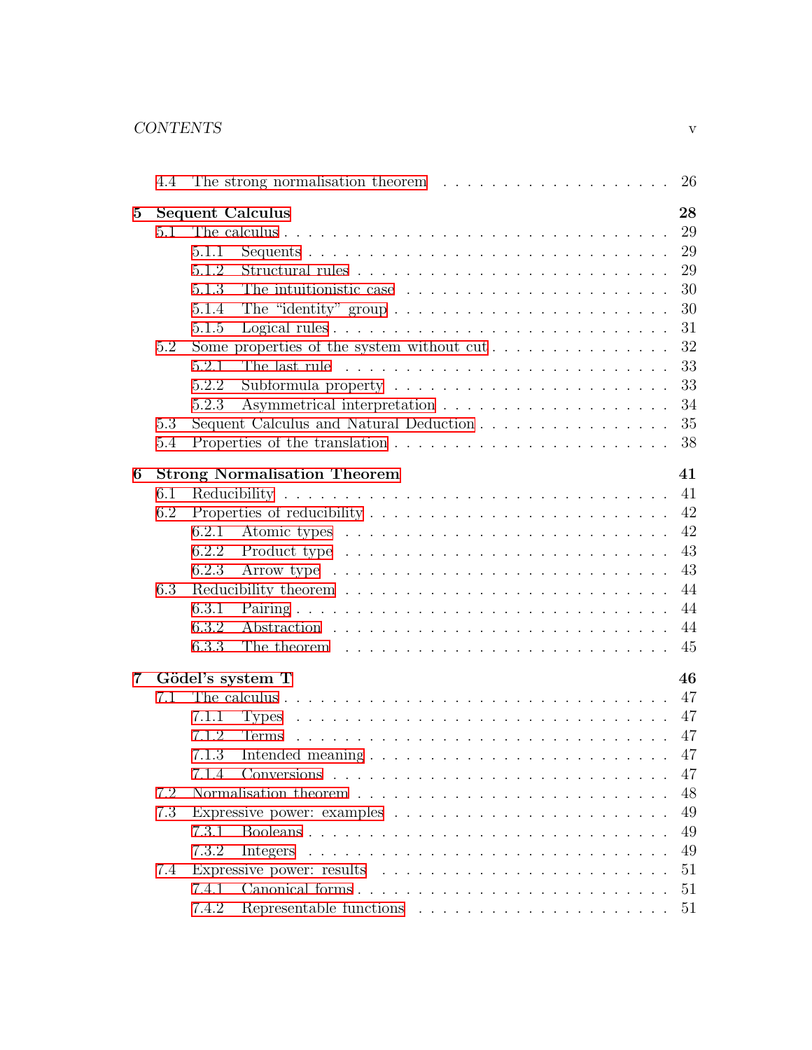- 4.4 The strong normalisation theorem . . . 26

**5 Sequent Calculus** **28**

- 5.1 The calculus . . . 29
  - 5.1.1 Sequents . . . 29
  - 5.1.2 Structural rules . . . 29
  - 5.1.3 The intuitionistic case . . . 30
  - 5.1.4 The "identity" group . . . 30
  - 5.1.5 Logical rules . . . 31
- 5.2 Some properties of the system without cut . . . 32
  - 5.2.1 The last rule . . . 33
  - 5.2.2 Subformula property . . . 33
  - 5.2.3 Asymmetrical interpretation . . . 34
- 5.3 Sequent Calculus and Natural Deduction . . . 35
- 5.4 Properties of the translation . . . 38

**6 Strong Normalisation Theorem** **41**

- 6.1 Reducibility . . . 41
- 6.2 Properties of reducibility . . . 42
  - 6.2.1 Atomic types . . . 42
  - 6.2.2 Product type . . . 43
  - 6.2.3 Arrow type . . . 43
- 6.3 Reducibility theorem . . . 44
  - 6.3.1 Pairing . . . 44
  - 6.3.2 Abstraction . . . 44
  - 6.3.3 The theorem . . . 45

**7 Gödel's system T** **46**

- 7.1 The calculus . . . 47
  - 7.1.1 Types . . . 47
  - 7.1.2 Terms . . . 47
  - 7.1.3 Intended meaning . . . 47
  - 7.1.4 Conversions . . . 47
- 7.2 Normalisation theorem . . . 48
- 7.3 Expressive power: examples . . . 49
  - 7.3.1 Booleans . . . 49
  - 7.3.2 Integers . . . 49
- 7.4 Expressive power: results . . . 51
  - 7.4.1 Canonical forms . . . 51
  - 7.4.2 Representable functions . . . 51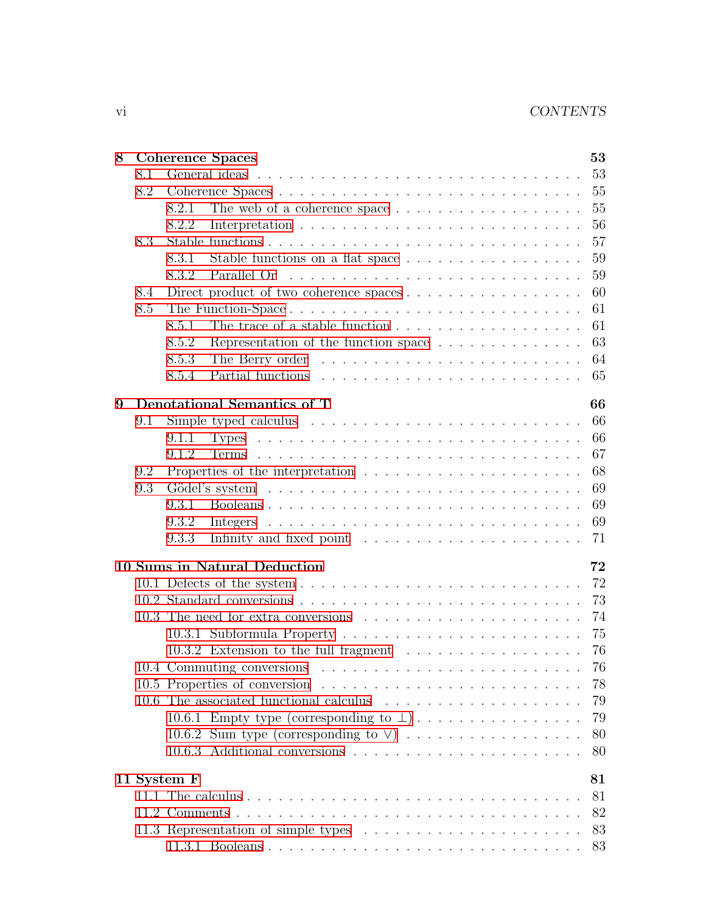**8 Coherence Spaces** **53**

- 8.1 General ideas . . . . . . . . . . 53
- 8.2 Coherence Spaces . . . . . . . . . . 55
  - 8.2.1 The web of a coherence space . . . . . . . . . . 55
  - 8.2.2 Interpretation . . . . . . . . . . 56
- 8.3 Stable functions . . . . . . . . . . 57
  - 8.3.1 Stable functions on a flat space . . . . . . . . . . 59
  - 8.3.2 Parallel Or . . . . . . . . . . 59
- 8.4 Direct product of two coherence spaces . . . . . . . . . . 60
- 8.5 The Function-Space . . . . . . . . . . 61
  - 8.5.1 The trace of a stable function . . . . . . . . . . 61
  - 8.5.2 Representation of the function space . . . . . . . . . . 63
  - 8.5.3 The Berry order . . . . . . . . . . 64
  - 8.5.4 Partial functions . . . . . . . . . . 65

**9 Denotational Semantics of T** **66**

- 9.1 Simple typed calculus . . . . . . . . . . 66
  - 9.1.1 Types . . . . . . . . . . 66
  - 9.1.2 Terms . . . . . . . . . . 67
- 9.2 Properties of the interpretation . . . . . . . . . . 68
- 9.3 Gödel's system . . . . . . . . . . 69
  - 9.3.1 Booleans . . . . . . . . . . 69
  - 9.3.2 Integers . . . . . . . . . . 69
  - 9.3.3 Infinity and fixed point . . . . . . . . . . 71

**10 Sums in Natural Deduction** **72**

- 10.1 Defects of the system . . . . . . . . . . 72
- 10.2 Standard conversions . . . . . . . . . . 73
- 10.3 The need for extra conversions . . . . . . . . . . 74
  - 10.3.1 Subformula Property . . . . . . . . . . 75
  - 10.3.2 Extension to the full fragment . . . . . . . . . . 76
- 10.4 Commuting conversions . . . . . . . . . . 76
- 10.5 Properties of conversion . . . . . . . . . . 78
- 10.6 The associated functional calculus . . . . . . . . . . 79
  - 10.6.1 Empty type (corresponding to $\perp$) . . . . . . . . . . 79
  - 10.6.2 Sum type (corresponding to $\vee$) . . . . . . . . . . 80
  - 10.6.3 Additional conversions . . . . . . . . . . 80

**11 System F** **81**

- 11.1 The calculus . . . . . . . . . . 81
- 11.2 Comments . . . . . . . . . . 82
- 11.3 Representation of simple types . . . . . . . . . . 83
  - 11.3.1 Booleans . . . . . . . . . . 83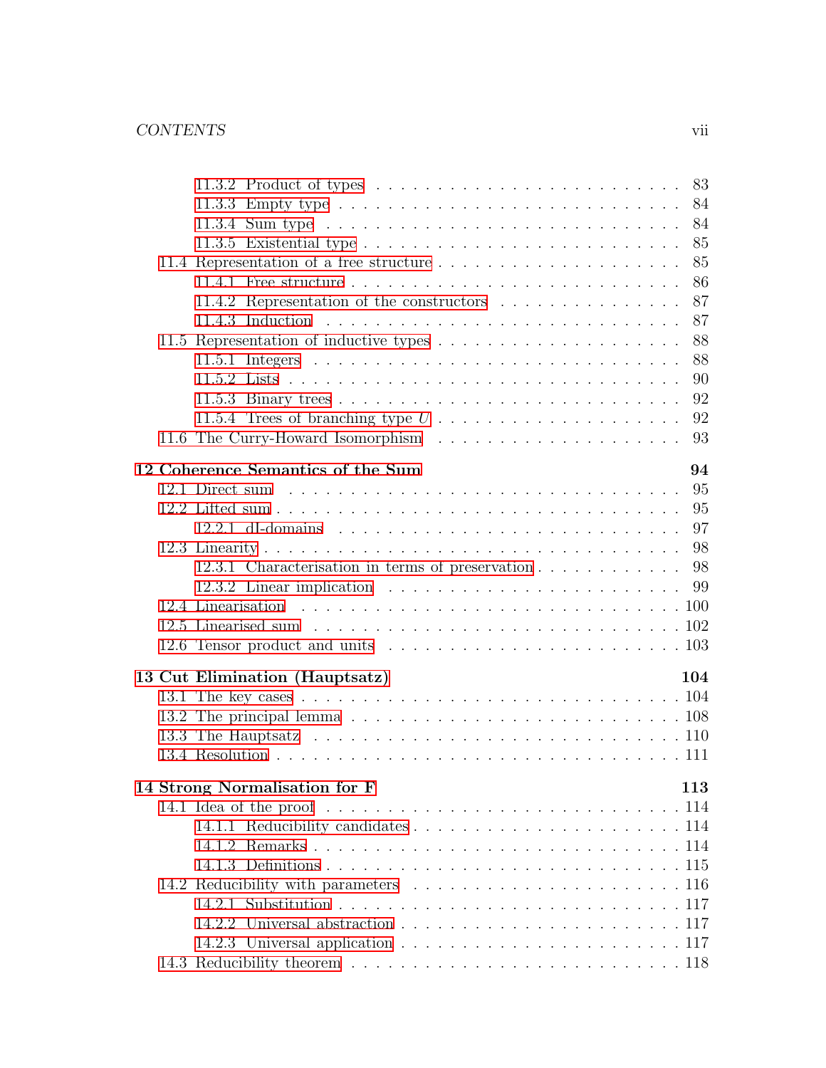- 11.3.2 Product of types . . . 83
- 11.3.3 Empty type . . . 84
- 11.3.4 Sum type . . . 84
- 11.3.5 Existential type . . . 85
- 11.4 Representation of a free structure . . . 85
  - 11.4.1 Free structure . . . 86
  - 11.4.2 Representation of the constructors . . . 87
  - 11.4.3 Induction . . . 87
- 11.5 Representation of inductive types . . . 88
  - 11.5.1 Integers . . . 88
  - 11.5.2 Lists . . . 90
  - 11.5.3 Binary trees . . . 92
  - 11.5.4 Trees of branching type $U$ . . . 92
- 11.6 The Curry-Howard Isomorphism . . . 93

**12 Coherence Semantics of the Sum** **94**

- 12.1 Direct sum . . . 95
- 12.2 Lifted sum . . . 95
  - 12.2.1 dI-domains . . . 97
- 12.3 Linearity . . . 98
  - 12.3.1 Characterisation in terms of preservation . . . 98
  - 12.3.2 Linear implication . . . 99
- 12.4 Linearisation . . . 100
- 12.5 Linearised sum . . . 102
- 12.6 Tensor product and units . . . 103

**13 Cut Elimination (Hauptsatz)** **104**

- 13.1 The key cases . . . 104
- 13.2 The principal lemma . . . 108
- 13.3 The Hauptsatz . . . 110
- 13.4 Resolution . . . 111

**14 Strong Normalisation for F** **113**

- 14.1 Idea of the proof . . . 114
  - 14.1.1 Reducibility candidates . . . 114
  - 14.1.2 Remarks . . . 114
  - 14.1.3 Definitions . . . 115
- 14.2 Reducibility with parameters . . . 116
  - 14.2.1 Substitution . . . 117
  - 14.2.2 Universal abstraction . . . 117
  - 14.2.3 Universal application . . . 117
- 14.3 Reducibility theorem . . . 118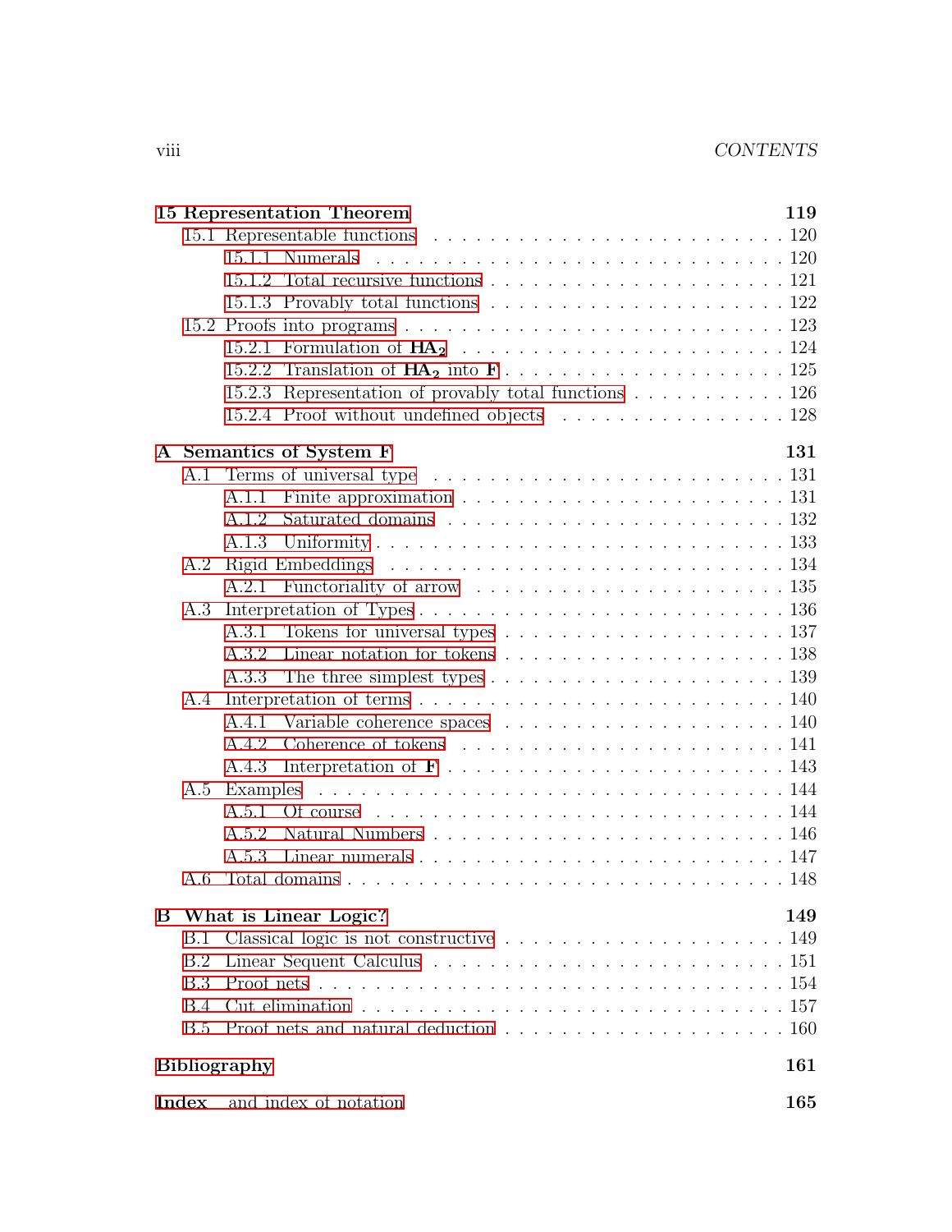**15 Representation Theorem** **119**

- 15.1 Representable functions . . . . . . . . . . . . . . . . . . . . . . . . . . 120
  - 15.1.1 Numerals . . . . . . . . . . . . . . . . . . . . . . . . . . . 120
  - 15.1.2 Total recursive functions . . . . . . . . . . . . . . . . . . . . 121
  - 15.1.3 Provably total functions . . . . . . . . . . . . . . . . . . . . 122
- 15.2 Proofs into programs . . . . . . . . . . . . . . . . . . . . . . . . . . 123
  - 15.2.1 Formulation of $\mathbf{HA_2}$ . . . . . . . . . . . . . . . . . . . . . . 124
  - 15.2.2 Translation of $\mathbf{HA_2}$ into $\mathbf{F}$ . . . . . . . . . . . . . . . . . . 125
  - 15.2.3 Representation of provably total functions . . . . . . . . . . . 126
  - 15.2.4 Proof without undefined objects . . . . . . . . . . . . . . . . 128

**A Semantics of System F** **131**

- A.1 Terms of universal type . . . . . . . . . . . . . . . . . . . . . . . . . 131
  - A.1.1 Finite approximation . . . . . . . . . . . . . . . . . . . . . . 131
  - A.1.2 Saturated domains . . . . . . . . . . . . . . . . . . . . . . . 132
  - A.1.3 Uniformity . . . . . . . . . . . . . . . . . . . . . . . . . . . 133
- A.2 Rigid Embeddings . . . . . . . . . . . . . . . . . . . . . . . . . . . . 134
  - A.2.1 Functoriality of arrow . . . . . . . . . . . . . . . . . . . . . 135
- A.3 Interpretation of Types . . . . . . . . . . . . . . . . . . . . . . . . . 136
  - A.3.1 Tokens for universal types . . . . . . . . . . . . . . . . . . . 137
  - A.3.2 Linear notation for tokens . . . . . . . . . . . . . . . . . . . 138
  - A.3.3 The three simplest types . . . . . . . . . . . . . . . . . . . . 139
- A.4 Interpretation of terms . . . . . . . . . . . . . . . . . . . . . . . . . 140
  - A.4.1 Variable coherence spaces . . . . . . . . . . . . . . . . . . . 140
  - A.4.2 Coherence of tokens . . . . . . . . . . . . . . . . . . . . . . 141
  - A.4.3 Interpretation of $\mathbf{F}$ . . . . . . . . . . . . . . . . . . . . . . . 143
- A.5 Examples . . . . . . . . . . . . . . . . . . . . . . . . . . . . . . . . 144
  - A.5.1 Of course . . . . . . . . . . . . . . . . . . . . . . . . . . . . 144
  - A.5.2 Natural Numbers . . . . . . . . . . . . . . . . . . . . . . . . 146
  - A.5.3 Linear numerals . . . . . . . . . . . . . . . . . . . . . . . . 147
- A.6 Total domains . . . . . . . . . . . . . . . . . . . . . . . . . . . . . . 148

**B What is Linear Logic?** **149**

- B.1 Classical logic is not constructive . . . . . . . . . . . . . . . . . . . . 149
- B.2 Linear Sequent Calculus . . . . . . . . . . . . . . . . . . . . . . . . . 151
- B.3 Proof nets . . . . . . . . . . . . . . . . . . . . . . . . . . . . . . . . 154
- B.4 Cut elimination . . . . . . . . . . . . . . . . . . . . . . . . . . . . . 157
- B.5 Proof nets and natural deduction . . . . . . . . . . . . . . . . . . . . 160

**Bibliography** **161**

**Index** and index of notation **165**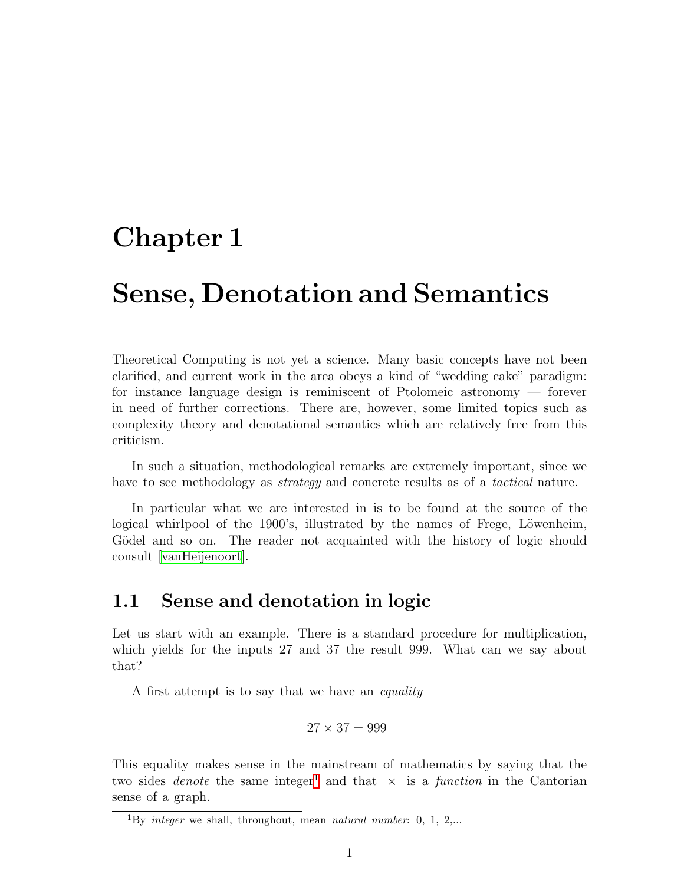# Chapter 1

# Sense, Denotation and Semantics

Theoretical Computing is not yet a science. Many basic concepts have not been clarified, and current work in the area obeys a kind of "wedding cake" paradigm: for instance language design is reminiscent of Ptolomeic astronomy — forever in need of further corrections. There are, however, some limited topics such as complexity theory and denotational semantics which are relatively free from this criticism.

In such a situation, methodological remarks are extremely important, since we have to see methodology as *strategy* and concrete results as of a *tactical* nature.

In particular what we are interested in is to be found at the source of the logical whirlpool of the 1900's, illustrated by the names of Frege, Löwenheim, Gödel and so on. The reader not acquainted with the history of logic should consult [vanHeijenoort].

## 1.1 Sense and denotation in logic

Let us start with an example. There is a standard procedure for multiplication, which yields for the inputs 27 and 37 the result 999. What can we say about that?

A first attempt is to say that we have an *equality*

$$27 \times 37 = 999$$

This equality makes sense in the mainstream of mathematics by saying that the two sides *denote* the same integer[1] and that $\times$ is a *function* in the Cantorian sense of a graph.

[1] By *integer* we shall, throughout, mean *natural number*: 0, 1, 2,...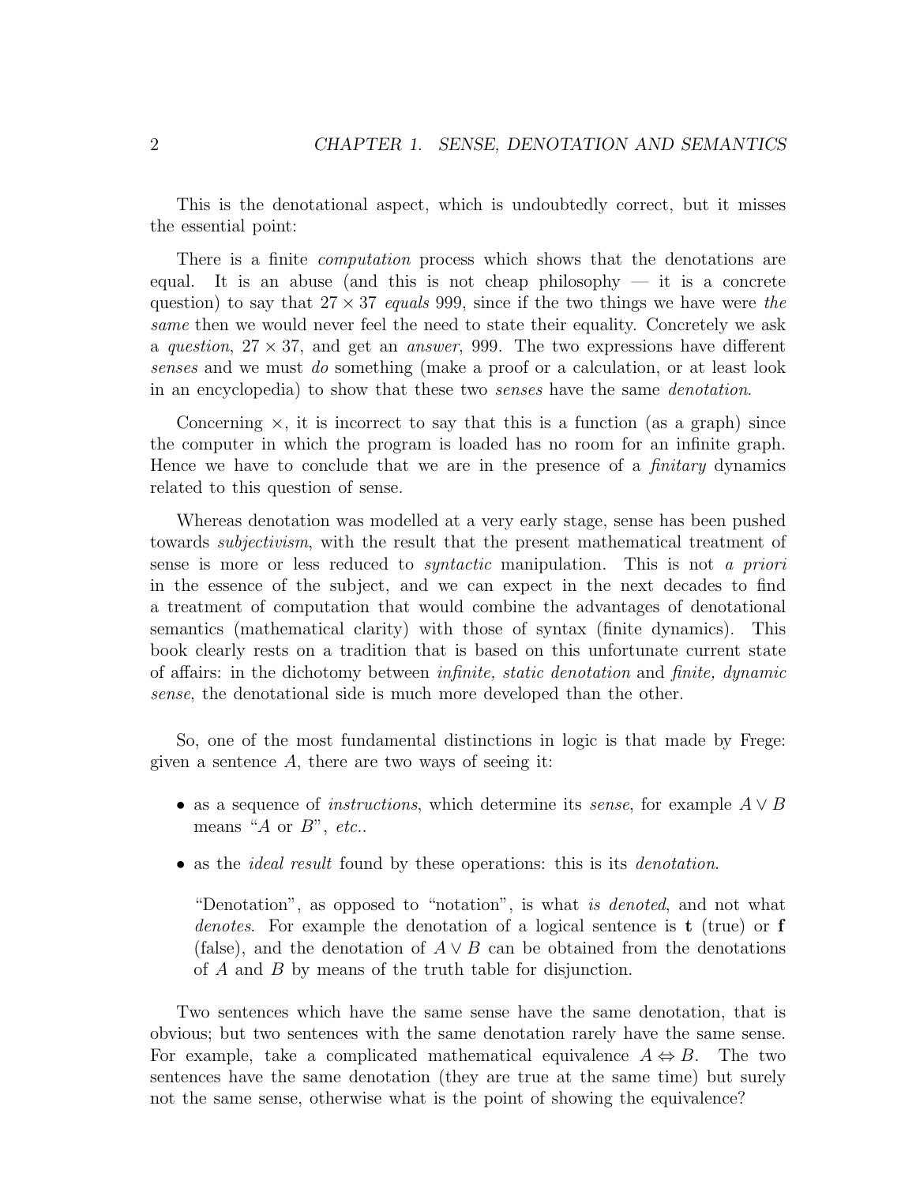This is the denotational aspect, which is undoubtedly correct, but it misses the essential point:

There is a finite *computation* process which shows that the denotations are equal. It is an abuse (and this is not cheap philosophy — it is a concrete question) to say that $27 \times 37$ *equals* 999, since if the two things we have were *the same* then we would never feel the need to state their equality. Concretely we ask a *question*, $27 \times 37$, and get an *answer*, 999. The two expressions have different *senses* and we must *do* something (make a proof or a calculation, or at least look in an encyclopedia) to show that these two *senses* have the same *denotation*.

Concerning $\times$, it is incorrect to say that this is a function (as a graph) since the computer in which the program is loaded has no room for an infinite graph. Hence we have to conclude that we are in the presence of a *finitary* dynamics related to this question of sense.

Whereas denotation was modelled at a very early stage, sense has been pushed towards *subjectivism*, with the result that the present mathematical treatment of sense is more or less reduced to *syntactic* manipulation. This is not *a priori* in the essence of the subject, and we can expect in the next decades to find a treatment of computation that would combine the advantages of denotational semantics (mathematical clarity) with those of syntax (finite dynamics). This book clearly rests on a tradition that is based on this unfortunate current state of affairs: in the dichotomy between *infinite, static denotation* and *finite, dynamic sense*, the denotational side is much more developed than the other.

So, one of the most fundamental distinctions in logic is that made by Frege: given a sentence $A$, there are two ways of seeing it:

- as a sequence of *instructions*, which determine its *sense*, for example $A \vee B$ means "$A$ or $B$", *etc.*.
- as the *ideal result* found by these operations: this is its *denotation*.

  "Denotation", as opposed to "notation", is what *is denoted*, and not what *denotes*. For example the denotation of a logical sentence is **t** (true) or **f** (false), and the denotation of $A \vee B$ can be obtained from the denotations of $A$ and $B$ by means of the truth table for disjunction.

Two sentences which have the same sense have the same denotation, that is obvious; but two sentences with the same denotation rarely have the same sense. For example, take a complicated mathematical equivalence $A \Leftrightarrow B$. The two sentences have the same denotation (they are true at the same time) but surely not the same sense, otherwise what is the point of showing the equivalence?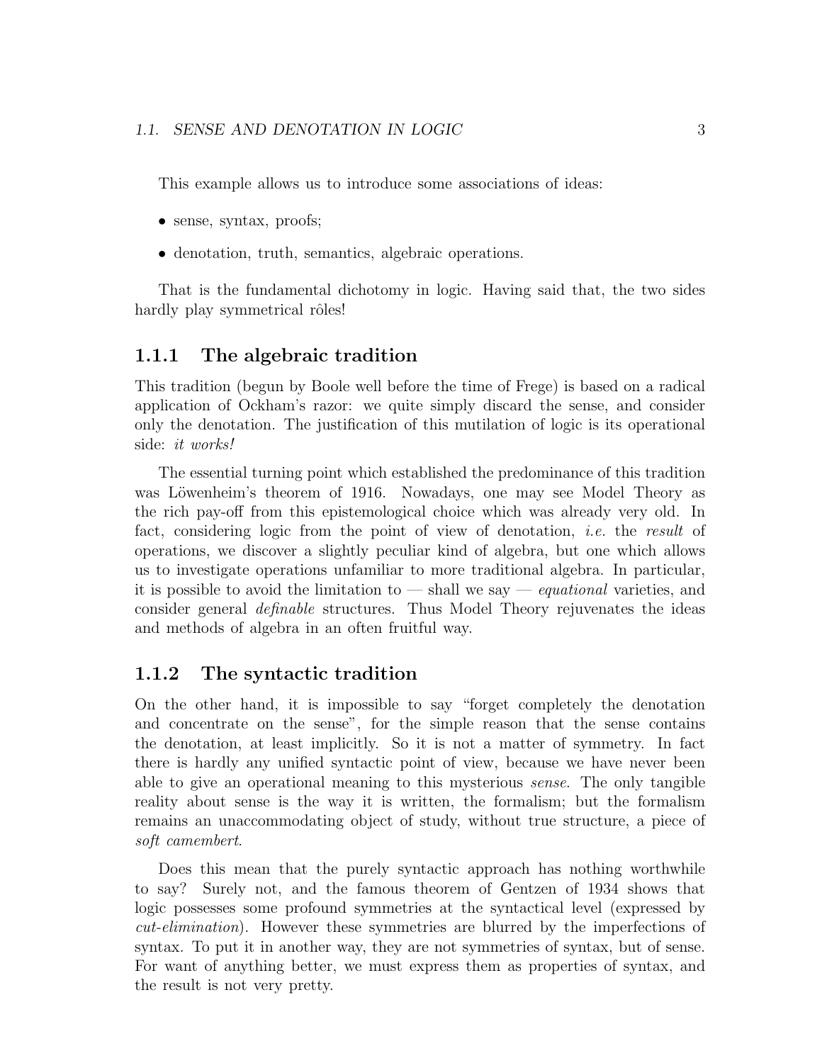This example allows us to introduce some associations of ideas:

- sense, syntax, proofs;
- denotation, truth, semantics, algebraic operations.

That is the fundamental dichotomy in logic. Having said that, the two sides hardly play symmetrical rôles!

### 1.1.1 The algebraic tradition

This tradition (begun by Boole well before the time of Frege) is based on a radical application of Ockham's razor: we quite simply discard the sense, and consider only the denotation. The justification of this mutilation of logic is its operational side: *it works!*

The essential turning point which established the predominance of this tradition was Löwenheim's theorem of 1916. Nowadays, one may see Model Theory as the rich pay-off from this epistemological choice which was already very old. In fact, considering logic from the point of view of denotation, *i.e.* the *result* of operations, we discover a slightly peculiar kind of algebra, but one which allows us to investigate operations unfamiliar to more traditional algebra. In particular, it is possible to avoid the limitation to — shall we say — *equational* varieties, and consider general *definable* structures. Thus Model Theory rejuvenates the ideas and methods of algebra in an often fruitful way.

### 1.1.2 The syntactic tradition

On the other hand, it is impossible to say "forget completely the denotation and concentrate on the sense", for the simple reason that the sense contains the denotation, at least implicitly. So it is not a matter of symmetry. In fact there is hardly any unified syntactic point of view, because we have never been able to give an operational meaning to this mysterious *sense*. The only tangible reality about sense is the way it is written, the formalism; but the formalism remains an unaccommodating object of study, without true structure, a piece of *soft camembert*.

Does this mean that the purely syntactic approach has nothing worthwhile to say? Surely not, and the famous theorem of Gentzen of 1934 shows that logic possesses some profound symmetries at the syntactical level (expressed by *cut-elimination*). However these symmetries are blurred by the imperfections of syntax. To put it in another way, they are not symmetries of syntax, but of sense. For want of anything better, we must express them as properties of syntax, and the result is not very pretty.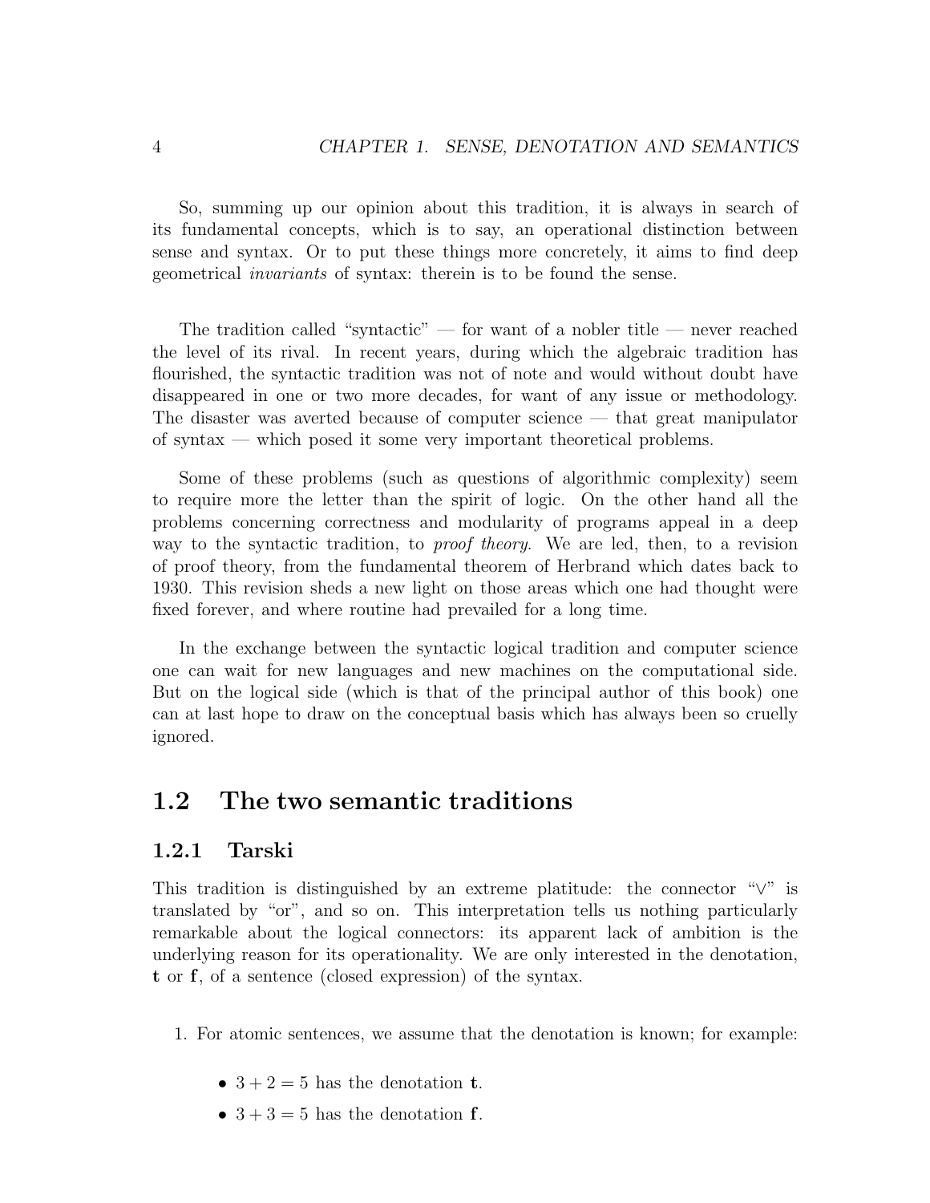So, summing up our opinion about this tradition, it is always in search of its fundamental concepts, which is to say, an operational distinction between sense and syntax. Or to put these things more concretely, it aims to find deep geometrical *invariants* of syntax: therein is to be found the sense.

The tradition called "syntactic" — for want of a nobler title — never reached the level of its rival. In recent years, during which the algebraic tradition has flourished, the syntactic tradition was not of note and would without doubt have disappeared in one or two more decades, for want of any issue or methodology. The disaster was averted because of computer science — that great manipulator of syntax — which posed it some very important theoretical problems.

Some of these problems (such as questions of algorithmic complexity) seem to require more the letter than the spirit of logic. On the other hand all the problems concerning correctness and modularity of programs appeal in a deep way to the syntactic tradition, to *proof theory*. We are led, then, to a revision of proof theory, from the fundamental theorem of Herbrand which dates back to 1930. This revision sheds a new light on those areas which one had thought were fixed forever, and where routine had prevailed for a long time.

In the exchange between the syntactic logical tradition and computer science one can wait for new languages and new machines on the computational side. But on the logical side (which is that of the principal author of this book) one can at last hope to draw on the conceptual basis which has always been so cruelly ignored.

## 1.2 The two semantic traditions

### 1.2.1 Tarski

This tradition is distinguished by an extreme platitude: the connector "$\vee$" is translated by "or", and so on. This interpretation tells us nothing particularly remarkable about the logical connectors: its apparent lack of ambition is the underlying reason for its operationality. We are only interested in the denotation, $\mathbf{t}$ or $\mathbf{f}$, of a sentence (closed expression) of the syntax.

1. For atomic sentences, we assume that the denotation is known; for example:

   - $3 + 2 = 5$ has the denotation $\mathbf{t}$.
   - $3 + 3 = 5$ has the denotation $\mathbf{f}$.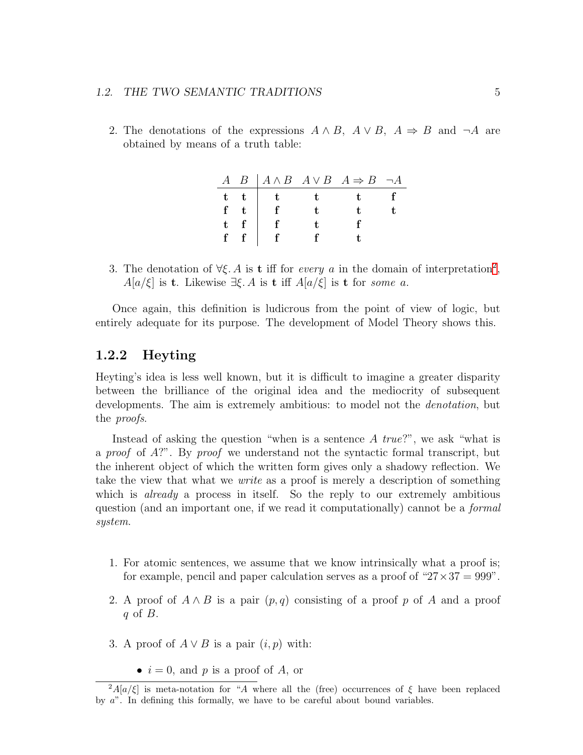2. The denotations of the expressions $A \wedge B$, $A \vee B$, $A \Rightarrow B$ and $\neg A$ are obtained by means of a truth table:

| $A$ | $B$ | $A \wedge B$ | $A \vee B$ | $A \Rightarrow B$ | $\neg A$ |
|---|---|---|---|---|---|
| **t** | **t** | **t** | **t** | **t** | **f** |
| **f** | **t** | **f** | **t** | **t** | **t** |
| **t** | **f** | **f** | **t** | **f** | |
| **f** | **f** | **f** | **f** | **t** | |

3. The denotation of $\forall \xi. A$ is **t** iff for *every* $a$ in the domain of interpretation[2], $A[a/\xi]$ is **t**. Likewise $\exists \xi. A$ is **t** iff $A[a/\xi]$ is **t** for *some* $a$.

Once again, this definition is ludicrous from the point of view of logic, but entirely adequate for its purpose. The development of Model Theory shows this.

### 1.2.2 Heyting

Heyting's idea is less well known, but it is difficult to imagine a greater disparity between the brilliance of the original idea and the mediocrity of subsequent developments. The aim is extremely ambitious: to model not the *denotation*, but the *proofs*.

Instead of asking the question "when is a sentence $A$ *true*?", we ask "what is a *proof* of $A$?". By *proof* we understand not the syntactic formal transcript, but the inherent object of which the written form gives only a shadowy reflection. We take the view that what we *write* as a proof is merely a description of something which is *already* a process in itself. So the reply to our extremely ambitious question (and an important one, if we read it computationally) cannot be a *formal system*.

1. For atomic sentences, we assume that we know intrinsically what a proof is; for example, pencil and paper calculation serves as a proof of "$27 \times 37 = 999$".

2. A proof of $A \wedge B$ is a pair $(p, q)$ consisting of a proof $p$ of $A$ and a proof $q$ of $B$.

3. A proof of $A \vee B$ is a pair $(i, p)$ with:

   - $i = 0$, and $p$ is a proof of $A$, or

[2] $A[a/\xi]$ is meta-notation for "$A$ where all the (free) occurrences of $\xi$ have been replaced by $a$". In defining this formally, we have to be careful about bound variables.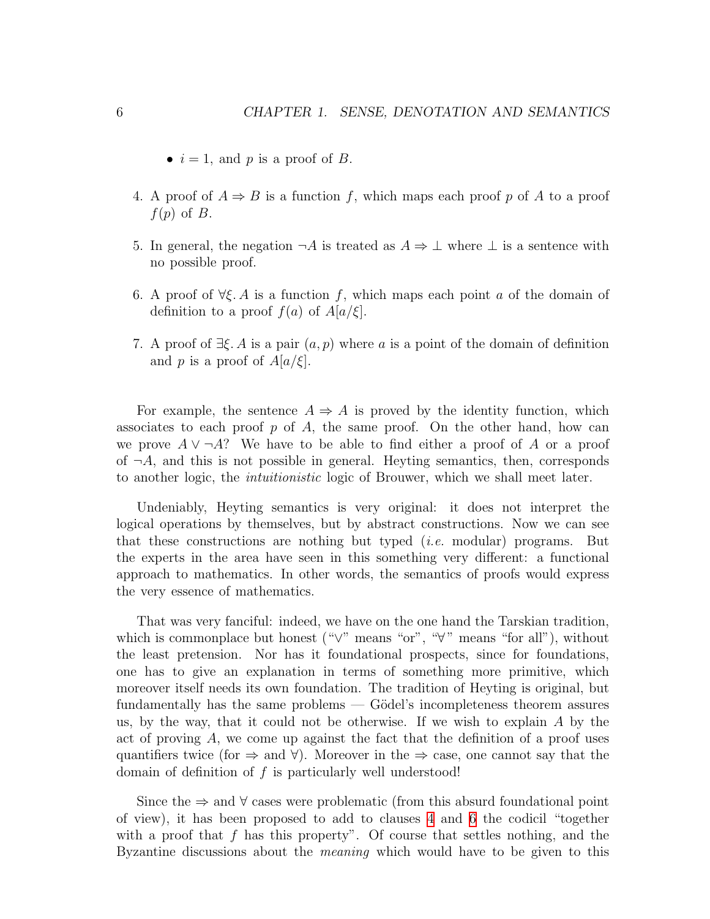- $i = 1$, and $p$ is a proof of $B$.

4. A proof of $A \Rightarrow B$ is a function $f$, which maps each proof $p$ of $A$ to a proof $f(p)$ of $B$.

5. In general, the negation $\neg A$ is treated as $A \Rightarrow \bot$ where $\bot$ is a sentence with no possible proof.

6. A proof of $\forall \xi.\, A$ is a function $f$, which maps each point $a$ of the domain of definition to a proof $f(a)$ of $A[a/\xi]$.

7. A proof of $\exists \xi.\, A$ is a pair $(a, p)$ where $a$ is a point of the domain of definition and $p$ is a proof of $A[a/\xi]$.

For example, the sentence $A \Rightarrow A$ is proved by the identity function, which associates to each proof $p$ of $A$, the same proof. On the other hand, how can we prove $A \vee \neg A$? We have to be able to find either a proof of $A$ or a proof of $\neg A$, and this is not possible in general. Heyting semantics, then, corresponds to another logic, the *intuitionistic* logic of Brouwer, which we shall meet later.

Undeniably, Heyting semantics is very original: it does not interpret the logical operations by themselves, but by abstract constructions. Now we can see that these constructions are nothing but typed (*i.e.* modular) programs. But the experts in the area have seen in this something very different: a functional approach to mathematics. In other words, the semantics of proofs would express the very essence of mathematics.

That was very fanciful: indeed, we have on the one hand the Tarskian tradition, which is commonplace but honest ("$\vee$" means "or", "$\forall$" means "for all"), without the least pretension. Nor has it foundational prospects, since for foundations, one has to give an explanation in terms of something more primitive, which moreover itself needs its own foundation. The tradition of Heyting is original, but fundamentally has the same problems — Gödel's incompleteness theorem assures us, by the way, that it could not be otherwise. If we wish to explain $A$ by the act of proving $A$, we come up against the fact that the definition of a proof uses quantifiers twice (for $\Rightarrow$ and $\forall$). Moreover in the $\Rightarrow$ case, one cannot say that the domain of definition of $f$ is particularly well understood!

Since the $\Rightarrow$ and $\forall$ cases were problematic (from this absurd foundational point of view), it has been proposed to add to clauses 4 and 6 the codicil "together with a proof that $f$ has this property". Of course that settles nothing, and the Byzantine discussions about the *meaning* which would have to be given to this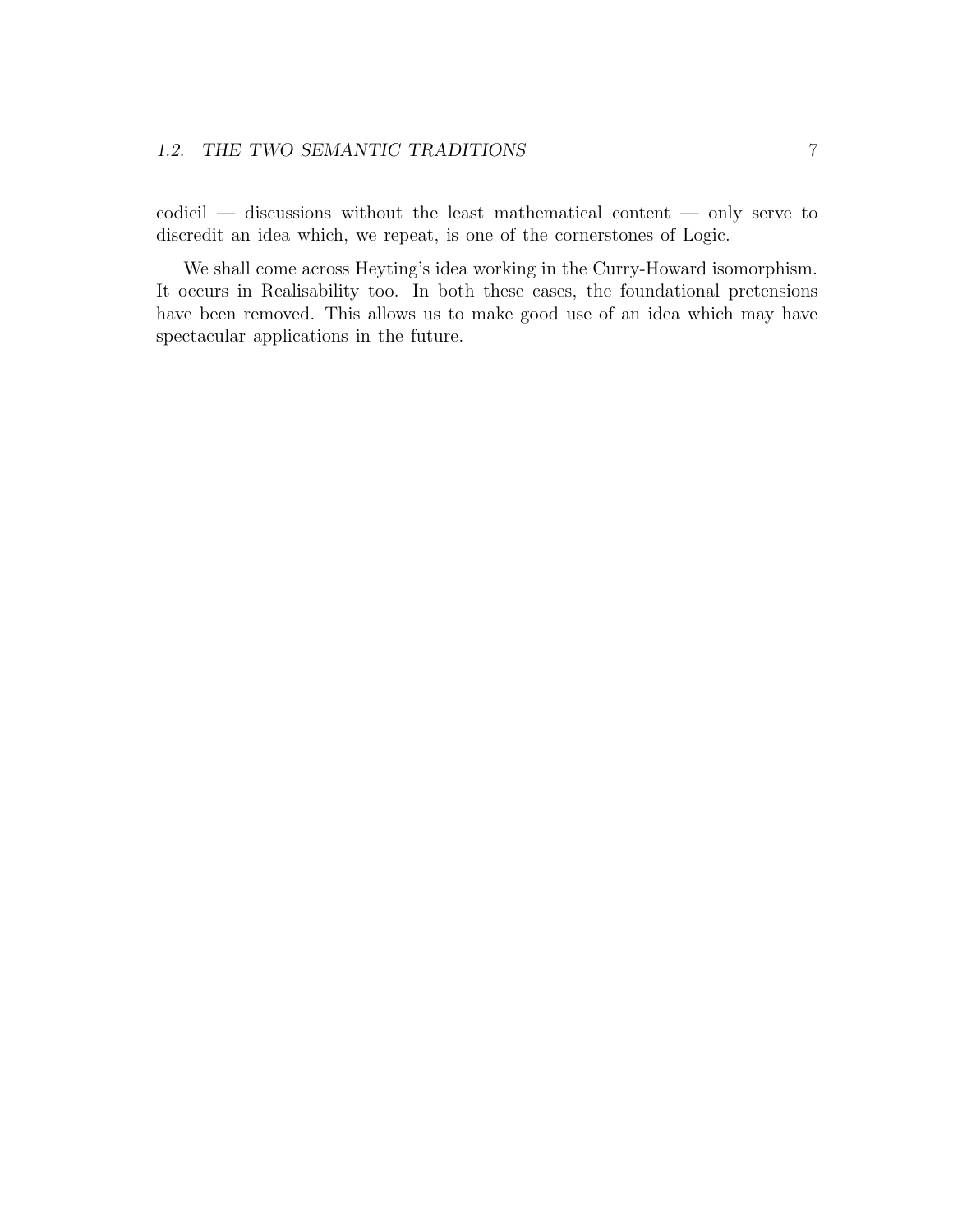codicil — discussions without the least mathematical content — only serve to discredit an idea which, we repeat, is one of the cornerstones of Logic.

We shall come across Heyting's idea working in the Curry-Howard isomorphism. It occurs in Realisability too. In both these cases, the foundational pretensions have been removed. This allows us to make good use of an idea which may have spectacular applications in the future.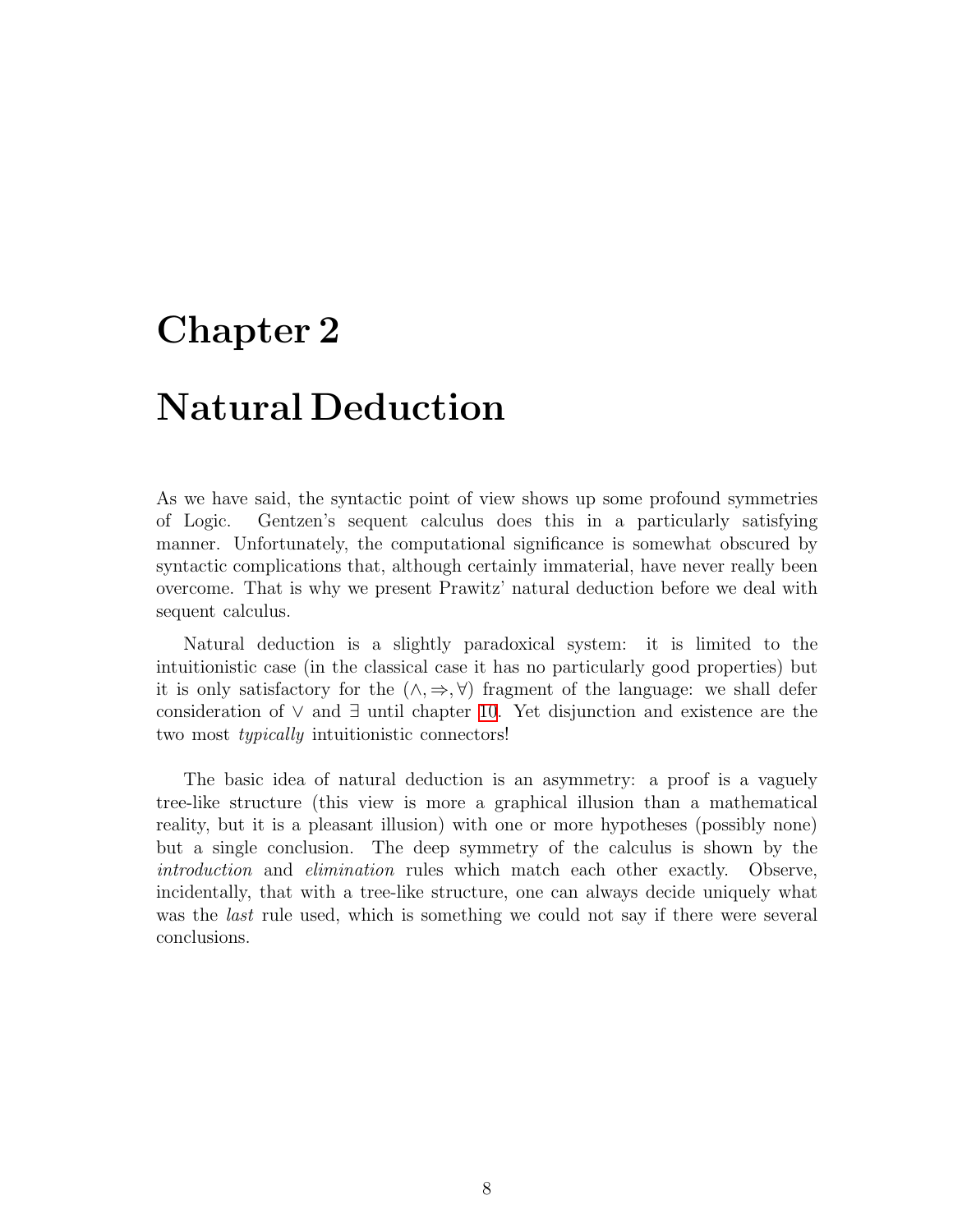# Chapter 2

# Natural Deduction

As we have said, the syntactic point of view shows up some profound symmetries of Logic. Gentzen's sequent calculus does this in a particularly satisfying manner. Unfortunately, the computational significance is somewhat obscured by syntactic complications that, although certainly immaterial, have never really been overcome. That is why we present Prawitz' natural deduction before we deal with sequent calculus.

Natural deduction is a slightly paradoxical system: it is limited to the intuitionistic case (in the classical case it has no particularly good properties) but it is only satisfactory for the $(\wedge, \Rightarrow, \forall)$ fragment of the language: we shall defer consideration of $\vee$ and $\exists$ until chapter 10. Yet disjunction and existence are the two most *typically* intuitionistic connectors!

The basic idea of natural deduction is an asymmetry: a proof is a vaguely tree-like structure (this view is more a graphical illusion than a mathematical reality, but it is a pleasant illusion) with one or more hypotheses (possibly none) but a single conclusion. The deep symmetry of the calculus is shown by the *introduction* and *elimination* rules which match each other exactly. Observe, incidentally, that with a tree-like structure, one can always decide uniquely what was the *last* rule used, which is something we could not say if there were several conclusions.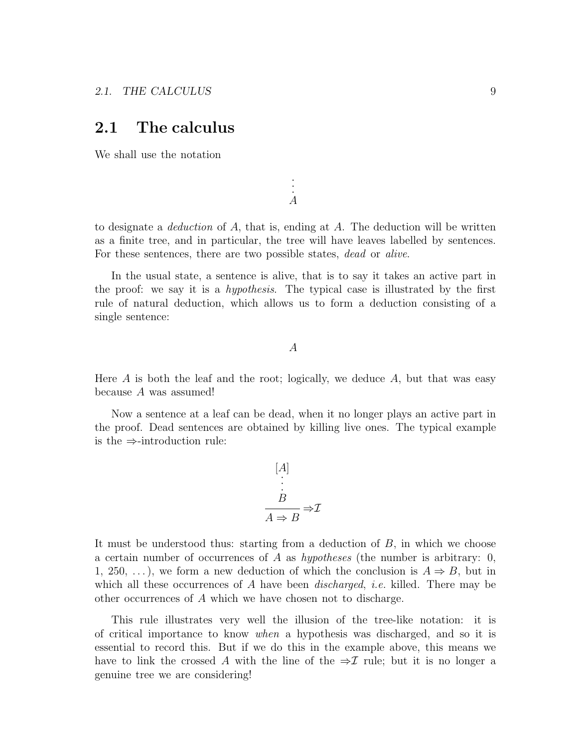## 2.1 The calculus

We shall use the notation

$$\begin{array}{c} \vdots \\ A \end{array}$$

to designate a *deduction* of $A$, that is, ending at $A$. The deduction will be written as a finite tree, and in particular, the tree will have leaves labelled by sentences. For these sentences, there are two possible states, *dead* or *alive*.

In the usual state, a sentence is alive, that is to say it takes an active part in the proof: we say it is a *hypothesis*. The typical case is illustrated by the first rule of natural deduction, which allows us to form a deduction consisting of a single sentence:

$$A$$

Here $A$ is both the leaf and the root; logically, we deduce $A$, but that was easy because $A$ was assumed!

Now a sentence at a leaf can be dead, when it no longer plays an active part in the proof. Dead sentences are obtained by killing live ones. The typical example is the $\Rightarrow$-introduction rule:

$$\dfrac{\begin{array}{c} [A] \\ \vdots \\ B \end{array}}{A \Rightarrow B} \Rightarrow\mathcal{I}$$

It must be understood thus: starting from a deduction of $B$, in which we choose a certain number of occurrences of $A$ as *hypotheses* (the number is arbitrary: 0, 1, 250, ...), we form a new deduction of which the conclusion is $A \Rightarrow B$, but in which all these occurrences of $A$ have been *discharged*, *i.e.* killed. There may be other occurrences of $A$ which we have chosen not to discharge.

This rule illustrates very well the illusion of the tree-like notation: it is of critical importance to know *when* a hypothesis was discharged, and so it is essential to record this. But if we do this in the example above, this means we have to link the crossed $A$ with the line of the $\Rightarrow\mathcal{I}$ rule; but it is no longer a genuine tree we are considering!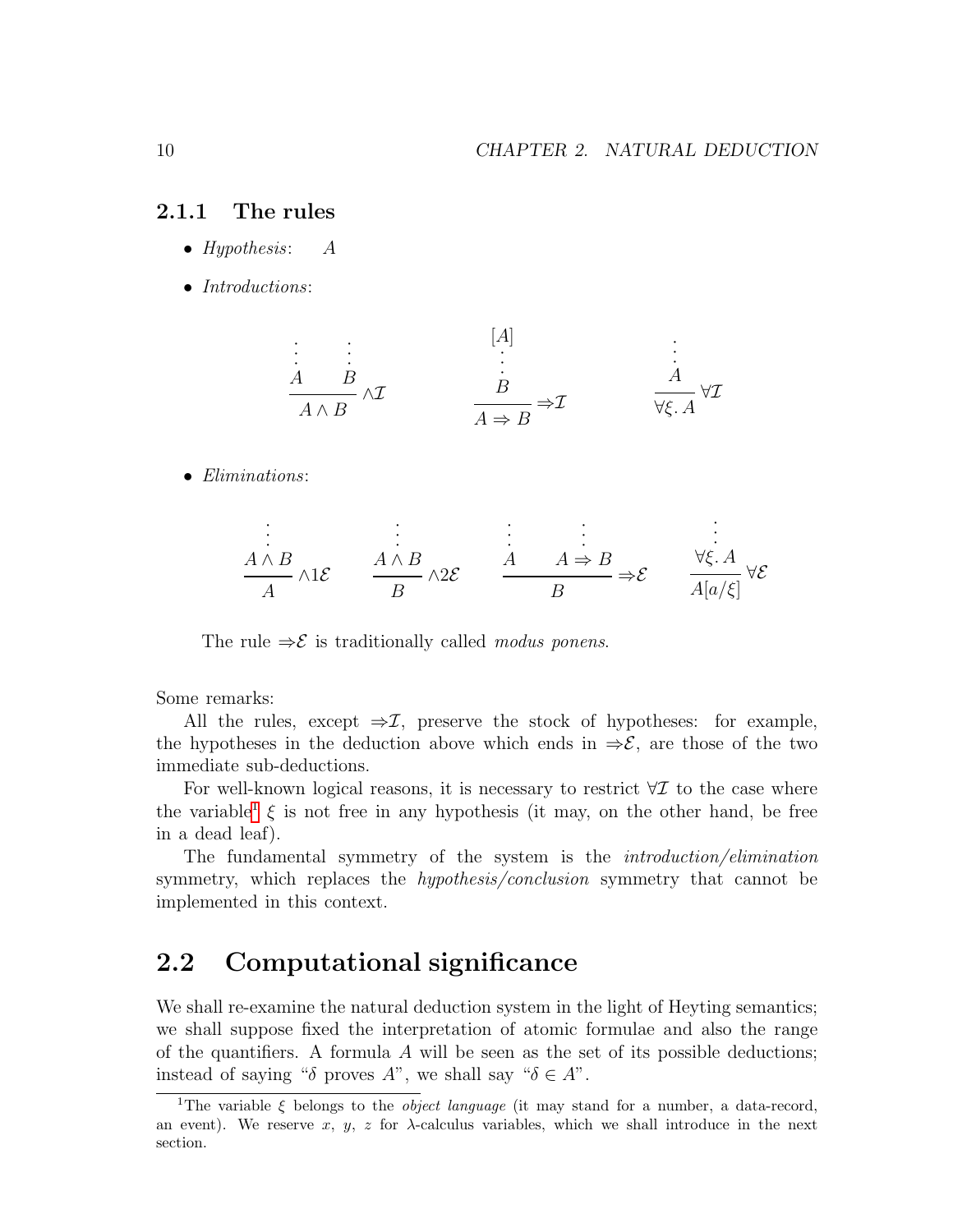### 2.1.1 The rules

- *Hypothesis*: $A$

- *Introductions*:

$$
\frac{\begin{array}{cc}\vdots & \vdots \\ A & B\end{array}}{A \wedge B}\wedge\mathcal{I}
\qquad\qquad
\frac{\begin{array}{c}[A] \\ \vdots \\ B\end{array}}{A \Rightarrow B}\Rightarrow\mathcal{I}
\qquad\qquad
\frac{\begin{array}{c}\vdots \\ A\end{array}}{\forall\xi.\, A}\forall\mathcal{I}
$$

- *Eliminations*:

$$
\frac{\begin{array}{c}\vdots \\ A \wedge B\end{array}}{A}\wedge 1\mathcal{E}
\qquad
\frac{\begin{array}{c}\vdots \\ A \wedge B\end{array}}{B}\wedge 2\mathcal{E}
\qquad
\frac{\begin{array}{cc}\vdots & \vdots \\ A & A \Rightarrow B\end{array}}{B}\Rightarrow\mathcal{E}
\qquad
\frac{\begin{array}{c}\vdots \\ \forall\xi.\, A\end{array}}{A[a/\xi]}\forall\mathcal{E}
$$

  The rule $\Rightarrow\mathcal{E}$ is traditionally called *modus ponens*.

Some remarks:

All the rules, except $\Rightarrow\mathcal{I}$, preserve the stock of hypotheses: for example, the hypotheses in the deduction above which ends in $\Rightarrow\mathcal{E}$, are those of the two immediate sub-deductions.

For well-known logical reasons, it is necessary to restrict $\forall\mathcal{I}$ to the case where the variable[1] $\xi$ is not free in any hypothesis (it may, on the other hand, be free in a dead leaf).

The fundamental symmetry of the system is the *introduction/elimination* symmetry, which replaces the *hypothesis/conclusion* symmetry that cannot be implemented in this context.

## 2.2 Computational significance

We shall re-examine the natural deduction system in the light of Heyting semantics; we shall suppose fixed the interpretation of atomic formulae and also the range of the quantifiers. A formula $A$ will be seen as the set of its possible deductions; instead of saying "$\delta$ proves $A$", we shall say "$\delta \in A$".

[1] The variable $\xi$ belongs to the *object language* (it may stand for a number, a data-record, an event). We reserve $x$, $y$, $z$ for $\lambda$-calculus variables, which we shall introduce in the next section.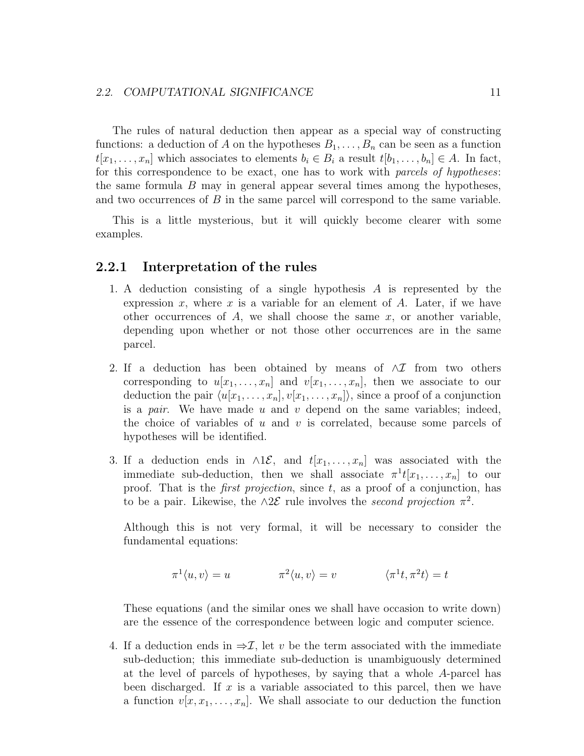The rules of natural deduction then appear as a special way of constructing functions: a deduction of $A$ on the hypotheses $B_1, \ldots, B_n$ can be seen as a function $t[x_1, \ldots, x_n]$ which associates to elements $b_i \in B_i$ a result $t[b_1, \ldots, b_n] \in A$. In fact, for this correspondence to be exact, one has to work with *parcels of hypotheses*: the same formula $B$ may in general appear several times among the hypotheses, and two occurrences of $B$ in the same parcel will correspond to the same variable.

This is a little mysterious, but it will quickly become clearer with some examples.

### 2.2.1 Interpretation of the rules

1. A deduction consisting of a single hypothesis $A$ is represented by the expression $x$, where $x$ is a variable for an element of $A$. Later, if we have other occurrences of $A$, we shall choose the same $x$, or another variable, depending upon whether or not those other occurrences are in the same parcel.

2. If a deduction has been obtained by means of $\wedge\mathcal{I}$ from two others corresponding to $u[x_1, \ldots, x_n]$ and $v[x_1, \ldots, x_n]$, then we associate to our deduction the pair $\langle u[x_1, \ldots, x_n], v[x_1, \ldots, x_n]\rangle$, since a proof of a conjunction is a *pair*. We have made $u$ and $v$ depend on the same variables; indeed, the choice of variables of $u$ and $v$ is correlated, because some parcels of hypotheses will be identified.

3. If a deduction ends in $\wedge 1\mathcal{E}$, and $t[x_1, \ldots, x_n]$ was associated with the immediate sub-deduction, then we shall associate $\pi^1 t[x_1, \ldots, x_n]$ to our proof. That is the *first projection*, since $t$, as a proof of a conjunction, has to be a pair. Likewise, the $\wedge 2\mathcal{E}$ rule involves the *second projection* $\pi^2$.

   Although this is not very formal, it will be necessary to consider the fundamental equations:

   $$\pi^1\langle u, v\rangle = u \qquad \pi^2\langle u, v\rangle = v \qquad \langle \pi^1 t, \pi^2 t\rangle = t$$

   These equations (and the similar ones we shall have occasion to write down) are the essence of the correspondence between logic and computer science.

4. If a deduction ends in $\Rightarrow\mathcal{I}$, let $v$ be the term associated with the immediate sub-deduction; this immediate sub-deduction is unambiguously determined at the level of parcels of hypotheses, by saying that a whole $A$-parcel has been discharged. If $x$ is a variable associated to this parcel, then we have a function $v[x, x_1, \ldots, x_n]$. We shall associate to our deduction the function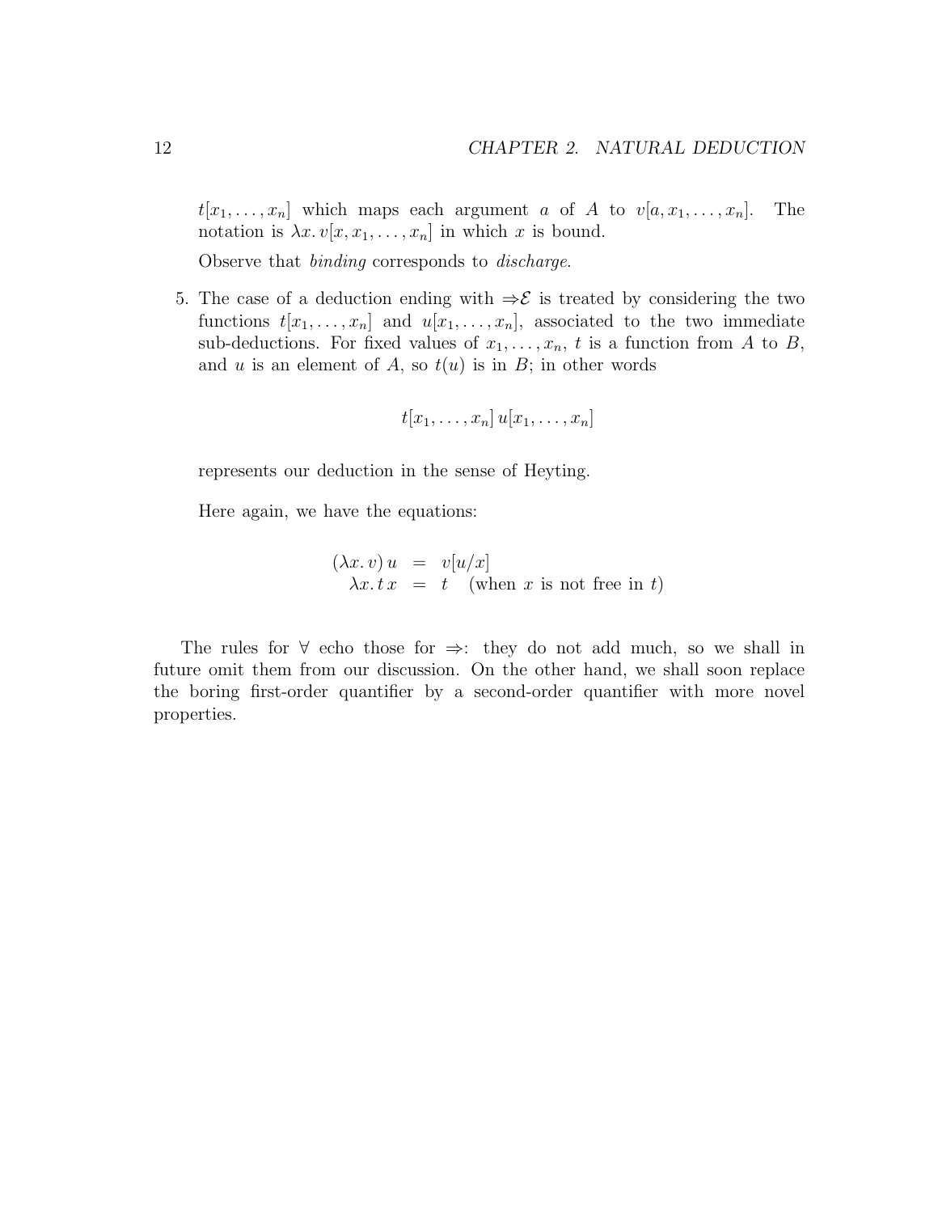$t[x_1, \ldots, x_n]$ which maps each argument $a$ of $A$ to $v[a, x_1, \ldots, x_n]$. The notation is $\lambda x.\, v[x, x_1, \ldots, x_n]$ in which $x$ is bound.

   Observe that *binding* corresponds to *discharge*.

5. The case of a deduction ending with $\Rightarrow\!\mathcal{E}$ is treated by considering the two functions $t[x_1, \ldots, x_n]$ and $u[x_1, \ldots, x_n]$, associated to the two immediate sub-deductions. For fixed values of $x_1, \ldots, x_n$, $t$ is a function from $A$ to $B$, and $u$ is an element of $A$, so $t(u)$ is in $B$; in other words

$$t[x_1, \ldots, x_n]\, u[x_1, \ldots, x_n]$$

   represents our deduction in the sense of Heyting.

   Here again, we have the equations:

$$\begin{array}{rcl} (\lambda x.\, v)\, u & = & v[u/x] \\ \lambda x.\, t\, x & = & t \quad \text{(when } x \text{ is not free in } t\text{)} \end{array}$$

The rules for $\forall$ echo those for $\Rightarrow$: they do not add much, so we shall in future omit them from our discussion. On the other hand, we shall soon replace the boring first-order quantifier by a second-order quantifier with more novel properties.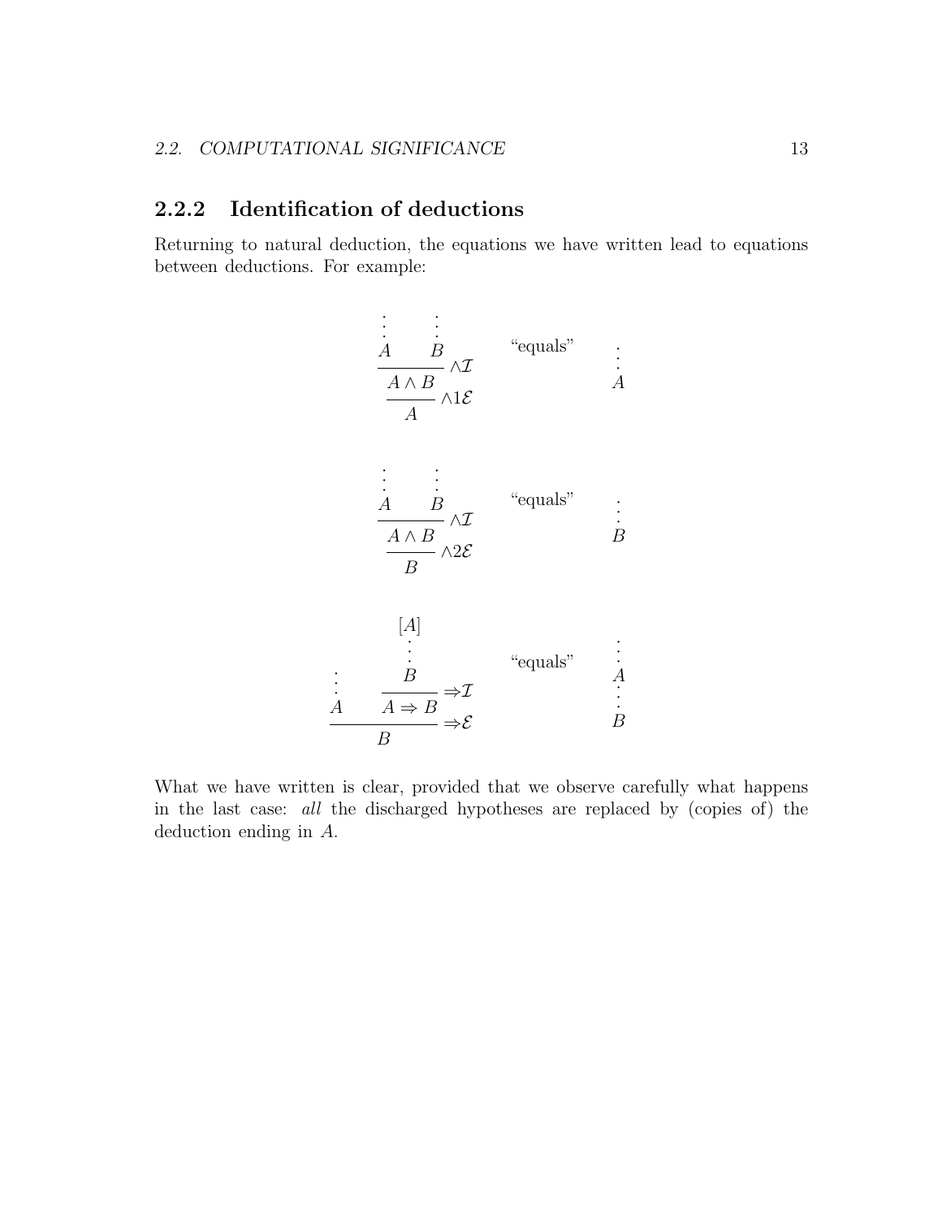## 2.2.2 Identification of deductions

Returning to natural deduction, the equations we have written lead to equations between deductions. For example:

$$
\dfrac{\dfrac{\begin{matrix}\vdots \\ A\end{matrix} \qquad \begin{matrix}\vdots \\ B\end{matrix}}{A \wedge B}\wedge\mathcal{I}}{A}\wedge 1\mathcal{E} \qquad \text{“equals”} \qquad \begin{matrix}\vdots \\ A\end{matrix}
$$

$$
\dfrac{\dfrac{\begin{matrix}\vdots \\ A\end{matrix} \qquad \begin{matrix}\vdots \\ B\end{matrix}}{A \wedge B}\wedge\mathcal{I}}{B}\wedge 2\mathcal{E} \qquad \text{“equals”} \qquad \begin{matrix}\vdots \\ B\end{matrix}
$$

$$
\dfrac{\begin{matrix}\vdots \\ A\end{matrix} \qquad \dfrac{\begin{matrix}[A] \\ \vdots \\ B\end{matrix}}{A \Rightarrow B}\Rightarrow\mathcal{I}}{B}\Rightarrow\mathcal{E} \qquad \text{“equals”} \qquad \begin{matrix}\vdots \\ A \\ \vdots \\ B\end{matrix}
$$

What we have written is clear, provided that we observe carefully what happens in the last case: *all* the discharged hypotheses are replaced by (copies of) the deduction ending in $A$.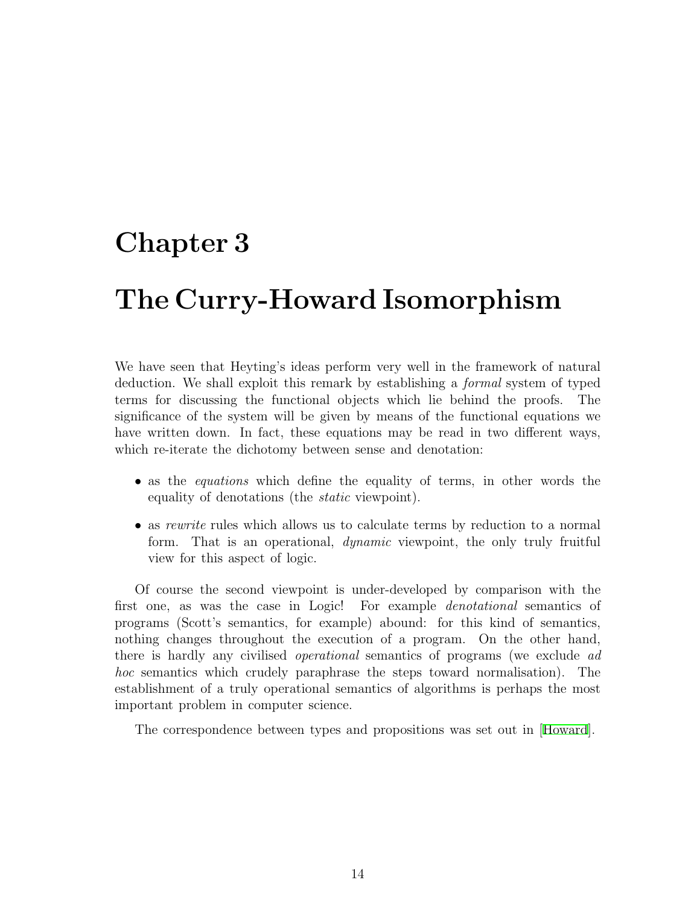# Chapter 3

# The Curry-Howard Isomorphism

We have seen that Heyting's ideas perform very well in the framework of natural deduction. We shall exploit this remark by establishing a *formal* system of typed terms for discussing the functional objects which lie behind the proofs. The significance of the system will be given by means of the functional equations we have written down. In fact, these equations may be read in two different ways, which re-iterate the dichotomy between sense and denotation:

- as the *equations* which define the equality of terms, in other words the equality of denotations (the *static* viewpoint).
- as *rewrite* rules which allows us to calculate terms by reduction to a normal form. That is an operational, *dynamic* viewpoint, the only truly fruitful view for this aspect of logic.

Of course the second viewpoint is under-developed by comparison with the first one, as was the case in Logic! For example *denotational* semantics of programs (Scott's semantics, for example) abound: for this kind of semantics, nothing changes throughout the execution of a program. On the other hand, there is hardly any civilised *operational* semantics of programs (we exclude *ad hoc* semantics which crudely paraphrase the steps toward normalisation). The establishment of a truly operational semantics of algorithms is perhaps the most important problem in computer science.

The correspondence between types and propositions was set out in [Howard].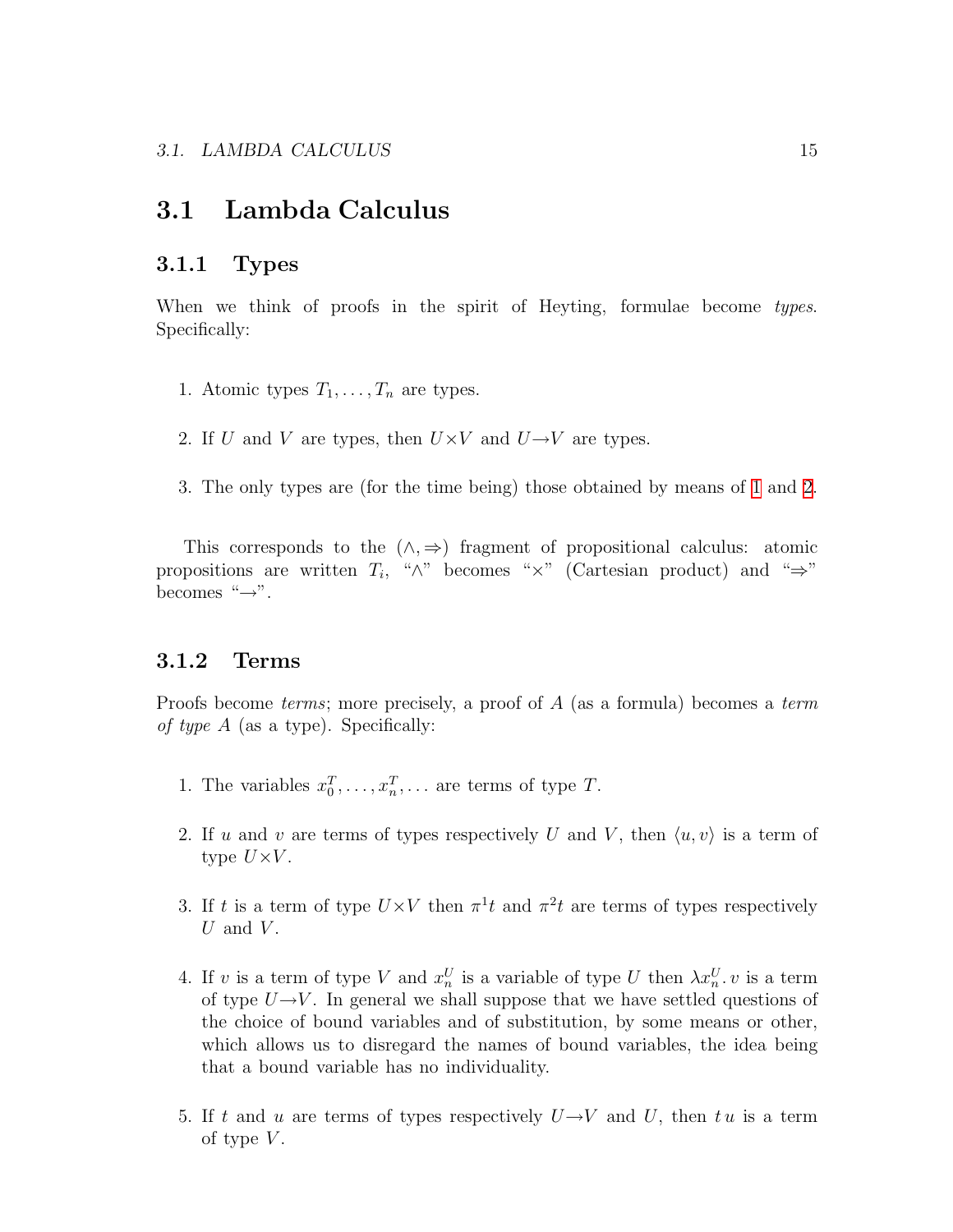## 3.1 Lambda Calculus

### 3.1.1 Types

When we think of proofs in the spirit of Heyting, formulae become *types*. Specifically:

1. Atomic types $T_1, \ldots, T_n$ are types.

2. If $U$ and $V$ are types, then $U{\times}V$ and $U{\to}V$ are types.

3. The only types are (for the time being) those obtained by means of 1 and 2.

This corresponds to the $(\wedge, \Rightarrow)$ fragment of propositional calculus: atomic propositions are written $T_i$, "$\wedge$" becomes "$\times$" (Cartesian product) and "$\Rightarrow$" becomes "$\to$".

### 3.1.2 Terms

Proofs become *terms*; more precisely, a proof of $A$ (as a formula) becomes a *term of type $A$* (as a type). Specifically:

1. The variables $x_0^T, \ldots, x_n^T, \ldots$ are terms of type $T$.

2. If $u$ and $v$ are terms of types respectively $U$ and $V$, then $\langle u, v\rangle$ is a term of type $U{\times}V$.

3. If $t$ is a term of type $U{\times}V$ then $\pi^1 t$ and $\pi^2 t$ are terms of types respectively $U$ and $V$.

4. If $v$ is a term of type $V$ and $x_n^U$ is a variable of type $U$ then $\lambda x_n^U.\, v$ is a term of type $U{\to}V$. In general we shall suppose that we have settled questions of the choice of bound variables and of substitution, by some means or other, which allows us to disregard the names of bound variables, the idea being that a bound variable has no individuality.

5. If $t$ and $u$ are terms of types respectively $U{\to}V$ and $U$, then $t\,u$ is a term of type $V$.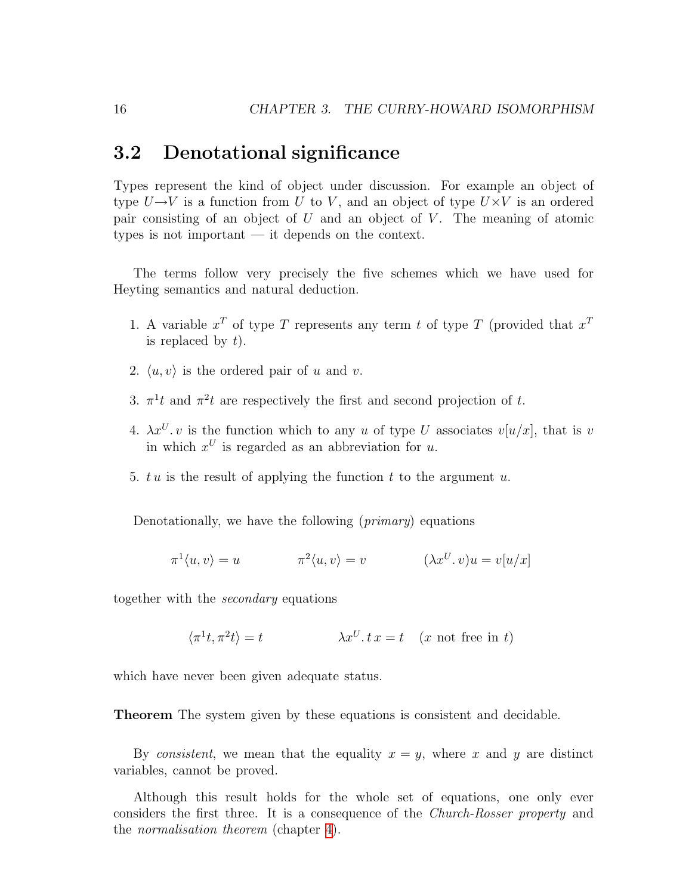## 3.2 Denotational significance

Types represent the kind of object under discussion. For example an object of type $U \to V$ is a function from $U$ to $V$, and an object of type $U \times V$ is an ordered pair consisting of an object of $U$ and an object of $V$. The meaning of atomic types is not important — it depends on the context.

The terms follow very precisely the five schemes which we have used for Heyting semantics and natural deduction.

1. A variable $x^T$ of type $T$ represents any term $t$ of type $T$ (provided that $x^T$ is replaced by $t$).
2. $\langle u, v \rangle$ is the ordered pair of $u$ and $v$.
3. $\pi^1 t$ and $\pi^2 t$ are respectively the first and second projection of $t$.
4. $\lambda x^U.\, v$ is the function which to any $u$ of type $U$ associates $v[u/x]$, that is $v$ in which $x^U$ is regarded as an abbreviation for $u$.
5. $t\, u$ is the result of applying the function $t$ to the argument $u$.

Denotationally, we have the following (*primary*) equations

$$\pi^1 \langle u, v \rangle = u \qquad \pi^2 \langle u, v \rangle = v \qquad (\lambda x^U.\, v) u = v[u/x]$$

together with the *secondary* equations

$$\langle \pi^1 t, \pi^2 t \rangle = t \qquad \lambda x^U.\, t\, x = t \quad (x \text{ not free in } t)$$

which have never been given adequate status.

**Theorem** The system given by these equations is consistent and decidable.

By *consistent*, we mean that the equality $x = y$, where $x$ and $y$ are distinct variables, cannot be proved.

Although this result holds for the whole set of equations, one only ever considers the first three. It is a consequence of the *Church-Rosser property* and the *normalisation theorem* (chapter 4).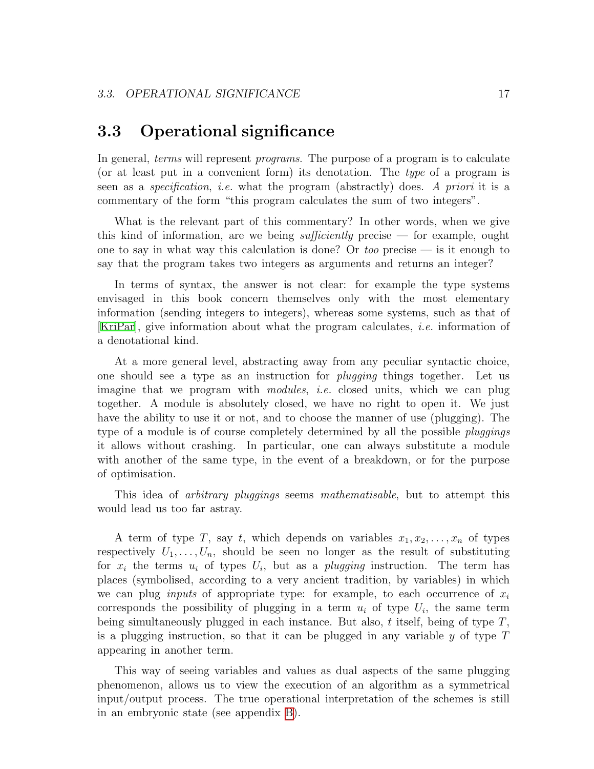## 3.3 Operational significance

In general, *terms* will represent *programs*. The purpose of a program is to calculate (or at least put in a convenient form) its denotation. The *type* of a program is seen as a *specification*, *i.e.* what the program (abstractly) does. *A priori* it is a commentary of the form "this program calculates the sum of two integers".

What is the relevant part of this commentary? In other words, when we give this kind of information, are we being *sufficiently* precise — for example, ought one to say in what way this calculation is done? Or *too* precise — is it enough to say that the program takes two integers as arguments and returns an integer?

In terms of syntax, the answer is not clear: for example the type systems envisaged in this book concern themselves only with the most elementary information (sending integers to integers), whereas some systems, such as that of [KriPar], give information about what the program calculates, *i.e.* information of a denotational kind.

At a more general level, abstracting away from any peculiar syntactic choice, one should see a type as an instruction for *plugging* things together. Let us imagine that we program with *modules*, *i.e.* closed units, which we can plug together. A module is absolutely closed, we have no right to open it. We just have the ability to use it or not, and to choose the manner of use (plugging). The type of a module is of course completely determined by all the possible *pluggings* it allows without crashing. In particular, one can always substitute a module with another of the same type, in the event of a breakdown, or for the purpose of optimisation.

This idea of *arbitrary pluggings* seems *mathematisable*, but to attempt this would lead us too far astray.

A term of type $T$, say $t$, which depends on variables $x_1, x_2, \ldots, x_n$ of types respectively $U_1, \ldots, U_n$, should be seen no longer as the result of substituting for $x_i$ the terms $u_i$ of types $U_i$, but as a *plugging* instruction. The term has places (symbolised, according to a very ancient tradition, by variables) in which we can plug *inputs* of appropriate type: for example, to each occurrence of $x_i$ corresponds the possibility of plugging in a term $u_i$ of type $U_i$, the same term being simultaneously plugged in each instance. But also, $t$ itself, being of type $T$, is a plugging instruction, so that it can be plugged in any variable $y$ of type $T$ appearing in another term.

This way of seeing variables and values as dual aspects of the same plugging phenomenon, allows us to view the execution of an algorithm as a symmetrical input/output process. The true operational interpretation of the schemes is still in an embryonic state (see appendix B).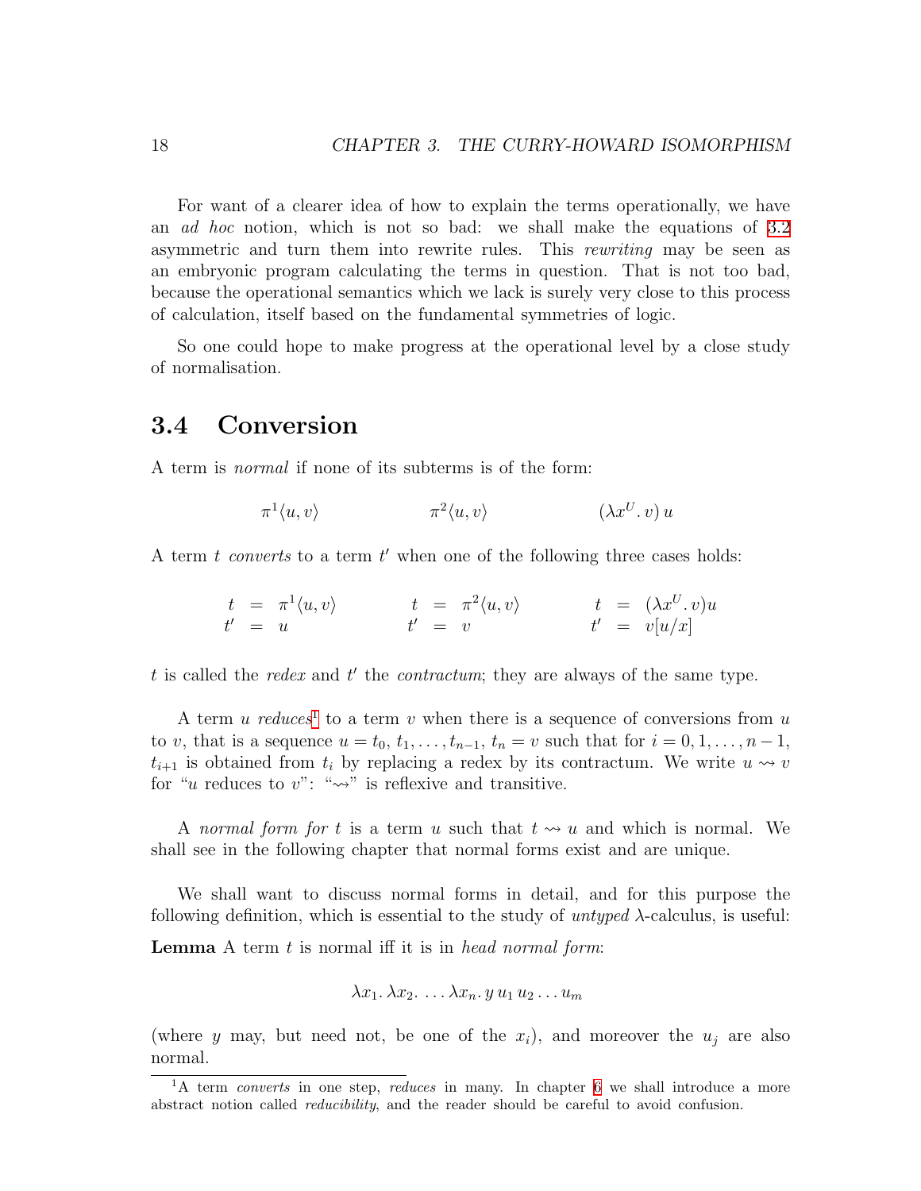For want of a clearer idea of how to explain the terms operationally, we have an *ad hoc* notion, which is not so bad: we shall make the equations of 3.2 asymmetric and turn them into rewrite rules. This *rewriting* may be seen as an embryonic program calculating the terms in question. That is not too bad, because the operational semantics which we lack is surely very close to this process of calculation, itself based on the fundamental symmetries of logic.

So one could hope to make progress at the operational level by a close study of normalisation.

## 3.4 Conversion

A term is *normal* if none of its subterms is of the form:

$$\pi^1\langle u, v\rangle \qquad\qquad \pi^2\langle u, v\rangle \qquad\qquad (\lambda x^U.\, v)\, u$$

A term $t$ *converts* to a term $t'$ when one of the following three cases holds:

$$\begin{array}{rcl} t & = & \pi^1\langle u, v\rangle \\ t' & = & u \end{array} \qquad \begin{array}{rcl} t & = & \pi^2\langle u, v\rangle \\ t' & = & v \end{array} \qquad \begin{array}{rcl} t & = & (\lambda x^U.\, v)u \\ t' & = & v[u/x] \end{array}$$

$t$ is called the *redex* and $t'$ the *contractum*; they are always of the same type.

A term $u$ *reduces*[1] to a term $v$ when there is a sequence of conversions from $u$ to $v$, that is a sequence $u = t_0, t_1, \ldots, t_{n-1}, t_n = v$ such that for $i = 0, 1, \ldots, n-1$, $t_{i+1}$ is obtained from $t_i$ by replacing a redex by its contractum. We write $u \rightsquigarrow v$ for "$u$ reduces to $v$": "$\rightsquigarrow$" is reflexive and transitive.

A *normal form for* $t$ is a term $u$ such that $t \rightsquigarrow u$ and which is normal. We shall see in the following chapter that normal forms exist and are unique.

We shall want to discuss normal forms in detail, and for this purpose the following definition, which is essential to the study of *untyped* $\lambda$-calculus, is useful:

**Lemma** A term $t$ is normal iff it is in *head normal form*:

$$\lambda x_1.\, \lambda x_2.\, \ldots \lambda x_n.\, y\, u_1\, u_2 \ldots u_m$$

(where $y$ may, but need not, be one of the $x_i$), and moreover the $u_j$ are also normal.

[1] A term *converts* in one step, *reduces* in many. In chapter 6 we shall introduce a more abstract notion called *reducibility*, and the reader should be careful to avoid confusion.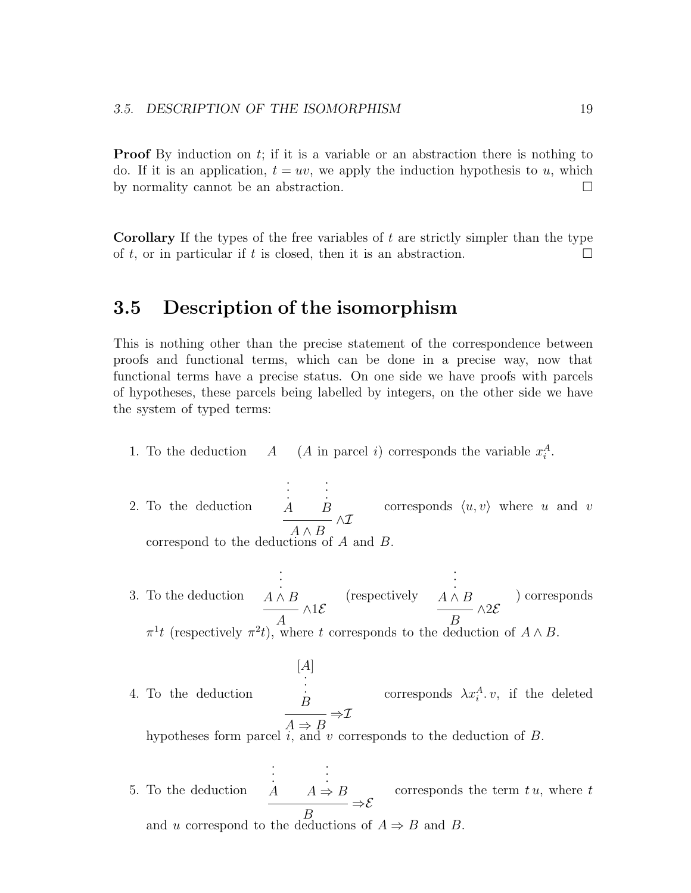**Proof** By induction on $t$; if it is a variable or an abstraction there is nothing to do. If it is an application, $t = uv$, we apply the induction hypothesis to $u$, which by normality cannot be an abstraction. □

**Corollary** If the types of the free variables of $t$ are strictly simpler than the type of $t$, or in particular if $t$ is closed, then it is an abstraction. □

## 3.5 Description of the isomorphism

This is nothing other than the precise statement of the correspondence between proofs and functional terms, which can be done in a precise way, now that functional terms have a precise status. On one side we have proofs with parcels of hypotheses, these parcels being labelled by integers, on the other side we have the system of typed terms:

1. To the deduction $A$ ($A$ in parcel $i$) corresponds the variable $x_i^A$.

2. To the deduction
$$\frac{\begin{matrix}\vdots \\ A\end{matrix} \qquad \begin{matrix}\vdots \\ B\end{matrix}}{A \wedge B}\wedge\mathcal{I}$$
corresponds $\langle u, v \rangle$ where $u$ and $v$ correspond to the deductions of $A$ and $B$.

3. To the deduction
$$\frac{\begin{matrix}\vdots \\ A \wedge B\end{matrix}}{A}\wedge 1\mathcal{E}$$
(respectively
$$\frac{\begin{matrix}\vdots \\ A \wedge B\end{matrix}}{B}\wedge 2\mathcal{E}$$
) corresponds $\pi^1 t$ (respectively $\pi^2 t$), where $t$ corresponds to the deduction of $A \wedge B$.

4. To the deduction
$$\frac{\begin{matrix}[A] \\ \vdots \\ B\end{matrix}}{A \Rightarrow B}\Rightarrow\mathcal{I}$$
corresponds $\lambda x_i^A.\, v$, if the deleted hypotheses form parcel $i$, and $v$ corresponds to the deduction of $B$.

5. To the deduction
$$\frac{\begin{matrix}\vdots \\ A\end{matrix} \qquad \begin{matrix}\vdots \\ A \Rightarrow B\end{matrix}}{B}\Rightarrow\mathcal{E}$$
corresponds the term $t\,u$, where $t$ and $u$ correspond to the deductions of $A \Rightarrow B$ and $B$.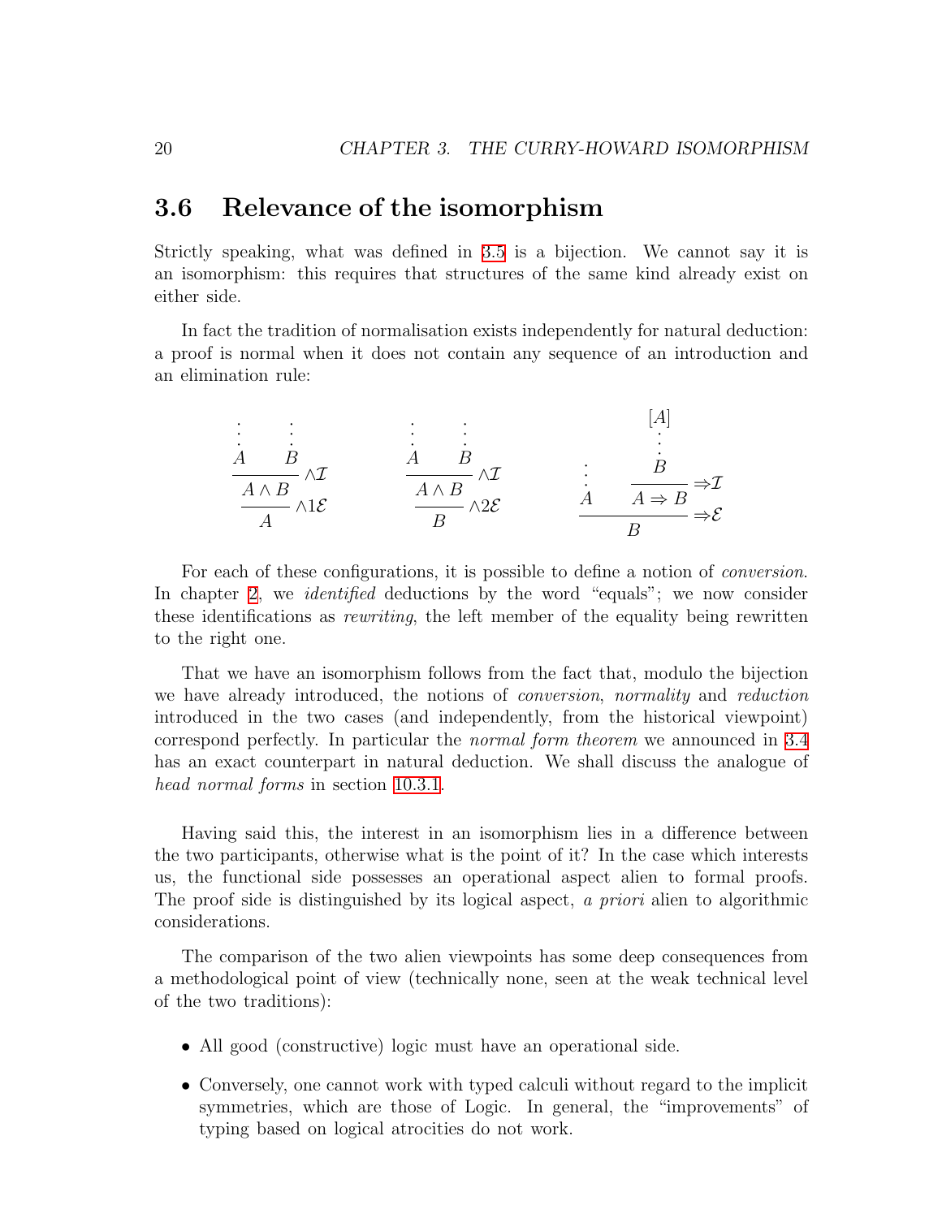## 3.6 Relevance of the isomorphism

Strictly speaking, what was defined in 3.5 is a bijection. We cannot say it is an isomorphism: this requires that structures of the same kind already exist on either side.

In fact the tradition of normalisation exists independently for natural deduction: a proof is normal when it does not contain any sequence of an introduction and an elimination rule:

$$
\dfrac{\dfrac{\begin{matrix}\vdots \\ A\end{matrix} \quad \begin{matrix}\vdots \\ B\end{matrix}}{A \wedge B}\,\wedge\mathcal{I}}{A}\,\wedge 1\mathcal{E}
\qquad\qquad
\dfrac{\dfrac{\begin{matrix}\vdots \\ A\end{matrix} \quad \begin{matrix}\vdots \\ B\end{matrix}}{A \wedge B}\,\wedge\mathcal{I}}{B}\,\wedge 2\mathcal{E}
\qquad\qquad
\dfrac{\begin{matrix}\vdots \\ A\end{matrix} \quad \dfrac{\begin{matrix}[A] \\ \vdots \\ B\end{matrix}}{A \Rightarrow B}\,{\Rightarrow}\mathcal{I}}{B}\,{\Rightarrow}\mathcal{E}
$$

For each of these configurations, it is possible to define a notion of *conversion*. In chapter 2, we *identified* deductions by the word "equals"; we now consider these identifications as *rewriting*, the left member of the equality being rewritten to the right one.

That we have an isomorphism follows from the fact that, modulo the bijection we have already introduced, the notions of *conversion*, *normality* and *reduction* introduced in the two cases (and independently, from the historical viewpoint) correspond perfectly. In particular the *normal form theorem* we announced in 3.4 has an exact counterpart in natural deduction. We shall discuss the analogue of *head normal forms* in section 10.3.1.

Having said this, the interest in an isomorphism lies in a difference between the two participants, otherwise what is the point of it? In the case which interests us, the functional side possesses an operational aspect alien to formal proofs. The proof side is distinguished by its logical aspect, *a priori* alien to algorithmic considerations.

The comparison of the two alien viewpoints has some deep consequences from a methodological point of view (technically none, seen at the weak technical level of the two traditions):

- All good (constructive) logic must have an operational side.
- Conversely, one cannot work with typed calculi without regard to the implicit symmetries, which are those of Logic. In general, the "improvements" of typing based on logical atrocities do not work.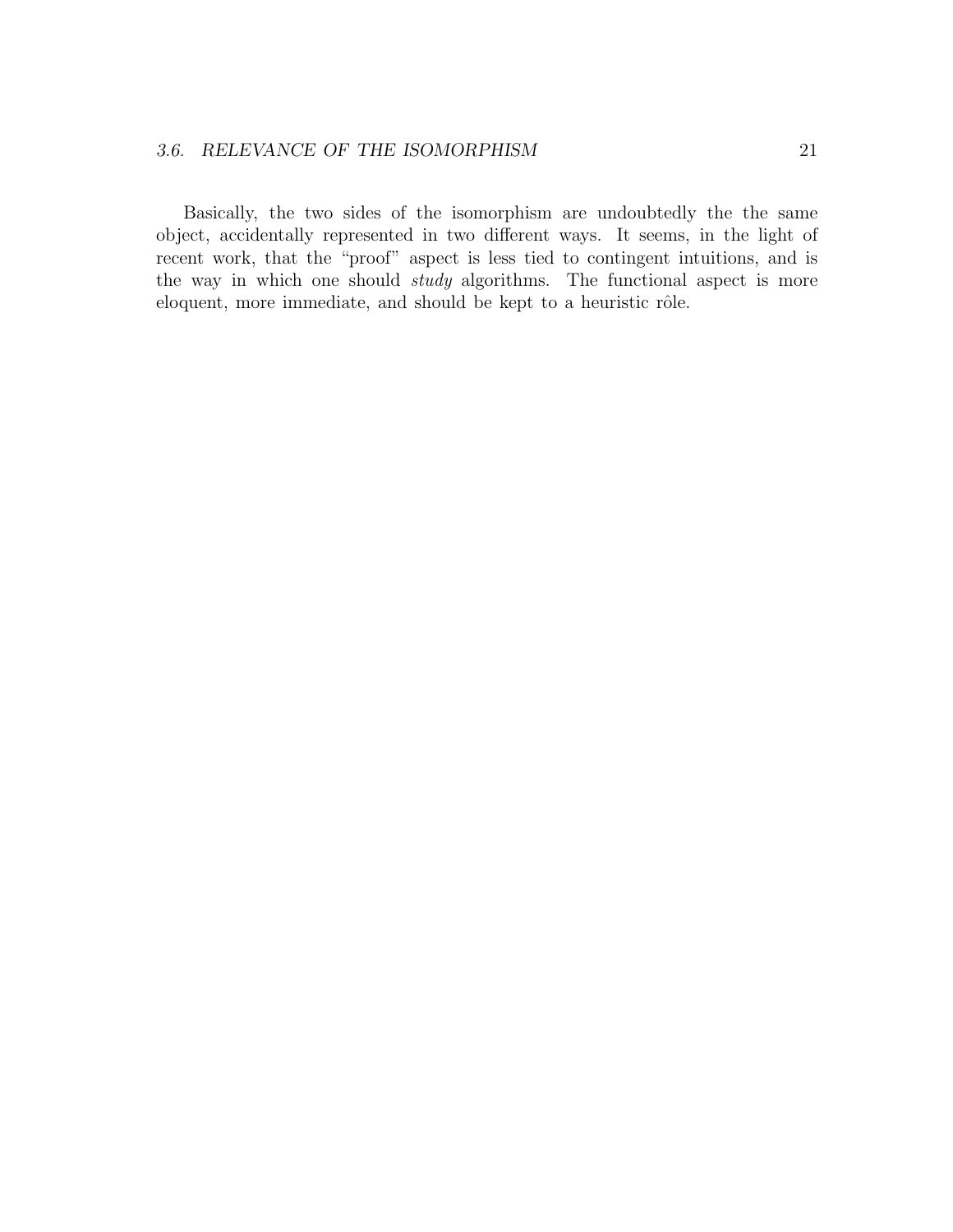Basically, the two sides of the isomorphism are undoubtedly the the same object, accidentally represented in two different ways. It seems, in the light of recent work, that the "proof" aspect is less tied to contingent intuitions, and is the way in which one should *study* algorithms. The functional aspect is more eloquent, more immediate, and should be kept to a heuristic rôle.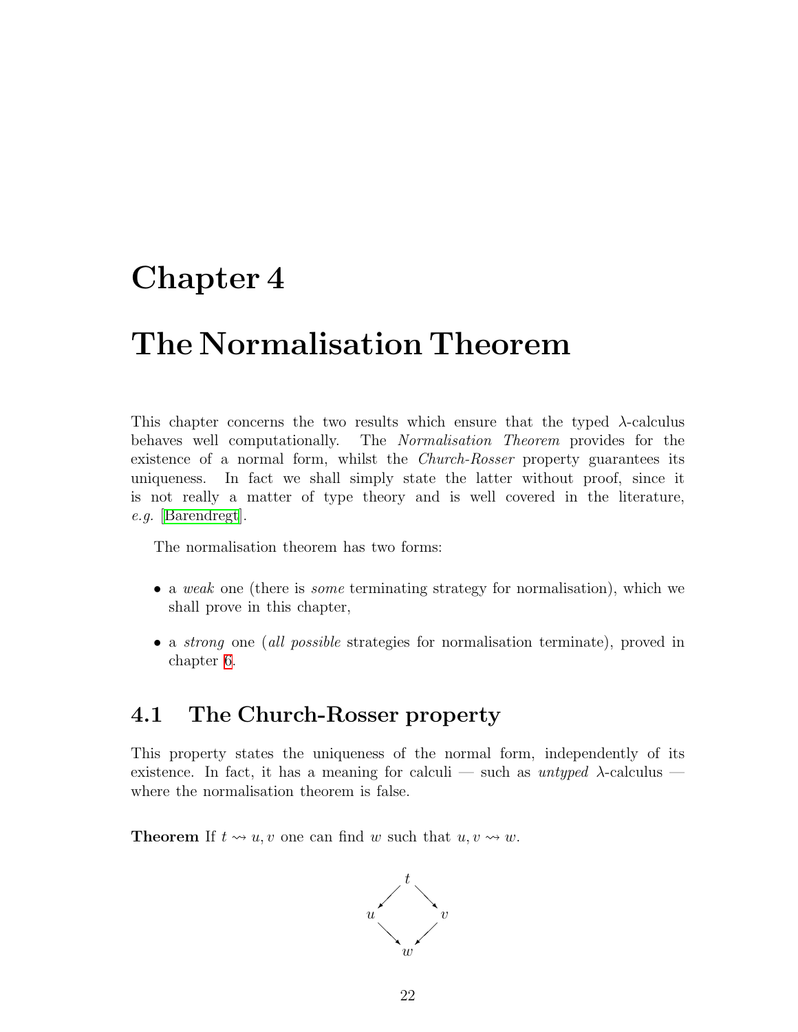# Chapter 4

# The Normalisation Theorem

This chapter concerns the two results which ensure that the typed $\lambda$-calculus behaves well computationally. The *Normalisation Theorem* provides for the existence of a normal form, whilst the *Church-Rosser* property guarantees its uniqueness. In fact we shall simply state the latter without proof, since it is not really a matter of type theory and is well covered in the literature, *e.g.* [Barendregt].

The normalisation theorem has two forms:

- a *weak* one (there is *some* terminating strategy for normalisation), which we shall prove in this chapter,
- a *strong* one (*all possible* strategies for normalisation terminate), proved in chapter 6.

## 4.1 The Church-Rosser property

This property states the uniqueness of the normal form, independently of its existence. In fact, it has a meaning for calculi — such as *untyped* $\lambda$-calculus — where the normalisation theorem is false.

**Theorem** If $t \rightsquigarrow u, v$ one can find $w$ such that $u, v \rightsquigarrow w$.

$$\begin{array}{ccccc} & & t & & \\ & \swarrow & & \searrow & \\ u & & & & v \\ & \searrow & & \swarrow & \\ & & w & & \end{array}$$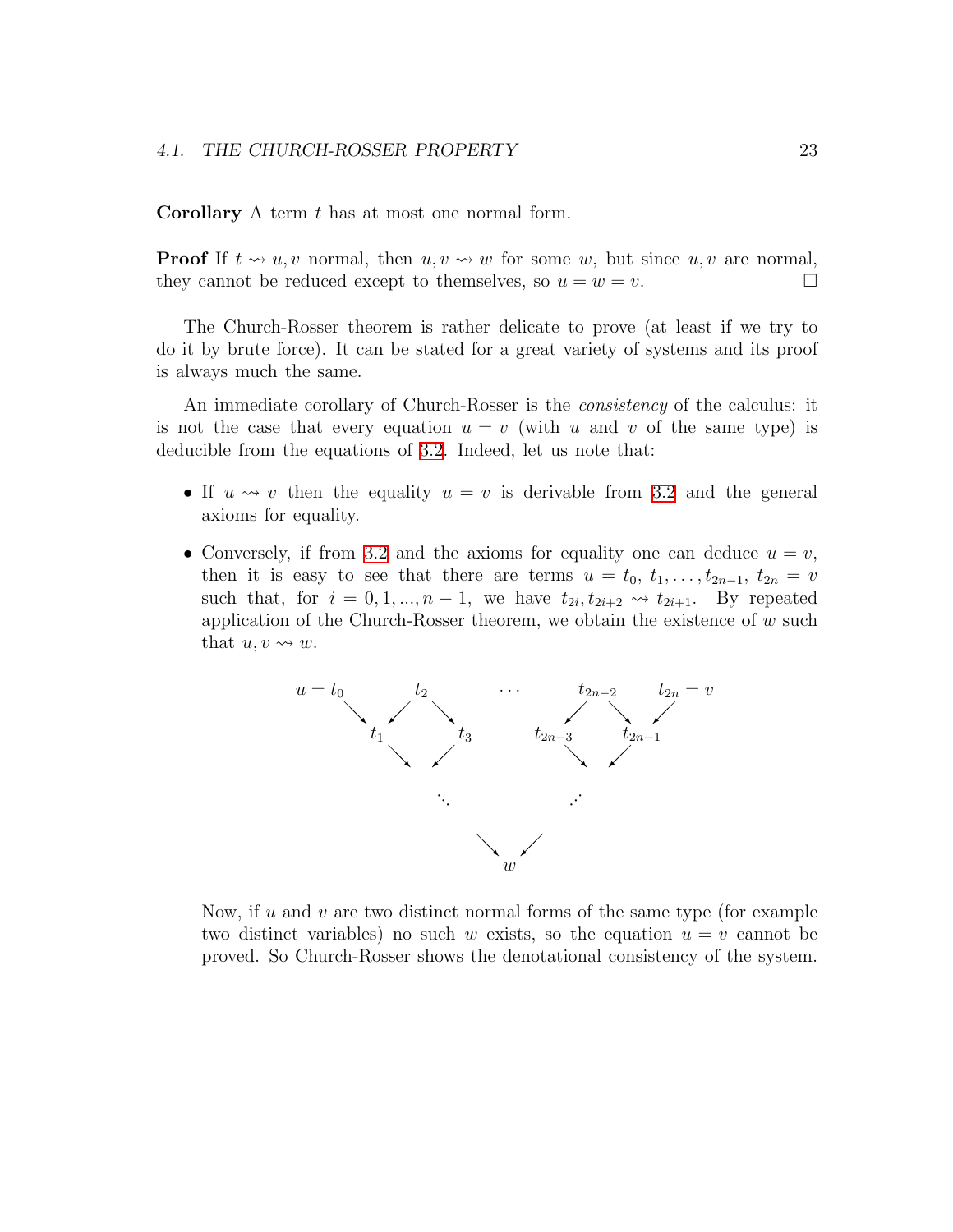**Corollary** A term $t$ has at most one normal form.

**Proof** If $t \rightsquigarrow u, v$ normal, then $u, v \rightsquigarrow w$ for some $w$, but since $u, v$ are normal, they cannot be reduced except to themselves, so $u = w = v$. $\square$

The Church-Rosser theorem is rather delicate to prove (at least if we try to do it by brute force). It can be stated for a great variety of systems and its proof is always much the same.

An immediate corollary of Church-Rosser is the *consistency* of the calculus: it is not the case that every equation $u = v$ (with $u$ and $v$ of the same type) is deducible from the equations of 3.2. Indeed, let us note that:

- If $u \rightsquigarrow v$ then the equality $u = v$ is derivable from 3.2 and the general axioms for equality.
- Conversely, if from 3.2 and the axioms for equality one can deduce $u = v$, then it is easy to see that there are terms $u = t_0, t_1, \ldots, t_{2n-1}, t_{2n} = v$ such that, for $i = 0, 1, ..., n-1$, we have $t_{2i}, t_{2i+2} \rightsquigarrow t_{2i+1}$. By repeated application of the Church-Rosser theorem, we obtain the existence of $w$ such that $u, v \rightsquigarrow w$.

$$
\begin{array}{ccccccccc}
u = t_0 & & t_2 & & \cdots & & t_{2n-2} & & t_{2n} = v \\
& \searrow \ \swarrow & & \searrow & & \swarrow & & \searrow \ \swarrow & \\
& t_1 & & t_3 & & t_{2n-3} & & t_{2n-1} & \\
& & \searrow \ \swarrow & & & & \searrow \ \swarrow & & \\
& & \ddots & & & & \iddots & & \\
& & & \searrow & & \swarrow & & & \\
& & & & w & & & &
\end{array}
$$

Now, if $u$ and $v$ are two distinct normal forms of the same type (for example two distinct variables) no such $w$ exists, so the equation $u = v$ cannot be proved. So Church-Rosser shows the denotational consistency of the system.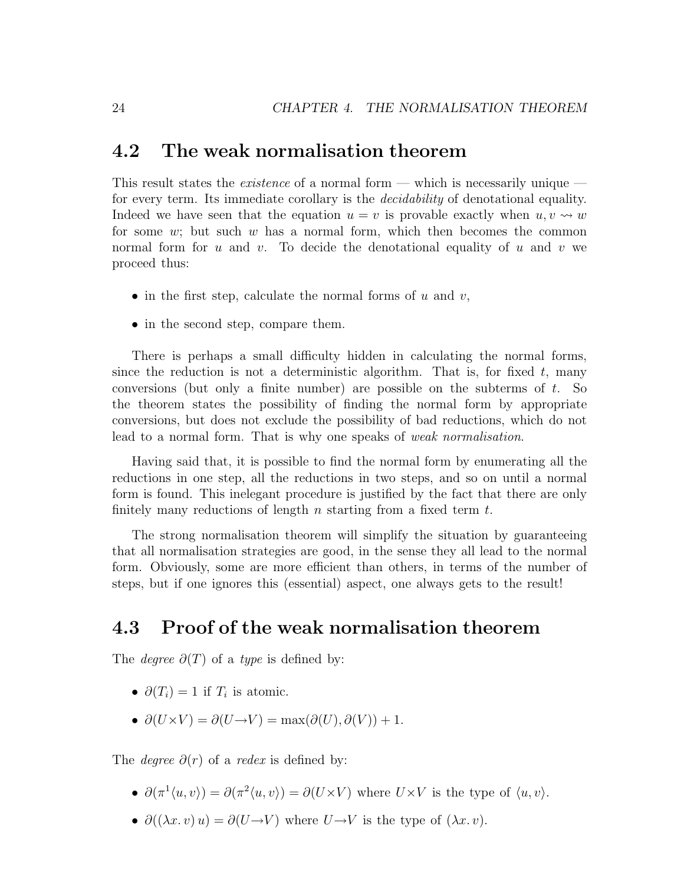## 4.2 The weak normalisation theorem

This result states the *existence* of a normal form — which is necessarily unique — for every term. Its immediate corollary is the *decidability* of denotational equality. Indeed we have seen that the equation $u = v$ is provable exactly when $u, v \rightsquigarrow w$ for some $w$; but such $w$ has a normal form, which then becomes the common normal form for $u$ and $v$. To decide the denotational equality of $u$ and $v$ we proceed thus:

- in the first step, calculate the normal forms of $u$ and $v$,
- in the second step, compare them.

There is perhaps a small difficulty hidden in calculating the normal forms, since the reduction is not a deterministic algorithm. That is, for fixed $t$, many conversions (but only a finite number) are possible on the subterms of $t$. So the theorem states the possibility of finding the normal form by appropriate conversions, but does not exclude the possibility of bad reductions, which do not lead to a normal form. That is why one speaks of *weak normalisation*.

Having said that, it is possible to find the normal form by enumerating all the reductions in one step, all the reductions in two steps, and so on until a normal form is found. This inelegant procedure is justified by the fact that there are only finitely many reductions of length $n$ starting from a fixed term $t$.

The strong normalisation theorem will simplify the situation by guaranteeing that all normalisation strategies are good, in the sense they all lead to the normal form. Obviously, some are more efficient than others, in terms of the number of steps, but if one ignores this (essential) aspect, one always gets to the result!

## 4.3 Proof of the weak normalisation theorem

The *degree* $\partial(T)$ of a *type* is defined by:

- $\partial(T_i) = 1$ if $T_i$ is atomic.
- $\partial(U \times V) = \partial(U \to V) = \max(\partial(U), \partial(V)) + 1$.

The *degree* $\partial(r)$ of a *redex* is defined by:

- $\partial(\pi^1\langle u, v\rangle) = \partial(\pi^2\langle u, v\rangle) = \partial(U \times V)$ where $U \times V$ is the type of $\langle u, v\rangle$.
- $\partial((\lambda x.\, v)\, u) = \partial(U \to V)$ where $U \to V$ is the type of $(\lambda x.\, v)$.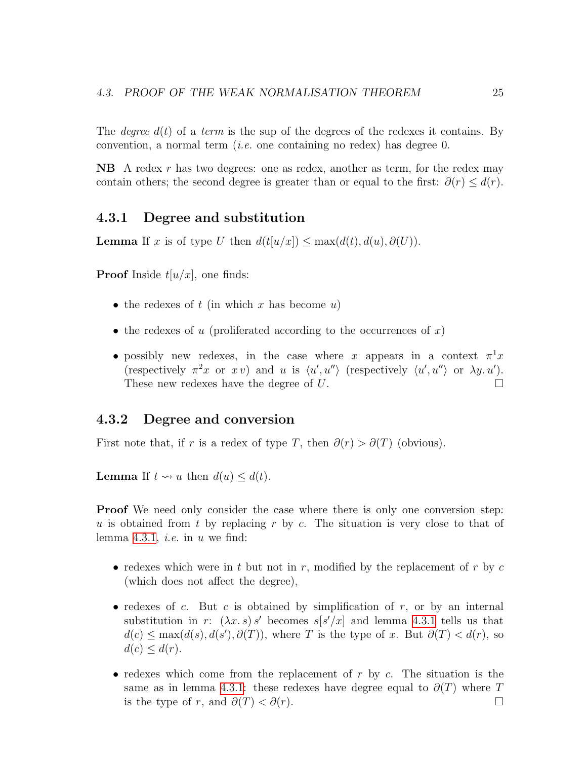The *degree* $d(t)$ of a *term* is the sup of the degrees of the redexes it contains. By convention, a normal term (*i.e.* one containing no redex) has degree 0.

**NB** A redex $r$ has two degrees: one as redex, another as term, for the redex may contain others; the second degree is greater than or equal to the first: $\partial(r) \leq d(r)$.

### 4.3.1 Degree and substitution

**Lemma** If $x$ is of type $U$ then $d(t[u/x]) \leq \max(d(t), d(u), \partial(U))$.

**Proof** Inside $t[u/x]$, one finds:

- the redexes of $t$ (in which $x$ has become $u$)
- the redexes of $u$ (proliferated according to the occurrences of $x$)
- possibly new redexes, in the case where $x$ appears in a context $\pi^1 x$ (respectively $\pi^2 x$ or $x\, v$) and $u$ is $\langle u', u'' \rangle$ (respectively $\langle u', u'' \rangle$ or $\lambda y.\, u'$). These new redexes have the degree of $U$. □

### 4.3.2 Degree and conversion

First note that, if $r$ is a redex of type $T$, then $\partial(r) > \partial(T)$ (obvious).

**Lemma** If $t \rightsquigarrow u$ then $d(u) \leq d(t)$.

**Proof** We need only consider the case where there is only one conversion step: $u$ is obtained from $t$ by replacing $r$ by $c$. The situation is very close to that of lemma 4.3.1, *i.e.* in $u$ we find:

- redexes which were in $t$ but not in $r$, modified by the replacement of $r$ by $c$ (which does not affect the degree),
- redexes of $c$. But $c$ is obtained by simplification of $r$, or by an internal substitution in $r$: $(\lambda x.\, s)\, s'$ becomes $s[s'/x]$ and lemma 4.3.1 tells us that $d(c) \leq \max(d(s), d(s'), \partial(T))$, where $T$ is the type of $x$. But $\partial(T) < d(r)$, so $d(c) \leq d(r)$.
- redexes which come from the replacement of $r$ by $c$. The situation is the same as in lemma 4.3.1: these redexes have degree equal to $\partial(T)$ where $T$ is the type of $r$, and $\partial(T) < \partial(r)$. □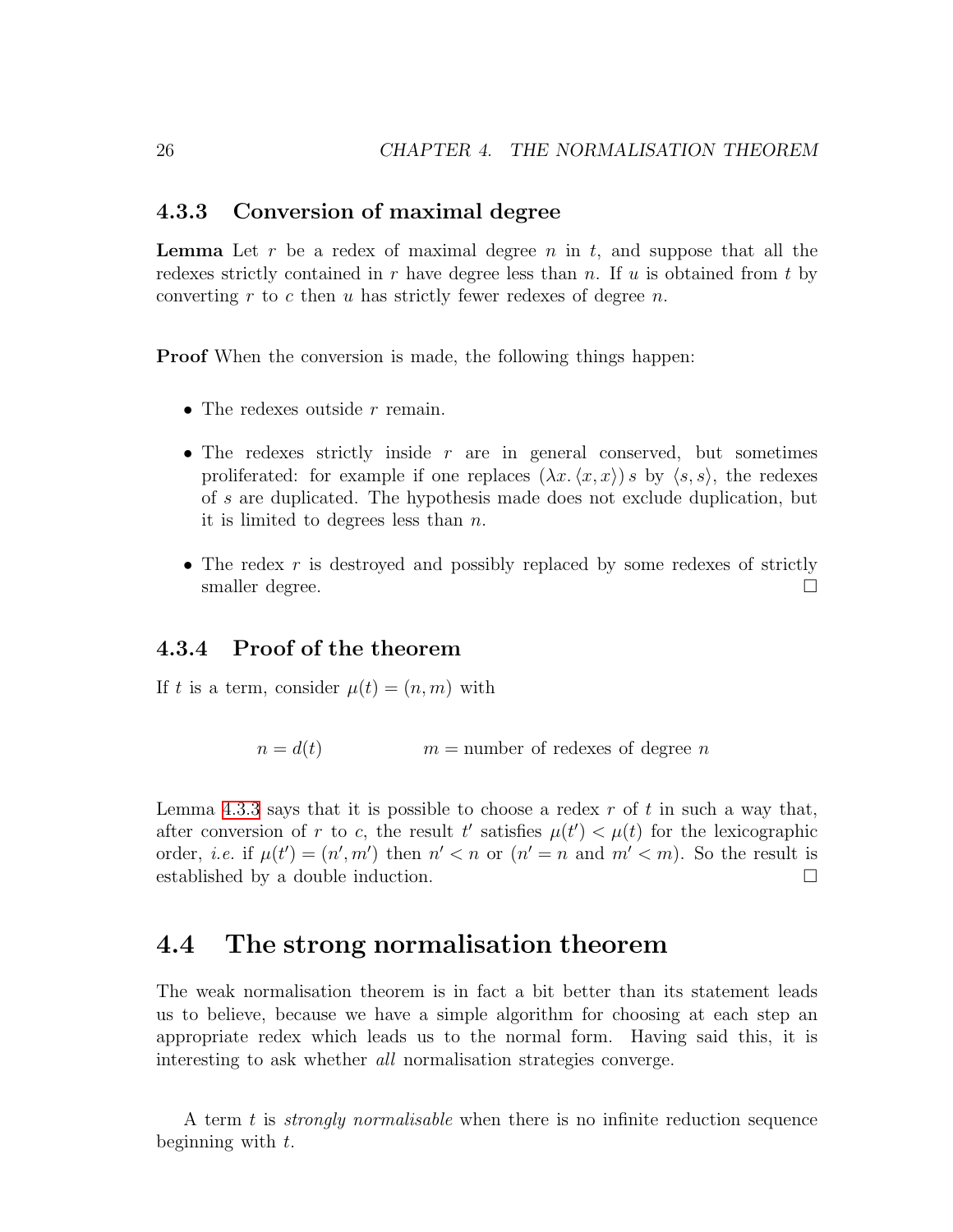### 4.3.3 Conversion of maximal degree

**Lemma** Let $r$ be a redex of maximal degree $n$ in $t$, and suppose that all the redexes strictly contained in $r$ have degree less than $n$. If $u$ is obtained from $t$ by converting $r$ to $c$ then $u$ has strictly fewer redexes of degree $n$.

**Proof** When the conversion is made, the following things happen:

- The redexes outside $r$ remain.
- The redexes strictly inside $r$ are in general conserved, but sometimes proliferated: for example if one replaces $(\lambda x. \langle x, x \rangle)\, s$ by $\langle s, s \rangle$, the redexes of $s$ are duplicated. The hypothesis made does not exclude duplication, but it is limited to degrees less than $n$.
- The redex $r$ is destroyed and possibly replaced by some redexes of strictly smaller degree. □

### 4.3.4 Proof of the theorem

If $t$ is a term, consider $\mu(t) = (n, m)$ with

$$n = d(t) \qquad\qquad m = \text{number of redexes of degree } n$$

Lemma 4.3.3 says that it is possible to choose a redex $r$ of $t$ in such a way that, after conversion of $r$ to $c$, the result $t'$ satisfies $\mu(t') < \mu(t)$ for the lexicographic order, *i.e.* if $\mu(t') = (n', m')$ then $n' < n$ or ($n' = n$ and $m' < m$). So the result is established by a double induction. □

## 4.4 The strong normalisation theorem

The weak normalisation theorem is in fact a bit better than its statement leads us to believe, because we have a simple algorithm for choosing at each step an appropriate redex which leads us to the normal form. Having said this, it is interesting to ask whether *all* normalisation strategies converge.

A term $t$ is *strongly normalisable* when there is no infinite reduction sequence beginning with $t$.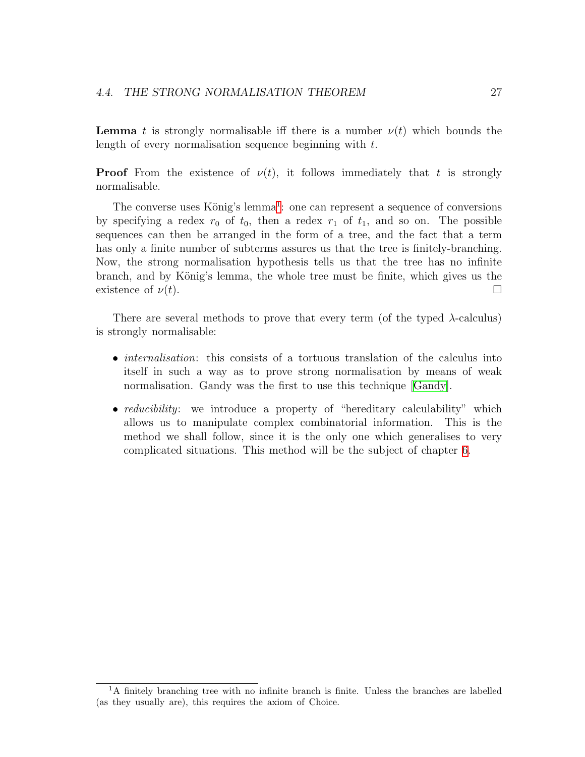**Lemma** $t$ is strongly normalisable iff there is a number $\nu(t)$ which bounds the length of every normalisation sequence beginning with $t$.

**Proof** From the existence of $\nu(t)$, it follows immediately that $t$ is strongly normalisable.

The converse uses König's lemma[1]: one can represent a sequence of conversions by specifying a redex $r_0$ of $t_0$, then a redex $r_1$ of $t_1$, and so on. The possible sequences can then be arranged in the form of a tree, and the fact that a term has only a finite number of subterms assures us that the tree is finitely-branching. Now, the strong normalisation hypothesis tells us that the tree has no infinite branch, and by König's lemma, the whole tree must be finite, which gives us the existence of $\nu(t)$. □

There are several methods to prove that every term (of the typed $\lambda$-calculus) is strongly normalisable:

- *internalisation*: this consists of a tortuous translation of the calculus into itself in such a way as to prove strong normalisation by means of weak normalisation. Gandy was the first to use this technique [Gandy].
- *reducibility*: we introduce a property of "hereditary calculability" which allows us to manipulate complex combinatorial information. This is the method we shall follow, since it is the only one which generalises to very complicated situations. This method will be the subject of chapter 6.

[1] A finitely branching tree with no infinite branch is finite. Unless the branches are labelled (as they usually are), this requires the axiom of Choice.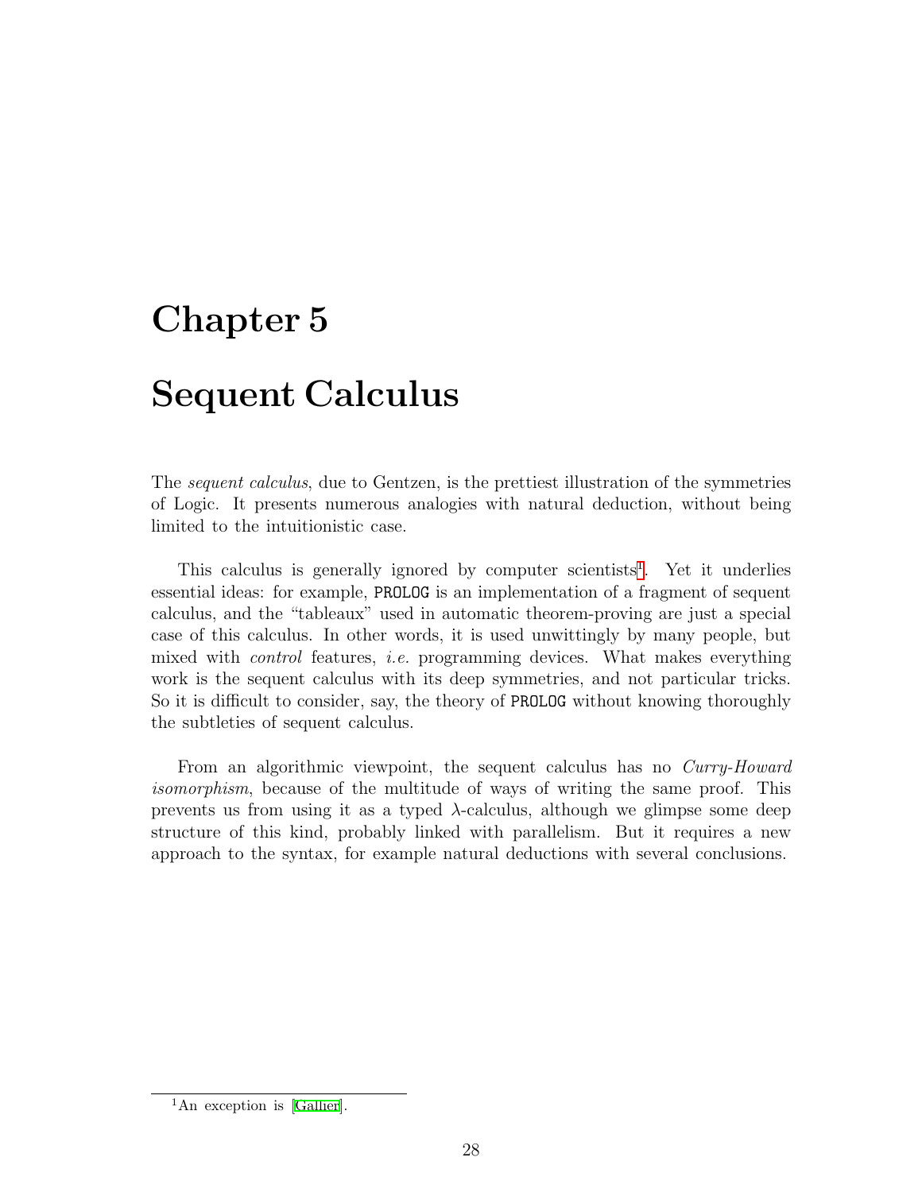# Chapter 5

# Sequent Calculus

The *sequent calculus*, due to Gentzen, is the prettiest illustration of the symmetries of Logic. It presents numerous analogies with natural deduction, without being limited to the intuitionistic case.

This calculus is generally ignored by computer scientists[1]. Yet it underlies essential ideas: for example, PROLOG is an implementation of a fragment of sequent calculus, and the "tableaux" used in automatic theorem-proving are just a special case of this calculus. In other words, it is used unwittingly by many people, but mixed with *control* features, *i.e.* programming devices. What makes everything work is the sequent calculus with its deep symmetries, and not particular tricks. So it is difficult to consider, say, the theory of PROLOG without knowing thoroughly the subtleties of sequent calculus.

From an algorithmic viewpoint, the sequent calculus has no *Curry-Howard isomorphism*, because of the multitude of ways of writing the same proof. This prevents us from using it as a typed $\lambda$-calculus, although we glimpse some deep structure of this kind, probably linked with parallelism. But it requires a new approach to the syntax, for example natural deductions with several conclusions.

[1] An exception is [Gallier].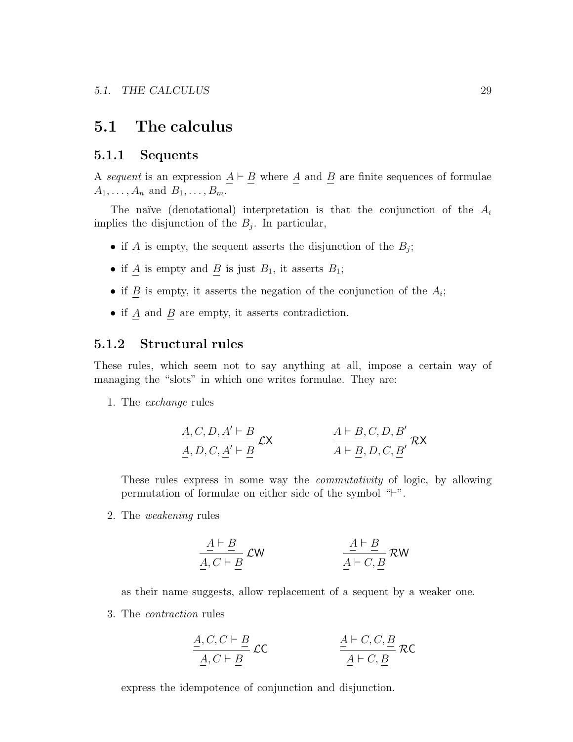## 5.1 The calculus

### 5.1.1 Sequents

A *sequent* is an expression $\underline{A} \vdash \underline{B}$ where $\underline{A}$ and $\underline{B}$ are finite sequences of formulae $A_1, \ldots, A_n$ and $B_1, \ldots, B_m$.

The naïve (denotational) interpretation is that the conjunction of the $A_i$ implies the disjunction of the $B_j$. In particular,

- if $\underline{A}$ is empty, the sequent asserts the disjunction of the $B_j$;
- if $\underline{A}$ is empty and $\underline{B}$ is just $B_1$, it asserts $B_1$;
- if $\underline{B}$ is empty, it asserts the negation of the conjunction of the $A_i$;
- if $\underline{A}$ and $\underline{B}$ are empty, it asserts contradiction.

### 5.1.2 Structural rules

These rules, which seem not to say anything at all, impose a certain way of managing the "slots" in which one writes formulae. They are:

1. The *exchange* rules

$$\frac{\underline{A}, C, D, \underline{A'} \vdash \underline{B}}{\underline{A}, D, C, \underline{A'} \vdash \underline{B}} \mathcal{L}\mathsf{X} \qquad\qquad \frac{\underline{A} \vdash \underline{B}, C, D, \underline{B'}}{\underline{A} \vdash \underline{B}, D, C, \underline{B'}} \mathcal{R}\mathsf{X}$$

   These rules express in some way the *commutativity* of logic, by allowing permutation of formulae on either side of the symbol "$\vdash$".

2. The *weakening* rules

$$\frac{\underline{A} \vdash \underline{B}}{\underline{A}, C \vdash \underline{B}} \mathcal{L}\mathsf{W} \qquad\qquad \frac{\underline{A} \vdash \underline{B}}{\underline{A} \vdash C, \underline{B}} \mathcal{R}\mathsf{W}$$

   as their name suggests, allow replacement of a sequent by a weaker one.

3. The *contraction* rules

$$\frac{\underline{A}, C, C \vdash \underline{B}}{\underline{A}, C \vdash \underline{B}} \mathcal{L}\mathsf{C} \qquad\qquad \frac{\underline{A} \vdash C, C, \underline{B}}{\underline{A} \vdash C, \underline{B}} \mathcal{R}\mathsf{C}$$

   express the idempotence of conjunction and disjunction.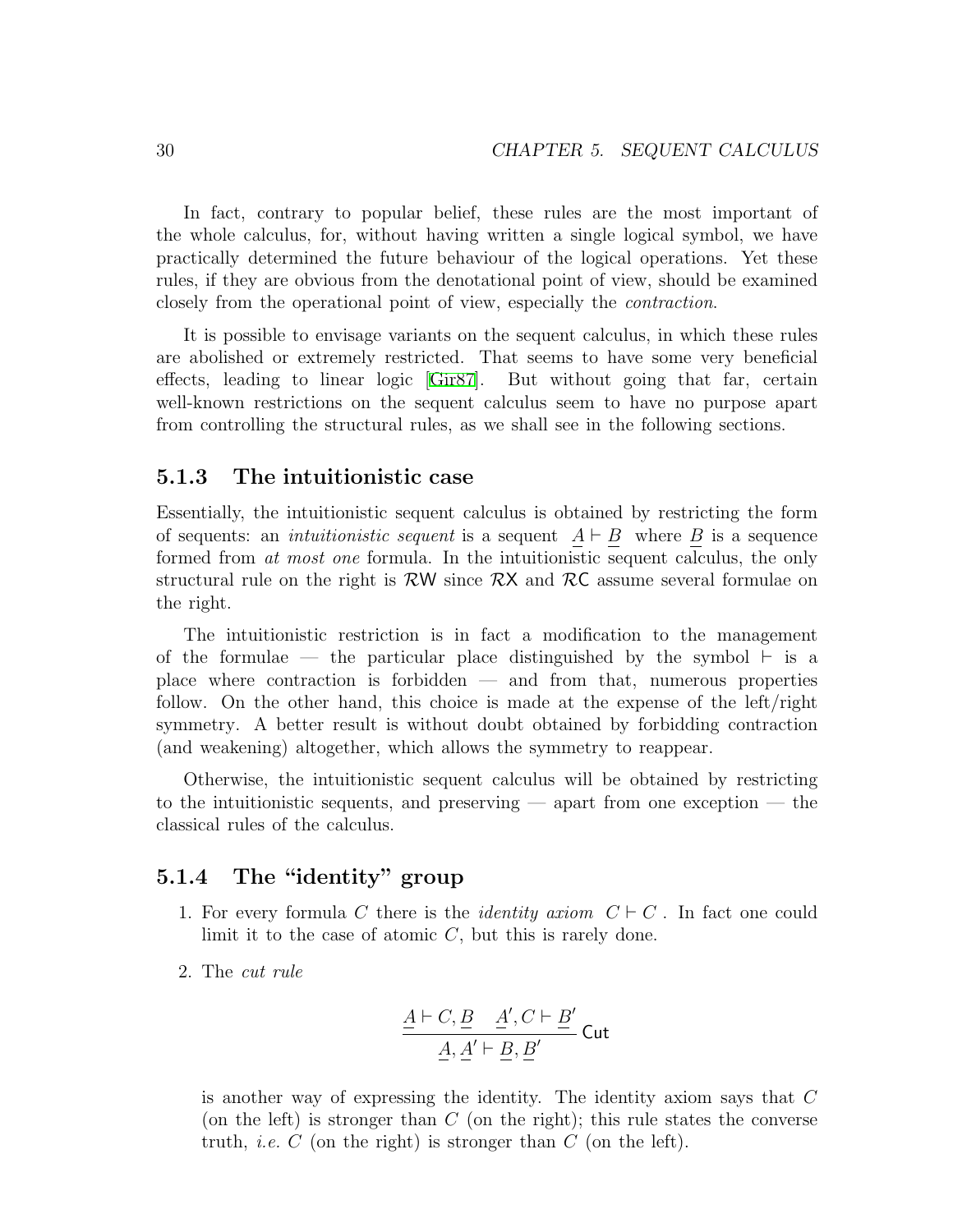In fact, contrary to popular belief, these rules are the most important of the whole calculus, for, without having written a single logical symbol, we have practically determined the future behaviour of the logical operations. Yet these rules, if they are obvious from the denotational point of view, should be examined closely from the operational point of view, especially the *contraction*.

It is possible to envisage variants on the sequent calculus, in which these rules are abolished or extremely restricted. That seems to have some very beneficial effects, leading to linear logic [Gir87]. But without going that far, certain well-known restrictions on the sequent calculus seem to have no purpose apart from controlling the structural rules, as we shall see in the following sections.

### 5.1.3 The intuitionistic case

Essentially, the intuitionistic sequent calculus is obtained by restricting the form of sequents: an *intuitionistic sequent* is a sequent $\underline{A} \vdash \underline{B}$ where $\underline{B}$ is a sequence formed from *at most one* formula. In the intuitionistic sequent calculus, the only structural rule on the right is $\mathcal{R}\mathsf{W}$ since $\mathcal{R}\mathsf{X}$ and $\mathcal{R}\mathsf{C}$ assume several formulae on the right.

The intuitionistic restriction is in fact a modification to the management of the formulae — the particular place distinguished by the symbol $\vdash$ is a place where contraction is forbidden — and from that, numerous properties follow. On the other hand, this choice is made at the expense of the left/right symmetry. A better result is without doubt obtained by forbidding contraction (and weakening) altogether, which allows the symmetry to reappear.

Otherwise, the intuitionistic sequent calculus will be obtained by restricting to the intuitionistic sequents, and preserving — apart from one exception — the classical rules of the calculus.

### 5.1.4 The "identity" group

1. For every formula $C$ there is the *identity axiom* $C \vdash C$ . In fact one could limit it to the case of atomic $C$, but this is rarely done.

2. The *cut rule*

$$\frac{\underline{A} \vdash C, \underline{B} \quad \underline{A}', C \vdash \underline{B}'}{\underline{A}, \underline{A}' \vdash \underline{B}, \underline{B}'} \,\mathsf{Cut}$$

   is another way of expressing the identity. The identity axiom says that $C$ (on the left) is stronger than $C$ (on the right); this rule states the converse truth, *i.e.* $C$ (on the right) is stronger than $C$ (on the left).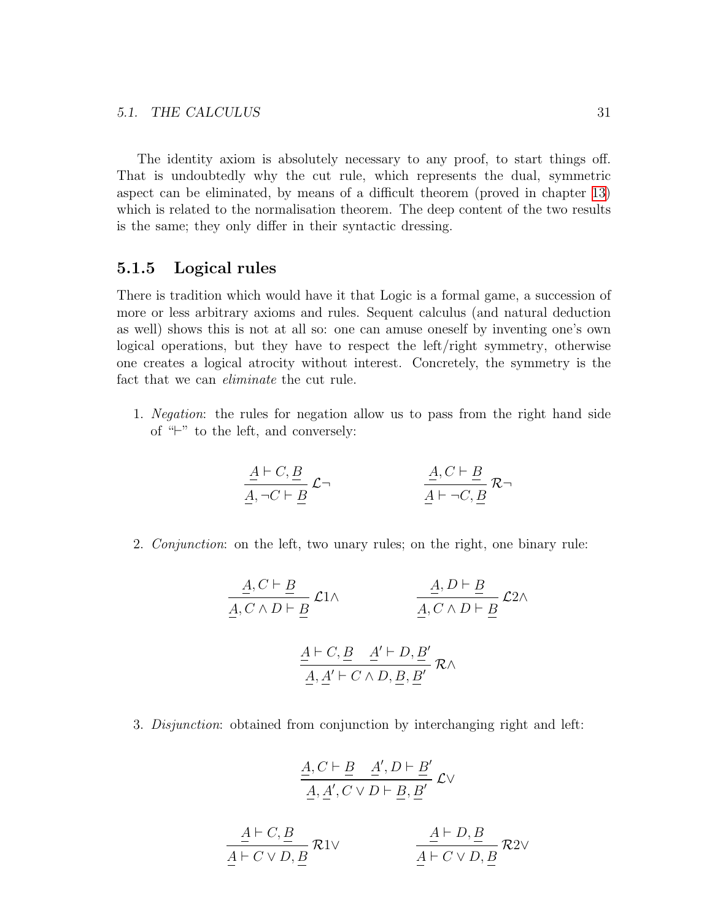The identity axiom is absolutely necessary to any proof, to start things off. That is undoubtedly why the cut rule, which represents the dual, symmetric aspect can be eliminated, by means of a difficult theorem (proved in chapter 13) which is related to the normalisation theorem. The deep content of the two results is the same; they only differ in their syntactic dressing.

### 5.1.5 Logical rules

There is tradition which would have it that Logic is a formal game, a succession of more or less arbitrary axioms and rules. Sequent calculus (and natural deduction as well) shows this is not at all so: one can amuse oneself by inventing one's own logical operations, but they have to respect the left/right symmetry, otherwise one creates a logical atrocity without interest. Concretely, the symmetry is the fact that we can *eliminate* the cut rule.

1. *Negation*: the rules for negation allow us to pass from the right hand side of "$\vdash$" to the left, and conversely:

$$\frac{\underline{A} \vdash C, \underline{B}}{\underline{A}, \neg C \vdash \underline{B}}\ \mathcal{L}\neg \qquad\qquad \frac{\underline{A}, C \vdash \underline{B}}{\underline{A} \vdash \neg C, \underline{B}}\ \mathcal{R}\neg$$

2. *Conjunction*: on the left, two unary rules; on the right, one binary rule:

$$\frac{\underline{A}, C \vdash \underline{B}}{\underline{A}, C \wedge D \vdash \underline{B}}\ \mathcal{L}1\wedge \qquad\qquad \frac{\underline{A}, D \vdash \underline{B}}{\underline{A}, C \wedge D \vdash \underline{B}}\ \mathcal{L}2\wedge$$

$$\frac{\underline{A} \vdash C, \underline{B} \quad \underline{A'} \vdash D, \underline{B'}}{\underline{A}, \underline{A'} \vdash C \wedge D, \underline{B}, \underline{B'}}\ \mathcal{R}\wedge$$

3. *Disjunction*: obtained from conjunction by interchanging right and left:

$$\frac{\underline{A}, C \vdash \underline{B} \quad \underline{A'}, D \vdash \underline{B'}}{\underline{A}, \underline{A'}, C \vee D \vdash \underline{B}, \underline{B'}}\ \mathcal{L}\vee$$

$$\frac{\underline{A} \vdash C, \underline{B}}{\underline{A} \vdash C \vee D, \underline{B}}\ \mathcal{R}1\vee \qquad\qquad \frac{\underline{A} \vdash D, \underline{B}}{\underline{A} \vdash C \vee D, \underline{B}}\ \mathcal{R}2\vee$$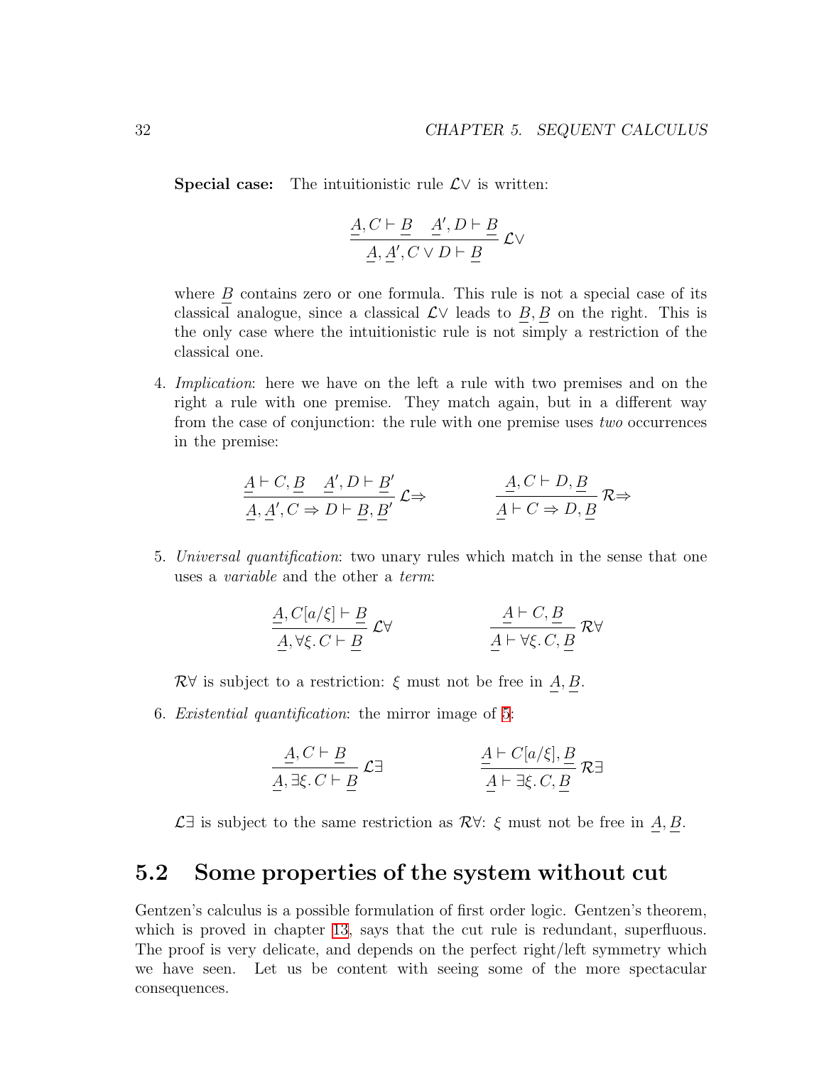**Special case:** The intuitionistic rule $\mathcal{L}\vee$ is written:

$$\frac{\underline{A}, C \vdash \underline{B} \quad \underline{A}', D \vdash \underline{B}}{\underline{A}, \underline{A}', C \vee D \vdash \underline{B}} \mathcal{L}\vee$$

where $\underline{B}$ contains zero or one formula. This rule is not a special case of its classical analogue, since a classical $\mathcal{L}\vee$ leads to $\underline{B}, \underline{B}$ on the right. This is the only case where the intuitionistic rule is not simply a restriction of the classical one.

4. *Implication*: here we have on the left a rule with two premises and on the right a rule with one premise. They match again, but in a different way from the case of conjunction: the rule with one premise uses *two* occurrences in the premise:

$$\frac{\underline{A} \vdash C, \underline{B} \quad \underline{A}', D \vdash \underline{B}'}{\underline{A}, \underline{A}', C \Rightarrow D \vdash \underline{B}, \underline{B}'} \mathcal{L}\Rightarrow \qquad\qquad \frac{\underline{A}, C \vdash D, \underline{B}}{\underline{A} \vdash C \Rightarrow D, \underline{B}} \mathcal{R}\Rightarrow$$

5. *Universal quantification*: two unary rules which match in the sense that one uses a *variable* and the other a *term*:

$$\frac{\underline{A}, C[a/\xi] \vdash \underline{B}}{\underline{A}, \forall \xi.\, C \vdash \underline{B}} \mathcal{L}\forall \qquad\qquad \frac{\underline{A} \vdash C, \underline{B}}{\underline{A} \vdash \forall \xi.\, C, \underline{B}} \mathcal{R}\forall$$

$\mathcal{R}\forall$ is subject to a restriction: $\xi$ must not be free in $\underline{A}, \underline{B}$.

6. *Existential quantification*: the mirror image of 5:

$$\frac{\underline{A}, C \vdash \underline{B}}{\underline{A}, \exists \xi.\, C \vdash \underline{B}} \mathcal{L}\exists \qquad\qquad \frac{\underline{A} \vdash C[a/\xi], \underline{B}}{\underline{A} \vdash \exists \xi.\, C, \underline{B}} \mathcal{R}\exists$$

$\mathcal{L}\exists$ is subject to the same restriction as $\mathcal{R}\forall$: $\xi$ must not be free in $\underline{A}, \underline{B}$.

## 5.2 Some properties of the system without cut

Gentzen's calculus is a possible formulation of first order logic. Gentzen's theorem, which is proved in chapter 13, says that the cut rule is redundant, superfluous. The proof is very delicate, and depends on the perfect right/left symmetry which we have seen. Let us be content with seeing some of the more spectacular consequences.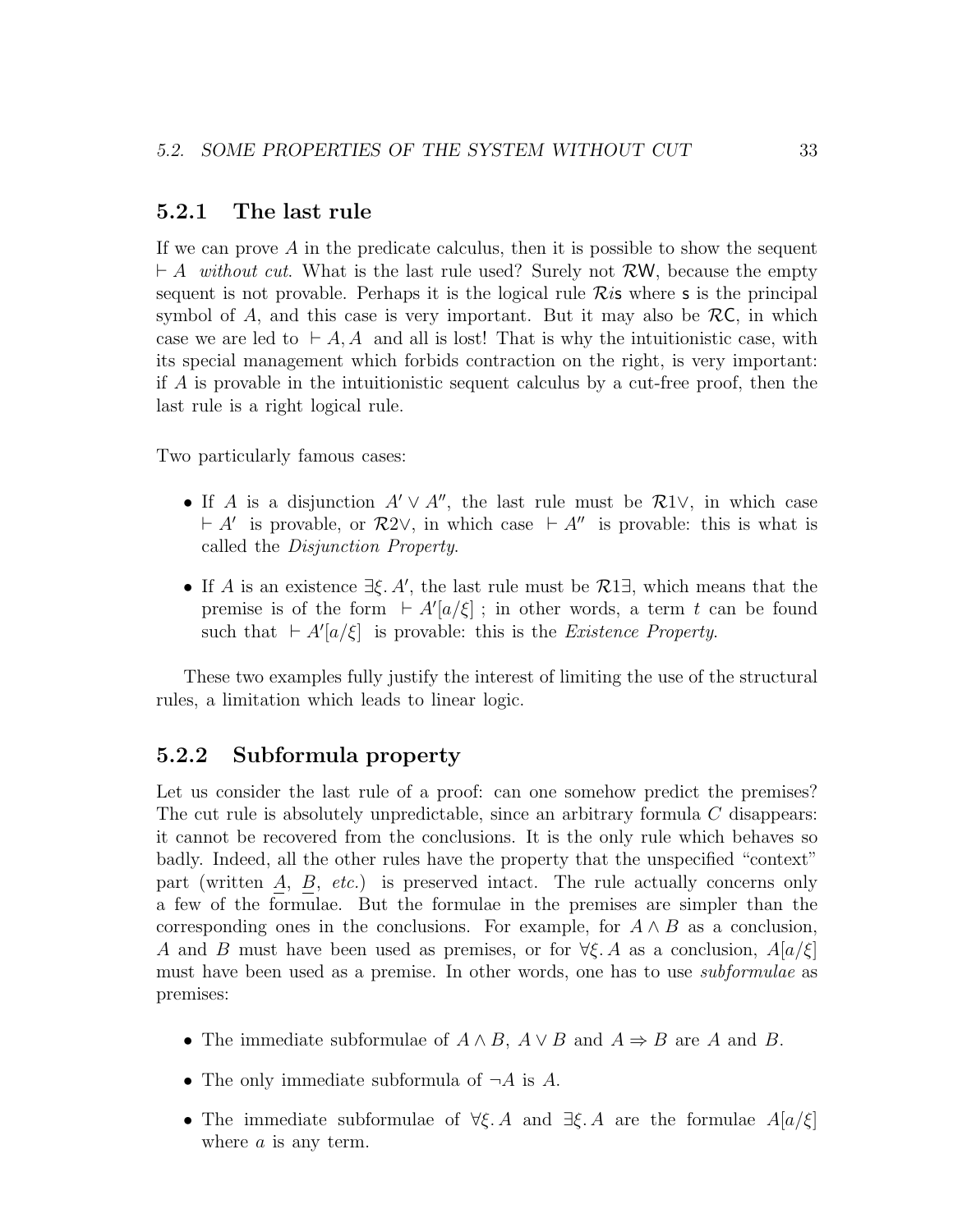### 5.2.1 The last rule

If we can prove $A$ in the predicate calculus, then it is possible to show the sequent $\vdash A$ *without cut*. What is the last rule used? Surely not $\mathcal{R}\mathsf{W}$, because the empty sequent is not provable. Perhaps it is the logical rule $\mathcal{R}i\mathsf{s}$ where $\mathsf{s}$ is the principal symbol of $A$, and this case is very important. But it may also be $\mathcal{R}\mathsf{C}$, in which case we are led to $\vdash A, A$ and all is lost! That is why the intuitionistic case, with its special management which forbids contraction on the right, is very important: if $A$ is provable in the intuitionistic sequent calculus by a cut-free proof, then the last rule is a right logical rule.

Two particularly famous cases:

- If $A$ is a disjunction $A' \vee A''$, the last rule must be $\mathcal{R}1\vee$, in which case $\vdash A'$ is provable, or $\mathcal{R}2\vee$, in which case $\vdash A''$ is provable: this is what is called the *Disjunction Property*.
- If $A$ is an existence $\exists\xi.\, A'$, the last rule must be $\mathcal{R}1\exists$, which means that the premise is of the form $\vdash A'[a/\xi]$ ; in other words, a term $t$ can be found such that $\vdash A'[a/\xi]$ is provable: this is the *Existence Property*.

These two examples fully justify the interest of limiting the use of the structural rules, a limitation which leads to linear logic.

### 5.2.2 Subformula property

Let us consider the last rule of a proof: can one somehow predict the premises? The cut rule is absolutely unpredictable, since an arbitrary formula $C$ disappears: it cannot be recovered from the conclusions. It is the only rule which behaves so badly. Indeed, all the other rules have the property that the unspecified "context" part (written $\underline{A}$, $\underline{B}$, *etc.*) is preserved intact. The rule actually concerns only a few of the formulae. But the formulae in the premises are simpler than the corresponding ones in the conclusions. For example, for $A \wedge B$ as a conclusion, $A$ and $B$ must have been used as premises, or for $\forall\xi.\, A$ as a conclusion, $A[a/\xi]$ must have been used as a premise. In other words, one has to use *subformulae* as premises:

- The immediate subformulae of $A \wedge B$, $A \vee B$ and $A \Rightarrow B$ are $A$ and $B$.
- The only immediate subformula of $\neg A$ is $A$.
- The immediate subformulae of $\forall\xi.\, A$ and $\exists\xi.\, A$ are the formulae $A[a/\xi]$ where $a$ is any term.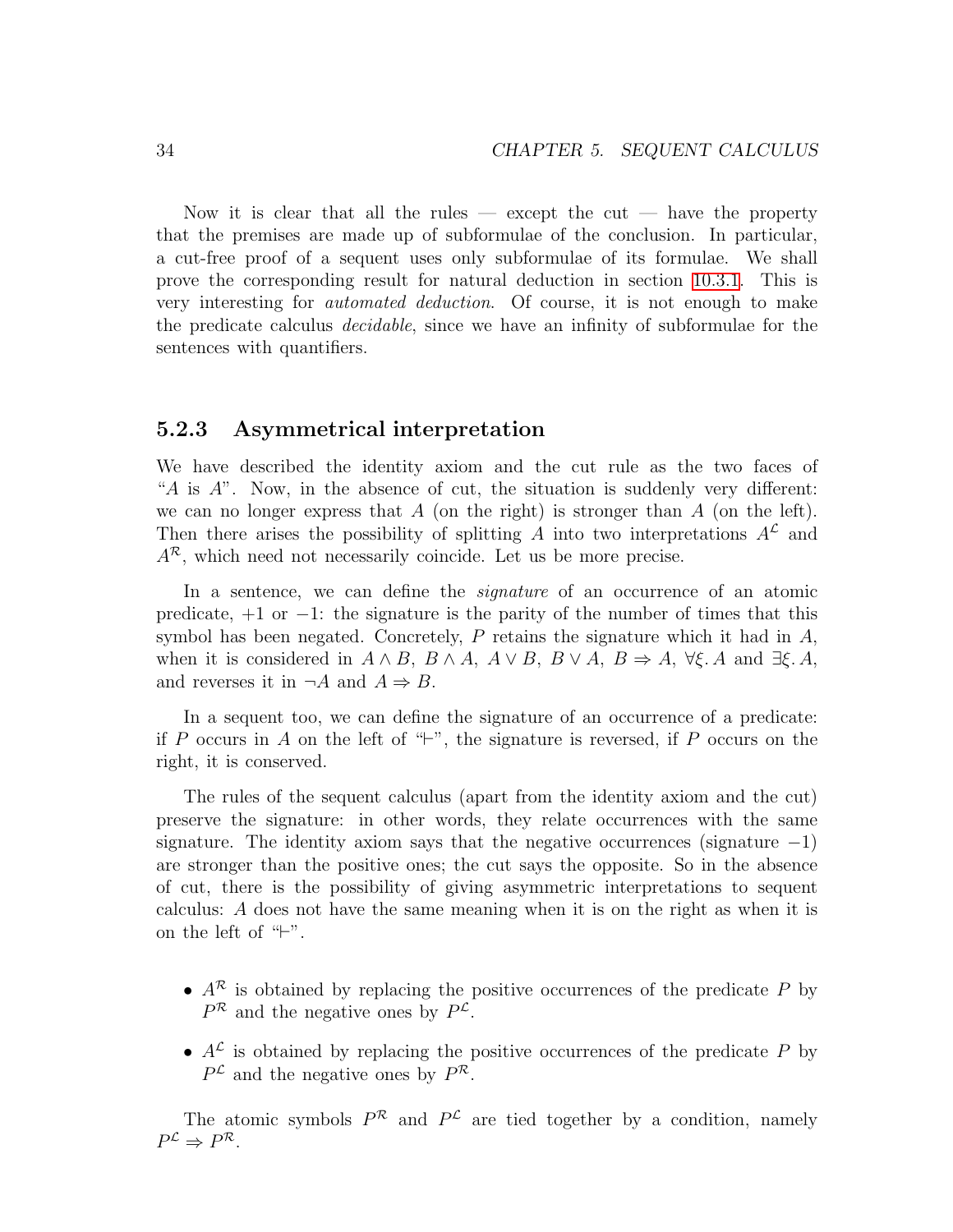Now it is clear that all the rules — except the cut — have the property that the premises are made up of subformulae of the conclusion. In particular, a cut-free proof of a sequent uses only subformulae of its formulae. We shall prove the corresponding result for natural deduction in section 10.3.1. This is very interesting for *automated deduction*. Of course, it is not enough to make the predicate calculus *decidable*, since we have an infinity of subformulae for the sentences with quantifiers.

### 5.2.3 Asymmetrical interpretation

We have described the identity axiom and the cut rule as the two faces of "$A$ is $A$". Now, in the absence of cut, the situation is suddenly very different: we can no longer express that $A$ (on the right) is stronger than $A$ (on the left). Then there arises the possibility of splitting $A$ into two interpretations $A^{\mathcal{L}}$ and $A^{\mathcal{R}}$, which need not necessarily coincide. Let us be more precise.

In a sentence, we can define the *signature* of an occurrence of an atomic predicate, $+1$ or $-1$: the signature is the parity of the number of times that this symbol has been negated. Concretely, $P$ retains the signature which it had in $A$, when it is considered in $A \wedge B$, $B \wedge A$, $A \vee B$, $B \vee A$, $B \Rightarrow A$, $\forall \xi.\, A$ and $\exists \xi.\, A$, and reverses it in $\neg A$ and $A \Rightarrow B$.

In a sequent too, we can define the signature of an occurrence of a predicate: if $P$ occurs in $A$ on the left of "$\vdash$", the signature is reversed, if $P$ occurs on the right, it is conserved.

The rules of the sequent calculus (apart from the identity axiom and the cut) preserve the signature: in other words, they relate occurrences with the same signature. The identity axiom says that the negative occurrences (signature $-1$) are stronger than the positive ones; the cut says the opposite. So in the absence of cut, there is the possibility of giving asymmetric interpretations to sequent calculus: $A$ does not have the same meaning when it is on the right as when it is on the left of "$\vdash$".

- $A^{\mathcal{R}}$ is obtained by replacing the positive occurrences of the predicate $P$ by $P^{\mathcal{R}}$ and the negative ones by $P^{\mathcal{L}}$.
- $A^{\mathcal{L}}$ is obtained by replacing the positive occurrences of the predicate $P$ by $P^{\mathcal{L}}$ and the negative ones by $P^{\mathcal{R}}$.

The atomic symbols $P^{\mathcal{R}}$ and $P^{\mathcal{L}}$ are tied together by a condition, namely $P^{\mathcal{L}} \Rightarrow P^{\mathcal{R}}$.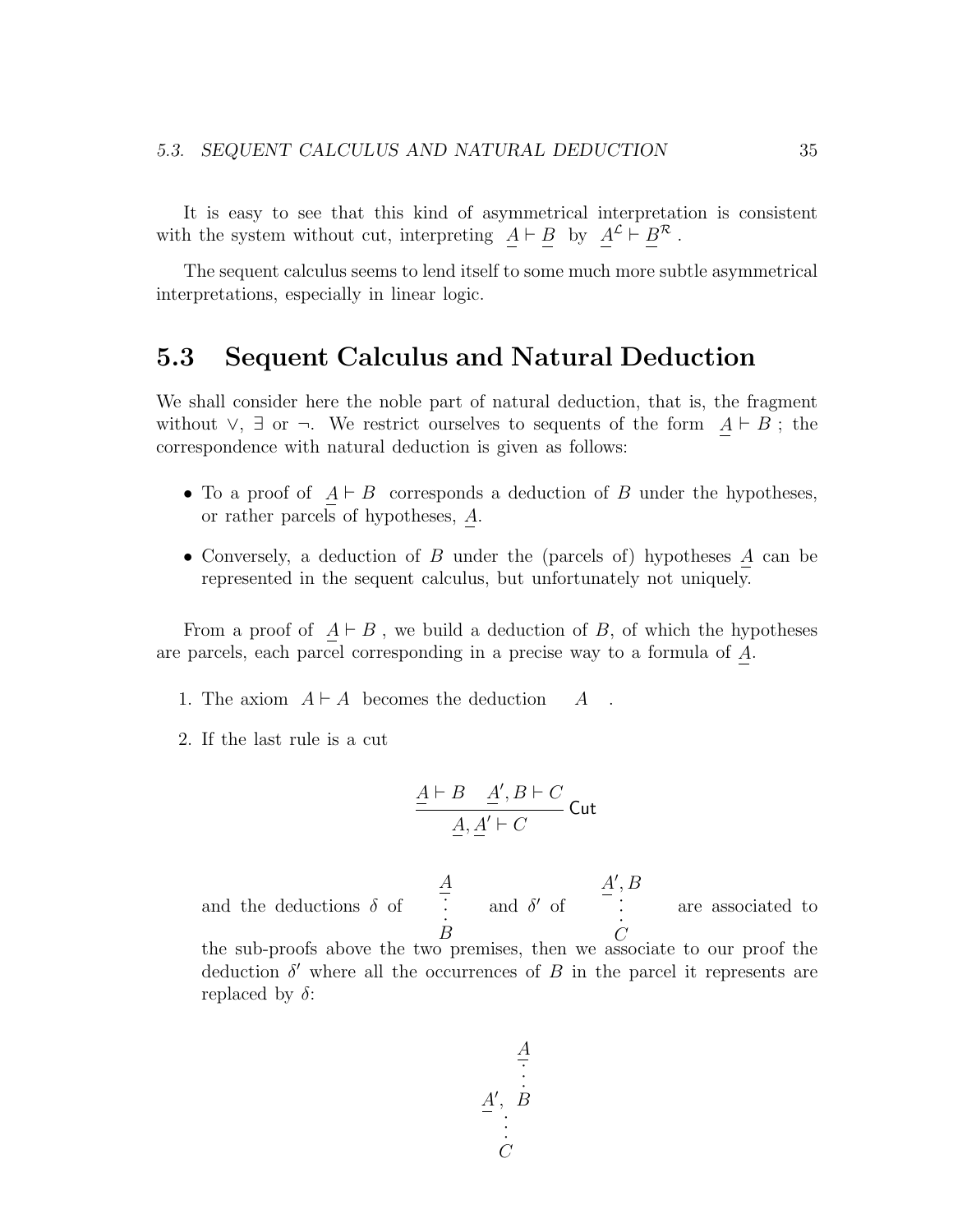It is easy to see that this kind of asymmetrical interpretation is consistent with the system without cut, interpreting $\underline{A} \vdash \underline{B}$ by $\underline{A}^{\mathcal{L}} \vdash \underline{B}^{\mathcal{R}}$.

The sequent calculus seems to lend itself to some much more subtle asymmetrical interpretations, especially in linear logic.

## 5.3 Sequent Calculus and Natural Deduction

We shall consider here the noble part of natural deduction, that is, the fragment without $\vee$, $\exists$ or $\neg$. We restrict ourselves to sequents of the form $\underline{A} \vdash B$ ; the correspondence with natural deduction is given as follows:

- To a proof of $\underline{A} \vdash B$ corresponds a deduction of $B$ under the hypotheses, or rather parcels of hypotheses, $\underline{A}$.
- Conversely, a deduction of $B$ under the (parcels of) hypotheses $\underline{A}$ can be represented in the sequent calculus, but unfortunately not uniquely.

From a proof of $\underline{A} \vdash B$ , we build a deduction of $B$, of which the hypotheses are parcels, each parcel corresponding in a precise way to a formula of $\underline{A}$.

1. The axiom $A \vdash A$ becomes the deduction $A$ .
2. If the last rule is a cut

$$\frac{\underline{A} \vdash B \quad \underline{A'}, B \vdash C}{\underline{A}, \underline{A'} \vdash C} \textsf{Cut}$$

   and the deductions $\delta$ of $\begin{array}{c}\underline{A}\\ \vdots\\ B\end{array}$ and $\delta'$ of $\begin{array}{c}\underline{A'}, B\\ \vdots\\ C\end{array}$ are associated to the sub-proofs above the two premises, then we associate to our proof the deduction $\delta'$ where all the occurrences of $B$ in the parcel it represents are replaced by $\delta$:

$$\begin{array}{c} \qquad \underline{A} \\ \qquad \vdots \\ \underline{A'}, \; B \\ \vdots \\ C \end{array}$$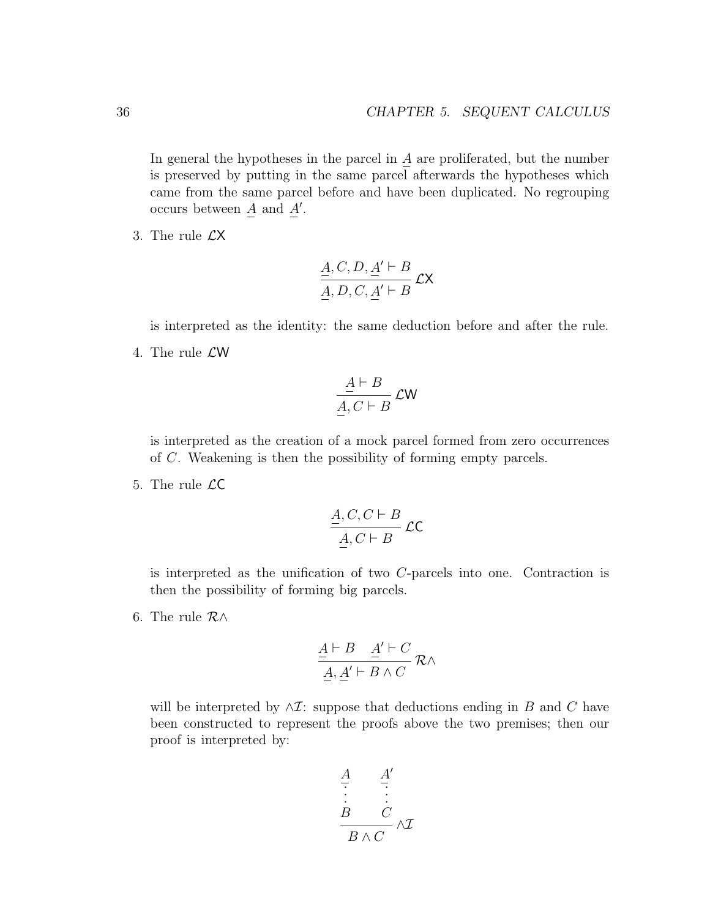In general the hypotheses in the parcel in $\underline{A}$ are proliferated, but the number is preserved by putting in the same parcel afterwards the hypotheses which came from the same parcel before and have been duplicated. No regrouping occurs between $\underline{A}$ and $\underline{A}'$.

3. The rule $\mathcal{L}\mathsf{X}$

$$\frac{\underline{A}, C, D, \underline{A}' \vdash B}{\underline{A}, D, C, \underline{A}' \vdash B}\,\mathcal{L}\mathsf{X}$$

is interpreted as the identity: the same deduction before and after the rule.

4. The rule $\mathcal{L}\mathsf{W}$

$$\frac{\underline{A} \vdash B}{\underline{A}, C \vdash B}\,\mathcal{L}\mathsf{W}$$

is interpreted as the creation of a mock parcel formed from zero occurrences of $C$. Weakening is then the possibility of forming empty parcels.

5. The rule $\mathcal{L}\mathsf{C}$

$$\frac{\underline{A}, C, C \vdash B}{\underline{A}, C \vdash B}\,\mathcal{L}\mathsf{C}$$

is interpreted as the unification of two $C$-parcels into one. Contraction is then the possibility of forming big parcels.

6. The rule $\mathcal{R}\wedge$

$$\frac{\underline{A} \vdash B \quad \underline{A}' \vdash C}{\underline{A}, \underline{A}' \vdash B \wedge C}\,\mathcal{R}\wedge$$

will be interpreted by $\wedge\mathcal{I}$: suppose that deductions ending in $B$ and $C$ have been constructed to represent the proofs above the two premises; then our proof is interpreted by:

$$\frac{\begin{matrix}\underline{A} \\ \vdots \\ B\end{matrix} \qquad \begin{matrix}\underline{A}' \\ \vdots \\ C\end{matrix}}{B \wedge C}\,\wedge\mathcal{I}$$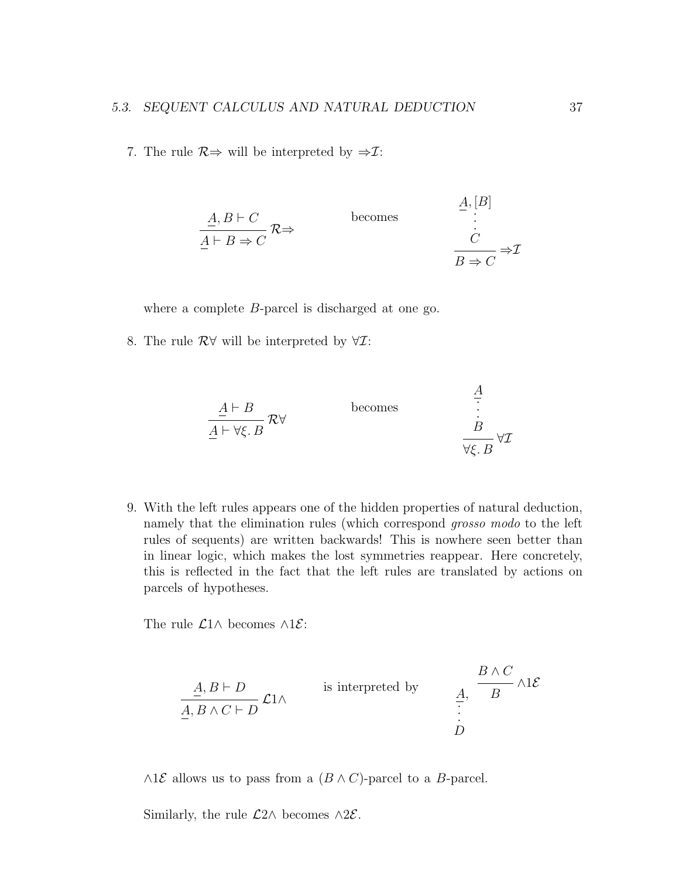7. The rule $\mathcal{R}\Rightarrow$ will be interpreted by $\Rightarrow\mathcal{I}$:

$$\frac{\underline{A}, B \vdash C}{\underline{A} \vdash B \Rightarrow C}\,\mathcal{R}\Rightarrow \qquad \text{becomes} \qquad \frac{\begin{array}{c}\underline{A}, [B] \\ \vdots \\ C\end{array}}{B \Rightarrow C}\,\Rightarrow\mathcal{I}$$

where a complete $B$-parcel is discharged at one go.

8. The rule $\mathcal{R}\forall$ will be interpreted by $\forall\mathcal{I}$:

$$\frac{\underline{A} \vdash B}{\underline{A} \vdash \forall\xi.\, B}\,\mathcal{R}\forall \qquad \text{becomes} \qquad \frac{\begin{array}{c}\underline{A} \\ \vdots \\ B\end{array}}{\forall\xi.\, B}\,\forall\mathcal{I}$$

9. With the left rules appears one of the hidden properties of natural deduction, namely that the elimination rules (which correspond *grosso modo* to the left rules of sequents) are written backwards! This is nowhere seen better than in linear logic, which makes the lost symmetries reappear. Here concretely, this is reflected in the fact that the left rules are translated by actions on parcels of hypotheses.

   The rule $\mathcal{L}1\wedge$ becomes $\wedge1\mathcal{E}$:

$$\frac{\underline{A}, B \vdash D}{\underline{A}, B \wedge C \vdash D}\,\mathcal{L}1\wedge \qquad \text{is interpreted by} \qquad \begin{array}{c}\underline{A}, \quad \dfrac{B \wedge C}{B}\,\wedge1\mathcal{E} \\ \vdots \\ D\end{array}$$

   $\wedge1\mathcal{E}$ allows us to pass from a $(B \wedge C)$-parcel to a $B$-parcel.

   Similarly, the rule $\mathcal{L}2\wedge$ becomes $\wedge2\mathcal{E}$.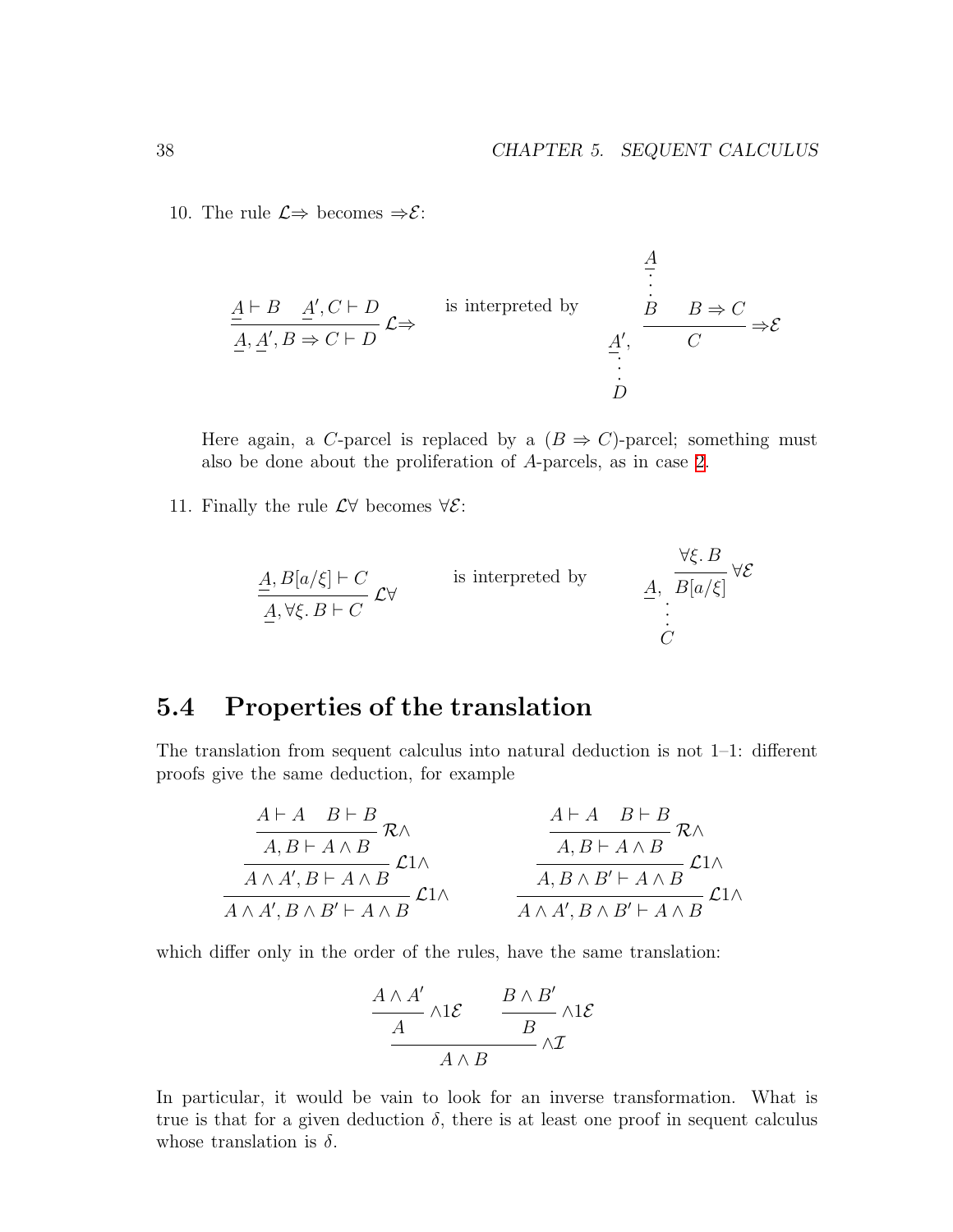10. The rule $\mathcal{L}{\Rightarrow}$ becomes ${\Rightarrow}\mathcal{E}$:

$$\dfrac{\underline{A} \vdash B \quad \underline{A'}, C \vdash D}{\underline{A}, \underline{A'}, B \Rightarrow C \vdash D}\, \mathcal{L}{\Rightarrow} \qquad \text{is interpreted by} \qquad \begin{array}{c} \\ \\ \underline{A'}, \\ \vdots \\ D \end{array} \begin{array}{c} \underline{A} \\ \vdots \\ \dfrac{B \quad\quad B \Rightarrow C}{C}\, {\Rightarrow}\mathcal{E} \\ \\ \\ \end{array}$$

Here again, a $C$-parcel is replaced by a $(B \Rightarrow C)$-parcel; something must also be done about the proliferation of $A$-parcels, as in case 2.

11. Finally the rule $\mathcal{L}\forall$ becomes $\forall\mathcal{E}$:

$$\dfrac{\underline{A}, B[a/\xi] \vdash C}{\underline{A}, \forall\xi.\, B \vdash C}\, \mathcal{L}\forall \qquad \text{is interpreted by} \qquad \begin{array}{c} \underline{A}, \ \dfrac{\forall\xi.\, B}{B[a/\xi]}\, \forall\mathcal{E} \\ \vdots \\ C \end{array}$$

## 5.4 Properties of the translation

The translation from sequent calculus into natural deduction is not 1–1: different proofs give the same deduction, for example

$$\dfrac{\dfrac{\dfrac{A \vdash A \quad B \vdash B}{A, B \vdash A \wedge B}\, \mathcal{R}\wedge}{A \wedge A', B \vdash A \wedge B}\, \mathcal{L}1\wedge}{A \wedge A', B \wedge B' \vdash A \wedge B}\, \mathcal{L}1\wedge \qquad \qquad \dfrac{\dfrac{\dfrac{A \vdash A \quad B \vdash B}{A, B \vdash A \wedge B}\, \mathcal{R}\wedge}{A, B \wedge B' \vdash A \wedge B}\, \mathcal{L}1\wedge}{A \wedge A', B \wedge B' \vdash A \wedge B}\, \mathcal{L}1\wedge$$

which differ only in the order of the rules, have the same translation:

$$\dfrac{\dfrac{A \wedge A'}{A}\, \wedge1\mathcal{E} \qquad \dfrac{B \wedge B'}{B}\, \wedge1\mathcal{E}}{A \wedge B}\, \wedge\mathcal{I}$$

In particular, it would be vain to look for an inverse transformation. What is true is that for a given deduction $\delta$, there is at least one proof in sequent calculus whose translation is $\delta$.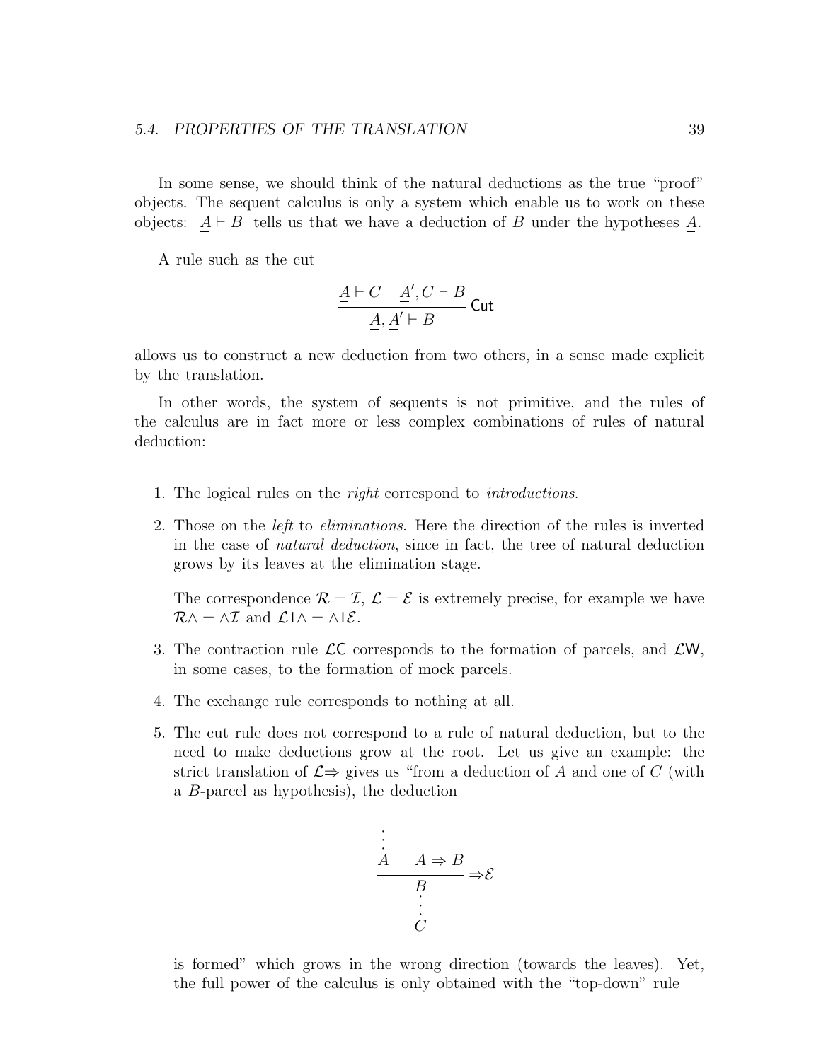In some sense, we should think of the natural deductions as the true "proof" objects. The sequent calculus is only a system which enable us to work on these objects: $\underline{A} \vdash B$ tells us that we have a deduction of $B$ under the hypotheses $\underline{A}$.

A rule such as the cut

$$\frac{\underline{A} \vdash C \quad \underline{A}', C \vdash B}{\underline{A}, \underline{A}' \vdash B} \, \mathsf{Cut}$$

allows us to construct a new deduction from two others, in a sense made explicit by the translation.

In other words, the system of sequents is not primitive, and the rules of the calculus are in fact more or less complex combinations of rules of natural deduction:

1. The logical rules on the *right* correspond to *introductions*.

2. Those on the *left* to *eliminations*. Here the direction of the rules is inverted in the case of *natural deduction*, since in fact, the tree of natural deduction grows by its leaves at the elimination stage.

   The correspondence $\mathcal{R} = \mathcal{I}$, $\mathcal{L} = \mathcal{E}$ is extremely precise, for example we have $\mathcal{R}\wedge = \wedge\mathcal{I}$ and $\mathcal{L}1\wedge = \wedge 1\mathcal{E}$.

3. The contraction rule $\mathcal{L}\mathsf{C}$ corresponds to the formation of parcels, and $\mathcal{L}\mathsf{W}$, in some cases, to the formation of mock parcels.

4. The exchange rule corresponds to nothing at all.

5. The cut rule does not correspond to a rule of natural deduction, but to the need to make deductions grow at the root. Let us give an example: the strict translation of $\mathcal{L}\Rightarrow$ gives us "from a deduction of $A$ and one of $C$ (with a $B$-parcel as hypothesis), the deduction

$$\dfrac{\begin{matrix} \vdots \\ A \end{matrix} \quad A \Rightarrow B}{\begin{matrix} B \\ \vdots \\ C \end{matrix}} \Rightarrow\mathcal{E}$$

   is formed" which grows in the wrong direction (towards the leaves). Yet, the full power of the calculus is only obtained with the "top-down" rule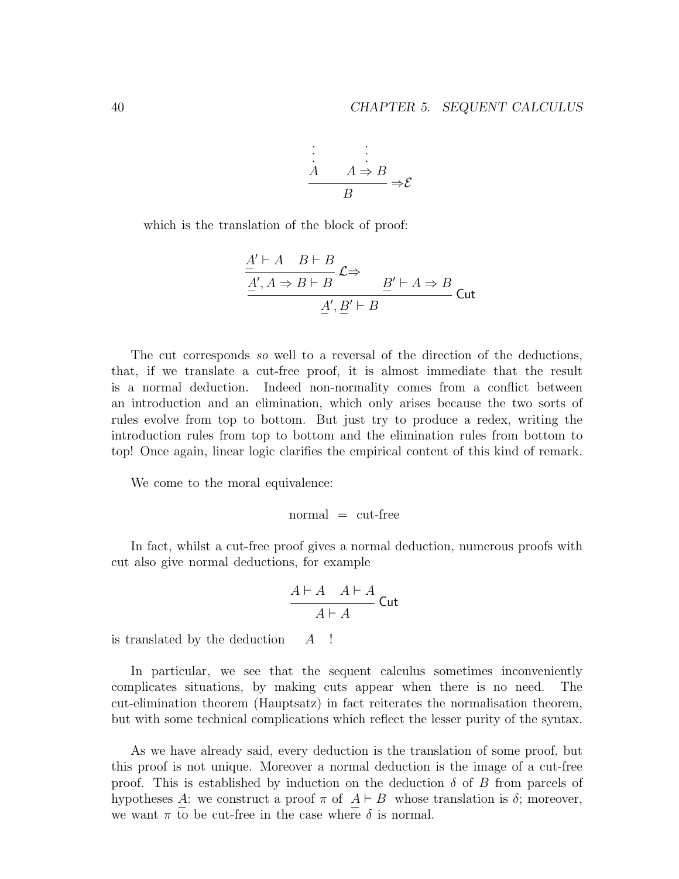$$\dfrac{\begin{array}{c}\vdots \\ A\end{array} \quad \begin{array}{c}\vdots \\ A \Rightarrow B\end{array}}{B} \Rightarrow\!\mathcal{E}$$

which is the translation of the block of proof:

$$\dfrac{\dfrac{\underline{A'} \vdash A \quad B \vdash B}{\underline{A'}, A \Rightarrow B \vdash B}\ \mathcal{L}\Rightarrow \qquad \underline{B'} \vdash A \Rightarrow B}{\underline{A'}, \underline{B'} \vdash B}\ \mathsf{Cut}$$

The cut corresponds *so* well to a reversal of the direction of the deductions, that, if we translate a cut-free proof, it is almost immediate that the result is a normal deduction. Indeed non-normality comes from a conflict between an introduction and an elimination, which only arises because the two sorts of rules evolve from top to bottom. But just try to produce a redex, writing the introduction rules from top to bottom and the elimination rules from bottom to top! Once again, linear logic clarifies the empirical content of this kind of remark.

We come to the moral equivalence:

$$\text{normal} \;=\; \text{cut-free}$$

In fact, whilst a cut-free proof gives a normal deduction, numerous proofs with cut also give normal deductions, for example

$$\dfrac{A \vdash A \quad A \vdash A}{A \vdash A}\ \mathsf{Cut}$$

is translated by the deduction $\quad A \quad$ !

In particular, we see that the sequent calculus sometimes inconveniently complicates situations, by making cuts appear when there is no need. The cut-elimination theorem (Hauptsatz) in fact reiterates the normalisation theorem, but with some technical complications which reflect the lesser purity of the syntax.

As we have already said, every deduction is the translation of some proof, but this proof is not unique. Moreover a normal deduction is the image of a cut-free proof. This is established by induction on the deduction $\delta$ of $B$ from parcels of hypotheses $\underline{A}$: we construct a proof $\pi$ of $\underline{A} \vdash B$ whose translation is $\delta$; moreover, we want $\pi$ to be cut-free in the case where $\delta$ is normal.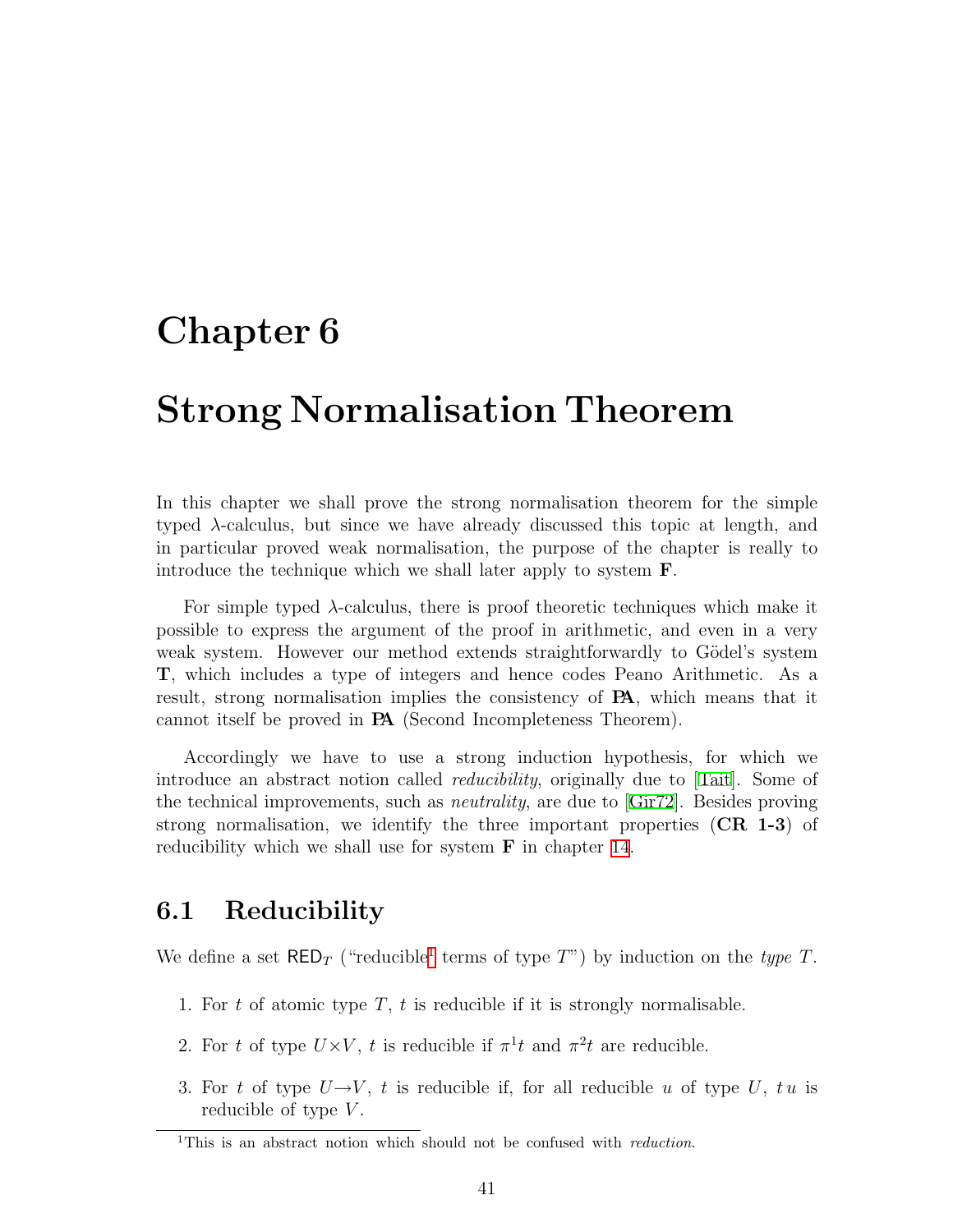# Chapter 6

# Strong Normalisation Theorem

In this chapter we shall prove the strong normalisation theorem for the simple typed $\lambda$-calculus, but since we have already discussed this topic at length, and in particular proved weak normalisation, the purpose of the chapter is really to introduce the technique which we shall later apply to system **F**.

For simple typed $\lambda$-calculus, there is proof theoretic techniques which make it possible to express the argument of the proof in arithmetic, and even in a very weak system. However our method extends straightforwardly to Gödel's system **T**, which includes a type of integers and hence codes Peano Arithmetic. As a result, strong normalisation implies the consistency of **PA**, which means that it cannot itself be proved in **PA** (Second Incompleteness Theorem).

Accordingly we have to use a strong induction hypothesis, for which we introduce an abstract notion called *reducibility*, originally due to [Tait]. Some of the technical improvements, such as *neutrality*, are due to [Gir72]. Besides proving strong normalisation, we identify the three important properties (**CR 1-3**) of reducibility which we shall use for system **F** in chapter 14.

## 6.1 Reducibility

We define a set $\mathsf{RED}_T$ ("reducible[1] terms of type $T$") by induction on the *type* $T$.

1. For $t$ of atomic type $T$, $t$ is reducible if it is strongly normalisable.

2. For $t$ of type $U \times V$, $t$ is reducible if $\pi^1 t$ and $\pi^2 t$ are reducible.

3. For $t$ of type $U \to V$, $t$ is reducible if, for all reducible $u$ of type $U$, $t\,u$ is reducible of type $V$.

[1] This is an abstract notion which should not be confused with *reduction*.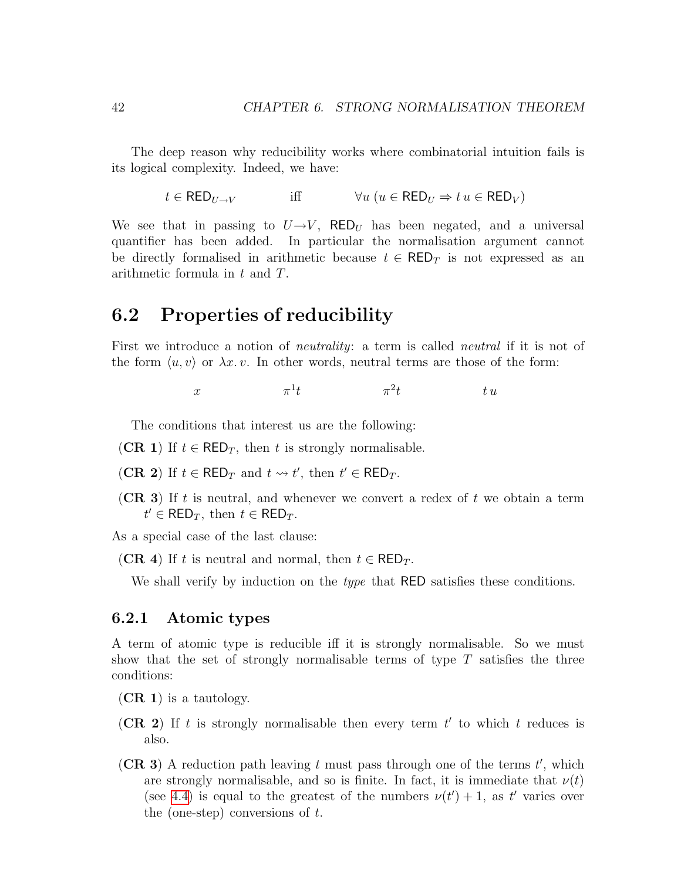The deep reason why reducibility works where combinatorial intuition fails is its logical complexity. Indeed, we have:

$$t \in \mathsf{RED}_{U \to V} \qquad \text{iff} \qquad \forall u \; (u \in \mathsf{RED}_U \Rightarrow t\,u \in \mathsf{RED}_V)$$

We see that in passing to $U \to V$, $\mathsf{RED}_U$ has been negated, and a universal quantifier has been added. In particular the normalisation argument cannot be directly formalised in arithmetic because $t \in \mathsf{RED}_T$ is not expressed as an arithmetic formula in $t$ and $T$.

## 6.2 Properties of reducibility

First we introduce a notion of *neutrality*: a term is called *neutral* if it is not of the form $\langle u, v\rangle$ or $\lambda x.\, v$. In other words, neutral terms are those of the form:

$$x \qquad\qquad \pi^1 t \qquad\qquad \pi^2 t \qquad\qquad t\,u$$

The conditions that interest us are the following:

(**CR 1**) If $t \in \mathsf{RED}_T$, then $t$ is strongly normalisable.

(**CR 2**) If $t \in \mathsf{RED}_T$ and $t \rightsquigarrow t'$, then $t' \in \mathsf{RED}_T$.

(**CR 3**) If $t$ is neutral, and whenever we convert a redex of $t$ we obtain a term $t' \in \mathsf{RED}_T$, then $t \in \mathsf{RED}_T$.

As a special case of the last clause:

(**CR 4**) If $t$ is neutral and normal, then $t \in \mathsf{RED}_T$.

We shall verify by induction on the *type* that $\mathsf{RED}$ satisfies these conditions.

### 6.2.1 Atomic types

A term of atomic type is reducible iff it is strongly normalisable. So we must show that the set of strongly normalisable terms of type $T$ satisfies the three conditions:

(**CR 1**) is a tautology.

(**CR 2**) If $t$ is strongly normalisable then every term $t'$ to which $t$ reduces is also.

(**CR 3**) A reduction path leaving $t$ must pass through one of the terms $t'$, which are strongly normalisable, and so is finite. In fact, it is immediate that $\nu(t)$ (see 4.4) is equal to the greatest of the numbers $\nu(t') + 1$, as $t'$ varies over the (one-step) conversions of $t$.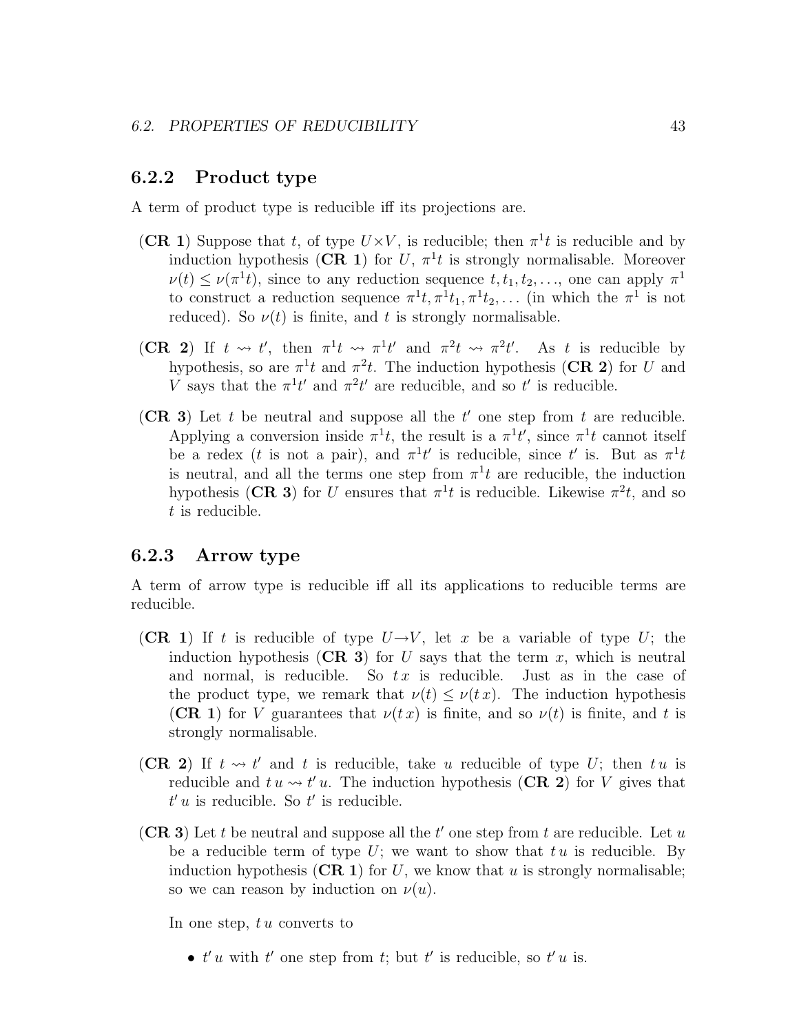### 6.2.2 Product type

A term of product type is reducible iff its projections are.

- (**CR 1**) Suppose that $t$, of type $U \times V$, is reducible; then $\pi^1 t$ is reducible and by induction hypothesis (**CR 1**) for $U$, $\pi^1 t$ is strongly normalisable. Moreover $\nu(t) \leq \nu(\pi^1 t)$, since to any reduction sequence $t, t_1, t_2, \ldots$, one can apply $\pi^1$ to construct a reduction sequence $\pi^1 t, \pi^1 t_1, \pi^1 t_2, \ldots$ (in which the $\pi^1$ is not reduced). So $\nu(t)$ is finite, and $t$ is strongly normalisable.

- (**CR 2**) If $t \rightsquigarrow t'$, then $\pi^1 t \rightsquigarrow \pi^1 t'$ and $\pi^2 t \rightsquigarrow \pi^2 t'$. As $t$ is reducible by hypothesis, so are $\pi^1 t$ and $\pi^2 t$. The induction hypothesis (**CR 2**) for $U$ and $V$ says that the $\pi^1 t'$ and $\pi^2 t'$ are reducible, and so $t'$ is reducible.

- (**CR 3**) Let $t$ be neutral and suppose all the $t'$ one step from $t$ are reducible. Applying a conversion inside $\pi^1 t$, the result is a $\pi^1 t'$, since $\pi^1 t$ cannot itself be a redex ($t$ is not a pair), and $\pi^1 t'$ is reducible, since $t'$ is. But as $\pi^1 t$ is neutral, and all the terms one step from $\pi^1 t$ are reducible, the induction hypothesis (**CR 3**) for $U$ ensures that $\pi^1 t$ is reducible. Likewise $\pi^2 t$, and so $t$ is reducible.

### 6.2.3 Arrow type

A term of arrow type is reducible iff all its applications to reducible terms are reducible.

- (**CR 1**) If $t$ is reducible of type $U \rightarrow V$, let $x$ be a variable of type $U$; the induction hypothesis (**CR 3**) for $U$ says that the term $x$, which is neutral and normal, is reducible. So $t\,x$ is reducible. Just as in the case of the product type, we remark that $\nu(t) \leq \nu(t\,x)$. The induction hypothesis (**CR 1**) for $V$ guarantees that $\nu(t\,x)$ is finite, and so $\nu(t)$ is finite, and $t$ is strongly normalisable.

- (**CR 2**) If $t \rightsquigarrow t'$ and $t$ is reducible, take $u$ reducible of type $U$; then $t\,u$ is reducible and $t\,u \rightsquigarrow t'\,u$. The induction hypothesis (**CR 2**) for $V$ gives that $t'\,u$ is reducible. So $t'$ is reducible.

- (**CR 3**) Let $t$ be neutral and suppose all the $t'$ one step from $t$ are reducible. Let $u$ be a reducible term of type $U$; we want to show that $t\,u$ is reducible. By induction hypothesis (**CR 1**) for $U$, we know that $u$ is strongly normalisable; so we can reason by induction on $\nu(u)$.

  In one step, $t\,u$ converts to

  - $t'\,u$ with $t'$ one step from $t$; but $t'$ is reducible, so $t'\,u$ is.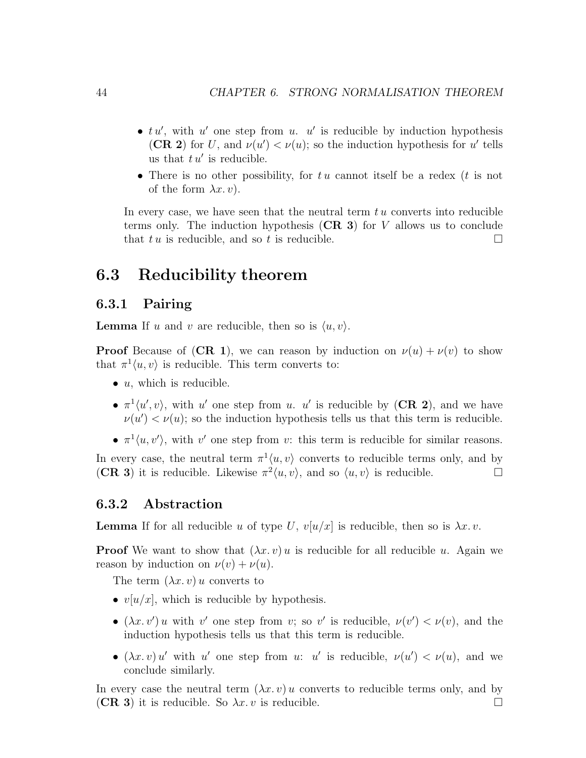- $t\,u'$, with $u'$ one step from $u$. $u'$ is reducible by induction hypothesis (**CR 2**) for $U$, and $\nu(u') < \nu(u)$; so the induction hypothesis for $u'$ tells us that $t\,u'$ is reducible.
- There is no other possibility, for $t\,u$ cannot itself be a redex ($t$ is not of the form $\lambda x.\, v$).

In every case, we have seen that the neutral term $t\,u$ converts into reducible terms only. The induction hypothesis (**CR 3**) for $V$ allows us to conclude that $t\,u$ is reducible, and so $t$ is reducible. □

## 6.3 Reducibility theorem

### 6.3.1 Pairing

**Lemma** If $u$ and $v$ are reducible, then so is $\langle u, v\rangle$.

**Proof** Because of (**CR 1**), we can reason by induction on $\nu(u) + \nu(v)$ to show that $\pi^1\langle u, v\rangle$ is reducible. This term converts to:

- $u$, which is reducible.
- $\pi^1\langle u', v\rangle$, with $u'$ one step from $u$. $u'$ is reducible by (**CR 2**), and we have $\nu(u') < \nu(u)$; so the induction hypothesis tells us that this term is reducible.
- $\pi^1\langle u, v'\rangle$, with $v'$ one step from $v$: this term is reducible for similar reasons.

In every case, the neutral term $\pi^1\langle u, v\rangle$ converts to reducible terms only, and by (**CR 3**) it is reducible. Likewise $\pi^2\langle u, v\rangle$, and so $\langle u, v\rangle$ is reducible. □

### 6.3.2 Abstraction

**Lemma** If for all reducible $u$ of type $U$, $v[u/x]$ is reducible, then so is $\lambda x.\, v$.

**Proof** We want to show that $(\lambda x.\, v)\, u$ is reducible for all reducible $u$. Again we reason by induction on $\nu(v) + \nu(u)$.

The term $(\lambda x.\, v)\, u$ converts to

- $v[u/x]$, which is reducible by hypothesis.
- $(\lambda x.\, v')\, u$ with $v'$ one step from $v$; so $v'$ is reducible, $\nu(v') < \nu(v)$, and the induction hypothesis tells us that this term is reducible.
- $(\lambda x.\, v)\, u'$ with $u'$ one step from $u$: $u'$ is reducible, $\nu(u') < \nu(u)$, and we conclude similarly.

In every case the neutral term $(\lambda x.\, v)\, u$ converts to reducible terms only, and by (**CR 3**) it is reducible. So $\lambda x.\, v$ is reducible. □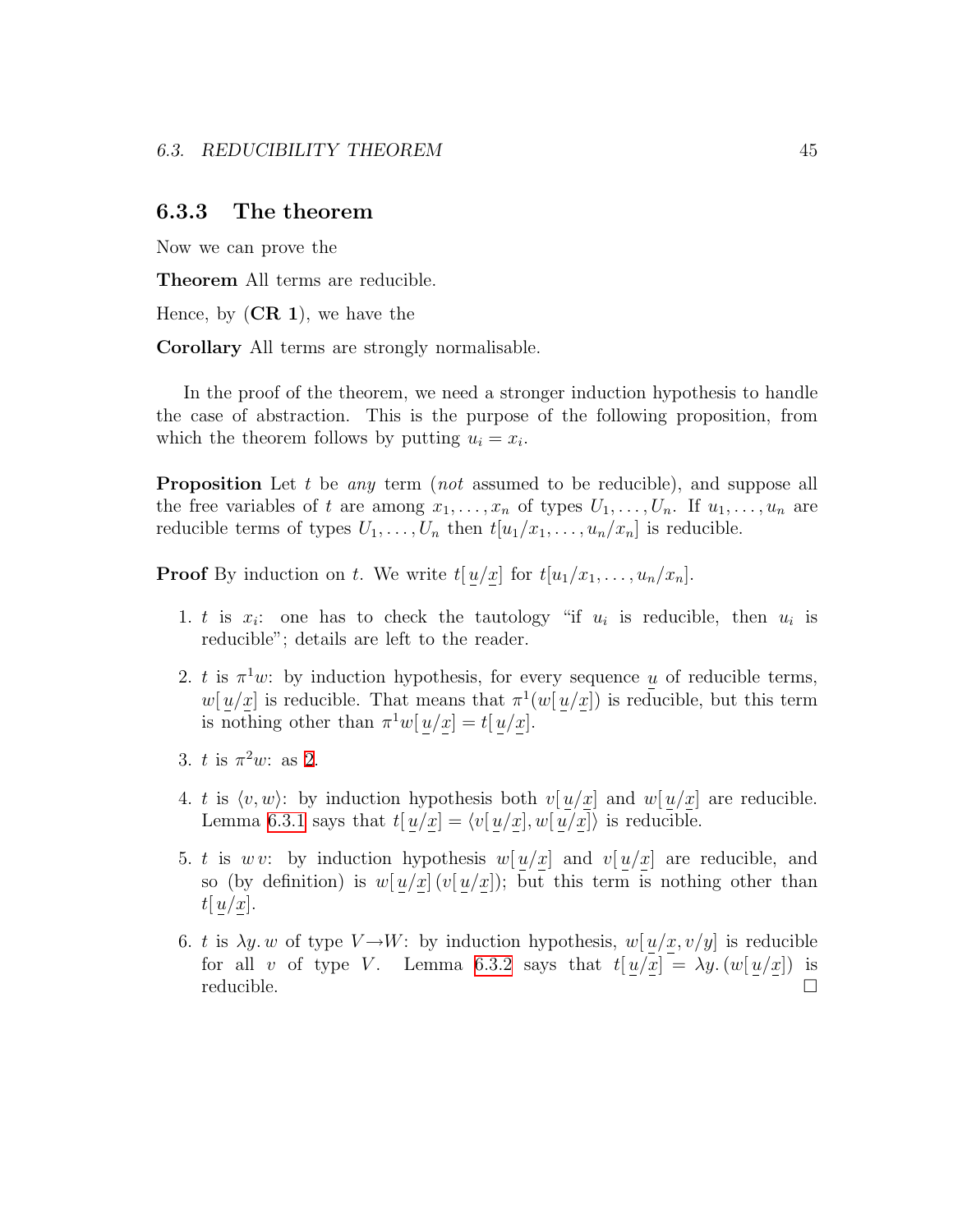### 6.3.3 The theorem

Now we can prove the

**Theorem** All terms are reducible.

Hence, by (**CR 1**), we have the

**Corollary** All terms are strongly normalisable.

In the proof of the theorem, we need a stronger induction hypothesis to handle the case of abstraction. This is the purpose of the following proposition, from which the theorem follows by putting $u_i = x_i$.

**Proposition** Let $t$ be *any* term (*not* assumed to be reducible), and suppose all the free variables of $t$ are among $x_1, \ldots, x_n$ of types $U_1, \ldots, U_n$. If $u_1, \ldots, u_n$ are reducible terms of types $U_1, \ldots, U_n$ then $t[u_1/x_1, \ldots, u_n/x_n]$ is reducible.

**Proof** By induction on $t$. We write $t[\,\underline{u}/\underline{x}]$ for $t[u_1/x_1, \ldots, u_n/x_n]$.

1. $t$ is $x_i$: one has to check the tautology "if $u_i$ is reducible, then $u_i$ is reducible"; details are left to the reader.

2. $t$ is $\pi^1 w$: by induction hypothesis, for every sequence $\underline{u}$ of reducible terms, $w[\,\underline{u}/\underline{x}]$ is reducible. That means that $\pi^1(w[\,\underline{u}/\underline{x}])$ is reducible, but this term is nothing other than $\pi^1 w[\,\underline{u}/\underline{x}] = t[\,\underline{u}/\underline{x}]$.

3. $t$ is $\pi^2 w$: as 2.

4. $t$ is $\langle v, w\rangle$: by induction hypothesis both $v[\,\underline{u}/\underline{x}]$ and $w[\,\underline{u}/\underline{x}]$ are reducible. Lemma 6.3.1 says that $t[\,\underline{u}/\underline{x}] = \langle v[\,\underline{u}/\underline{x}], w[\,\underline{u}/\underline{x}]\rangle$ is reducible.

5. $t$ is $w\,v$: by induction hypothesis $w[\,\underline{u}/\underline{x}]$ and $v[\,\underline{u}/\underline{x}]$ are reducible, and so (by definition) is $w[\,\underline{u}/\underline{x}]\,(v[\,\underline{u}/\underline{x}])$; but this term is nothing other than $t[\,\underline{u}/\underline{x}]$.

6. $t$ is $\lambda y.\, w$ of type $V \to W$: by induction hypothesis, $w[\,\underline{u}/\underline{x}, v/y]$ is reducible for all $v$ of type $V$. Lemma 6.3.2 says that $t[\,\underline{u}/\underline{x}] = \lambda y.\, (w[\,\underline{u}/\underline{x}])$ is reducible. $\square$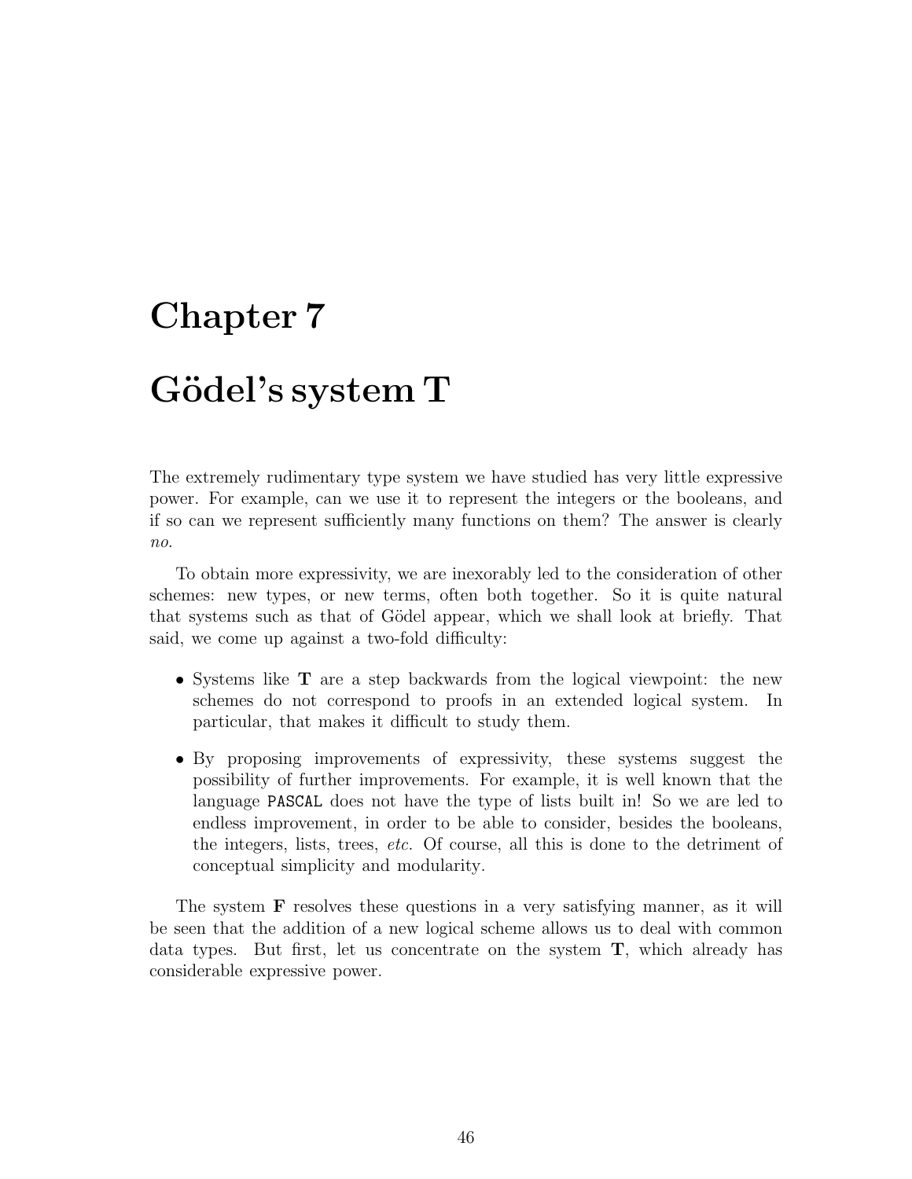# Chapter 7

# Gödel's system T

The extremely rudimentary type system we have studied has very little expressive power. For example, can we use it to represent the integers or the booleans, and if so can we represent sufficiently many functions on them? The answer is clearly *no*.

To obtain more expressivity, we are inexorably led to the consideration of other schemes: new types, or new terms, often both together. So it is quite natural that systems such as that of Gödel appear, which we shall look at briefly. That said, we come up against a two-fold difficulty:

- Systems like **T** are a step backwards from the logical viewpoint: the new schemes do not correspond to proofs in an extended logical system. In particular, that makes it difficult to study them.

- By proposing improvements of expressivity, these systems suggest the possibility of further improvements. For example, it is well known that the language `PASCAL` does not have the type of lists built in! So we are led to endless improvement, in order to be able to consider, besides the booleans, the integers, lists, trees, *etc.* Of course, all this is done to the detriment of conceptual simplicity and modularity.

The system **F** resolves these questions in a very satisfying manner, as it will be seen that the addition of a new logical scheme allows us to deal with common data types. But first, let us concentrate on the system **T**, which already has considerable expressive power.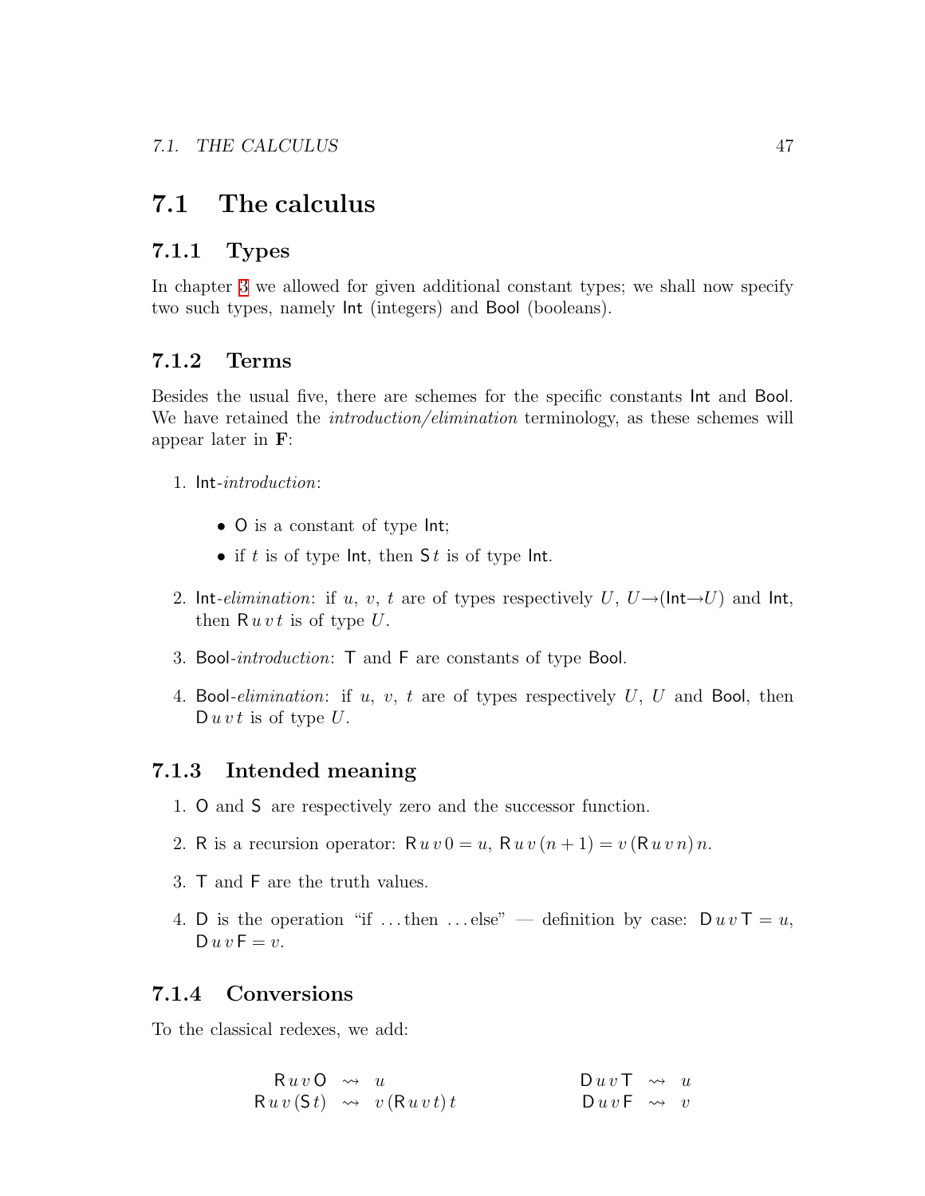## 7.1 The calculus

### 7.1.1 Types

In chapter 3 we allowed for given additional constant types; we shall now specify two such types, namely Int (integers) and Bool (booleans).

### 7.1.2 Terms

Besides the usual five, there are schemes for the specific constants Int and Bool. We have retained the *introduction/elimination* terminology, as these schemes will appear later in **F**:

1. Int-*introduction*:

   - O is a constant of type Int;
   - if $t$ is of type Int, then $\mathsf{S}\,t$ is of type Int.

2. Int-*elimination*: if $u$, $v$, $t$ are of types respectively $U$, $U{\rightarrow}(\mathsf{Int}{\rightarrow}U)$ and Int, then $\mathsf{R}\,u\,v\,t$ is of type $U$.

3. Bool-*introduction*: T and F are constants of type Bool.

4. Bool-*elimination*: if $u$, $v$, $t$ are of types respectively $U$, $U$ and Bool, then $\mathsf{D}\,u\,v\,t$ is of type $U$.

### 7.1.3 Intended meaning

1. O and S are respectively zero and the successor function.

2. R is a recursion operator: $\mathsf{R}\,u\,v\,0 = u$, $\mathsf{R}\,u\,v\,(n+1) = v\,(\mathsf{R}\,u\,v\,n)\,n$.

3. T and F are the truth values.

4. D is the operation "if ...then ...else" — definition by case: $\mathsf{D}\,u\,v\,\mathsf{T} = u$, $\mathsf{D}\,u\,v\,\mathsf{F} = v$.

### 7.1.4 Conversions

To the classical redexes, we add:

$$
\begin{array}{rcl@{\qquad\qquad}rcl}
\mathsf{R}\,u\,v\,\mathsf{O} & \rightsquigarrow & u & \mathsf{D}\,u\,v\,\mathsf{T} & \rightsquigarrow & u \\
\mathsf{R}\,u\,v\,(\mathsf{S}\,t) & \rightsquigarrow & v\,(\mathsf{R}\,u\,v\,t)\,t & \mathsf{D}\,u\,v\,\mathsf{F} & \rightsquigarrow & v
\end{array}
$$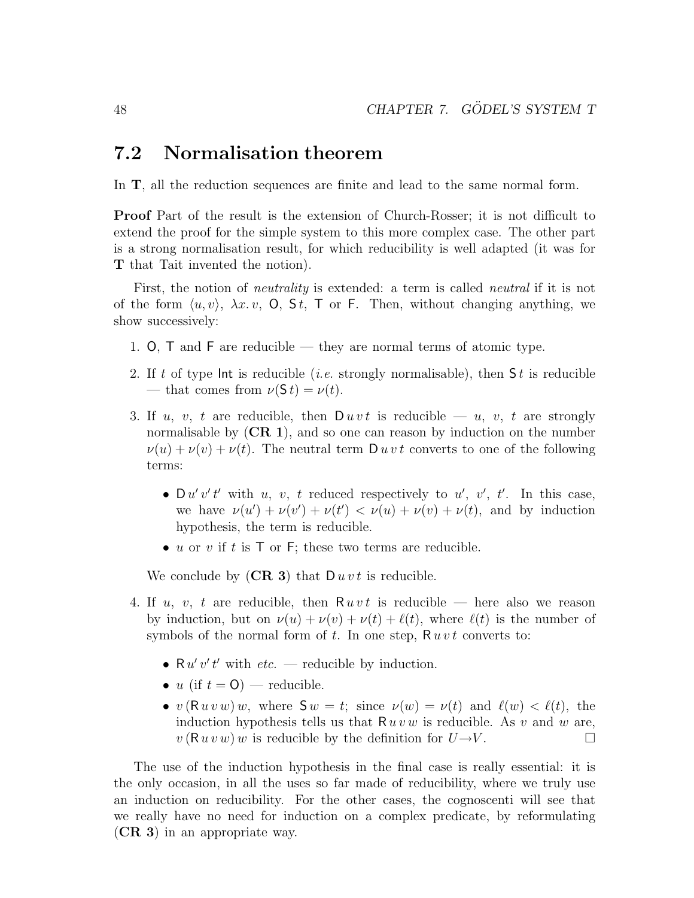## 7.2 Normalisation theorem

In **T**, all the reduction sequences are finite and lead to the same normal form.

**Proof** Part of the result is the extension of Church-Rosser; it is not difficult to extend the proof for the simple system to this more complex case. The other part is a strong normalisation result, for which reducibility is well adapted (it was for **T** that Tait invented the notion).

First, the notion of *neutrality* is extended: a term is called *neutral* if it is not of the form $\langle u, v\rangle$, $\lambda x.\, v$, $\mathsf{O}$, $\mathsf{S}\,t$, $\mathsf{T}$ or $\mathsf{F}$. Then, without changing anything, we show successively:

1. $\mathsf{O}$, $\mathsf{T}$ and $\mathsf{F}$ are reducible — they are normal terms of atomic type.

2. If $t$ of type $\mathsf{Int}$ is reducible (*i.e.* strongly normalisable), then $\mathsf{S}\,t$ is reducible — that comes from $\nu(\mathsf{S}\,t) = \nu(t)$.

3. If $u$, $v$, $t$ are reducible, then $\mathsf{D}\,u\,v\,t$ is reducible — $u$, $v$, $t$ are strongly normalisable by (**CR 1**), and so one can reason by induction on the number $\nu(u) + \nu(v) + \nu(t)$. The neutral term $\mathsf{D}\,u\,v\,t$ converts to one of the following terms:

   - $\mathsf{D}\,u'\,v'\,t'$ with $u$, $v$, $t$ reduced respectively to $u'$, $v'$, $t'$. In this case, we have $\nu(u') + \nu(v') + \nu(t') < \nu(u) + \nu(v) + \nu(t)$, and by induction hypothesis, the term is reducible.
   - $u$ or $v$ if $t$ is $\mathsf{T}$ or $\mathsf{F}$; these two terms are reducible.

   We conclude by (**CR 3**) that $\mathsf{D}\,u\,v\,t$ is reducible.

4. If $u$, $v$, $t$ are reducible, then $\mathsf{R}\,u\,v\,t$ is reducible — here also we reason by induction, but on $\nu(u) + \nu(v) + \nu(t) + \ell(t)$, where $\ell(t)$ is the number of symbols of the normal form of $t$. In one step, $\mathsf{R}\,u\,v\,t$ converts to:

   - $\mathsf{R}\,u'\,v'\,t'$ with *etc.* — reducible by induction.
   - $u$ (if $t = \mathsf{O}$) — reducible.
   - $v\,(\mathsf{R}\,u\,v\,w)\,w$, where $\mathsf{S}\,w = t$; since $\nu(w) = \nu(t)$ and $\ell(w) < \ell(t)$, the induction hypothesis tells us that $\mathsf{R}\,u\,v\,w$ is reducible. As $v$ and $w$ are, $v\,(\mathsf{R}\,u\,v\,w)\,w$ is reducible by the definition for $U{\to}V$. □

The use of the induction hypothesis in the final case is really essential: it is the only occasion, in all the uses so far made of reducibility, where we truly use an induction on reducibility. For the other cases, the cognoscenti will see that we really have no need for induction on a complex predicate, by reformulating (**CR 3**) in an appropriate way.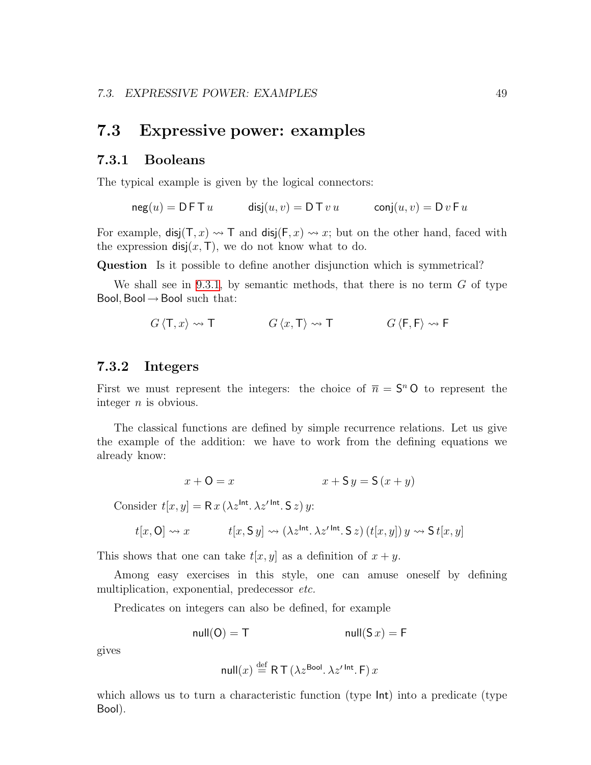## 7.3 Expressive power: examples

### 7.3.1 Booleans

The typical example is given by the logical connectors:

$$\mathsf{neg}(u) = \mathsf{D}\,\mathsf{F}\,\mathsf{T}\,u \qquad \mathsf{disj}(u,v) = \mathsf{D}\,\mathsf{T}\,v\,u \qquad \mathsf{conj}(u,v) = \mathsf{D}\,v\,\mathsf{F}\,u$$

For example, $\mathsf{disj}(\mathsf{T}, x) \rightsquigarrow \mathsf{T}$ and $\mathsf{disj}(\mathsf{F}, x) \rightsquigarrow x$; but on the other hand, faced with the expression $\mathsf{disj}(x, \mathsf{T})$, we do not know what to do.

**Question** Is it possible to define another disjunction which is symmetrical?

We shall see in 9.3.1, by semantic methods, that there is no term $G$ of type $\mathsf{Bool}, \mathsf{Bool} \to \mathsf{Bool}$ such that:

$$G\,\langle \mathsf{T}, x \rangle \rightsquigarrow \mathsf{T} \qquad G\,\langle x, \mathsf{T} \rangle \rightsquigarrow \mathsf{T} \qquad G\,\langle \mathsf{F}, \mathsf{F} \rangle \rightsquigarrow \mathsf{F}$$

### 7.3.2 Integers

First we must represent the integers: the choice of $\overline{n} = \mathsf{S}^n\,\mathsf{O}$ to represent the integer $n$ is obvious.

The classical functions are defined by simple recurrence relations. Let us give the example of the addition: we have to work from the defining equations we already know:

$$x + \mathsf{O} = x \qquad\qquad x + \mathsf{S}\,y = \mathsf{S}\,(x + y)$$

Consider $t[x, y] = \mathsf{R}\,x\,(\lambda z^{\mathsf{Int}}.\,\lambda z'^{\,\mathsf{Int}}.\,\mathsf{S}\,z)\,y$:

$$t[x, \mathsf{O}] \rightsquigarrow x \qquad t[x, \mathsf{S}\,y] \rightsquigarrow (\lambda z^{\mathsf{Int}}.\,\lambda z'^{\,\mathsf{Int}}.\,\mathsf{S}\,z)\,(t[x,y])\,y \rightsquigarrow \mathsf{S}\,t[x,y]$$

This shows that one can take $t[x, y]$ as a definition of $x + y$.

Among easy exercises in this style, one can amuse oneself by defining multiplication, exponential, predecessor *etc.*

Predicates on integers can also be defined, for example

$$\mathsf{null}(\mathsf{O}) = \mathsf{T} \qquad\qquad \mathsf{null}(\mathsf{S}\,x) = \mathsf{F}$$

gives

$$\mathsf{null}(x) \stackrel{\text{def}}{=} \mathsf{R}\,\mathsf{T}\,(\lambda z^{\mathsf{Bool}}.\,\lambda z'^{\,\mathsf{Int}}.\,\mathsf{F})\,x$$

which allows us to turn a characteristic function (type $\mathsf{Int}$) into a predicate (type $\mathsf{Bool}$).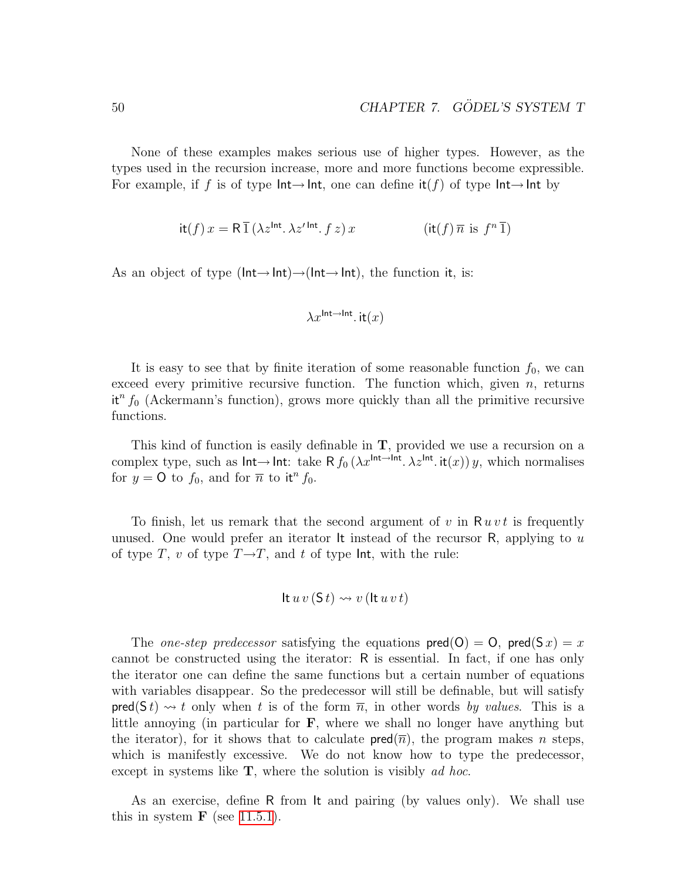None of these examples makes serious use of higher types. However, as the types used in the recursion increase, more and more functions become expressible. For example, if $f$ is of type $\mathsf{Int} \to \mathsf{Int}$, one can define $\mathsf{it}(f)$ of type $\mathsf{Int} \to \mathsf{Int}$ by

$$\mathsf{it}(f)\, x = \mathsf{R}\, \overline{1}\, (\lambda z^{\mathsf{Int}}.\, \lambda z'^{\,\mathsf{Int}}.\, f\, z)\, x \qquad\qquad (\mathsf{it}(f)\, \overline{n} \text{ is } f^n\, \overline{1})$$

As an object of type $(\mathsf{Int} \to \mathsf{Int}) \to (\mathsf{Int} \to \mathsf{Int})$, the function $\mathsf{it}$, is:

$$\lambda x^{\mathsf{Int} \to \mathsf{Int}}.\, \mathsf{it}(x)$$

It is easy to see that by finite iteration of some reasonable function $f_0$, we can exceed every primitive recursive function. The function which, given $n$, returns $\mathsf{it}^n\, f_0$ (Ackermann's function), grows more quickly than all the primitive recursive functions.

This kind of function is easily definable in **T**, provided we use a recursion on a complex type, such as $\mathsf{Int} \to \mathsf{Int}$: take $\mathsf{R}\, f_0\, (\lambda x^{\mathsf{Int} \to \mathsf{Int}}.\, \lambda z^{\mathsf{Int}}.\, \mathsf{it}(x))\, y$, which normalises for $y = \mathsf{O}$ to $f_0$, and for $\overline{n}$ to $\mathsf{it}^n\, f_0$.

To finish, let us remark that the second argument of $v$ in $\mathsf{R}\, u\, v\, t$ is frequently unused. One would prefer an iterator $\mathsf{It}$ instead of the recursor $\mathsf{R}$, applying to $u$ of type $T$, $v$ of type $T \to T$, and $t$ of type $\mathsf{Int}$, with the rule:

$$\mathsf{It}\, u\, v\, (\mathsf{S}\, t) \rightsquigarrow v\, (\mathsf{It}\, u\, v\, t)$$

The *one-step predecessor* satisfying the equations $\mathsf{pred}(\mathsf{O}) = \mathsf{O}$, $\mathsf{pred}(\mathsf{S}\, x) = x$ cannot be constructed using the iterator: $\mathsf{R}$ is essential. In fact, if one has only the iterator one can define the same functions but a certain number of equations with variables disappear. So the predecessor will still be definable, but will satisfy $\mathsf{pred}(\mathsf{S}\, t) \rightsquigarrow t$ only when $t$ is of the form $\overline{n}$, in other words *by values*. This is a little annoying (in particular for **F**, where we shall no longer have anything but the iterator), for it shows that to calculate $\mathsf{pred}(\overline{n})$, the program makes $n$ steps, which is manifestly excessive. We do not know how to type the predecessor, except in systems like **T**, where the solution is visibly *ad hoc*.

As an exercise, define $\mathsf{R}$ from $\mathsf{It}$ and pairing (by values only). We shall use this in system **F** (see 11.5.1).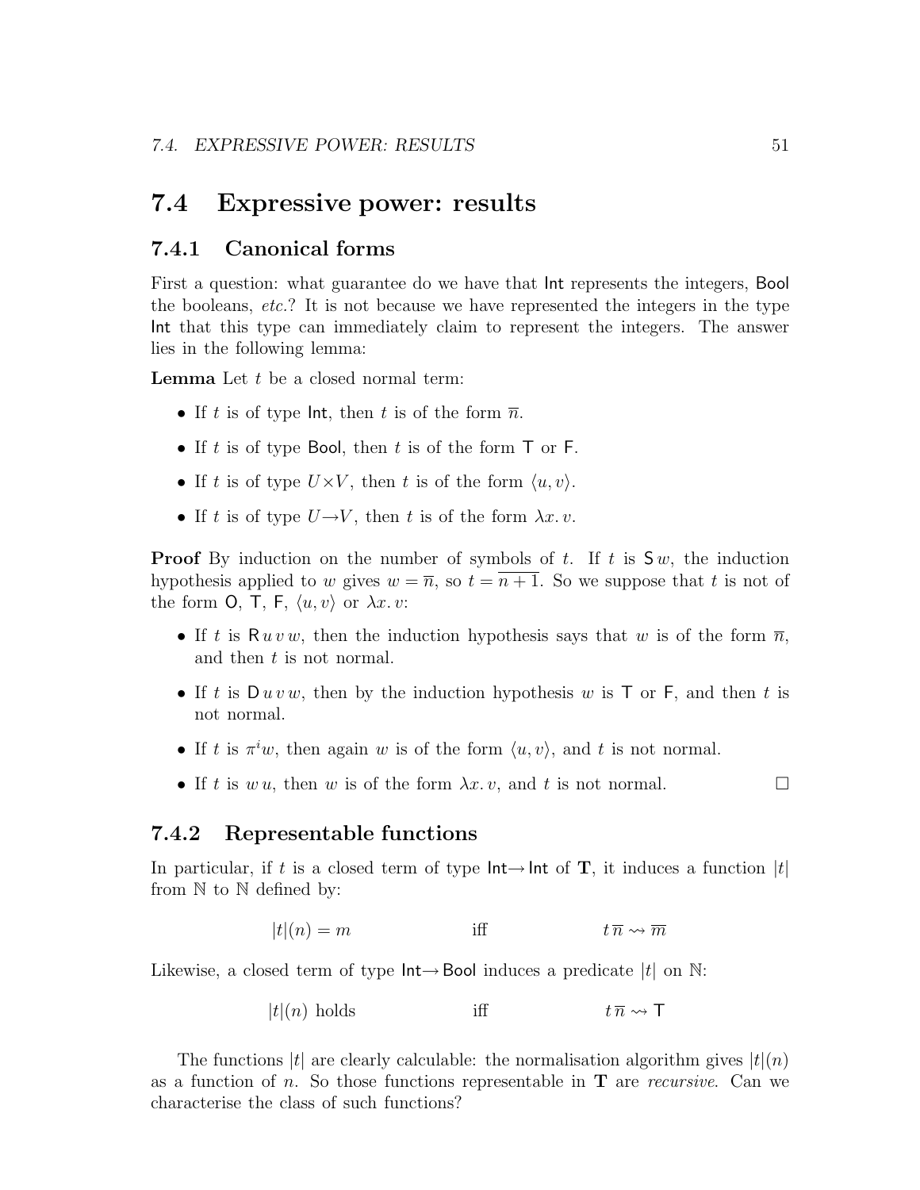## 7.4 Expressive power: results

### 7.4.1 Canonical forms

First a question: what guarantee do we have that Int represents the integers, Bool the booleans, *etc.*? It is not because we have represented the integers in the type Int that this type can immediately claim to represent the integers. The answer lies in the following lemma:

**Lemma** Let $t$ be a closed normal term:

- If $t$ is of type Int, then $t$ is of the form $\overline{n}$.
- If $t$ is of type Bool, then $t$ is of the form $\mathsf{T}$ or $\mathsf{F}$.
- If $t$ is of type $U \times V$, then $t$ is of the form $\langle u, v \rangle$.
- If $t$ is of type $U \to V$, then $t$ is of the form $\lambda x.\, v$.

**Proof** By induction on the number of symbols of $t$. If $t$ is $\mathsf{S}\, w$, the induction hypothesis applied to $w$ gives $w = \overline{n}$, so $t = \overline{n+1}$. So we suppose that $t$ is not of the form $\mathsf{O}$, $\mathsf{T}$, $\mathsf{F}$, $\langle u, v \rangle$ or $\lambda x.\, v$:

- If $t$ is $\mathsf{R}\, u\, v\, w$, then the induction hypothesis says that $w$ is of the form $\overline{n}$, and then $t$ is not normal.
- If $t$ is $\mathsf{D}\, u\, v\, w$, then by the induction hypothesis $w$ is $\mathsf{T}$ or $\mathsf{F}$, and then $t$ is not normal.
- If $t$ is $\pi^i w$, then again $w$ is of the form $\langle u, v \rangle$, and $t$ is not normal.
- If $t$ is $w\, u$, then $w$ is of the form $\lambda x.\, v$, and $t$ is not normal. □

### 7.4.2 Representable functions

In particular, if $t$ is a closed term of type Int $\to$ Int of **T**, it induces a function $|t|$ from $\mathbb{N}$ to $\mathbb{N}$ defined by:

$$|t|(n) = m \qquad\qquad \text{iff} \qquad\qquad t\, \overline{n} \rightsquigarrow \overline{m}$$

Likewise, a closed term of type Int $\to$ Bool induces a predicate $|t|$ on $\mathbb{N}$:

$$|t|(n) \text{ holds} \qquad\qquad \text{iff} \qquad\qquad t\, \overline{n} \rightsquigarrow \mathsf{T}$$

The functions $|t|$ are clearly calculable: the normalisation algorithm gives $|t|(n)$ as a function of $n$. So those functions representable in **T** are *recursive*. Can we characterise the class of such functions?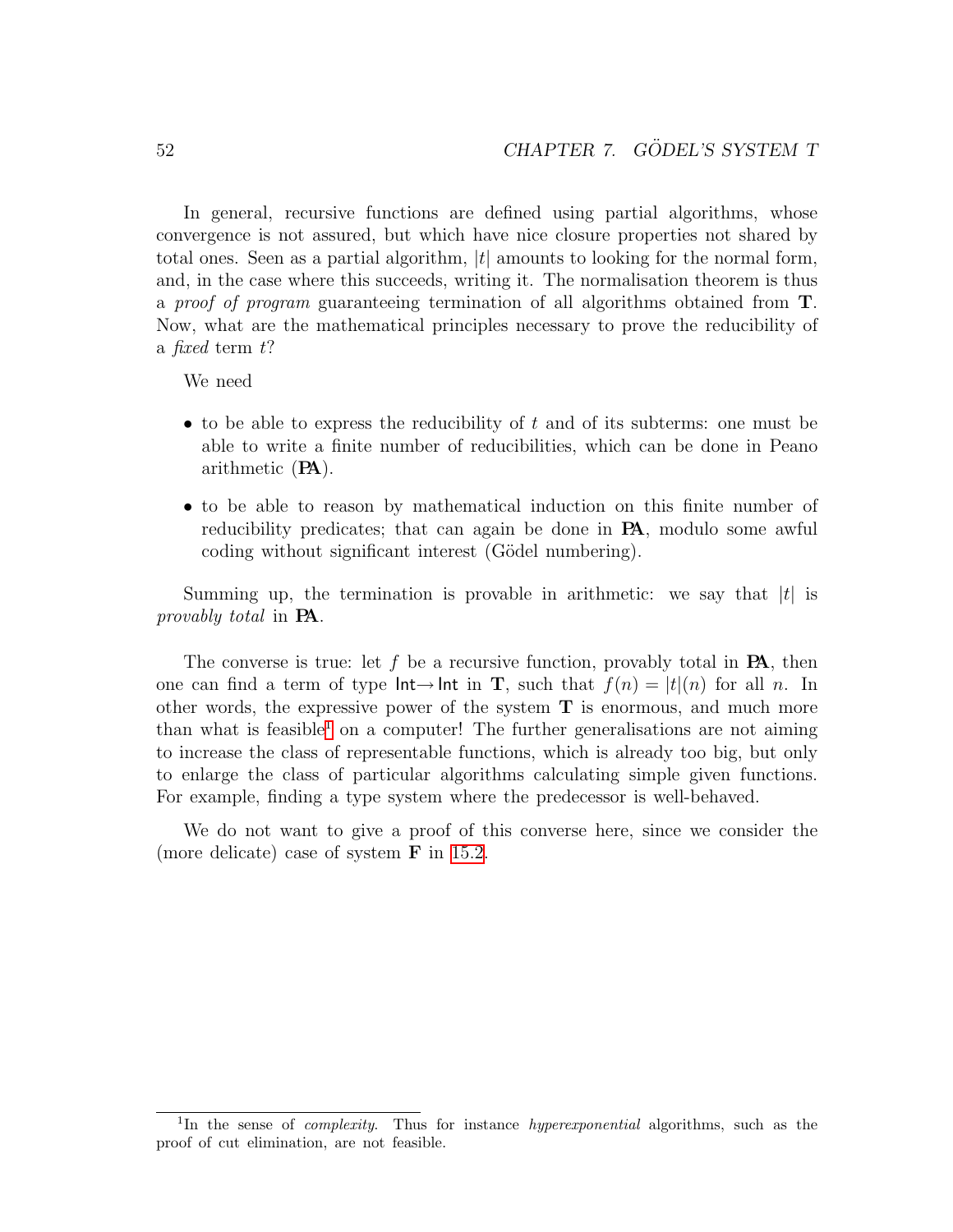In general, recursive functions are defined using partial algorithms, whose convergence is not assured, but which have nice closure properties not shared by total ones. Seen as a partial algorithm, $|t|$ amounts to looking for the normal form, and, in the case where this succeeds, writing it. The normalisation theorem is thus a *proof of program* guaranteeing termination of all algorithms obtained from **T**. Now, what are the mathematical principles necessary to prove the reducibility of a *fixed* term $t$?

We need

- to be able to express the reducibility of $t$ and of its subterms: one must be able to write a finite number of reducibilities, which can be done in Peano arithmetic (**PA**).
- to be able to reason by mathematical induction on this finite number of reducibility predicates; that can again be done in **PA**, modulo some awful coding without significant interest (Gödel numbering).

Summing up, the termination is provable in arithmetic: we say that $|t|$ is *provably total* in **PA**.

The converse is true: let $f$ be a recursive function, provably total in **PA**, then one can find a term of type $\mathsf{Int} \rightarrow \mathsf{Int}$ in **T**, such that $f(n) = |t|(n)$ for all $n$. In other words, the expressive power of the system **T** is enormous, and much more than what is feasible[1] on a computer! The further generalisations are not aiming to increase the class of representable functions, which is already too big, but only to enlarge the class of particular algorithms calculating simple given functions. For example, finding a type system where the predecessor is well-behaved.

We do not want to give a proof of this converse here, since we consider the (more delicate) case of system **F** in 15.2.

[1] In the sense of *complexity*. Thus for instance *hyperexponential* algorithms, such as the proof of cut elimination, are not feasible.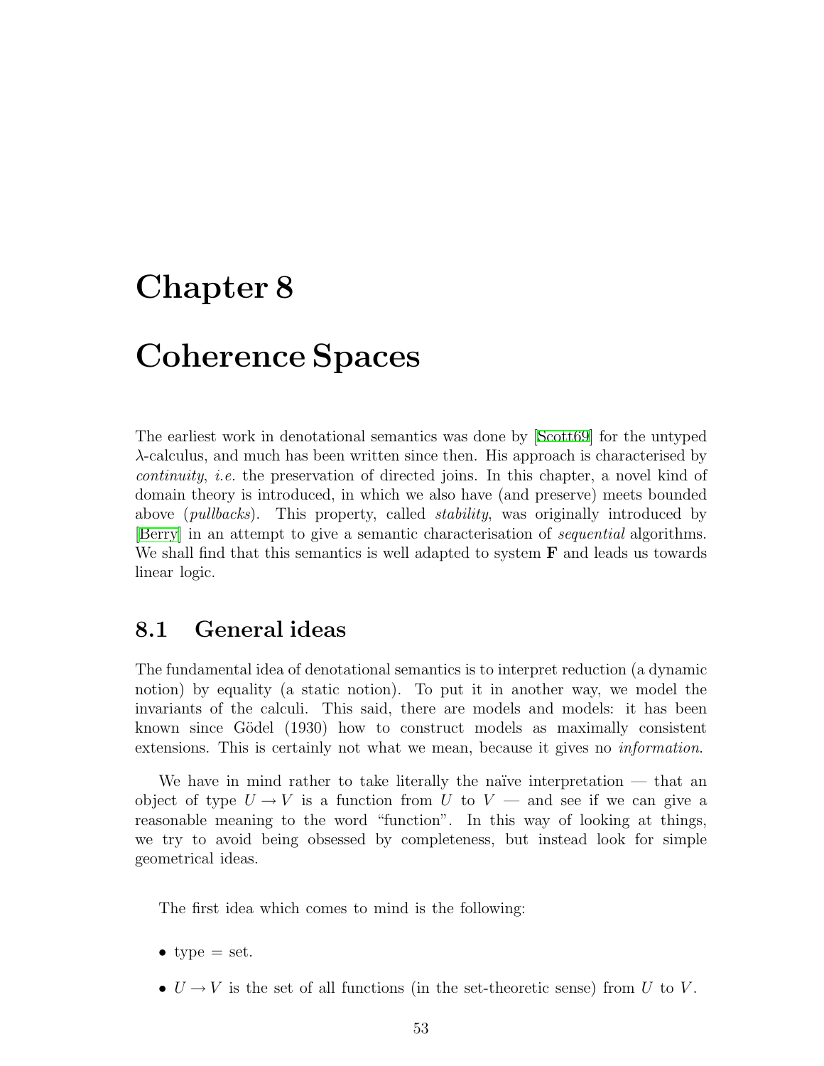# Chapter 8

# Coherence Spaces

The earliest work in denotational semantics was done by [Scott69] for the untyped $\lambda$-calculus, and much has been written since then. His approach is characterised by *continuity*, *i.e.* the preservation of directed joins. In this chapter, a novel kind of domain theory is introduced, in which we also have (and preserve) meets bounded above (*pullbacks*). This property, called *stability*, was originally introduced by [Berry] in an attempt to give a semantic characterisation of *sequential* algorithms. We shall find that this semantics is well adapted to system **F** and leads us towards linear logic.

## 8.1 General ideas

The fundamental idea of denotational semantics is to interpret reduction (a dynamic notion) by equality (a static notion). To put it in another way, we model the invariants of the calculi. This said, there are models and models: it has been known since Gödel (1930) how to construct models as maximally consistent extensions. This is certainly not what we mean, because it gives no *information*.

We have in mind rather to take literally the naïve interpretation — that an object of type $U \to V$ is a function from $U$ to $V$ — and see if we can give a reasonable meaning to the word "function". In this way of looking at things, we try to avoid being obsessed by completeness, but instead look for simple geometrical ideas.

The first idea which comes to mind is the following:

- type = set.
- $U \to V$ is the set of all functions (in the set-theoretic sense) from $U$ to $V$.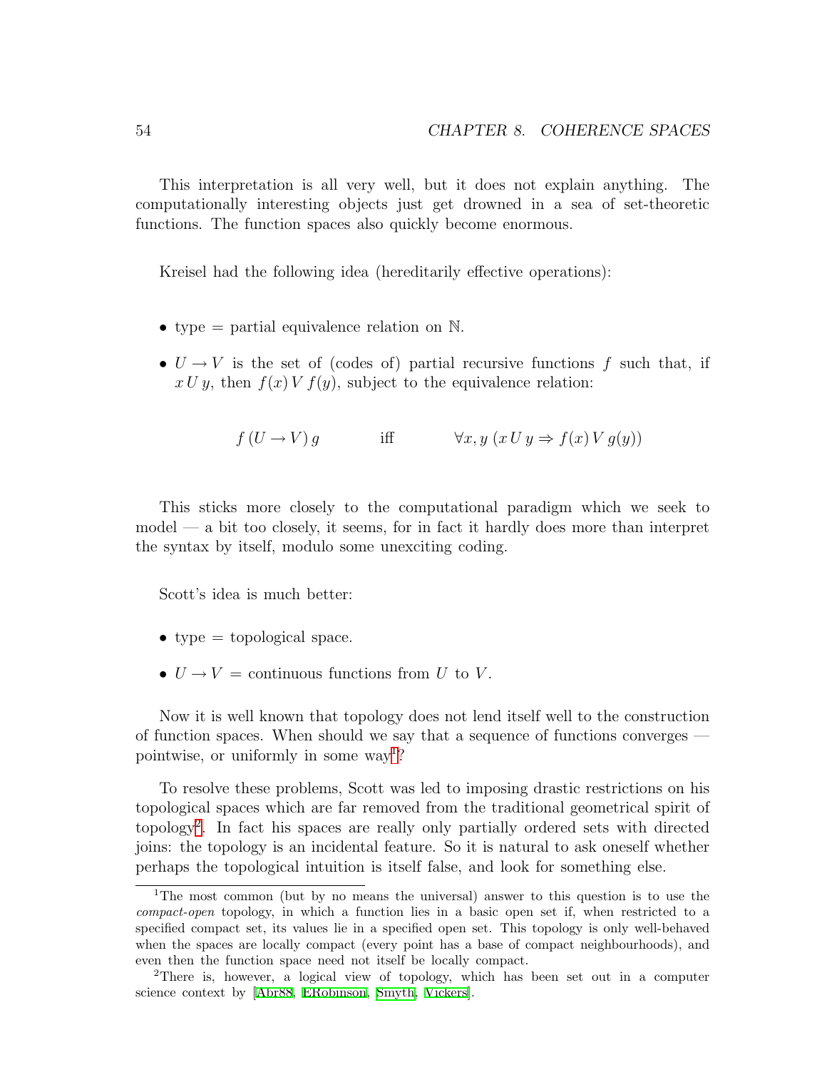This interpretation is all very well, but it does not explain anything. The computationally interesting objects just get drowned in a sea of set-theoretic functions. The function spaces also quickly become enormous.

Kreisel had the following idea (hereditarily effective operations):

- type = partial equivalence relation on $\mathbb{N}$.
- $U \to V$ is the set of (codes of) partial recursive functions $f$ such that, if $x\,U\,y$, then $f(x)\,V\,f(y)$, subject to the equivalence relation:

$$f\,(U \to V)\,g \qquad \text{iff} \qquad \forall x, y\;(x\,U\,y \Rightarrow f(x)\,V\,g(y))$$

This sticks more closely to the computational paradigm which we seek to model — a bit too closely, it seems, for in fact it hardly does more than interpret the syntax by itself, modulo some unexciting coding.

Scott's idea is much better:

- type = topological space.
- $U \to V$ = continuous functions from $U$ to $V$.

Now it is well known that topology does not lend itself well to the construction of function spaces. When should we say that a sequence of functions converges — pointwise, or uniformly in some way[1]?

To resolve these problems, Scott was led to imposing drastic restrictions on his topological spaces which are far removed from the traditional geometrical spirit of topology[2]. In fact his spaces are really only partially ordered sets with directed joins: the topology is an incidental feature. So it is natural to ask oneself whether perhaps the topological intuition is itself false, and look for something else.

[1] The most common (but by no means the universal) answer to this question is to use the *compact-open* topology, in which a function lies in a basic open set if, when restricted to a specified compact set, its values lie in a specified open set. This topology is only well-behaved when the spaces are locally compact (every point has a base of compact neighbourhoods), and even then the function space need not itself be locally compact.

[2] There is, however, a logical view of topology, which has been set out in a computer science context by [Abr88, ERobinson, Smyth, Vickers].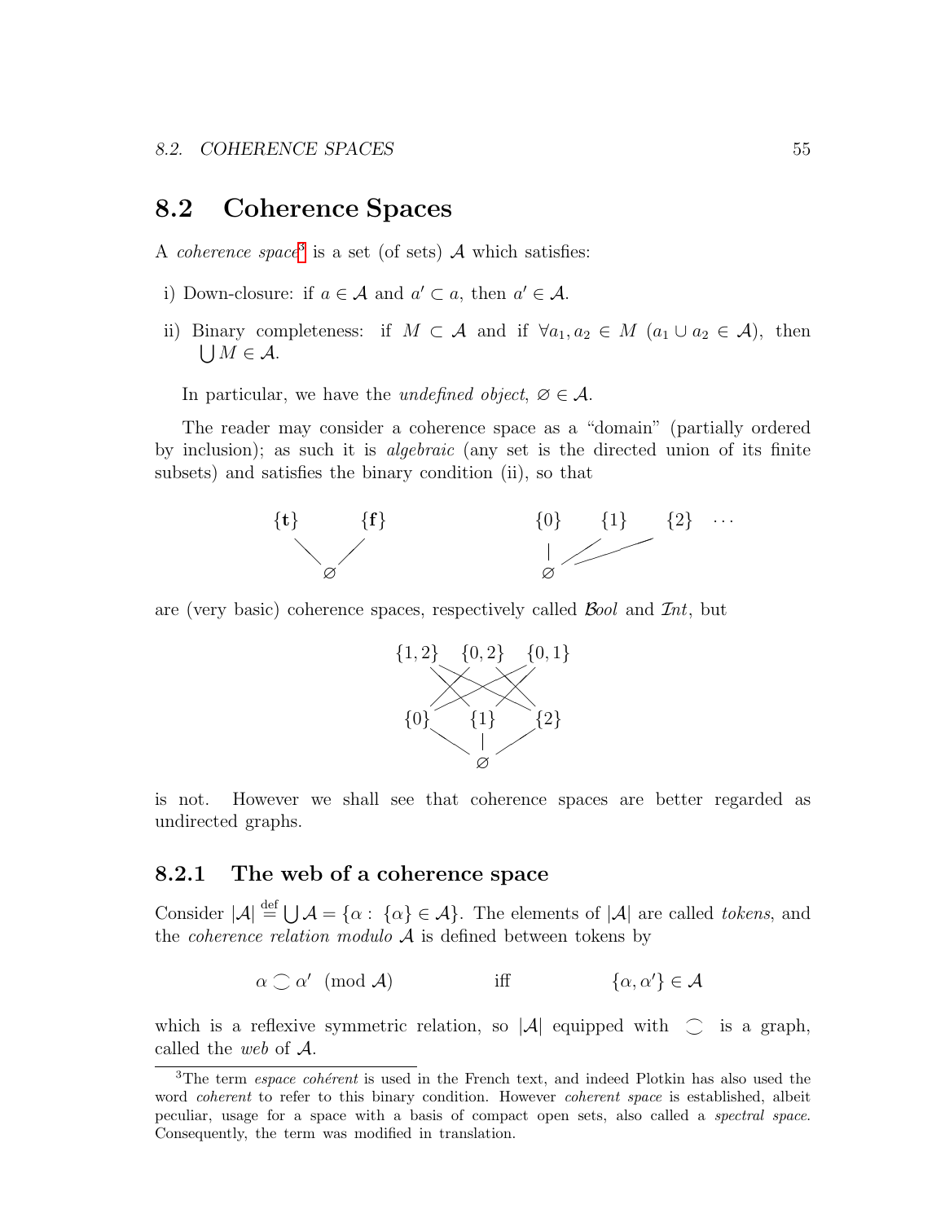## 8.2 Coherence Spaces

A *coherence space*[3] is a set (of sets) $\mathcal{A}$ which satisfies:

i) Down-closure: if $a \in \mathcal{A}$ and $a' \subset a$, then $a' \in \mathcal{A}$.

ii) Binary completeness: if $M \subset \mathcal{A}$ and if $\forall a_1, a_2 \in M\ (a_1 \cup a_2 \in \mathcal{A})$, then $\bigcup M \in \mathcal{A}$.

In particular, we have the *undefined object*, $\varnothing \in \mathcal{A}$.

The reader may consider a coherence space as a "domain" (partially ordered by inclusion); as such it is *algebraic* (any set is the directed union of its finite subsets) and satisfies the binary condition (ii), so that

$$\{\mathbf{t}\} \quad \{\mathbf{f}\} \qquad\qquad \{0\} \quad \{1\} \quad \{2\} \quad \cdots$$
$$\varnothing \qquad\qquad\qquad\qquad \varnothing$$

are (very basic) coherence spaces, respectively called $\mathcal{B}ool$ and $\mathcal{I}nt$, but

$$\{1,2\} \quad \{0,2\} \quad \{0,1\}$$
$$\{0\} \quad \{1\} \quad \{2\}$$
$$\varnothing$$

is not. However we shall see that coherence spaces are better regarded as undirected graphs.

### 8.2.1 The web of a coherence space

Consider $|\mathcal{A}| \stackrel{\text{def}}{=} \bigcup \mathcal{A} = \{\alpha : \{\alpha\} \in \mathcal{A}\}$. The elements of $|\mathcal{A}|$ are called *tokens*, and the *coherence relation modulo* $\mathcal{A}$ is defined between tokens by

$$\alpha \frown \alpha' \pmod{\mathcal{A}} \qquad \text{iff} \qquad \{\alpha, \alpha'\} \in \mathcal{A}$$

which is a reflexive symmetric relation, so $|\mathcal{A}|$ equipped with $\frown$ is a graph, called the *web* of $\mathcal{A}$.

[3] The term *espace cohérent* is used in the French text, and indeed Plotkin has also used the word *coherent* to refer to this binary condition. However *coherent space* is established, albeit peculiar, usage for a space with a basis of compact open sets, also called a *spectral space*. Consequently, the term was modified in translation.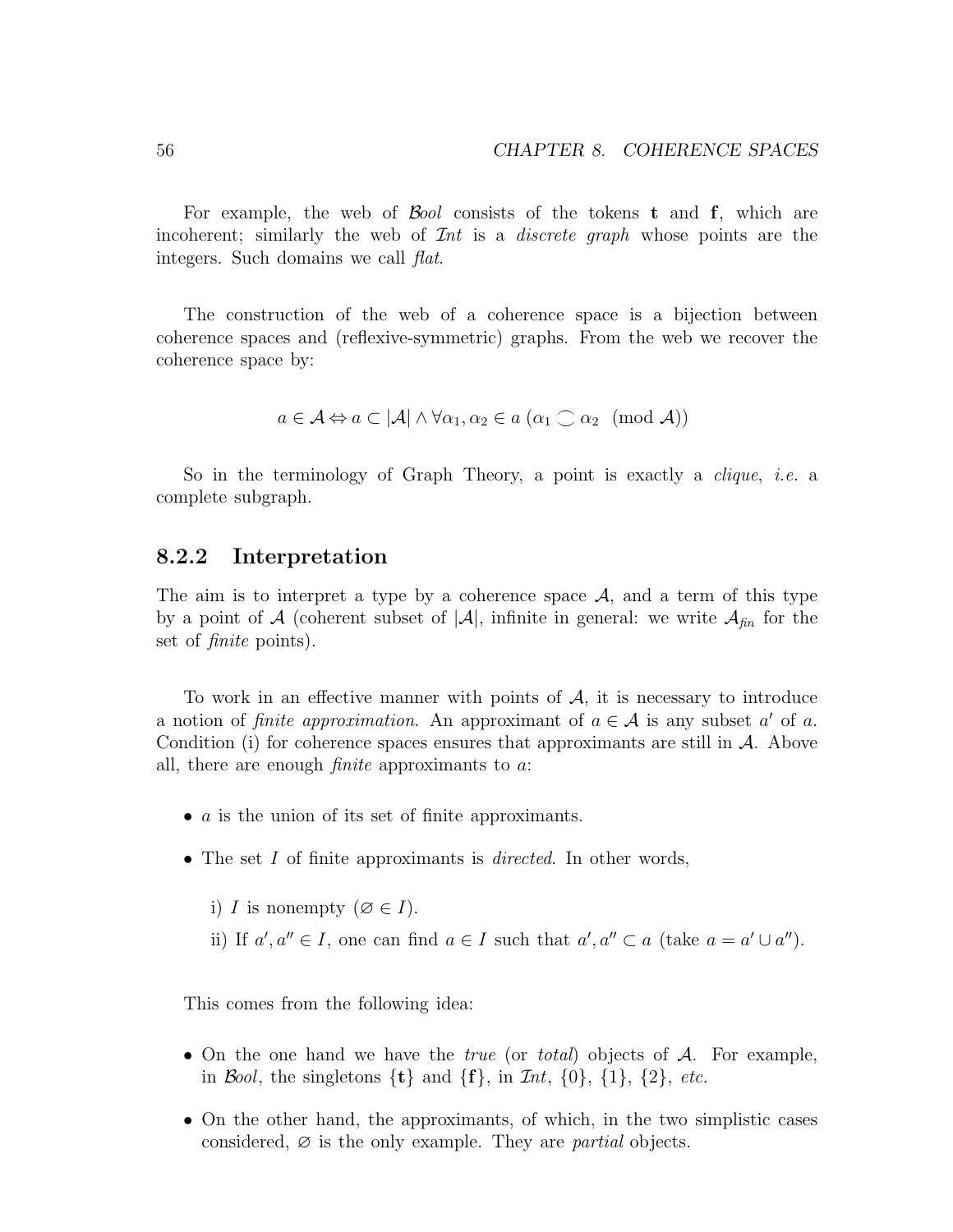For example, the web of $\mathcal{B}ool$ consists of the tokens $\mathbf{t}$ and $\mathbf{f}$, which are incoherent; similarly the web of $\mathcal{I}nt$ is a *discrete graph* whose points are the integers. Such domains we call *flat*.

The construction of the web of a coherence space is a bijection between coherence spaces and (reflexive-symmetric) graphs. From the web we recover the coherence space by:

$$a \in \mathcal{A} \Leftrightarrow a \subset |\mathcal{A}| \wedge \forall \alpha_1, \alpha_2 \in a \; (\alpha_1 \frown\!\!\!\!\smile \alpha_2 \pmod{\mathcal{A}})$$

So in the terminology of Graph Theory, a point is exactly a *clique*, *i.e.* a complete subgraph.

## 8.2.2 Interpretation

The aim is to interpret a type by a coherence space $\mathcal{A}$, and a term of this type by a point of $\mathcal{A}$ (coherent subset of $|\mathcal{A}|$, infinite in general: we write $\mathcal{A}_{fin}$ for the set of *finite* points).

To work in an effective manner with points of $\mathcal{A}$, it is necessary to introduce a notion of *finite approximation*. An approximant of $a \in \mathcal{A}$ is any subset $a'$ of $a$. Condition (i) for coherence spaces ensures that approximants are still in $\mathcal{A}$. Above all, there are enough *finite* approximants to $a$:

- $a$ is the union of its set of finite approximants.
- The set $I$ of finite approximants is *directed*. In other words,

  i) $I$ is nonempty ($\varnothing \in I$).

  ii) If $a', a'' \in I$, one can find $a \in I$ such that $a', a'' \subset a$ (take $a = a' \cup a''$).

This comes from the following idea:

- On the one hand we have the *true* (or *total*) objects of $\mathcal{A}$. For example, in $\mathcal{B}ool$, the singletons $\{\mathbf{t}\}$ and $\{\mathbf{f}\}$, in $\mathcal{I}nt$, $\{0\}$, $\{1\}$, $\{2\}$, *etc.*
- On the other hand, the approximants, of which, in the two simplistic cases considered, $\varnothing$ is the only example. They are *partial* objects.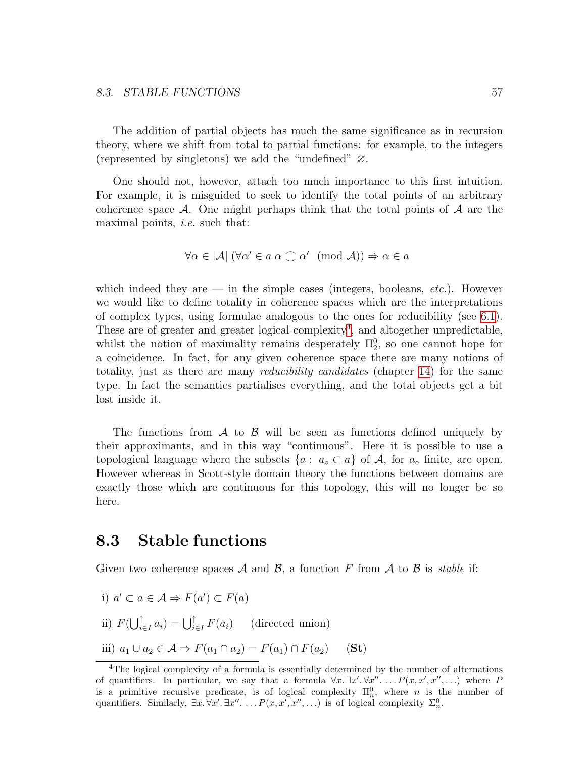The addition of partial objects has much the same significance as in recursion theory, where we shift from total to partial functions: for example, to the integers (represented by singletons) we add the "undefined" $\varnothing$.

One should not, however, attach too much importance to this first intuition. For example, it is misguided to seek to identify the total points of an arbitrary coherence space $\mathcal{A}$. One might perhaps think that the total points of $\mathcal{A}$ are the maximal points, *i.e.* such that:

$$\forall \alpha \in |\mathcal{A}| \; (\forall \alpha' \in a \; \alpha \frown \alpha' \pmod{\mathcal{A}}) \Rightarrow \alpha \in a$$

which indeed they are — in the simple cases (integers, booleans, *etc.*). However we would like to define totality in coherence spaces which are the interpretations of complex types, using formulae analogous to the ones for reducibility (see 6.1). These are of greater and greater logical complexity[4], and altogether unpredictable, whilst the notion of maximality remains desperately $\Pi^0_2$, so one cannot hope for a coincidence. In fact, for any given coherence space there are many notions of totality, just as there are many *reducibility candidates* (chapter 14) for the same type. In fact the semantics partialises everything, and the total objects get a bit lost inside it.

The functions from $\mathcal{A}$ to $\mathcal{B}$ will be seen as functions defined uniquely by their approximants, and in this way "continuous". Here it is possible to use a topological language where the subsets $\{a : \; a_\circ \subset a\}$ of $\mathcal{A}$, for $a_\circ$ finite, are open. However whereas in Scott-style domain theory the functions between domains are exactly those which are continuous for this topology, this will no longer be so here.

## 8.3 Stable functions

Given two coherence spaces $\mathcal{A}$ and $\mathcal{B}$, a function $F$ from $\mathcal{A}$ to $\mathcal{B}$ is *stable* if:

i) $a' \subset a \in \mathcal{A} \Rightarrow F(a') \subset F(a)$

ii) $F(\bigcup^{\uparrow}_{i \in I} a_i) = \bigcup^{\uparrow}_{i \in I} F(a_i)$ (directed union)

iii) $a_1 \cup a_2 \in \mathcal{A} \Rightarrow F(a_1 \cap a_2) = F(a_1) \cap F(a_2)$ **(St)**

[4] The logical complexity of a formula is essentially determined by the number of alternations of quantifiers. In particular, we say that a formula $\forall x. \exists x'. \forall x''. \ldots P(x, x', x'', \ldots)$ where $P$ is a primitive recursive predicate, is of logical complexity $\Pi^0_n$, where $n$ is the number of quantifiers. Similarly, $\exists x. \forall x'. \exists x''. \ldots P(x, x', x'', \ldots)$ is of logical complexity $\Sigma^0_n$.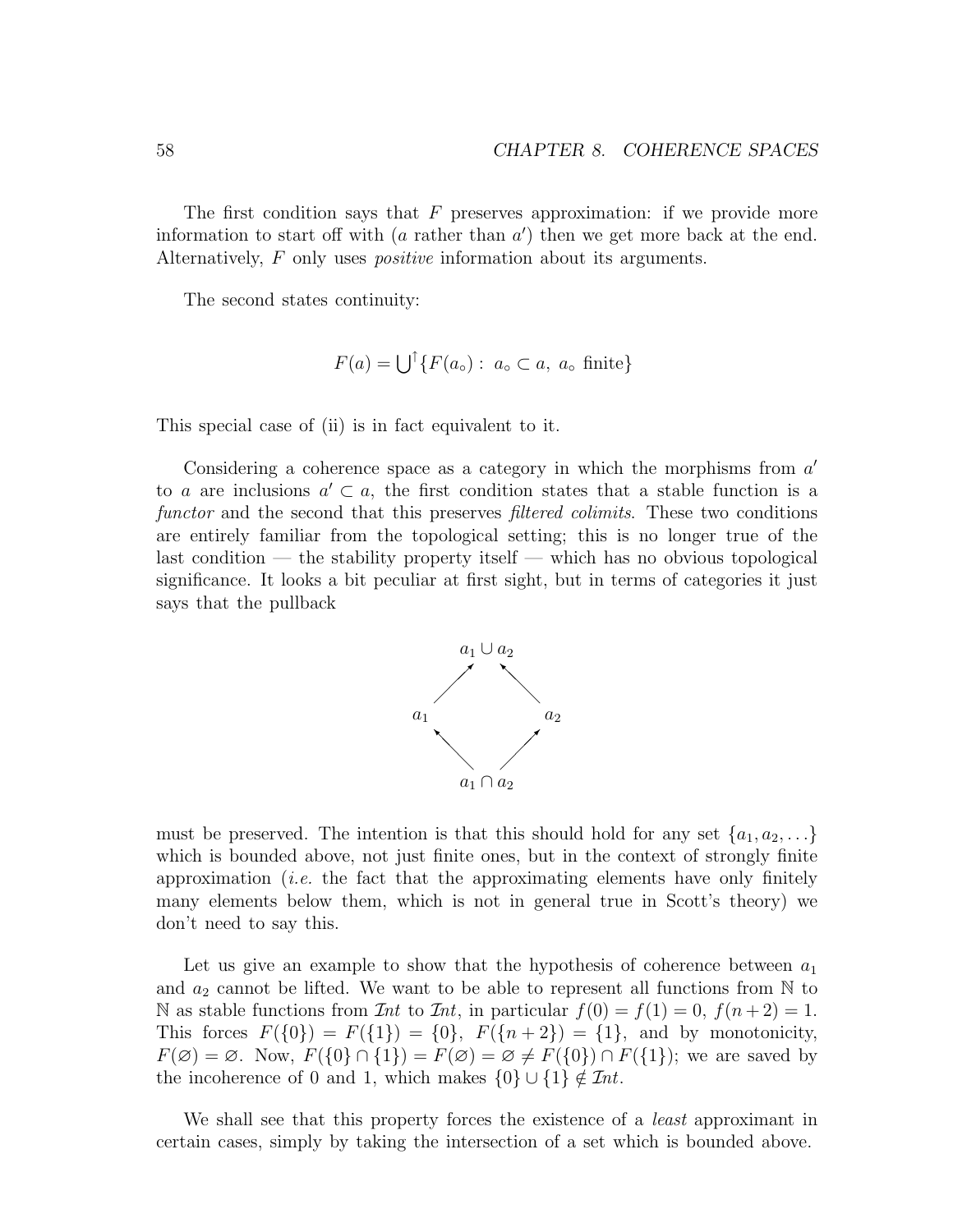The first condition says that $F$ preserves approximation: if we provide more information to start off with ($a$ rather than $a'$) then we get more back at the end. Alternatively, $F$ only uses *positive* information about its arguments.

The second states continuity:

$$F(a) = \bigcup\nolimits^{\uparrow}\{F(a_\circ) : \; a_\circ \subset a, \; a_\circ \text{ finite}\}$$

This special case of (ii) is in fact equivalent to it.

Considering a coherence space as a category in which the morphisms from $a'$ to $a$ are inclusions $a' \subset a$, the first condition states that a stable function is a *functor* and the second that this preserves *filtered colimits*. These two conditions are entirely familiar from the topological setting; this is no longer true of the last condition — the stability property itself — which has no obvious topological significance. It looks a bit peculiar at first sight, but in terms of categories it just says that the pullback

$$\begin{array}{ccccc} & & a_1 \cup a_2 & & \\ & \nearrow & & \nwarrow & \\ a_1 & & & & a_2 \\ & \nwarrow & & \nearrow & \\ & & a_1 \cap a_2 & & \end{array}$$

must be preserved. The intention is that this should hold for any set $\{a_1, a_2, \ldots\}$ which is bounded above, not just finite ones, but in the context of strongly finite approximation (*i.e.* the fact that the approximating elements have only finitely many elements below them, which is not in general true in Scott's theory) we don't need to say this.

Let us give an example to show that the hypothesis of coherence between $a_1$ and $a_2$ cannot be lifted. We want to be able to represent all functions from $\mathbb{N}$ to $\mathbb{N}$ as stable functions from $\mathcal{I}nt$ to $\mathcal{I}nt$, in particular $f(0) = f(1) = 0$, $f(n+2) = 1$. This forces $F(\{0\}) = F(\{1\}) = \{0\}$, $F(\{n+2\}) = \{1\}$, and by monotonicity, $F(\varnothing) = \varnothing$. Now, $F(\{0\} \cap \{1\}) = F(\varnothing) = \varnothing \neq F(\{0\}) \cap F(\{1\})$; we are saved by the incoherence of 0 and 1, which makes $\{0\} \cup \{1\} \notin \mathcal{I}nt$.

We shall see that this property forces the existence of a *least* approximant in certain cases, simply by taking the intersection of a set which is bounded above.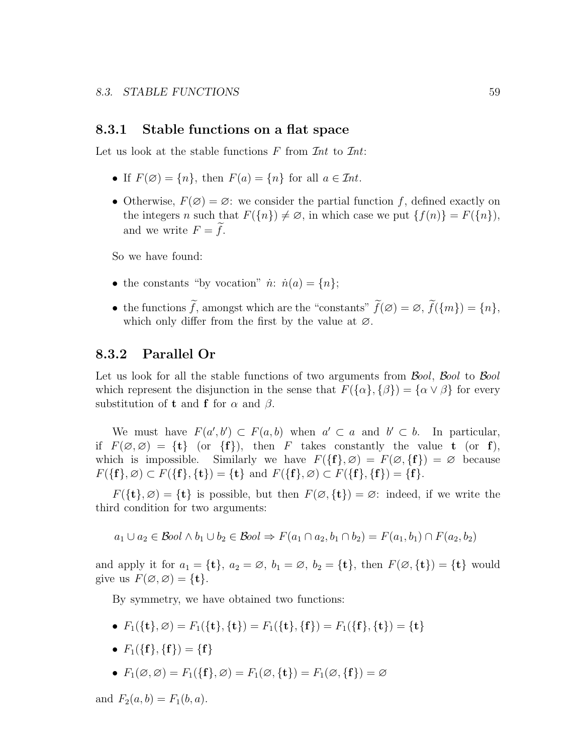### 8.3.1 Stable functions on a flat space

Let us look at the stable functions $F$ from $\mathcal{I}nt$ to $\mathcal{I}nt$:

- If $F(\varnothing) = \{n\}$, then $F(a) = \{n\}$ for all $a \in \mathcal{I}nt$.
- Otherwise, $F(\varnothing) = \varnothing$: we consider the partial function $f$, defined exactly on the integers $n$ such that $F(\{n\}) \neq \varnothing$, in which case we put $\{f(n)\} = F(\{n\})$, and we write $F = \widetilde{f}$.

So we have found:

- the constants "by vocation" $\dot{n}$: $\dot{n}(a) = \{n\}$;
- the functions $\widetilde{f}$, amongst which are the "constants" $\widetilde{f}(\varnothing) = \varnothing$, $\widetilde{f}(\{m\}) = \{n\}$, which only differ from the first by the value at $\varnothing$.

### 8.3.2 Parallel Or

Let us look for all the stable functions of two arguments from $\mathcal{B}ool$, $\mathcal{B}ool$ to $\mathcal{B}ool$ which represent the disjunction in the sense that $F(\{\alpha\}, \{\beta\}) = \{\alpha \vee \beta\}$ for every substitution of $\mathbf{t}$ and $\mathbf{f}$ for $\alpha$ and $\beta$.

We must have $F(a', b') \subset F(a, b)$ when $a' \subset a$ and $b' \subset b$. In particular, if $F(\varnothing, \varnothing) = \{\mathbf{t}\}$ (or $\{\mathbf{f}\}$), then $F$ takes constantly the value $\mathbf{t}$ (or $\mathbf{f}$), which is impossible. Similarly we have $F(\{\mathbf{f}\}, \varnothing) = F(\varnothing, \{\mathbf{f}\}) = \varnothing$ because $F(\{\mathbf{f}\}, \varnothing) \subset F(\{\mathbf{f}\}, \{\mathbf{t}\}) = \{\mathbf{t}\}$ and $F(\{\mathbf{f}\}, \varnothing) \subset F(\{\mathbf{f}\}, \{\mathbf{f}\}) = \{\mathbf{f}\}$.

$F(\{\mathbf{t}\}, \varnothing) = \{\mathbf{t}\}$ is possible, but then $F(\varnothing, \{\mathbf{t}\}) = \varnothing$: indeed, if we write the third condition for two arguments:

$$a_1 \cup a_2 \in \mathcal{B}ool \wedge b_1 \cup b_2 \in \mathcal{B}ool \Rightarrow F(a_1 \cap a_2, b_1 \cap b_2) = F(a_1, b_1) \cap F(a_2, b_2)$$

and apply it for $a_1 = \{\mathbf{t}\}$, $a_2 = \varnothing$, $b_1 = \varnothing$, $b_2 = \{\mathbf{t}\}$, then $F(\varnothing, \{\mathbf{t}\}) = \{\mathbf{t}\}$ would give us $F(\varnothing, \varnothing) = \{\mathbf{t}\}$.

By symmetry, we have obtained two functions:

- $F_1(\{\mathbf{t}\}, \varnothing) = F_1(\{\mathbf{t}\}, \{\mathbf{t}\}) = F_1(\{\mathbf{t}\}, \{\mathbf{f}\}) = F_1(\{\mathbf{f}\}, \{\mathbf{t}\}) = \{\mathbf{t}\}$
- $F_1(\{\mathbf{f}\}, \{\mathbf{f}\}) = \{\mathbf{f}\}$
- $F_1(\varnothing, \varnothing) = F_1(\{\mathbf{f}\}, \varnothing) = F_1(\varnothing, \{\mathbf{t}\}) = F_1(\varnothing, \{\mathbf{f}\}) = \varnothing$

and $F_2(a, b) = F_1(b, a)$.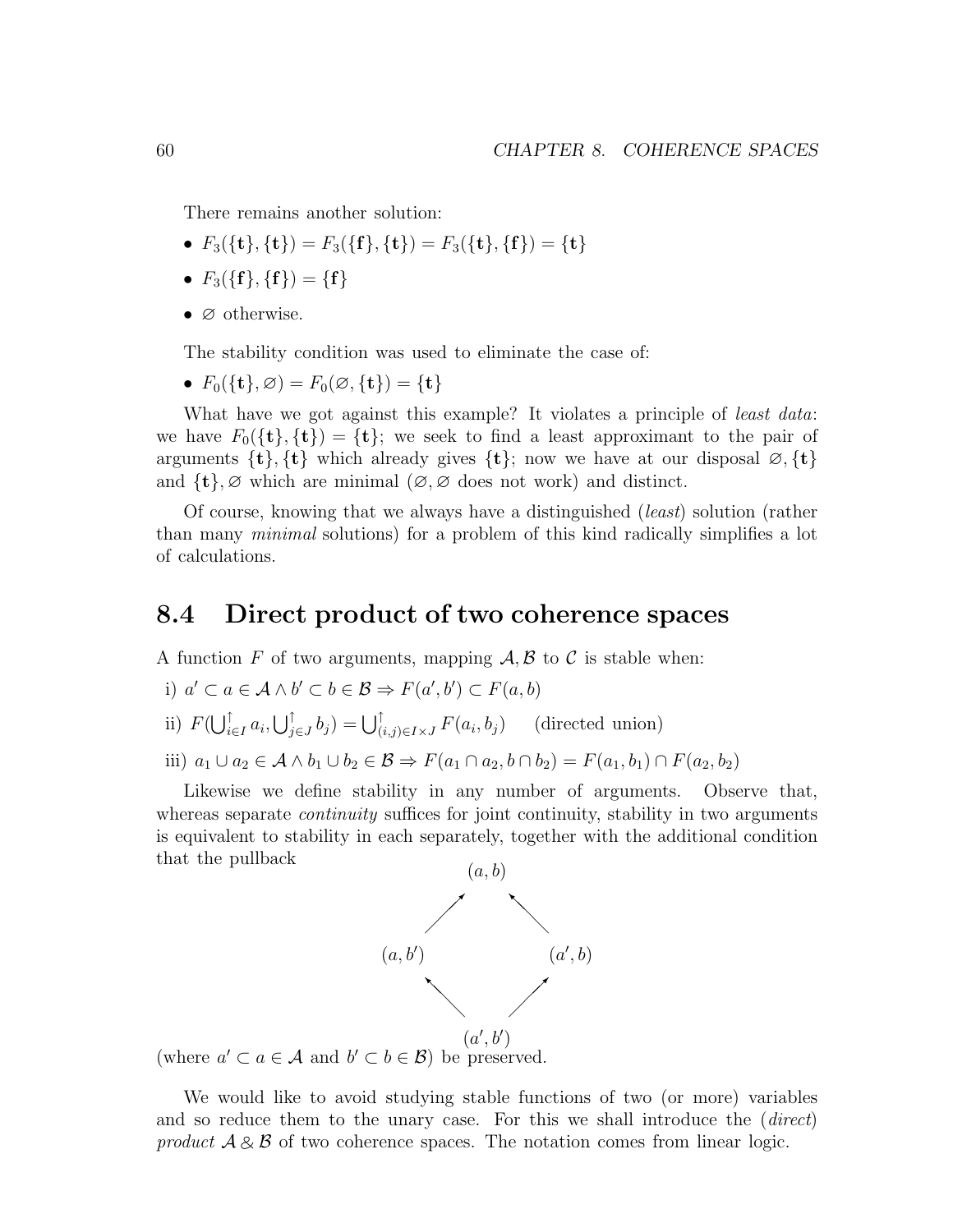There remains another solution:

- $F_3(\{\mathbf{t}\}, \{\mathbf{t}\}) = F_3(\{\mathbf{f}\}, \{\mathbf{t}\}) = F_3(\{\mathbf{t}\}, \{\mathbf{f}\}) = \{\mathbf{t}\}$
- $F_3(\{\mathbf{f}\}, \{\mathbf{f}\}) = \{\mathbf{f}\}$
- $\varnothing$ otherwise.

The stability condition was used to eliminate the case of:

- $F_0(\{\mathbf{t}\}, \varnothing) = F_0(\varnothing, \{\mathbf{t}\}) = \{\mathbf{t}\}$

What have we got against this example? It violates a principle of *least data*: we have $F_0(\{\mathbf{t}\}, \{\mathbf{t}\}) = \{\mathbf{t}\}$; we seek to find a least approximant to the pair of arguments $\{\mathbf{t}\}, \{\mathbf{t}\}$ which already gives $\{\mathbf{t}\}$; now we have at our disposal $\varnothing, \{\mathbf{t}\}$ and $\{\mathbf{t}\}, \varnothing$ which are minimal ($\varnothing, \varnothing$ does not work) and distinct.

Of course, knowing that we always have a distinguished (*least*) solution (rather than many *minimal* solutions) for a problem of this kind radically simplifies a lot of calculations.

## 8.4 Direct product of two coherence spaces

A function $F$ of two arguments, mapping $\mathcal{A}, \mathcal{B}$ to $\mathcal{C}$ is stable when:

i) $a' \subset a \in \mathcal{A} \wedge b' \subset b \in \mathcal{B} \Rightarrow F(a', b') \subset F(a, b)$

ii) $F(\bigcup^{\uparrow}_{i \in I} a_i, \bigcup^{\uparrow}_{j \in J} b_j) = \bigcup^{\uparrow}_{(i,j) \in I \times J} F(a_i, b_j)$ (directed union)

iii) $a_1 \cup a_2 \in \mathcal{A} \wedge b_1 \cup b_2 \in \mathcal{B} \Rightarrow F(a_1 \cap a_2, b \cap b_2) = F(a_1, b_1) \cap F(a_2, b_2)$

Likewise we define stability in any number of arguments. Observe that, whereas separate *continuity* suffices for joint continuity, stability in two arguments is equivalent to stability in each separately, together with the additional condition that the pullback

$$
\begin{array}{ccc}
 & (a, b) & \\
\nearrow & & \nwarrow \\
(a, b') & & (a', b) \\
\nwarrow & & \nearrow \\
 & (a', b') &
\end{array}
$$

(where $a' \subset a \in \mathcal{A}$ and $b' \subset b \in \mathcal{B}$) be preserved.

We would like to avoid studying stable functions of two (or more) variables and so reduce them to the unary case. For this we shall introduce the (*direct*) *product* $\mathcal{A} \,\&\, \mathcal{B}$ of two coherence spaces. The notation comes from linear logic.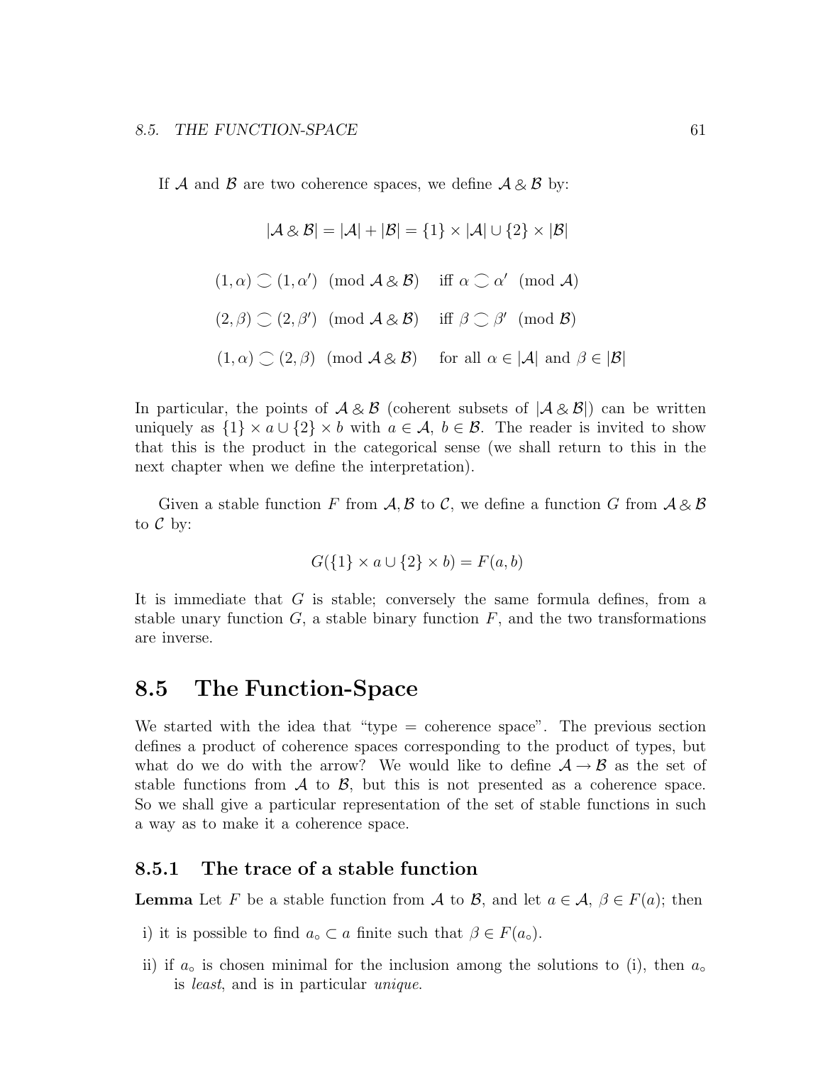If $\mathcal{A}$ and $\mathcal{B}$ are two coherence spaces, we define $\mathcal{A} \,\&\, \mathcal{B}$ by:

$$|\mathcal{A} \,\&\, \mathcal{B}| = |\mathcal{A}| + |\mathcal{B}| = \{1\} \times |\mathcal{A}| \cup \{2\} \times |\mathcal{B}|$$

$$(1, \alpha) \frown (1, \alpha') \pmod{\mathcal{A} \,\&\, \mathcal{B}} \quad \text{iff } \alpha \frown \alpha' \pmod{\mathcal{A}}$$

$$(2, \beta) \frown (2, \beta') \pmod{\mathcal{A} \,\&\, \mathcal{B}} \quad \text{iff } \beta \frown \beta' \pmod{\mathcal{B}}$$

$$(1, \alpha) \frown (2, \beta) \pmod{\mathcal{A} \,\&\, \mathcal{B}} \quad \text{for all } \alpha \in |\mathcal{A}| \text{ and } \beta \in |\mathcal{B}|$$

In particular, the points of $\mathcal{A} \,\&\, \mathcal{B}$ (coherent subsets of $|\mathcal{A} \,\&\, \mathcal{B}|$) can be written uniquely as $\{1\} \times a \cup \{2\} \times b$ with $a \in \mathcal{A}$, $b \in \mathcal{B}$. The reader is invited to show that this is the product in the categorical sense (we shall return to this in the next chapter when we define the interpretation).

Given a stable function $F$ from $\mathcal{A}, \mathcal{B}$ to $\mathcal{C}$, we define a function $G$ from $\mathcal{A} \,\&\, \mathcal{B}$ to $\mathcal{C}$ by:

$$G(\{1\} \times a \cup \{2\} \times b) = F(a, b)$$

It is immediate that $G$ is stable; conversely the same formula defines, from a stable unary function $G$, a stable binary function $F$, and the two transformations are inverse.

## 8.5 The Function-Space

We started with the idea that "type = coherence space". The previous section defines a product of coherence spaces corresponding to the product of types, but what do we do with the arrow? We would like to define $\mathcal{A} \to \mathcal{B}$ as the set of stable functions from $\mathcal{A}$ to $\mathcal{B}$, but this is not presented as a coherence space. So we shall give a particular representation of the set of stable functions in such a way as to make it a coherence space.

### 8.5.1 The trace of a stable function

**Lemma** Let $F$ be a stable function from $\mathcal{A}$ to $\mathcal{B}$, and let $a \in \mathcal{A}$, $\beta \in F(a)$; then

i) it is possible to find $a_\circ \subset a$ finite such that $\beta \in F(a_\circ)$.

ii) if $a_\circ$ is chosen minimal for the inclusion among the solutions to (i), then $a_\circ$ is *least*, and is in particular *unique*.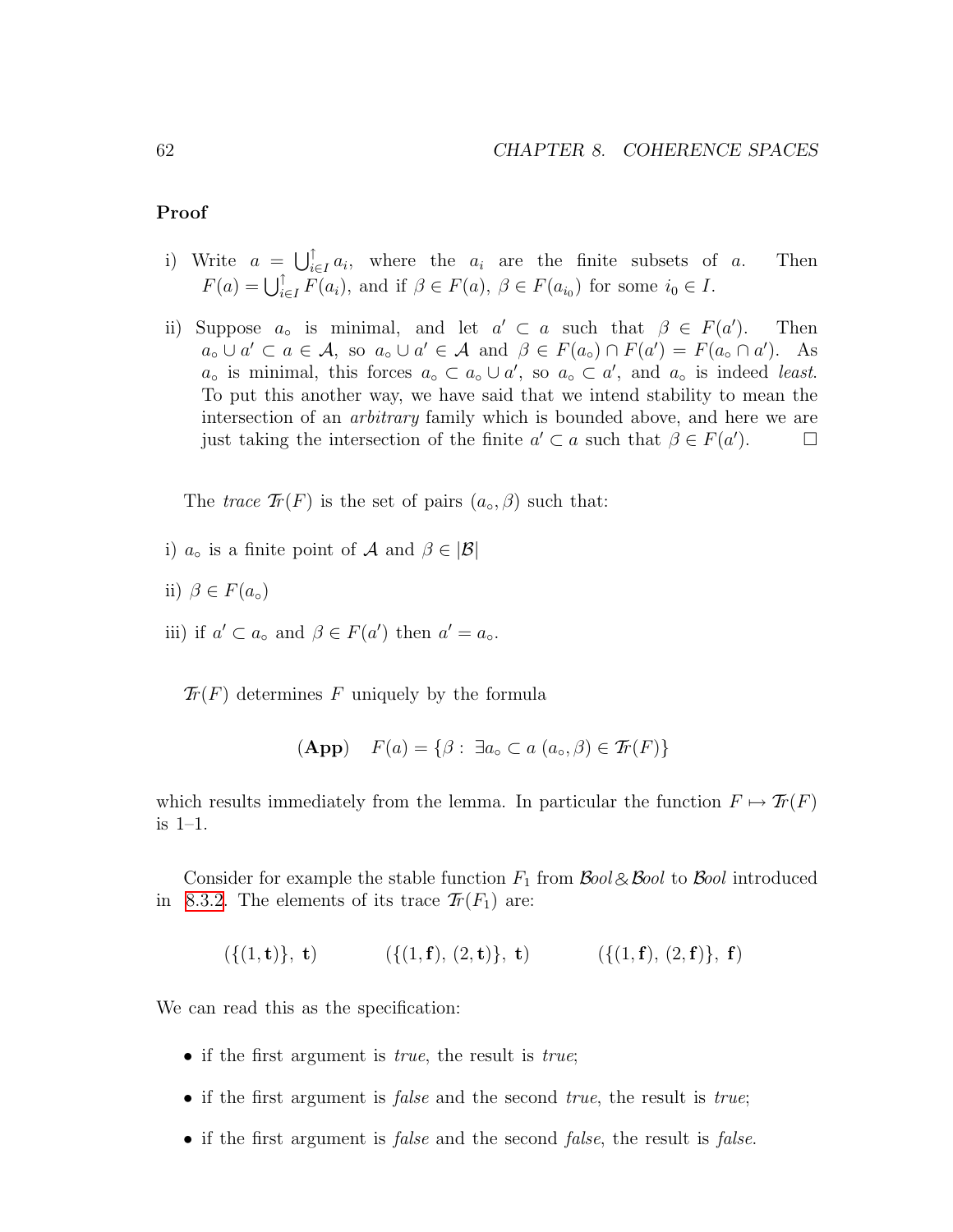**Proof**

i) Write $a = \bigcup^{\uparrow}_{i \in I} a_i$, where the $a_i$ are the finite subsets of $a$. Then $F(a) = \bigcup^{\uparrow}_{i \in I} F(a_i)$, and if $\beta \in F(a)$, $\beta \in F(a_{i_0})$ for some $i_0 \in I$.

ii) Suppose $a_\circ$ is minimal, and let $a' \subset a$ such that $\beta \in F(a')$. Then $a_\circ \cup a' \subset a \in \mathcal{A}$, so $a_\circ \cup a' \in \mathcal{A}$ and $\beta \in F(a_\circ) \cap F(a') = F(a_\circ \cap a')$. As $a_\circ$ is minimal, this forces $a_\circ \subset a_\circ \cup a'$, so $a_\circ \subset a'$, and $a_\circ$ is indeed *least*. To put this another way, we have said that we intend stability to mean the intersection of an *arbitrary* family which is bounded above, and here we are just taking the intersection of the finite $a' \subset a$ such that $\beta \in F(a')$. $\square$

The *trace* $\mathcal{T}r(F)$ is the set of pairs $(a_\circ, \beta)$ such that:

i) $a_\circ$ is a finite point of $\mathcal{A}$ and $\beta \in |\mathcal{B}|$

ii) $\beta \in F(a_\circ)$

iii) if $a' \subset a_\circ$ and $\beta \in F(a')$ then $a' = a_\circ$.

$\mathcal{T}r(F)$ determines $F$ uniquely by the formula

$$(\textbf{App}) \quad F(a) = \{\beta : \exists a_\circ \subset a \; (a_\circ, \beta) \in \mathcal{T}r(F)\}$$

which results immediately from the lemma. In particular the function $F \mapsto \mathcal{T}r(F)$ is 1–1.

Consider for example the stable function $F_1$ from $\mathcal{B}ool \,\&\, \mathcal{B}ool$ to $\mathcal{B}ool$ introduced in 8.3.2. The elements of its trace $\mathcal{T}r(F_1)$ are:

$$(\{(1, \mathbf{t})\}, \; \mathbf{t}) \qquad (\{(1, \mathbf{f}), \, (2, \mathbf{t})\}, \; \mathbf{t}) \qquad (\{(1, \mathbf{f}), \, (2, \mathbf{f})\}, \; \mathbf{f})$$

We can read this as the specification:

- if the first argument is *true*, the result is *true*;
- if the first argument is *false* and the second *true*, the result is *true*;
- if the first argument is *false* and the second *false*, the result is *false*.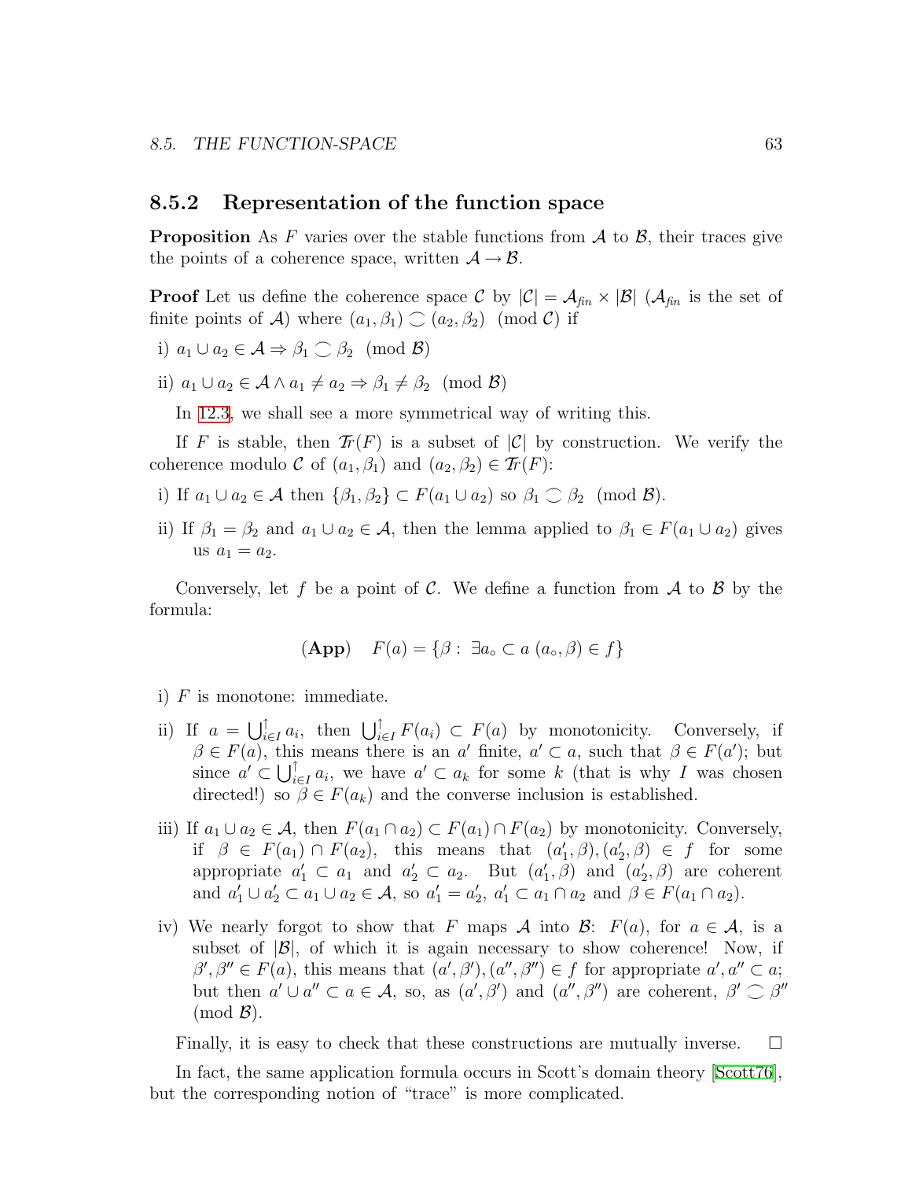### 8.5.2 Representation of the function space

**Proposition** As $F$ varies over the stable functions from $\mathcal{A}$ to $\mathcal{B}$, their traces give the points of a coherence space, written $\mathcal{A} \to \mathcal{B}$.

**Proof** Let us define the coherence space $\mathcal{C}$ by $|\mathcal{C}| = \mathcal{A}_{fin} \times |\mathcal{B}|$ ($\mathcal{A}_{fin}$ is the set of finite points of $\mathcal{A}$) where $(a_1, \beta_1) \frown (a_2, \beta_2) \pmod{\mathcal{C}}$ if

i) $a_1 \cup a_2 \in \mathcal{A} \Rightarrow \beta_1 \frown \beta_2 \pmod{\mathcal{B}}$

ii) $a_1 \cup a_2 \in \mathcal{A} \wedge a_1 \neq a_2 \Rightarrow \beta_1 \neq \beta_2 \pmod{\mathcal{B}}$

In 12.3, we shall see a more symmetrical way of writing this.

If $F$ is stable, then $\mathcal{T}r(F)$ is a subset of $|\mathcal{C}|$ by construction. We verify the coherence modulo $\mathcal{C}$ of $(a_1, \beta_1)$ and $(a_2, \beta_2) \in \mathcal{T}r(F)$:

i) If $a_1 \cup a_2 \in \mathcal{A}$ then $\{\beta_1, \beta_2\} \subset F(a_1 \cup a_2)$ so $\beta_1 \frown \beta_2 \pmod{\mathcal{B}}$.

ii) If $\beta_1 = \beta_2$ and $a_1 \cup a_2 \in \mathcal{A}$, then the lemma applied to $\beta_1 \in F(a_1 \cup a_2)$ gives us $a_1 = a_2$.

Conversely, let $f$ be a point of $\mathcal{C}$. We define a function from $\mathcal{A}$ to $\mathcal{B}$ by the formula:

$$(\textbf{App}) \quad F(a) = \{\beta : \exists a_\circ \subset a \ (a_\circ, \beta) \in f\}$$

i) $F$ is monotone: immediate.

ii) If $a = \bigcup_{i \in I}^{\uparrow} a_i$, then $\bigcup_{i \in I}^{\uparrow} F(a_i) \subset F(a)$ by monotonicity. Conversely, if $\beta \in F(a)$, this means there is an $a'$ finite, $a' \subset a$, such that $\beta \in F(a')$; but since $a' \subset \bigcup_{i \in I}^{\uparrow} a_i$, we have $a' \subset a_k$ for some $k$ (that is why $I$ was chosen directed!) so $\beta \in F(a_k)$ and the converse inclusion is established.

iii) If $a_1 \cup a_2 \in \mathcal{A}$, then $F(a_1 \cap a_2) \subset F(a_1) \cap F(a_2)$ by monotonicity. Conversely, if $\beta \in F(a_1) \cap F(a_2)$, this means that $(a'_1, \beta), (a'_2, \beta) \in f$ for some appropriate $a'_1 \subset a_1$ and $a'_2 \subset a_2$. But $(a'_1, \beta)$ and $(a'_2, \beta)$ are coherent and $a'_1 \cup a'_2 \subset a_1 \cup a_2 \in \mathcal{A}$, so $a'_1 = a'_2$, $a'_1 \subset a_1 \cap a_2$ and $\beta \in F(a_1 \cap a_2)$.

iv) We nearly forgot to show that $F$ maps $\mathcal{A}$ into $\mathcal{B}$: $F(a)$, for $a \in \mathcal{A}$, is a subset of $|\mathcal{B}|$, of which it is again necessary to show coherence! Now, if $\beta', \beta'' \in F(a)$, this means that $(a', \beta'), (a'', \beta'') \in f$ for appropriate $a', a'' \subset a$; but then $a' \cup a'' \subset a \in \mathcal{A}$, so, as $(a', \beta')$ and $(a'', \beta'')$ are coherent, $\beta' \frown \beta''$ $\pmod{\mathcal{B}}$.

Finally, it is easy to check that these constructions are mutually inverse. $\square$

In fact, the same application formula occurs in Scott's domain theory [Scott76], but the corresponding notion of "trace" is more complicated.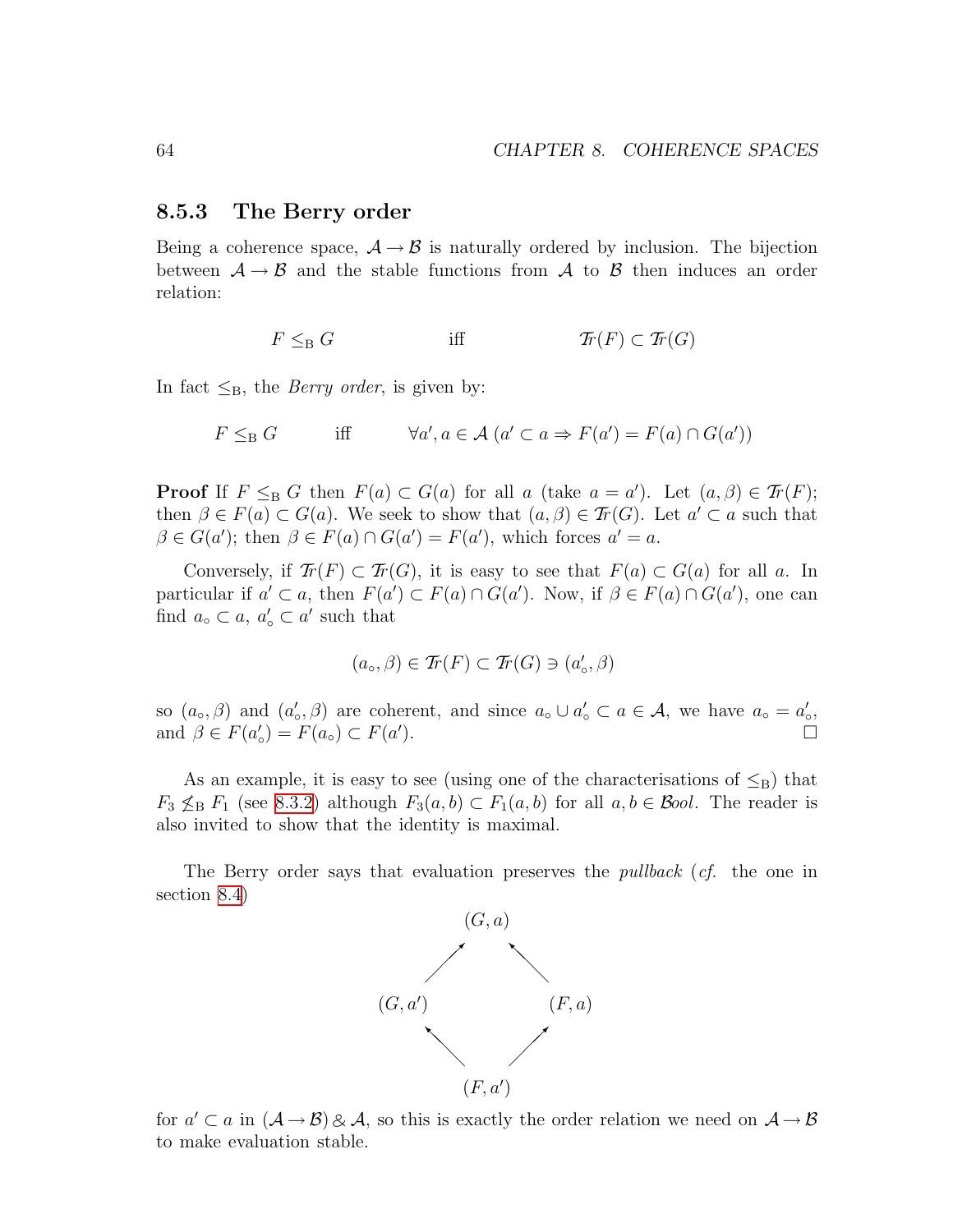### 8.5.3 The Berry order

Being a coherence space, $\mathcal{A} \to \mathcal{B}$ is naturally ordered by inclusion. The bijection between $\mathcal{A} \to \mathcal{B}$ and the stable functions from $\mathcal{A}$ to $\mathcal{B}$ then induces an order relation:

$$F \leq_{\mathrm{B}} G \qquad\qquad \text{iff} \qquad\qquad \mathcal{T}r(F) \subset \mathcal{T}r(G)$$

In fact $\leq_{\mathrm{B}}$, the *Berry order*, is given by:

$$F \leq_{\mathrm{B}} G \qquad \text{iff} \qquad \forall a', a \in \mathcal{A}\ (a' \subset a \Rightarrow F(a') = F(a) \cap G(a'))$$

**Proof** If $F \leq_{\mathrm{B}} G$ then $F(a) \subset G(a)$ for all $a$ (take $a = a'$). Let $(a, \beta) \in \mathcal{T}r(F)$; then $\beta \in F(a) \subset G(a)$. We seek to show that $(a, \beta) \in \mathcal{T}r(G)$. Let $a' \subset a$ such that $\beta \in G(a')$; then $\beta \in F(a) \cap G(a') = F(a')$, which forces $a' = a$.

Conversely, if $\mathcal{T}r(F) \subset \mathcal{T}r(G)$, it is easy to see that $F(a) \subset G(a)$ for all $a$. In particular if $a' \subset a$, then $F(a') \subset F(a) \cap G(a')$. Now, if $\beta \in F(a) \cap G(a')$, one can find $a_\circ \subset a$, $a'_\circ \subset a'$ such that

$$(a_\circ, \beta) \in \mathcal{T}r(F) \subset \mathcal{T}r(G) \ni (a'_\circ, \beta)$$

so $(a_\circ, \beta)$ and $(a'_\circ, \beta)$ are coherent, and since $a_\circ \cup a'_\circ \subset a \in \mathcal{A}$, we have $a_\circ = a'_\circ$, and $\beta \in F(a'_\circ) = F(a_\circ) \subset F(a')$. □

As an example, it is easy to see (using one of the characterisations of $\leq_{\mathrm{B}}$) that $F_3 \not\leq_{\mathrm{B}} F_1$ (see 8.3.2) although $F_3(a, b) \subset F_1(a, b)$ for all $a, b \in \mathcal{B}ool$. The reader is also invited to show that the identity is maximal.

The Berry order says that evaluation preserves the *pullback* (*cf.* the one in section 8.4)

$$\begin{array}{ccc} & (G, a) & \\ \nearrow & & \nwarrow \\ (G, a') & & (F, a) \\ \nwarrow & & \nearrow \\ & (F, a') & \end{array}$$

for $a' \subset a$ in $(\mathcal{A} \to \mathcal{B}) \,\&\, \mathcal{A}$, so this is exactly the order relation we need on $\mathcal{A} \to \mathcal{B}$ to make evaluation stable.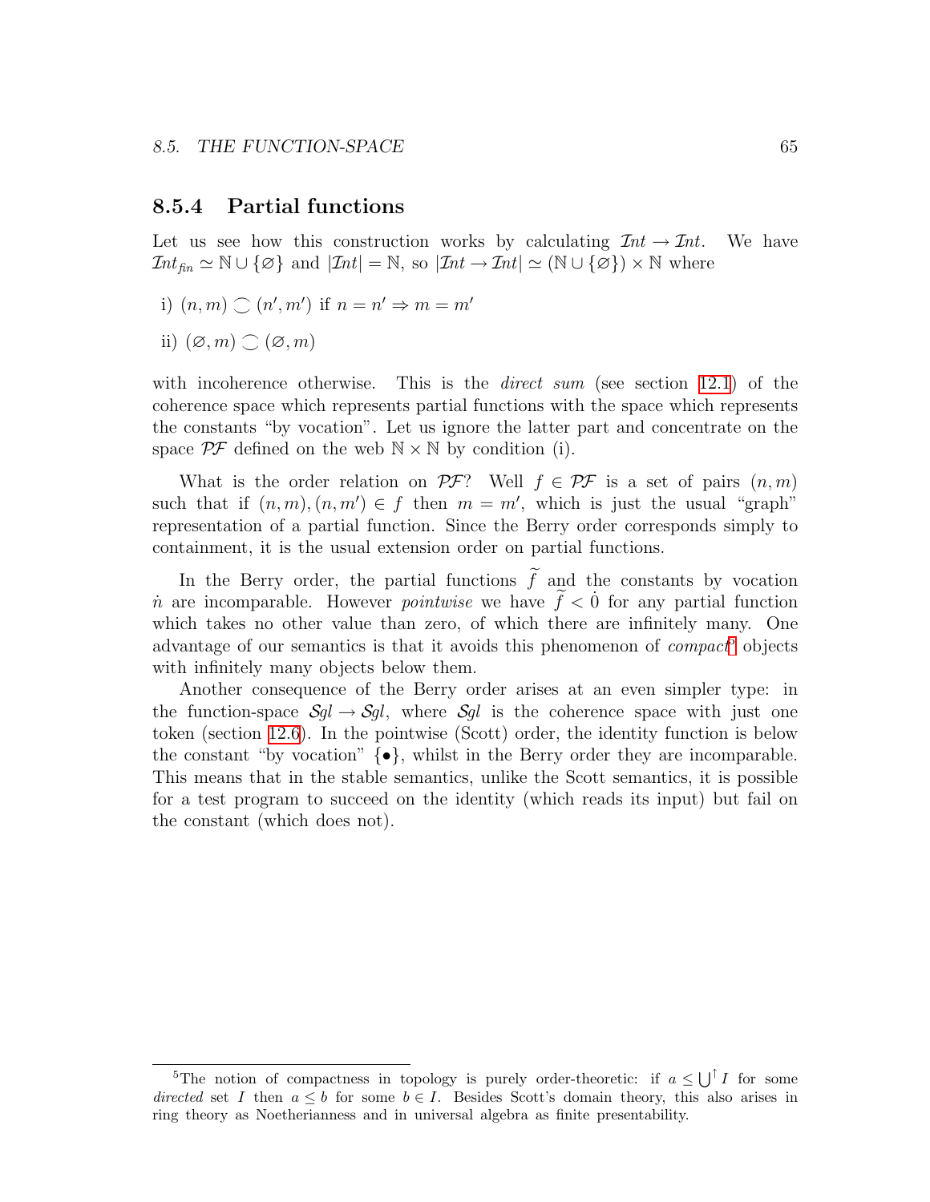### 8.5.4 Partial functions

Let us see how this construction works by calculating $\mathcal{I}nt \to \mathcal{I}nt$. We have $\mathcal{I}nt_{fin} \simeq \mathbb{N} \cup \{\varnothing\}$ and $|\mathcal{I}nt| = \mathbb{N}$, so $|\mathcal{I}nt \to \mathcal{I}nt| \simeq (\mathbb{N} \cup \{\varnothing\}) \times \mathbb{N}$ where

i) $(n, m) \coh (n', m')$ if $n = n' \Rightarrow m = m'$

ii) $(\varnothing, m) \coh (\varnothing, m)$

with incoherence otherwise. This is the *direct sum* (see section 12.1) of the coherence space which represents partial functions with the space which represents the constants "by vocation". Let us ignore the latter part and concentrate on the space $\mathcal{PF}$ defined on the web $\mathbb{N} \times \mathbb{N}$ by condition (i).

What is the order relation on $\mathcal{PF}$? Well $f \in \mathcal{PF}$ is a set of pairs $(n, m)$ such that if $(n, m), (n, m') \in f$ then $m = m'$, which is just the usual "graph" representation of a partial function. Since the Berry order corresponds simply to containment, it is the usual extension order on partial functions.

In the Berry order, the partial functions $\widetilde{f}$ and the constants by vocation $\dot{n}$ are incomparable. However *pointwise* we have $\widetilde{f} < \dot{0}$ for any partial function which takes no other value than zero, of which there are infinitely many. One advantage of our semantics is that it avoids this phenomenon of *compact*[5] objects with infinitely many objects below them.

Another consequence of the Berry order arises at an even simpler type: in the function-space $\mathcal{S}gl \to \mathcal{S}gl$, where $\mathcal{S}gl$ is the coherence space with just one token (section 12.6). In the pointwise (Scott) order, the identity function is below the constant "by vocation" $\{\bullet\}$, whilst in the Berry order they are incomparable. This means that in the stable semantics, unlike the Scott semantics, it is possible for a test program to succeed on the identity (which reads its input) but fail on the constant (which does not).

---

[5]The notion of compactness in topology is purely order-theoretic: if $a \leq \bigcup^{\uparrow} I$ for some *directed* set $I$ then $a \leq b$ for some $b \in I$. Besides Scott's domain theory, this also arises in ring theory as Noetherianness and in universal algebra as finite presentability.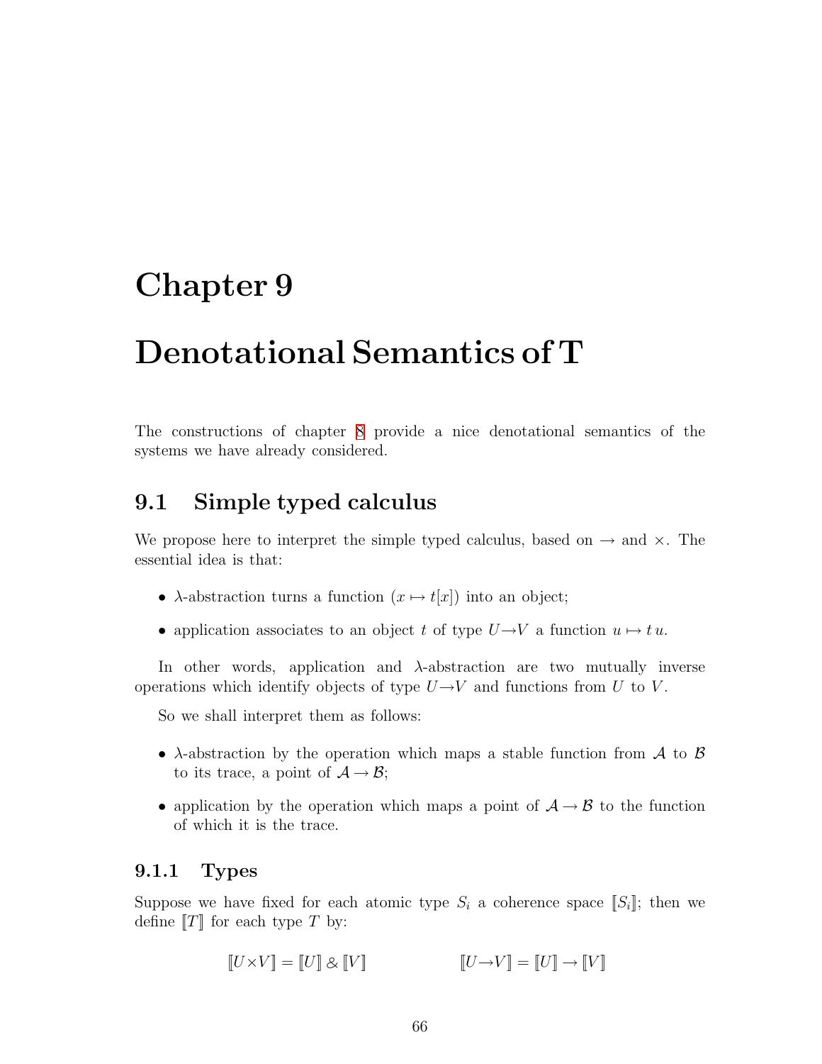# Chapter 9

# Denotational Semantics of T

The constructions of chapter 8 provide a nice denotational semantics of the systems we have already considered.

## 9.1 Simple typed calculus

We propose here to interpret the simple typed calculus, based on $\rightarrow$ and $\times$. The essential idea is that:

- $\lambda$-abstraction turns a function $(x \mapsto t[x])$ into an object;
- application associates to an object $t$ of type $U \rightarrow V$ a function $u \mapsto t\,u$.

In other words, application and $\lambda$-abstraction are two mutually inverse operations which identify objects of type $U \rightarrow V$ and functions from $U$ to $V$.

So we shall interpret them as follows:

- $\lambda$-abstraction by the operation which maps a stable function from $\mathcal{A}$ to $\mathcal{B}$ to its trace, a point of $\mathcal{A} \rightarrow \mathcal{B}$;
- application by the operation which maps a point of $\mathcal{A} \rightarrow \mathcal{B}$ to the function of which it is the trace.

### 9.1.1 Types

Suppose we have fixed for each atomic type $S_i$ a coherence space $[\![S_i]\!]$; then we define $[\![T]\!]$ for each type $T$ by:

$$[\![U \times V]\!] = [\![U]\!] \mathbin{\&} [\![V]\!] \qquad\qquad [\![U \rightarrow V]\!] = [\![U]\!] \rightarrow [\![V]\!]$$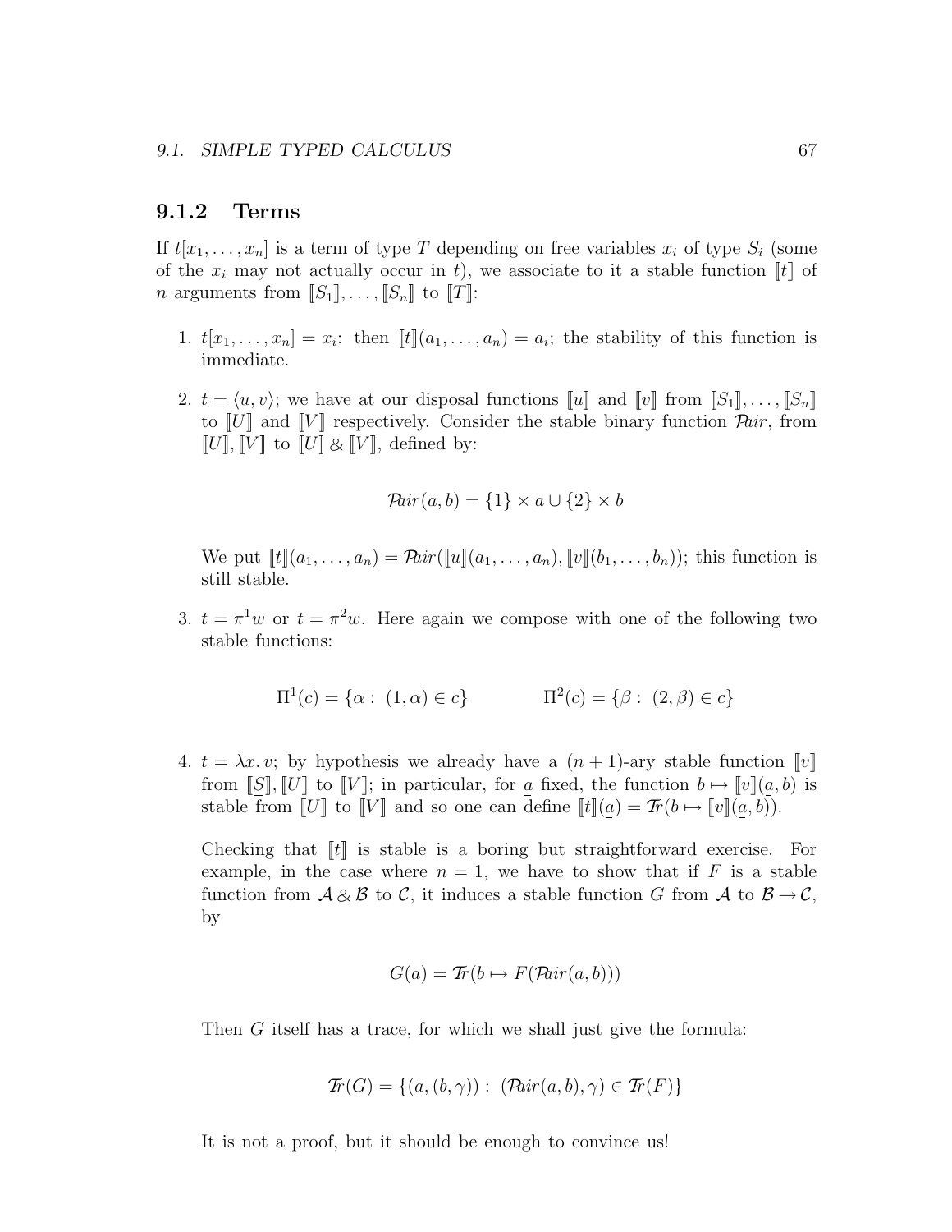### 9.1.2 Terms

If $t[x_1, \ldots, x_n]$ is a term of type $T$ depending on free variables $x_i$ of type $S_i$ (some of the $x_i$ may not actually occur in $t$), we associate to it a stable function $[\![t]\!]$ of $n$ arguments from $[\![S_1]\!], \ldots, [\![S_n]\!]$ to $[\![T]\!]$:

1. $t[x_1, \ldots, x_n] = x_i$: then $[\![t]\!](a_1, \ldots, a_n) = a_i$; the stability of this function is immediate.

2. $t = \langle u, v \rangle$; we have at our disposal functions $[\![u]\!]$ and $[\![v]\!]$ from $[\![S_1]\!], \ldots, [\![S_n]\!]$ to $[\![U]\!]$ and $[\![V]\!]$ respectively. Consider the stable binary function $\mathcal{P}\!air$, from $[\![U]\!], [\![V]\!]$ to $[\![U]\!] \mathbin{\&} [\![V]\!]$, defined by:

$$\mathcal{P}\!air(a, b) = \{1\} \times a \cup \{2\} \times b$$

   We put $[\![t]\!](a_1, \ldots, a_n) = \mathcal{P}\!air([\![u]\!](a_1, \ldots, a_n), [\![v]\!](b_1, \ldots, b_n))$; this function is still stable.

3. $t = \pi^1 w$ or $t = \pi^2 w$. Here again we compose with one of the following two stable functions:

$$\Pi^1(c) = \{\alpha : \ (1, \alpha) \in c\} \qquad\qquad \Pi^2(c) = \{\beta : \ (2, \beta) \in c\}$$

4. $t = \lambda x.\, v$; by hypothesis we already have a $(n+1)$-ary stable function $[\![v]\!]$ from $[\![\underline{S}]\!], [\![U]\!]$ to $[\![V]\!]$; in particular, for $\underline{a}$ fixed, the function $b \mapsto [\![v]\!](\underline{a}, b)$ is stable from $[\![U]\!]$ to $[\![V]\!]$ and so one can define $[\![t]\!](\underline{a}) = \mathcal{T}\!r(b \mapsto [\![v]\!](\underline{a}, b))$.

   Checking that $[\![t]\!]$ is stable is a boring but straightforward exercise. For example, in the case where $n = 1$, we have to show that if $F$ is a stable function from $\mathcal{A} \mathbin{\&} \mathcal{B}$ to $\mathcal{C}$, it induces a stable function $G$ from $\mathcal{A}$ to $\mathcal{B} \to \mathcal{C}$, by

$$G(a) = \mathcal{T}\!r(b \mapsto F(\mathcal{P}\!air(a, b)))$$

   Then $G$ itself has a trace, for which we shall just give the formula:

$$\mathcal{T}\!r(G) = \{(a, (b, \gamma)) : \ (\mathcal{P}\!air(a, b), \gamma) \in \mathcal{T}\!r(F)\}$$

   It is not a proof, but it should be enough to convince us!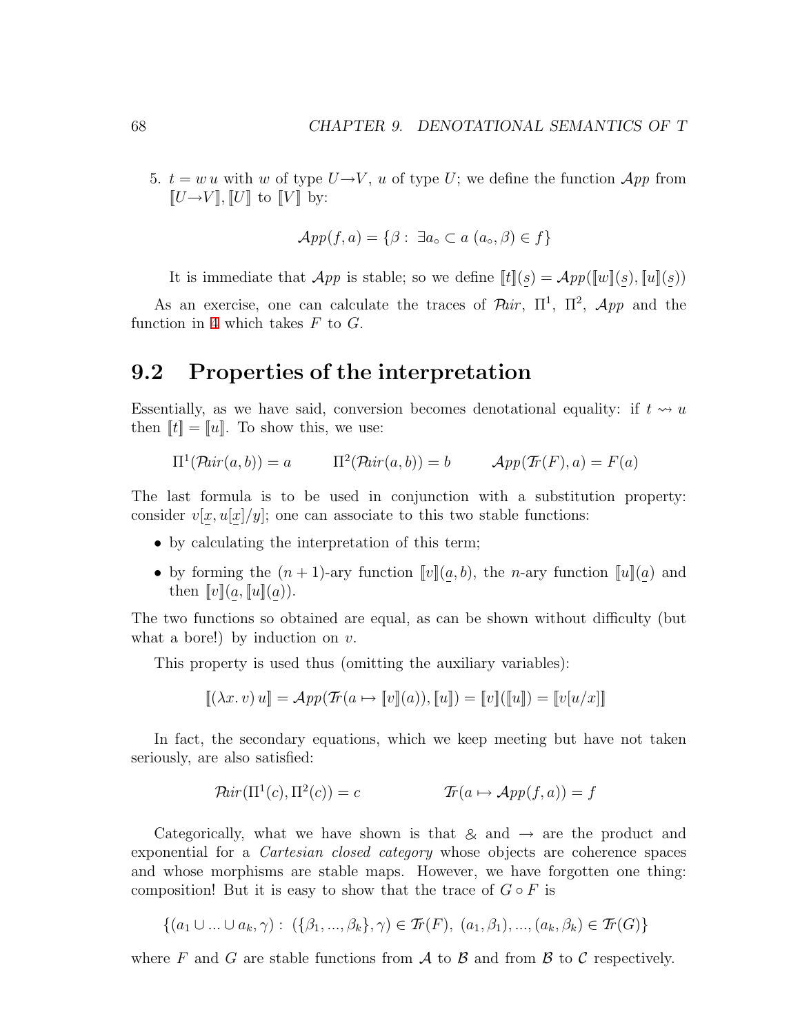5. $t = w\,u$ with $w$ of type $U \to V$, $u$ of type $U$; we define the function $\mathcal{A}pp$ from $[\![U \to V]\!], [\![U]\!]$ to $[\![V]\!]$ by:

$$\mathcal{A}pp(f, a) = \{\beta : \exists a_\circ \subset a\ (a_\circ, \beta) \in f\}$$

It is immediate that $\mathcal{A}pp$ is stable; so we define $[\![t]\!](\underset{\sim}{s}) = \mathcal{A}pp([\![w]\!](\underset{\sim}{s}), [\![u]\!](\underset{\sim}{s}))$

As an exercise, one can calculate the traces of $\mathcal{P}air$, $\Pi^1$, $\Pi^2$, $\mathcal{A}pp$ and the function in 4 which takes $F$ to $G$.

## 9.2 Properties of the interpretation

Essentially, as we have said, conversion becomes denotational equality: if $t \rightsquigarrow u$ then $[\![t]\!] = [\![u]\!]$. To show this, we use:

$$\Pi^1(\mathcal{P}air(a, b)) = a \qquad \Pi^2(\mathcal{P}air(a, b)) = b \qquad \mathcal{A}pp(\mathcal{T}r(F), a) = F(a)$$

The last formula is to be used in conjunction with a substitution property: consider $v[\underset{\sim}{x}, u[\underset{\sim}{x}]/y]$; one can associate to this two stable functions:

- by calculating the interpretation of this term;
- by forming the $(n+1)$-ary function $[\![v]\!](\underset{\sim}{a}, b)$, the $n$-ary function $[\![u]\!](\underset{\sim}{a})$ and then $[\![v]\!](\underset{\sim}{a}, [\![u]\!](\underset{\sim}{a}))$.

The two functions so obtained are equal, as can be shown without difficulty (but what a bore!) by induction on $v$.

This property is used thus (omitting the auxiliary variables):

$$[\![(\lambda x.\, v)\, u]\!] = \mathcal{A}pp(\mathcal{T}r(a \mapsto [\![v]\!](a)), [\![u]\!]) = [\![v]\!]([\![u]\!]) = [\![v[u/x]]\!]$$

In fact, the secondary equations, which we keep meeting but have not taken seriously, are also satisfied:

$$\mathcal{P}air(\Pi^1(c), \Pi^2(c)) = c \qquad\qquad \mathcal{T}r(a \mapsto \mathcal{A}pp(f, a)) = f$$

Categorically, what we have shown is that $\&$ and $\to$ are the product and exponential for a *Cartesian closed category* whose objects are coherence spaces and whose morphisms are stable maps. However, we have forgotten one thing: composition! But it is easy to show that the trace of $G \circ F$ is

$$\{(a_1 \cup \ldots \cup a_k, \gamma) : (\{\beta_1, \ldots, \beta_k\}, \gamma) \in \mathcal{T}r(F),\ (a_1, \beta_1), \ldots, (a_k, \beta_k) \in \mathcal{T}r(G)\}$$

where $F$ and $G$ are stable functions from $\mathcal{A}$ to $\mathcal{B}$ and from $\mathcal{B}$ to $\mathcal{C}$ respectively.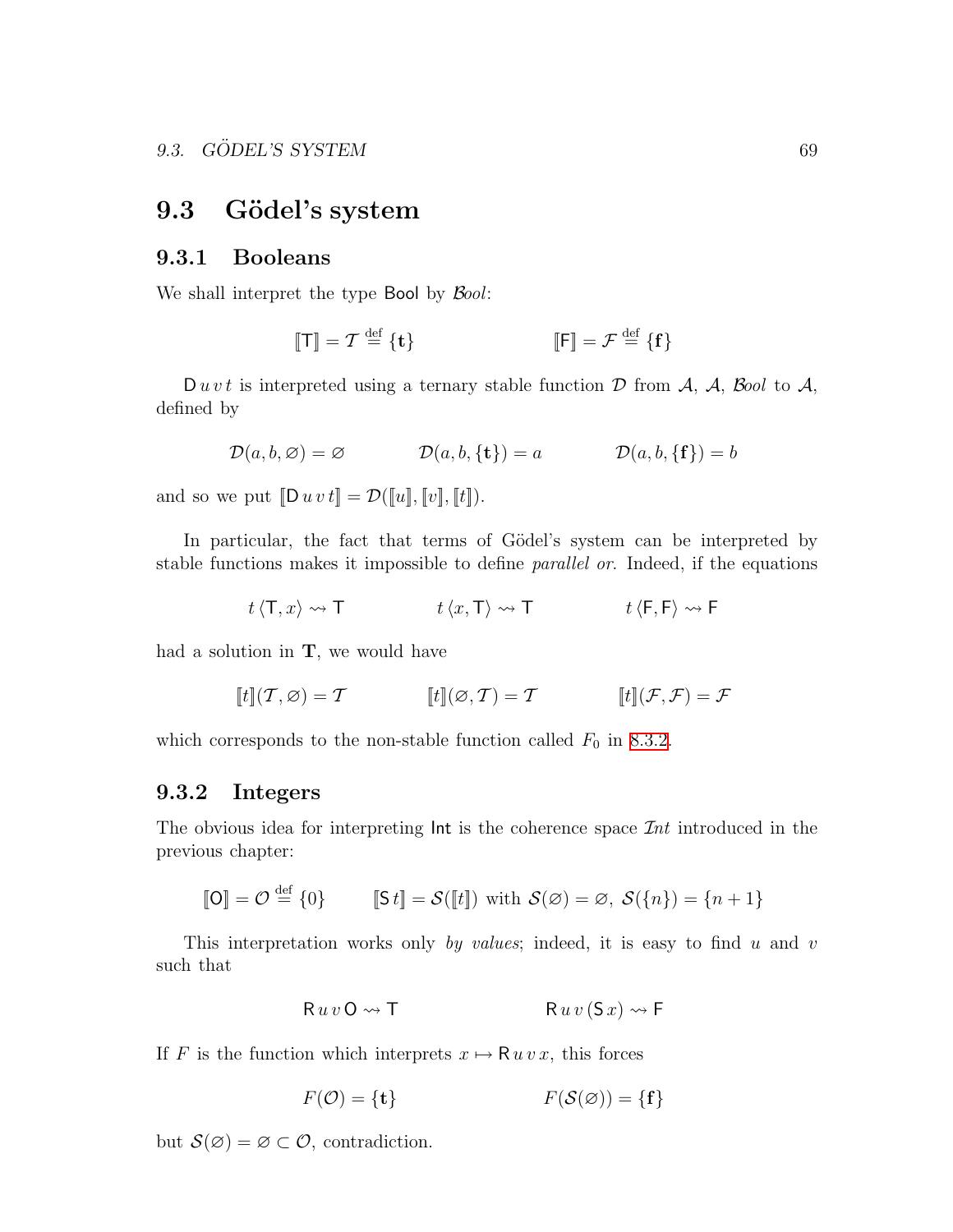## 9.3 Gödel's system

### 9.3.1 Booleans

We shall interpret the type $\mathsf{Bool}$ by $\mathcal{B}ool$:

$$[\![\mathsf{T}]\!] = \mathcal{T} \stackrel{\text{def}}{=} \{\mathbf{t}\} \qquad\qquad [\![\mathsf{F}]\!] = \mathcal{F} \stackrel{\text{def}}{=} \{\mathbf{f}\}$$

$\mathsf{D}\,u\,v\,t$ is interpreted using a ternary stable function $\mathcal{D}$ from $\mathcal{A}$, $\mathcal{A}$, $\mathcal{B}ool$ to $\mathcal{A}$, defined by

$$\mathcal{D}(a, b, \varnothing) = \varnothing \qquad\qquad \mathcal{D}(a, b, \{\mathbf{t}\}) = a \qquad\qquad \mathcal{D}(a, b, \{\mathbf{f}\}) = b$$

and so we put $[\![\mathsf{D}\,u\,v\,t]\!] = \mathcal{D}([\![u]\!], [\![v]\!], [\![t]\!])$.

In particular, the fact that terms of Gödel's system can be interpreted by stable functions makes it impossible to define *parallel or*. Indeed, if the equations

$$t\,\langle \mathsf{T}, x\rangle \rightsquigarrow \mathsf{T} \qquad\qquad t\,\langle x, \mathsf{T}\rangle \rightsquigarrow \mathsf{T} \qquad\qquad t\,\langle \mathsf{F}, \mathsf{F}\rangle \rightsquigarrow \mathsf{F}$$

had a solution in $\mathbf{T}$, we would have

$$[\![t]\!](\mathcal{T}, \varnothing) = \mathcal{T} \qquad\qquad [\![t]\!](\varnothing, \mathcal{T}) = \mathcal{T} \qquad\qquad [\![t]\!](\mathcal{F}, \mathcal{F}) = \mathcal{F}$$

which corresponds to the non-stable function called $F_0$ in 8.3.2.

### 9.3.2 Integers

The obvious idea for interpreting $\mathsf{Int}$ is the coherence space $\mathcal{I}nt$ introduced in the previous chapter:

$$[\![\mathsf{O}]\!] = \mathcal{O} \stackrel{\text{def}}{=} \{0\} \qquad [\![\mathsf{S}\,t]\!] = \mathcal{S}([\![t]\!]) \text{ with } \mathcal{S}(\varnothing) = \varnothing,\ \mathcal{S}(\{n\}) = \{n+1\}$$

This interpretation works only *by values*; indeed, it is easy to find $u$ and $v$ such that

$$\mathsf{R}\,u\,v\,\mathsf{O} \rightsquigarrow \mathsf{T} \qquad\qquad \mathsf{R}\,u\,v\,(\mathsf{S}\,x) \rightsquigarrow \mathsf{F}$$

If $F$ is the function which interprets $x \mapsto \mathsf{R}\,u\,v\,x$, this forces

$$F(\mathcal{O}) = \{\mathbf{t}\} \qquad\qquad F(\mathcal{S}(\varnothing)) = \{\mathbf{f}\}$$

but $\mathcal{S}(\varnothing) = \varnothing \subset \mathcal{O}$, contradiction.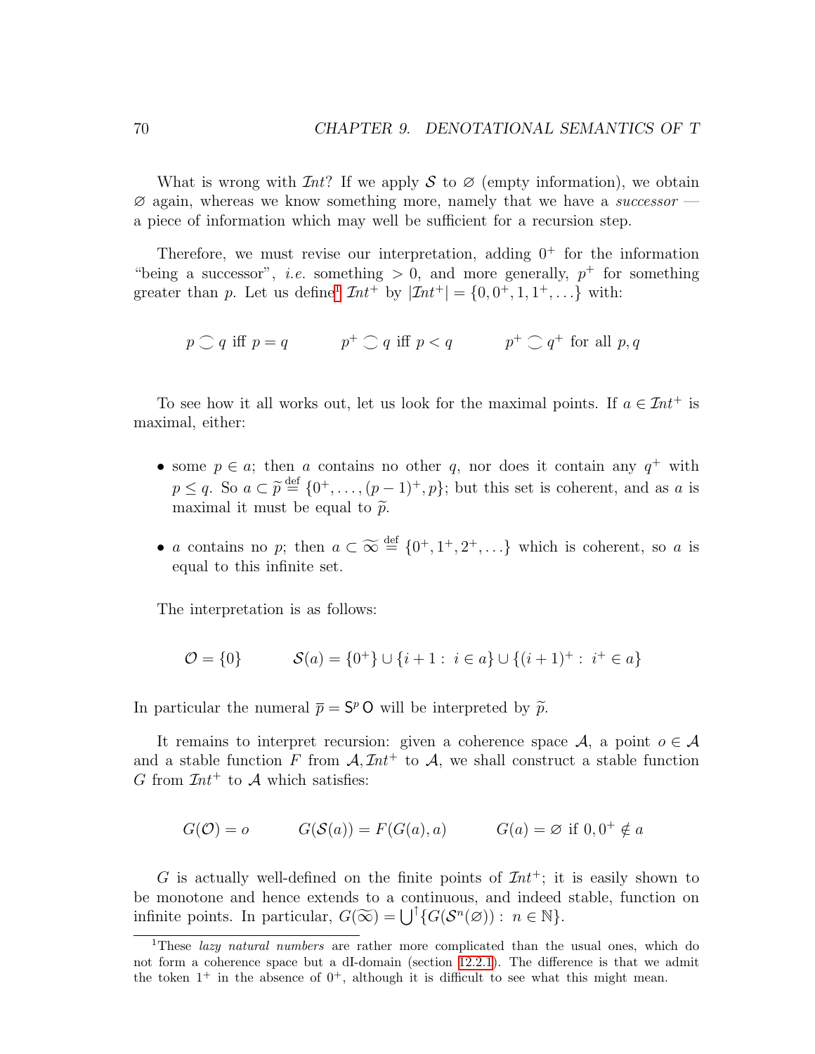What is wrong with $\mathcal{I}nt$? If we apply $\mathcal{S}$ to $\varnothing$ (empty information), we obtain $\varnothing$ again, whereas we know something more, namely that we have a *successor* — a piece of information which may well be sufficient for a recursion step.

Therefore, we must revise our interpretation, adding $0^+$ for the information "being a successor", *i.e.* something $> 0$, and more generally, $p^+$ for something greater than $p$. Let us define[1] $\mathcal{I}nt^+$ by $|\mathcal{I}nt^+| = \{0, 0^+, 1, 1^+, \ldots\}$ with:

$$p \frown q \text{ iff } p = q \qquad\qquad p^+ \frown q \text{ iff } p < q \qquad\qquad p^+ \frown q^+ \text{ for all } p, q$$

To see how it all works out, let us look for the maximal points. If $a \in \mathcal{I}nt^+$ is maximal, either:

- some $p \in a$; then $a$ contains no other $q$, nor does it contain any $q^+$ with $p \leq q$. So $a \subset \widetilde{p} \stackrel{\text{def}}{=} \{0^+, \ldots, (p-1)^+, p\}$; but this set is coherent, and as $a$ is maximal it must be equal to $\widetilde{p}$.
- $a$ contains no $p$; then $a \subset \widetilde{\infty} \stackrel{\text{def}}{=} \{0^+, 1^+, 2^+, \ldots\}$ which is coherent, so $a$ is equal to this infinite set.

The interpretation is as follows:

$$\mathcal{O} = \{0\} \qquad\qquad \mathcal{S}(a) = \{0^+\} \cup \{i + 1 : \ i \in a\} \cup \{(i + 1)^+ : \ i^+ \in a\}$$

In particular the numeral $\overline{p} = \mathsf{S}^p\,\mathsf{O}$ will be interpreted by $\widetilde{p}$.

It remains to interpret recursion: given a coherence space $\mathcal{A}$, a point $o \in \mathcal{A}$ and a stable function $F$ from $\mathcal{A}, \mathcal{I}nt^+$ to $\mathcal{A}$, we shall construct a stable function $G$ from $\mathcal{I}nt^+$ to $\mathcal{A}$ which satisfies:

$$G(\mathcal{O}) = o \qquad\qquad G(\mathcal{S}(a)) = F(G(a), a) \qquad\qquad G(a) = \varnothing \text{ if } 0, 0^+ \notin a$$

$G$ is actually well-defined on the finite points of $\mathcal{I}nt^+$; it is easily shown to be monotone and hence extends to a continuous, and indeed stable, function on infinite points. In particular, $G(\widetilde{\infty}) = \bigcup^{\uparrow}\{G(\mathcal{S}^n(\varnothing)) : \ n \in \mathbb{N}\}$.

---

[1] These *lazy natural numbers* are rather more complicated than the usual ones, which do not form a coherence space but a dI-domain (section 12.2.1). The difference is that we admit the token $1^+$ in the absence of $0^+$, although it is difficult to see what this might mean.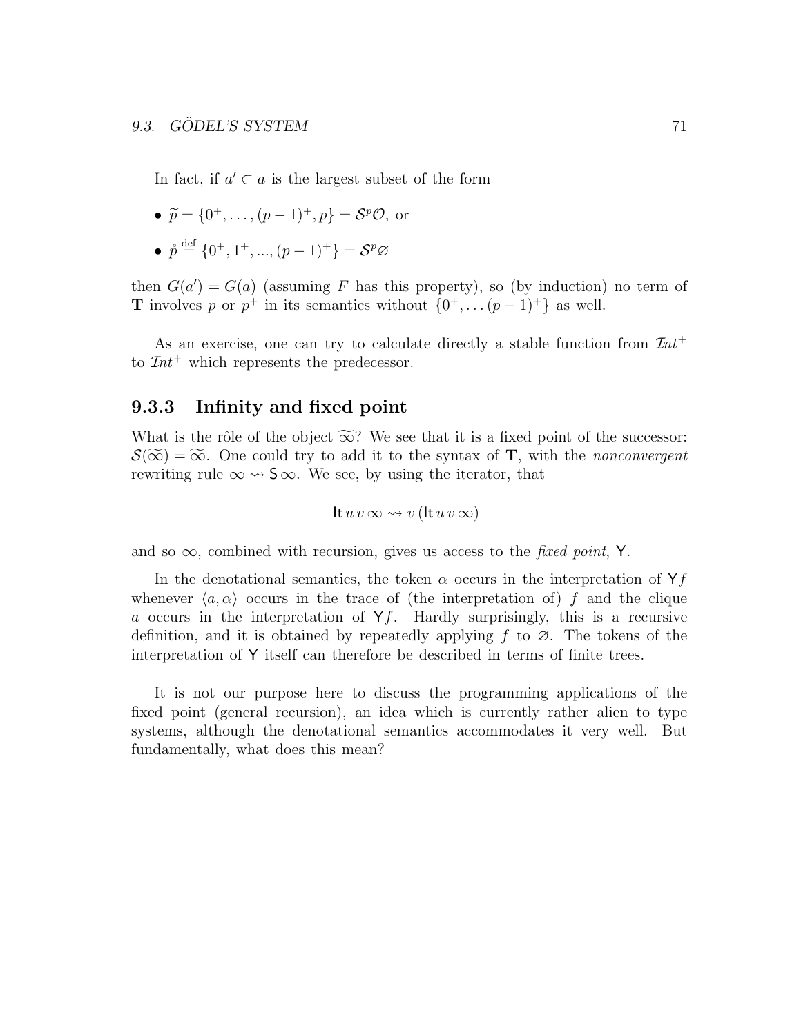In fact, if $a' \subset a$ is the largest subset of the form

- $\widetilde{p} = \{0^+, \ldots, (p-1)^+, p\} = \mathcal{S}^p\mathcal{O}$, or
- $\mathring{p} \stackrel{\text{def}}{=} \{0^+, 1^+, ..., (p-1)^+\} = \mathcal{S}^p\varnothing$

then $G(a') = G(a)$ (assuming $F$ has this property), so (by induction) no term of $\mathbf{T}$ involves $p$ or $p^+$ in its semantics without $\{0^+, \ldots (p-1)^+\}$ as well.

As an exercise, one can try to calculate directly a stable function from $\mathcal{I}nt^+$ to $\mathcal{I}nt^+$ which represents the predecessor.

### 9.3.3 Infinity and fixed point

What is the rôle of the object $\widetilde{\infty}$? We see that it is a fixed point of the successor: $\mathcal{S}(\widetilde{\infty}) = \widetilde{\infty}$. One could try to add it to the syntax of $\mathbf{T}$, with the *nonconvergent* rewriting rule $\infty \rightsquigarrow \mathsf{S}\,\infty$. We see, by using the iterator, that

$$\mathsf{It}\, u\, v\, \infty \rightsquigarrow v\,(\mathsf{It}\, u\, v\, \infty)$$

and so $\infty$, combined with recursion, gives us access to the *fixed point*, $\mathsf{Y}$.

In the denotational semantics, the token $\alpha$ occurs in the interpretation of $\mathsf{Y}f$ whenever $\langle a, \alpha \rangle$ occurs in the trace of (the interpretation of) $f$ and the clique $a$ occurs in the interpretation of $\mathsf{Y}f$. Hardly surprisingly, this is a recursive definition, and it is obtained by repeatedly applying $f$ to $\varnothing$. The tokens of the interpretation of $\mathsf{Y}$ itself can therefore be described in terms of finite trees.

It is not our purpose here to discuss the programming applications of the fixed point (general recursion), an idea which is currently rather alien to type systems, although the denotational semantics accommodates it very well. But fundamentally, what does this mean?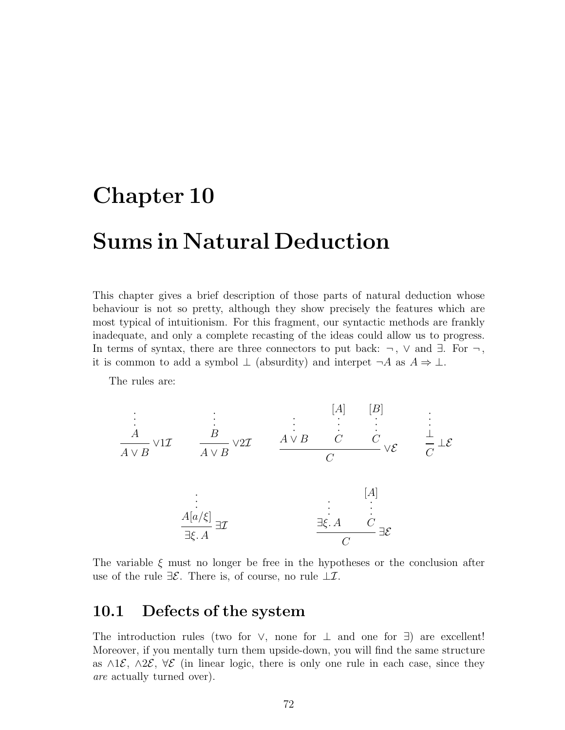# Chapter 10

# Sums in Natural Deduction

This chapter gives a brief description of those parts of natural deduction whose behaviour is not so pretty, although they show precisely the features which are most typical of intuitionism. For this fragment, our syntactic methods are frankly inadequate, and only a complete recasting of the ideas could allow us to progress. In terms of syntax, there are three connectors to put back: $\neg$, $\vee$ and $\exists$. For $\neg$, it is common to add a symbol $\bot$ (absurdity) and interpet $\neg A$ as $A \Rightarrow \bot$.

The rules are:

$$
\frac{\begin{matrix}\vdots \\ A\end{matrix}}{A \vee B}\,\vee 1\mathcal{I}
\qquad
\frac{\begin{matrix}\vdots \\ B\end{matrix}}{A \vee B}\,\vee 2\mathcal{I}
\qquad
\frac{\begin{matrix} \\ \vdots \\ A \vee B\end{matrix} \qquad \begin{matrix}[A] \\ \vdots \\ C\end{matrix} \qquad \begin{matrix}[B] \\ \vdots \\ C\end{matrix}}{C}\,\vee\mathcal{E}
\qquad
\frac{\begin{matrix}\vdots \\ \bot\end{matrix}}{C}\,\bot\mathcal{E}
$$

$$
\frac{\begin{matrix}\vdots \\ A[a/\xi]\end{matrix}}{\exists \xi.\, A}\,\exists\mathcal{I}
\qquad\qquad
\frac{\begin{matrix} \\ \vdots \\ \exists \xi.\, A\end{matrix} \qquad \begin{matrix}[A] \\ \vdots \\ C\end{matrix}}{C}\,\exists\mathcal{E}
$$

The variable $\xi$ must no longer be free in the hypotheses or the conclusion after use of the rule $\exists\mathcal{E}$. There is, of course, no rule $\bot\mathcal{I}$.

## 10.1 Defects of the system

The introduction rules (two for $\vee$, none for $\bot$ and one for $\exists$) are excellent! Moreover, if you mentally turn them upside-down, you will find the same structure as $\wedge 1\mathcal{E}$, $\wedge 2\mathcal{E}$, $\forall\mathcal{E}$ (in linear logic, there is only one rule in each case, since they *are* actually turned over).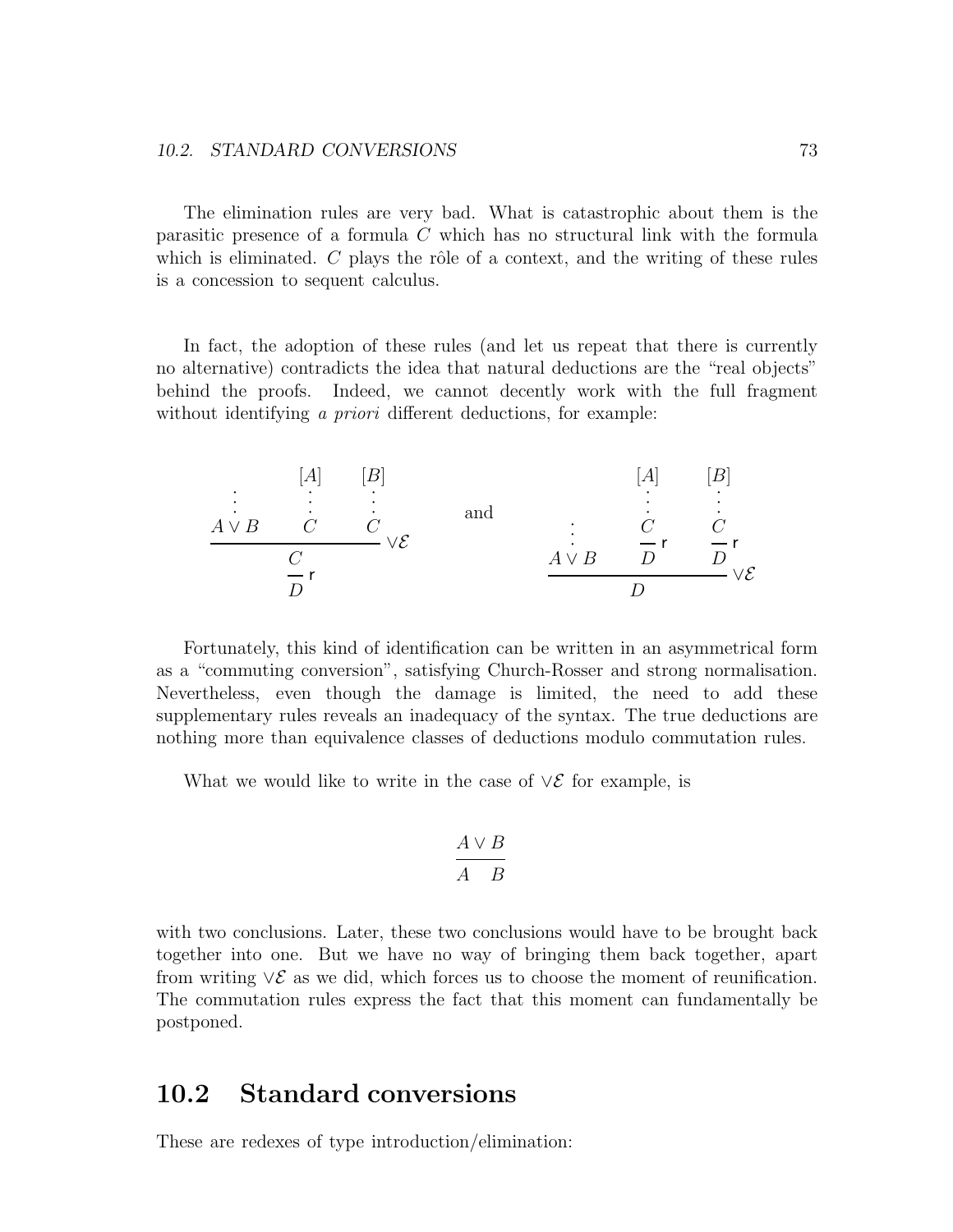The elimination rules are very bad. What is catastrophic about them is the parasitic presence of a formula $C$ which has no structural link with the formula which is eliminated. $C$ plays the rôle of a context, and the writing of these rules is a concession to sequent calculus.

In fact, the adoption of these rules (and let us repeat that there is currently no alternative) contradicts the idea that natural deductions are the "real objects" behind the proofs. Indeed, we cannot decently work with the full fragment without identifying *a priori* different deductions, for example:

$$
\dfrac{\dfrac{\begin{matrix} \vdots \\ A \vee B \end{matrix} \quad \begin{matrix} [A] \\ \vdots \\ C \end{matrix} \quad \begin{matrix} [B] \\ \vdots \\ C \end{matrix}}{C}\, \vee\mathcal{E}}{D}\, \mathsf{r}
\qquad \text{and} \qquad
\dfrac{\begin{matrix} \vdots \\ A \vee B \end{matrix} \quad \dfrac{\begin{matrix} [A] \\ \vdots \\ C \end{matrix}}{D}\, \mathsf{r} \quad \dfrac{\begin{matrix} [B] \\ \vdots \\ C \end{matrix}}{D}\, \mathsf{r}}{D}\, \vee\mathcal{E}
$$

Fortunately, this kind of identification can be written in an asymmetrical form as a "commuting conversion", satisfying Church-Rosser and strong normalisation. Nevertheless, even though the damage is limited, the need to add these supplementary rules reveals an inadequacy of the syntax. The true deductions are nothing more than equivalence classes of deductions modulo commutation rules.

What we would like to write in the case of $\vee\mathcal{E}$ for example, is

$$
\frac{A \vee B}{A \quad B}
$$

with two conclusions. Later, these two conclusions would have to be brought back together into one. But we have no way of bringing them back together, apart from writing $\vee\mathcal{E}$ as we did, which forces us to choose the moment of reunification. The commutation rules express the fact that this moment can fundamentally be postponed.

## 10.2 Standard conversions

These are redexes of type introduction/elimination: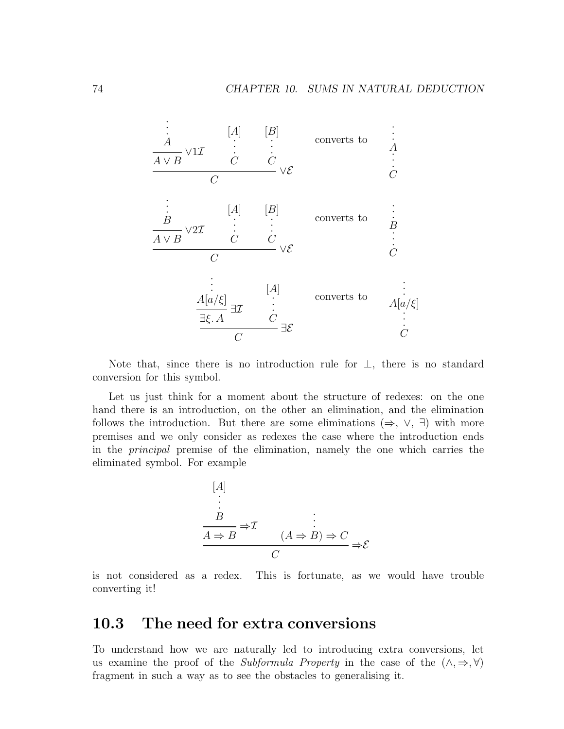$$
\dfrac{\dfrac{\begin{array}{c}\vdots\\ A\end{array}}{A \vee B}\vee 1\mathcal{I} \qquad \begin{array}{c}[A]\\ \vdots\\ C\end{array} \qquad \begin{array}{c}[B]\\ \vdots\\ C\end{array}}{C}\vee\mathcal{E} \qquad \text{converts to} \qquad \begin{array}{c}\vdots\\ A\\ \vdots\\ C\end{array}
$$

$$
\dfrac{\dfrac{\begin{array}{c}\vdots\\ B\end{array}}{A \vee B}\vee 2\mathcal{I} \qquad \begin{array}{c}[A]\\ \vdots\\ C\end{array} \qquad \begin{array}{c}[B]\\ \vdots\\ C\end{array}}{C}\vee\mathcal{E} \qquad \text{converts to} \qquad \begin{array}{c}\vdots\\ B\\ \vdots\\ C\end{array}
$$

$$
\dfrac{\dfrac{\begin{array}{c}\vdots\\ A[a/\xi]\end{array}}{\exists\xi.\, A}\exists\mathcal{I} \qquad \begin{array}{c}[A]\\ \vdots\\ C\end{array}}{C}\exists\mathcal{E} \qquad \text{converts to} \qquad \begin{array}{c}\vdots\\ A[a/\xi]\\ \vdots\\ C\end{array}
$$

Note that, since there is no introduction rule for $\bot$, there is no standard conversion for this symbol.

Let us just think for a moment about the structure of redexes: on the one hand there is an introduction, on the other an elimination, and the elimination follows the introduction. But there are some eliminations ($\Rightarrow$, $\vee$, $\exists$) with more premises and we only consider as redexes the case where the introduction ends in the *principal* premise of the elimination, namely the one which carries the eliminated symbol. For example

$$
\dfrac{\dfrac{\begin{array}{c}[A]\\ \vdots\\ B\end{array}}{A \Rightarrow B}\Rightarrow\mathcal{I} \qquad \begin{array}{c}\vdots\\ (A \Rightarrow B) \Rightarrow C\end{array}}{C}\Rightarrow\mathcal{E}
$$

is not considered as a redex. This is fortunate, as we would have trouble converting it!

## 10.3 The need for extra conversions

To understand how we are naturally led to introducing extra conversions, let us examine the proof of the *Subformula Property* in the case of the $(\wedge, \Rightarrow, \forall)$ fragment in such a way as to see the obstacles to generalising it.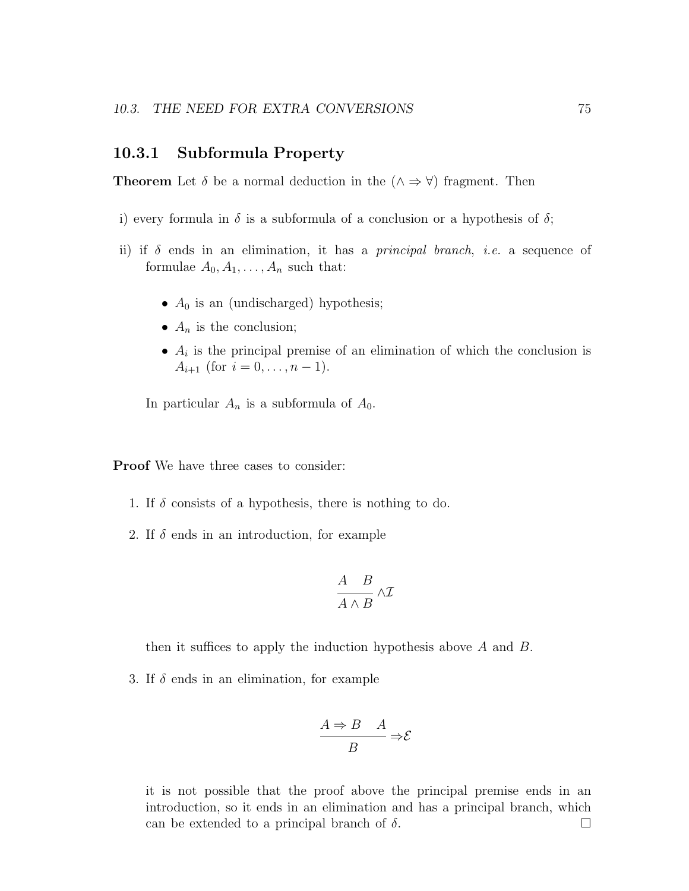### 10.3.1 Subformula Property

**Theorem** Let $\delta$ be a normal deduction in the $(\wedge \Rightarrow \forall)$ fragment. Then

i) every formula in $\delta$ is a subformula of a conclusion or a hypothesis of $\delta$;

ii) if $\delta$ ends in an elimination, it has a *principal branch*, *i.e.* a sequence of formulae $A_0, A_1, \ldots, A_n$ such that:

- $A_0$ is an (undischarged) hypothesis;
- $A_n$ is the conclusion;
- $A_i$ is the principal premise of an elimination of which the conclusion is $A_{i+1}$ (for $i = 0, \ldots, n-1$).

In particular $A_n$ is a subformula of $A_0$.

**Proof** We have three cases to consider:

1. If $\delta$ consists of a hypothesis, there is nothing to do.

2. If $\delta$ ends in an introduction, for example

$$\frac{A \quad B}{A \wedge B} \wedge\mathcal{I}$$

then it suffices to apply the induction hypothesis above $A$ and $B$.

3. If $\delta$ ends in an elimination, for example

$$\frac{A \Rightarrow B \quad A}{B} \Rightarrow\!\mathcal{E}$$

it is not possible that the proof above the principal premise ends in an introduction, so it ends in an elimination and has a principal branch, which can be extended to a principal branch of $\delta$. □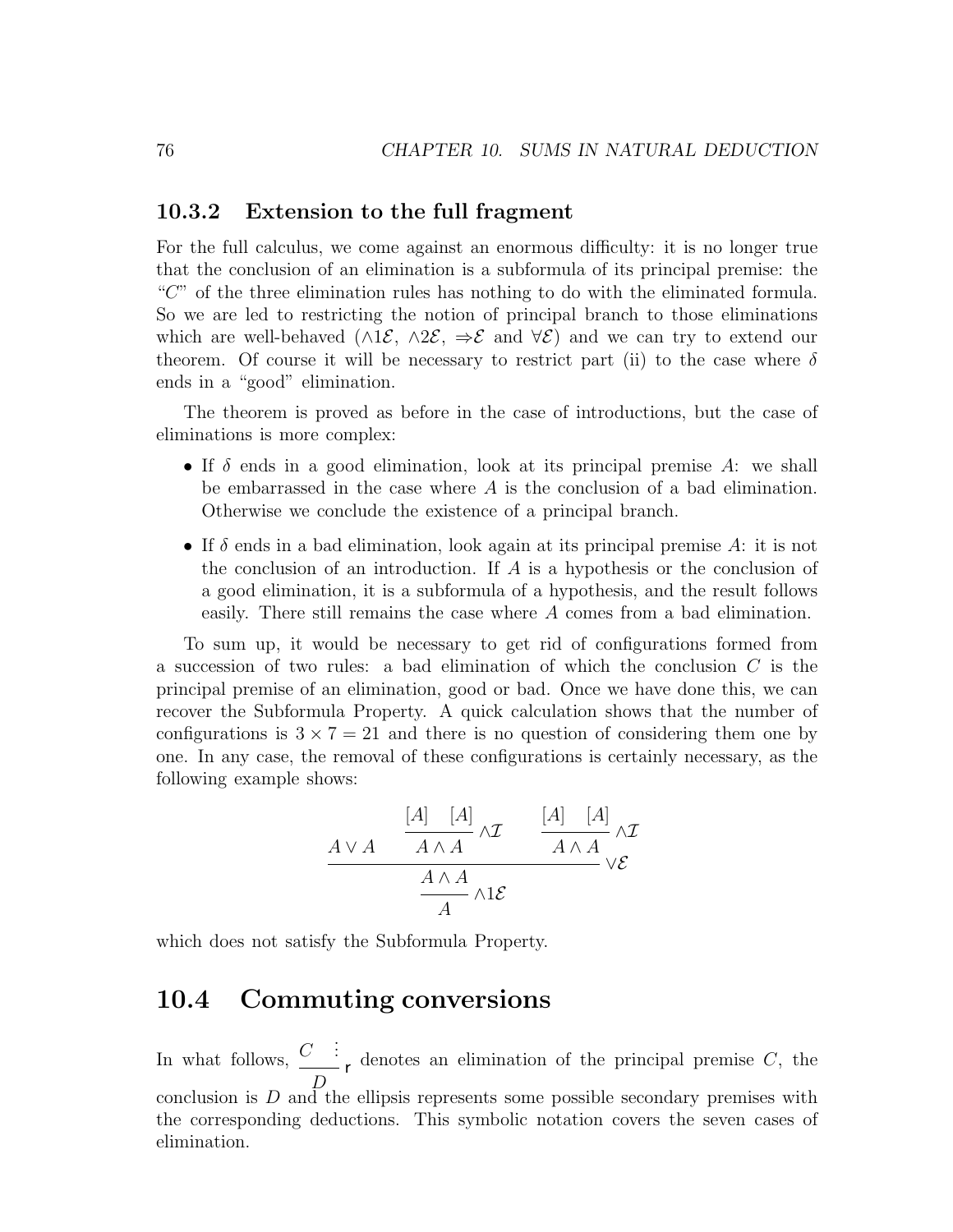### 10.3.2 Extension to the full fragment

For the full calculus, we come against an enormous difficulty: it is no longer true that the conclusion of an elimination is a subformula of its principal premise: the "$C$" of the three elimination rules has nothing to do with the eliminated formula. So we are led to restricting the notion of principal branch to those eliminations which are well-behaved ($\wedge 1\mathcal{E}$, $\wedge 2\mathcal{E}$, $\Rightarrow\mathcal{E}$ and $\forall\mathcal{E}$) and we can try to extend our theorem. Of course it will be necessary to restrict part (ii) to the case where $\delta$ ends in a "good" elimination.

The theorem is proved as before in the case of introductions, but the case of eliminations is more complex:

- If $\delta$ ends in a good elimination, look at its principal premise $A$: we shall be embarrassed in the case where $A$ is the conclusion of a bad elimination. Otherwise we conclude the existence of a principal branch.
- If $\delta$ ends in a bad elimination, look again at its principal premise $A$: it is not the conclusion of an introduction. If $A$ is a hypothesis or the conclusion of a good elimination, it is a subformula of a hypothesis, and the result follows easily. There still remains the case where $A$ comes from a bad elimination.

To sum up, it would be necessary to get rid of configurations formed from a succession of two rules: a bad elimination of which the conclusion $C$ is the principal premise of an elimination, good or bad. Once we have done this, we can recover the Subformula Property. A quick calculation shows that the number of configurations is $3 \times 7 = 21$ and there is no question of considering them one by one. In any case, the removal of these configurations is certainly necessary, as the following example shows:

$$\dfrac{\dfrac{A \vee A \qquad \dfrac{[A] \quad [A]}{A \wedge A}\wedge\mathcal{I} \qquad \dfrac{[A] \quad [A]}{A \wedge A}\wedge\mathcal{I}}{A \wedge A}\vee\mathcal{E}}{A}\wedge 1\mathcal{E}$$

which does not satisfy the Subformula Property.

## 10.4 Commuting conversions

In what follows, $\dfrac{C \quad \vdots}{D}\,\mathsf{r}$ denotes an elimination of the principal premise $C$, the conclusion is $D$ and the ellipsis represents some possible secondary premises with the corresponding deductions. This symbolic notation covers the seven cases of elimination.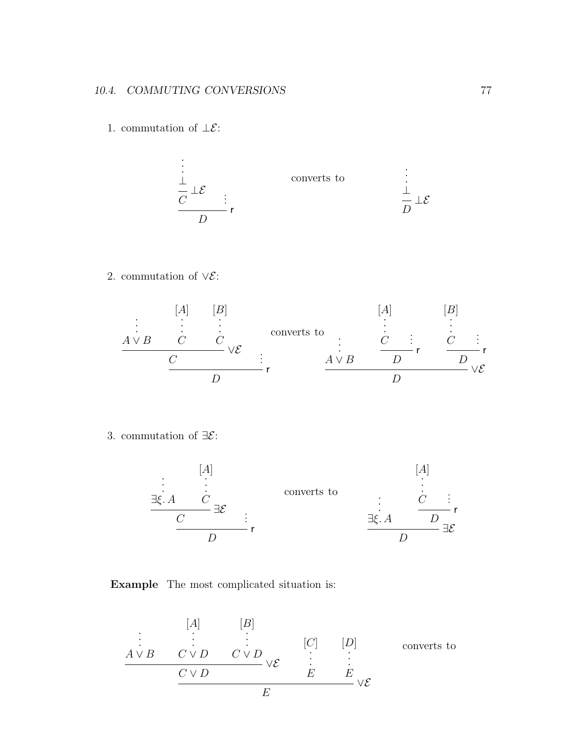1. commutation of $\bot\mathcal{E}$:

$$
\dfrac{\dfrac{\begin{array}{c}\vdots\\ \bot\end{array}}{C}\,\bot\mathcal{E} \qquad \vdots}{D}\,\mathsf{r}
\qquad\text{converts to}\qquad
\dfrac{\begin{array}{c}\vdots\\ \bot\end{array}}{D}\,\bot\mathcal{E}
$$

2. commutation of $\vee\mathcal{E}$:

$$
\dfrac{\dfrac{\begin{array}{c}\vdots\\ A\vee B\end{array} \quad \begin{array}{c}[A]\\ \vdots\\ C\end{array} \quad \begin{array}{c}[B]\\ \vdots\\ C\end{array}}{C}\,\vee\mathcal{E} \qquad \vdots}{D}\,\mathsf{r}
\qquad\text{converts to}\qquad
\dfrac{\begin{array}{c}\vdots\\ A\vee B\end{array} \quad \dfrac{\begin{array}{c}[A]\\ \vdots\\ C\end{array} \quad \vdots}{D}\,\mathsf{r} \quad \dfrac{\begin{array}{c}[B]\\ \vdots\\ C\end{array} \quad \vdots}{D}\,\mathsf{r}}{D}\,\vee\mathcal{E}
$$

3. commutation of $\exists\mathcal{E}$:

$$
\dfrac{\dfrac{\begin{array}{c}\vdots\\ \exists\xi.\,A\end{array} \quad \begin{array}{c}[A]\\ \vdots\\ C\end{array}}{C}\,\exists\mathcal{E} \qquad \vdots}{D}\,\mathsf{r}
\qquad\text{converts to}\qquad
\dfrac{\begin{array}{c}\vdots\\ \exists\xi.\,A\end{array} \quad \dfrac{\begin{array}{c}[A]\\ \vdots\\ C\end{array} \quad \vdots}{D}\,\mathsf{r}}{D}\,\exists\mathcal{E}
$$

**Example** The most complicated situation is:

$$
\dfrac{\dfrac{\begin{array}{c}\vdots\\ A\vee B\end{array} \quad \begin{array}{c}[A]\\ \vdots\\ C\vee D\end{array} \quad \begin{array}{c}[B]\\ \vdots\\ C\vee D\end{array}}{C\vee D}\,\vee\mathcal{E} \quad \begin{array}{c}[C]\\ \vdots\\ E\end{array} \quad \begin{array}{c}[D]\\ \vdots\\ E\end{array}}{E}\,\vee\mathcal{E}
\qquad\text{converts to}
$$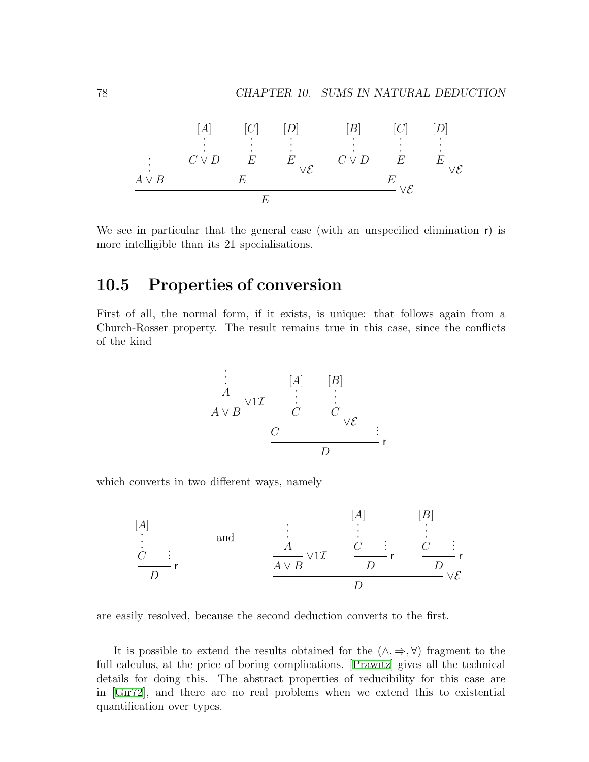$$
\dfrac{\begin{matrix} \vdots \\ A \vee B \end{matrix} \qquad \dfrac{\begin{matrix} [A] \\ \vdots \\ C \vee D \end{matrix} \quad \begin{matrix} [C] \\ \vdots \\ E \end{matrix} \quad \begin{matrix} [D] \\ \vdots \\ E \end{matrix}}{E} \vee\mathcal{E} \qquad \dfrac{\begin{matrix} [B] \\ \vdots \\ C \vee D \end{matrix} \quad \begin{matrix} [C] \\ \vdots \\ E \end{matrix} \quad \begin{matrix} [D] \\ \vdots \\ E \end{matrix}}{E} \vee\mathcal{E}}{E} \vee\mathcal{E}
$$

We see in particular that the general case (with an unspecified elimination r) is more intelligible than its 21 specialisations.

## 10.5 Properties of conversion

First of all, the normal form, if it exists, is unique: that follows again from a Church-Rosser property. The result remains true in this case, since the conflicts of the kind

$$
\dfrac{\dfrac{\dfrac{\begin{matrix} \vdots \\ A \end{matrix}}{A \vee B} \vee 1\mathcal{I} \quad \begin{matrix} [A] \\ \vdots \\ C \end{matrix} \quad \begin{matrix} [B] \\ \vdots \\ C \end{matrix}}{C} \vee\mathcal{E} \qquad \vdots}{D} \,\mathsf{r}
$$

which converts in two different ways, namely

$$
\dfrac{\begin{matrix} [A] \\ \vdots \\ C \end{matrix} \quad \vdots}{D} \,\mathsf{r}
\qquad \text{and} \qquad
\dfrac{\dfrac{\begin{matrix} \vdots \\ A \end{matrix}}{A \vee B} \vee 1\mathcal{I} \quad \dfrac{\begin{matrix} [A] \\ \vdots \\ C \end{matrix} \quad \vdots}{D} \,\mathsf{r} \quad \dfrac{\begin{matrix} [B] \\ \vdots \\ C \end{matrix} \quad \vdots}{D} \,\mathsf{r}}{D} \vee\mathcal{E}
$$

are easily resolved, because the second deduction converts to the first.

It is possible to extend the results obtained for the $(\wedge, \Rightarrow, \forall)$ fragment to the full calculus, at the price of boring complications. [Prawitz] gives all the technical details for doing this. The abstract properties of reducibility for this case are in [Gir72], and there are no real problems when we extend this to existential quantification over types.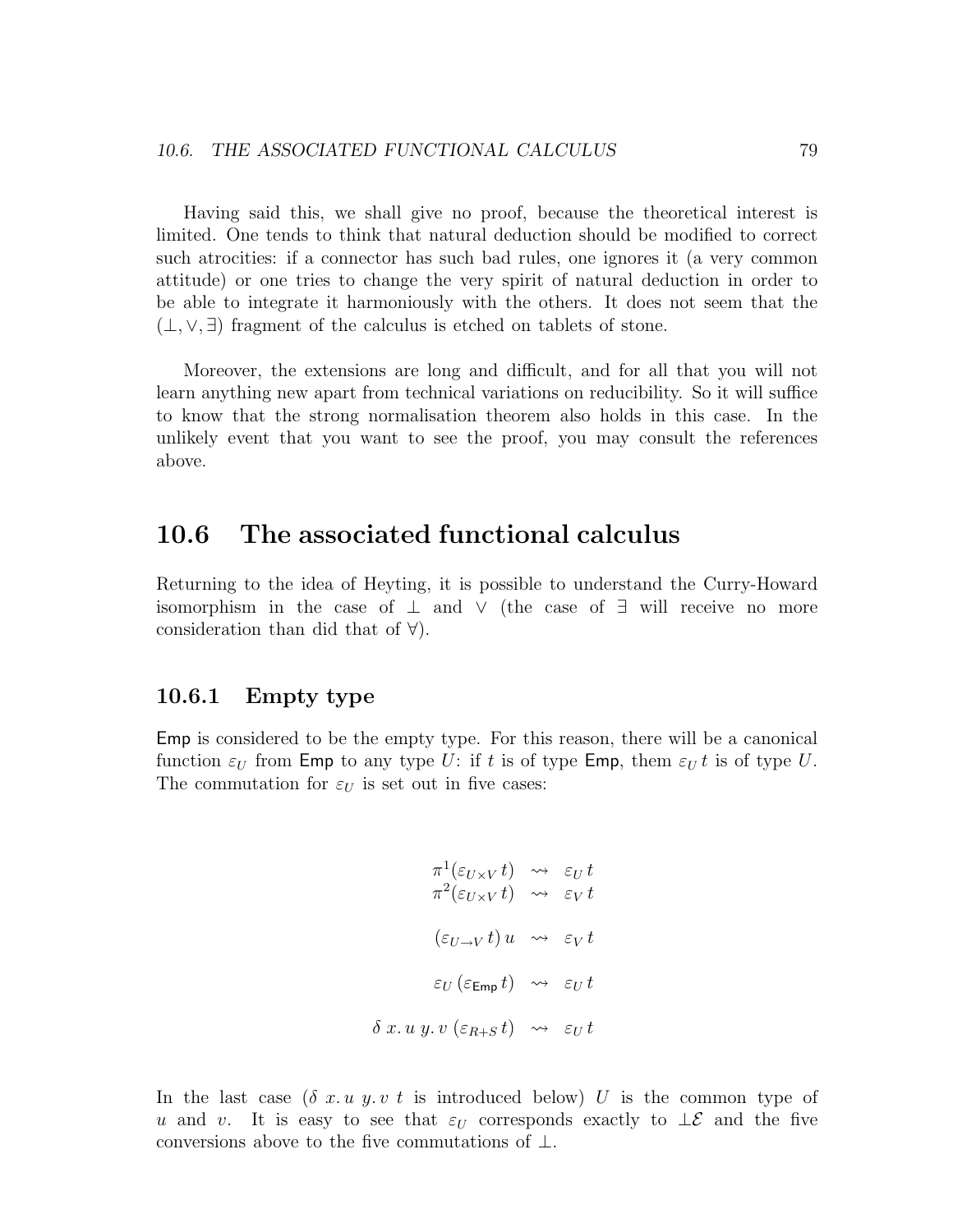Having said this, we shall give no proof, because the theoretical interest is limited. One tends to think that natural deduction should be modified to correct such atrocities: if a connector has such bad rules, one ignores it (a very common attitude) or one tries to change the very spirit of natural deduction in order to be able to integrate it harmoniously with the others. It does not seem that the $(\bot, \vee, \exists)$ fragment of the calculus is etched on tablets of stone.

Moreover, the extensions are long and difficult, and for all that you will not learn anything new apart from technical variations on reducibility. So it will suffice to know that the strong normalisation theorem also holds in this case. In the unlikely event that you want to see the proof, you may consult the references above.

## 10.6 The associated functional calculus

Returning to the idea of Heyting, it is possible to understand the Curry-Howard isomorphism in the case of $\bot$ and $\vee$ (the case of $\exists$ will receive no more consideration than did that of $\forall$).

### 10.6.1 Empty type

Emp is considered to be the empty type. For this reason, there will be a canonical function $\varepsilon_U$ from Emp to any type $U$: if $t$ is of type Emp, them $\varepsilon_U\, t$ is of type $U$. The commutation for $\varepsilon_U$ is set out in five cases:

$$
\begin{array}{rcl}
\pi^1(\varepsilon_{U\times V}\, t) & \rightsquigarrow & \varepsilon_U\, t \\
\pi^2(\varepsilon_{U\times V}\, t) & \rightsquigarrow & \varepsilon_V\, t \\
\\
(\varepsilon_{U\to V}\, t)\, u & \rightsquigarrow & \varepsilon_V\, t \\
\\
\varepsilon_U\, (\varepsilon_{\mathsf{Emp}}\, t) & \rightsquigarrow & \varepsilon_U\, t \\
\\
\delta\; x.\, u\; y.\, v\; (\varepsilon_{R+S}\, t) & \rightsquigarrow & \varepsilon_U\, t
\end{array}
$$

In the last case ($\delta\; x.\, u\; y.\, v\; t$ is introduced below) $U$ is the common type of $u$ and $v$. It is easy to see that $\varepsilon_U$ corresponds exactly to $\bot\mathcal{E}$ and the five conversions above to the five commutations of $\bot$.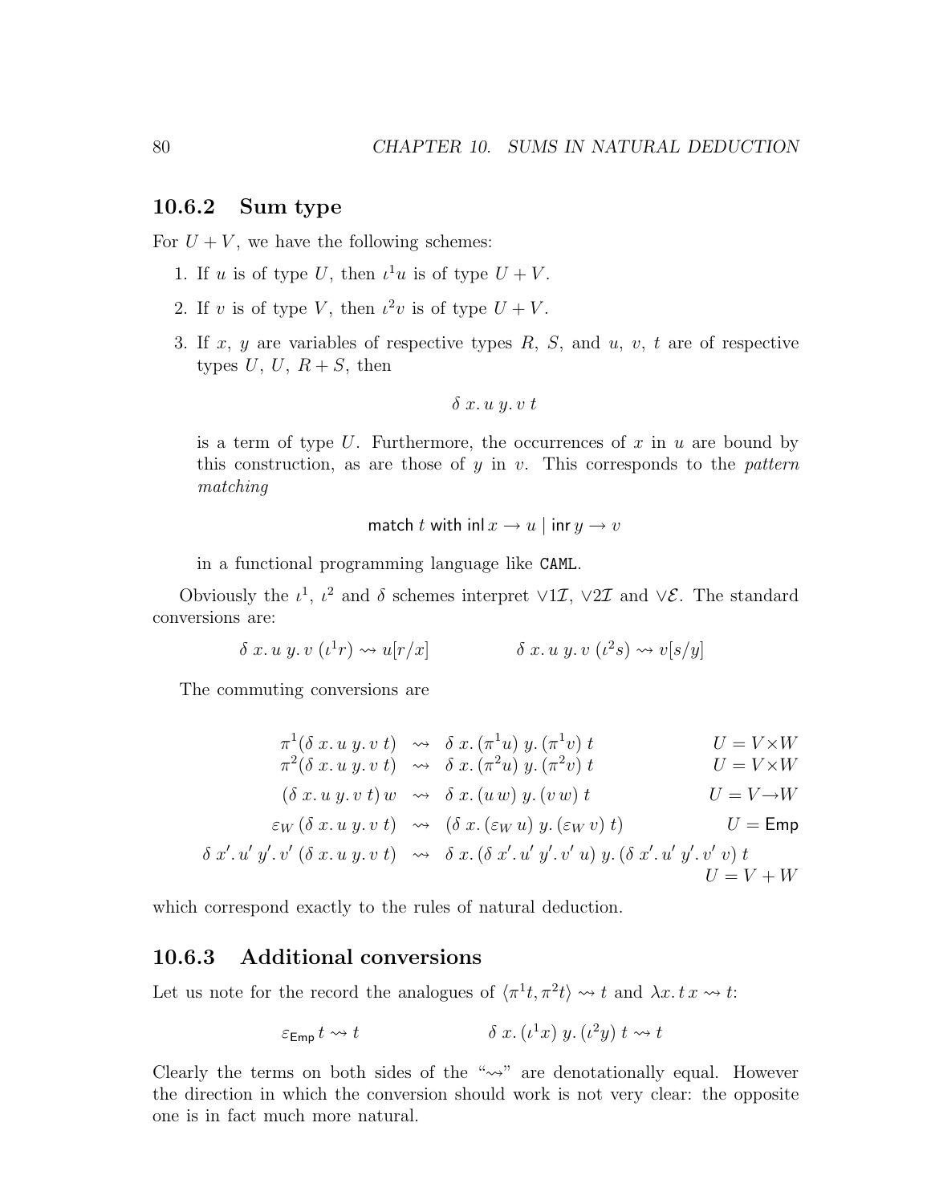### 10.6.2 Sum type

For $U + V$, we have the following schemes:

1. If $u$ is of type $U$, then $\iota^1 u$ is of type $U + V$.
2. If $v$ is of type $V$, then $\iota^2 v$ is of type $U + V$.
3. If $x$, $y$ are variables of respective types $R$, $S$, and $u$, $v$, $t$ are of respective types $U$, $U$, $R + S$, then

$$\delta\ x.\, u\ y.\, v\ t$$

is a term of type $U$. Furthermore, the occurrences of $x$ in $u$ are bound by this construction, as are those of $y$ in $v$. This corresponds to the *pattern matching*

$$\mathsf{match}\ t\ \mathsf{with}\ \mathsf{inl}\, x \to u \mid \mathsf{inr}\, y \to v$$

in a functional programming language like `CAML`.

Obviously the $\iota^1$, $\iota^2$ and $\delta$ schemes interpret $\vee 1\mathcal{I}$, $\vee 2\mathcal{I}$ and $\vee\mathcal{E}$. The standard conversions are:

$$\delta\ x.\, u\ y.\, v\ (\iota^1 r) \rightsquigarrow u[r/x] \qquad\qquad \delta\ x.\, u\ y.\, v\ (\iota^2 s) \rightsquigarrow v[s/y]$$

The commuting conversions are

$$\begin{array}{rcll}
\pi^1(\delta\ x.\, u\ y.\, v\ t) & \rightsquigarrow & \delta\ x.\, (\pi^1 u)\ y.\, (\pi^1 v)\ t & U = V \times W \\
\pi^2(\delta\ x.\, u\ y.\, v\ t) & \rightsquigarrow & \delta\ x.\, (\pi^2 u)\ y.\, (\pi^2 v)\ t & U = V \times W \\
(\delta\ x.\, u\ y.\, v\ t)\, w & \rightsquigarrow & \delta\ x.\, (u\, w)\ y.\, (v\, w)\ t & U = V \to W \\
\varepsilon_W\, (\delta\ x.\, u\ y.\, v\ t) & \rightsquigarrow & (\delta\ x.\, (\varepsilon_W\, u)\ y.\, (\varepsilon_W\, v)\ t) & U = \mathsf{Emp} \\
\delta\ x'.\, u'\ y'.\, v'\ (\delta\ x.\, u\ y.\, v\ t) & \rightsquigarrow & \delta\ x.\, (\delta\ x'.\, u'\ y'.\, v'\ u)\ y.\, (\delta\ x'.\, u'\ y'.\, v'\ v)\ t & \\
 & & & U = V + W
\end{array}$$

which correspond exactly to the rules of natural deduction.

### 10.6.3 Additional conversions

Let us note for the record the analogues of $\langle \pi^1 t, \pi^2 t \rangle \rightsquigarrow t$ and $\lambda x.\, t\, x \rightsquigarrow t$:

$$\varepsilon_{\mathsf{Emp}}\, t \rightsquigarrow t \qquad\qquad \delta\ x.\, (\iota^1 x)\ y.\, (\iota^2 y)\ t \rightsquigarrow t$$

Clearly the terms on both sides of the "$\rightsquigarrow$" are denotationally equal. However the direction in which the conversion should work is not very clear: the opposite one is in fact much more natural.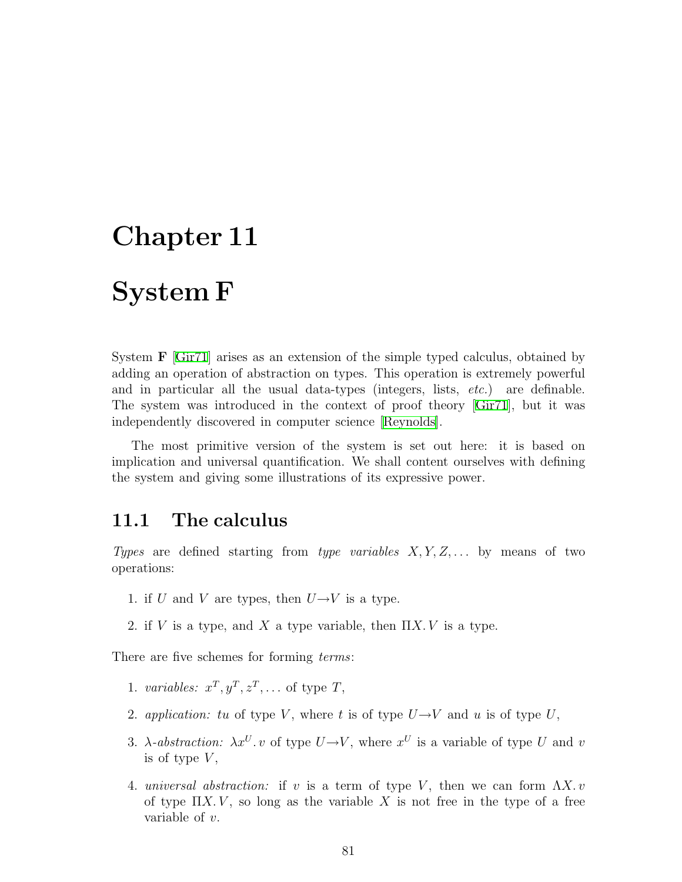# Chapter 11

# System F

System **F** [Gir71] arises as an extension of the simple typed calculus, obtained by adding an operation of abstraction on types. This operation is extremely powerful and in particular all the usual data-types (integers, lists, *etc.*) are definable. The system was introduced in the context of proof theory [Gir71], but it was independently discovered in computer science [Reynolds].

The most primitive version of the system is set out here: it is based on implication and universal quantification. We shall content ourselves with defining the system and giving some illustrations of its expressive power.

## 11.1 The calculus

*Types* are defined starting from *type variables* $X, Y, Z, \ldots$ by means of two operations:

1. if $U$ and $V$ are types, then $U \rightarrow V$ is a type.
2. if $V$ is a type, and $X$ a type variable, then $\Pi X.\, V$ is a type.

There are five schemes for forming *terms*:

1. *variables:* $x^T, y^T, z^T, \ldots$ of type $T$,
2. *application:* $tu$ of type $V$, where $t$ is of type $U \rightarrow V$ and $u$ is of type $U$,
3. *λ-abstraction:* $\lambda x^U.\, v$ of type $U \rightarrow V$, where $x^U$ is a variable of type $U$ and $v$ is of type $V$,
4. *universal abstraction:* if $v$ is a term of type $V$, then we can form $\Lambda X.\, v$ of type $\Pi X.\, V$, so long as the variable $X$ is not free in the type of a free variable of $v$.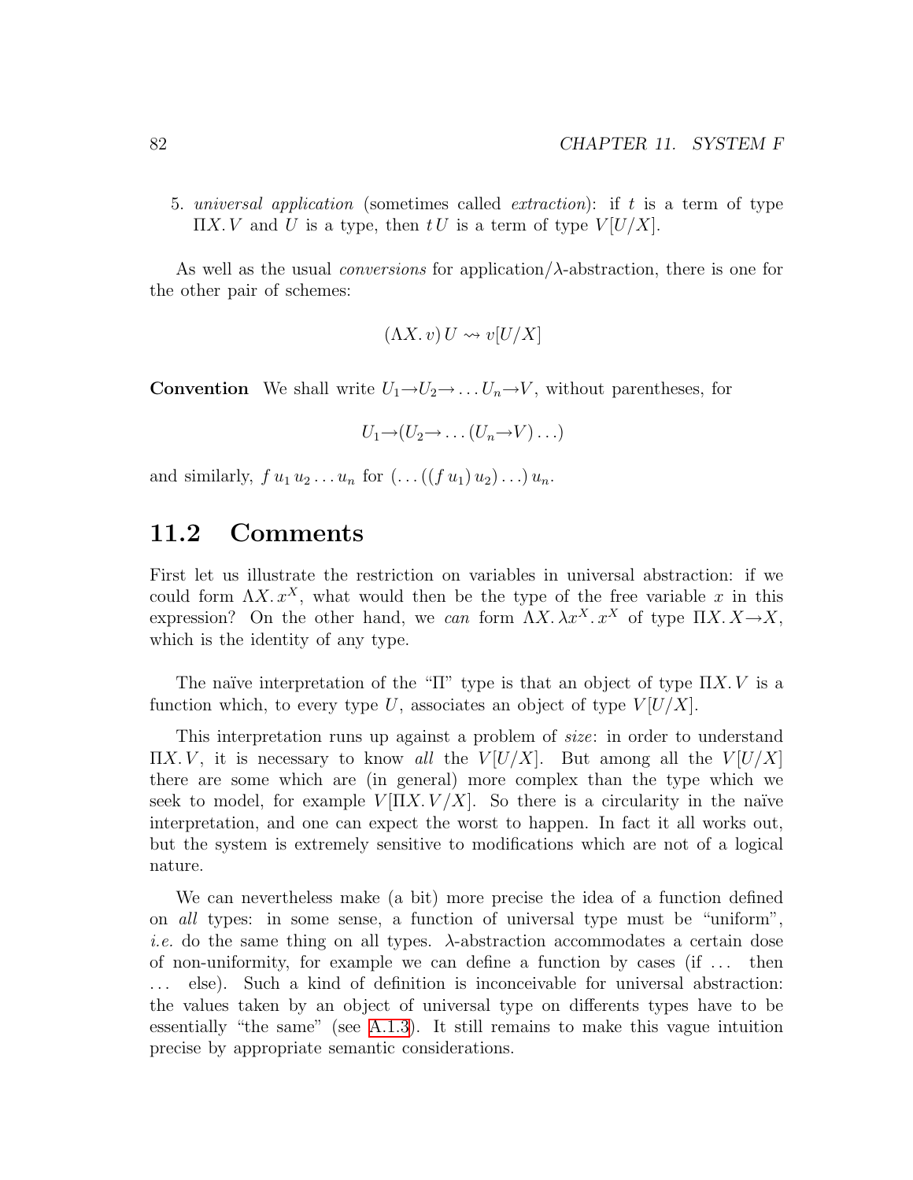5. *universal application* (sometimes called *extraction*): if $t$ is a term of type $\Pi X. V$ and $U$ is a type, then $t\,U$ is a term of type $V[U/X]$.

As well as the usual *conversions* for application/$\lambda$-abstraction, there is one for the other pair of schemes:

$$(\Lambda X. v)\,U \rightsquigarrow v[U/X]$$

**Convention** We shall write $U_1 \to U_2 \to \ldots U_n \to V$, without parentheses, for

$$U_1 \to (U_2 \to \ldots (U_n \to V) \ldots)$$

and similarly, $f\,u_1\,u_2 \ldots u_n$ for $(\ldots((f\,u_1)\,u_2)\ldots)\,u_n$.

## 11.2 Comments

First let us illustrate the restriction on variables in universal abstraction: if we could form $\Lambda X. x^X$, what would then be the type of the free variable $x$ in this expression? On the other hand, we *can* form $\Lambda X. \lambda x^X. x^X$ of type $\Pi X. X \to X$, which is the identity of any type.

The naïve interpretation of the "$\Pi$" type is that an object of type $\Pi X. V$ is a function which, to every type $U$, associates an object of type $V[U/X]$.

This interpretation runs up against a problem of *size*: in order to understand $\Pi X. V$, it is necessary to know *all* the $V[U/X]$. But among all the $V[U/X]$ there are some which are (in general) more complex than the type which we seek to model, for example $V[\Pi X. V/X]$. So there is a circularity in the naïve interpretation, and one can expect the worst to happen. In fact it all works out, but the system is extremely sensitive to modifications which are not of a logical nature.

We can nevertheless make (a bit) more precise the idea of a function defined on *all* types: in some sense, a function of universal type must be "uniform", *i.e.* do the same thing on all types. $\lambda$-abstraction accommodates a certain dose of non-uniformity, for example we can define a function by cases (if ... then ... else). Such a kind of definition is inconceivable for universal abstraction: the values taken by an object of universal type on differents types have to be essentially "the same" (see A.1.3). It still remains to make this vague intuition precise by appropriate semantic considerations.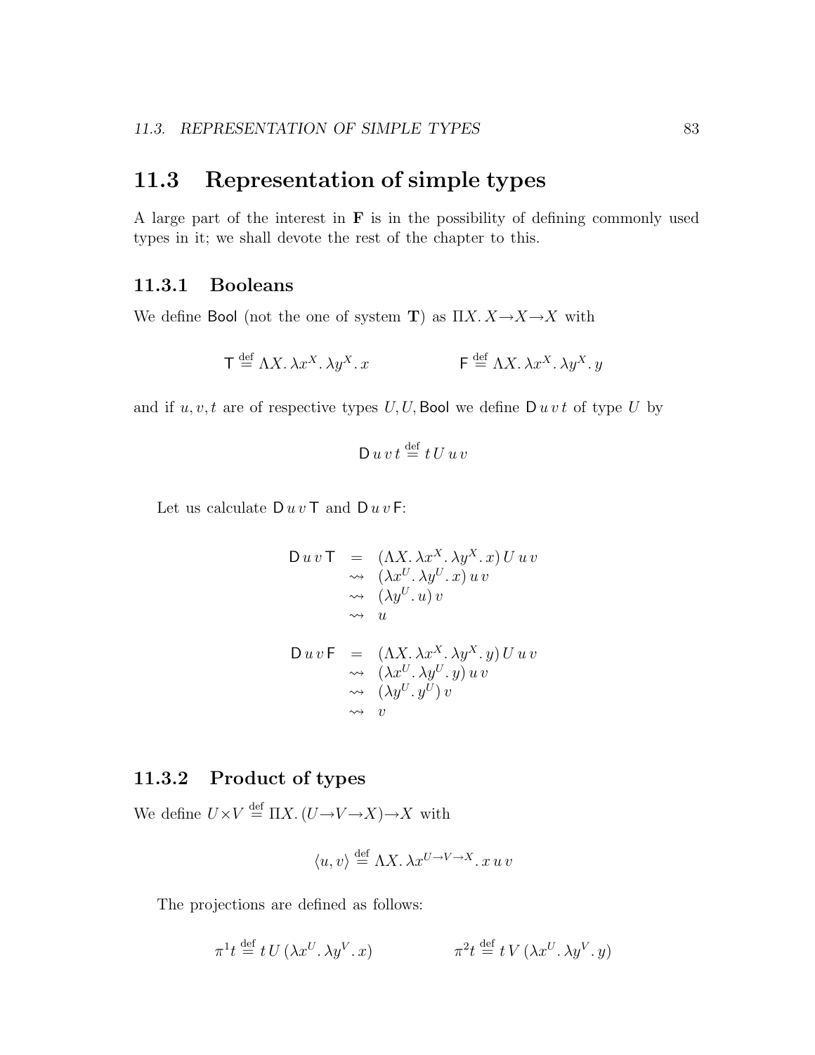## 11.3 Representation of simple types

A large part of the interest in $\mathbf{F}$ is in the possibility of defining commonly used types in it; we shall devote the rest of the chapter to this.

### 11.3.1 Booleans

We define $\mathsf{Bool}$ (not the one of system $\mathbf{T}$) as $\Pi X.\, X{\to}X{\to}X$ with

$$\mathsf{T} \stackrel{\text{def}}{=} \Lambda X.\, \lambda x^X.\, \lambda y^X.\, x \qquad\qquad \mathsf{F} \stackrel{\text{def}}{=} \Lambda X.\, \lambda x^X.\, \lambda y^X.\, y$$

and if $u, v, t$ are of respective types $U, U, \mathsf{Bool}$ we define $\mathsf{D}\, u\, v\, t$ of type $U$ by

$$\mathsf{D}\, u\, v\, t \stackrel{\text{def}}{=} t\, U\, u\, v$$

Let us calculate $\mathsf{D}\, u\, v\, \mathsf{T}$ and $\mathsf{D}\, u\, v\, \mathsf{F}$:

$$\begin{array}{rcl}
\mathsf{D}\, u\, v\, \mathsf{T} & = & (\Lambda X.\, \lambda x^X.\, \lambda y^X.\, x)\, U\, u\, v \\
& \rightsquigarrow & (\lambda x^U.\, \lambda y^U.\, x)\, u\, v \\
& \rightsquigarrow & (\lambda y^U.\, u)\, v \\
& \rightsquigarrow & u
\end{array}$$

$$\begin{array}{rcl}
\mathsf{D}\, u\, v\, \mathsf{F} & = & (\Lambda X.\, \lambda x^X.\, \lambda y^X.\, y)\, U\, u\, v \\
& \rightsquigarrow & (\lambda x^U.\, \lambda y^U.\, y)\, u\, v \\
& \rightsquigarrow & (\lambda y^U.\, y^U)\, v \\
& \rightsquigarrow & v
\end{array}$$

### 11.3.2 Product of types

We define $U{\times}V \stackrel{\text{def}}{=} \Pi X.\, (U{\to}V{\to}X){\to}X$ with

$$\langle u, v\rangle \stackrel{\text{def}}{=} \Lambda X.\, \lambda x^{U\to V\to X}.\, x\, u\, v$$

The projections are defined as follows:

$$\pi^1 t \stackrel{\text{def}}{=} t\, U\, (\lambda x^U.\, \lambda y^V.\, x) \qquad\qquad \pi^2 t \stackrel{\text{def}}{=} t\, V\, (\lambda x^U.\, \lambda y^V.\, y)$$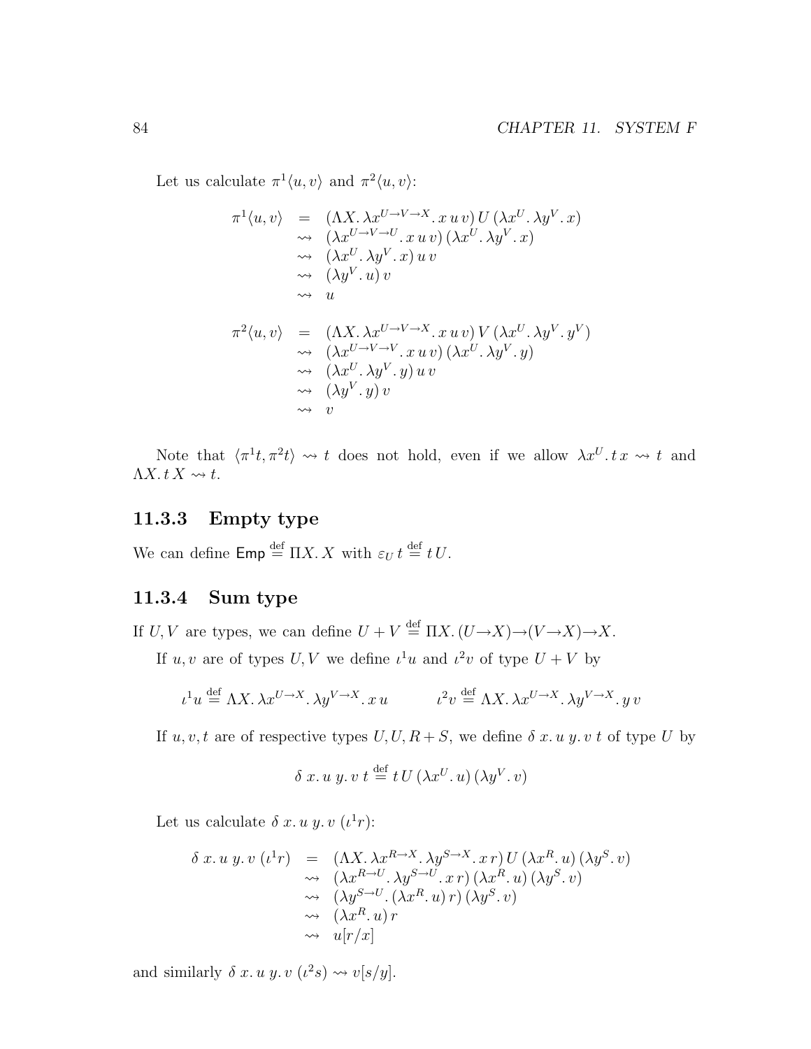Let us calculate $\pi^1\langle u,v\rangle$ and $\pi^2\langle u,v\rangle$:

$$
\begin{array}{rcl}
\pi^1\langle u,v\rangle & = & (\Lambda X.\,\lambda x^{U\to V\to X}.\,x\,u\,v)\,U\,(\lambda x^U.\,\lambda y^V.\,x) \\
& \rightsquigarrow & (\lambda x^{U\to V\to U}.\,x\,u\,v)\,(\lambda x^U.\,\lambda y^V.\,x) \\
& \rightsquigarrow & (\lambda x^U.\,\lambda y^V.\,x)\,u\,v \\
& \rightsquigarrow & (\lambda y^V.\,u)\,v \\
& \rightsquigarrow & u
\end{array}
$$

$$
\begin{array}{rcl}
\pi^2\langle u,v\rangle & = & (\Lambda X.\,\lambda x^{U\to V\to X}.\,x\,u\,v)\,V\,(\lambda x^U.\,\lambda y^V.\,y^V) \\
& \rightsquigarrow & (\lambda x^{U\to V\to V}.\,x\,u\,v)\,(\lambda x^U.\,\lambda y^V.\,y) \\
& \rightsquigarrow & (\lambda x^U.\,\lambda y^V.\,y)\,u\,v \\
& \rightsquigarrow & (\lambda y^V.\,y)\,v \\
& \rightsquigarrow & v
\end{array}
$$

Note that $\langle \pi^1 t, \pi^2 t\rangle \rightsquigarrow t$ does not hold, even if we allow $\lambda x^U.\,t\,x \rightsquigarrow t$ and $\Lambda X.\,t\,X \rightsquigarrow t$.

### 11.3.3 Empty type

We can define $\mathsf{Emp} \stackrel{\text{def}}{=} \Pi X.\,X$ with $\varepsilon_U\,t \stackrel{\text{def}}{=} t\,U$.

### 11.3.4 Sum type

If $U,V$ are types, we can define $U+V \stackrel{\text{def}}{=} \Pi X.\,(U\to X)\to(V\to X)\to X$.

If $u,v$ are of types $U,V$ we define $\iota^1 u$ and $\iota^2 v$ of type $U+V$ by

$$
\iota^1 u \stackrel{\text{def}}{=} \Lambda X.\,\lambda x^{U\to X}.\,\lambda y^{V\to X}.\,x\,u \qquad\qquad \iota^2 v \stackrel{\text{def}}{=} \Lambda X.\,\lambda x^{U\to X}.\,\lambda y^{V\to X}.\,y\,v
$$

If $u,v,t$ are of respective types $U,U,R+S$, we define $\delta\ x.\,u\ y.\,v\ t$ of type $U$ by

$$
\delta\ x.\,u\ y.\,v\ t \stackrel{\text{def}}{=} t\,U\,(\lambda x^U.\,u)\,(\lambda y^V.\,v)
$$

Let us calculate $\delta\ x.\,u\ y.\,v\ (\iota^1 r)$:

$$
\begin{array}{rcl}
\delta\ x.\,u\ y.\,v\ (\iota^1 r) & = & (\Lambda X.\,\lambda x^{R\to X}.\,\lambda y^{S\to X}.\,x\,r)\,U\,(\lambda x^R.\,u)\,(\lambda y^S.\,v) \\
& \rightsquigarrow & (\lambda x^{R\to U}.\,\lambda y^{S\to U}.\,x\,r)\,(\lambda x^R.\,u)\,(\lambda y^S.\,v) \\
& \rightsquigarrow & (\lambda y^{S\to U}.\,(\lambda x^R.\,u)\,r)\,(\lambda y^S.\,v) \\
& \rightsquigarrow & (\lambda x^R.\,u)\,r \\
& \rightsquigarrow & u[r/x]
\end{array}
$$

and similarly $\delta\ x.\,u\ y.\,v\ (\iota^2 s) \rightsquigarrow v[s/y]$.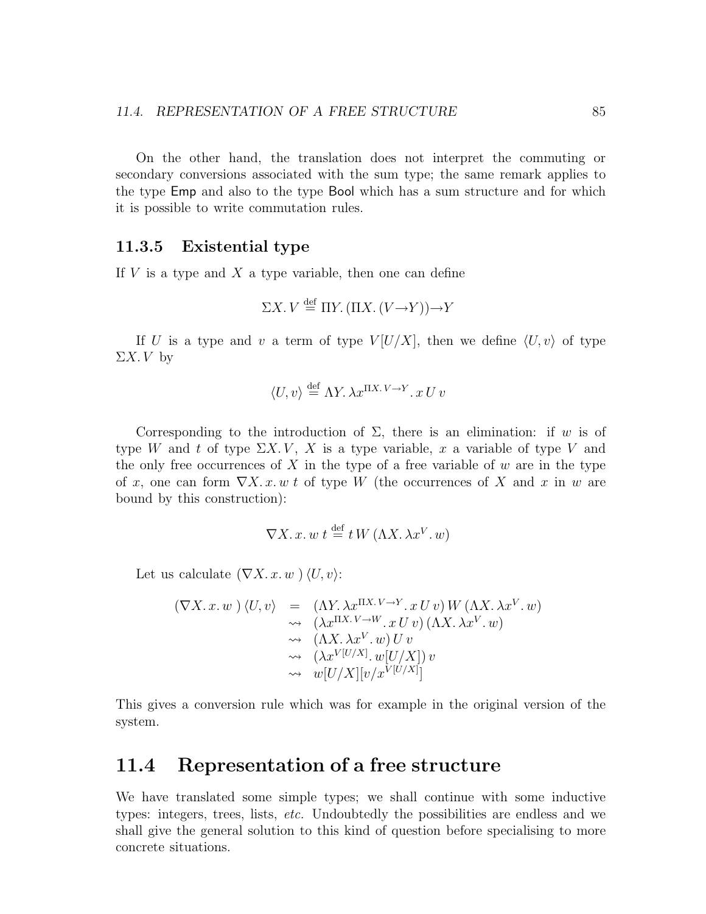On the other hand, the translation does not interpret the commuting or secondary conversions associated with the sum type; the same remark applies to the type Emp and also to the type Bool which has a sum structure and for which it is possible to write commutation rules.

### 11.3.5 Existential type

If $V$ is a type and $X$ a type variable, then one can define

$$\Sigma X.\, V \stackrel{\text{def}}{=} \Pi Y.\, (\Pi X.\, (V \to Y)) \to Y$$

If $U$ is a type and $v$ a term of type $V[U/X]$, then we define $\langle U, v \rangle$ of type $\Sigma X.\, V$ by

$$\langle U, v \rangle \stackrel{\text{def}}{=} \Lambda Y.\, \lambda x^{\Pi X.\, V \to Y}.\, x\, U\, v$$

Corresponding to the introduction of $\Sigma$, there is an elimination: if $w$ is of type $W$ and $t$ of type $\Sigma X.\, V$, $X$ is a type variable, $x$ a variable of type $V$ and the only free occurrences of $X$ in the type of a free variable of $w$ are in the type of $x$, one can form $\nabla X.\, x.\, w\; t$ of type $W$ (the occurrences of $X$ and $x$ in $w$ are bound by this construction):

$$\nabla X.\, x.\, w\; t \stackrel{\text{def}}{=} t\, W\, (\Lambda X.\, \lambda x^V.\, w)$$

Let us calculate $(\nabla X.\, x.\, w\;)\, \langle U, v \rangle$:

$$\begin{array}{rcl}
(\nabla X.\, x.\, w\;)\, \langle U, v \rangle & = & (\Lambda Y.\, \lambda x^{\Pi X.\, V \to Y}.\, x\, U\, v)\, W\, (\Lambda X.\, \lambda x^V.\, w) \\
& \rightsquigarrow & (\lambda x^{\Pi X.\, V \to W}.\, x\, U\, v)\, (\Lambda X.\, \lambda x^V.\, w) \\
& \rightsquigarrow & (\Lambda X.\, \lambda x^V.\, w)\, U\, v \\
& \rightsquigarrow & (\lambda x^{V[U/X]}.\, w[U/X])\, v \\
& \rightsquigarrow & w[U/X][v/x^{V[U/X]}]
\end{array}$$

This gives a conversion rule which was for example in the original version of the system.

## 11.4 Representation of a free structure

We have translated some simple types; we shall continue with some inductive types: integers, trees, lists, *etc.* Undoubtedly the possibilities are endless and we shall give the general solution to this kind of question before specialising to more concrete situations.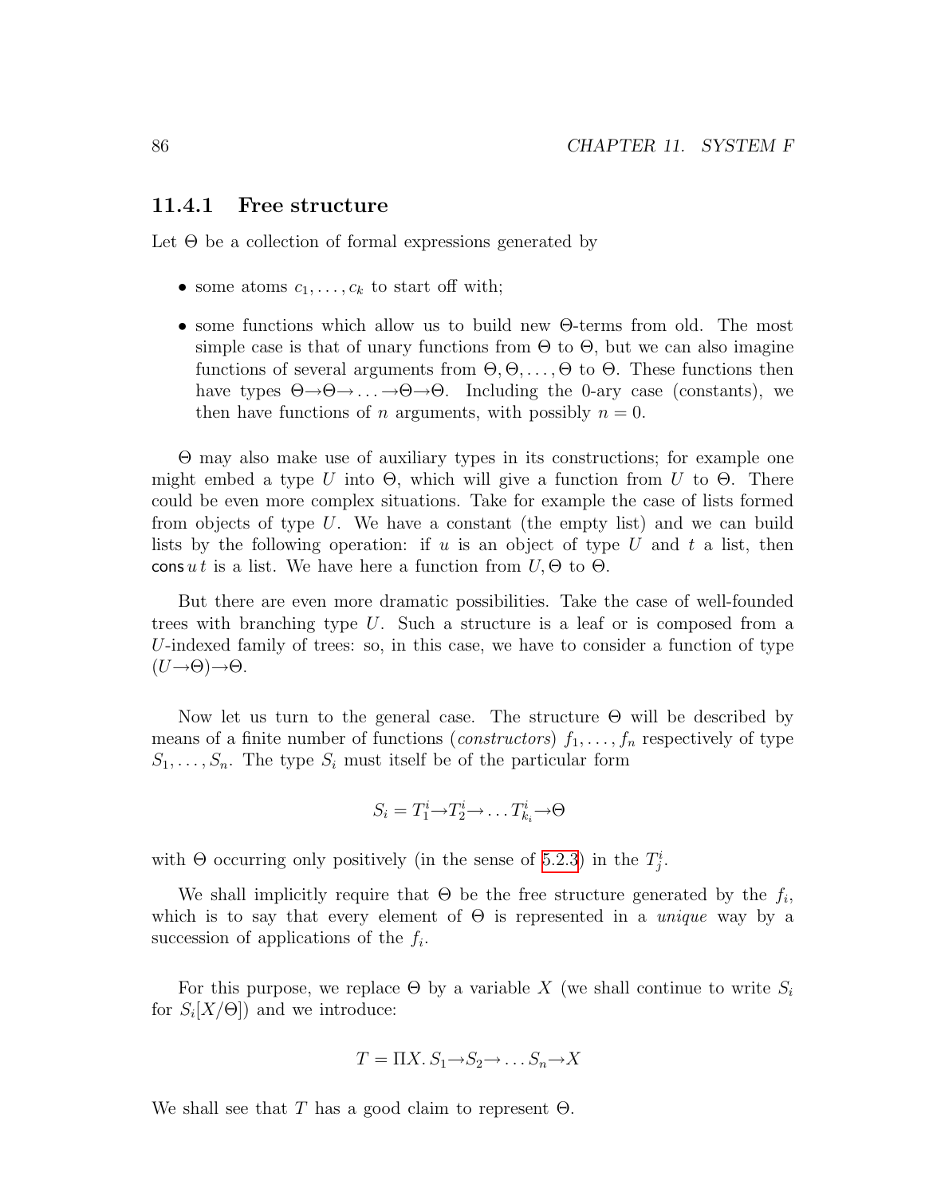### 11.4.1 Free structure

Let $\Theta$ be a collection of formal expressions generated by

- some atoms $c_1, \ldots, c_k$ to start off with;
- some functions which allow us to build new $\Theta$-terms from old. The most simple case is that of unary functions from $\Theta$ to $\Theta$, but we can also imagine functions of several arguments from $\Theta, \Theta, \ldots, \Theta$ to $\Theta$. These functions then have types $\Theta \to \Theta \to \ldots \to \Theta \to \Theta$. Including the 0-ary case (constants), we then have functions of $n$ arguments, with possibly $n = 0$.

$\Theta$ may also make use of auxiliary types in its constructions; for example one might embed a type $U$ into $\Theta$, which will give a function from $U$ to $\Theta$. There could be even more complex situations. Take for example the case of lists formed from objects of type $U$. We have a constant (the empty list) and we can build lists by the following operation: if $u$ is an object of type $U$ and $t$ a list, then $\mathsf{cons}\, u\, t$ is a list. We have here a function from $U, \Theta$ to $\Theta$.

But there are even more dramatic possibilities. Take the case of well-founded trees with branching type $U$. Such a structure is a leaf or is composed from a $U$-indexed family of trees: so, in this case, we have to consider a function of type $(U \to \Theta) \to \Theta$.

Now let us turn to the general case. The structure $\Theta$ will be described by means of a finite number of functions (*constructors*) $f_1, \ldots, f_n$ respectively of type $S_1, \ldots, S_n$. The type $S_i$ must itself be of the particular form

$$S_i = T^i_1 \to T^i_2 \to \ldots T^i_{k_i} \to \Theta$$

with $\Theta$ occurring only positively (in the sense of 5.2.3) in the $T^i_j$.

We shall implicitly require that $\Theta$ be the free structure generated by the $f_i$, which is to say that every element of $\Theta$ is represented in a *unique* way by a succession of applications of the $f_i$.

For this purpose, we replace $\Theta$ by a variable $X$ (we shall continue to write $S_i$ for $S_i[X/\Theta]$) and we introduce:

$$T = \Pi X.\, S_1 \to S_2 \to \ldots S_n \to X$$

We shall see that $T$ has a good claim to represent $\Theta$.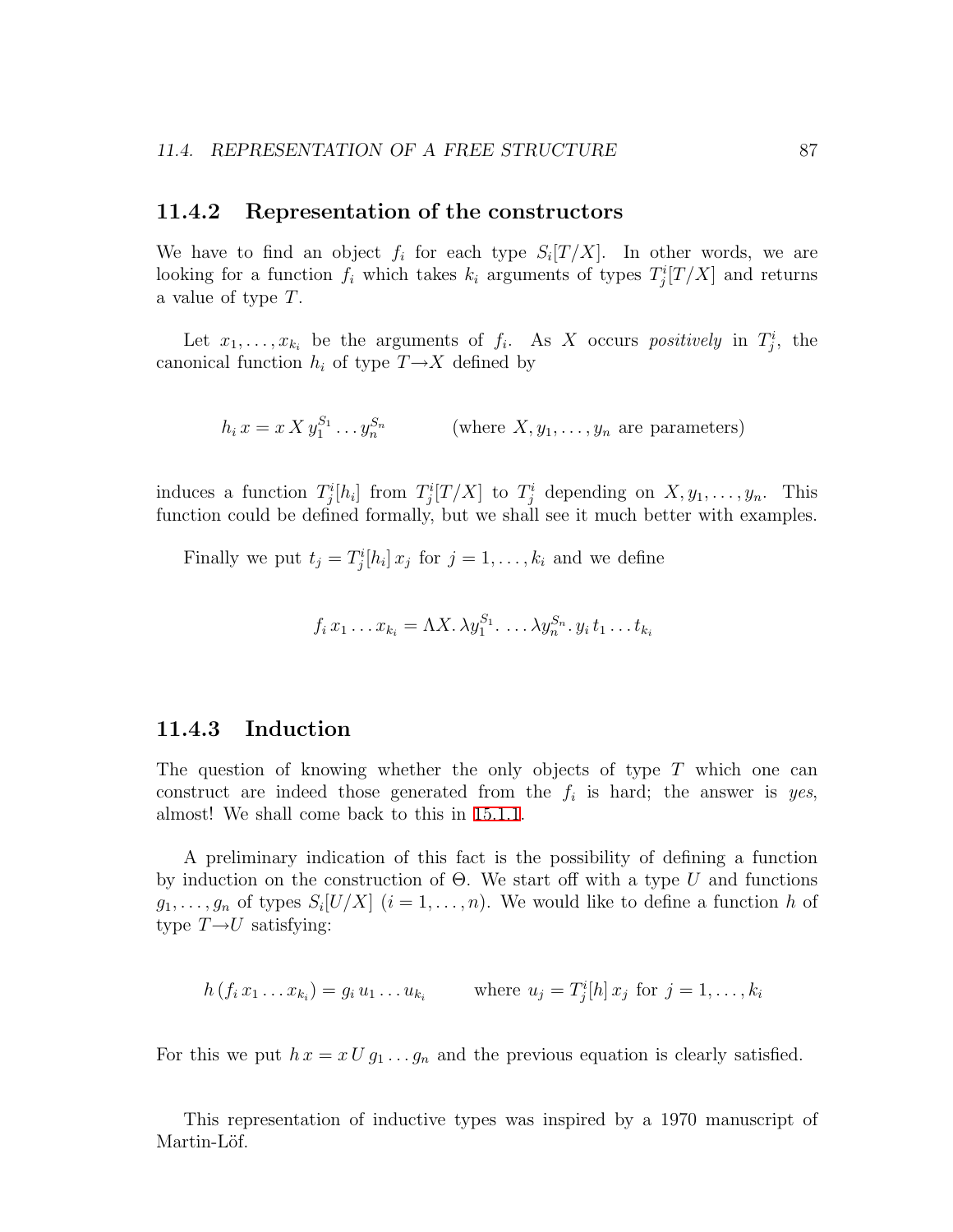### 11.4.2 Representation of the constructors

We have to find an object $f_i$ for each type $S_i[T/X]$. In other words, we are looking for a function $f_i$ which takes $k_i$ arguments of types $T^i_j[T/X]$ and returns a value of type $T$.

Let $x_1, \ldots, x_{k_i}$ be the arguments of $f_i$. As $X$ occurs *positively* in $T^i_j$, the canonical function $h_i$ of type $T \to X$ defined by

$$h_i\, x = x\, X\, y_1^{S_1} \ldots y_n^{S_n} \qquad\qquad \text{(where } X, y_1, \ldots, y_n \text{ are parameters)}$$

induces a function $T^i_j[h_i]$ from $T^i_j[T/X]$ to $T^i_j$ depending on $X, y_1, \ldots, y_n$. This function could be defined formally, but we shall see it much better with examples.

Finally we put $t_j = T^i_j[h_i]\, x_j$ for $j = 1, \ldots, k_i$ and we define

$$f_i\, x_1 \ldots x_{k_i} = \Lambda X.\, \lambda y_1^{S_1}.\, \ldots \lambda y_n^{S_n}.\, y_i\, t_1 \ldots t_{k_i}$$

### 11.4.3 Induction

The question of knowing whether the only objects of type $T$ which one can construct are indeed those generated from the $f_i$ is hard; the answer is *yes*, almost! We shall come back to this in 15.1.1.

A preliminary indication of this fact is the possibility of defining a function by induction on the construction of $\Theta$. We start off with a type $U$ and functions $g_1, \ldots, g_n$ of types $S_i[U/X]$ $(i = 1, \ldots, n)$. We would like to define a function $h$ of type $T \to U$ satisfying:

$$h\, (f_i\, x_1 \ldots x_{k_i}) = g_i\, u_1 \ldots u_{k_i} \qquad\qquad \text{where } u_j = T^i_j[h]\, x_j \text{ for } j = 1, \ldots, k_i$$

For this we put $h\, x = x\, U\, g_1 \ldots g_n$ and the previous equation is clearly satisfied.

This representation of inductive types was inspired by a 1970 manuscript of Martin-Löf.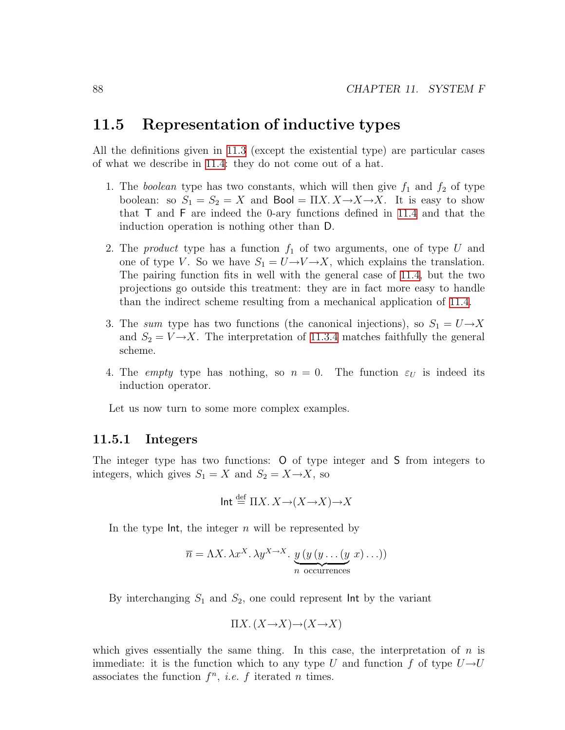## 11.5 Representation of inductive types

All the definitions given in 11.3 (except the existential type) are particular cases of what we describe in 11.4: they do not come out of a hat.

1. The *boolean* type has two constants, which will then give $f_1$ and $f_2$ of type boolean: so $S_1 = S_2 = X$ and $\mathsf{Bool} = \Pi X.\, X {\to} X {\to} X$. It is easy to show that $\mathsf{T}$ and $\mathsf{F}$ are indeed the 0-ary functions defined in 11.4 and that the induction operation is nothing other than $\mathsf{D}$.

2. The *product* type has a function $f_1$ of two arguments, one of type $U$ and one of type $V$. So we have $S_1 = U {\to} V {\to} X$, which explains the translation. The pairing function fits in well with the general case of 11.4, but the two projections go outside this treatment: they are in fact more easy to handle than the indirect scheme resulting from a mechanical application of 11.4.

3. The *sum* type has two functions (the canonical injections), so $S_1 = U {\to} X$ and $S_2 = V {\to} X$. The interpretation of 11.3.4 matches faithfully the general scheme.

4. The *empty* type has nothing, so $n = 0$. The function $\varepsilon_U$ is indeed its induction operator.

Let us now turn to some more complex examples.

### 11.5.1 Integers

The integer type has two functions: $\mathsf{O}$ of type integer and $\mathsf{S}$ from integers to integers, which gives $S_1 = X$ and $S_2 = X {\to} X$, so

$$\mathsf{Int} \stackrel{\text{def}}{=} \Pi X.\, X {\to} (X {\to} X) {\to} X$$

In the type $\mathsf{Int}$, the integer $n$ will be represented by

$$\overline{n} = \Lambda X.\, \lambda x^X.\, \lambda y^{X \to X}.\, \underbrace{y\,(y\,(y \ldots (y}_{n \text{ occurrences}}\; x) \ldots))$$

By interchanging $S_1$ and $S_2$, one could represent $\mathsf{Int}$ by the variant

$$\Pi X.\, (X {\to} X) {\to} (X {\to} X)$$

which gives essentially the same thing. In this case, the interpretation of $n$ is immediate: it is the function which to any type $U$ and function $f$ of type $U {\to} U$ associates the function $f^n$, *i.e.* $f$ iterated $n$ times.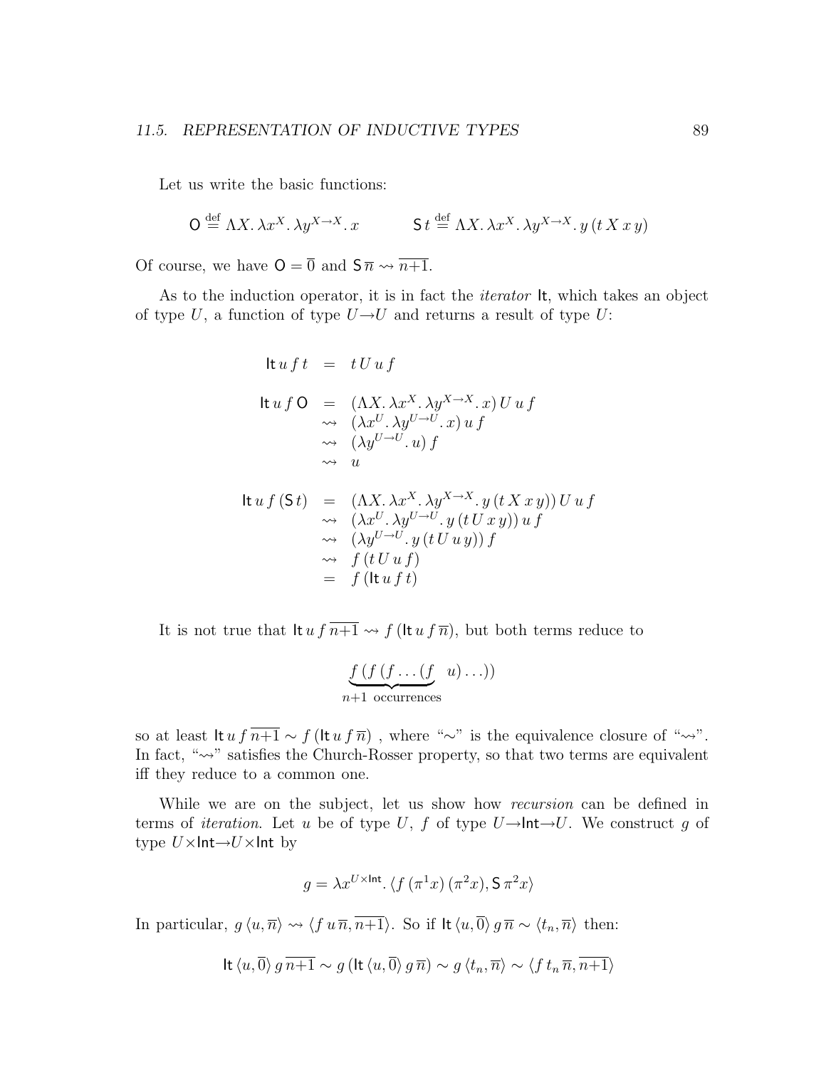Let us write the basic functions:

$$\mathsf{O} \stackrel{\text{def}}{=} \Lambda X.\, \lambda x^X.\, \lambda y^{X \to X}.\, x \qquad\qquad \mathsf{S}\, t \stackrel{\text{def}}{=} \Lambda X.\, \lambda x^X.\, \lambda y^{X \to X}.\, y\,(t\, X\, x\, y)$$

Of course, we have $\mathsf{O} = \overline{0}$ and $\mathsf{S}\,\overline{n} \rightsquigarrow \overline{n{+}1}$.

As to the induction operator, it is in fact the *iterator* $\mathsf{It}$, which takes an object of type $U$, a function of type $U \to U$ and returns a result of type $U$:

$$\begin{array}{rcl}
\mathsf{It}\, u\, f\, t & = & t\, U\, u\, f \\[1em]
\mathsf{It}\, u\, f\, \mathsf{O} & = & (\Lambda X.\, \lambda x^X.\, \lambda y^{X \to X}.\, x)\, U\, u\, f \\
& \rightsquigarrow & (\lambda x^U.\, \lambda y^{U \to U}.\, x)\, u\, f \\
& \rightsquigarrow & (\lambda y^{U \to U}.\, u)\, f \\
& \rightsquigarrow & u \\[1em]
\mathsf{It}\, u\, f\, (\mathsf{S}\, t) & = & (\Lambda X.\, \lambda x^X.\, \lambda y^{X \to X}.\, y\,(t\, X\, x\, y))\, U\, u\, f \\
& \rightsquigarrow & (\lambda x^U.\, \lambda y^{U \to U}.\, y\,(t\, U\, x\, y))\, u\, f \\
& \rightsquigarrow & (\lambda y^{U \to U}.\, y\,(t\, U\, u\, y))\, f \\
& \rightsquigarrow & f\,(t\, U\, u\, f) \\
& = & f\,(\mathsf{It}\, u\, f\, t)
\end{array}$$

It is not true that $\mathsf{It}\, u\, f\, \overline{n{+}1} \rightsquigarrow f\,(\mathsf{It}\, u\, f\, \overline{n})$, but both terms reduce to

$$\underbrace{f\,(f\,(f \ldots (f}_{n+1 \text{ occurrences}}\;\; u) \ldots))$$

so at least $\mathsf{It}\, u\, f\, \overline{n{+}1} \sim f\,(\mathsf{It}\, u\, f\, \overline{n})$ , where "$\sim$" is the equivalence closure of "$\rightsquigarrow$". In fact, "$\rightsquigarrow$" satisfies the Church-Rosser property, so that two terms are equivalent iff they reduce to a common one.

While we are on the subject, let us show how *recursion* can be defined in terms of *iteration*. Let $u$ be of type $U$, $f$ of type $U \to \mathsf{Int} \to U$. We construct $g$ of type $U \times \mathsf{Int} \to U \times \mathsf{Int}$ by

$$g = \lambda x^{U \times \mathsf{Int}}.\, \langle f\,(\pi^1 x)\,(\pi^2 x), \mathsf{S}\,\pi^2 x \rangle$$

In particular, $g\,\langle u, \overline{n}\rangle \rightsquigarrow \langle f\, u\, \overline{n}, \overline{n{+}1}\rangle$. So if $\mathsf{It}\,\langle u, \overline{0}\rangle\, g\, \overline{n} \sim \langle t_n, \overline{n}\rangle$ then:

$$\mathsf{It}\,\langle u, \overline{0}\rangle\, g\, \overline{n{+}1} \sim g\,(\mathsf{It}\,\langle u, \overline{0}\rangle\, g\, \overline{n}) \sim g\,\langle t_n, \overline{n}\rangle \sim \langle f\, t_n\, \overline{n}, \overline{n{+}1}\rangle$$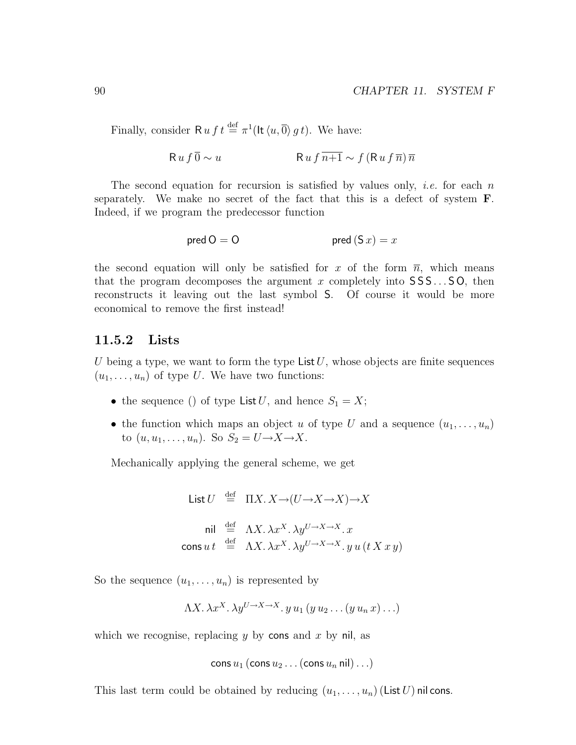Finally, consider $\mathsf{R}\,u\,f\,t \stackrel{\text{def}}{=} \pi^1(\mathsf{It}\,\langle u, \overline{0}\rangle\,g\,t)$. We have:

$$\mathsf{R}\,u\,f\,\overline{0} \sim u \qquad\qquad \mathsf{R}\,u\,f\,\overline{n{+}1} \sim f\,(\mathsf{R}\,u\,f\,\overline{n})\,\overline{n}$$

The second equation for recursion is satisfied by values only, *i.e.* for each $n$ separately. We make no secret of the fact that this is a defect of system **F**. Indeed, if we program the predecessor function

$$\mathsf{pred}\,\mathsf{O} = \mathsf{O} \qquad\qquad \mathsf{pred}\,(\mathsf{S}\,x) = x$$

the second equation will only be satisfied for $x$ of the form $\overline{n}$, which means that the program decomposes the argument $x$ completely into $\mathsf{S}\,\mathsf{S}\,\mathsf{S}\ldots\mathsf{S}\,\mathsf{O}$, then reconstructs it leaving out the last symbol $\mathsf{S}$. Of course it would be more economical to remove the first instead!

### 11.5.2 Lists

$U$ being a type, we want to form the type $\mathsf{List}\,U$, whose objects are finite sequences $(u_1, \ldots, u_n)$ of type $U$. We have two functions:

- the sequence $()$ of type $\mathsf{List}\,U$, and hence $S_1 = X$;
- the function which maps an object $u$ of type $U$ and a sequence $(u_1, \ldots, u_n)$ to $(u, u_1, \ldots, u_n)$. So $S_2 = U \to X \to X$.

Mechanically applying the general scheme, we get

$$\mathsf{List}\,U \stackrel{\text{def}}{=} \Pi X.\, X \to (U \to X \to X) \to X$$

$$\begin{aligned} \mathsf{nil} &\stackrel{\text{def}}{=} \Lambda X.\, \lambda x^X.\, \lambda y^{U\to X\to X}.\, x \\ \mathsf{cons}\,u\,t &\stackrel{\text{def}}{=} \Lambda X.\, \lambda x^X.\, \lambda y^{U\to X\to X}.\, y\,u\,(t\,X\,x\,y) \end{aligned}$$

So the sequence $(u_1, \ldots, u_n)$ is represented by

$$\Lambda X.\, \lambda x^X.\, \lambda y^{U\to X\to X}.\, y\,u_1\,(y\,u_2 \ldots (y\,u_n\,x)\ldots)$$

which we recognise, replacing $y$ by $\mathsf{cons}$ and $x$ by $\mathsf{nil}$, as

$$\mathsf{cons}\,u_1\,(\mathsf{cons}\,u_2 \ldots (\mathsf{cons}\,u_n\,\mathsf{nil})\ldots)$$

This last term could be obtained by reducing $(u_1, \ldots, u_n)\,(\mathsf{List}\,U)\,\mathsf{nil}\,\mathsf{cons}$.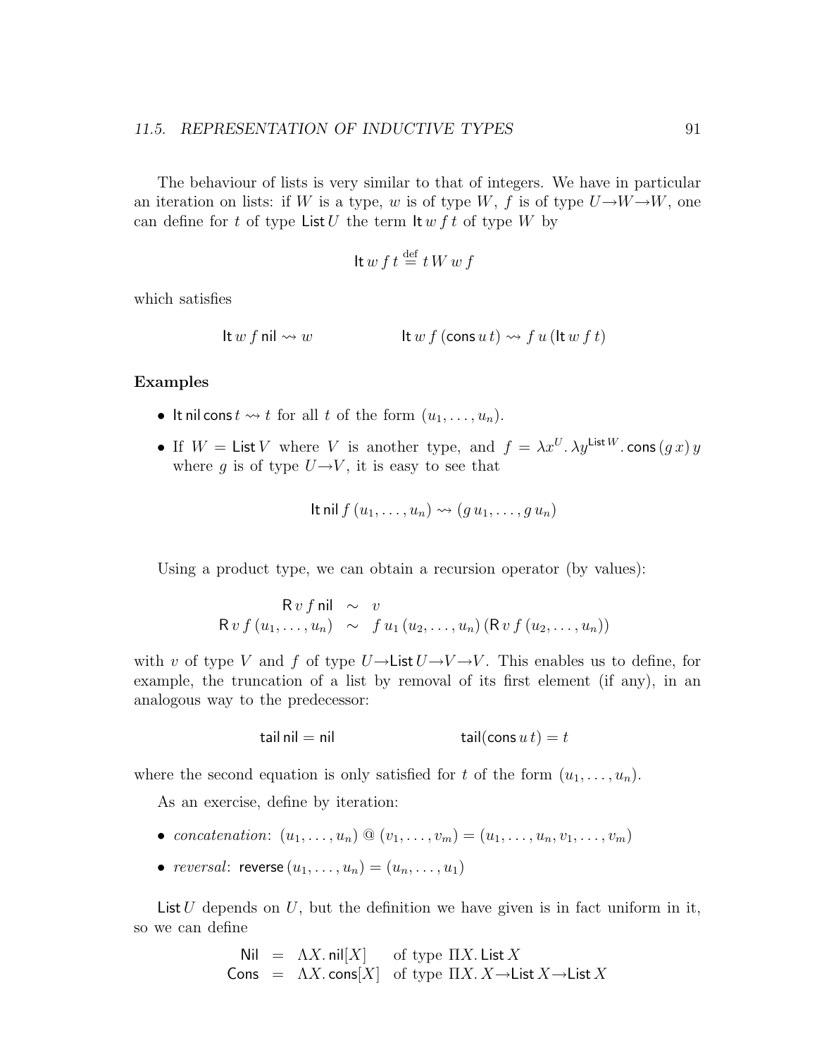The behaviour of lists is very similar to that of integers. We have in particular an iteration on lists: if $W$ is a type, $w$ is of type $W$, $f$ is of type $U \to W \to W$, one can define for $t$ of type $\mathsf{List}\, U$ the term $\mathsf{It}\, w\, f\, t$ of type $W$ by

$$\mathsf{It}\, w\, f\, t \stackrel{\text{def}}{=} t\, W\, w\, f$$

which satisfies

$$\mathsf{It}\, w\, f\, \mathsf{nil} \rightsquigarrow w \qquad\qquad \mathsf{It}\, w\, f\, (\mathsf{cons}\, u\, t) \rightsquigarrow f\, u\, (\mathsf{It}\, w\, f\, t)$$

**Examples**

- $\mathsf{It}\, \mathsf{nil}\, \mathsf{cons}\, t \rightsquigarrow t$ for all $t$ of the form $(u_1, \ldots, u_n)$.
- If $W = \mathsf{List}\, V$ where $V$ is another type, and $f = \lambda x^U.\, \lambda y^{\mathsf{List}\, W}.\, \mathsf{cons}\, (g\, x)\, y$ where $g$ is of type $U \to V$, it is easy to see that

$$\mathsf{It}\, \mathsf{nil}\, f\, (u_1, \ldots, u_n) \rightsquigarrow (g\, u_1, \ldots, g\, u_n)$$

Using a product type, we can obtain a recursion operator (by values):

$$\begin{array}{rcl} \mathsf{R}\, v\, f\, \mathsf{nil} & \sim & v \\ \mathsf{R}\, v\, f\, (u_1, \ldots, u_n) & \sim & f\, u_1\, (u_2, \ldots, u_n)\, (\mathsf{R}\, v\, f\, (u_2, \ldots, u_n)) \end{array}$$

with $v$ of type $V$ and $f$ of type $U \to \mathsf{List}\, U \to V \to V$. This enables us to define, for example, the truncation of a list by removal of its first element (if any), in an analogous way to the predecessor:

$$\mathsf{tail}\, \mathsf{nil} = \mathsf{nil} \qquad\qquad \mathsf{tail}(\mathsf{cons}\, u\, t) = t$$

where the second equation is only satisfied for $t$ of the form $(u_1, \ldots, u_n)$.

As an exercise, define by iteration:

- *concatenation*: $(u_1, \ldots, u_n) \mathbin{@} (v_1, \ldots, v_m) = (u_1, \ldots, u_n, v_1, \ldots, v_m)$
- *reversal*: $\mathsf{reverse}\, (u_1, \ldots, u_n) = (u_n, \ldots, u_1)$

$\mathsf{List}\, U$ depends on $U$, but the definition we have given is in fact uniform in it, so we can define

$$\begin{array}{rcll} \mathsf{Nil} & = & \Lambda X.\, \mathsf{nil}[X] & \text{of type } \Pi X.\, \mathsf{List}\, X \\ \mathsf{Cons} & = & \Lambda X.\, \mathsf{cons}[X] & \text{of type } \Pi X.\, X \to \mathsf{List}\, X \to \mathsf{List}\, X \end{array}$$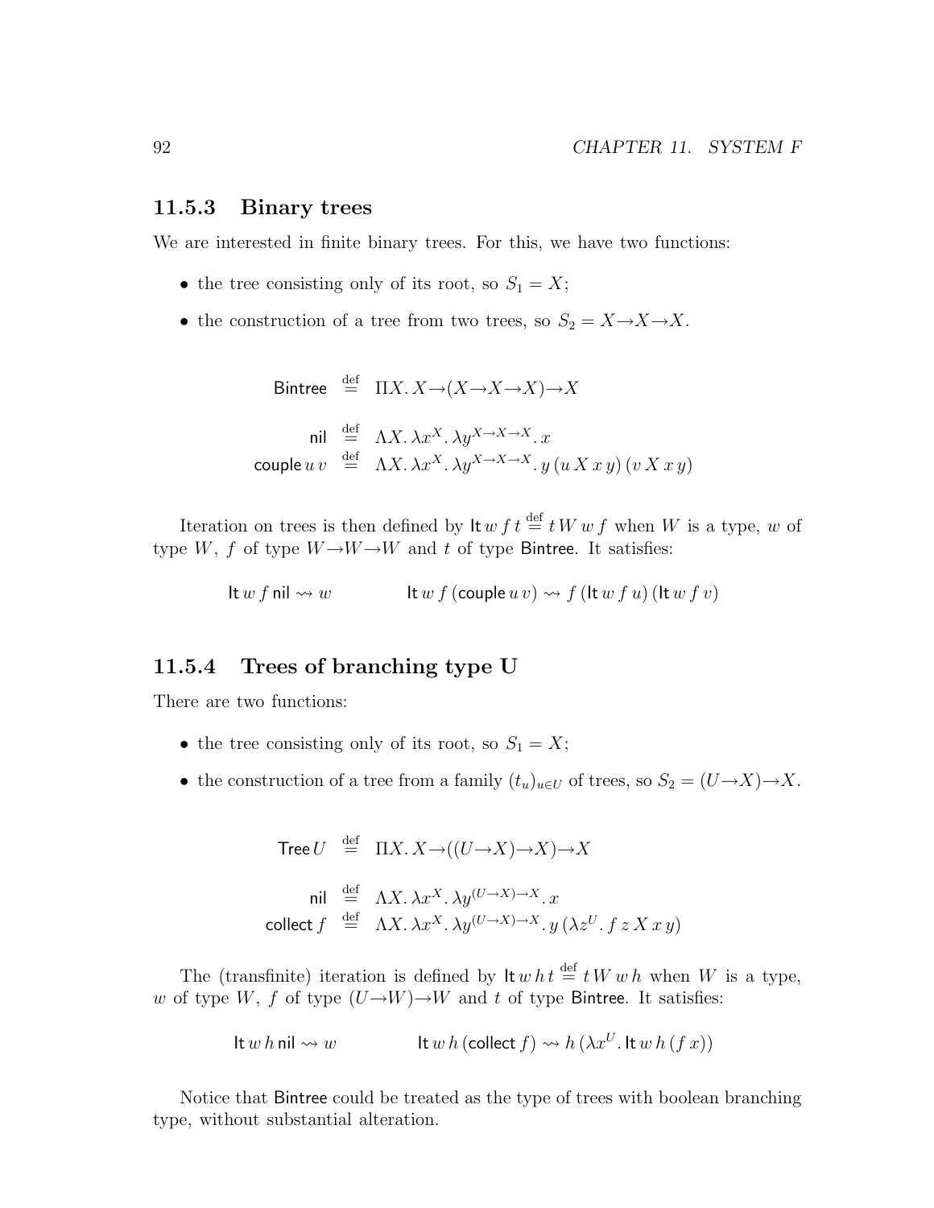### 11.5.3 Binary trees

We are interested in finite binary trees. For this, we have two functions:

- the tree consisting only of its root, so $S_1 = X$;
- the construction of a tree from two trees, so $S_2 = X \to X \to X$.

$$\mathsf{Bintree} \stackrel{\text{def}}{=} \Pi X.\, X \to (X \to X \to X) \to X$$

$$\begin{aligned}
\mathsf{nil} &\stackrel{\text{def}}{=} \Lambda X.\, \lambda x^X.\, \lambda y^{X \to X \to X}.\, x \\
\mathsf{couple}\, u\, v &\stackrel{\text{def}}{=} \Lambda X.\, \lambda x^X.\, \lambda y^{X \to X \to X}.\, y\, (u\, X\, x\, y)\, (v\, X\, x\, y)
\end{aligned}$$

Iteration on trees is then defined by $\mathsf{It}\, w\, f\, t \stackrel{\text{def}}{=} t\, W\, w\, f$ when $W$ is a type, $w$ of type $W$, $f$ of type $W \to W \to W$ and $t$ of type $\mathsf{Bintree}$. It satisfies:

$$\mathsf{It}\, w\, f\, \mathsf{nil} \rightsquigarrow w \qquad\qquad \mathsf{It}\, w\, f\, (\mathsf{couple}\, u\, v) \rightsquigarrow f\, (\mathsf{It}\, w\, f\, u)\, (\mathsf{It}\, w\, f\, v)$$

### 11.5.4 Trees of branching type U

There are two functions:

- the tree consisting only of its root, so $S_1 = X$;
- the construction of a tree from a family $(t_u)_{u \in U}$ of trees, so $S_2 = (U \to X) \to X$.

$$\mathsf{Tree}\, U \stackrel{\text{def}}{=} \Pi X.\, X \to ((U \to X) \to X) \to X$$

$$\begin{aligned}
\mathsf{nil} &\stackrel{\text{def}}{=} \Lambda X.\, \lambda x^X.\, \lambda y^{(U \to X) \to X}.\, x \\
\mathsf{collect}\, f &\stackrel{\text{def}}{=} \Lambda X.\, \lambda x^X.\, \lambda y^{(U \to X) \to X}.\, y\, (\lambda z^U.\, f\, z\, X\, x\, y)
\end{aligned}$$

The (transfinite) iteration is defined by $\mathsf{It}\, w\, h\, t \stackrel{\text{def}}{=} t\, W\, w\, h$ when $W$ is a type, $w$ of type $W$, $f$ of type $(U \to W) \to W$ and $t$ of type $\mathsf{Bintree}$. It satisfies:

$$\mathsf{It}\, w\, h\, \mathsf{nil} \rightsquigarrow w \qquad\qquad \mathsf{It}\, w\, h\, (\mathsf{collect}\, f) \rightsquigarrow h\, (\lambda x^U.\, \mathsf{It}\, w\, h\, (f\, x))$$

Notice that $\mathsf{Bintree}$ could be treated as the type of trees with boolean branching type, without substantial alteration.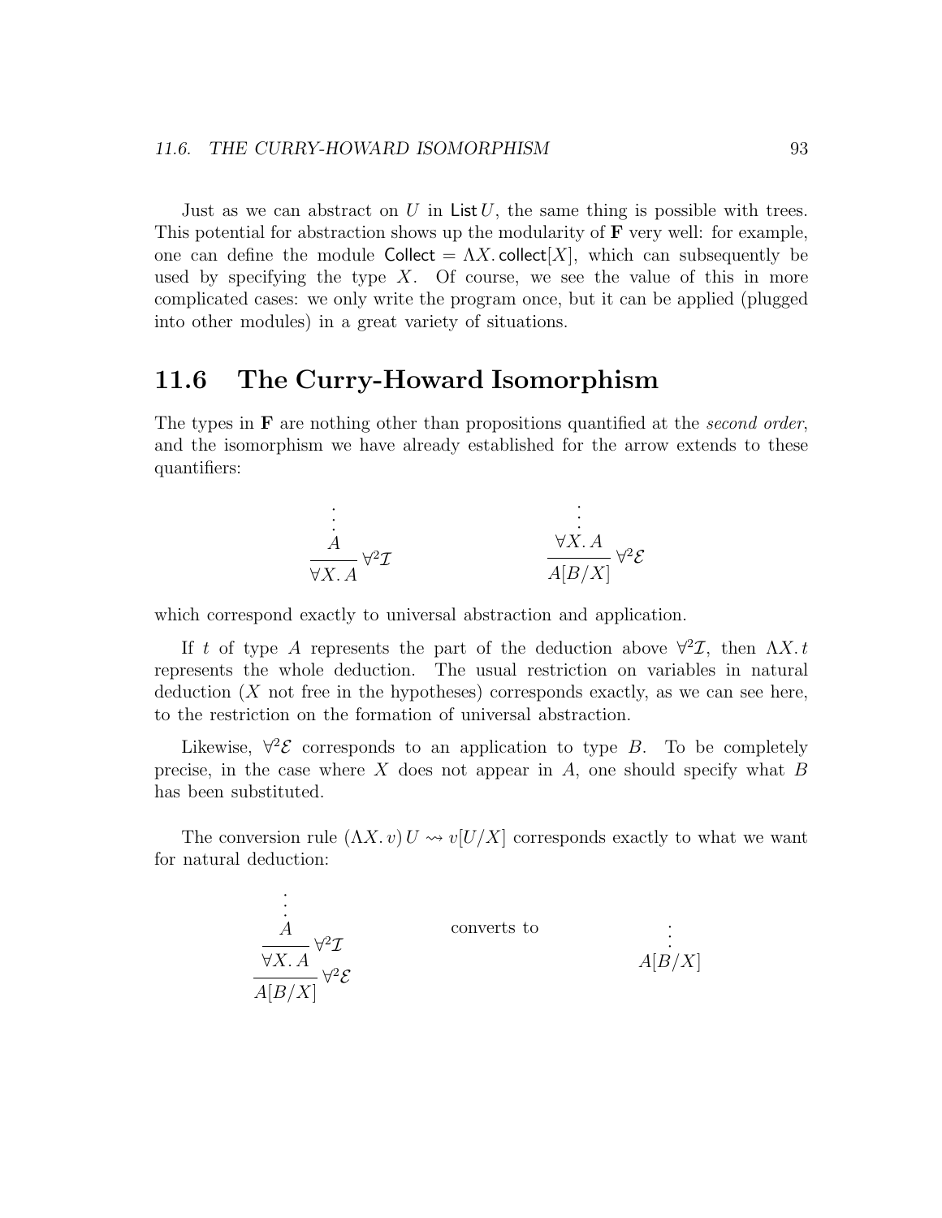Just as we can abstract on $U$ in $\mathsf{List}\,U$, the same thing is possible with trees. This potential for abstraction shows up the modularity of **F** very well: for example, one can define the module $\mathsf{Collect} = \Lambda X.\, \mathsf{collect}[X]$, which can subsequently be used by specifying the type $X$. Of course, we see the value of this in more complicated cases: we only write the program once, but it can be applied (plugged into other modules) in a great variety of situations.

## 11.6 The Curry-Howard Isomorphism

The types in **F** are nothing other than propositions quantified at the *second order*, and the isomorphism we have already established for the arrow extends to these quantifiers:

$$\dfrac{\begin{array}{c}\vdots \\ A\end{array}}{\forall X.\, A}\,\forall^2\mathcal{I} \qquad\qquad \dfrac{\begin{array}{c}\vdots \\ \forall X.\, A\end{array}}{A[B/X]}\,\forall^2\mathcal{E}$$

which correspond exactly to universal abstraction and application.

If $t$ of type $A$ represents the part of the deduction above $\forall^2\mathcal{I}$, then $\Lambda X.\, t$ represents the whole deduction. The usual restriction on variables in natural deduction ($X$ not free in the hypotheses) corresponds exactly, as we can see here, to the restriction on the formation of universal abstraction.

Likewise, $\forall^2\mathcal{E}$ corresponds to an application to type $B$. To be completely precise, in the case where $X$ does not appear in $A$, one should specify what $B$ has been substituted.

The conversion rule $(\Lambda X.\, v)\, U \rightsquigarrow v[U/X]$ corresponds exactly to what we want for natural deduction:

$$\dfrac{\dfrac{\begin{array}{c}\vdots \\ A\end{array}}{\forall X.\, A}\,\forall^2\mathcal{I}}{A[B/X]}\,\forall^2\mathcal{E} \qquad \text{converts to} \qquad \begin{array}{c}\vdots \\ A[B/X]\end{array}$$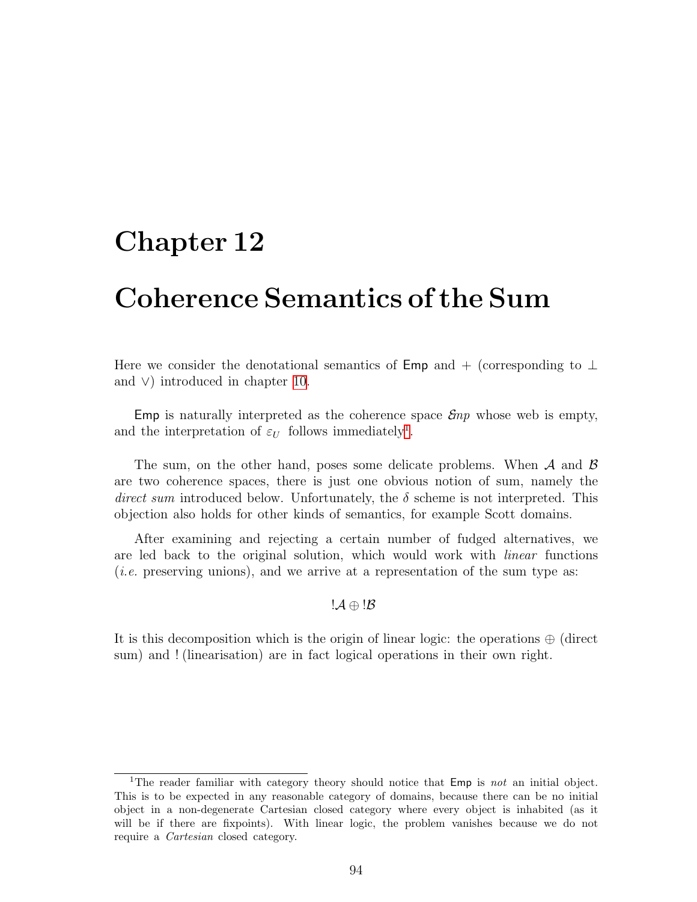# Chapter 12

# Coherence Semantics of the Sum

Here we consider the denotational semantics of Emp and + (corresponding to $\perp$ and $\vee$) introduced in chapter 10.

Emp is naturally interpreted as the coherence space $\mathcal{E}mp$ whose web is empty, and the interpretation of $\varepsilon_U$ follows immediately[1].

The sum, on the other hand, poses some delicate problems. When $\mathcal{A}$ and $\mathcal{B}$ are two coherence spaces, there is just one obvious notion of sum, namely the *direct sum* introduced below. Unfortunately, the $\delta$ scheme is not interpreted. This objection also holds for other kinds of semantics, for example Scott domains.

After examining and rejecting a certain number of fudged alternatives, we are led back to the original solution, which would work with *linear* functions (*i.e.* preserving unions), and we arrive at a representation of the sum type as:

$$!\mathcal{A} \oplus !\mathcal{B}$$

It is this decomposition which is the origin of linear logic: the operations $\oplus$ (direct sum) and ! (linearisation) are in fact logical operations in their own right.

---

[1] The reader familiar with category theory should notice that Emp is *not* an initial object. This is to be expected in any reasonable category of domains, because there can be no initial object in a non-degenerate Cartesian closed category where every object is inhabited (as it will be if there are fixpoints). With linear logic, the problem vanishes because we do not require a *Cartesian* closed category.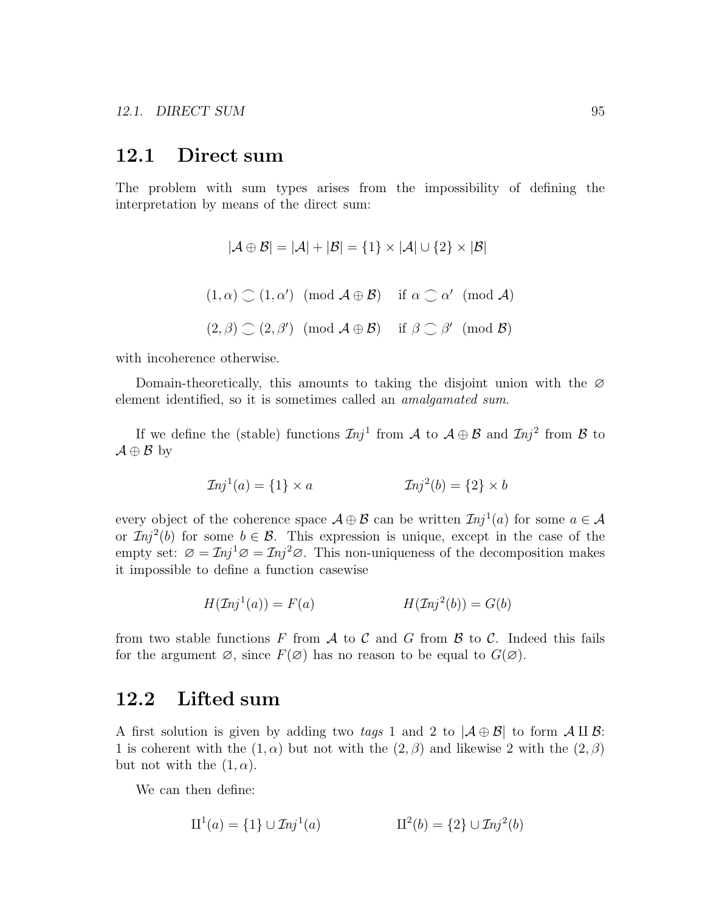## 12.1 Direct sum

The problem with sum types arises from the impossibility of defining the interpretation by means of the direct sum:

$$|\mathcal{A} \oplus \mathcal{B}| = |\mathcal{A}| + |\mathcal{B}| = \{1\} \times |\mathcal{A}| \cup \{2\} \times |\mathcal{B}|$$

$$(1, \alpha) \frown (1, \alpha') \pmod{\mathcal{A} \oplus \mathcal{B}} \quad \text{if } \alpha \frown \alpha' \pmod{\mathcal{A}}$$

$$(2, \beta) \frown (2, \beta') \pmod{\mathcal{A} \oplus \mathcal{B}} \quad \text{if } \beta \frown \beta' \pmod{\mathcal{B}}$$

with incoherence otherwise.

Domain-theoretically, this amounts to taking the disjoint union with the $\varnothing$ element identified, so it is sometimes called an *amalgamated sum*.

If we define the (stable) functions $\mathcal{I}nj^1$ from $\mathcal{A}$ to $\mathcal{A} \oplus \mathcal{B}$ and $\mathcal{I}nj^2$ from $\mathcal{B}$ to $\mathcal{A} \oplus \mathcal{B}$ by

$$\mathcal{I}nj^1(a) = \{1\} \times a \qquad\qquad \mathcal{I}nj^2(b) = \{2\} \times b$$

every object of the coherence space $\mathcal{A} \oplus \mathcal{B}$ can be written $\mathcal{I}nj^1(a)$ for some $a \in \mathcal{A}$ or $\mathcal{I}nj^2(b)$ for some $b \in \mathcal{B}$. This expression is unique, except in the case of the empty set: $\varnothing = \mathcal{I}nj^1\varnothing = \mathcal{I}nj^2\varnothing$. This non-uniqueness of the decomposition makes it impossible to define a function casewise

$$H(\mathcal{I}nj^1(a)) = F(a) \qquad\qquad H(\mathcal{I}nj^2(b)) = G(b)$$

from two stable functions $F$ from $\mathcal{A}$ to $\mathcal{C}$ and $G$ from $\mathcal{B}$ to $\mathcal{C}$. Indeed this fails for the argument $\varnothing$, since $F(\varnothing)$ has no reason to be equal to $G(\varnothing)$.

## 12.2 Lifted sum

A first solution is given by adding two *tags* 1 and 2 to $|\mathcal{A} \oplus \mathcal{B}|$ to form $\mathcal{A} \amalg \mathcal{B}$: 1 is coherent with the $(1, \alpha)$ but not with the $(2, \beta)$ and likewise 2 with the $(2, \beta)$ but not with the $(1, \alpha)$.

We can then define:

$$\amalg^1(a) = \{1\} \cup \mathcal{I}nj^1(a) \qquad\qquad \amalg^2(b) = \{2\} \cup \mathcal{I}nj^2(b)$$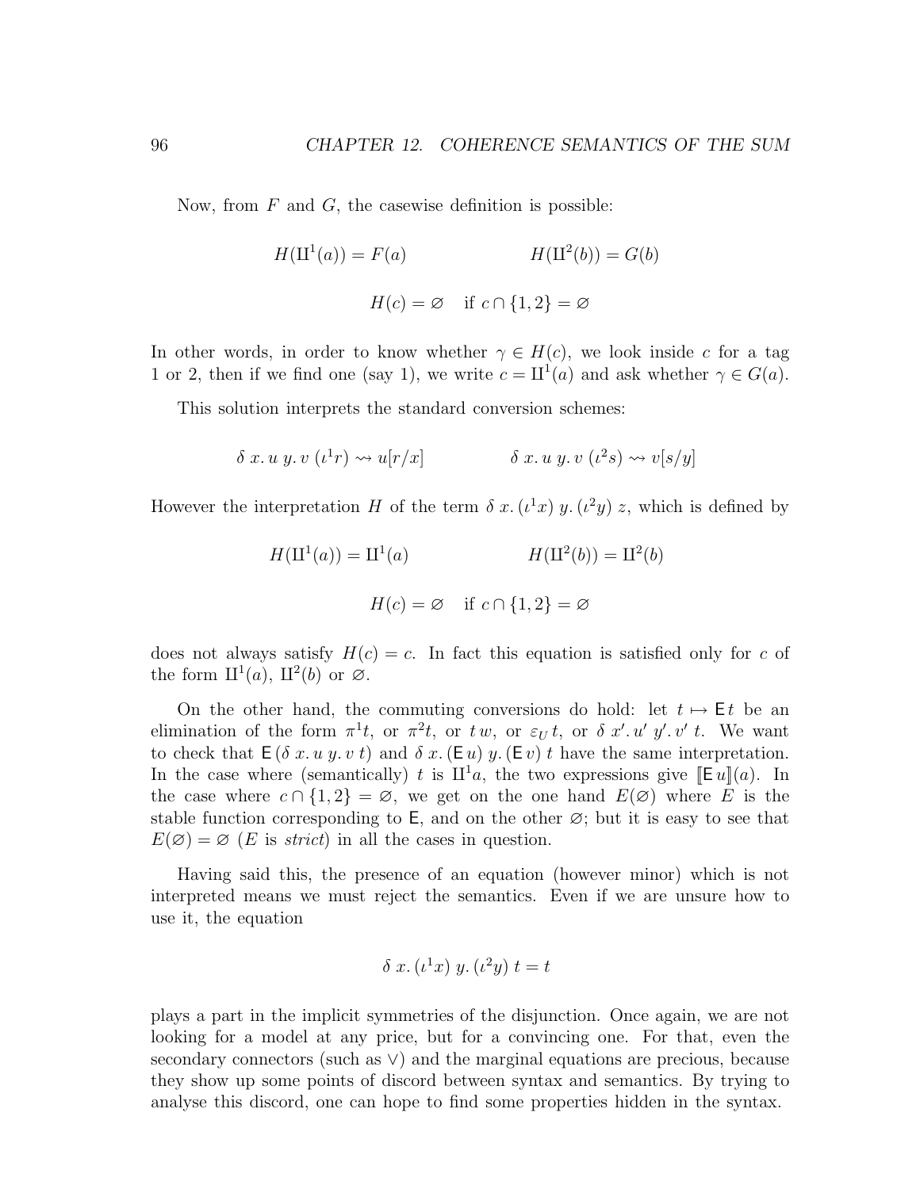Now, from $F$ and $G$, the casewise definition is possible:

$$H(\amalg^1(a)) = F(a) \qquad\qquad H(\amalg^2(b)) = G(b)$$

$$H(c) = \varnothing \quad \text{if } c \cap \{1,2\} = \varnothing$$

In other words, in order to know whether $\gamma \in H(c)$, we look inside $c$ for a tag 1 or 2, then if we find one (say 1), we write $c = \amalg^1(a)$ and ask whether $\gamma \in G(a)$.

This solution interprets the standard conversion schemes:

$$\delta\ x.\, u\ y.\, v\ (\iota^1 r) \rightsquigarrow u[r/x] \qquad\qquad \delta\ x.\, u\ y.\, v\ (\iota^2 s) \rightsquigarrow v[s/y]$$

However the interpretation $H$ of the term $\delta\ x.\, (\iota^1 x)\ y.\, (\iota^2 y)\ z$, which is defined by

$$H(\amalg^1(a)) = \amalg^1(a) \qquad\qquad H(\amalg^2(b)) = \amalg^2(b)$$

$$H(c) = \varnothing \quad \text{if } c \cap \{1,2\} = \varnothing$$

does not always satisfy $H(c) = c$. In fact this equation is satisfied only for $c$ of the form $\amalg^1(a)$, $\amalg^2(b)$ or $\varnothing$.

On the other hand, the commuting conversions do hold: let $t \mapsto \mathsf{E}\,t$ be an elimination of the form $\pi^1 t$, or $\pi^2 t$, or $t\,w$, or $\varepsilon_U\, t$, or $\delta\ x'.\, u'\ y'.\, v'\ t$. We want to check that $\mathsf{E}\,(\delta\ x.\, u\ y.\, v\ t)$ and $\delta\ x.\, (\mathsf{E}\,u)\ y.\, (\mathsf{E}\,v)\ t$ have the same interpretation. In the case where (semantically) $t$ is $\amalg^1 a$, the two expressions give $[\![\mathsf{E}\,u]\!](a)$. In the case where $c \cap \{1,2\} = \varnothing$, we get on the one hand $E(\varnothing)$ where $E$ is the stable function corresponding to $\mathsf{E}$, and on the other $\varnothing$; but it is easy to see that $E(\varnothing) = \varnothing$ ($E$ is *strict*) in all the cases in question.

Having said this, the presence of an equation (however minor) which is not interpreted means we must reject the semantics. Even if we are unsure how to use it, the equation

$$\delta\ x.\, (\iota^1 x)\ y.\, (\iota^2 y)\ t = t$$

plays a part in the implicit symmetries of the disjunction. Once again, we are not looking for a model at any price, but for a convincing one. For that, even the secondary connectors (such as $\vee$) and the marginal equations are precious, because they show up some points of discord between syntax and semantics. By trying to analyse this discord, one can hope to find some properties hidden in the syntax.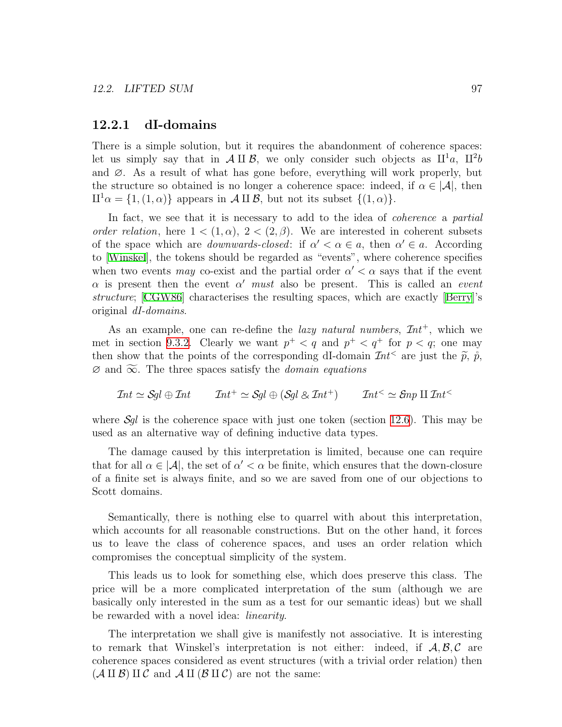### 12.2.1 dI-domains

There is a simple solution, but it requires the abandonment of coherence spaces: let us simply say that in $\mathcal{A} \amalg \mathcal{B}$, we only consider such objects as $\amalg^1 a$, $\amalg^2 b$ and $\varnothing$. As a result of what has gone before, everything will work properly, but the structure so obtained is no longer a coherence space: indeed, if $\alpha \in |\mathcal{A}|$, then $\amalg^1 \alpha = \{1, (1, \alpha)\}$ appears in $\mathcal{A} \amalg \mathcal{B}$, but not its subset $\{(1, \alpha)\}$.

In fact, we see that it is necessary to add to the idea of *coherence* a *partial order relation*, here $1 < (1, \alpha)$, $2 < (2, \beta)$. We are interested in coherent subsets of the space which are *downwards-closed*: if $\alpha' < \alpha \in a$, then $\alpha' \in a$. According to [Winskel], the tokens should be regarded as "events", where coherence specifies when two events *may* co-exist and the partial order $\alpha' < \alpha$ says that if the event $\alpha$ is present then the event $\alpha'$ *must* also be present. This is called an *event structure*; [CGW86] characterises the resulting spaces, which are exactly [Berry]'s original *dI-domains*.

As an example, one can re-define the *lazy natural numbers*, $\mathcal{I}nt^+$, which we met in section 9.3.2. Clearly we want $p^+ < q$ and $p^+ < q^+$ for $p < q$; one may then show that the points of the corresponding dI-domain $\mathcal{I}nt^<$ are just the $\widetilde{p}$, $\mathring{p}$, $\varnothing$ and $\widetilde{\infty}$. The three spaces satisfy the *domain equations*

$$\mathcal{I}nt \simeq \mathcal{S}gl \oplus \mathcal{I}nt \qquad \mathcal{I}nt^+ \simeq \mathcal{S}gl \oplus (\mathcal{S}gl \mathbin{\&} \mathcal{I}nt^+) \qquad \mathcal{I}nt^< \simeq \mathcal{E}mp \amalg \mathcal{I}nt^<$$

where $\mathcal{S}gl$ is the coherence space with just one token (section 12.6). This may be used as an alternative way of defining inductive data types.

The damage caused by this interpretation is limited, because one can require that for all $\alpha \in |\mathcal{A}|$, the set of $\alpha' < \alpha$ be finite, which ensures that the down-closure of a finite set is always finite, and so we are saved from one of our objections to Scott domains.

Semantically, there is nothing else to quarrel with about this interpretation, which accounts for all reasonable constructions. But on the other hand, it forces us to leave the class of coherence spaces, and uses an order relation which compromises the conceptual simplicity of the system.

This leads us to look for something else, which does preserve this class. The price will be a more complicated interpretation of the sum (although we are basically only interested in the sum as a test for our semantic ideas) but we shall be rewarded with a novel idea: *linearity*.

The interpretation we shall give is manifestly not associative. It is interesting to remark that Winskel's interpretation is not either: indeed, if $\mathcal{A}, \mathcal{B}, \mathcal{C}$ are coherence spaces considered as event structures (with a trivial order relation) then $(\mathcal{A} \amalg \mathcal{B}) \amalg \mathcal{C}$ and $\mathcal{A} \amalg (\mathcal{B} \amalg \mathcal{C})$ are not the same: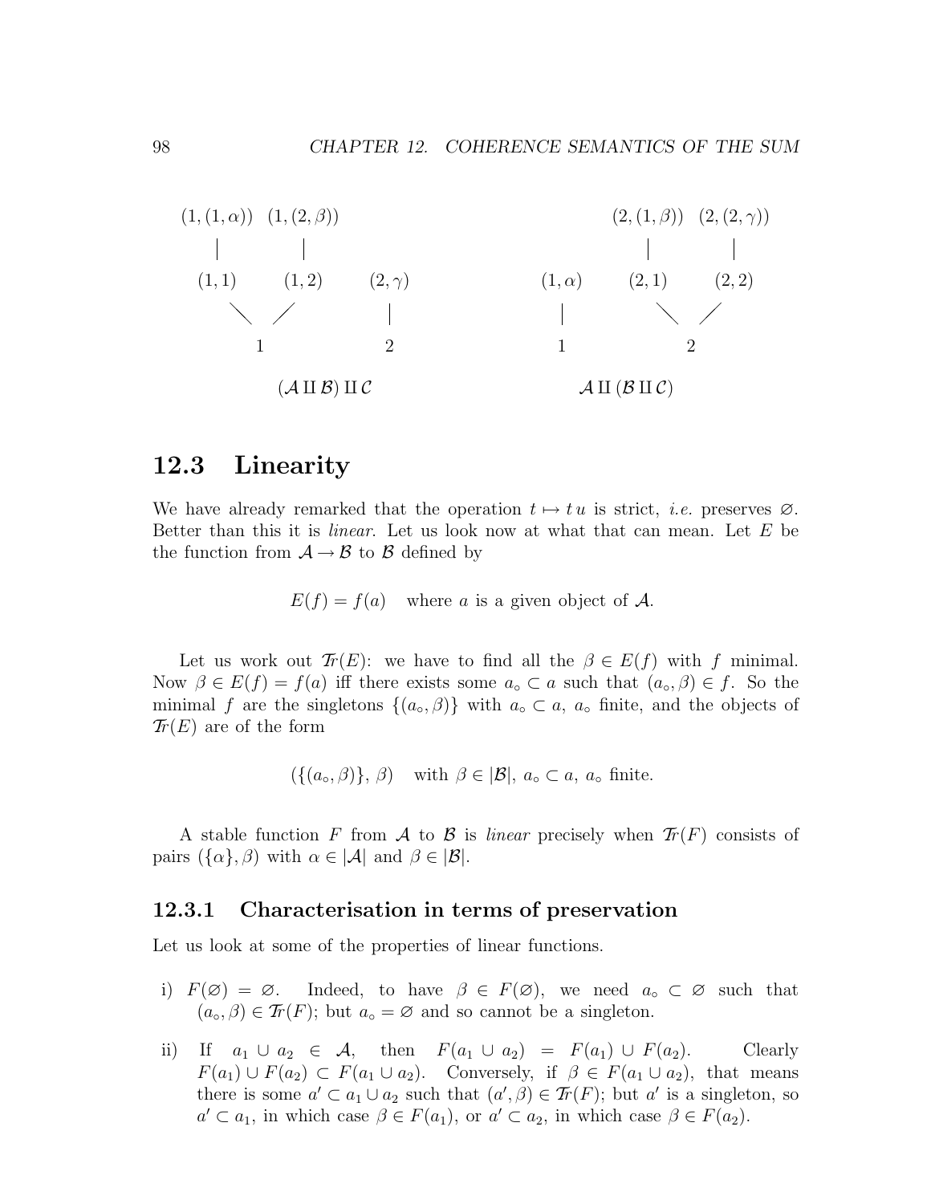$$
\begin{array}{ccc}
(1,(1,\alpha)) & (1,(2,\beta)) & \\
| & | & \\
(1,1) & (1,2) & (2,\gamma) \\
\diagdown & \diagup & | \\
& 1 & 2
\end{array}
\qquad\qquad
\begin{array}{ccc}
& (2,(1,\beta)) & (2,(2,\gamma)) \\
& | & | \\
(1,\alpha) & (2,1) & (2,2) \\
| & \diagdown & \diagup \\
1 & & 2
\end{array}
$$

$(\mathcal{A} \amalg \mathcal{B}) \amalg \mathcal{C}$ $\qquad\qquad$ $\mathcal{A} \amalg (\mathcal{B} \amalg \mathcal{C})$

## 12.3 Linearity

We have already remarked that the operation $t \mapsto t\,u$ is strict, *i.e.* preserves $\varnothing$. Better than this it is *linear*. Let us look now at what that can mean. Let $E$ be the function from $\mathcal{A} \to \mathcal{B}$ to $\mathcal{B}$ defined by

$$E(f) = f(a) \quad \text{where } a \text{ is a given object of } \mathcal{A}.$$

Let us work out $\mathcal{T}r(E)$: we have to find all the $\beta \in E(f)$ with $f$ minimal. Now $\beta \in E(f) = f(a)$ iff there exists some $a_\circ \subset a$ such that $(a_\circ, \beta) \in f$. So the minimal $f$ are the singletons $\{(a_\circ, \beta)\}$ with $a_\circ \subset a$, $a_\circ$ finite, and the objects of $\mathcal{T}r(E)$ are of the form

$$(\{(a_\circ, \beta)\},\, \beta) \quad \text{with } \beta \in |\mathcal{B}|,\ a_\circ \subset a,\ a_\circ \text{ finite.}$$

A stable function $F$ from $\mathcal{A}$ to $\mathcal{B}$ is *linear* precisely when $\mathcal{T}r(F)$ consists of pairs $(\{\alpha\}, \beta)$ with $\alpha \in |\mathcal{A}|$ and $\beta \in |\mathcal{B}|$.

### 12.3.1 Characterisation in terms of preservation

Let us look at some of the properties of linear functions.

i) $F(\varnothing) = \varnothing$. Indeed, to have $\beta \in F(\varnothing)$, we need $a_\circ \subset \varnothing$ such that $(a_\circ, \beta) \in \mathcal{T}r(F)$; but $a_\circ = \varnothing$ and so cannot be a singleton.

ii) If $a_1 \cup a_2 \in \mathcal{A}$, then $F(a_1 \cup a_2) = F(a_1) \cup F(a_2)$. Clearly $F(a_1) \cup F(a_2) \subset F(a_1 \cup a_2)$. Conversely, if $\beta \in F(a_1 \cup a_2)$, that means there is some $a' \subset a_1 \cup a_2$ such that $(a', \beta) \in \mathcal{T}r(F)$; but $a'$ is a singleton, so $a' \subset a_1$, in which case $\beta \in F(a_1)$, or $a' \subset a_2$, in which case $\beta \in F(a_2)$.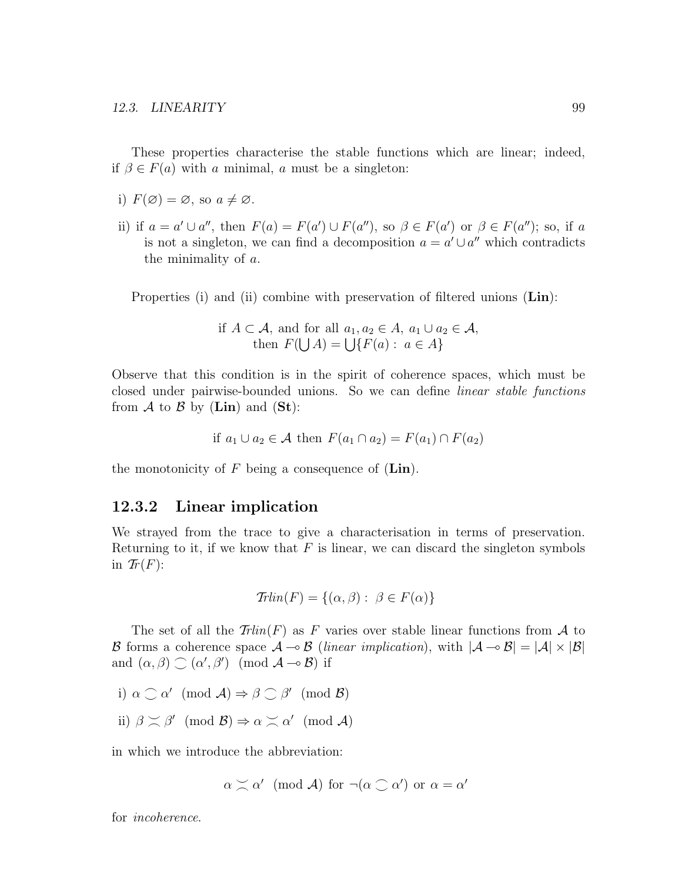These properties characterise the stable functions which are linear; indeed, if $\beta \in F(a)$ with $a$ minimal, $a$ must be a singleton:

i) $F(\varnothing) = \varnothing$, so $a \neq \varnothing$.

ii) if $a = a' \cup a''$, then $F(a) = F(a') \cup F(a'')$, so $\beta \in F(a')$ or $\beta \in F(a'')$; so, if $a$ is not a singleton, we can find a decomposition $a = a' \cup a''$ which contradicts the minimality of $a$.

Properties (i) and (ii) combine with preservation of filtered unions (**Lin**):

$$\text{if } A \subset \mathcal{A}, \text{ and for all } a_1, a_2 \in A,\ a_1 \cup a_2 \in \mathcal{A}, \\ \text{then } F(\bigcup A) = \bigcup\{F(a) :\ a \in A\}$$

Observe that this condition is in the spirit of coherence spaces, which must be closed under pairwise-bounded unions. So we can define *linear stable functions* from $\mathcal{A}$ to $\mathcal{B}$ by (**Lin**) and (**St**):

$$\text{if } a_1 \cup a_2 \in \mathcal{A} \text{ then } F(a_1 \cap a_2) = F(a_1) \cap F(a_2)$$

the monotonicity of $F$ being a consequence of (**Lin**).

### 12.3.2 Linear implication

We strayed from the trace to give a characterisation in terms of preservation. Returning to it, if we know that $F$ is linear, we can discard the singleton symbols in $\mathcal{T}r(F)$:

$$\mathcal{T}rlin(F) = \{(\alpha, \beta) :\ \beta \in F(\alpha)\}$$

The set of all the $\mathcal{T}rlin(F)$ as $F$ varies over stable linear functions from $\mathcal{A}$ to $\mathcal{B}$ forms a coherence space $\mathcal{A} \multimap \mathcal{B}$ (*linear implication*), with $|\mathcal{A} \multimap \mathcal{B}| = |\mathcal{A}| \times |\mathcal{B}|$ and $(\alpha, \beta) \coh (\alpha', \beta') \pmod{\mathcal{A} \multimap \mathcal{B}}$ if

i) $\alpha \coh \alpha' \pmod{\mathcal{A}} \Rightarrow \beta \coh \beta' \pmod{\mathcal{B}}$

ii) $\beta \incoh \beta' \pmod{\mathcal{B}} \Rightarrow \alpha \incoh \alpha' \pmod{\mathcal{A}}$

in which we introduce the abbreviation:

$$\alpha \incoh \alpha' \pmod{\mathcal{A}} \text{ for } \neg(\alpha \coh \alpha') \text{ or } \alpha = \alpha'$$

for *incoherence*.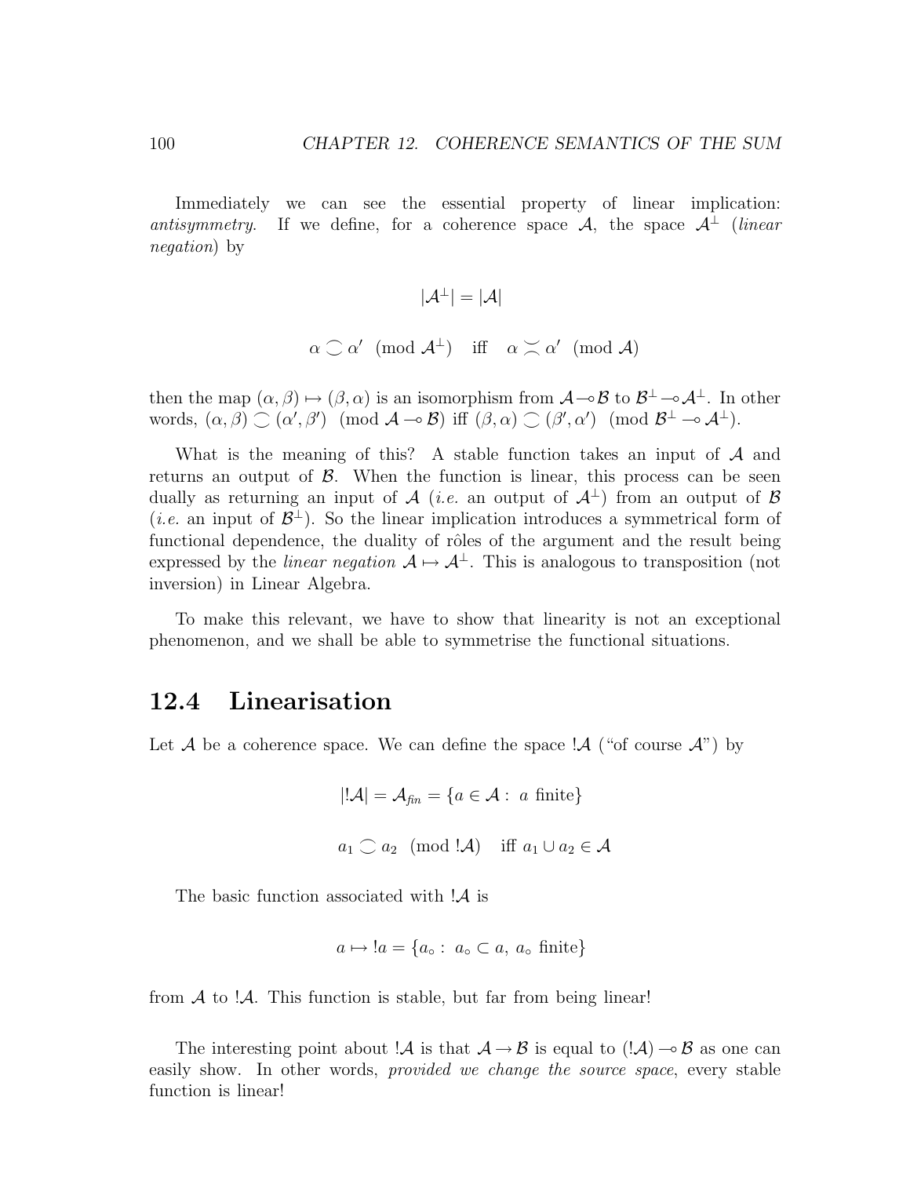Immediately we can see the essential property of linear implication: *antisymmetry*. If we define, for a coherence space $\mathcal{A}$, the space $\mathcal{A}^\perp$ (*linear negation*) by

$$|\mathcal{A}^\perp| = |\mathcal{A}|$$

$$\alpha \frown \alpha' \pmod{\mathcal{A}^\perp} \quad \text{iff} \quad \alpha \asymp \alpha' \pmod{\mathcal{A}}$$

then the map $(\alpha, \beta) \mapsto (\beta, \alpha)$ is an isomorphism from $\mathcal{A} \multimap \mathcal{B}$ to $\mathcal{B}^\perp \multimap \mathcal{A}^\perp$. In other words, $(\alpha, \beta) \frown (\alpha', \beta') \pmod{\mathcal{A} \multimap \mathcal{B}}$ iff $(\beta, \alpha) \frown (\beta', \alpha') \pmod{\mathcal{B}^\perp \multimap \mathcal{A}^\perp}$.

What is the meaning of this? A stable function takes an input of $\mathcal{A}$ and returns an output of $\mathcal{B}$. When the function is linear, this process can be seen dually as returning an input of $\mathcal{A}$ (*i.e.* an output of $\mathcal{A}^\perp$) from an output of $\mathcal{B}$ (*i.e.* an input of $\mathcal{B}^\perp$). So the linear implication introduces a symmetrical form of functional dependence, the duality of rôles of the argument and the result being expressed by the *linear negation* $\mathcal{A} \mapsto \mathcal{A}^\perp$. This is analogous to transposition (not inversion) in Linear Algebra.

To make this relevant, we have to show that linearity is not an exceptional phenomenon, and we shall be able to symmetrise the functional situations.

## 12.4 Linearisation

Let $\mathcal{A}$ be a coherence space. We can define the space $!\mathcal{A}$ ("of course $\mathcal{A}$") by

$$|!\mathcal{A}| = \mathcal{A}_{fin} = \{a \in \mathcal{A} : \ a \text{ finite}\}$$

$$a_1 \frown a_2 \pmod{!\mathcal{A}} \quad \text{iff } a_1 \cup a_2 \in \mathcal{A}$$

The basic function associated with $!\mathcal{A}$ is

$$a \mapsto !a = \{a_\circ : \ a_\circ \subset a, \ a_\circ \text{ finite}\}$$

from $\mathcal{A}$ to $!\mathcal{A}$. This function is stable, but far from being linear!

The interesting point about $!\mathcal{A}$ is that $\mathcal{A} \to \mathcal{B}$ is equal to $(!\mathcal{A}) \multimap \mathcal{B}$ as one can easily show. In other words, *provided we change the source space*, every stable function is linear!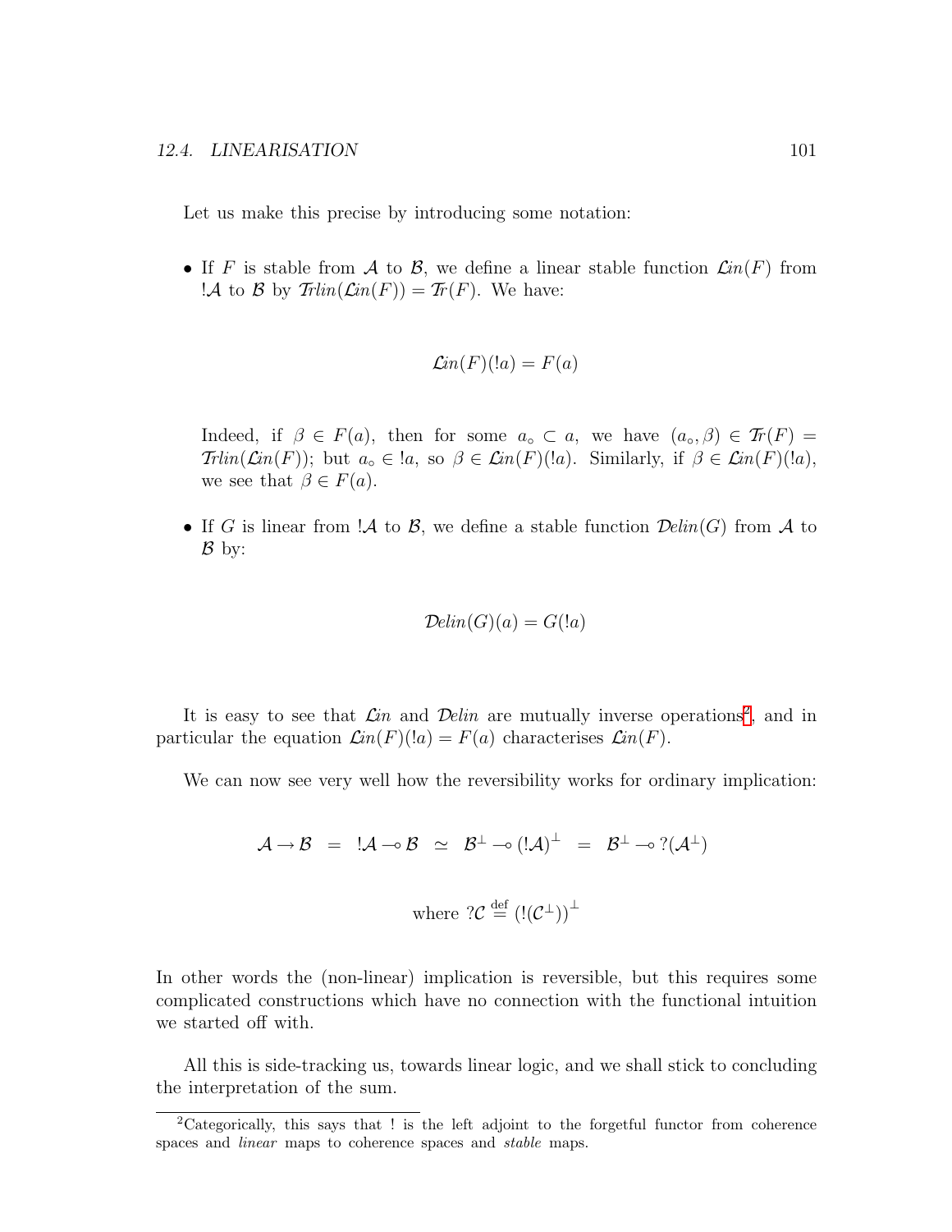Let us make this precise by introducing some notation:

- If $F$ is stable from $\mathcal{A}$ to $\mathcal{B}$, we define a linear stable function $\mathcal{L}in(F)$ from $!\mathcal{A}$ to $\mathcal{B}$ by $\mathcal{T}rlin(\mathcal{L}in(F)) = \mathcal{T}r(F)$. We have:

$$\mathcal{L}in(F)(!a) = F(a)$$

Indeed, if $\beta \in F(a)$, then for some $a_\circ \subset a$, we have $(a_\circ, \beta) \in \mathcal{T}r(F) = \mathcal{T}rlin(\mathcal{L}in(F))$; but $a_\circ \in !a$, so $\beta \in \mathcal{L}in(F)(!a)$. Similarly, if $\beta \in \mathcal{L}in(F)(!a)$, we see that $\beta \in F(a)$.

- If $G$ is linear from $!\mathcal{A}$ to $\mathcal{B}$, we define a stable function $\mathcal{D}elin(G)$ from $\mathcal{A}$ to $\mathcal{B}$ by:

$$\mathcal{D}elin(G)(a) = G(!a)$$

It is easy to see that $\mathcal{L}in$ and $\mathcal{D}elin$ are mutually inverse operations[2], and in particular the equation $\mathcal{L}in(F)(!a) = F(a)$ characterises $\mathcal{L}in(F)$.

We can now see very well how the reversibility works for ordinary implication:

$$\mathcal{A} \to \mathcal{B} \;\;=\;\; !\mathcal{A} \multimap \mathcal{B} \;\;\simeq\;\; \mathcal{B}^\perp \multimap (!\mathcal{A})^\perp \;\;=\;\; \mathcal{B}^\perp \multimap ?(\mathcal{A}^\perp)$$

$$\text{where } ?\mathcal{C} \stackrel{\text{def}}{=} (!(\mathcal{C}^\perp))^\perp$$

In other words the (non-linear) implication is reversible, but this requires some complicated constructions which have no connection with the functional intuition we started off with.

All this is side-tracking us, towards linear logic, and we shall stick to concluding the interpretation of the sum.

---

[2] Categorically, this says that $!$ is the left adjoint to the forgetful functor from coherence spaces and *linear* maps to coherence spaces and *stable* maps.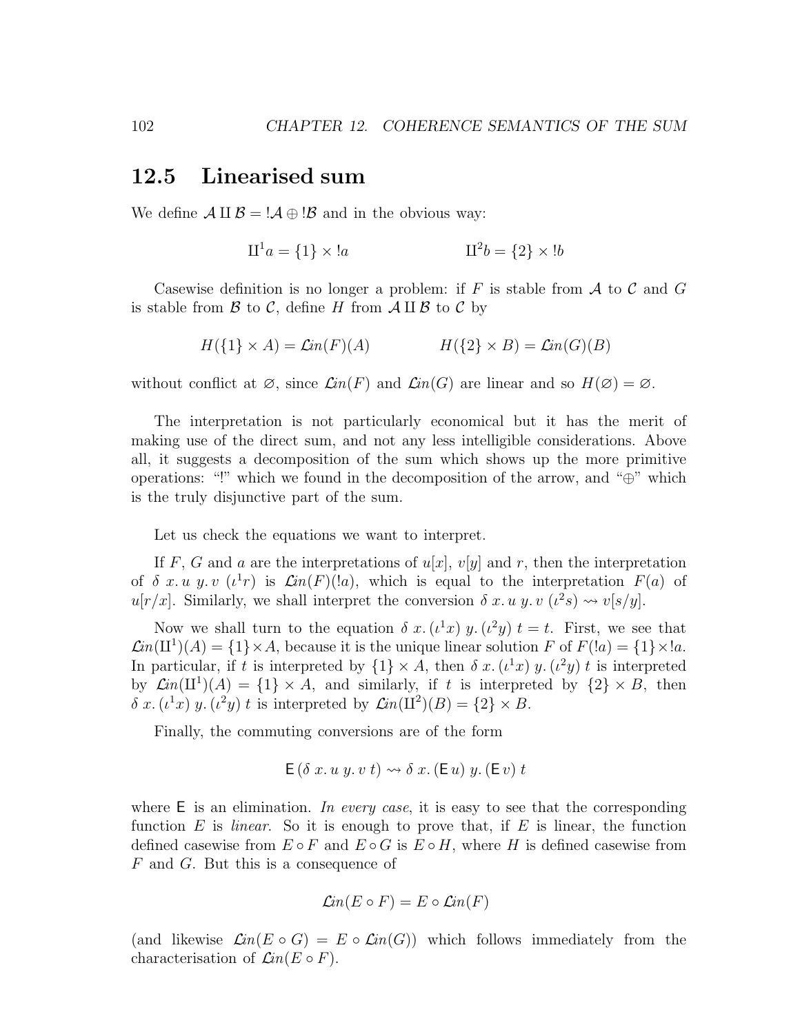## 12.5 Linearised sum

We define $\mathcal{A} \amalg \mathcal{B} = !\mathcal{A} \oplus !\mathcal{B}$ and in the obvious way:

$$\amalg^1 a = \{1\} \times !a \qquad\qquad \amalg^2 b = \{2\} \times !b$$

Casewise definition is no longer a problem: if $F$ is stable from $\mathcal{A}$ to $\mathcal{C}$ and $G$ is stable from $\mathcal{B}$ to $\mathcal{C}$, define $H$ from $\mathcal{A} \amalg \mathcal{B}$ to $\mathcal{C}$ by

$$H(\{1\} \times A) = \mathcal{L}in(F)(A) \qquad\qquad H(\{2\} \times B) = \mathcal{L}in(G)(B)$$

without conflict at $\varnothing$, since $\mathcal{L}in(F)$ and $\mathcal{L}in(G)$ are linear and so $H(\varnothing) = \varnothing$.

The interpretation is not particularly economical but it has the merit of making use of the direct sum, and not any less intelligible considerations. Above all, it suggests a decomposition of the sum which shows up the more primitive operations: "!" which we found in the decomposition of the arrow, and "$\oplus$" which is the truly disjunctive part of the sum.

Let us check the equations we want to interpret.

If $F$, $G$ and $a$ are the interpretations of $u[x]$, $v[y]$ and $r$, then the interpretation of $\delta\ x.\, u\ y.\, v\ (\iota^1 r)$ is $\mathcal{L}in(F)(!a)$, which is equal to the interpretation $F(a)$ of $u[r/x]$. Similarly, we shall interpret the conversion $\delta\ x.\, u\ y.\, v\ (\iota^2 s) \rightsquigarrow v[s/y]$.

Now we shall turn to the equation $\delta\ x.\, (\iota^1 x)\ y.\, (\iota^2 y)\ t = t$. First, we see that $\mathcal{L}in(\amalg^1)(A) = \{1\} \times A$, because it is the unique linear solution $F$ of $F(!a) = \{1\} \times !a$. In particular, if $t$ is interpreted by $\{1\} \times A$, then $\delta\ x.\, (\iota^1 x)\ y.\, (\iota^2 y)\ t$ is interpreted by $\mathcal{L}in(\amalg^1)(A) = \{1\} \times A$, and similarly, if $t$ is interpreted by $\{2\} \times B$, then $\delta\ x.\, (\iota^1 x)\ y.\, (\iota^2 y)\ t$ is interpreted by $\mathcal{L}in(\amalg^2)(B) = \{2\} \times B$.

Finally, the commuting conversions are of the form

$$\mathsf{E}\,(\delta\ x.\, u\ y.\, v\ t) \rightsquigarrow \delta\ x.\, (\mathsf{E}\, u)\ y.\, (\mathsf{E}\, v)\ t$$

where $\mathsf{E}$ is an elimination. *In every case*, it is easy to see that the corresponding function $E$ is *linear*. So it is enough to prove that, if $E$ is linear, the function defined casewise from $E \circ F$ and $E \circ G$ is $E \circ H$, where $H$ is defined casewise from $F$ and $G$. But this is a consequence of

$$\mathcal{L}in(E \circ F) = E \circ \mathcal{L}in(F)$$

(and likewise $\mathcal{L}in(E \circ G) = E \circ \mathcal{L}in(G)$) which follows immediately from the characterisation of $\mathcal{L}in(E \circ F)$.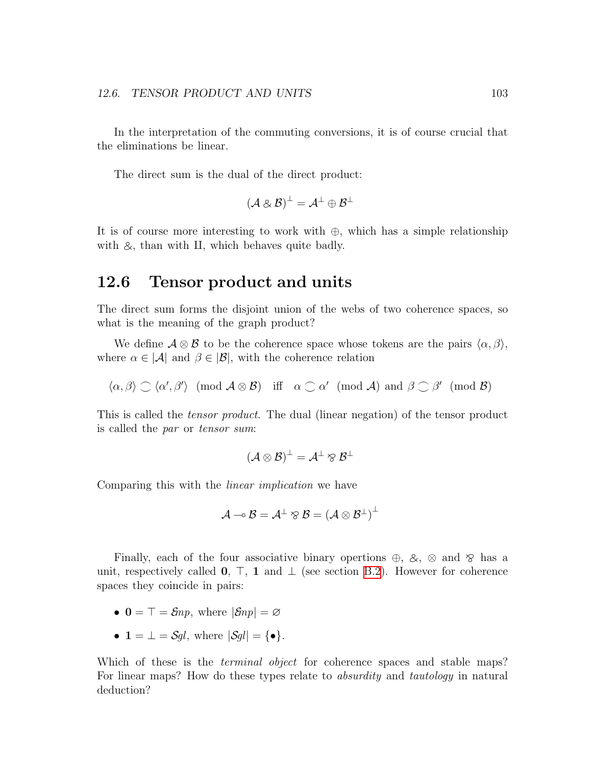In the interpretation of the commuting conversions, it is of course crucial that the eliminations be linear.

The direct sum is the dual of the direct product:

$$(\mathcal{A} \mathbin{\&} \mathcal{B})^{\perp} = \mathcal{A}^{\perp} \oplus \mathcal{B}^{\perp}$$

It is of course more interesting to work with $\oplus$, which has a simple relationship with $\&$, than with II, which behaves quite badly.

## 12.6 Tensor product and units

The direct sum forms the disjoint union of the webs of two coherence spaces, so what is the meaning of the graph product?

We define $\mathcal{A} \otimes \mathcal{B}$ to be the coherence space whose tokens are the pairs $\langle \alpha, \beta \rangle$, where $\alpha \in |\mathcal{A}|$ and $\beta \in |\mathcal{B}|$, with the coherence relation

$$\langle \alpha, \beta \rangle \frown \langle \alpha', \beta' \rangle \pmod{\mathcal{A} \otimes \mathcal{B}} \quad \text{iff} \quad \alpha \frown \alpha' \pmod{\mathcal{A}} \text{ and } \beta \frown \beta' \pmod{\mathcal{B}}$$

This is called the *tensor product*. The dual (linear negation) of the tensor product is called the *par* or *tensor sum*:

$$(\mathcal{A} \otimes \mathcal{B})^{\perp} = \mathcal{A}^{\perp} \mathbin{⅋} \mathcal{B}^{\perp}$$

Comparing this with the *linear implication* we have

$$\mathcal{A} \multimap \mathcal{B} = \mathcal{A}^{\perp} \mathbin{⅋} \mathcal{B} = (\mathcal{A} \otimes \mathcal{B}^{\perp})^{\perp}$$

Finally, each of the four associative binary opertions $\oplus$, $\&$, $\otimes$ and $⅋$ has a unit, respectively called $\mathbf{0}$, $\top$, $\mathbf{1}$ and $\perp$ (see section B.2). However for coherence spaces they coincide in pairs:

- $\mathbf{0} = \top = \mathcal{E}np$, where $|\mathcal{E}np| = \varnothing$
- $\mathbf{1} = \perp = \mathcal{S}gl$, where $|\mathcal{S}gl| = \{\bullet\}$.

Which of these is the *terminal object* for coherence spaces and stable maps? For linear maps? How do these types relate to *absurdity* and *tautology* in natural deduction?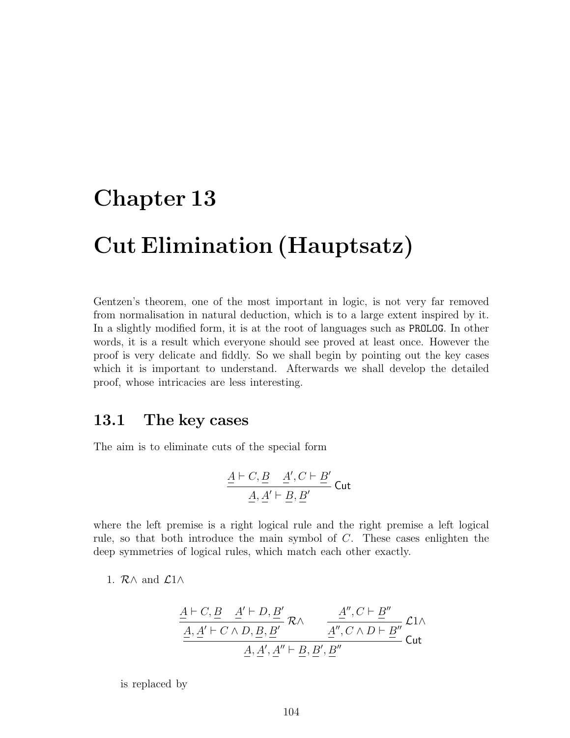# Chapter 13

# Cut Elimination (Hauptsatz)

Gentzen's theorem, one of the most important in logic, is not very far removed from normalisation in natural deduction, which is to a large extent inspired by it. In a slightly modified form, it is at the root of languages such as PROLOG. In other words, it is a result which everyone should see proved at least once. However the proof is very delicate and fiddly. So we shall begin by pointing out the key cases which it is important to understand. Afterwards we shall develop the detailed proof, whose intricacies are less interesting.

## 13.1 The key cases

The aim is to eliminate cuts of the special form

$$\frac{\underline{A} \vdash C, \underline{B} \quad \underline{A}', C \vdash \underline{B}'}{\underline{A}, \underline{A}' \vdash \underline{B}, \underline{B}'} \,\mathsf{Cut}$$

where the left premise is a right logical rule and the right premise a left logical rule, so that both introduce the main symbol of $C$. These cases enlighten the deep symmetries of logical rules, which match each other exactly.

1. $\mathcal{R}\wedge$ and $\mathcal{L}1\wedge$

$$\frac{\dfrac{\underline{A} \vdash C, \underline{B} \quad \underline{A}' \vdash D, \underline{B}'}{\underline{A}, \underline{A}' \vdash C \wedge D, \underline{B}, \underline{B}'}\,\mathcal{R}\wedge \qquad \dfrac{\underline{A}'', C \vdash \underline{B}''}{\underline{A}'', C \wedge D \vdash \underline{B}''}\,\mathcal{L}1\wedge}{\underline{A}, \underline{A}', \underline{A}'' \vdash \underline{B}, \underline{B}', \underline{B}''} \,\mathsf{Cut}$$

is replaced by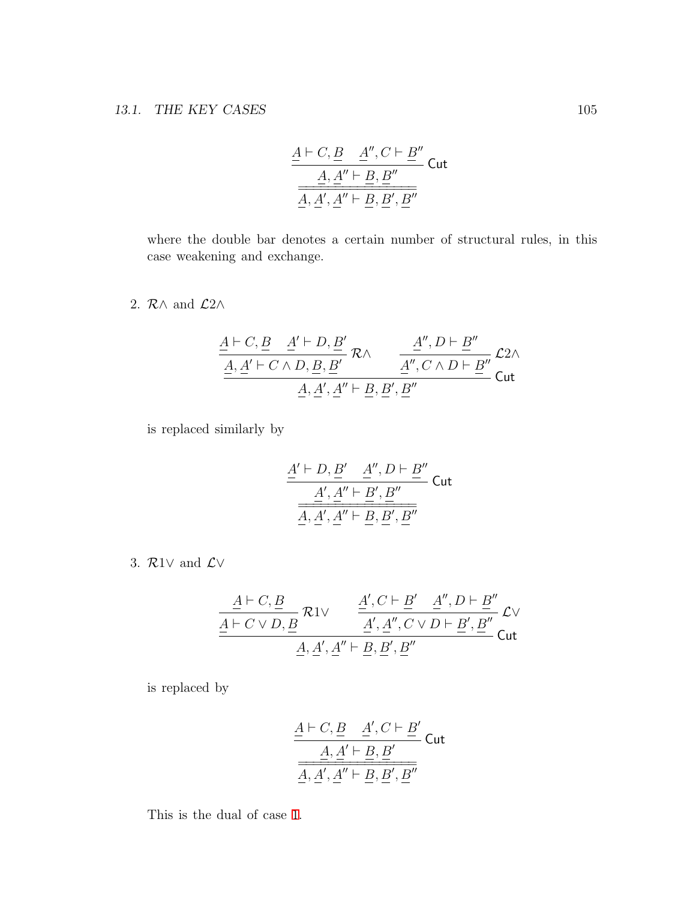$$
\cfrac{\cfrac{\underline{A} \vdash C, \underline{B} \quad \underline{A}'', C \vdash \underline{B}''}{\underline{A}, \underline{A}'' \vdash \underline{B}, \underline{B}''}\,\mathsf{Cut}}{\underline{A}, \underline{A}', \underline{A}'' \vdash \underline{B}, \underline{B}', \underline{B}''}
$$

where the double bar denotes a certain number of structural rules, in this case weakening and exchange.

2. $\mathcal{R}\wedge$ and $\mathcal{L}2\wedge$

$$
\cfrac{\cfrac{\underline{A} \vdash C, \underline{B} \quad \underline{A}' \vdash D, \underline{B}'}{\underline{A}, \underline{A}' \vdash C \wedge D, \underline{B}, \underline{B}'}\,\mathcal{R}\wedge \qquad \cfrac{\underline{A}'', D \vdash \underline{B}''}{\underline{A}'', C \wedge D \vdash \underline{B}''}\,\mathcal{L}2\wedge}{\underline{A}, \underline{A}', \underline{A}'' \vdash \underline{B}, \underline{B}', \underline{B}''}\,\mathsf{Cut}
$$

is replaced similarly by

$$
\cfrac{\cfrac{\underline{A}' \vdash D, \underline{B}' \quad \underline{A}'', D \vdash \underline{B}''}{\underline{A}', \underline{A}'' \vdash \underline{B}', \underline{B}''}\,\mathsf{Cut}}{\underline{A}, \underline{A}', \underline{A}'' \vdash \underline{B}, \underline{B}', \underline{B}''}
$$

3. $\mathcal{R}1\vee$ and $\mathcal{L}\vee$

$$
\cfrac{\cfrac{\underline{A} \vdash C, \underline{B}}{\underline{A} \vdash C \vee D, \underline{B}}\,\mathcal{R}1\vee \qquad \cfrac{\underline{A}', C \vdash \underline{B}' \quad \underline{A}'', D \vdash \underline{B}''}{\underline{A}', \underline{A}'', C \vee D \vdash \underline{B}', \underline{B}''}\,\mathcal{L}\vee}{\underline{A}, \underline{A}', \underline{A}'' \vdash \underline{B}, \underline{B}', \underline{B}''}\,\mathsf{Cut}
$$

is replaced by

$$
\cfrac{\cfrac{\underline{A} \vdash C, \underline{B} \quad \underline{A}', C \vdash \underline{B}'}{\underline{A}, \underline{A}' \vdash \underline{B}, \underline{B}'}\,\mathsf{Cut}}{\underline{A}, \underline{A}', \underline{A}'' \vdash \underline{B}, \underline{B}', \underline{B}''}
$$

This is the dual of case 1.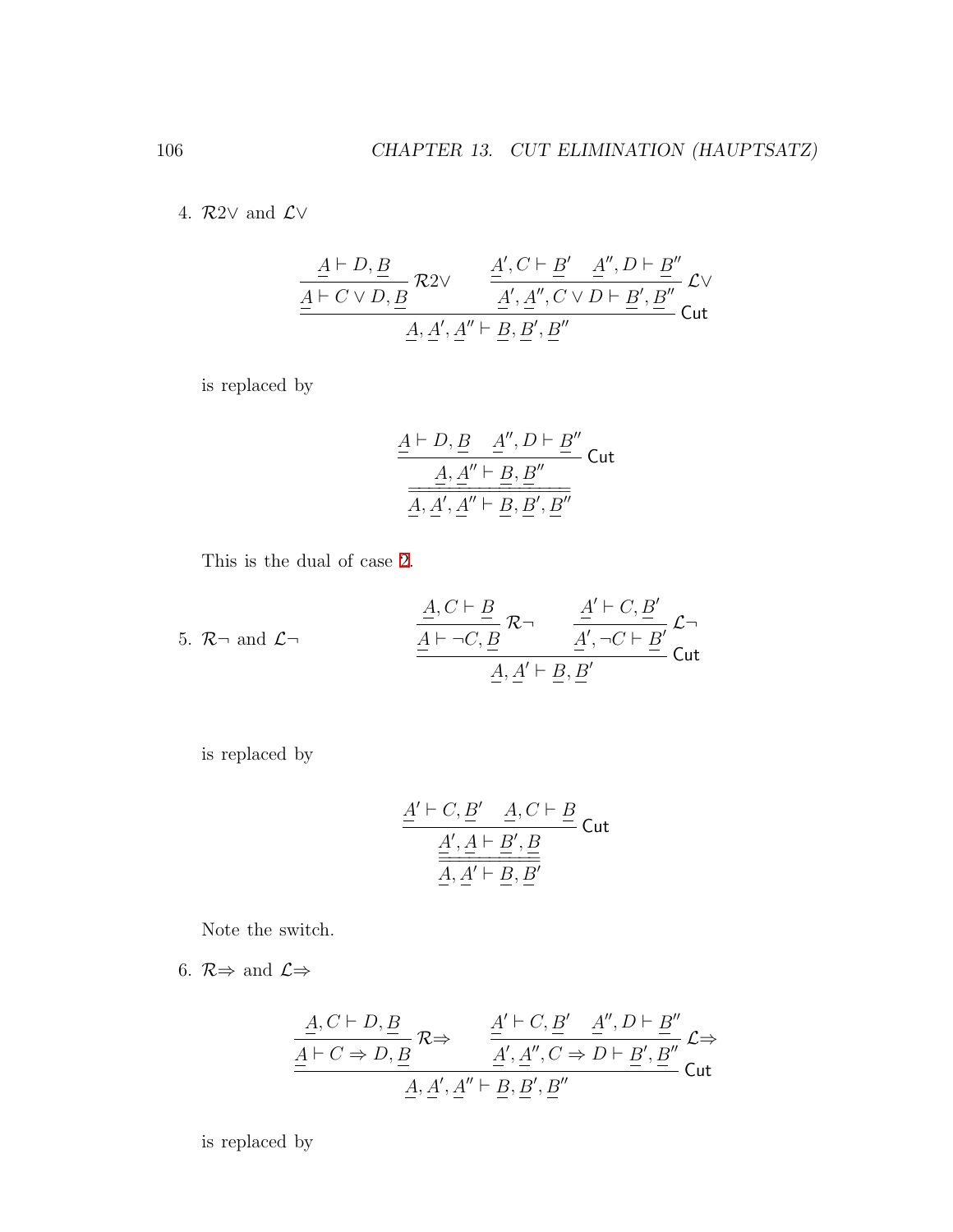4. $\mathcal{R}2\vee$ and $\mathcal{L}\vee$

$$\dfrac{\dfrac{\underline{A} \vdash D, \underline{B}}{\underline{A} \vdash C \vee D, \underline{B}}\,\mathcal{R}2\vee \qquad \dfrac{\underline{A}', C \vdash \underline{B}' \quad \underline{A}'', D \vdash \underline{B}''}{\underline{A}', \underline{A}'', C \vee D \vdash \underline{B}', \underline{B}''}\,\mathcal{L}\vee}{\underline{A}, \underline{A}', \underline{A}'' \vdash \underline{B}, \underline{B}', \underline{B}''}\,\mathsf{Cut}$$

is replaced by

$$\dfrac{\dfrac{\underline{A} \vdash D, \underline{B} \quad \underline{A}'', D \vdash \underline{B}''}{\underline{A}, \underline{A}'' \vdash \underline{B}, \underline{B}''}\,\mathsf{Cut}}{\underline{A}, \underline{A}', \underline{A}'' \vdash \underline{B}, \underline{B}', \underline{B}''}$$

This is the dual of case 2.

5. $\mathcal{R}\neg$ and $\mathcal{L}\neg$

$$\dfrac{\dfrac{\underline{A}, C \vdash \underline{B}}{\underline{A} \vdash \neg C, \underline{B}}\,\mathcal{R}\neg \qquad \dfrac{\underline{A}' \vdash C, \underline{B}'}{\underline{A}', \neg C \vdash \underline{B}'}\,\mathcal{L}\neg}{\underline{A}, \underline{A}' \vdash \underline{B}, \underline{B}'}\,\mathsf{Cut}$$

is replaced by

$$\dfrac{\dfrac{\underline{A}' \vdash C, \underline{B}' \quad \underline{A}, C \vdash \underline{B}}{\underline{A}', \underline{A} \vdash \underline{B}', \underline{B}}\,\mathsf{Cut}}{\underline{A}, \underline{A}' \vdash \underline{B}, \underline{B}'}$$

Note the switch.

6. $\mathcal{R}\Rightarrow$ and $\mathcal{L}\Rightarrow$

$$\dfrac{\dfrac{\underline{A}, C \vdash D, \underline{B}}{\underline{A} \vdash C \Rightarrow D, \underline{B}}\,\mathcal{R}\Rightarrow \qquad \dfrac{\underline{A}' \vdash C, \underline{B}' \quad \underline{A}'', D \vdash \underline{B}''}{\underline{A}', \underline{A}'', C \Rightarrow D \vdash \underline{B}', \underline{B}''}\,\mathcal{L}\Rightarrow}{\underline{A}, \underline{A}', \underline{A}'' \vdash \underline{B}, \underline{B}', \underline{B}''}\,\mathsf{Cut}$$

is replaced by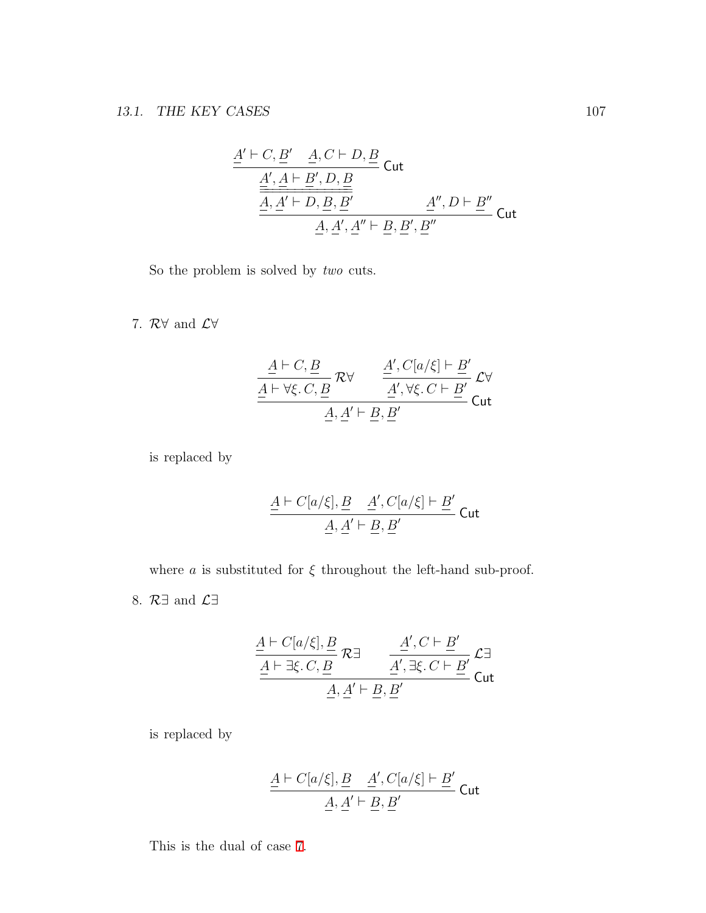$$
\dfrac{\dfrac{\dfrac{\underline{A}' \vdash C, \underline{B}' \quad \underline{A}, C \vdash D, \underline{B}}{\underline{A}', \underline{A} \vdash \underline{B}', D, \underline{B}}\,\mathsf{Cut}}{\underline{A}, \underline{A}' \vdash D, \underline{B}, \underline{B}'} \qquad \underline{A}'', D \vdash \underline{B}''}{\underline{A}, \underline{A}', \underline{A}'' \vdash \underline{B}, \underline{B}', \underline{B}''}\,\mathsf{Cut}
$$

So the problem is solved by *two* cuts.

7. $\mathcal{R}\forall$ and $\mathcal{L}\forall$

$$
\dfrac{\dfrac{\underline{A} \vdash C, \underline{B}}{\underline{A} \vdash \forall\xi.\, C, \underline{B}}\,\mathcal{R}\forall \qquad \dfrac{\underline{A}', C[a/\xi] \vdash \underline{B}'}{\underline{A}', \forall\xi.\, C \vdash \underline{B}'}\,\mathcal{L}\forall}{\underline{A}, \underline{A}' \vdash \underline{B}, \underline{B}'}\,\mathsf{Cut}
$$

is replaced by

$$
\dfrac{\underline{A} \vdash C[a/\xi], \underline{B} \qquad \underline{A}', C[a/\xi] \vdash \underline{B}'}{\underline{A}, \underline{A}' \vdash \underline{B}, \underline{B}'}\,\mathsf{Cut}
$$

where $a$ is substituted for $\xi$ throughout the left-hand sub-proof.

8. $\mathcal{R}\exists$ and $\mathcal{L}\exists$

$$
\dfrac{\dfrac{\underline{A} \vdash C[a/\xi], \underline{B}}{\underline{A} \vdash \exists\xi.\, C, \underline{B}}\,\mathcal{R}\exists \qquad \dfrac{\underline{A}', C \vdash \underline{B}'}{\underline{A}', \exists\xi.\, C \vdash \underline{B}'}\,\mathcal{L}\exists}{\underline{A}, \underline{A}' \vdash \underline{B}, \underline{B}'}\,\mathsf{Cut}
$$

is replaced by

$$
\dfrac{\underline{A} \vdash C[a/\xi], \underline{B} \qquad \underline{A}', C[a/\xi] \vdash \underline{B}'}{\underline{A}, \underline{A}' \vdash \underline{B}, \underline{B}'}\,\mathsf{Cut}
$$

This is the dual of case 7.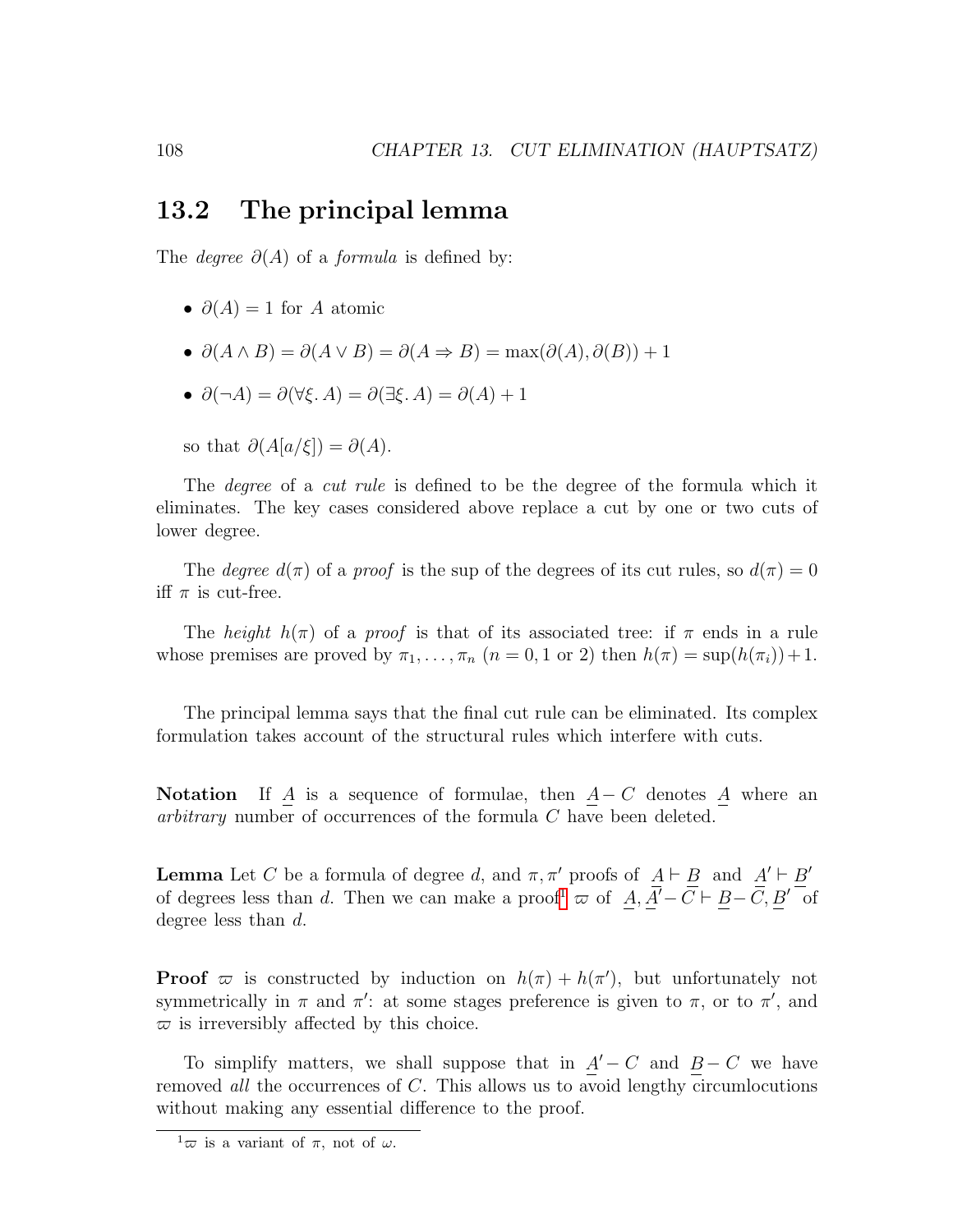## 13.2 The principal lemma

The *degree* $\partial(A)$ of a *formula* is defined by:

- $\partial(A) = 1$ for $A$ atomic
- $\partial(A \wedge B) = \partial(A \vee B) = \partial(A \Rightarrow B) = \max(\partial(A), \partial(B)) + 1$
- $\partial(\neg A) = \partial(\forall \xi.\, A) = \partial(\exists \xi.\, A) = \partial(A) + 1$

so that $\partial(A[a/\xi]) = \partial(A)$.

The *degree* of a *cut rule* is defined to be the degree of the formula which it eliminates. The key cases considered above replace a cut by one or two cuts of lower degree.

The *degree* $d(\pi)$ of a *proof* is the sup of the degrees of its cut rules, so $d(\pi) = 0$ iff $\pi$ is cut-free.

The *height* $h(\pi)$ of a *proof* is that of its associated tree: if $\pi$ ends in a rule whose premises are proved by $\pi_1, \ldots, \pi_n$ ($n = 0, 1$ or $2$) then $h(\pi) = \sup(h(\pi_i)) + 1$.

The principal lemma says that the final cut rule can be eliminated. Its complex formulation takes account of the structural rules which interfere with cuts.

**Notation** If $\underline{A}$ is a sequence of formulae, then $\underline{A} - C$ denotes $\underline{A}$ where an *arbitrary* number of occurrences of the formula $C$ have been deleted.

**Lemma** Let $C$ be a formula of degree $d$, and $\pi, \pi'$ proofs of $\underline{A} \vdash \underline{B}$ and $\underline{A}' \vdash \underline{B}'$ of degrees less than $d$. Then we can make a proof[1] $\varpi$ of $\underline{A}, \underline{A}' - C \vdash \underline{B} - C, \underline{B}'$ of degree less than $d$.

**Proof** $\varpi$ is constructed by induction on $h(\pi) + h(\pi')$, but unfortunately not symmetrically in $\pi$ and $\pi'$: at some stages preference is given to $\pi$, or to $\pi'$, and $\varpi$ is irreversibly affected by this choice.

To simplify matters, we shall suppose that in $\underline{A}' - C$ and $\underline{B} - C$ we have removed *all* the occurrences of $C$. This allows us to avoid lengthy circumlocutions without making any essential difference to the proof.

[1] $\varpi$ is a variant of $\pi$, not of $\omega$.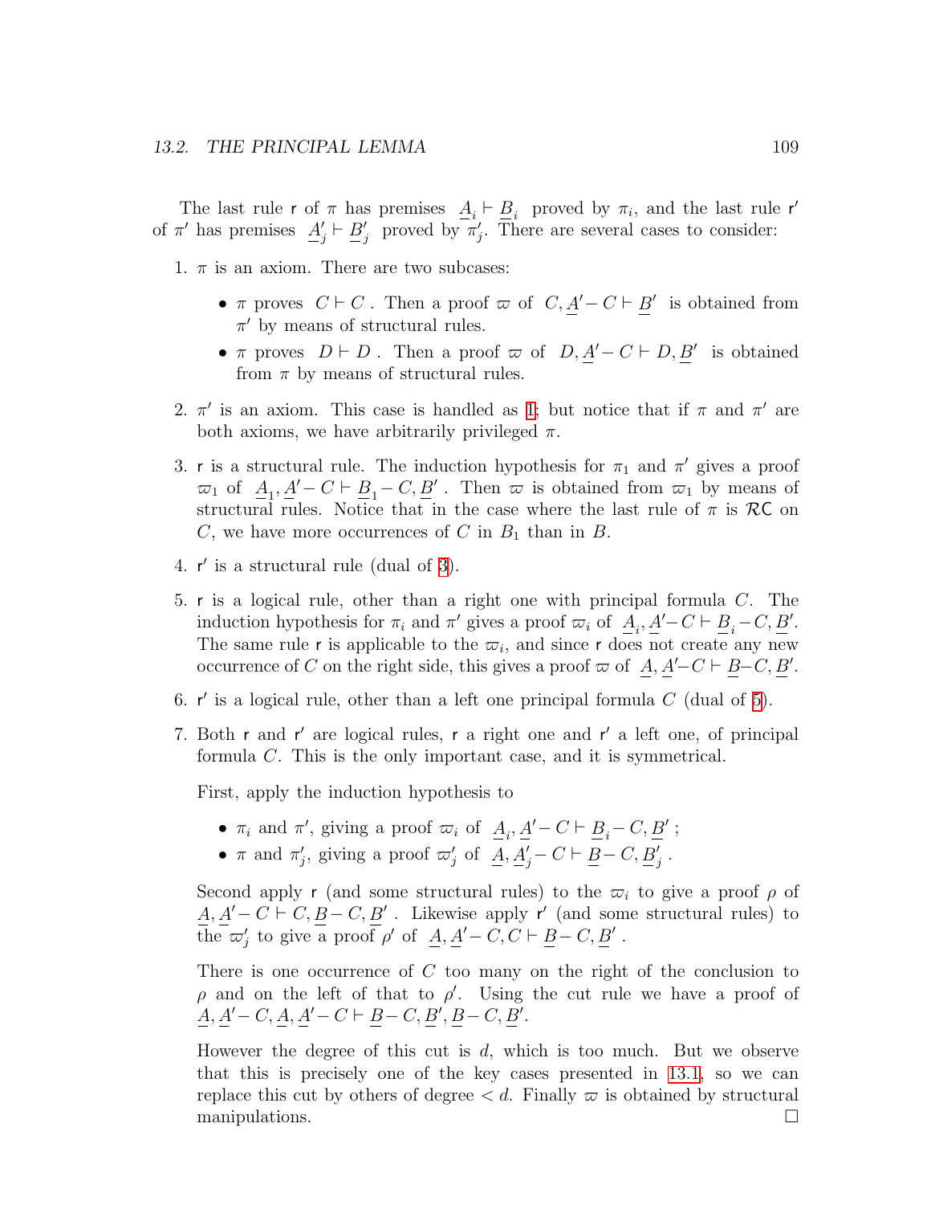The last rule $\mathsf{r}$ of $\pi$ has premises $\underline{A}_i \vdash \underline{B}_i$ proved by $\pi_i$, and the last rule $\mathsf{r}'$ of $\pi'$ has premises $\underline{A}'_j \vdash \underline{B}'_j$ proved by $\pi'_j$. There are several cases to consider:

1. $\pi$ is an axiom. There are two subcases:
   - $\pi$ proves $C \vdash C$. Then a proof $\varpi$ of $C, \underline{A}' - C \vdash \underline{B}'$ is obtained from $\pi'$ by means of structural rules.
   - $\pi$ proves $D \vdash D$. Then a proof $\varpi$ of $D, \underline{A}' - C \vdash D, \underline{B}'$ is obtained from $\pi$ by means of structural rules.

2. $\pi'$ is an axiom. This case is handled as 1; but notice that if $\pi$ and $\pi'$ are both axioms, we have arbitrarily privileged $\pi$.

3. $\mathsf{r}$ is a structural rule. The induction hypothesis for $\pi_1$ and $\pi'$ gives a proof $\varpi_1$ of $\underline{A}_1, \underline{A}' - C \vdash \underline{B}_1 - C, \underline{B}'$. Then $\varpi$ is obtained from $\varpi_1$ by means of structural rules. Notice that in the case where the last rule of $\pi$ is $\mathcal{R}\mathsf{C}$ on $C$, we have more occurrences of $C$ in $B_1$ than in $B$.

4. $\mathsf{r}'$ is a structural rule (dual of 3).

5. $\mathsf{r}$ is a logical rule, other than a right one with principal formula $C$. The induction hypothesis for $\pi_i$ and $\pi'$ gives a proof $\varpi_i$ of $\underline{A}_i, \underline{A}' - C \vdash \underline{B}_i - C, \underline{B}'$. The same rule $\mathsf{r}$ is applicable to the $\varpi_i$, and since $\mathsf{r}$ does not create any new occurrence of $C$ on the right side, this gives a proof $\varpi$ of $\underline{A}, \underline{A}' - C \vdash \underline{B} - C, \underline{B}'$.

6. $\mathsf{r}'$ is a logical rule, other than a left one principal formula $C$ (dual of 5).

7. Both $\mathsf{r}$ and $\mathsf{r}'$ are logical rules, $\mathsf{r}$ a right one and $\mathsf{r}'$ a left one, of principal formula $C$. This is the only important case, and it is symmetrical.

   First, apply the induction hypothesis to
   - $\pi_i$ and $\pi'$, giving a proof $\varpi_i$ of $\underline{A}_i, \underline{A}' - C \vdash \underline{B}_i - C, \underline{B}'$;
   - $\pi$ and $\pi'_j$, giving a proof $\varpi'_j$ of $\underline{A}, \underline{A}'_j - C \vdash \underline{B} - C, \underline{B}'_j$.

   Second apply $\mathsf{r}$ (and some structural rules) to the $\varpi_i$ to give a proof $\rho$ of $\underline{A}, \underline{A}' - C \vdash C, \underline{B} - C, \underline{B}'$. Likewise apply $\mathsf{r}'$ (and some structural rules) to the $\varpi'_j$ to give a proof $\rho'$ of $\underline{A}, \underline{A}' - C, C \vdash \underline{B} - C, \underline{B}'$.

   There is one occurrence of $C$ too many on the right of the conclusion to $\rho$ and on the left of that to $\rho'$. Using the cut rule we have a proof of $\underline{A}, \underline{A}' - C, \underline{A}, \underline{A}' - C \vdash \underline{B} - C, \underline{B}', \underline{B} - C, \underline{B}'$.

   However the degree of this cut is $d$, which is too much. But we observe that this is precisely one of the key cases presented in 13.1, so we can replace this cut by others of degree $< d$. Finally $\varpi$ is obtained by structural manipulations. □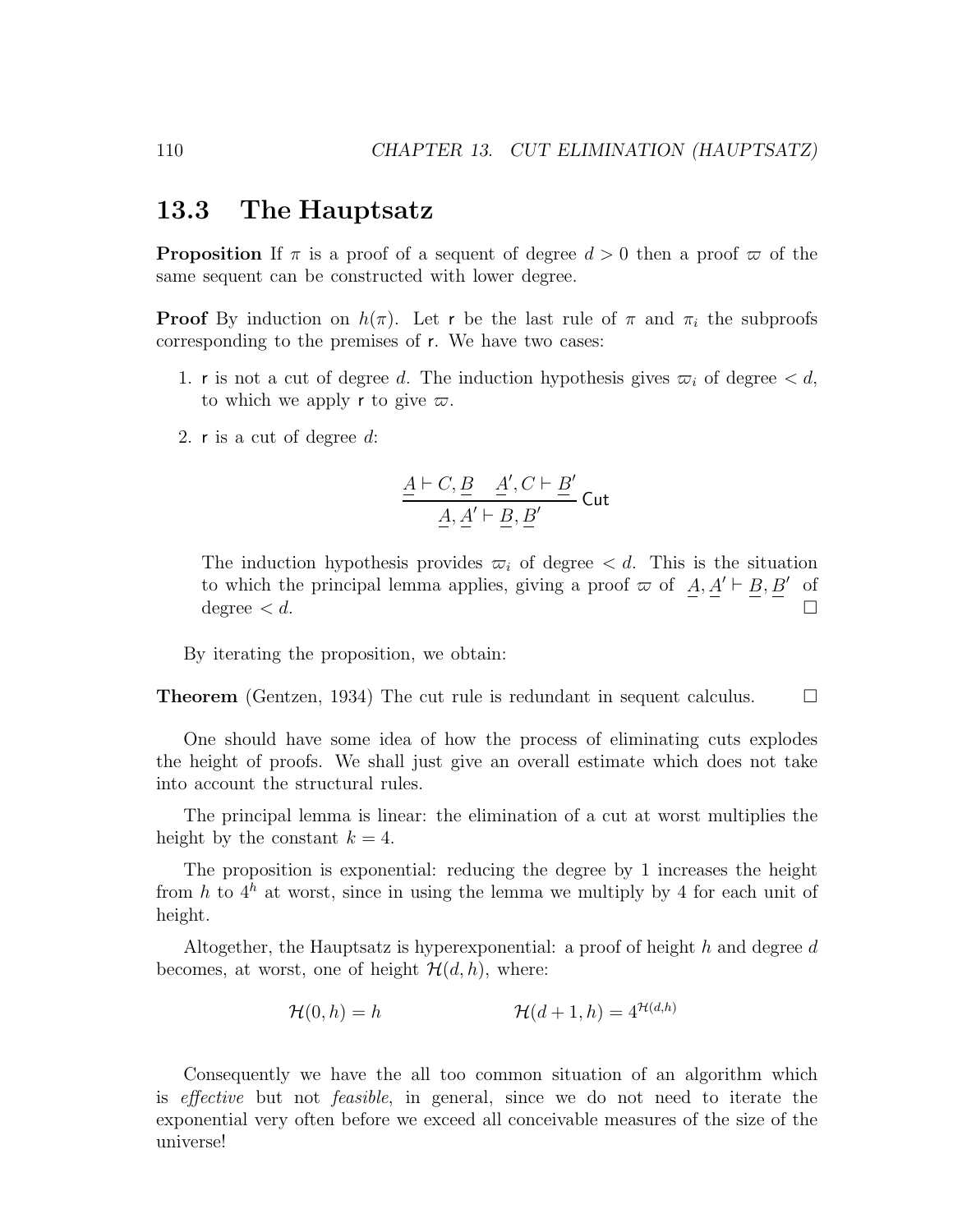## 13.3 The Hauptsatz

**Proposition** If $\pi$ is a proof of a sequent of degree $d > 0$ then a proof $\varpi$ of the same sequent can be constructed with lower degree.

**Proof** By induction on $h(\pi)$. Let $\mathsf{r}$ be the last rule of $\pi$ and $\pi_i$ the subproofs corresponding to the premises of $\mathsf{r}$. We have two cases:

1. $\mathsf{r}$ is not a cut of degree $d$. The induction hypothesis gives $\varpi_i$ of degree $< d$, to which we apply $\mathsf{r}$ to give $\varpi$.

2. $\mathsf{r}$ is a cut of degree $d$:

$$\frac{\underline{A} \vdash C, \underline{B} \qquad \underline{A'}, C \vdash \underline{B'}}{\underline{A}, \underline{A'} \vdash \underline{B}, \underline{B'}} \ \mathsf{Cut}$$

   The induction hypothesis provides $\varpi_i$ of degree $< d$. This is the situation to which the principal lemma applies, giving a proof $\varpi$ of $\underline{A}, \underline{A'} \vdash \underline{B}, \underline{B'}$ of degree $< d$. □

By iterating the proposition, we obtain:

**Theorem** (Gentzen, 1934) The cut rule is redundant in sequent calculus. □

One should have some idea of how the process of eliminating cuts explodes the height of proofs. We shall just give an overall estimate which does not take into account the structural rules.

The principal lemma is linear: the elimination of a cut at worst multiplies the height by the constant $k = 4$.

The proposition is exponential: reducing the degree by 1 increases the height from $h$ to $4^h$ at worst, since in using the lemma we multiply by 4 for each unit of height.

Altogether, the Hauptsatz is hyperexponential: a proof of height $h$ and degree $d$ becomes, at worst, one of height $\mathcal{H}(d, h)$, where:

$$\mathcal{H}(0, h) = h \qquad\qquad \mathcal{H}(d+1, h) = 4^{\mathcal{H}(d,h)}$$

Consequently we have the all too common situation of an algorithm which is *effective* but not *feasible*, in general, since we do not need to iterate the exponential very often before we exceed all conceivable measures of the size of the universe!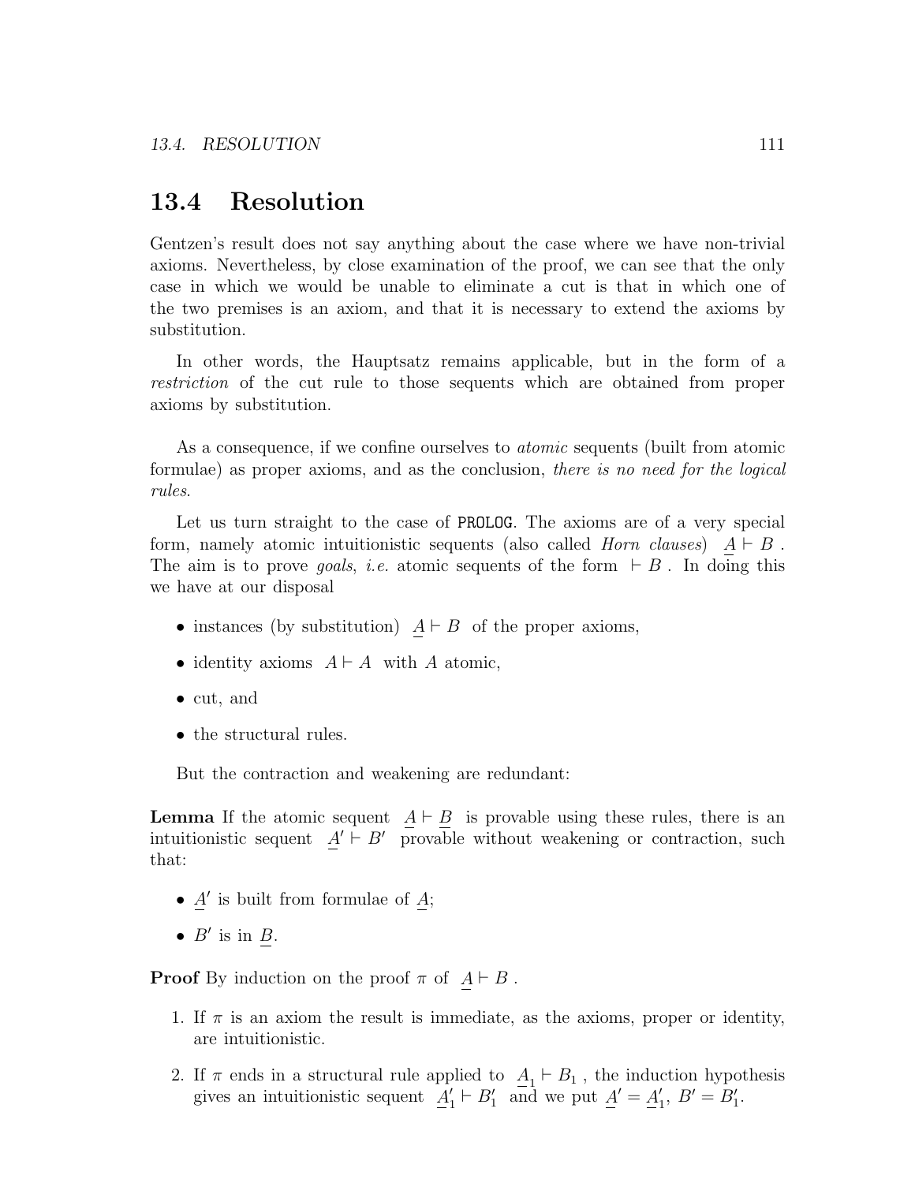## 13.4 Resolution

Gentzen's result does not say anything about the case where we have non-trivial axioms. Nevertheless, by close examination of the proof, we can see that the only case in which we would be unable to eliminate a cut is that in which one of the two premises is an axiom, and that it is necessary to extend the axioms by substitution.

In other words, the Hauptsatz remains applicable, but in the form of a *restriction* of the cut rule to those sequents which are obtained from proper axioms by substitution.

As a consequence, if we confine ourselves to *atomic* sequents (built from atomic formulae) as proper axioms, and as the conclusion, *there is no need for the logical rules.*

Let us turn straight to the case of `PROLOG`. The axioms are of a very special form, namely atomic intuitionistic sequents (also called *Horn clauses*) $\underline{A} \vdash B$ . The aim is to prove *goals*, *i.e.* atomic sequents of the form $\vdash B$ . In doing this we have at our disposal

- instances (by substitution) $\underline{A} \vdash B$ of the proper axioms,
- identity axioms $A \vdash A$ with $A$ atomic,
- cut, and
- the structural rules.

But the contraction and weakening are redundant:

**Lemma** If the atomic sequent $\underline{A} \vdash \underline{B}$ is provable using these rules, there is an intuitionistic sequent $\underline{A}' \vdash B'$ provable without weakening or contraction, such that:

- $\underline{A}'$ is built from formulae of $\underline{A}$;
- $B'$ is in $\underline{B}$.

**Proof** By induction on the proof $\pi$ of $\underline{A} \vdash B$ .

1. If $\pi$ is an axiom the result is immediate, as the axioms, proper or identity, are intuitionistic.
2. If $\pi$ ends in a structural rule applied to $\underline{A}_1 \vdash B_1$ , the induction hypothesis gives an intuitionistic sequent $\underline{A}'_1 \vdash B'_1$ and we put $\underline{A}' = \underline{A}'_1$, $B' = B'_1$.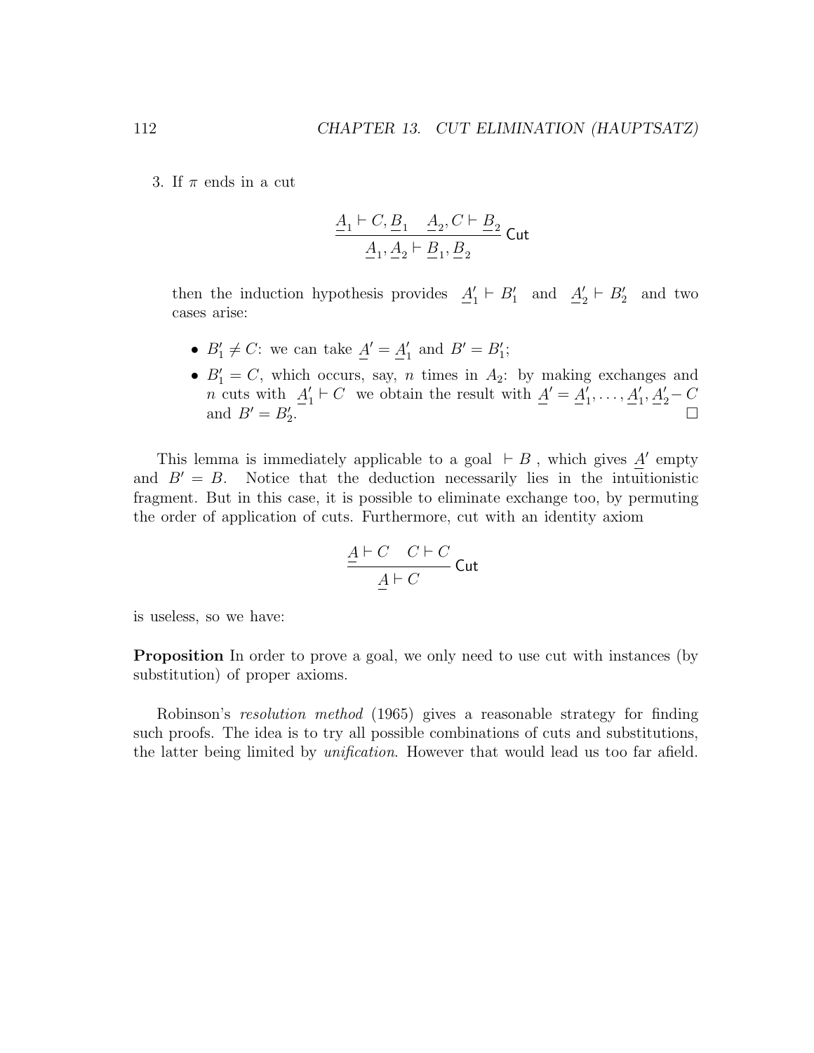3. If $\pi$ ends in a cut

$$\frac{\underline{A}_1 \vdash C, \underline{B}_1 \quad \underline{A}_2, C \vdash \underline{B}_2}{\underline{A}_1, \underline{A}_2 \vdash \underline{B}_1, \underline{B}_2} \text{ Cut}$$

then the induction hypothesis provides $\underline{A}'_1 \vdash B'_1$ and $\underline{A}'_2 \vdash B'_2$ and two cases arise:

- $B'_1 \neq C$: we can take $\underline{A}' = \underline{A}'_1$ and $B' = B'_1$;
- $B'_1 = C$, which occurs, say, $n$ times in $A_2$: by making exchanges and $n$ cuts with $\underline{A}'_1 \vdash C$ we obtain the result with $\underline{A}' = \underline{A}'_1, \ldots, \underline{A}'_1, \underline{A}'_2 - C$ and $B' = B'_2$. □

This lemma is immediately applicable to a goal $\vdash B$, which gives $\underline{A}'$ empty and $B' = B$. Notice that the deduction necessarily lies in the intuitionistic fragment. But in this case, it is possible to eliminate exchange too, by permuting the order of application of cuts. Furthermore, cut with an identity axiom

$$\frac{\underline{A} \vdash C \quad C \vdash C}{\underline{A} \vdash C} \text{ Cut}$$

is useless, so we have:

**Proposition** In order to prove a goal, we only need to use cut with instances (by substitution) of proper axioms.

Robinson's *resolution method* (1965) gives a reasonable strategy for finding such proofs. The idea is to try all possible combinations of cuts and substitutions, the latter being limited by *unification*. However that would lead us too far afield.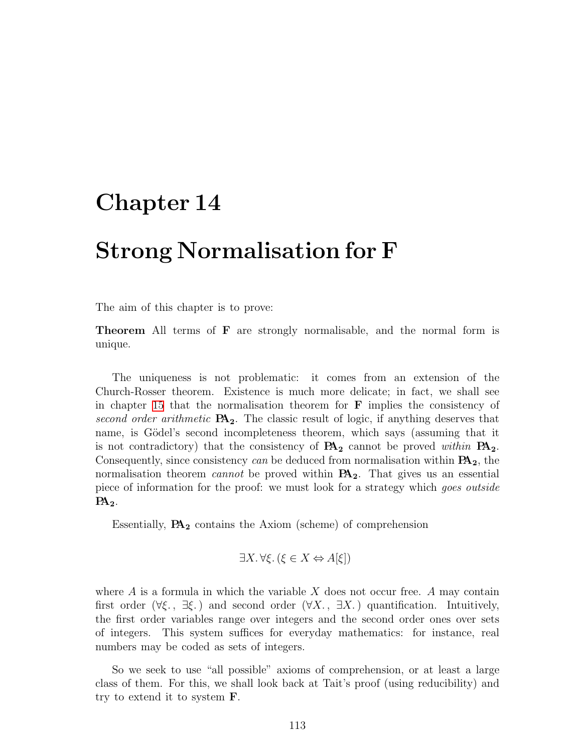# Chapter 14

# Strong Normalisation for F

The aim of this chapter is to prove:

**Theorem** All terms of **F** are strongly normalisable, and the normal form is unique.

The uniqueness is not problematic: it comes from an extension of the Church-Rosser theorem. Existence is much more delicate; in fact, we shall see in chapter 15 that the normalisation theorem for **F** implies the consistency of *second order arithmetic* $\mathbf{PA_2}$. The classic result of logic, if anything deserves that name, is Gödel's second incompleteness theorem, which says (assuming that it is not contradictory) that the consistency of $\mathbf{PA_2}$ cannot be proved *within* $\mathbf{PA_2}$. Consequently, since consistency *can* be deduced from normalisation within $\mathbf{PA_2}$, the normalisation theorem *cannot* be proved within $\mathbf{PA_2}$. That gives us an essential piece of information for the proof: we must look for a strategy which *goes outside* $\mathbf{PA_2}$.

Essentially, $\mathbf{PA_2}$ contains the Axiom (scheme) of comprehension

$$\exists X.\, \forall \xi.\, (\xi \in X \Leftrightarrow A[\xi])$$

where $A$ is a formula in which the variable $X$ does not occur free. $A$ may contain first order ($\forall \xi.\,,\ \exists \xi.\,$) and second order ($\forall X.\,,\ \exists X.\,$) quantification. Intuitively, the first order variables range over integers and the second order ones over sets of integers. This system suffices for everyday mathematics: for instance, real numbers may be coded as sets of integers.

So we seek to use "all possible" axioms of comprehension, or at least a large class of them. For this, we shall look back at Tait's proof (using reducibility) and try to extend it to system **F**.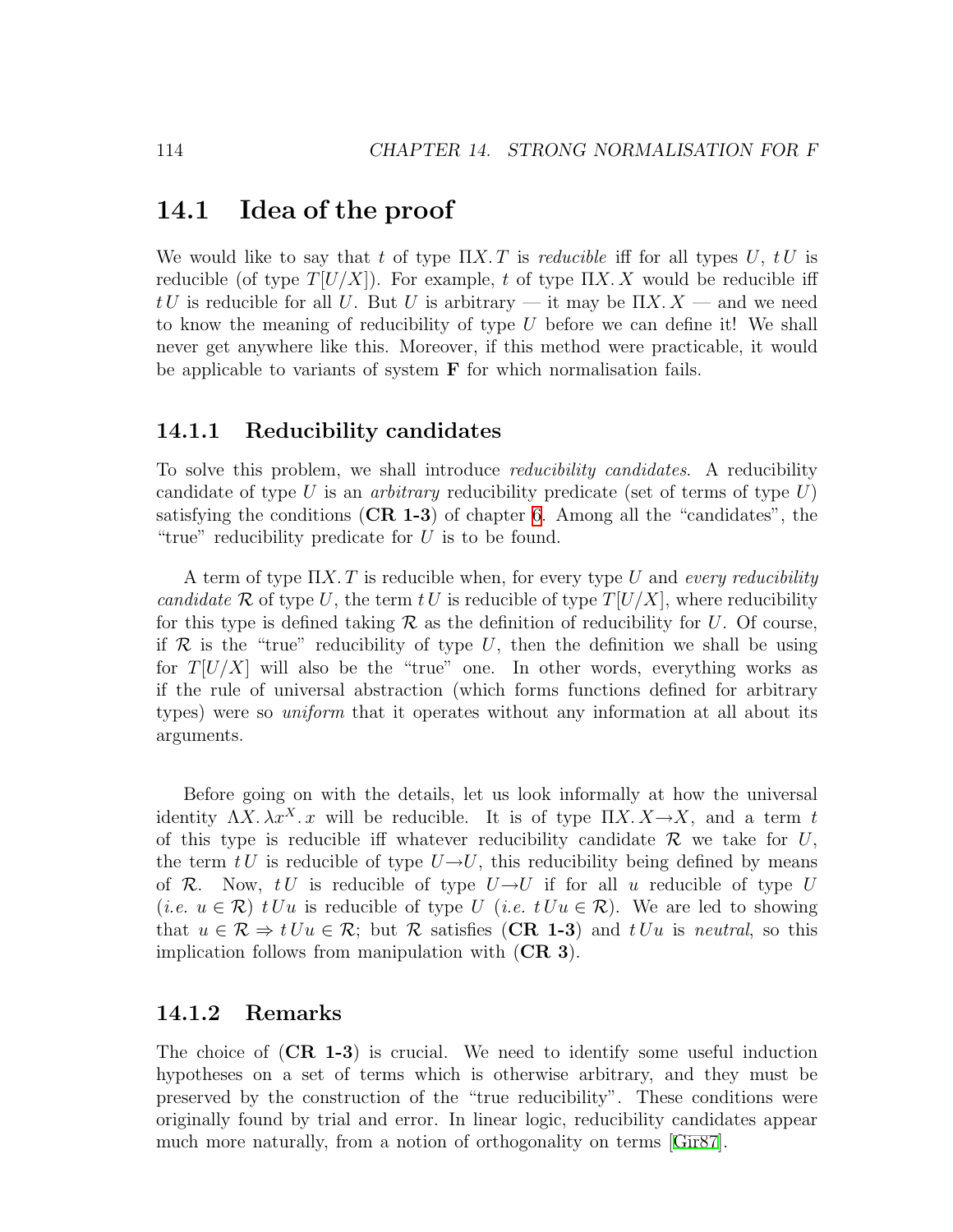## 14.1 Idea of the proof

We would like to say that $t$ of type $\Pi X. T$ is *reducible* iff for all types $U$, $t\,U$ is reducible (of type $T[U/X]$). For example, $t$ of type $\Pi X. X$ would be reducible iff $t\,U$ is reducible for all $U$. But $U$ is arbitrary — it may be $\Pi X. X$ — and we need to know the meaning of reducibility of type $U$ before we can define it! We shall never get anywhere like this. Moreover, if this method were practicable, it would be applicable to variants of system **F** for which normalisation fails.

### 14.1.1 Reducibility candidates

To solve this problem, we shall introduce *reducibility candidates*. A reducibility candidate of type $U$ is an *arbitrary* reducibility predicate (set of terms of type $U$) satisfying the conditions (**CR 1-3**) of chapter 6. Among all the "candidates", the "true" reducibility predicate for $U$ is to be found.

A term of type $\Pi X. T$ is reducible when, for every type $U$ and *every reducibility candidate* $\mathcal{R}$ of type $U$, the term $t\,U$ is reducible of type $T[U/X]$, where reducibility for this type is defined taking $\mathcal{R}$ as the definition of reducibility for $U$. Of course, if $\mathcal{R}$ is the "true" reducibility of type $U$, then the definition we shall be using for $T[U/X]$ will also be the "true" one. In other words, everything works as if the rule of universal abstraction (which forms functions defined for arbitrary types) were so *uniform* that it operates without any information at all about its arguments.

Before going on with the details, let us look informally at how the universal identity $\Lambda X. \lambda x^X. x$ will be reducible. It is of type $\Pi X. X \to X$, and a term $t$ of this type is reducible iff whatever reducibility candidate $\mathcal{R}$ we take for $U$, the term $t\,U$ is reducible of type $U \to U$, this reducibility being defined by means of $\mathcal{R}$. Now, $t\,U$ is reducible of type $U \to U$ if for all $u$ reducible of type $U$ (*i.e.* $u \in \mathcal{R}$) $t\,U u$ is reducible of type $U$ (*i.e.* $t\,U u \in \mathcal{R}$). We are led to showing that $u \in \mathcal{R} \Rightarrow t\,U u \in \mathcal{R}$; but $\mathcal{R}$ satisfies (**CR 1-3**) and $t\,U u$ is *neutral*, so this implication follows from manipulation with (**CR 3**).

### 14.1.2 Remarks

The choice of (**CR 1-3**) is crucial. We need to identify some useful induction hypotheses on a set of terms which is otherwise arbitrary, and they must be preserved by the construction of the "true reducibility". These conditions were originally found by trial and error. In linear logic, reducibility candidates appear much more naturally, from a notion of orthogonality on terms [Gir87].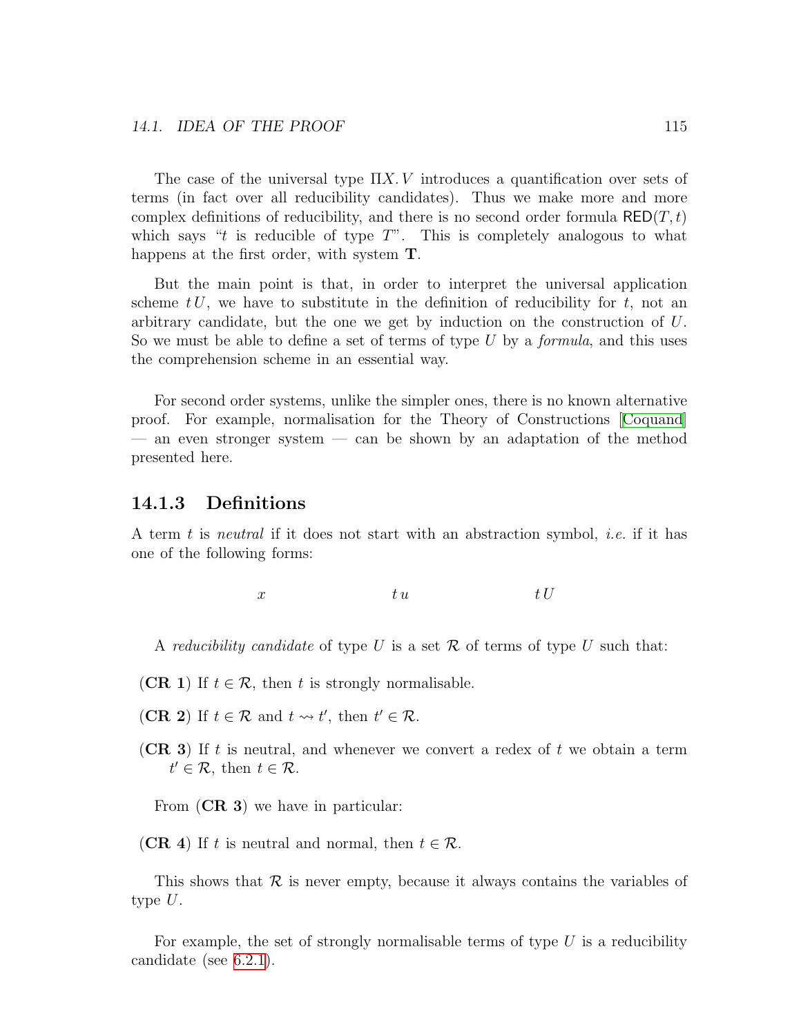The case of the universal type $\Pi X. V$ introduces a quantification over sets of terms (in fact over all reducibility candidates). Thus we make more and more complex definitions of reducibility, and there is no second order formula $\mathsf{RED}(T, t)$ which says "$t$ is reducible of type $T$". This is completely analogous to what happens at the first order, with system **T**.

But the main point is that, in order to interpret the universal application scheme $t\,U$, we have to substitute in the definition of reducibility for $t$, not an arbitrary candidate, but the one we get by induction on the construction of $U$. So we must be able to define a set of terms of type $U$ by a *formula*, and this uses the comprehension scheme in an essential way.

For second order systems, unlike the simpler ones, there is no known alternative proof. For example, normalisation for the Theory of Constructions [Coquand] — an even stronger system — can be shown by an adaptation of the method presented here.

### 14.1.3 Definitions

A term $t$ is *neutral* if it does not start with an abstraction symbol, *i.e.* if it has one of the following forms:

$$x \qquad\qquad\qquad t\,u \qquad\qquad\qquad t\,U$$

A *reducibility candidate* of type $U$ is a set $\mathcal{R}$ of terms of type $U$ such that:

(**CR 1**) If $t \in \mathcal{R}$, then $t$ is strongly normalisable.

(**CR 2**) If $t \in \mathcal{R}$ and $t \rightsquigarrow t'$, then $t' \in \mathcal{R}$.

(**CR 3**) If $t$ is neutral, and whenever we convert a redex of $t$ we obtain a term $t' \in \mathcal{R}$, then $t \in \mathcal{R}$.

From (**CR 3**) we have in particular:

(**CR 4**) If $t$ is neutral and normal, then $t \in \mathcal{R}$.

This shows that $\mathcal{R}$ is never empty, because it always contains the variables of type $U$.

For example, the set of strongly normalisable terms of type $U$ is a reducibility candidate (see 6.2.1).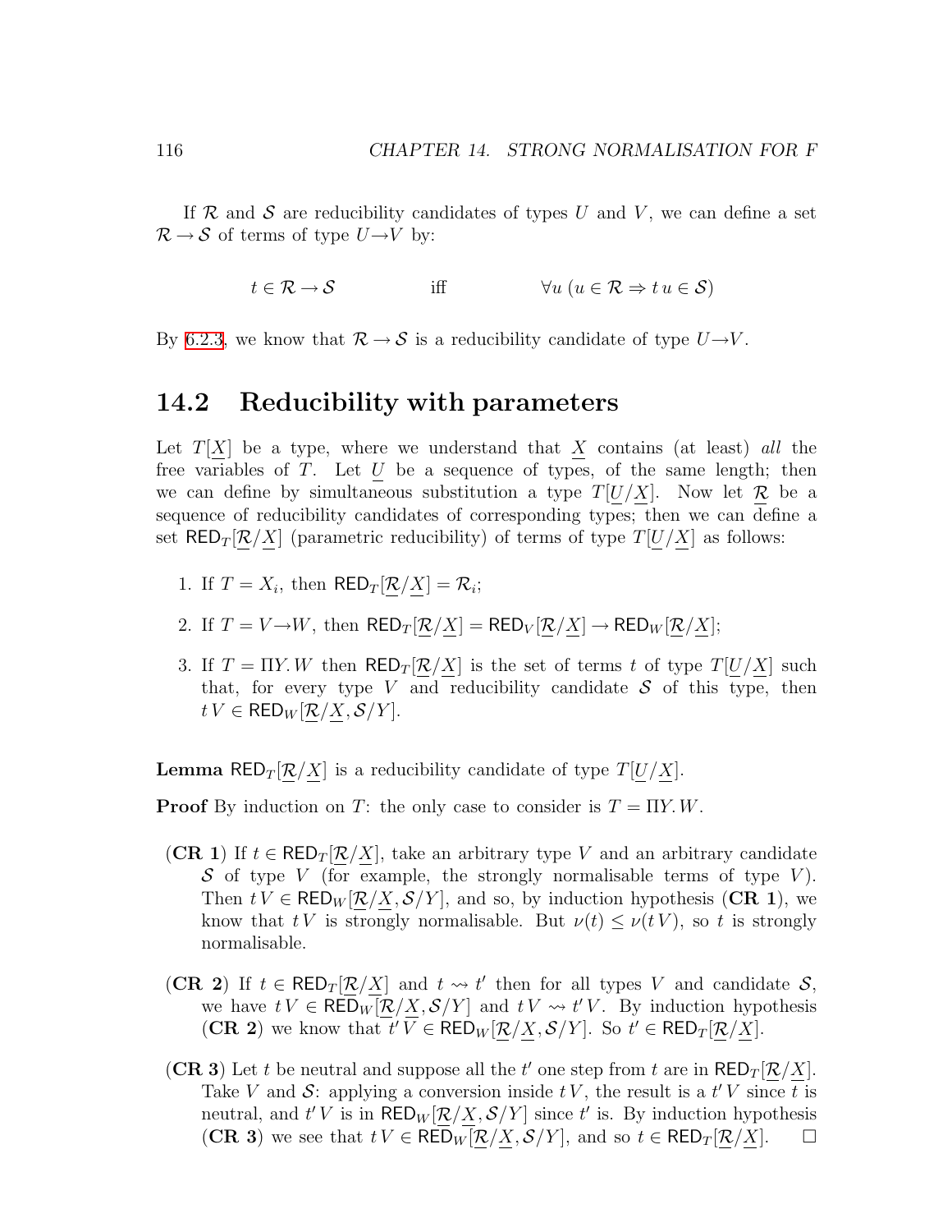If $\mathcal{R}$ and $\mathcal{S}$ are reducibility candidates of types $U$ and $V$, we can define a set $\mathcal{R} \to \mathcal{S}$ of terms of type $U \to V$ by:

$$t \in \mathcal{R} \to \mathcal{S} \qquad \text{iff} \qquad \forall u\ (u \in \mathcal{R} \Rightarrow t\, u \in \mathcal{S})$$

By 6.2.3, we know that $\mathcal{R} \to \mathcal{S}$ is a reducibility candidate of type $U \to V$.

## 14.2 Reducibility with parameters

Let $T[\underline{X}]$ be a type, where we understand that $\underline{X}$ contains (at least) *all* the free variables of $T$. Let $\underline{U}$ be a sequence of types, of the same length; then we can define by simultaneous substitution a type $T[\underline{U}/\underline{X}]$. Now let $\underline{\mathcal{R}}$ be a sequence of reducibility candidates of corresponding types; then we can define a set $\mathsf{RED}_T[\underline{\mathcal{R}}/\underline{X}]$ (parametric reducibility) of terms of type $T[\underline{U}/\underline{X}]$ as follows:

1. If $T = X_i$, then $\mathsf{RED}_T[\underline{\mathcal{R}}/\underline{X}] = \mathcal{R}_i$;
2. If $T = V \to W$, then $\mathsf{RED}_T[\underline{\mathcal{R}}/\underline{X}] = \mathsf{RED}_V[\underline{\mathcal{R}}/\underline{X}] \to \mathsf{RED}_W[\underline{\mathcal{R}}/\underline{X}]$;
3. If $T = \Pi Y.\, W$ then $\mathsf{RED}_T[\underline{\mathcal{R}}/\underline{X}]$ is the set of terms $t$ of type $T[\underline{U}/\underline{X}]$ such that, for every type $V$ and reducibility candidate $\mathcal{S}$ of this type, then $t\, V \in \mathsf{RED}_W[\underline{\mathcal{R}}/\underline{X}, \mathcal{S}/Y]$.

**Lemma** $\mathsf{RED}_T[\underline{\mathcal{R}}/\underline{X}]$ is a reducibility candidate of type $T[\underline{U}/\underline{X}]$.

**Proof** By induction on $T$: the only case to consider is $T = \Pi Y.\, W$.

(**CR 1**) If $t \in \mathsf{RED}_T[\underline{\mathcal{R}}/\underline{X}]$, take an arbitrary type $V$ and an arbitrary candidate $\mathcal{S}$ of type $V$ (for example, the strongly normalisable terms of type $V$). Then $t\, V \in \mathsf{RED}_W[\underline{\mathcal{R}}/\underline{X}, \mathcal{S}/Y]$, and so, by induction hypothesis (**CR 1**), we know that $t\, V$ is strongly normalisable. But $\nu(t) \leq \nu(t\, V)$, so $t$ is strongly normalisable.

(**CR 2**) If $t \in \mathsf{RED}_T[\underline{\mathcal{R}}/\underline{X}]$ and $t \rightsquigarrow t'$ then for all types $V$ and candidate $\mathcal{S}$, we have $t\, V \in \mathsf{RED}_W[\underline{\mathcal{R}}/\underline{X}, \mathcal{S}/Y]$ and $t\, V \rightsquigarrow t'\, V$. By induction hypothesis (**CR 2**) we know that $t'\, V \in \mathsf{RED}_W[\underline{\mathcal{R}}/\underline{X}, \mathcal{S}/Y]$. So $t' \in \mathsf{RED}_T[\underline{\mathcal{R}}/\underline{X}]$.

(**CR 3**) Let $t$ be neutral and suppose all the $t'$ one step from $t$ are in $\mathsf{RED}_T[\underline{\mathcal{R}}/\underline{X}]$. Take $V$ and $\mathcal{S}$: applying a conversion inside $t\, V$, the result is a $t'\, V$ since $t$ is neutral, and $t'\, V$ is in $\mathsf{RED}_W[\underline{\mathcal{R}}/\underline{X}, \mathcal{S}/Y]$ since $t'$ is. By induction hypothesis (**CR 3**) we see that $t\, V \in \mathsf{RED}_W[\underline{\mathcal{R}}/\underline{X}, \mathcal{S}/Y]$, and so $t \in \mathsf{RED}_T[\underline{\mathcal{R}}/\underline{X}]$. $\square$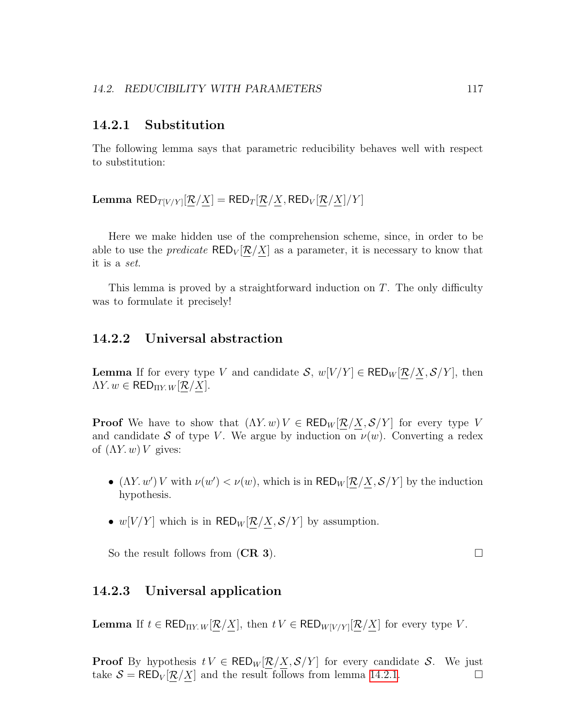### 14.2.1 Substitution

The following lemma says that parametric reducibility behaves well with respect to substitution:

**Lemma** $\mathsf{RED}_{T[V/Y]}[\underline{\mathcal{R}}/\underline{X}] = \mathsf{RED}_T[\underline{\mathcal{R}}/\underline{X}, \mathsf{RED}_V[\underline{\mathcal{R}}/\underline{X}]/Y]$

Here we make hidden use of the comprehension scheme, since, in order to be able to use the *predicate* $\mathsf{RED}_V[\underline{\mathcal{R}}/\underline{X}]$ as a parameter, it is necessary to know that it is a *set*.

This lemma is proved by a straightforward induction on $T$. The only difficulty was to formulate it precisely!

### 14.2.2 Universal abstraction

**Lemma** If for every type $V$ and candidate $\mathcal{S}$, $w[V/Y] \in \mathsf{RED}_W[\underline{\mathcal{R}}/\underline{X}, \mathcal{S}/Y]$, then $\Lambda Y.\, w \in \mathsf{RED}_{\Pi Y.\, W}[\underline{\mathcal{R}}/\underline{X}]$.

**Proof** We have to show that $(\Lambda Y.\, w)\, V \in \mathsf{RED}_W[\underline{\mathcal{R}}/\underline{X}, \mathcal{S}/Y]$ for every type $V$ and candidate $\mathcal{S}$ of type $V$. We argue by induction on $\nu(w)$. Converting a redex of $(\Lambda Y.\, w)\, V$ gives:

- $(\Lambda Y.\, w')\, V$ with $\nu(w') < \nu(w)$, which is in $\mathsf{RED}_W[\underline{\mathcal{R}}/\underline{X}, \mathcal{S}/Y]$ by the induction hypothesis.
- $w[V/Y]$ which is in $\mathsf{RED}_W[\underline{\mathcal{R}}/\underline{X}, \mathcal{S}/Y]$ by assumption.

So the result follows from (**CR 3**). ☐

### 14.2.3 Universal application

**Lemma** If $t \in \mathsf{RED}_{\Pi Y.\, W}[\underline{\mathcal{R}}/\underline{X}]$, then $t\, V \in \mathsf{RED}_{W[V/Y]}[\underline{\mathcal{R}}/\underline{X}]$ for every type $V$.

**Proof** By hypothesis $t\, V \in \mathsf{RED}_W[\underline{\mathcal{R}}/\underline{X}, \mathcal{S}/Y]$ for every candidate $\mathcal{S}$. We just take $\mathcal{S} = \mathsf{RED}_V[\underline{\mathcal{R}}/\underline{X}]$ and the result follows from lemma 14.2.1. ☐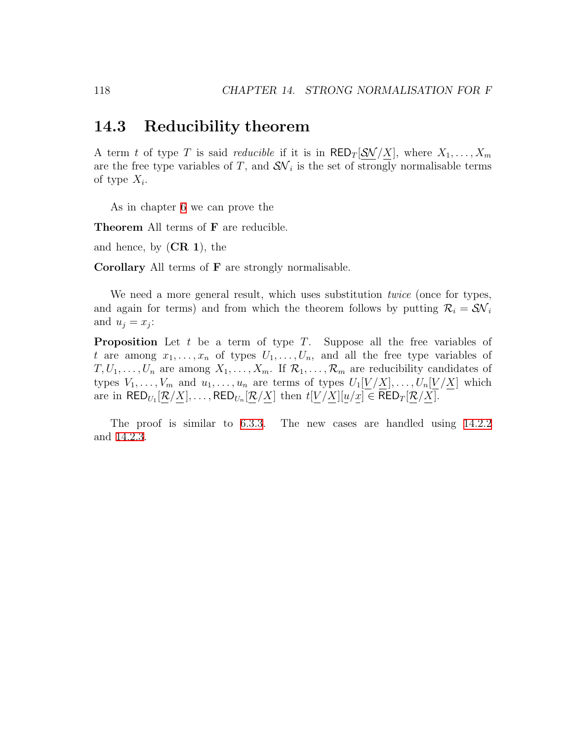## 14.3 Reducibility theorem

A term $t$ of type $T$ is said *reducible* if it is in $\mathsf{RED}_T[\underline{\mathcal{SN}}/\underline{X}]$, where $X_1, \ldots, X_m$ are the free type variables of $T$, and $\mathcal{SN}_i$ is the set of strongly normalisable terms of type $X_i$.

As in chapter 6 we can prove the

**Theorem** All terms of **F** are reducible.

and hence, by (**CR 1**), the

**Corollary** All terms of **F** are strongly normalisable.

We need a more general result, which uses substitution *twice* (once for types, and again for terms) and from which the theorem follows by putting $\mathcal{R}_i = \mathcal{SN}_i$ and $u_j = x_j$:

**Proposition** Let $t$ be a term of type $T$. Suppose all the free variables of $t$ are among $x_1, \ldots, x_n$ of types $U_1, \ldots, U_n$, and all the free type variables of $T, U_1, \ldots, U_n$ are among $X_1, \ldots, X_m$. If $\mathcal{R}_1, \ldots, \mathcal{R}_m$ are reducibility candidates of types $V_1, \ldots, V_m$ and $u_1, \ldots, u_n$ are terms of types $U_1[\underline{V}/\underline{X}], \ldots, U_n[\underline{V}/\underline{X}]$ which are in $\mathsf{RED}_{U_1}[\underline{\mathcal{R}}/\underline{X}], \ldots, \mathsf{RED}_{U_n}[\underline{\mathcal{R}}/\underline{X}]$ then $t[\underline{V}/\underline{X}][\underline{u}/\underline{x}] \in \mathsf{RED}_T[\underline{\mathcal{R}}/\underline{X}]$.

The proof is similar to 6.3.3. The new cases are handled using 14.2.2 and 14.2.3.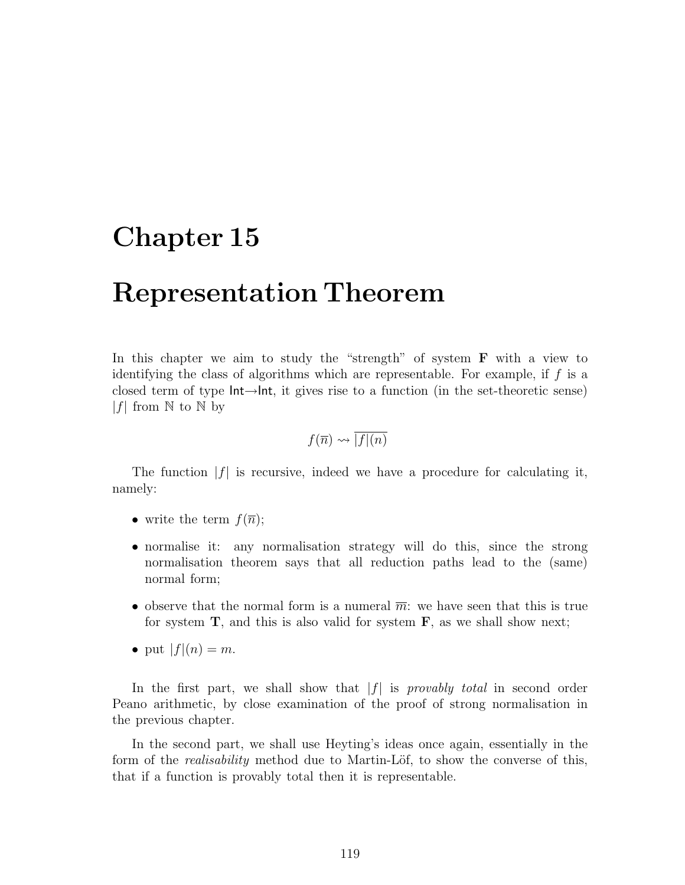# Chapter 15

# Representation Theorem

In this chapter we aim to study the "strength" of system **F** with a view to identifying the class of algorithms which are representable. For example, if $f$ is a closed term of type $\mathsf{Int}{\rightarrow}\mathsf{Int}$, it gives rise to a function (in the set-theoretic sense) $|f|$ from $\mathbb{N}$ to $\mathbb{N}$ by

$$f(\overline{n}) \rightsquigarrow \overline{|f|(n)}$$

The function $|f|$ is recursive, indeed we have a procedure for calculating it, namely:

- write the term $f(\overline{n})$;
- normalise it: any normalisation strategy will do this, since the strong normalisation theorem says that all reduction paths lead to the (same) normal form;
- observe that the normal form is a numeral $\overline{m}$: we have seen that this is true for system **T**, and this is also valid for system **F**, as we shall show next;
- put $|f|(n) = m$.

In the first part, we shall show that $|f|$ is *provably total* in second order Peano arithmetic, by close examination of the proof of strong normalisation in the previous chapter.

In the second part, we shall use Heyting's ideas once again, essentially in the form of the *realisability* method due to Martin-Löf, to show the converse of this, that if a function is provably total then it is representable.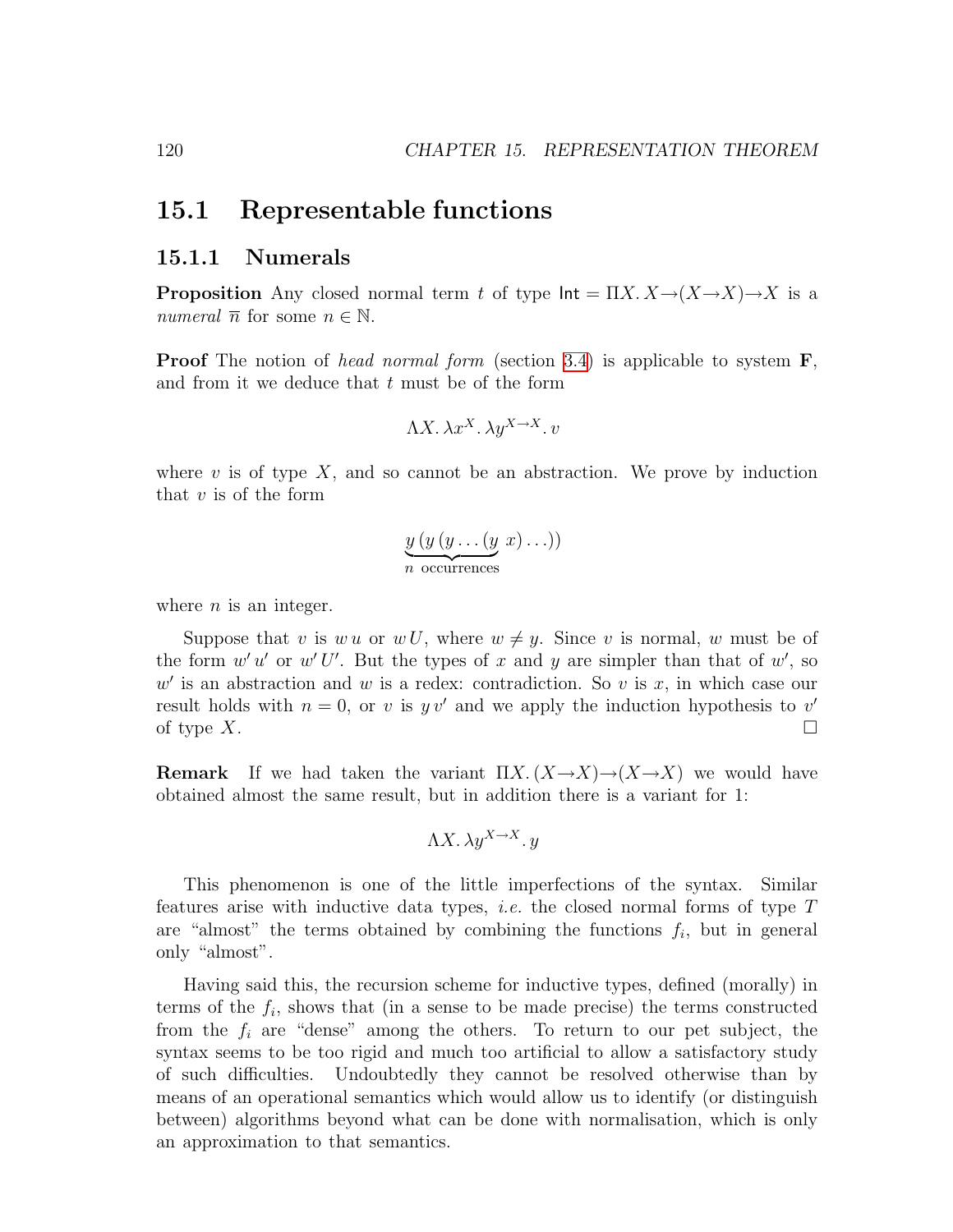## 15.1 Representable functions

### 15.1.1 Numerals

**Proposition** Any closed normal term $t$ of type $\mathsf{Int} = \Pi X.\, X{\to}(X{\to}X){\to}X$ is a *numeral* $\overline{n}$ for some $n \in \mathbb{N}$.

**Proof** The notion of *head normal form* (section 3.4) is applicable to system **F**, and from it we deduce that $t$ must be of the form

$$\Lambda X.\, \lambda x^X.\, \lambda y^{X \to X}.\, v$$

where $v$ is of type $X$, and so cannot be an abstraction. We prove by induction that $v$ is of the form

$$\underbrace{y\,(y\,(y \ldots (y}_{n \text{ occurrences}}\; x) \ldots))$$

where $n$ is an integer.

Suppose that $v$ is $w\,u$ or $w\,U$, where $w \neq y$. Since $v$ is normal, $w$ must be of the form $w'\,u'$ or $w'\,U'$. But the types of $x$ and $y$ are simpler than that of $w'$, so $w'$ is an abstraction and $w$ is a redex: contradiction. So $v$ is $x$, in which case our result holds with $n = 0$, or $v$ is $y\,v'$ and we apply the induction hypothesis to $v'$ of type $X$. $\square$

**Remark** If we had taken the variant $\Pi X.\, (X{\to}X){\to}(X{\to}X)$ we would have obtained almost the same result, but in addition there is a variant for 1:

$$\Lambda X.\, \lambda y^{X \to X}.\, y$$

This phenomenon is one of the little imperfections of the syntax. Similar features arise with inductive data types, *i.e.* the closed normal forms of type $T$ are "almost" the terms obtained by combining the functions $f_i$, but in general only "almost".

Having said this, the recursion scheme for inductive types, defined (morally) in terms of the $f_i$, shows that (in a sense to be made precise) the terms constructed from the $f_i$ are "dense" among the others. To return to our pet subject, the syntax seems to be too rigid and much too artificial to allow a satisfactory study of such difficulties. Undoubtedly they cannot be resolved otherwise than by means of an operational semantics which would allow us to identify (or distinguish between) algorithms beyond what can be done with normalisation, which is only an approximation to that semantics.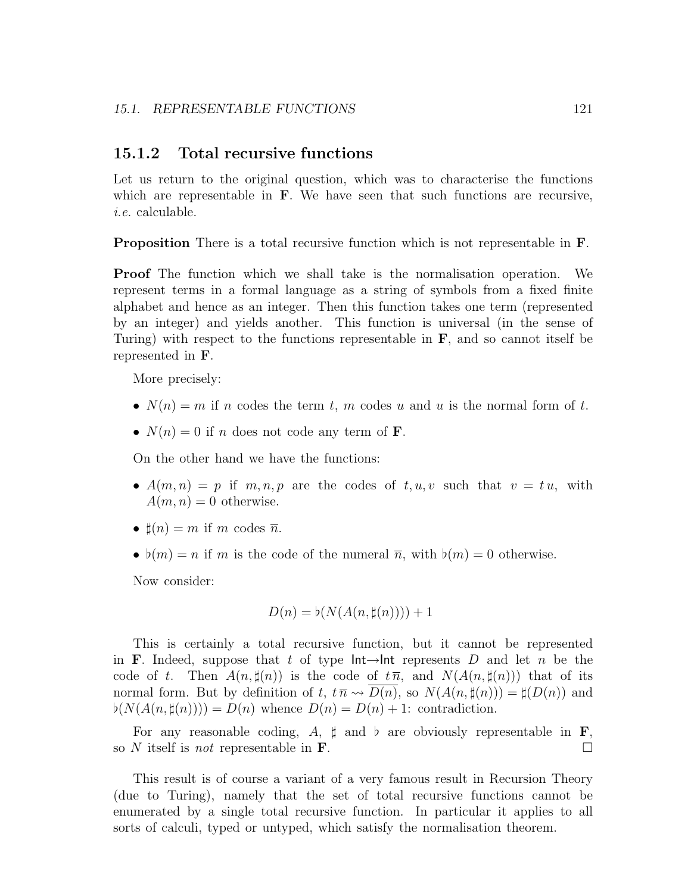### 15.1.2 Total recursive functions

Let us return to the original question, which was to characterise the functions which are representable in **F**. We have seen that such functions are recursive, *i.e.* calculable.

**Proposition** There is a total recursive function which is not representable in **F**.

**Proof** The function which we shall take is the normalisation operation. We represent terms in a formal language as a string of symbols from a fixed finite alphabet and hence as an integer. Then this function takes one term (represented by an integer) and yields another. This function is universal (in the sense of Turing) with respect to the functions representable in **F**, and so cannot itself be represented in **F**.

More precisely:

- $N(n) = m$ if $n$ codes the term $t$, $m$ codes $u$ and $u$ is the normal form of $t$.
- $N(n) = 0$ if $n$ does not code any term of **F**.

On the other hand we have the functions:

- $A(m, n) = p$ if $m, n, p$ are the codes of $t, u, v$ such that $v = t\,u$, with $A(m, n) = 0$ otherwise.
- $\sharp(n) = m$ if $m$ codes $\overline{n}$.
- $\flat(m) = n$ if $m$ is the code of the numeral $\overline{n}$, with $\flat(m) = 0$ otherwise.

Now consider:

$$D(n) = \flat(N(A(n, \sharp(n)))) + 1$$

This is certainly a total recursive function, but it cannot be represented in **F**. Indeed, suppose that $t$ of type $\mathsf{Int} \to \mathsf{Int}$ represents $D$ and let $n$ be the code of $t$. Then $A(n, \sharp(n))$ is the code of $t\,\overline{n}$, and $N(A(n, \sharp(n)))$ that of its normal form. But by definition of $t$, $t\,\overline{n} \rightsquigarrow \overline{D(n)}$, so $N(A(n, \sharp(n))) = \sharp(D(n))$ and $\flat(N(A(n, \sharp(n)))) = D(n)$ whence $D(n) = D(n) + 1$: contradiction.

For any reasonable coding, $A$, $\sharp$ and $\flat$ are obviously representable in **F**, so $N$ itself is *not* representable in **F**. $\square$

This result is of course a variant of a very famous result in Recursion Theory (due to Turing), namely that the set of total recursive functions cannot be enumerated by a single total recursive function. In particular it applies to all sorts of calculi, typed or untyped, which satisfy the normalisation theorem.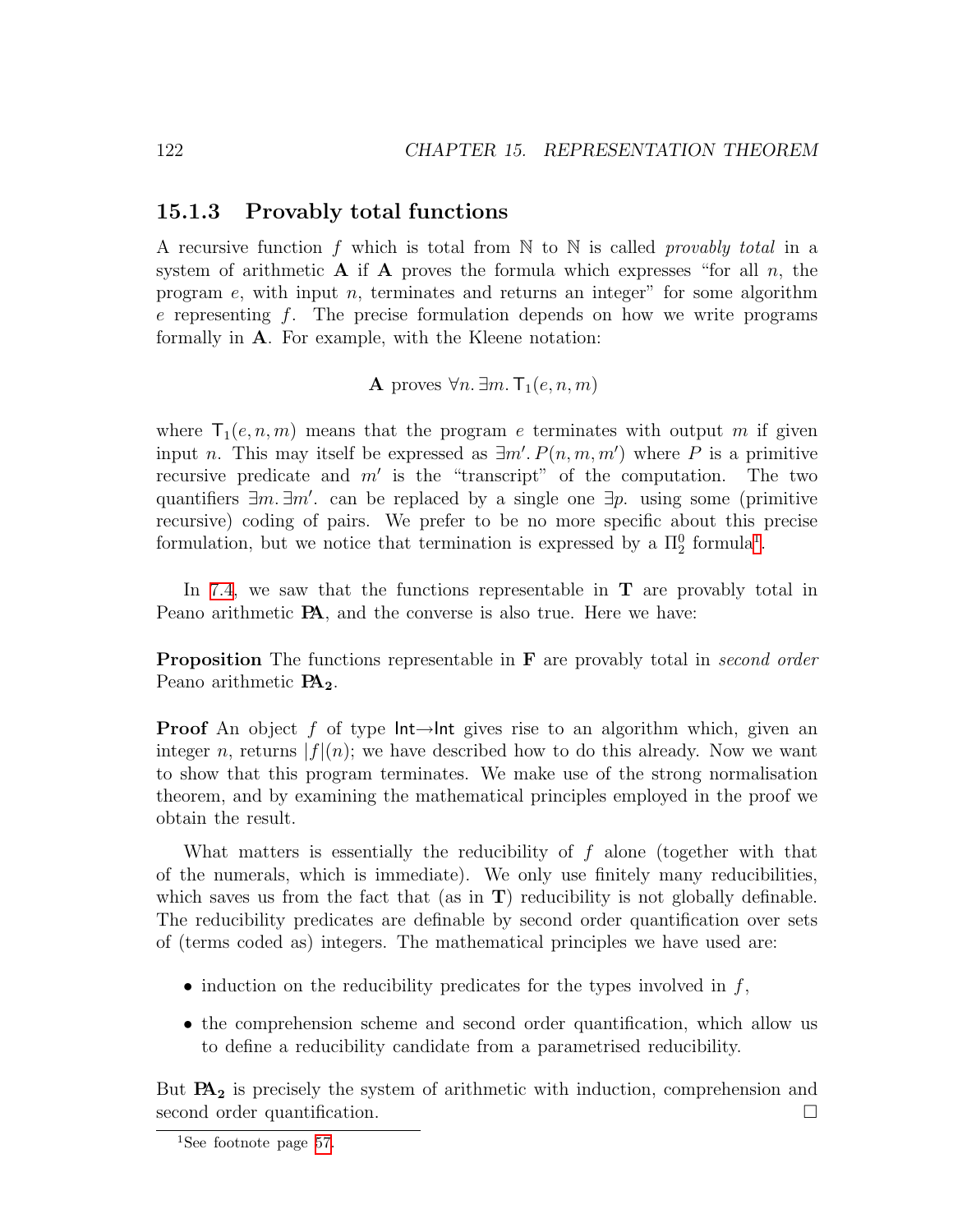### 15.1.3 Provably total functions

A recursive function $f$ which is total from $\mathbb{N}$ to $\mathbb{N}$ is called *provably total* in a system of arithmetic **A** if **A** proves the formula which expresses "for all $n$, the program $e$, with input $n$, terminates and returns an integer" for some algorithm $e$ representing $f$. The precise formulation depends on how we write programs formally in **A**. For example, with the Kleene notation:

$$\mathbf{A} \text{ proves } \forall n.\, \exists m.\, \mathsf{T}_1(e, n, m)$$

where $\mathsf{T}_1(e, n, m)$ means that the program $e$ terminates with output $m$ if given input $n$. This may itself be expressed as $\exists m'.\, P(n, m, m')$ where $P$ is a primitive recursive predicate and $m'$ is the "transcript" of the computation. The two quantifiers $\exists m.\, \exists m'.$ can be replaced by a single one $\exists p.$ using some (primitive recursive) coding of pairs. We prefer to be no more specific about this precise formulation, but we notice that termination is expressed by a $\Pi^0_2$ formula[1].

In 7.4, we saw that the functions representable in **T** are provably total in Peano arithmetic **PA**, and the converse is also true. Here we have:

**Proposition** The functions representable in **F** are provably total in *second order* Peano arithmetic $\mathbf{PA_2}$.

**Proof** An object $f$ of type $\mathsf{Int}{\to}\mathsf{Int}$ gives rise to an algorithm which, given an integer $n$, returns $|f|(n)$; we have described how to do this already. Now we want to show that this program terminates. We make use of the strong normalisation theorem, and by examining the mathematical principles employed in the proof we obtain the result.

What matters is essentially the reducibility of $f$ alone (together with that of the numerals, which is immediate). We only use finitely many reducibilities, which saves us from the fact that (as in **T**) reducibility is not globally definable. The reducibility predicates are definable by second order quantification over sets of (terms coded as) integers. The mathematical principles we have used are:

- induction on the reducibility predicates for the types involved in $f$,
- the comprehension scheme and second order quantification, which allow us to define a reducibility candidate from a parametrised reducibility.

But $\mathbf{PA_2}$ is precisely the system of arithmetic with induction, comprehension and second order quantification. □

[1] See footnote page 57.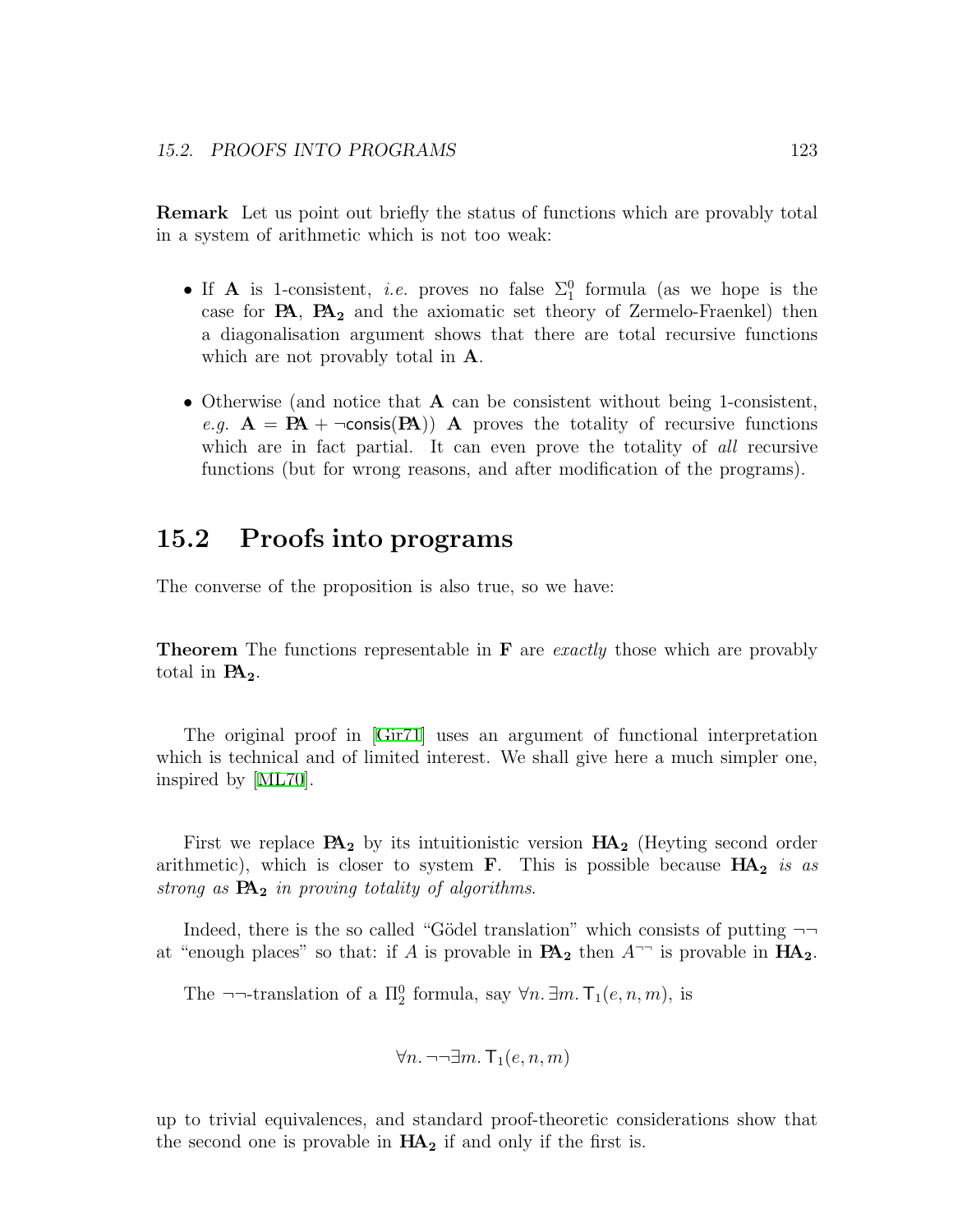**Remark** Let us point out briefly the status of functions which are provably total in a system of arithmetic which is not too weak:

- If **A** is 1-consistent, *i.e.* proves no false $\Sigma^0_1$ formula (as we hope is the case for **PA**, $\mathbf{PA_2}$ and the axiomatic set theory of Zermelo-Fraenkel) then a diagonalisation argument shows that there are total recursive functions which are not provably total in **A**.

- Otherwise (and notice that **A** can be consistent without being 1-consistent, *e.g.* $\mathbf{A} = \mathbf{PA} + \neg\mathsf{consis}(\mathbf{PA})$) **A** proves the totality of recursive functions which are in fact partial. It can even prove the totality of *all* recursive functions (but for wrong reasons, and after modification of the programs).

## 15.2 Proofs into programs

The converse of the proposition is also true, so we have:

**Theorem** The functions representable in **F** are *exactly* those which are provably total in $\mathbf{PA_2}$.

The original proof in [Gir71] uses an argument of functional interpretation which is technical and of limited interest. We shall give here a much simpler one, inspired by [ML70].

First we replace $\mathbf{PA_2}$ by its intuitionistic version $\mathbf{HA_2}$ (Heyting second order arithmetic), which is closer to system **F**. This is possible because $\mathbf{HA_2}$ *is as strong as* $\mathbf{PA_2}$ *in proving totality of algorithms*.

Indeed, there is the so called "Gödel translation" which consists of putting $\neg\neg$ at "enough places" so that: if $A$ is provable in $\mathbf{PA_2}$ then $A^{\neg\neg}$ is provable in $\mathbf{HA_2}$.

The $\neg\neg$-translation of a $\Pi^0_2$ formula, say $\forall n.\, \exists m.\, \mathsf{T}_1(e, n, m)$, is

$$\forall n.\, \neg\neg\exists m.\, \mathsf{T}_1(e, n, m)$$

up to trivial equivalences, and standard proof-theoretic considerations show that the second one is provable in $\mathbf{HA_2}$ if and only if the first is.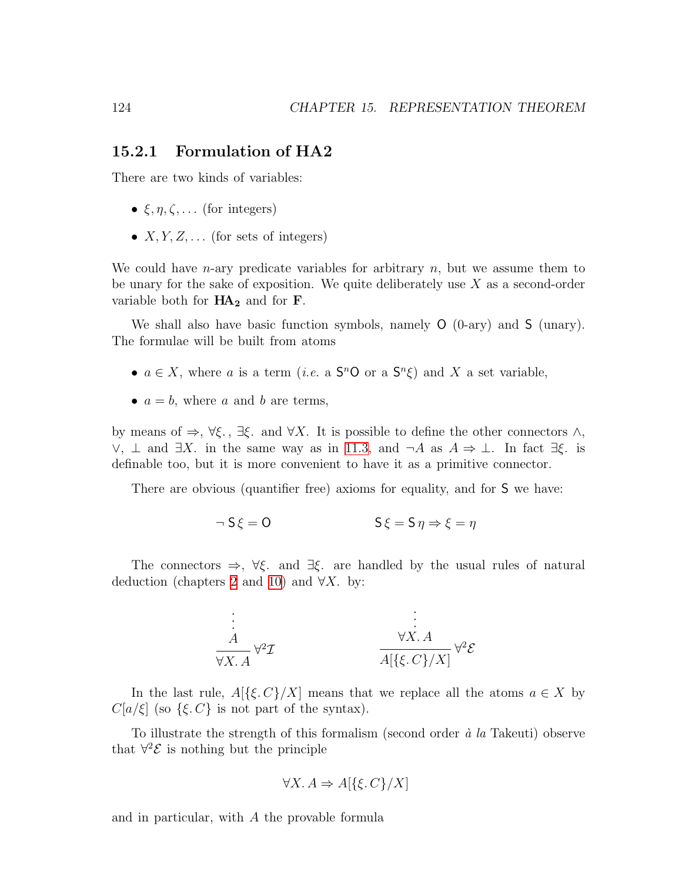### 15.2.1 Formulation of HA2

There are two kinds of variables:

- $\xi, \eta, \zeta, \ldots$ (for integers)
- $X, Y, Z, \ldots$ (for sets of integers)

We could have $n$-ary predicate variables for arbitrary $n$, but we assume them to be unary for the sake of exposition. We quite deliberately use $X$ as a second-order variable both for $\mathbf{HA_2}$ and for $\mathbf{F}$.

We shall also have basic function symbols, namely $\mathsf{O}$ (0-ary) and $\mathsf{S}$ (unary). The formulae will be built from atoms

- $a \in X$, where $a$ is a term (*i.e.* a $\mathsf{S}^n\mathsf{O}$ or a $\mathsf{S}^n\xi$) and $X$ a set variable,
- $a = b$, where $a$ and $b$ are terms,

by means of $\Rightarrow$, $\forall\xi.$, $\exists\xi.$ and $\forall X.$ It is possible to define the other connectors $\wedge$, $\vee$, $\bot$ and $\exists X.$ in the same way as in 11.3, and $\neg A$ as $A \Rightarrow \bot$. In fact $\exists\xi.$ is definable too, but it is more convenient to have it as a primitive connector.

There are obvious (quantifier free) axioms for equality, and for $\mathsf{S}$ we have:

$$\neg\, \mathsf{S}\,\xi = \mathsf{O} \qquad\qquad \mathsf{S}\,\xi = \mathsf{S}\,\eta \Rightarrow \xi = \eta$$

The connectors $\Rightarrow$, $\forall\xi.$ and $\exists\xi.$ are handled by the usual rules of natural deduction (chapters 2 and 10) and $\forall X.$ by:

$$\frac{\begin{array}{c}\vdots \\ A\end{array}}{\forall X.\, A}\,\forall^2\mathcal{I} \qquad\qquad \frac{\begin{array}{c}\vdots \\ \forall X.\, A\end{array}}{A[\{\xi.\, C\}/X]}\,\forall^2\mathcal{E}$$

In the last rule, $A[\{\xi.\, C\}/X]$ means that we replace all the atoms $a \in X$ by $C[a/\xi]$ (so $\{\xi.\, C\}$ is not part of the syntax).

To illustrate the strength of this formalism (second order *à la* Takeuti) observe that $\forall^2\mathcal{E}$ is nothing but the principle

$$\forall X.\, A \Rightarrow A[\{\xi.\, C\}/X]$$

and in particular, with $A$ the provable formula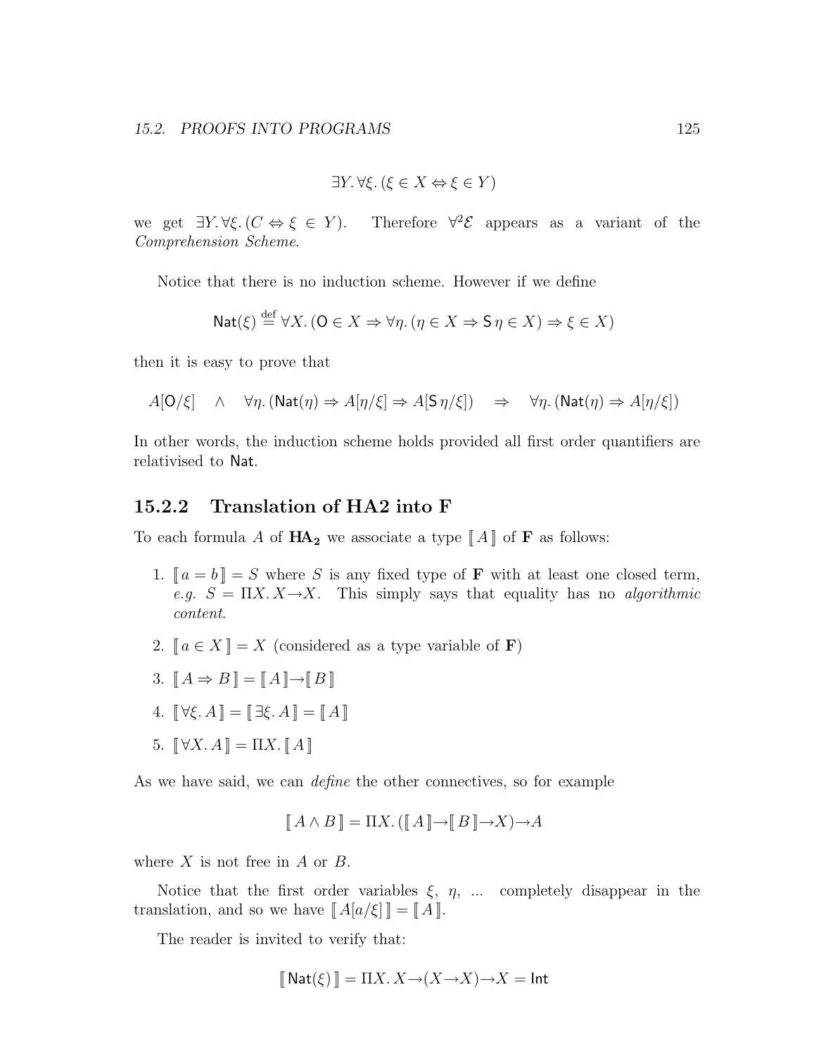$$\exists Y. \forall \xi. (\xi \in X \Leftrightarrow \xi \in Y)$$

we get $\exists Y. \forall \xi. (C \Leftrightarrow \xi \in Y)$. Therefore $\forall^2 \mathcal{E}$ appears as a variant of the *Comprehension Scheme*.

Notice that there is no induction scheme. However if we define

$$\mathsf{Nat}(\xi) \stackrel{\text{def}}{=} \forall X. (\mathsf{O} \in X \Rightarrow \forall \eta. (\eta \in X \Rightarrow \mathsf{S}\, \eta \in X) \Rightarrow \xi \in X)$$

then it is easy to prove that

$$A[\mathsf{O}/\xi] \quad \wedge \quad \forall \eta. (\mathsf{Nat}(\eta) \Rightarrow A[\eta/\xi] \Rightarrow A[\mathsf{S}\, \eta/\xi]) \quad \Rightarrow \quad \forall \eta. (\mathsf{Nat}(\eta) \Rightarrow A[\eta/\xi])$$

In other words, the induction scheme holds provided all first order quantifiers are relativised to $\mathsf{Nat}$.

### 15.2.2 Translation of HA2 into F

To each formula $A$ of $\mathbf{HA_2}$ we associate a type $[\![ A ]\!]$ of $\mathbf{F}$ as follows:

1. $[\![ a = b ]\!] = S$ where $S$ is any fixed type of $\mathbf{F}$ with at least one closed term, *e.g.* $S = \Pi X. X \rightarrow X$. This simply says that equality has no *algorithmic content*.
2. $[\![ a \in X ]\!] = X$ (considered as a type variable of $\mathbf{F}$)
3. $[\![ A \Rightarrow B ]\!] = [\![ A ]\!] \rightarrow [\![ B ]\!]$
4. $[\![ \forall \xi. A ]\!] = [\![ \exists \xi. A ]\!] = [\![ A ]\!]$
5. $[\![ \forall X. A ]\!] = \Pi X. [\![ A ]\!]$

As we have said, we can *define* the other connectives, so for example

$$[\![ A \wedge B ]\!] = \Pi X. ([\![ A ]\!] \rightarrow [\![ B ]\!] \rightarrow X) \rightarrow A$$

where $X$ is not free in $A$ or $B$.

Notice that the first order variables $\xi$, $\eta$, ... completely disappear in the translation, and so we have $[\![ A[a/\xi] ]\!] = [\![ A ]\!]$.

The reader is invited to verify that:

$$[\![ \mathsf{Nat}(\xi) ]\!] = \Pi X. X \rightarrow (X \rightarrow X) \rightarrow X = \mathsf{Int}$$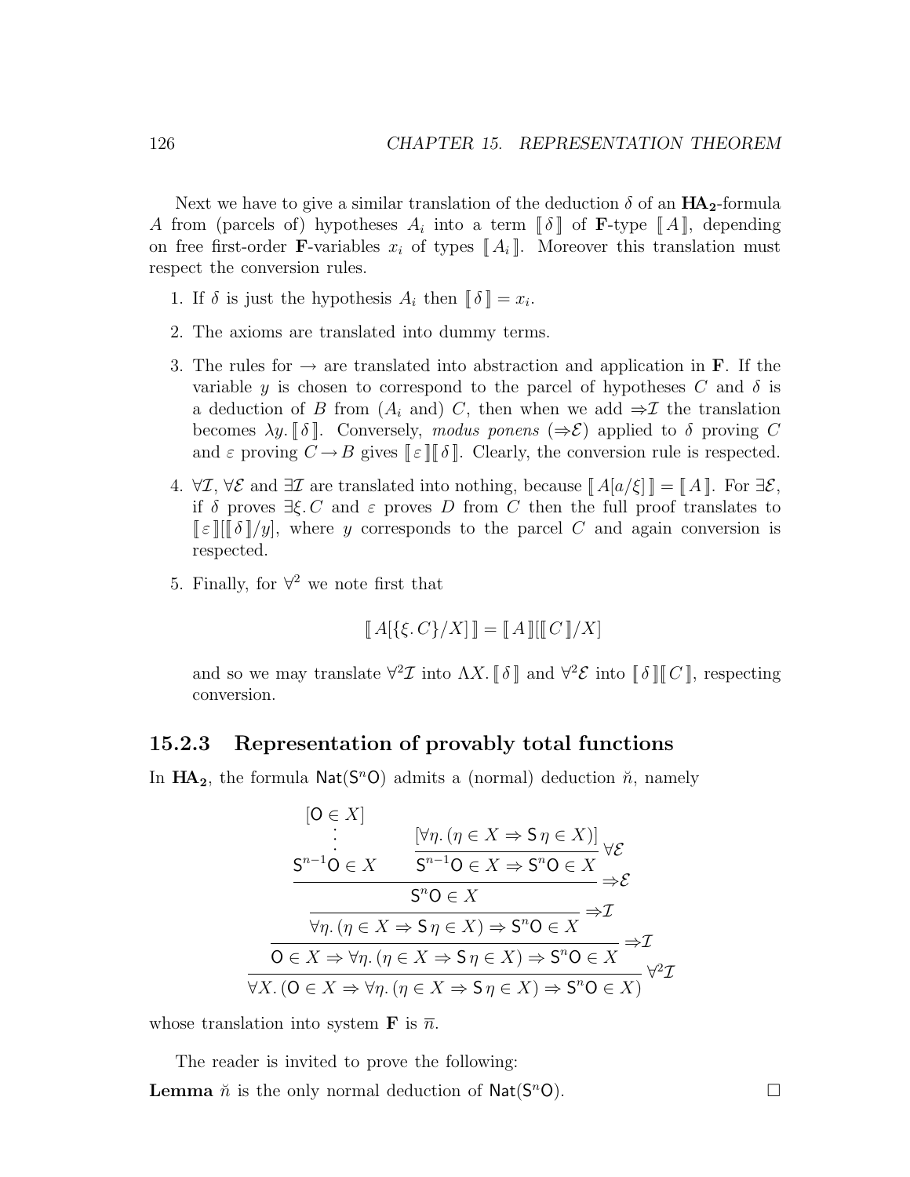Next we have to give a similar translation of the deduction $\delta$ of an $\mathbf{HA_2}$-formula $A$ from (parcels of) hypotheses $A_i$ into a term $[\![\delta]\!]$ of $\mathbf{F}$-type $[\![A]\!]$, depending on free first-order $\mathbf{F}$-variables $x_i$ of types $[\![A_i]\!]$. Moreover this translation must respect the conversion rules.

1. If $\delta$ is just the hypothesis $A_i$ then $[\![\delta]\!] = x_i$.
2. The axioms are translated into dummy terms.
3. The rules for $\rightarrow$ are translated into abstraction and application in $\mathbf{F}$. If the variable $y$ is chosen to correspond to the parcel of hypotheses $C$ and $\delta$ is a deduction of $B$ from ($A_i$ and) $C$, then when we add $\Rightarrow\mathcal{I}$ the translation becomes $\lambda y.\, [\![\delta]\!]$. Conversely, *modus ponens* ($\Rightarrow\mathcal{E}$) applied to $\delta$ proving $C$ and $\varepsilon$ proving $C \rightarrow B$ gives $[\![\varepsilon]\!][\![\delta]\!]$. Clearly, the conversion rule is respected.
4. $\forall\mathcal{I}$, $\forall\mathcal{E}$ and $\exists\mathcal{I}$ are translated into nothing, because $[\![A[a/\xi]]\!] = [\![A]\!]$. For $\exists\mathcal{E}$, if $\delta$ proves $\exists\xi.\, C$ and $\varepsilon$ proves $D$ from $C$ then the full proof translates to $[\![\varepsilon]\!][[\![\delta]\!]/y]$, where $y$ corresponds to the parcel $C$ and again conversion is respected.
5. Finally, for $\forall^2$ we note first that

$$[\![A[\{\xi.\, C\}/X]]\!] = [\![A]\!][[\![C]\!]/X]$$

and so we may translate $\forall^2\mathcal{I}$ into $\Lambda X.\, [\![\delta]\!]$ and $\forall^2\mathcal{E}$ into $[\![\delta]\!][\![C]\!]$, respecting conversion.

### 15.2.3 Representation of provably total functions

In $\mathbf{HA_2}$, the formula $\mathsf{Nat}(\mathsf{S}^n\mathsf{O})$ admits a (normal) deduction $\breve{n}$, namely

$$\dfrac{\dfrac{\dfrac{\dfrac{\begin{matrix}[\mathsf{O} \in X] \\ \vdots \\ \mathsf{S}^{n-1}\mathsf{O} \in X\end{matrix} \qquad \dfrac{[\forall\eta.\, (\eta \in X \Rightarrow \mathsf{S}\,\eta \in X)]}{\mathsf{S}^{n-1}\mathsf{O} \in X \Rightarrow \mathsf{S}^n\mathsf{O} \in X}\,\forall\mathcal{E}}{\mathsf{S}^n\mathsf{O} \in X}\,\Rightarrow\mathcal{E}}{\forall\eta.\, (\eta \in X \Rightarrow \mathsf{S}\,\eta \in X) \Rightarrow \mathsf{S}^n\mathsf{O} \in X}\,\Rightarrow\mathcal{I}}{\mathsf{O} \in X \Rightarrow \forall\eta.\, (\eta \in X \Rightarrow \mathsf{S}\,\eta \in X) \Rightarrow \mathsf{S}^n\mathsf{O} \in X}\,\Rightarrow\mathcal{I}}{\forall X.\, (\mathsf{O} \in X \Rightarrow \forall\eta.\, (\eta \in X \Rightarrow \mathsf{S}\,\eta \in X) \Rightarrow \mathsf{S}^n\mathsf{O} \in X)}\,\forall^2\mathcal{I}$$

whose translation into system $\mathbf{F}$ is $\overline{n}$.

The reader is invited to prove the following:

**Lemma** $\breve{n}$ is the only normal deduction of $\mathsf{Nat}(\mathsf{S}^n\mathsf{O})$. □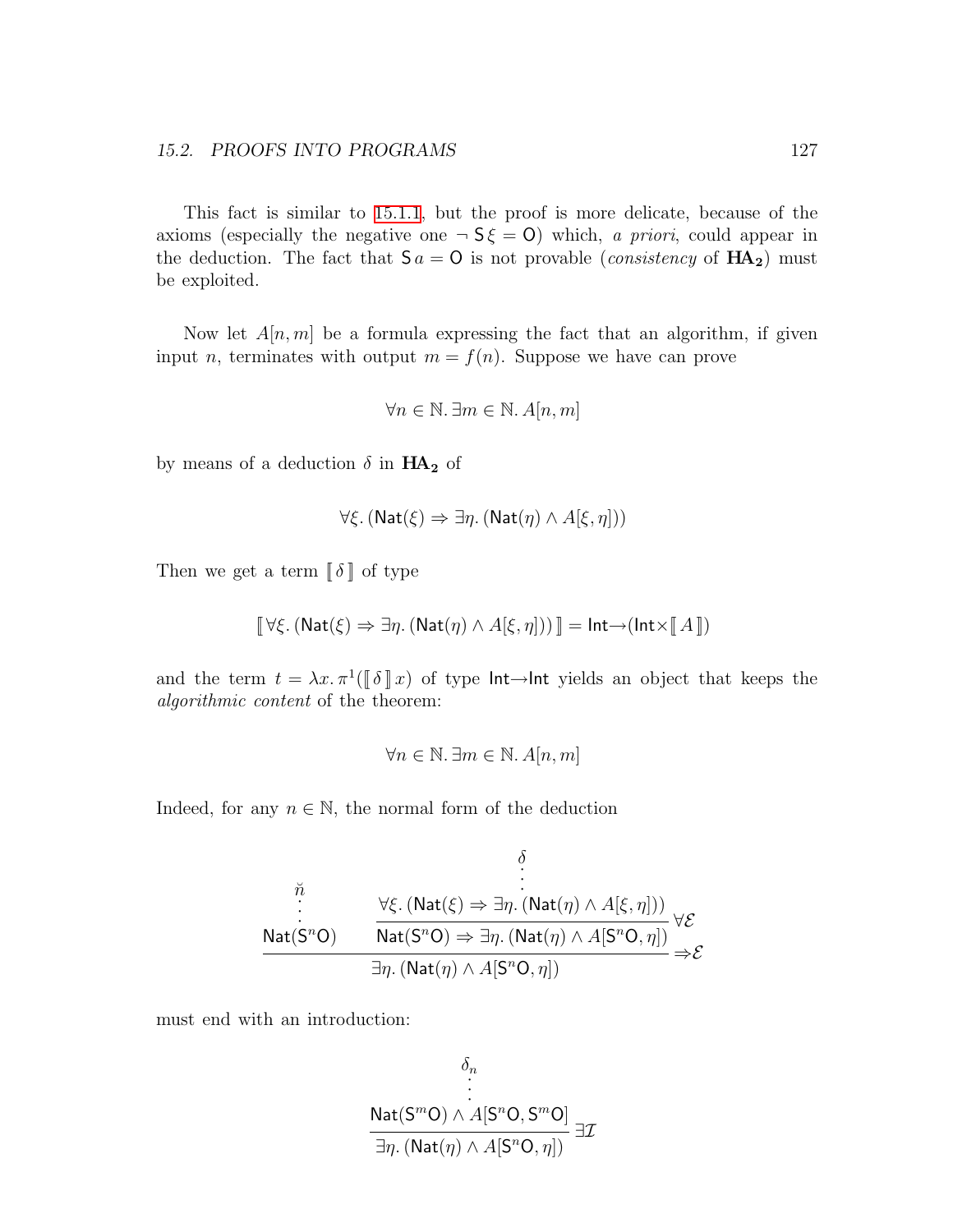This fact is similar to 15.1.1, but the proof is more delicate, because of the axioms (especially the negative one $\neg\, \mathsf{S}\,\xi = \mathsf{O}$) which, *a priori*, could appear in the deduction. The fact that $\mathsf{S}\,a = \mathsf{O}$ is not provable (*consistency* of $\mathbf{HA_2}$) must be exploited.

Now let $A[n,m]$ be a formula expressing the fact that an algorithm, if given input $n$, terminates with output $m = f(n)$. Suppose we have can prove

$$\forall n \in \mathbb{N}.\, \exists m \in \mathbb{N}.\, A[n,m]$$

by means of a deduction $\delta$ in $\mathbf{HA_2}$ of

$$\forall \xi.\, (\mathsf{Nat}(\xi) \Rightarrow \exists \eta.\, (\mathsf{Nat}(\eta) \wedge A[\xi,\eta]))$$

Then we get a term $[\![\, \delta \,]\!]$ of type

$$[\![\, \forall \xi.\, (\mathsf{Nat}(\xi) \Rightarrow \exists \eta.\, (\mathsf{Nat}(\eta) \wedge A[\xi,\eta])) \,]\!] = \mathsf{Int}{\to}(\mathsf{Int}{\times}[\![\, A \,]\!])$$

and the term $t = \lambda x.\, \pi^1([\![\, \delta \,]\!]\, x)$ of type $\mathsf{Int}{\to}\mathsf{Int}$ yields an object that keeps the *algorithmic content* of the theorem:

$$\forall n \in \mathbb{N}.\, \exists m \in \mathbb{N}.\, A[n,m]$$

Indeed, for any $n \in \mathbb{N}$, the normal form of the deduction

$$\dfrac{\begin{array}{c}\breve{n} \\ \vdots \\ \mathsf{Nat}(\mathsf{S}^n\mathsf{O})\end{array} \qquad \dfrac{\begin{array}{c}\delta \\ \vdots \\ \forall \xi.\, (\mathsf{Nat}(\xi) \Rightarrow \exists \eta.\, (\mathsf{Nat}(\eta) \wedge A[\xi,\eta]))\end{array}}{\mathsf{Nat}(\mathsf{S}^n\mathsf{O}) \Rightarrow \exists \eta.\, (\mathsf{Nat}(\eta) \wedge A[\mathsf{S}^n\mathsf{O},\eta])}\,\forall\mathcal{E}}{\exists \eta.\, (\mathsf{Nat}(\eta) \wedge A[\mathsf{S}^n\mathsf{O},\eta])}\,{\Rightarrow}\mathcal{E}$$

must end with an introduction:

$$\dfrac{\begin{array}{c}\delta_n \\ \vdots \\ \mathsf{Nat}(\mathsf{S}^m\mathsf{O}) \wedge A[\mathsf{S}^n\mathsf{O},\mathsf{S}^m\mathsf{O}]\end{array}}{\exists \eta.\, (\mathsf{Nat}(\eta) \wedge A[\mathsf{S}^n\mathsf{O},\eta])}\,\exists\mathcal{I}$$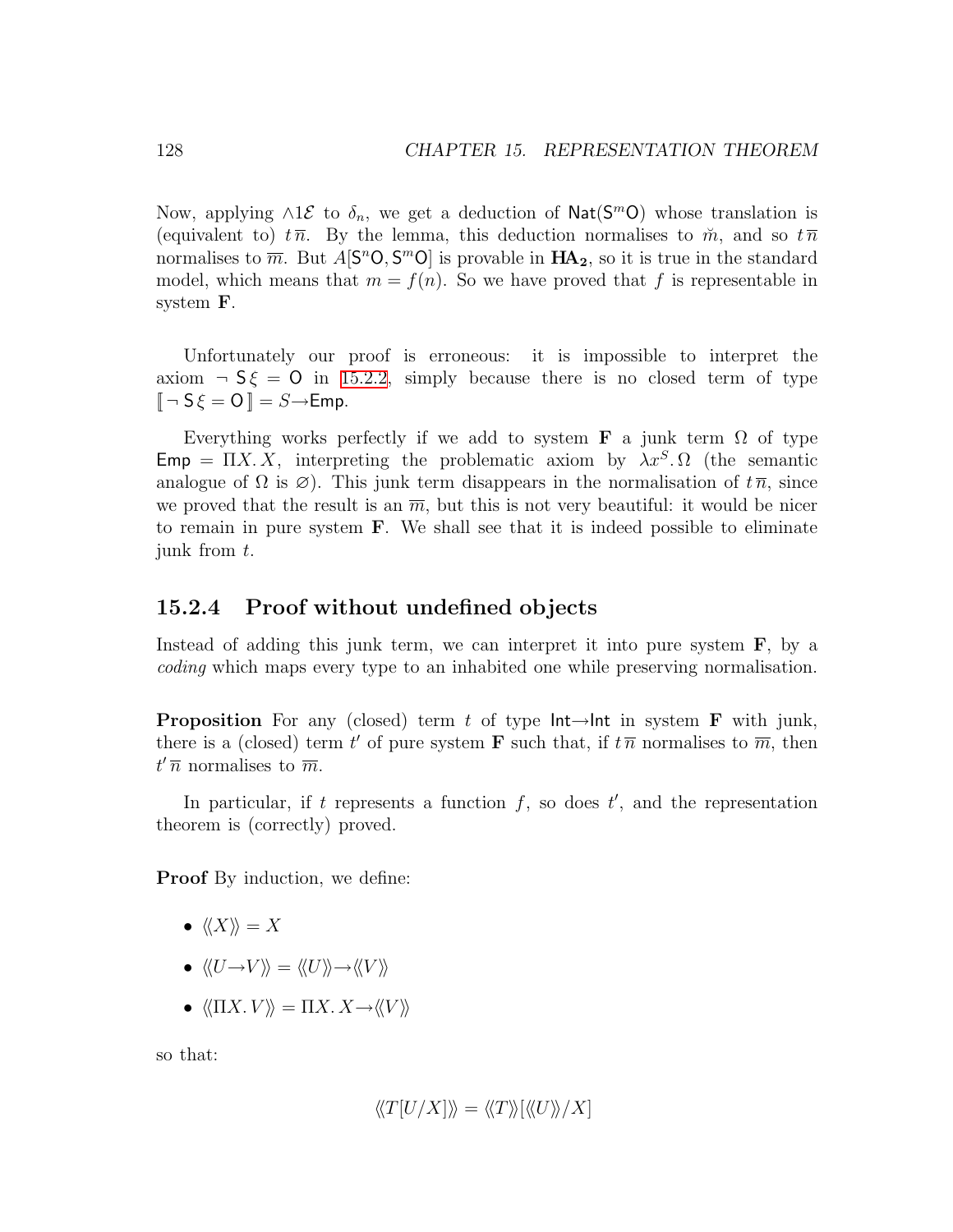Now, applying $\wedge 1\mathcal{E}$ to $\delta_n$, we get a deduction of $\mathsf{Nat}(\mathsf{S}^m\mathsf{O})$ whose translation is (equivalent to) $t\,\overline{n}$. By the lemma, this deduction normalises to $\breve{m}$, and so $t\,\overline{n}$ normalises to $\overline{m}$. But $A[\mathsf{S}^n\mathsf{O}, \mathsf{S}^m\mathsf{O}]$ is provable in $\mathbf{HA_2}$, so it is true in the standard model, which means that $m = f(n)$. So we have proved that $f$ is representable in system $\mathbf{F}$.

Unfortunately our proof is erroneous: it is impossible to interpret the axiom $\neg\, \mathsf{S}\,\xi = \mathsf{O}$ in 15.2.2, simply because there is no closed term of type $[\![ \neg\, \mathsf{S}\,\xi = \mathsf{O} ]\!] = S {\to} \mathsf{Emp}$.

Everything works perfectly if we add to system $\mathbf{F}$ a junk term $\Omega$ of type $\mathsf{Emp} = \Pi X.\, X$, interpreting the problematic axiom by $\lambda x^S.\, \Omega$ (the semantic analogue of $\Omega$ is $\varnothing$). This junk term disappears in the normalisation of $t\,\overline{n}$, since we proved that the result is an $\overline{m}$, but this is not very beautiful: it would be nicer to remain in pure system $\mathbf{F}$. We shall see that it is indeed possible to eliminate junk from $t$.

### 15.2.4 Proof without undefined objects

Instead of adding this junk term, we can interpret it into pure system $\mathbf{F}$, by a *coding* which maps every type to an inhabited one while preserving normalisation.

**Proposition** For any (closed) term $t$ of type $\mathsf{Int}{\to}\mathsf{Int}$ in system $\mathbf{F}$ with junk, there is a (closed) term $t'$ of pure system $\mathbf{F}$ such that, if $t\,\overline{n}$ normalises to $\overline{m}$, then $t'\,\overline{n}$ normalises to $\overline{m}$.

In particular, if $t$ represents a function $f$, so does $t'$, and the representation theorem is (correctly) proved.

**Proof** By induction, we define:

- $\langle\!\langle X \rangle\!\rangle = X$
- $\langle\!\langle U {\to} V \rangle\!\rangle = \langle\!\langle U \rangle\!\rangle {\to} \langle\!\langle V \rangle\!\rangle$
- $\langle\!\langle \Pi X.\, V \rangle\!\rangle = \Pi X.\, X {\to} \langle\!\langle V \rangle\!\rangle$

so that:

$$\langle\!\langle T[U/X] \rangle\!\rangle = \langle\!\langle T \rangle\!\rangle[\langle\!\langle U \rangle\!\rangle/X]$$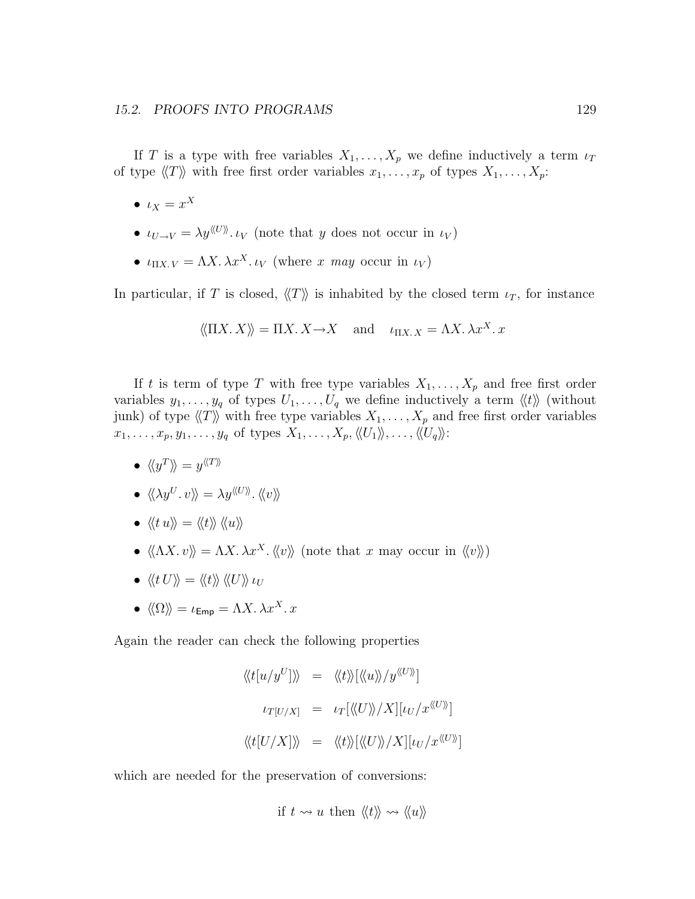If $T$ is a type with free variables $X_1, \ldots, X_p$ we define inductively a term $\iota_T$ of type $\langle\!\langle T \rangle\!\rangle$ with free first order variables $x_1, \ldots, x_p$ of types $X_1, \ldots, X_p$:

- $\iota_X = x^X$
- $\iota_{U \to V} = \lambda y^{\langle\!\langle U \rangle\!\rangle}.\, \iota_V$ (note that $y$ does not occur in $\iota_V$)
- $\iota_{\Pi X.\, V} = \Lambda X.\, \lambda x^X.\, \iota_V$ (where $x$ *may* occur in $\iota_V$)

In particular, if $T$ is closed, $\langle\!\langle T \rangle\!\rangle$ is inhabited by the closed term $\iota_T$, for instance

$$\langle\!\langle \Pi X.\, X \rangle\!\rangle = \Pi X.\, X \to X \quad \text{and} \quad \iota_{\Pi X.\, X} = \Lambda X.\, \lambda x^X.\, x$$

If $t$ is term of type $T$ with free type variables $X_1, \ldots, X_p$ and free first order variables $y_1, \ldots, y_q$ of types $U_1, \ldots, U_q$ we define inductively a term $\langle\!\langle t \rangle\!\rangle$ (without junk) of type $\langle\!\langle T \rangle\!\rangle$ with free type variables $X_1, \ldots, X_p$ and free first order variables $x_1, \ldots, x_p, y_1, \ldots, y_q$ of types $X_1, \ldots, X_p, \langle\!\langle U_1 \rangle\!\rangle, \ldots, \langle\!\langle U_q \rangle\!\rangle$:

- $\langle\!\langle y^T \rangle\!\rangle = y^{\langle\!\langle T \rangle\!\rangle}$
- $\langle\!\langle \lambda y^U.\, v \rangle\!\rangle = \lambda y^{\langle\!\langle U \rangle\!\rangle}.\, \langle\!\langle v \rangle\!\rangle$
- $\langle\!\langle t\, u \rangle\!\rangle = \langle\!\langle t \rangle\!\rangle\, \langle\!\langle u \rangle\!\rangle$
- $\langle\!\langle \Lambda X.\, v \rangle\!\rangle = \Lambda X.\, \lambda x^X.\, \langle\!\langle v \rangle\!\rangle$ (note that $x$ may occur in $\langle\!\langle v \rangle\!\rangle$)
- $\langle\!\langle t\, U \rangle\!\rangle = \langle\!\langle t \rangle\!\rangle\, \langle\!\langle U \rangle\!\rangle\, \iota_U$
- $\langle\!\langle \Omega \rangle\!\rangle = \iota_{\mathsf{Emp}} = \Lambda X.\, \lambda x^X.\, x$

Again the reader can check the following properties

$$\begin{aligned}
\langle\!\langle t[u/y^U] \rangle\!\rangle &= \langle\!\langle t \rangle\!\rangle[\langle\!\langle u \rangle\!\rangle / y^{\langle\!\langle U \rangle\!\rangle}] \\
\iota_{T[U/X]} &= \iota_T[\langle\!\langle U \rangle\!\rangle / X][\iota_U / x^{\langle\!\langle U \rangle\!\rangle}] \\
\langle\!\langle t[U/X] \rangle\!\rangle &= \langle\!\langle t \rangle\!\rangle[\langle\!\langle U \rangle\!\rangle / X][\iota_U / x^{\langle\!\langle U \rangle\!\rangle}]
\end{aligned}$$

which are needed for the preservation of conversions:

$$\text{if } t \rightsquigarrow u \text{ then } \langle\!\langle t \rangle\!\rangle \rightsquigarrow \langle\!\langle u \rangle\!\rangle$$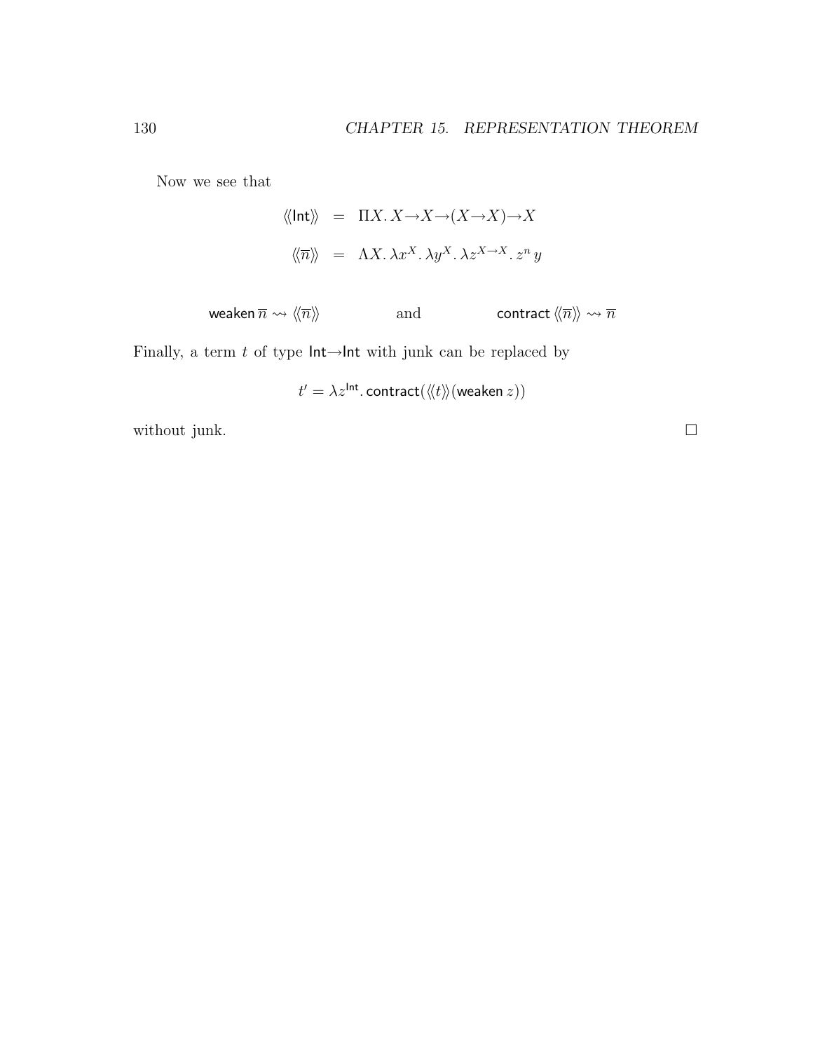Now we see that

$$
\begin{array}{rcl}
\langle\!\langle \mathsf{Int} \rangle\!\rangle & = & \Pi X.\, X \to X \to (X \to X) \to X \\
\langle\!\langle \overline{n} \rangle\!\rangle & = & \Lambda X.\, \lambda x^X.\, \lambda y^X.\, \lambda z^{X \to X}.\, z^n\, y
\end{array}
$$

$$
\mathsf{weaken}\, \overline{n} \rightsquigarrow \langle\!\langle \overline{n} \rangle\!\rangle \qquad\qquad \text{and} \qquad\qquad \mathsf{contract}\, \langle\!\langle \overline{n} \rangle\!\rangle \rightsquigarrow \overline{n}
$$

Finally, a term $t$ of type $\mathsf{Int} \to \mathsf{Int}$ with junk can be replaced by

$$
t' = \lambda z^{\mathsf{Int}}.\, \mathsf{contract}(\langle\!\langle t \rangle\!\rangle (\mathsf{weaken}\, z))
$$

without junk. □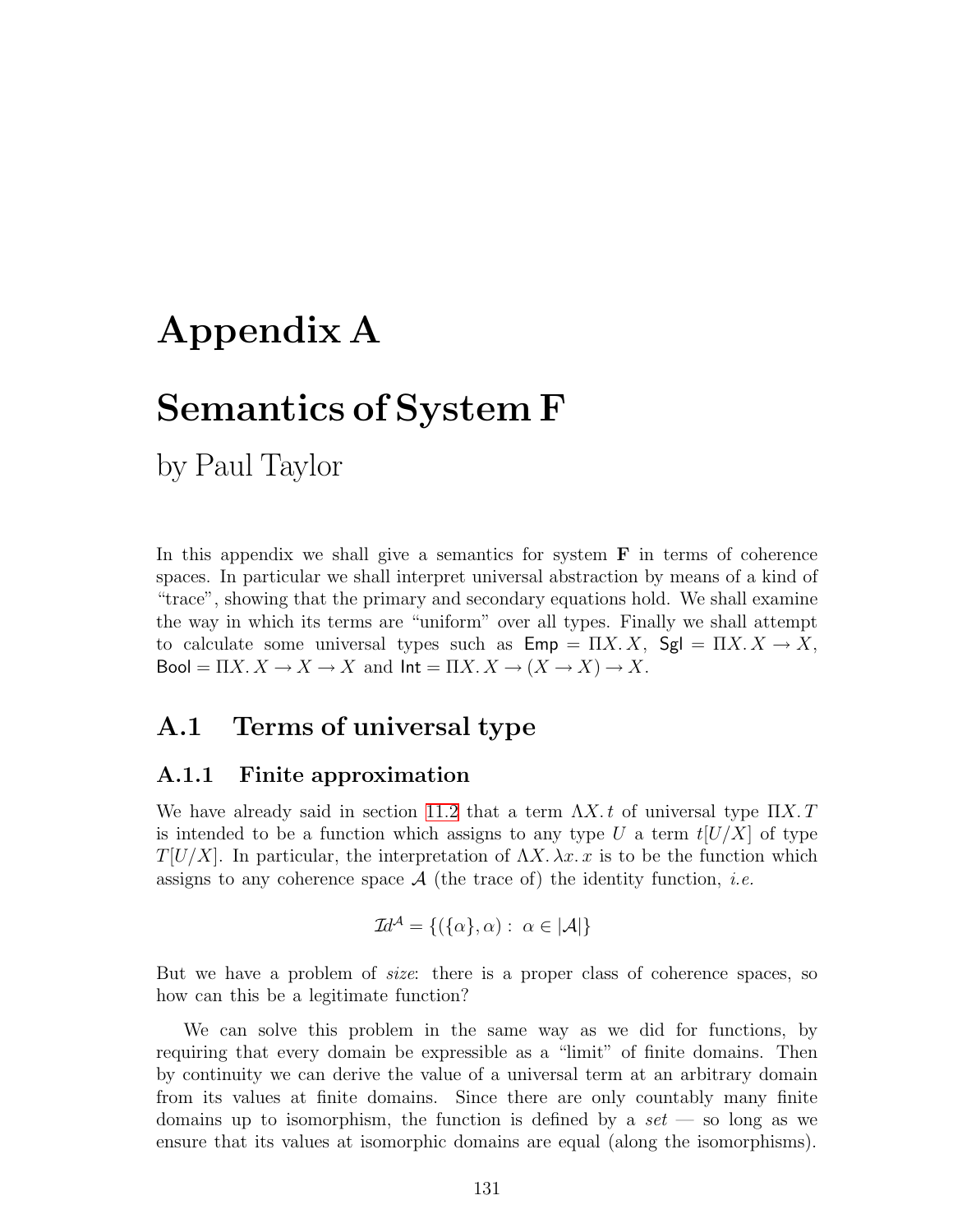# Appendix A

# Semantics of System F

by Paul Taylor

In this appendix we shall give a semantics for system **F** in terms of coherence spaces. In particular we shall interpret universal abstraction by means of a kind of "trace", showing that the primary and secondary equations hold. We shall examine the way in which its terms are "uniform" over all types. Finally we shall attempt to calculate some universal types such as $\mathsf{Emp} = \Pi X.\, X$, $\mathsf{Sgl} = \Pi X.\, X \to X$, $\mathsf{Bool} = \Pi X.\, X \to X \to X$ and $\mathsf{Int} = \Pi X.\, X \to (X \to X) \to X$.

## A.1 Terms of universal type

### A.1.1 Finite approximation

We have already said in section 11.2 that a term $\Lambda X.\, t$ of universal type $\Pi X.\, T$ is intended to be a function which assigns to any type $U$ a term $t[U/X]$ of type $T[U/X]$. In particular, the interpretation of $\Lambda X.\, \lambda x.\, x$ is to be the function which assigns to any coherence space $\mathcal{A}$ (the trace of) the identity function, *i.e.*

$$\mathcal{I}d^{\mathcal{A}} = \{(\{\alpha\}, \alpha) : \ \alpha \in |\mathcal{A}|\}$$

But we have a problem of *size*: there is a proper class of coherence spaces, so how can this be a legitimate function?

We can solve this problem in the same way as we did for functions, by requiring that every domain be expressible as a "limit" of finite domains. Then by continuity we can derive the value of a universal term at an arbitrary domain from its values at finite domains. Since there are only countably many finite domains up to isomorphism, the function is defined by a *set* — so long as we ensure that its values at isomorphic domains are equal (along the isomorphisms).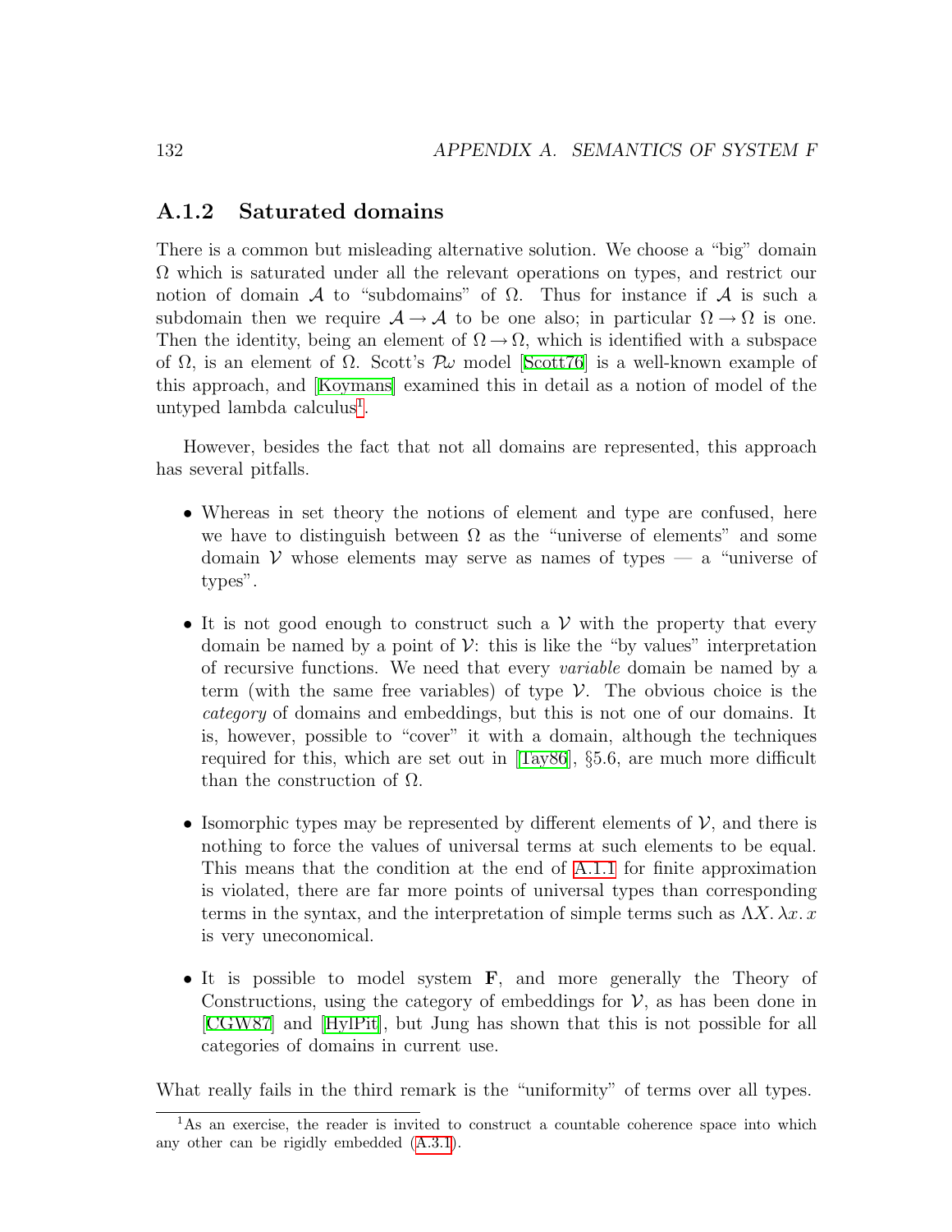### A.1.2 Saturated domains

There is a common but misleading alternative solution. We choose a "big" domain $\Omega$ which is saturated under all the relevant operations on types, and restrict our notion of domain $\mathcal{A}$ to "subdomains" of $\Omega$. Thus for instance if $\mathcal{A}$ is such a subdomain then we require $\mathcal{A} \to \mathcal{A}$ to be one also; in particular $\Omega \to \Omega$ is one. Then the identity, being an element of $\Omega \to \Omega$, which is identified with a subspace of $\Omega$, is an element of $\Omega$. Scott's $\mathcal{P}\omega$ model [Scott76] is a well-known example of this approach, and [Koymans] examined this in detail as a notion of model of the untyped lambda calculus[1].

However, besides the fact that not all domains are represented, this approach has several pitfalls.

- Whereas in set theory the notions of element and type are confused, here we have to distinguish between $\Omega$ as the "universe of elements" and some domain $\mathcal{V}$ whose elements may serve as names of types — a "universe of types".

- It is not good enough to construct such a $\mathcal{V}$ with the property that every domain be named by a point of $\mathcal{V}$: this is like the "by values" interpretation of recursive functions. We need that every *variable* domain be named by a term (with the same free variables) of type $\mathcal{V}$. The obvious choice is the *category* of domains and embeddings, but this is not one of our domains. It is, however, possible to "cover" it with a domain, although the techniques required for this, which are set out in [Tay86], §5.6, are much more difficult than the construction of $\Omega$.

- Isomorphic types may be represented by different elements of $\mathcal{V}$, and there is nothing to force the values of universal terms at such elements to be equal. This means that the condition at the end of A.1.1 for finite approximation is violated, there are far more points of universal types than corresponding terms in the syntax, and the interpretation of simple terms such as $\Lambda X.\, \lambda x.\, x$ is very uneconomical.

- It is possible to model system **F**, and more generally the Theory of Constructions, using the category of embeddings for $\mathcal{V}$, as has been done in [CGW87] and [HylPit], but Jung has shown that this is not possible for all categories of domains in current use.

What really fails in the third remark is the "uniformity" of terms over all types.

[1] As an exercise, the reader is invited to construct a countable coherence space into which any other can be rigidly embedded (A.3.1).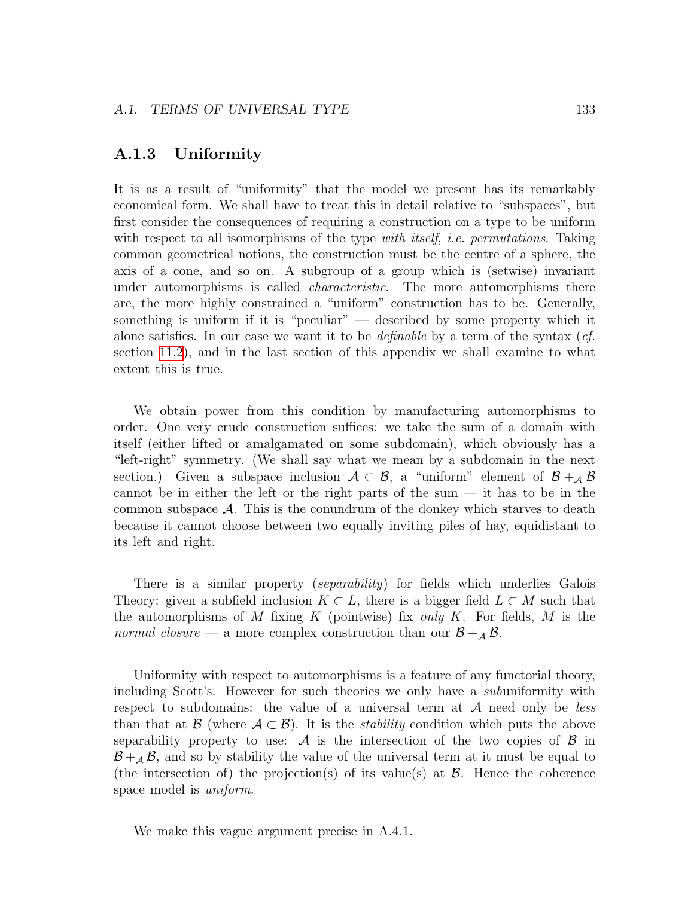### A.1.3 Uniformity

It is as a result of "uniformity" that the model we present has its remarkably economical form. We shall have to treat this in detail relative to "subspaces", but first consider the consequences of requiring a construction on a type to be uniform with respect to all isomorphisms of the type *with itself*, *i.e. permutations*. Taking common geometrical notions, the construction must be the centre of a sphere, the axis of a cone, and so on. A subgroup of a group which is (setwise) invariant under automorphisms is called *characteristic*. The more automorphisms there are, the more highly constrained a "uniform" construction has to be. Generally, something is uniform if it is "peculiar" — described by some property which it alone satisfies. In our case we want it to be *definable* by a term of the syntax (*cf.* section 11.2), and in the last section of this appendix we shall examine to what extent this is true.

We obtain power from this condition by manufacturing automorphisms to order. One very crude construction suffices: we take the sum of a domain with itself (either lifted or amalgamated on some subdomain), which obviously has a "left-right" symmetry. (We shall say what we mean by a subdomain in the next section.) Given a subspace inclusion $\mathcal{A} \subset \mathcal{B}$, a "uniform" element of $\mathcal{B} +_{\mathcal{A}} \mathcal{B}$ cannot be in either the left or the right parts of the sum — it has to be in the common subspace $\mathcal{A}$. This is the conundrum of the donkey which starves to death because it cannot choose between two equally inviting piles of hay, equidistant to its left and right.

There is a similar property (*separability*) for fields which underlies Galois Theory: given a subfield inclusion $K \subset L$, there is a bigger field $L \subset M$ such that the automorphisms of $M$ fixing $K$ (pointwise) fix *only* $K$. For fields, $M$ is the *normal closure* — a more complex construction than our $\mathcal{B} +_{\mathcal{A}} \mathcal{B}$.

Uniformity with respect to automorphisms is a feature of any functorial theory, including Scott's. However for such theories we only have a *sub*uniformity with respect to subdomains: the value of a universal term at $\mathcal{A}$ need only be *less* than that at $\mathcal{B}$ (where $\mathcal{A} \subset \mathcal{B}$). It is the *stability* condition which puts the above separability property to use: $\mathcal{A}$ is the intersection of the two copies of $\mathcal{B}$ in $\mathcal{B} +_{\mathcal{A}} \mathcal{B}$, and so by stability the value of the universal term at it must be equal to (the intersection of) the projection(s) of its value(s) at $\mathcal{B}$. Hence the coherence space model is *uniform*.

We make this vague argument precise in A.4.1.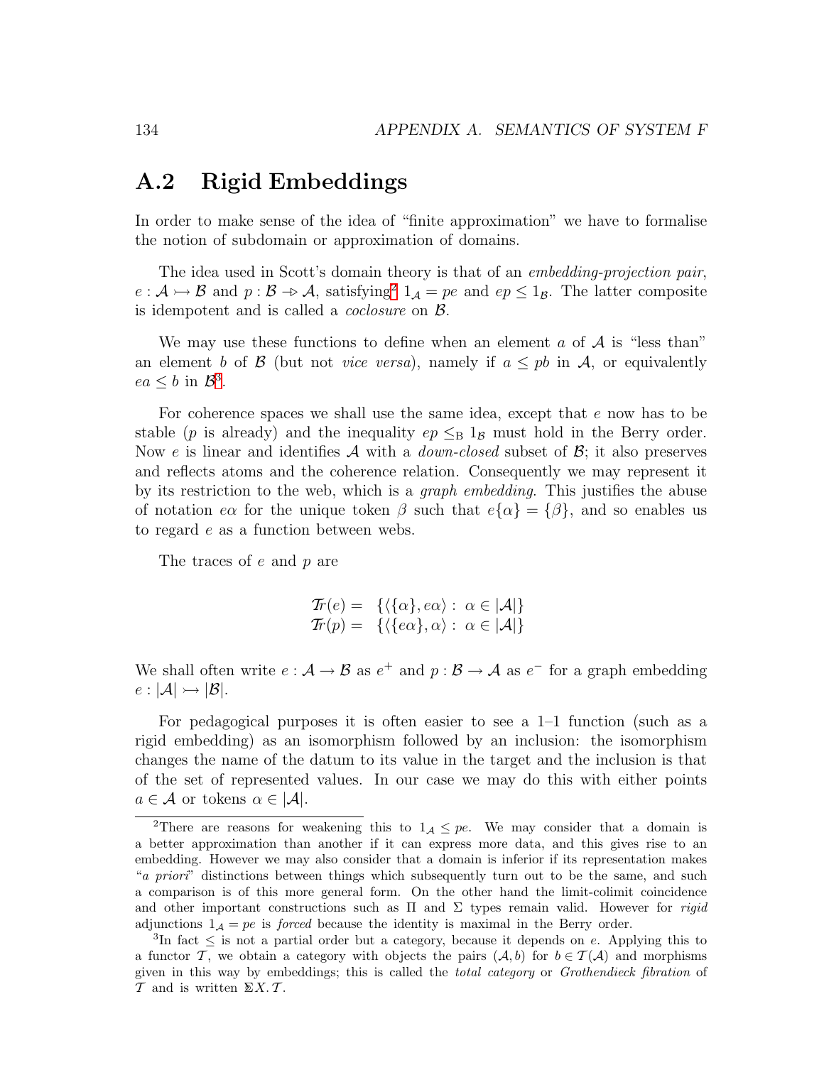## A.2 Rigid Embeddings

In order to make sense of the idea of "finite approximation" we have to formalise the notion of subdomain or approximation of domains.

The idea used in Scott's domain theory is that of an *embedding-projection pair*, $e : \mathcal{A} \rightarrowtail \mathcal{B}$ and $p : \mathcal{B} \twoheadrightarrow \mathcal{A}$, satisfying[2] $1_{\mathcal{A}} = pe$ and $ep \leq 1_{\mathcal{B}}$. The latter composite is idempotent and is called a *coclosure* on $\mathcal{B}$.

We may use these functions to define when an element $a$ of $\mathcal{A}$ is "less than" an element $b$ of $\mathcal{B}$ (but not *vice versa*), namely if $a \leq pb$ in $\mathcal{A}$, or equivalently $ea \leq b$ in $\mathcal{B}$[3].

For coherence spaces we shall use the same idea, except that $e$ now has to be stable ($p$ is already) and the inequality $ep \leq_{\mathrm{B}} 1_{\mathcal{B}}$ must hold in the Berry order. Now $e$ is linear and identifies $\mathcal{A}$ with a *down-closed* subset of $\mathcal{B}$; it also preserves and reflects atoms and the coherence relation. Consequently we may represent it by its restriction to the web, which is a *graph embedding*. This justifies the abuse of notation $e\alpha$ for the unique token $\beta$ such that $e\{\alpha\} = \{\beta\}$, and so enables us to regard $e$ as a function between webs.

The traces of $e$ and $p$ are

$$\begin{aligned} \mathcal{T}r(e) &= \{\langle\{\alpha\}, e\alpha\rangle : \alpha \in |\mathcal{A}|\} \\ \mathcal{T}r(p) &= \{\langle\{e\alpha\}, \alpha\rangle : \alpha \in |\mathcal{A}|\} \end{aligned}$$

We shall often write $e : \mathcal{A} \to \mathcal{B}$ as $e^+$ and $p : \mathcal{B} \to \mathcal{A}$ as $e^-$ for a graph embedding $e : |\mathcal{A}| \rightarrowtail |\mathcal{B}|$.

For pedagogical purposes it is often easier to see a 1–1 function (such as a rigid embedding) as an isomorphism followed by an inclusion: the isomorphism changes the name of the datum to its value in the target and the inclusion is that of the set of represented values. In our case we may do this with either points $a \in \mathcal{A}$ or tokens $\alpha \in |\mathcal{A}|$.

---

[2] There are reasons for weakening this to $1_{\mathcal{A}} \leq pe$. We may consider that a domain is a better approximation than another if it can express more data, and this gives rise to an embedding. However we may also consider that a domain is inferior if its representation makes "*a priori*" distinctions between things which subsequently turn out to be the same, and such a comparison is of this more general form. On the other hand the limit-colimit coincidence and other important constructions such as $\Pi$ and $\Sigma$ types remain valid. However for *rigid* adjunctions $1_{\mathcal{A}} = pe$ is *forced* because the identity is maximal in the Berry order.

[3] In fact $\leq$ is not a partial order but a category, because it depends on $e$. Applying this to a functor $\mathcal{T}$, we obtain a category with objects the pairs $(\mathcal{A}, b)$ for $b \in \mathcal{T}(\mathcal{A})$ and morphisms given in this way by embeddings; this is called the *total category* or *Grothendieck fibration* of $\mathcal{T}$ and is written $\Sigma X.\,\mathcal{T}$.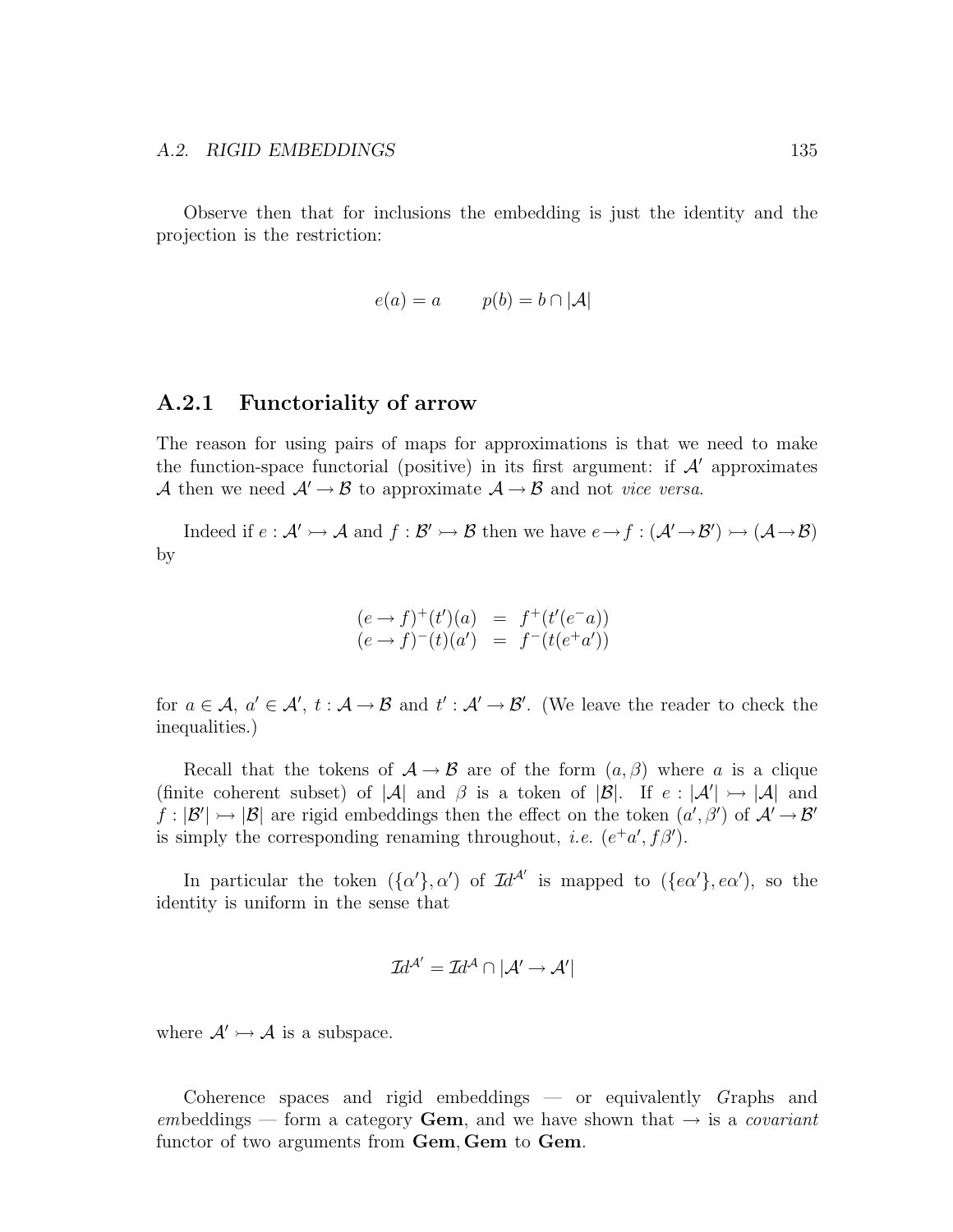Observe then that for inclusions the embedding is just the identity and the projection is the restriction:

$$e(a) = a \qquad p(b) = b \cap |\mathcal{A}|$$

### A.2.1 Functoriality of arrow

The reason for using pairs of maps for approximations is that we need to make the function-space functorial (positive) in its first argument: if $\mathcal{A}'$ approximates $\mathcal{A}$ then we need $\mathcal{A}' \to \mathcal{B}$ to approximate $\mathcal{A} \to \mathcal{B}$ and not *vice versa*.

Indeed if $e : \mathcal{A}' \rightarrowtail \mathcal{A}$ and $f : \mathcal{B}' \rightarrowtail \mathcal{B}$ then we have $e \to f : (\mathcal{A}' \to \mathcal{B}') \rightarrowtail (\mathcal{A} \to \mathcal{B})$ by

$$\begin{aligned}
(e \to f)^+(t')(a) &= f^+(t'(e^- a)) \\
(e \to f)^-(t)(a') &= f^-(t(e^+ a'))
\end{aligned}$$

for $a \in \mathcal{A}$, $a' \in \mathcal{A}'$, $t : \mathcal{A} \to \mathcal{B}$ and $t' : \mathcal{A}' \to \mathcal{B}'$. (We leave the reader to check the inequalities.)

Recall that the tokens of $\mathcal{A} \to \mathcal{B}$ are of the form $(a, \beta)$ where $a$ is a clique (finite coherent subset) of $|\mathcal{A}|$ and $\beta$ is a token of $|\mathcal{B}|$. If $e : |\mathcal{A}'| \rightarrowtail |\mathcal{A}|$ and $f : |\mathcal{B}'| \rightarrowtail |\mathcal{B}|$ are rigid embeddings then the effect on the token $(a', \beta')$ of $\mathcal{A}' \to \mathcal{B}'$ is simply the corresponding renaming throughout, *i.e.* $(e^+ a', f\beta')$.

In particular the token $(\{\alpha'\}, \alpha')$ of $\mathcal{I}d^{\mathcal{A}'}$ is mapped to $(\{e\alpha'\}, e\alpha')$, so the identity is uniform in the sense that

$$\mathcal{I}d^{\mathcal{A}'} = \mathcal{I}d^{\mathcal{A}} \cap |\mathcal{A}' \to \mathcal{A}'|$$

where $\mathcal{A}' \rightarrowtail \mathcal{A}$ is a subspace.

Coherence spaces and rigid embeddings — or equivalently *G*raphs and *em*beddings — form a category **Gem**, and we have shown that $\to$ is a *covariant* functor of two arguments from **Gem**, **Gem** to **Gem**.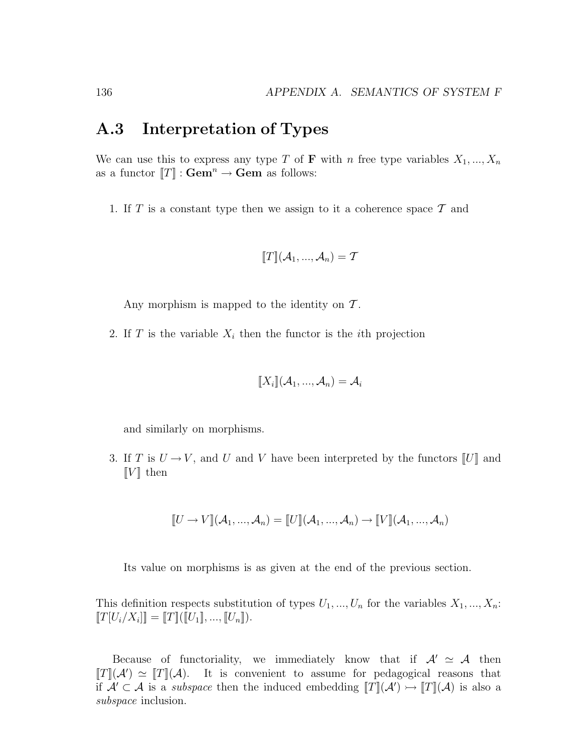## A.3 Interpretation of Types

We can use this to express any type $T$ of **F** with $n$ free type variables $X_1, ..., X_n$ as a functor $[\![T]\!] : \mathbf{Gem}^n \to \mathbf{Gem}$ as follows:

1. If $T$ is a constant type then we assign to it a coherence space $\mathcal{T}$ and

$$[\![T]\!](\mathcal{A}_1, ..., \mathcal{A}_n) = \mathcal{T}$$

   Any morphism is mapped to the identity on $\mathcal{T}$.

2. If $T$ is the variable $X_i$ then the functor is the $i$th projection

$$[\![X_i]\!](\mathcal{A}_1, ..., \mathcal{A}_n) = \mathcal{A}_i$$

   and similarly on morphisms.

3. If $T$ is $U \to V$, and $U$ and $V$ have been interpreted by the functors $[\![U]\!]$ and $[\![V]\!]$ then

$$[\![U \to V]\!](\mathcal{A}_1, ..., \mathcal{A}_n) = [\![U]\!](\mathcal{A}_1, ..., \mathcal{A}_n) \to [\![V]\!](\mathcal{A}_1, ..., \mathcal{A}_n)$$

   Its value on morphisms is as given at the end of the previous section.

This definition respects substitution of types $U_1, ..., U_n$ for the variables $X_1, ..., X_n$: $[\![T[U_i/X_i]]\!] = [\![T]\!]([\![U_1]\!], ..., [\![U_n]\!])$.

Because of functoriality, we immediately know that if $\mathcal{A}' \simeq \mathcal{A}$ then $[\![T]\!](\mathcal{A}') \simeq [\![T]\!](\mathcal{A})$. It is convenient to assume for pedagogical reasons that if $\mathcal{A}' \subset \mathcal{A}$ is a *subspace* then the induced embedding $[\![T]\!](\mathcal{A}') \rightarrowtail [\![T]\!](\mathcal{A})$ is also a *subspace* inclusion.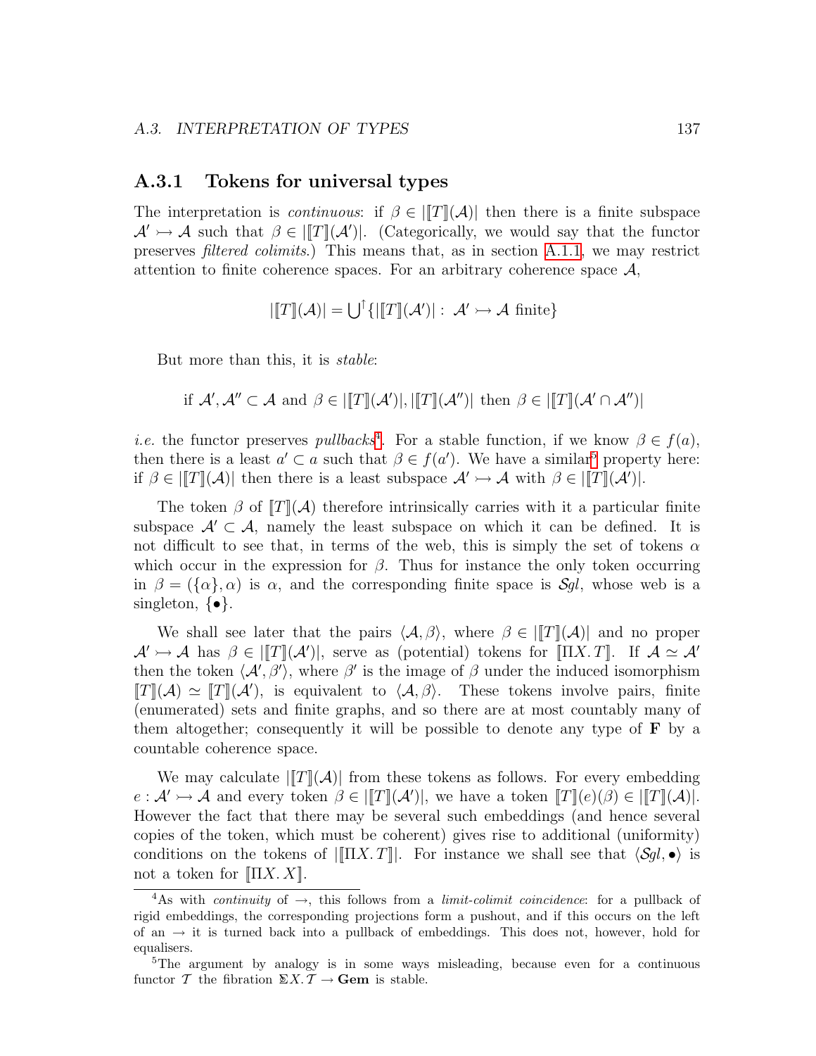### A.3.1 Tokens for universal types

The interpretation is *continuous*: if $\beta \in |[\![T]\!](\mathcal{A})|$ then there is a finite subspace $\mathcal{A}' \rightarrowtail \mathcal{A}$ such that $\beta \in |[\![T]\!](\mathcal{A}')|$. (Categorically, we would say that the functor preserves *filtered colimits*.) This means that, as in section A.1.1, we may restrict attention to finite coherence spaces. For an arbitrary coherence space $\mathcal{A}$,

$$|[\![T]\!](\mathcal{A})| = \bigcup\nolimits^{\uparrow}\{|[\![T]\!](\mathcal{A}')| : \ \mathcal{A}' \rightarrowtail \mathcal{A} \text{ finite}\}$$

But more than this, it is *stable*:

$$\text{if } \mathcal{A}', \mathcal{A}'' \subset \mathcal{A} \text{ and } \beta \in |[\![T]\!](\mathcal{A}')|, |[\![T]\!](\mathcal{A}'')| \text{ then } \beta \in |[\![T]\!](\mathcal{A}' \cap \mathcal{A}'')|$$

*i.e.* the functor preserves *pullbacks*[4]. For a stable function, if we know $\beta \in f(a)$, then there is a least $a' \subset a$ such that $\beta \in f(a')$. We have a similar[5] property here: if $\beta \in |[\![T]\!](\mathcal{A})|$ then there is a least subspace $\mathcal{A}' \rightarrowtail \mathcal{A}$ with $\beta \in |[\![T]\!](\mathcal{A}')|$.

The token $\beta$ of $[\![T]\!](\mathcal{A})$ therefore intrinsically carries with it a particular finite subspace $\mathcal{A}' \subset \mathcal{A}$, namely the least subspace on which it can be defined. It is not difficult to see that, in terms of the web, this is simply the set of tokens $\alpha$ which occur in the expression for $\beta$. Thus for instance the only token occurring in $\beta = (\{\alpha\}, \alpha)$ is $\alpha$, and the corresponding finite space is $\mathcal{S}gl$, whose web is a singleton, $\{\bullet\}$.

We shall see later that the pairs $\langle \mathcal{A}, \beta \rangle$, where $\beta \in |[\![T]\!](\mathcal{A})|$ and no proper $\mathcal{A}' \rightarrowtail \mathcal{A}$ has $\beta \in |[\![T]\!](\mathcal{A}')|$, serve as (potential) tokens for $[\![\Pi X.\, T]\!]$. If $\mathcal{A} \simeq \mathcal{A}'$ then the token $\langle \mathcal{A}', \beta' \rangle$, where $\beta'$ is the image of $\beta$ under the induced isomorphism $[\![T]\!](\mathcal{A}) \simeq [\![T]\!](\mathcal{A}')$, is equivalent to $\langle \mathcal{A}, \beta \rangle$. These tokens involve pairs, finite (enumerated) sets and finite graphs, and so there are at most countably many of them altogether; consequently it will be possible to denote any type of **F** by a countable coherence space.

We may calculate $|[\![T]\!](\mathcal{A})|$ from these tokens as follows. For every embedding $e : \mathcal{A}' \rightarrowtail \mathcal{A}$ and every token $\beta \in |[\![T]\!](\mathcal{A}')|$, we have a token $[\![T]\!](e)(\beta) \in |[\![T]\!](\mathcal{A})|$. However the fact that there may be several such embeddings (and hence several copies of the token, which must be coherent) gives rise to additional (uniformity) conditions on the tokens of $|[\![\Pi X.\, T]\!]|$. For instance we shall see that $\langle \mathcal{S}gl, \bullet \rangle$ is not a token for $[\![\Pi X.\, X]\!]$.

---

[4] As with *continuity* of $\rightarrow$, this follows from a *limit-colimit coincidence*: for a pullback of rigid embeddings, the corresponding projections form a pushout, and if this occurs on the left of an $\rightarrow$ it is turned back into a pullback of embeddings. This does not, however, hold for equalisers.

[5] The argument by analogy is in some ways misleading, because even for a continuous functor $\mathcal{T}$ the fibration $\Sigma X.\, \mathcal{T} \to \mathbf{Gem}$ is stable.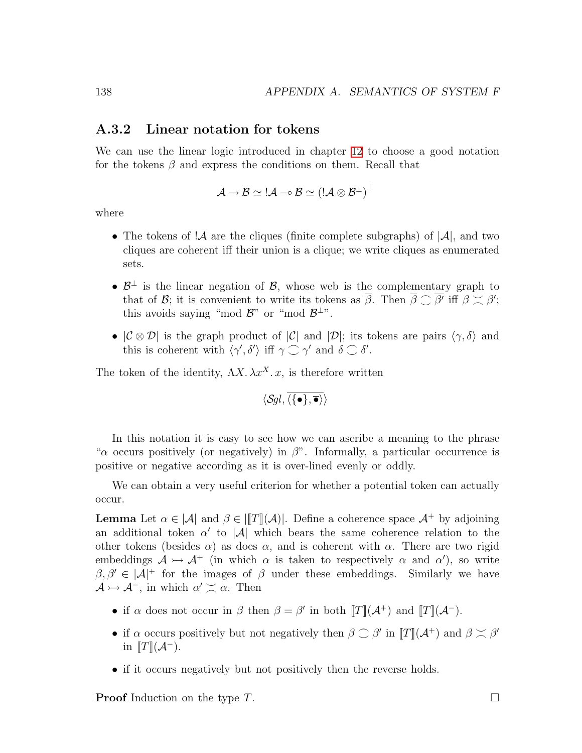### A.3.2 Linear notation for tokens

We can use the linear logic introduced in chapter 12 to choose a good notation for the tokens $\beta$ and express the conditions on them. Recall that

$$\mathcal{A} \to \mathcal{B} \simeq\, !\mathcal{A} \multimap \mathcal{B} \simeq (!\mathcal{A} \otimes \mathcal{B}^\perp)^\perp$$

where

- The tokens of $!\mathcal{A}$ are the cliques (finite complete subgraphs) of $|\mathcal{A}|$, and two cliques are coherent iff their union is a clique; we write cliques as enumerated sets.
- $\mathcal{B}^\perp$ is the linear negation of $\mathcal{B}$, whose web is the complementary graph to that of $\mathcal{B}$; it is convenient to write its tokens as $\overline{\beta}$. Then $\overline{\beta} \smile \overline{\beta'}$ iff $\beta \asymp \beta'$; this avoids saying "mod $\mathcal{B}$" or "mod $\mathcal{B}^\perp$".
- $|\mathcal{C} \otimes \mathcal{D}|$ is the graph product of $|\mathcal{C}|$ and $|\mathcal{D}|$; its tokens are pairs $\langle \gamma, \delta \rangle$ and this is coherent with $\langle \gamma', \delta' \rangle$ iff $\gamma \smile \gamma'$ and $\delta \smile \delta'$.

The token of the identity, $\Lambda X.\, \lambda x^X.\, x$, is therefore written

$$\langle \mathcal{S}gl, \overline{\langle \{\bullet\}, \overline{\bullet} \rangle} \rangle$$

In this notation it is easy to see how we can ascribe a meaning to the phrase "$\alpha$ occurs positively (or negatively) in $\beta$". Informally, a particular occurrence is positive or negative according as it is over-lined evenly or oddly.

We can obtain a very useful criterion for whether a potential token can actually occur.

**Lemma** Let $\alpha \in |\mathcal{A}|$ and $\beta \in |[\![T]\!](\mathcal{A})|$. Define a coherence space $\mathcal{A}^+$ by adjoining an additional token $\alpha'$ to $|\mathcal{A}|$ which bears the same coherence relation to the other tokens (besides $\alpha$) as does $\alpha$, and is coherent with $\alpha$. There are two rigid embeddings $\mathcal{A} \rightarrowtail \mathcal{A}^+$ (in which $\alpha$ is taken to respectively $\alpha$ and $\alpha'$), so write $\beta, \beta' \in |\mathcal{A}|^+$ for the images of $\beta$ under these embeddings. Similarly we have $\mathcal{A} \rightarrowtail \mathcal{A}^-$, in which $\alpha' \asymp \alpha$. Then

- if $\alpha$ does not occur in $\beta$ then $\beta = \beta'$ in both $[\![T]\!](\mathcal{A}^+)$ and $[\![T]\!](\mathcal{A}^-)$.
- if $\alpha$ occurs positively but not negatively then $\beta \smile \beta'$ in $[\![T]\!](\mathcal{A}^+)$ and $\beta \asymp \beta'$ in $[\![T]\!](\mathcal{A}^-)$.
- if it occurs negatively but not positively then the reverse holds.

**Proof** Induction on the type $T$. □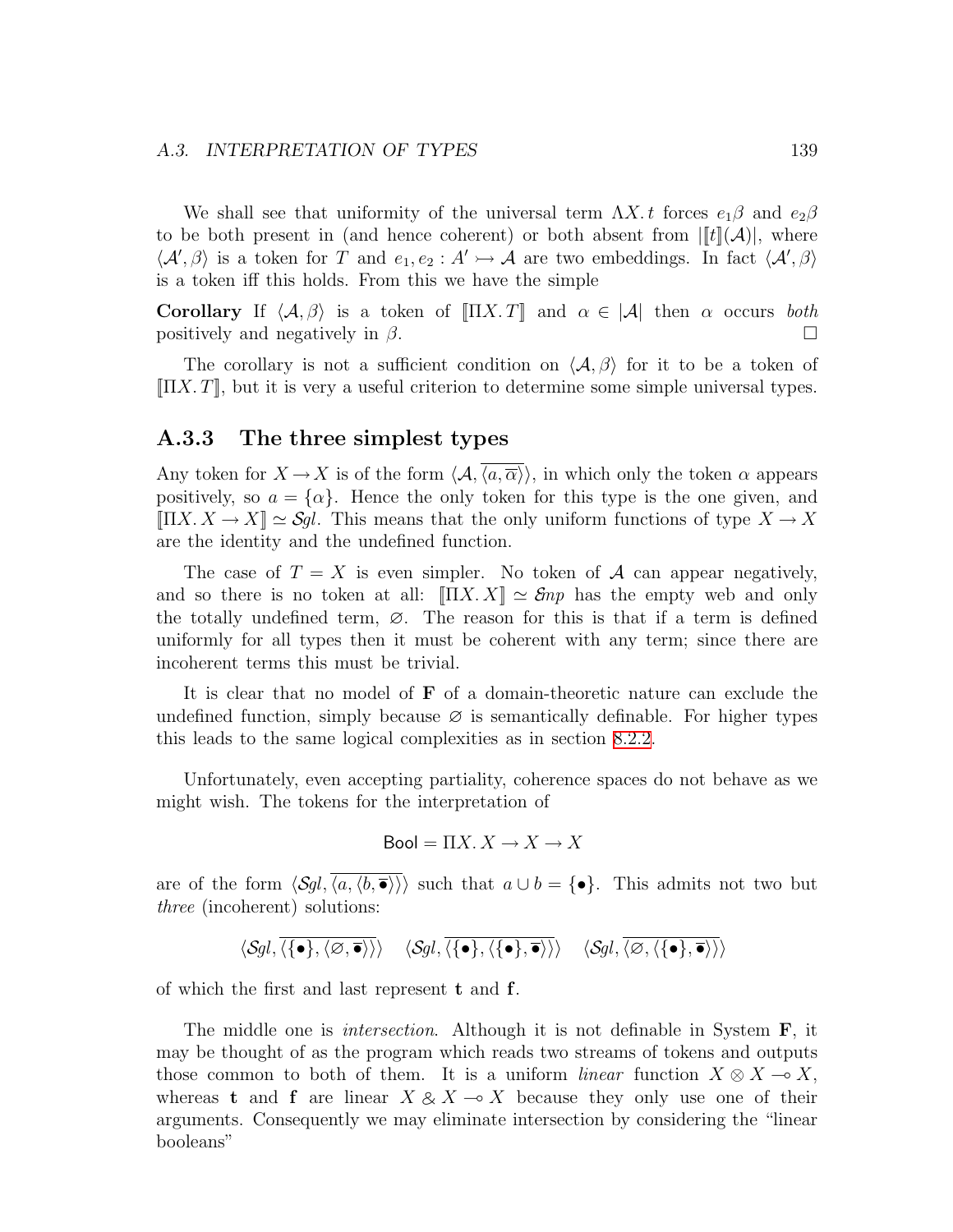We shall see that uniformity of the universal term $\Lambda X.\,t$ forces $e_1\beta$ and $e_2\beta$ to be both present in (and hence coherent) or both absent from $|[\![t]\!](\mathcal{A})|$, where $\langle \mathcal{A}', \beta\rangle$ is a token for $T$ and $e_1, e_2 : A' \rightarrowtail \mathcal{A}$ are two embeddings. In fact $\langle \mathcal{A}', \beta\rangle$ is a token iff this holds. From this we have the simple

**Corollary** If $\langle \mathcal{A}, \beta\rangle$ is a token of $[\![\Pi X.\,T]\!]$ and $\alpha \in |\mathcal{A}|$ then $\alpha$ occurs *both* positively and negatively in $\beta$. □

The corollary is not a sufficient condition on $\langle \mathcal{A}, \beta\rangle$ for it to be a token of $[\![\Pi X.\,T]\!]$, but it is very a useful criterion to determine some simple universal types.

### A.3.3 The three simplest types

Any token for $X \to X$ is of the form $\langle \mathcal{A}, \overline{\langle a, \overline{\alpha}\rangle}\rangle$, in which only the token $\alpha$ appears positively, so $a = \{\alpha\}$. Hence the only token for this type is the one given, and $[\![\Pi X.\, X \to X]\!] \simeq \mathcal{S}gl$. This means that the only uniform functions of type $X \to X$ are the identity and the undefined function.

The case of $T = X$ is even simpler. No token of $\mathcal{A}$ can appear negatively, and so there is no token at all: $[\![\Pi X.\, X]\!] \simeq \mathcal{E}mp$ has the empty web and only the totally undefined term, $\varnothing$. The reason for this is that if a term is defined uniformly for all types then it must be coherent with any term; since there are incoherent terms this must be trivial.

It is clear that no model of **F** of a domain-theoretic nature can exclude the undefined function, simply because $\varnothing$ is semantically definable. For higher types this leads to the same logical complexities as in section 8.2.2.

Unfortunately, even accepting partiality, coherence spaces do not behave as we might wish. The tokens for the interpretation of

$$\mathsf{Bool} = \Pi X.\, X \to X \to X$$

are of the form $\langle \mathcal{S}gl, \overline{\langle a, \langle b, \overline{\bullet}\rangle\rangle}\rangle$ such that $a \cup b = \{\bullet\}$. This admits not two but *three* (incoherent) solutions:

$$\langle \mathcal{S}gl, \overline{\langle \{\bullet\}, \langle \varnothing, \overline{\bullet}\rangle\rangle}\rangle \quad \langle \mathcal{S}gl, \overline{\langle \{\bullet\}, \langle \{\bullet\}, \overline{\bullet}\rangle\rangle}\rangle \quad \langle \mathcal{S}gl, \overline{\langle \varnothing, \langle \{\bullet\}, \overline{\bullet}\rangle\rangle}\rangle$$

of which the first and last represent **t** and **f**.

The middle one is *intersection*. Although it is not definable in System **F**, it may be thought of as the program which reads two streams of tokens and outputs those common to both of them. It is a uniform *linear* function $X \otimes X \multimap X$, whereas **t** and **f** are linear $X \,\&\, X \multimap X$ because they only use one of their arguments. Consequently we may eliminate intersection by considering the "linear booleans"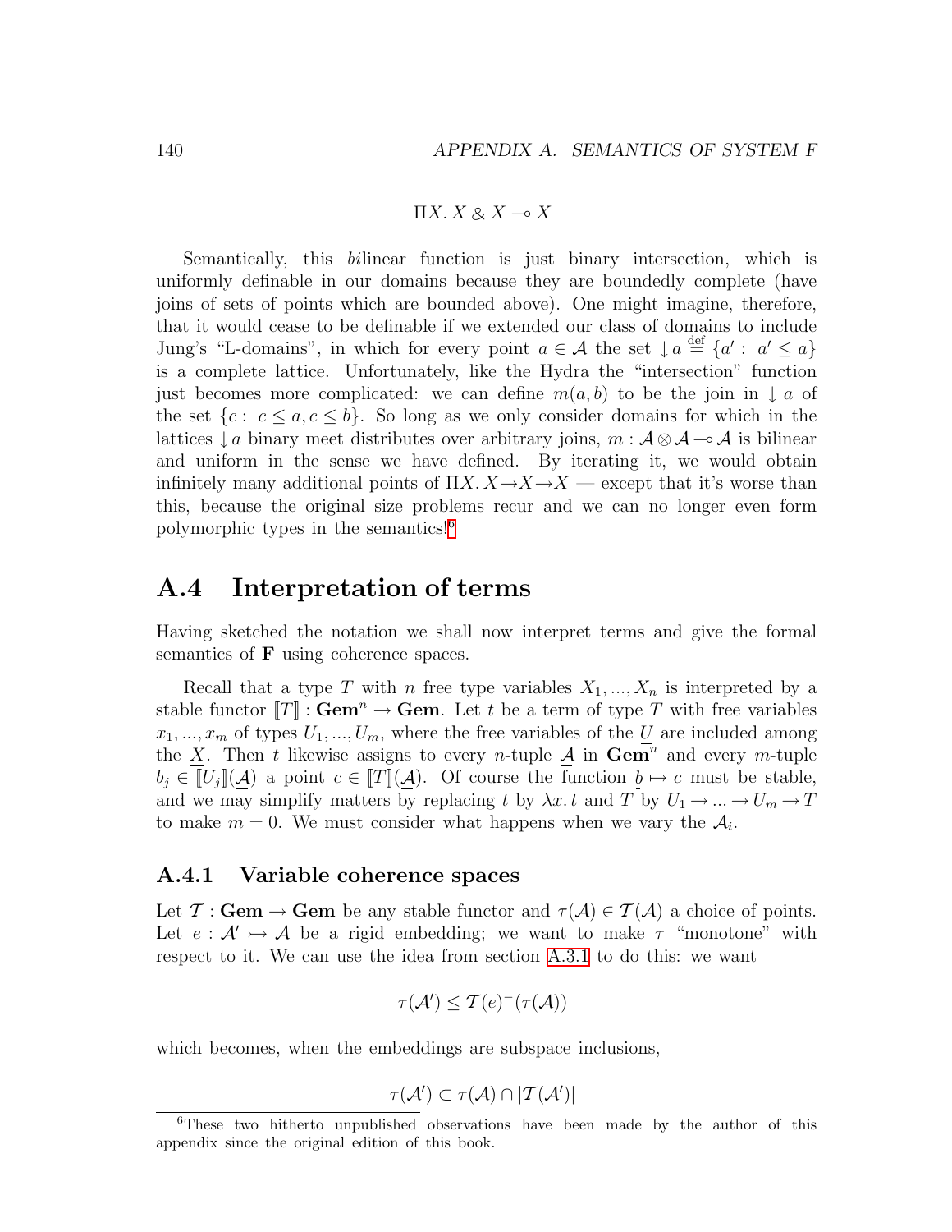$$\Pi X.\, X \mathbin{\&} X \multimap X$$

Semantically, this *bi*linear function is just binary intersection, which is uniformly definable in our domains because they are boundedly complete (have joins of sets of points which are bounded above). One might imagine, therefore, that it would cease to be definable if we extended our class of domains to include Jung's "L-domains", in which for every point $a \in \mathcal{A}$ the set $\downarrow a \overset{\text{def}}{=} \{a' : a' \leq a\}$ is a complete lattice. Unfortunately, like the Hydra the "intersection" function just becomes more complicated: we can define $m(a, b)$ to be the join in $\downarrow a$ of the set $\{c : c \leq a, c \leq b\}$. So long as we only consider domains for which in the lattices $\downarrow a$ binary meet distributes over arbitrary joins, $m : \mathcal{A} \otimes \mathcal{A} \multimap \mathcal{A}$ is bilinear and uniform in the sense we have defined. By iterating it, we would obtain infinitely many additional points of $\Pi X.\, X \to X \to X$ — except that it's worse than this, because the original size problems recur and we can no longer even form polymorphic types in the semantics![6]

## A.4 Interpretation of terms

Having sketched the notation we shall now interpret terms and give the formal semantics of **F** using coherence spaces.

Recall that a type $T$ with $n$ free type variables $X_1, ..., X_n$ is interpreted by a stable functor $[\![T]\!] : \mathbf{Gem}^n \to \mathbf{Gem}$. Let $t$ be a term of type $T$ with free variables $x_1, ..., x_m$ of types $U_1, ..., U_m$, where the free variables of the $\underline{U}$ are included among the $\underline{X}$. Then $t$ likewise assigns to every $n$-tuple $\underline{\mathcal{A}}$ in $\mathbf{Gem}^n$ and every $m$-tuple $b_j \in [\![U_j]\!](\underline{\mathcal{A}})$ a point $c \in [\![T]\!](\underline{\mathcal{A}})$. Of course the function $\underline{b} \mapsto c$ must be stable, and we may simplify matters by replacing $t$ by $\lambda \underline{x}.\, t$ and $T$ by $U_1 \to ... \to U_m \to T$ to make $m = 0$. We must consider what happens when we vary the $\mathcal{A}_i$.

### A.4.1 Variable coherence spaces

Let $\mathcal{T} : \mathbf{Gem} \to \mathbf{Gem}$ be any stable functor and $\tau(\mathcal{A}) \in \mathcal{T}(\mathcal{A})$ a choice of points. Let $e : \mathcal{A}' \rightarrowtail \mathcal{A}$ be a rigid embedding; we want to make $\tau$ "monotone" with respect to it. We can use the idea from section A.3.1 to do this: we want

$$\tau(\mathcal{A}') \leq \mathcal{T}(e)^{-}(\tau(\mathcal{A}))$$

which becomes, when the embeddings are subspace inclusions,

$$\tau(\mathcal{A}') \subset \tau(\mathcal{A}) \cap |\mathcal{T}(\mathcal{A}')|$$

[6] These two hitherto unpublished observations have been made by the author of this appendix since the original edition of this book.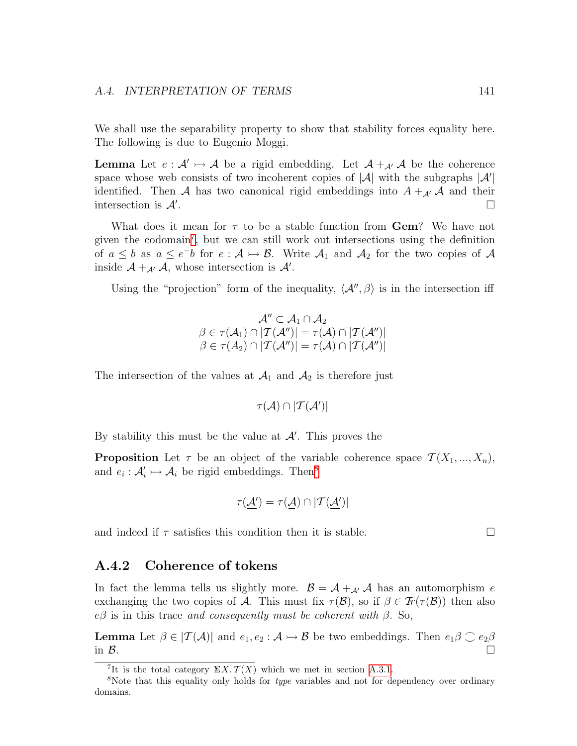We shall use the separability property to show that stability forces equality here. The following is due to Eugenio Moggi.

**Lemma** Let $e : \mathcal{A}' \rightarrowtail \mathcal{A}$ be a rigid embedding. Let $\mathcal{A} +_{\mathcal{A}'} \mathcal{A}$ be the coherence space whose web consists of two incoherent copies of $|\mathcal{A}|$ with the subgraphs $|\mathcal{A}'|$ identified. Then $\mathcal{A}$ has two canonical rigid embeddings into $A +_{\mathcal{A}'} \mathcal{A}$ and their intersection is $\mathcal{A}'$. $\square$

What does it mean for $\tau$ to be a stable function from **Gem**? We have not given the codomain[7], but we can still work out intersections using the definition of $a \leq b$ as $a \leq e^{-}b$ for $e : \mathcal{A} \rightarrowtail \mathcal{B}$. Write $\mathcal{A}_1$ and $\mathcal{A}_2$ for the two copies of $\mathcal{A}$ inside $\mathcal{A} +_{\mathcal{A}'} \mathcal{A}$, whose intersection is $\mathcal{A}'$.

Using the "projection" form of the inequality, $\langle \mathcal{A}'', \beta \rangle$ is in the intersection iff

$$
\begin{gathered}
\mathcal{A}'' \subset \mathcal{A}_1 \cap \mathcal{A}_2 \\
\beta \in \tau(\mathcal{A}_1) \cap |\mathcal{T}(\mathcal{A}'')| = \tau(\mathcal{A}) \cap |\mathcal{T}(\mathcal{A}'')| \\
\beta \in \tau(A_2) \cap |\mathcal{T}(\mathcal{A}'')| = \tau(\mathcal{A}) \cap |\mathcal{T}(\mathcal{A}'')|
\end{gathered}
$$

The intersection of the values at $\mathcal{A}_1$ and $\mathcal{A}_2$ is therefore just

$$
\tau(\mathcal{A}) \cap |\mathcal{T}(\mathcal{A}')|
$$

By stability this must be the value at $\mathcal{A}'$. This proves the

**Proposition** Let $\tau$ be an object of the variable coherence space $\mathcal{T}(X_1, ..., X_n)$, and $e_i : \mathcal{A}'_i \rightarrowtail \mathcal{A}_i$ be rigid embeddings. Then[8]

$$
\tau(\underline{\mathcal{A}'}) = \tau(\underline{\mathcal{A}}) \cap |\mathcal{T}(\underline{\mathcal{A}'})|
$$

and indeed if $\tau$ satisfies this condition then it is stable. $\square$

## A.4.2 Coherence of tokens

In fact the lemma tells us slightly more. $\mathcal{B} = \mathcal{A} +_{\mathcal{A}'} \mathcal{A}$ has an automorphism $e$ exchanging the two copies of $\mathcal{A}$. This must fix $\tau(\mathcal{B})$, so if $\beta \in \mathcal{T}r(\tau(\mathcal{B}))$ then also $e\beta$ is in this trace *and consequently must be coherent with* $\beta$. So,

**Lemma** Let $\beta \in |\mathcal{T}(\mathcal{A})|$ and $e_1, e_2 : \mathcal{A} \rightarrowtail \mathcal{B}$ be two embeddings. Then $e_1\beta \frown e_2\beta$ in $\mathcal{B}$. $\square$

---

[7] It is the total category $\Sigma X.\, \mathcal{T}(X)$ which we met in section A.3.1.

[8] Note that this equality only holds for *type* variables and not for dependency over ordinary domains.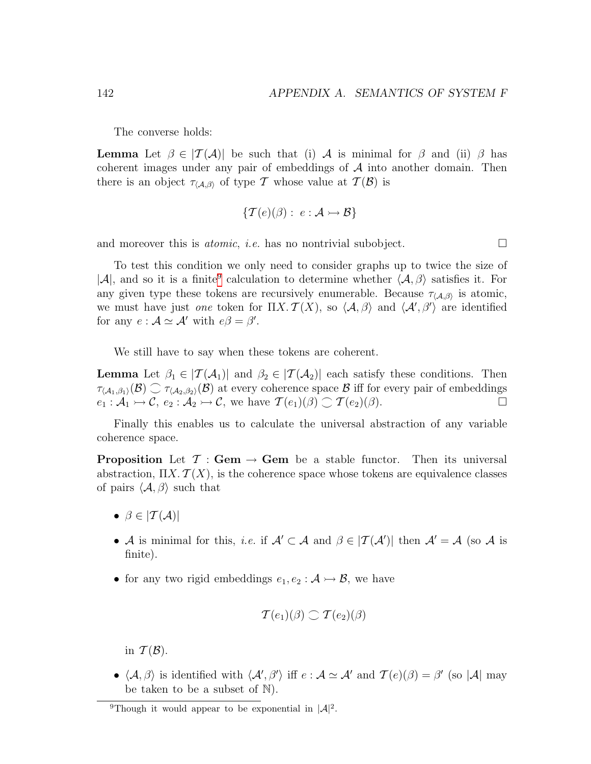The converse holds:

**Lemma** Let $\beta \in |\mathcal{T}(\mathcal{A})|$ be such that (i) $\mathcal{A}$ is minimal for $\beta$ and (ii) $\beta$ has coherent images under any pair of embeddings of $\mathcal{A}$ into another domain. Then there is an object $\tau_{\langle \mathcal{A},\beta \rangle}$ of type $\mathcal{T}$ whose value at $\mathcal{T}(\mathcal{B})$ is

$$\{\mathcal{T}(e)(\beta) : \ e : \mathcal{A} \rightarrowtail \mathcal{B}\}$$

and moreover this is *atomic*, *i.e.* has no nontrivial subobject. □

To test this condition we only need to consider graphs up to twice the size of $|\mathcal{A}|$, and so it is a finite[9] calculation to determine whether $\langle \mathcal{A}, \beta \rangle$ satisfies it. For any given type these tokens are recursively enumerable. Because $\tau_{\langle \mathcal{A},\beta \rangle}$ is atomic, we must have just *one* token for $\Pi X. \mathcal{T}(X)$, so $\langle \mathcal{A}, \beta \rangle$ and $\langle \mathcal{A}', \beta' \rangle$ are identified for any $e : \mathcal{A} \simeq \mathcal{A}'$ with $e\beta = \beta'$.

We still have to say when these tokens are coherent.

**Lemma** Let $\beta_1 \in |\mathcal{T}(\mathcal{A}_1)|$ and $\beta_2 \in |\mathcal{T}(\mathcal{A}_2)|$ each satisfy these conditions. Then $\tau_{\langle \mathcal{A}_1,\beta_1 \rangle}(\mathcal{B}) \coh \tau_{\langle \mathcal{A}_2,\beta_2 \rangle}(\mathcal{B})$ at every coherence space $\mathcal{B}$ iff for every pair of embeddings $e_1 : \mathcal{A}_1 \rightarrowtail \mathcal{C}$, $e_2 : \mathcal{A}_2 \rightarrowtail \mathcal{C}$, we have $\mathcal{T}(e_1)(\beta) \coh \mathcal{T}(e_2)(\beta)$. □

Finally this enables us to calculate the universal abstraction of any variable coherence space.

**Proposition** Let $\mathcal{T} : \mathbf{Gem} \to \mathbf{Gem}$ be a stable functor. Then its universal abstraction, $\Pi X. \mathcal{T}(X)$, is the coherence space whose tokens are equivalence classes of pairs $\langle \mathcal{A}, \beta \rangle$ such that

- $\beta \in |\mathcal{T}(\mathcal{A})|$
- $\mathcal{A}$ is minimal for this, *i.e.* if $\mathcal{A}' \subset \mathcal{A}$ and $\beta \in |\mathcal{T}(\mathcal{A}')|$ then $\mathcal{A}' = \mathcal{A}$ (so $\mathcal{A}$ is finite).
- for any two rigid embeddings $e_1, e_2 : \mathcal{A} \rightarrowtail \mathcal{B}$, we have

  $$\mathcal{T}(e_1)(\beta) \coh \mathcal{T}(e_2)(\beta)$$

  in $\mathcal{T}(\mathcal{B})$.
- $\langle \mathcal{A}, \beta \rangle$ is identified with $\langle \mathcal{A}', \beta' \rangle$ iff $e : \mathcal{A} \simeq \mathcal{A}'$ and $\mathcal{T}(e)(\beta) = \beta'$ (so $|\mathcal{A}|$ may be taken to be a subset of $\mathbb{N}$).

[9] Though it would appear to be exponential in $|\mathcal{A}|^2$.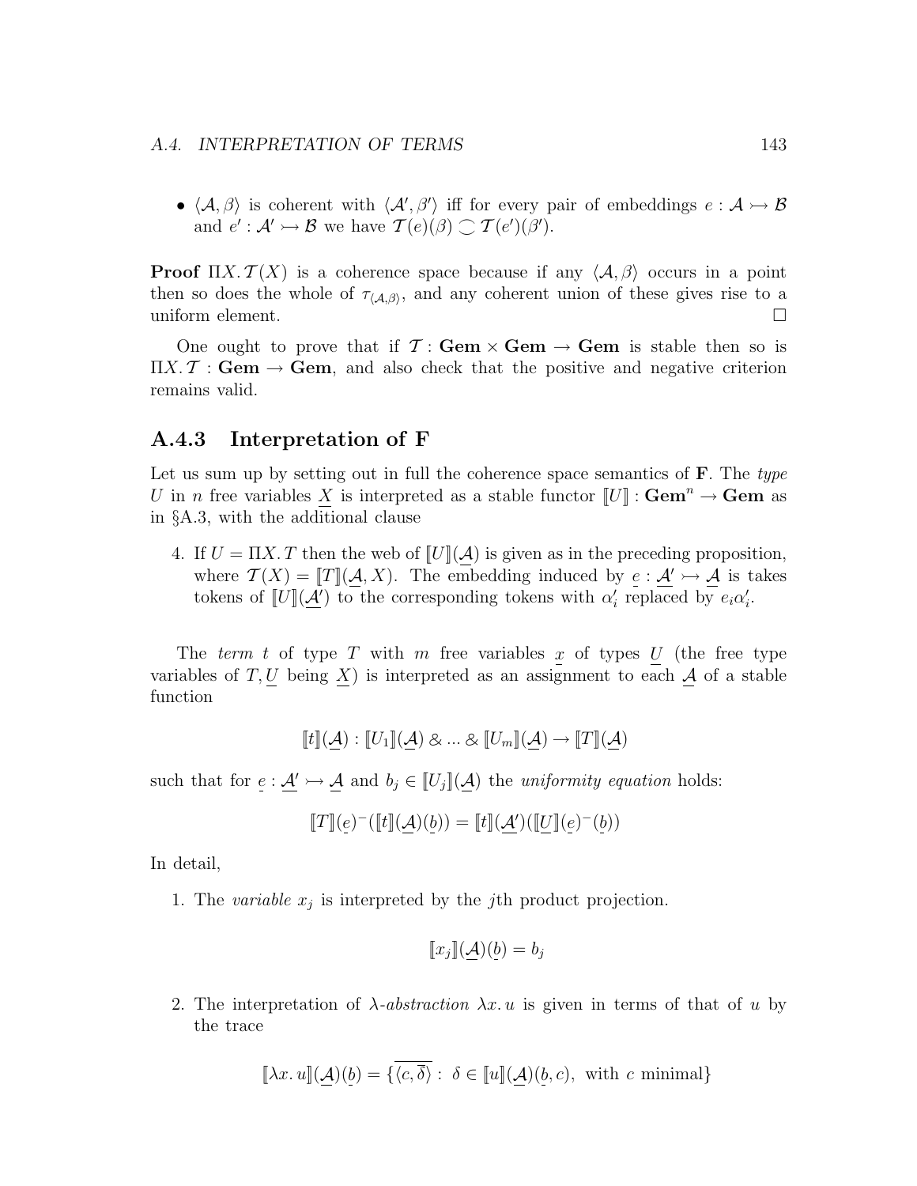- $\langle \mathcal{A}, \beta \rangle$ is coherent with $\langle \mathcal{A}', \beta' \rangle$ iff for every pair of embeddings $e : \mathcal{A} \rightarrowtail \mathcal{B}$ and $e' : \mathcal{A}' \rightarrowtail \mathcal{B}$ we have $\mathcal{T}(e)(\beta) \smile \mathcal{T}(e')(\beta')$.

**Proof** $\Pi X. \mathcal{T}(X)$ is a coherence space because if any $\langle \mathcal{A}, \beta \rangle$ occurs in a point then so does the whole of $\tau_{\langle \mathcal{A}, \beta \rangle}$, and any coherent union of these gives rise to a uniform element. □

One ought to prove that if $\mathcal{T} : \mathbf{Gem} \times \mathbf{Gem} \to \mathbf{Gem}$ is stable then so is $\Pi X. \mathcal{T} : \mathbf{Gem} \to \mathbf{Gem}$, and also check that the positive and negative criterion remains valid.

## A.4.3 Interpretation of F

Let us sum up by setting out in full the coherence space semantics of **F**. The *type* $U$ in $n$ free variables $\underline{X}$ is interpreted as a stable functor $[\![U]\!] : \mathbf{Gem}^n \to \mathbf{Gem}$ as in §A.3, with the additional clause

4. If $U = \Pi X. T$ then the web of $[\![U]\!](\underline{\mathcal{A}})$ is given as in the preceding proposition, where $\mathcal{T}(X) = [\![T]\!](\underline{\mathcal{A}}, X)$. The embedding induced by $\underline{e} : \underline{\mathcal{A}'} \rightarrowtail \underline{\mathcal{A}}$ is takes tokens of $[\![U]\!](\underline{\mathcal{A}'})$ to the corresponding tokens with $\alpha'_i$ replaced by $e_i \alpha'_i$.

The *term* $t$ of type $T$ with $m$ free variables $\underline{x}$ of types $\underline{U}$ (the free type variables of $T, \underline{U}$ being $\underline{X}$) is interpreted as an assignment to each $\underline{\mathcal{A}}$ of a stable function

$$[\![t]\!](\underline{\mathcal{A}}) : [\![U_1]\!](\underline{\mathcal{A}}) \mathbin{\&} \ldots \mathbin{\&} [\![U_m]\!](\underline{\mathcal{A}}) \to [\![T]\!](\underline{\mathcal{A}})$$

such that for $\underline{e} : \underline{\mathcal{A}'} \rightarrowtail \underline{\mathcal{A}}$ and $b_j \in [\![U_j]\!](\underline{\mathcal{A}})$ the *uniformity equation* holds:

$$[\![T]\!](\underline{e})^-([\![t]\!](\underline{\mathcal{A}})(\underline{b})) = [\![t]\!](\underline{\mathcal{A}'})([\![\underline{U}]\!](\underline{e})^-(\underline{b}))$$

In detail,

1. The *variable* $x_j$ is interpreted by the $j$th product projection.

$$[\![x_j]\!](\underline{\mathcal{A}})(\underline{b}) = b_j$$

2. The interpretation of $\lambda$-*abstraction* $\lambda x. u$ is given in terms of that of $u$ by the trace

$$[\![\lambda x. u]\!](\underline{\mathcal{A}})(\underline{b}) = \{\overline{\langle c, \overline{\delta} \rangle} : \ \delta \in [\![u]\!](\underline{\mathcal{A}})(\underline{b}, c), \ \text{with } c \text{ minimal}\}$$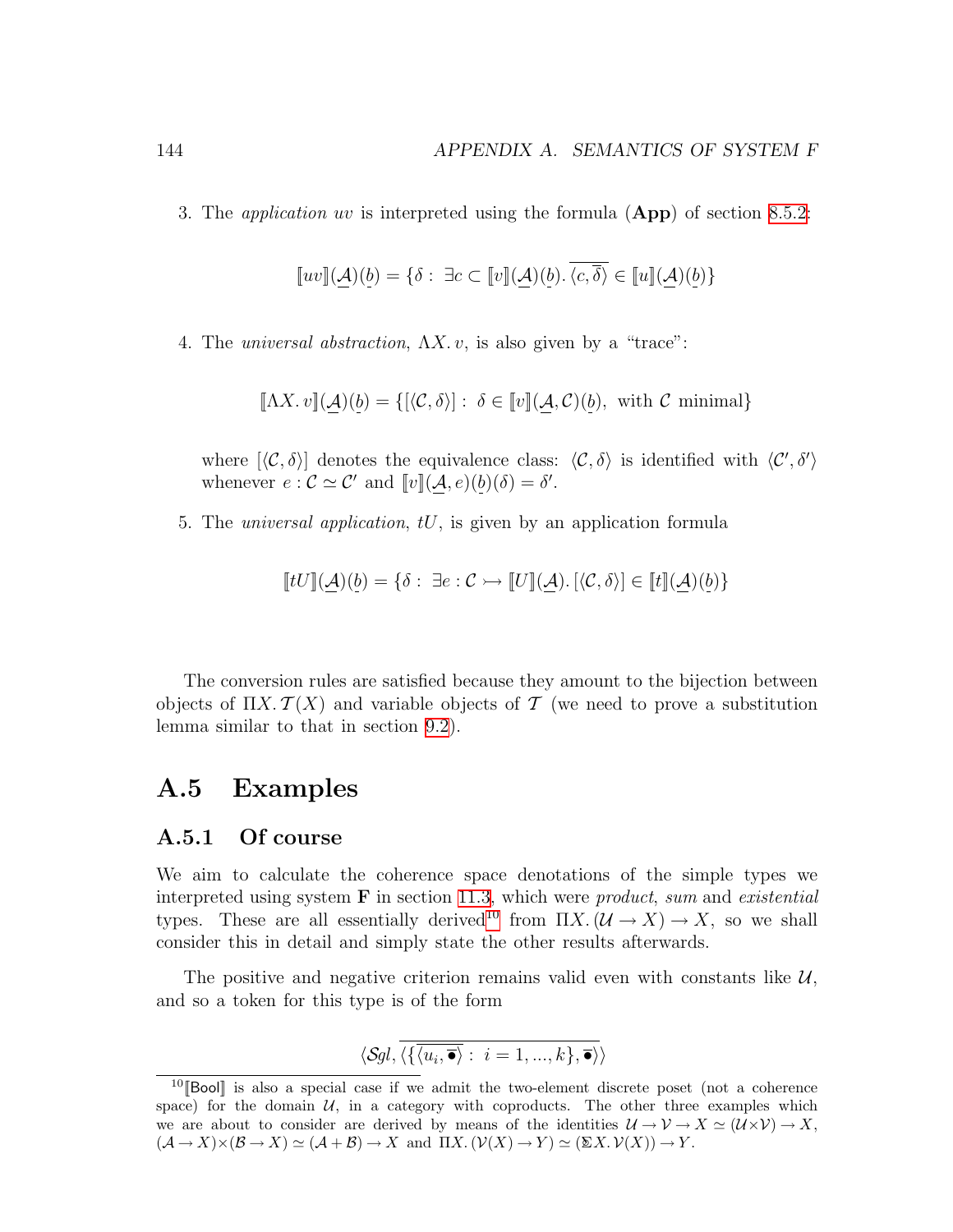3. The *application* $uv$ is interpreted using the formula (**App**) of section 8.5.2:

$$[\![uv]\!](\underline{\mathcal{A}})(\underline{b}) = \{\delta : \ \exists c \subset [\![v]\!](\underline{\mathcal{A}})(\underline{b}).\ \overline{\langle c, \overline{\delta}\rangle} \in [\![u]\!](\underline{\mathcal{A}})(\underline{b})\}$$

4. The *universal abstraction*, $\Lambda X.\, v$, is also given by a "trace":

$$[\![\Lambda X.\, v]\!](\underline{\mathcal{A}})(\underline{b}) = \{[\langle \mathcal{C}, \delta\rangle] : \ \delta \in [\![v]\!](\underline{\mathcal{A}}, \mathcal{C})(\underline{b}),\ \text{with } \mathcal{C} \text{ minimal}\}$$

   where $[\langle \mathcal{C}, \delta\rangle]$ denotes the equivalence class: $\langle \mathcal{C}, \delta\rangle$ is identified with $\langle \mathcal{C}', \delta'\rangle$ whenever $e : \mathcal{C} \simeq \mathcal{C}'$ and $[\![v]\!](\underline{\mathcal{A}}, e)(\underline{b})(\delta) = \delta'$.

5. The *universal application*, $tU$, is given by an application formula

$$[\![tU]\!](\underline{\mathcal{A}})(\underline{b}) = \{\delta : \ \exists e : \mathcal{C} \rightarrowtail [\![U]\!](\underline{\mathcal{A}}).\ [\langle \mathcal{C}, \delta\rangle] \in [\![t]\!](\underline{\mathcal{A}})(\underline{b})\}$$

The conversion rules are satisfied because they amount to the bijection between objects of $\Pi X.\, \mathcal{T}(X)$ and variable objects of $\mathcal{T}$ (we need to prove a substitution lemma similar to that in section 9.2).

## A.5 Examples

### A.5.1 Of course

We aim to calculate the coherence space denotations of the simple types we interpreted using system **F** in section 11.3, which were *product*, *sum* and *existential* types. These are all essentially derived[10] from $\Pi X.\, (\mathcal{U} \to X) \to X$, so we shall consider this in detail and simply state the other results afterwards.

The positive and negative criterion remains valid even with constants like $\mathcal{U}$, and so a token for this type is of the form

$$\langle \mathcal{S}gl, \overline{\langle \{\overline{\langle u_i, \overline{\bullet}\rangle} : \ i = 1, \ldots, k\}, \overline{\bullet}\rangle}\rangle$$

[10] $[\![\mathsf{Bool}]\!]$ is also a special case if we admit the two-element discrete poset (not a coherence space) for the domain $\mathcal{U}$, in a category with coproducts. The other three examples which we are about to consider are derived by means of the identities $\mathcal{U} \to \mathcal{V} \to X \simeq (\mathcal{U} \times \mathcal{V}) \to X$, $(\mathcal{A} \to X) \times (\mathcal{B} \to X) \simeq (\mathcal{A} + \mathcal{B}) \to X$ and $\Pi X.\, (\mathcal{V}(X) \to Y) \simeq (\Sigma X.\, \mathcal{V}(X)) \to Y$.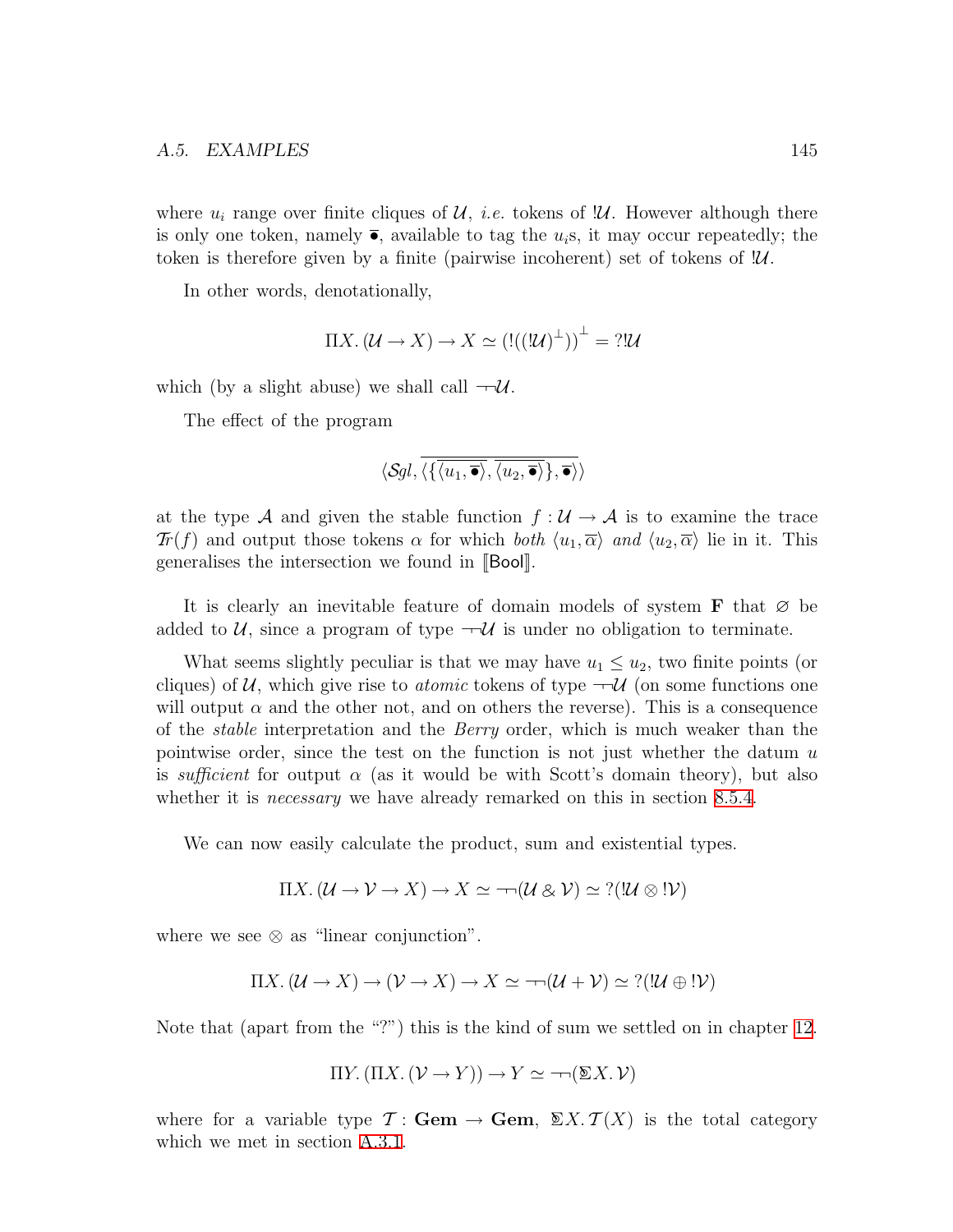where $u_i$ range over finite cliques of $\mathcal{U}$, *i.e.* tokens of $!\mathcal{U}$. However although there is only one token, namely $\overline{\bullet}$, available to tag the $u_i$s, it may occur repeatedly; the token is therefore given by a finite (pairwise incoherent) set of tokens of $!\mathcal{U}$.

In other words, denotationally,

$$\Pi X.\, (\mathcal{U} \to X) \to X \simeq (!((!\mathcal{U})^{\perp}))^{\perp} = ?!\mathcal{U}$$

which (by a slight abuse) we shall call $\neg\neg\mathcal{U}$.

The effect of the program

$$\langle \mathcal{S}gl, \overline{\langle \{\overline{\langle u_1, \overline{\bullet} \rangle}, \overline{\langle u_2, \overline{\bullet} \rangle}\}, \overline{\bullet} \rangle} \rangle$$

at the type $\mathcal{A}$ and given the stable function $f : \mathcal{U} \to \mathcal{A}$ is to examine the trace $\mathcal{T}r(f)$ and output those tokens $\alpha$ for which *both* $\langle u_1, \overline{\alpha} \rangle$ *and* $\langle u_2, \overline{\alpha} \rangle$ lie in it. This generalises the intersection we found in $[\![\mathsf{Bool}]\!]$.

It is clearly an inevitable feature of domain models of system **F** that $\varnothing$ be added to $\mathcal{U}$, since a program of type $\neg\neg\mathcal{U}$ is under no obligation to terminate.

What seems slightly peculiar is that we may have $u_1 \le u_2$, two finite points (or cliques) of $\mathcal{U}$, which give rise to *atomic* tokens of type $\neg\neg\mathcal{U}$ (on some functions one will output $\alpha$ and the other not, and on others the reverse). This is a consequence of the *stable* interpretation and the *Berry* order, which is much weaker than the pointwise order, since the test on the function is not just whether the datum $u$ is *sufficient* for output $\alpha$ (as it would be with Scott's domain theory), but also whether it is *necessary* we have already remarked on this in section 8.5.4.

We can now easily calculate the product, sum and existential types.

$$\Pi X.\, (\mathcal{U} \to \mathcal{V} \to X) \to X \simeq \neg\neg(\mathcal{U} \mathbin{\&} \mathcal{V}) \simeq ?(!\mathcal{U} \otimes !\mathcal{V})$$

where we see $\otimes$ as "linear conjunction".

$$\Pi X.\, (\mathcal{U} \to X) \to (\mathcal{V} \to X) \to X \simeq \neg\neg(\mathcal{U} + \mathcal{V}) \simeq ?(!\mathcal{U} \oplus !\mathcal{V})$$

Note that (apart from the "?") this is the kind of sum we settled on in chapter 12.

$$\Pi Y.\, (\Pi X.\, (\mathcal{V} \to Y)) \to Y \simeq \neg\neg(\Sigma X.\, \mathcal{V})$$

where for a variable type $\mathcal{T} : \mathbf{Gem} \to \mathbf{Gem}$, $\Sigma X.\, \mathcal{T}(X)$ is the total category which we met in section A.3.1.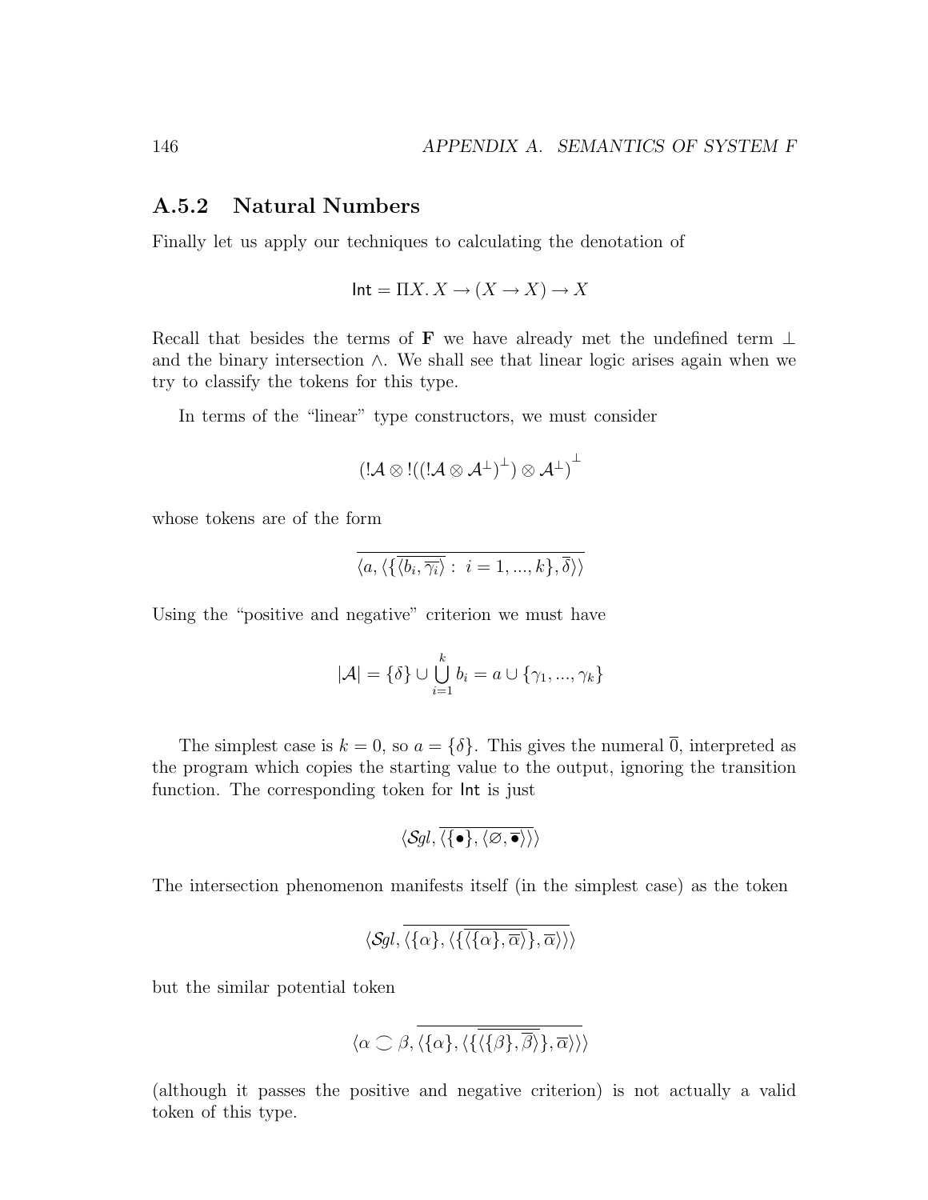### A.5.2 Natural Numbers

Finally let us apply our techniques to calculating the denotation of

$$\mathsf{Int} = \Pi X.\, X \to (X \to X) \to X$$

Recall that besides the terms of **F** we have already met the undefined term $\bot$ and the binary intersection $\wedge$. We shall see that linear logic arises again when we try to classify the tokens for this type.

In terms of the "linear" type constructors, we must consider

$$\left(!\mathcal{A} \otimes !((!\mathcal{A} \otimes \mathcal{A}^{\perp})^{\perp}) \otimes \mathcal{A}^{\perp}\right)^{\perp}$$

whose tokens are of the form

$$\overline{\langle a, \langle \{\overline{\langle b_i, \overline{\gamma_i} \rangle} : \; i = 1, ..., k\}, \overline{\delta} \rangle\rangle}$$

Using the "positive and negative" criterion we must have

$$|\mathcal{A}| = \{\delta\} \cup \bigcup_{i=1}^{k} b_i = a \cup \{\gamma_1, ..., \gamma_k\}$$

The simplest case is $k = 0$, so $a = \{\delta\}$. This gives the numeral $\overline{0}$, interpreted as the program which copies the starting value to the output, ignoring the transition function. The corresponding token for $\mathsf{Int}$ is just

$$\langle \mathcal{S}gl, \overline{\langle \{\bullet\}, \langle \varnothing, \overline{\bullet} \rangle\rangle}\rangle$$

The intersection phenomenon manifests itself (in the simplest case) as the token

$$\langle \mathcal{S}gl, \overline{\langle \{\alpha\}, \langle \{\overline{\langle \{\alpha\}, \overline{\alpha} \rangle}\}, \overline{\alpha} \rangle\rangle}\rangle$$

but the similar potential token

$$\langle \alpha \frown \beta, \overline{\langle \{\alpha\}, \langle \{\overline{\langle \{\beta\}, \overline{\beta} \rangle}\}, \overline{\alpha} \rangle\rangle}\rangle$$

(although it passes the positive and negative criterion) is not actually a valid token of this type.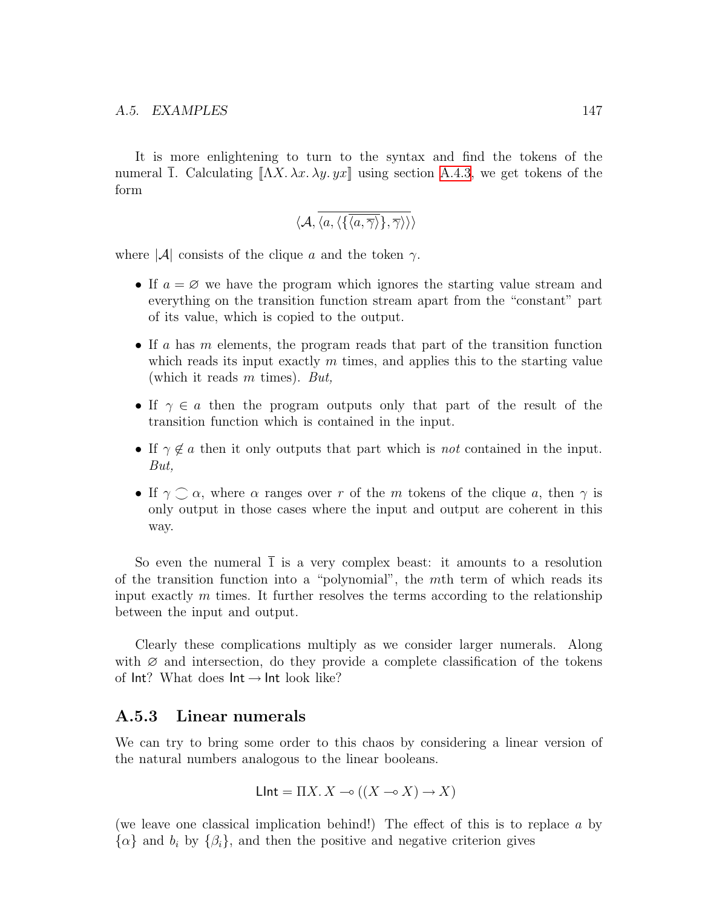It is more enlightening to turn to the syntax and find the tokens of the numeral $\overline{1}$. Calculating $[\![\Lambda X.\, \lambda x.\, \lambda y.\, yx]\!]$ using section A.4.3, we get tokens of the form

$$\langle \mathcal{A}, \overline{\langle a, \langle \{\overline{\langle a, \overline{\gamma}\rangle}\}, \overline{\gamma}\rangle\rangle}\rangle$$

where $|\mathcal{A}|$ consists of the clique $a$ and the token $\gamma$.

- If $a = \varnothing$ we have the program which ignores the starting value stream and everything on the transition function stream apart from the "constant" part of its value, which is copied to the output.
- If $a$ has $m$ elements, the program reads that part of the transition function which reads its input exactly $m$ times, and applies this to the starting value (which it reads $m$ times). *But,*
- If $\gamma \in a$ then the program outputs only that part of the result of the transition function which is contained in the input.
- If $\gamma \notin a$ then it only outputs that part which is *not* contained in the input. *But,*
- If $\gamma \frown \alpha$, where $\alpha$ ranges over $r$ of the $m$ tokens of the clique $a$, then $\gamma$ is only output in those cases where the input and output are coherent in this way.

So even the numeral $\overline{1}$ is a very complex beast: it amounts to a resolution of the transition function into a "polynomial", the $m$th term of which reads its input exactly $m$ times. It further resolves the terms according to the relationship between the input and output.

Clearly these complications multiply as we consider larger numerals. Along with $\varnothing$ and intersection, do they provide a complete classification of the tokens of $\mathsf{Int}$? What does $\mathsf{Int} \to \mathsf{Int}$ look like?

### A.5.3 Linear numerals

We can try to bring some order to this chaos by considering a linear version of the natural numbers analogous to the linear booleans.

$$\mathsf{LInt} = \Pi X.\, X \multimap ((X \multimap X) \to X)$$

(we leave one classical implication behind!) The effect of this is to replace $a$ by $\{\alpha\}$ and $b_i$ by $\{\beta_i\}$, and then the positive and negative criterion gives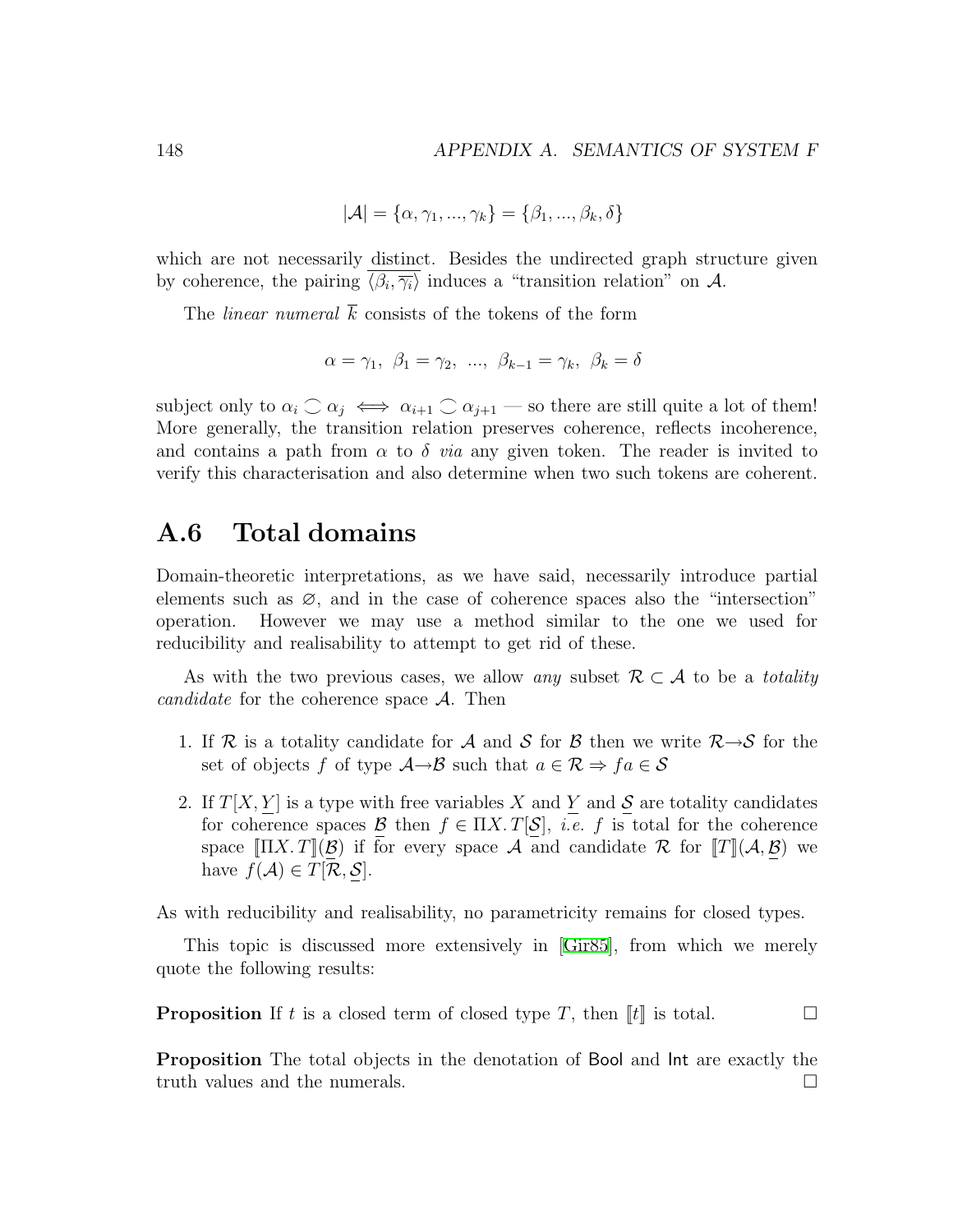$$|\mathcal{A}| = \{\alpha, \gamma_1, ..., \gamma_k\} = \{\beta_1, ..., \beta_k, \delta\}$$

which are not necessarily distinct. Besides the undirected graph structure given by coherence, the pairing $\overline{\langle \beta_i, \overline{\gamma_i} \rangle}$ induces a "transition relation" on $\mathcal{A}$.

The *linear numeral* $\overline{k}$ consists of the tokens of the form

$$\alpha = \gamma_1,\ \beta_1 = \gamma_2,\ ...,\ \beta_{k-1} = \gamma_k,\ \beta_k = \delta$$

subject only to $\alpha_i \frown \alpha_j \iff \alpha_{i+1} \frown \alpha_{j+1}$ — so there are still quite a lot of them! More generally, the transition relation preserves coherence, reflects incoherence, and contains a path from $\alpha$ to $\delta$ *via* any given token. The reader is invited to verify this characterisation and also determine when two such tokens are coherent.

## A.6 Total domains

Domain-theoretic interpretations, as we have said, necessarily introduce partial elements such as $\varnothing$, and in the case of coherence spaces also the "intersection" operation. However we may use a method similar to the one we used for reducibility and realisability to attempt to get rid of these.

As with the two previous cases, we allow *any* subset $\mathcal{R} \subset \mathcal{A}$ to be a *totality candidate* for the coherence space $\mathcal{A}$. Then

1. If $\mathcal{R}$ is a totality candidate for $\mathcal{A}$ and $\mathcal{S}$ for $\mathcal{B}$ then we write $\mathcal{R} \to \mathcal{S}$ for the set of objects $f$ of type $\mathcal{A} \to \mathcal{B}$ such that $a \in \mathcal{R} \Rightarrow fa \in \mathcal{S}$

2. If $T[X, \underline{Y}]$ is a type with free variables $X$ and $\underline{Y}$ and $\underline{\mathcal{S}}$ are totality candidates for coherence spaces $\underline{\mathcal{B}}$ then $f \in \Pi X.\, T[\underline{\mathcal{S}}]$, *i.e.* $f$ is total for the coherence space $[\![\Pi X.\, T]\!](\underline{\mathcal{B}})$ if for every space $\mathcal{A}$ and candidate $\mathcal{R}$ for $[\![T]\!](\mathcal{A}, \underline{\mathcal{B}})$ we have $f(\mathcal{A}) \in T[\mathcal{R}, \underline{\mathcal{S}}]$.

As with reducibility and realisability, no parametricity remains for closed types.

This topic is discussed more extensively in [Gir85], from which we merely quote the following results:

**Proposition** If $t$ is a closed term of closed type $T$, then $[\![t]\!]$ is total. □

**Proposition** The total objects in the denotation of Bool and Int are exactly the truth values and the numerals. □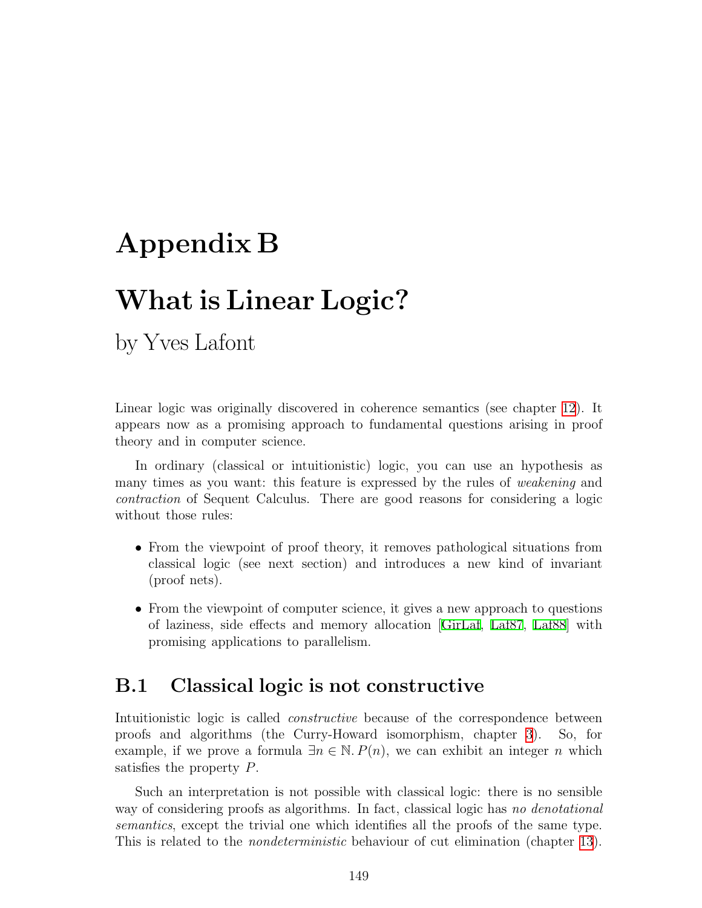# Appendix B

# What is Linear Logic?

by Yves Lafont

Linear logic was originally discovered in coherence semantics (see chapter 12). It appears now as a promising approach to fundamental questions arising in proof theory and in computer science.

In ordinary (classical or intuitionistic) logic, you can use an hypothesis as many times as you want: this feature is expressed by the rules of *weakening* and *contraction* of Sequent Calculus. There are good reasons for considering a logic without those rules:

- From the viewpoint of proof theory, it removes pathological situations from classical logic (see next section) and introduces a new kind of invariant (proof nets).
- From the viewpoint of computer science, it gives a new approach to questions of laziness, side effects and memory allocation [GirLaf, Laf87, Laf88] with promising applications to parallelism.

## B.1 Classical logic is not constructive

Intuitionistic logic is called *constructive* because of the correspondence between proofs and algorithms (the Curry-Howard isomorphism, chapter 3). So, for example, if we prove a formula $\exists n \in \mathbb{N}.\, P(n)$, we can exhibit an integer $n$ which satisfies the property $P$.

Such an interpretation is not possible with classical logic: there is no sensible way of considering proofs as algorithms. In fact, classical logic has *no denotational semantics*, except the trivial one which identifies all the proofs of the same type. This is related to the *nondeterministic* behaviour of cut elimination (chapter 13).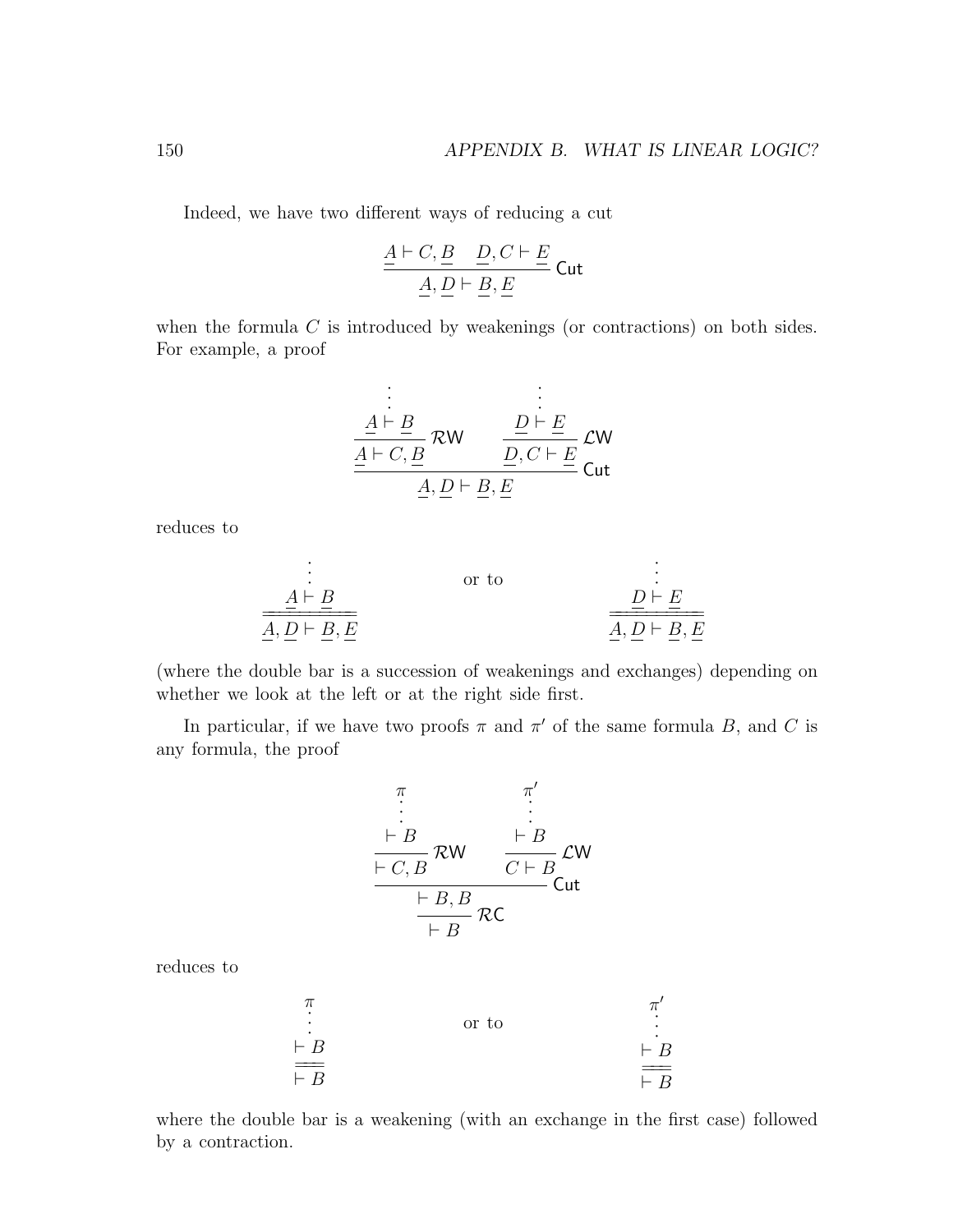Indeed, we have two different ways of reducing a cut

$$\dfrac{\underline{A} \vdash C, \underline{B} \quad \underline{D}, C \vdash \underline{E}}{\underline{A}, \underline{D} \vdash \underline{B}, \underline{E}} \,\mathsf{Cut}$$

when the formula $C$ is introduced by weakenings (or contractions) on both sides. For example, a proof

$$\dfrac{\dfrac{\begin{array}{c}\vdots \\ \underline{A} \vdash \underline{B}\end{array}}{\underline{A} \vdash C, \underline{B}} \,\mathcal{R}\mathsf{W} \qquad \dfrac{\begin{array}{c}\vdots \\ \underline{D} \vdash \underline{E}\end{array}}{\underline{D}, C \vdash \underline{E}} \,\mathcal{L}\mathsf{W}}{\underline{A}, \underline{D} \vdash \underline{B}, \underline{E}} \,\mathsf{Cut}$$

reduces to

$$\begin{array}{c}\vdots \\ \underline{A} \vdash \underline{B} \\ \hline\hline \underline{A}, \underline{D} \vdash \underline{B}, \underline{E}\end{array} \qquad \text{or to} \qquad \begin{array}{c}\vdots \\ \underline{D} \vdash \underline{E} \\ \hline\hline \underline{A}, \underline{D} \vdash \underline{B}, \underline{E}\end{array}$$

(where the double bar is a succession of weakenings and exchanges) depending on whether we look at the left or at the right side first.

In particular, if we have two proofs $\pi$ and $\pi'$ of the same formula $B$, and $C$ is any formula, the proof

$$\dfrac{\dfrac{\dfrac{\begin{array}{c}\pi \\ \vdots \\ \vdash B\end{array}}{\vdash C, B} \,\mathcal{R}\mathsf{W} \qquad \dfrac{\begin{array}{c}\pi' \\ \vdots \\ \vdash B\end{array}}{C \vdash B} \,\mathcal{L}\mathsf{W}}{\vdash B, B} \,\mathsf{Cut}}{\vdash B} \,\mathcal{R}\mathsf{C}$$

reduces to

$$\begin{array}{c}\pi \\ \vdots \\ \vdash B \\ \hline\hline \vdash B\end{array} \qquad \text{or to} \qquad \begin{array}{c}\pi' \\ \vdots \\ \vdash B \\ \hline\hline \vdash B\end{array}$$

where the double bar is a weakening (with an exchange in the first case) followed by a contraction.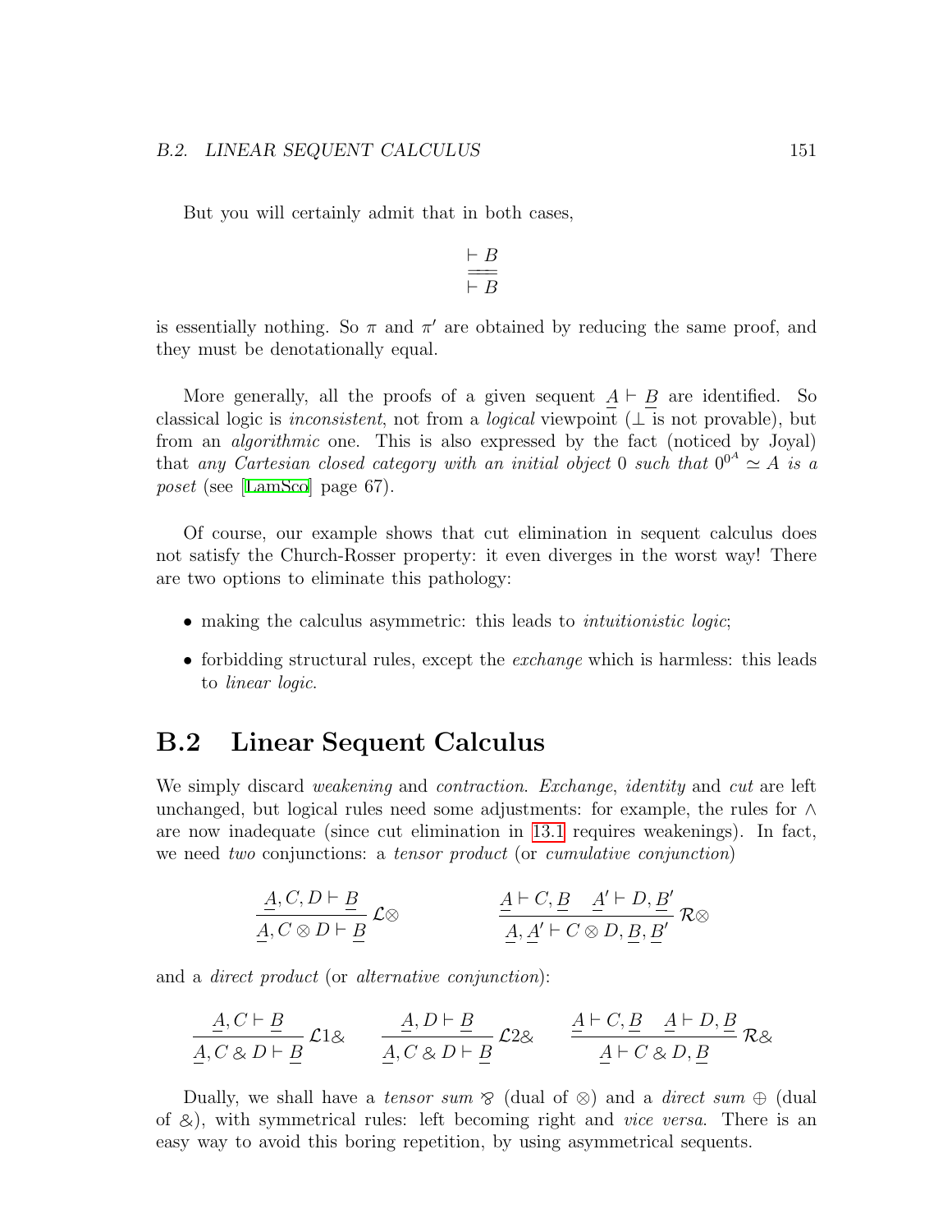But you will certainly admit that in both cases,

$$\frac{\vdash B}{\vdash B}$$

is essentially nothing. So $\pi$ and $\pi'$ are obtained by reducing the same proof, and they must be denotationally equal.

More generally, all the proofs of a given sequent $\underline{A} \vdash \underline{B}$ are identified. So classical logic is *inconsistent*, not from a *logical* viewpoint ($\perp$ is not provable), but from an *algorithmic* one. This is also expressed by the fact (noticed by Joyal) that *any Cartesian closed category with an initial object* 0 *such that* $0^{0^A} \simeq A$ *is a poset* (see [LamSco] page 67).

Of course, our example shows that cut elimination in sequent calculus does not satisfy the Church-Rosser property: it even diverges in the worst way! There are two options to eliminate this pathology:

- making the calculus asymmetric: this leads to *intuitionistic logic*;
- forbidding structural rules, except the *exchange* which is harmless: this leads to *linear logic*.

## B.2 Linear Sequent Calculus

We simply discard *weakening* and *contraction*. *Exchange*, *identity* and *cut* are left unchanged, but logical rules need some adjustments: for example, the rules for $\wedge$ are now inadequate (since cut elimination in 13.1 requires weakenings). In fact, we need *two* conjunctions: a *tensor product* (or *cumulative conjunction*)

$$\frac{\underline{A}, C, D \vdash \underline{B}}{\underline{A}, C \otimes D \vdash \underline{B}} \mathcal{L}\otimes \qquad\qquad \frac{\underline{A} \vdash C, \underline{B} \quad \underline{A'} \vdash D, \underline{B'}}{\underline{A}, \underline{A'} \vdash C \otimes D, \underline{B}, \underline{B'}} \mathcal{R}\otimes$$

and a *direct product* (or *alternative conjunction*):

$$\frac{\underline{A}, C \vdash \underline{B}}{\underline{A}, C \mathbin{\&} D \vdash \underline{B}} \mathcal{L}1\& \qquad \frac{\underline{A}, D \vdash \underline{B}}{\underline{A}, C \mathbin{\&} D \vdash \underline{B}} \mathcal{L}2\& \qquad \frac{\underline{A} \vdash C, \underline{B} \quad \underline{A} \vdash D, \underline{B}}{\underline{A} \vdash C \mathbin{\&} D, \underline{B}} \mathcal{R}\&$$

Dually, we shall have a *tensor sum* $\mathbin{⅋}$ (dual of $\otimes$) and a *direct sum* $\oplus$ (dual of $\&$), with symmetrical rules: left becoming right and *vice versa*. There is an easy way to avoid this boring repetition, by using asymmetrical sequents.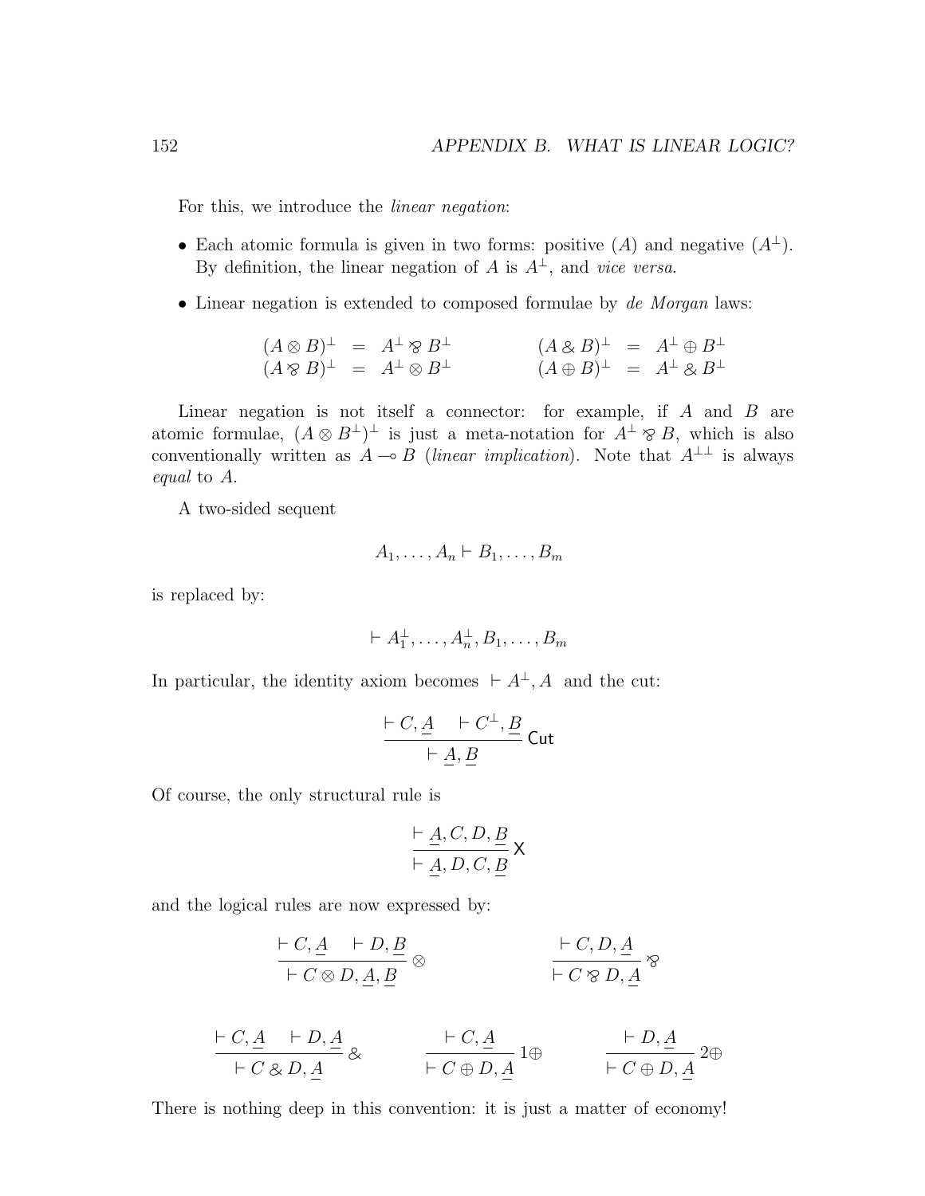For this, we introduce the *linear negation*:

- Each atomic formula is given in two forms: positive ($A$) and negative ($A^\perp$). By definition, the linear negation of $A$ is $A^\perp$, and *vice versa*.
- Linear negation is extended to composed formulae by *de Morgan* laws:

$$
\begin{array}{rclcrcl}
(A \otimes B)^\perp & = & A^\perp \parr B^\perp & \qquad & (A \,\&\, B)^\perp & = & A^\perp \oplus B^\perp \\
(A \parr B)^\perp & = & A^\perp \otimes B^\perp & \qquad & (A \oplus B)^\perp & = & A^\perp \,\&\, B^\perp
\end{array}
$$

Linear negation is not itself a connector: for example, if $A$ and $B$ are atomic formulae, $(A \otimes B^\perp)^\perp$ is just a meta-notation for $A^\perp \parr B$, which is also conventionally written as $A \multimap B$ (*linear implication*). Note that $A^{\perp\perp}$ is always *equal* to $A$.

A two-sided sequent

$$A_1, \ldots, A_n \vdash B_1, \ldots, B_m$$

is replaced by:

$$\vdash A_1^\perp, \ldots, A_n^\perp, B_1, \ldots, B_m$$

In particular, the identity axiom becomes $\vdash A^\perp, A$ and the cut:

$$\frac{\vdash C, \underline{A} \qquad \vdash C^\perp, \underline{B}}{\vdash \underline{A}, \underline{B}}\ \mathsf{Cut}$$

Of course, the only structural rule is

$$\frac{\vdash \underline{A}, C, D, \underline{B}}{\vdash \underline{A}, D, C, \underline{B}}\ \mathsf{X}$$

and the logical rules are now expressed by:

$$\frac{\vdash C, \underline{A} \qquad \vdash D, \underline{B}}{\vdash C \otimes D, \underline{A}, \underline{B}}\ \otimes \qquad\qquad \frac{\vdash C, D, \underline{A}}{\vdash C \parr D, \underline{A}}\ \parr$$

$$\frac{\vdash C, \underline{A} \qquad \vdash D, \underline{A}}{\vdash C \,\&\, D, \underline{A}}\ \& \qquad\qquad \frac{\vdash C, \underline{A}}{\vdash C \oplus D, \underline{A}}\ 1\oplus \qquad\qquad \frac{\vdash D, \underline{A}}{\vdash C \oplus D, \underline{A}}\ 2\oplus$$

There is nothing deep in this convention: it is just a matter of economy!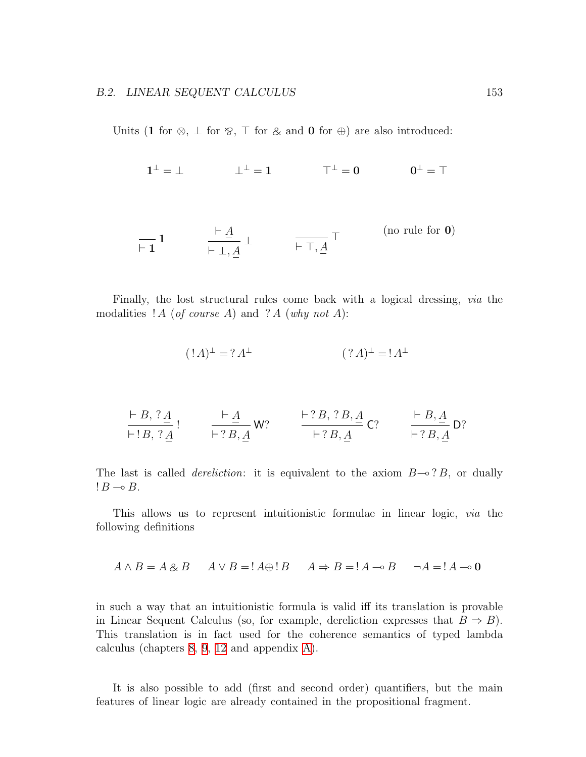Units ($\mathbf{1}$ for $\otimes$, $\bot$ for $\parr$, $\top$ for $\&$ and $\mathbf{0}$ for $\oplus$) are also introduced:

$$\mathbf{1}^\bot = \bot \qquad\qquad \bot^\bot = \mathbf{1} \qquad\qquad \top^\bot = \mathbf{0} \qquad\qquad \mathbf{0}^\bot = \top$$

$$\frac{}{\vdash \mathbf{1}}\,\mathbf{1} \qquad\qquad \frac{\vdash \underline{A}}{\vdash \bot, \underline{A}}\,\bot \qquad\qquad \frac{}{\vdash \top, \underline{A}}\,\top \qquad\qquad \text{(no rule for } \mathbf{0}\text{)}$$

Finally, the lost structural rules come back with a logical dressing, *via* the modalities $!\,A$ (*of course* $A$) and $?\,A$ (*why not* $A$):

$$(!\,A)^\bot = ?\,A^\bot \qquad\qquad\qquad (?\,A)^\bot = !\,A^\bot$$

$$\frac{\vdash B, ?\,\underline{A}}{\vdash !\,B, ?\,\underline{A}}\,! \qquad\qquad \frac{\vdash \underline{A}}{\vdash ?\,B, \underline{A}}\,\mathsf{W?} \qquad\qquad \frac{\vdash ?\,B, ?\,B, \underline{A}}{\vdash ?\,B, \underline{A}}\,\mathsf{C?} \qquad\qquad \frac{\vdash B, \underline{A}}{\vdash ?\,B, \underline{A}}\,\mathsf{D?}$$

The last is called *dereliction*: it is equivalent to the axiom $B \multimap ?\,B$, or dually $!\,B \multimap B$.

This allows us to represent intuitionistic formulae in linear logic, *via* the following definitions

$$A \wedge B = A \,\&\, B \qquad A \vee B = !\,A \oplus !\,B \qquad A \Rightarrow B = !\,A \multimap B \qquad \neg A = !\,A \multimap \mathbf{0}$$

in such a way that an intuitionistic formula is valid iff its translation is provable in Linear Sequent Calculus (so, for example, dereliction expresses that $B \Rightarrow B$). This translation is in fact used for the coherence semantics of typed lambda calculus (chapters 8, 9, 12 and appendix A).

It is also possible to add (first and second order) quantifiers, but the main features of linear logic are already contained in the propositional fragment.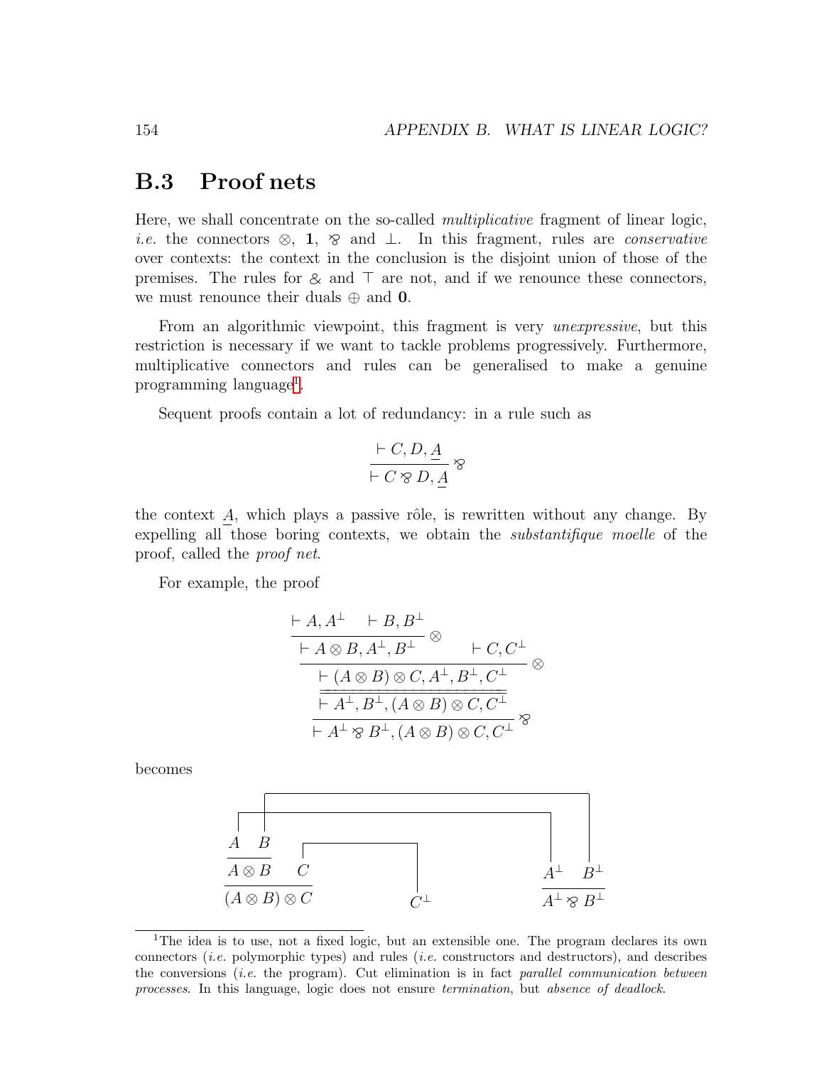## B.3 Proof nets

Here, we shall concentrate on the so-called *multiplicative* fragment of linear logic, *i.e.* the connectors $\otimes$, $\mathbf{1}$, $\invamp$ and $\bot$. In this fragment, rules are *conservative* over contexts: the context in the conclusion is the disjoint union of those of the premises. The rules for $\&$ and $\top$ are not, and if we renounce these connectors, we must renounce their duals $\oplus$ and $\mathbf{0}$.

From an algorithmic viewpoint, this fragment is very *unexpressive*, but this restriction is necessary if we want to tackle problems progressively. Furthermore, multiplicative connectors and rules can be generalised to make a genuine programming language[1].

Sequent proofs contain a lot of redundancy: in a rule such as

$$\frac{\vdash C, D, \underline{A}}{\vdash C \invamp D, \underline{A}} \invamp$$

the context $\underline{A}$, which plays a passive rôle, is rewritten without any change. By expelling all those boring contexts, we obtain the *substantifique moelle* of the proof, called the *proof net*.

For example, the proof

$$\cfrac{\cfrac{\cfrac{\cfrac{\vdash A, A^\perp \quad \vdash B, B^\perp}{\vdash A \otimes B, A^\perp, B^\perp} \otimes \qquad \vdash C, C^\perp}{\vdash (A \otimes B) \otimes C, A^\perp, B^\perp, C^\perp} \otimes}{\vdash A^\perp, B^\perp, (A \otimes B) \otimes C, C^\perp}}{\vdash A^\perp \invamp B^\perp, (A \otimes B) \otimes C, C^\perp} \invamp$$

becomes

$$\begin{array}{ccc}
\dfrac{\dfrac{A \quad B}{A \otimes B} \quad C}{(A \otimes B) \otimes C} & C^\perp & \dfrac{A^\perp \quad B^\perp}{A^\perp \invamp B^\perp}
\end{array}$$

(with axiom links connecting $A$ to $A^\perp$, $B$ to $B^\perp$, and $C$ to $C^\perp$)

[1] The idea is to use, not a fixed logic, but an extensible one. The program declares its own connectors (*i.e.* polymorphic types) and rules (*i.e.* constructors and destructors), and describes the conversions (*i.e.* the program). Cut elimination is in fact *parallel communication between processes*. In this language, logic does not ensure *termination*, but *absence of deadlock*.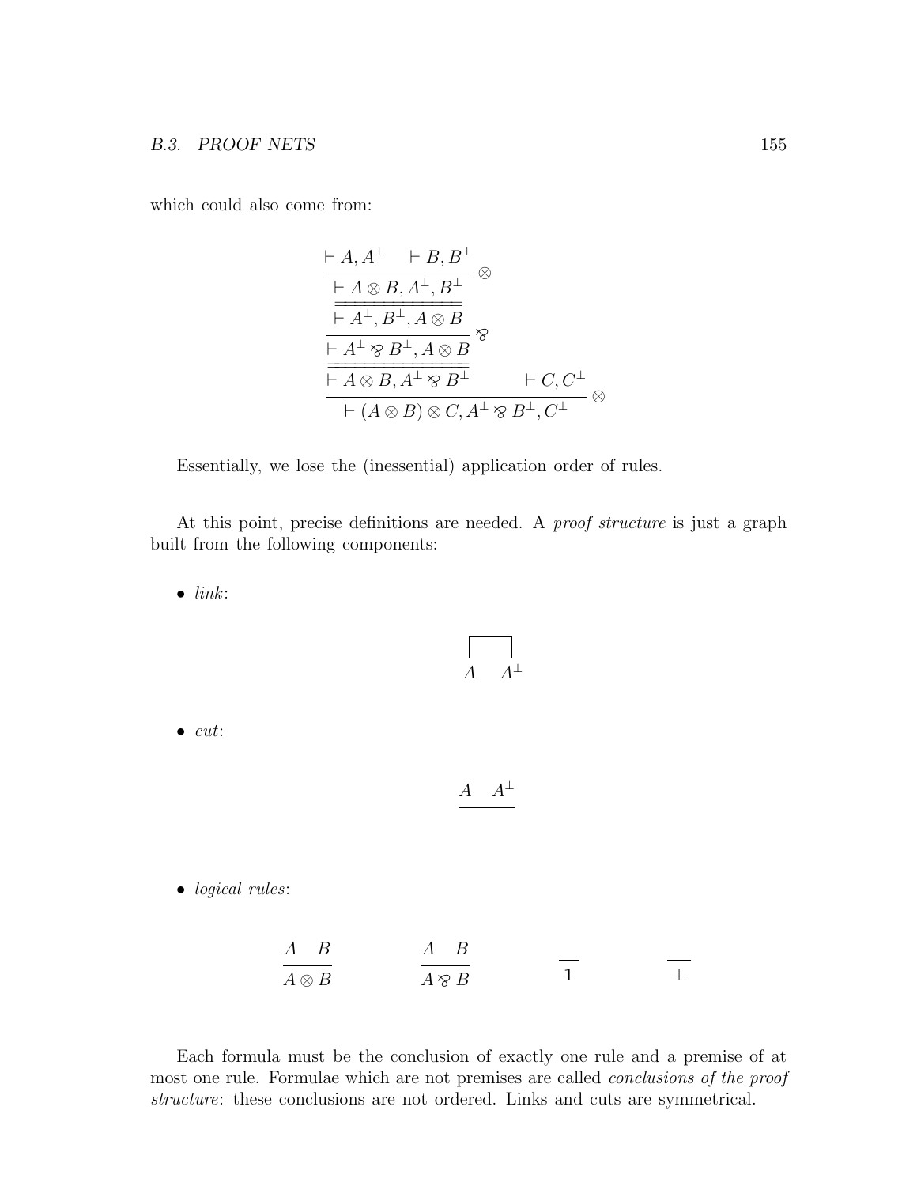which could also come from:

$$
\dfrac{\dfrac{\dfrac{\dfrac{\vdash A, A^\perp \quad \vdash B, B^\perp}{\vdash A \otimes B, A^\perp, B^\perp}\otimes}{\vdash A^\perp, B^\perp, A \otimes B}}{\vdash A^\perp \parr B^\perp, A \otimes B}\parr}{\dfrac{\vdash A \otimes B, A^\perp \parr B^\perp \qquad \vdash C, C^\perp}{\vdash (A \otimes B) \otimes C, A^\perp \parr B^\perp, C^\perp}\otimes}
$$

Essentially, we lose the (inessential) application order of rules.

At this point, precise definitions are needed. A *proof structure* is just a graph built from the following components:

- *link*:

$$
\overline{\underline{|}\ A \quad A^\perp\ \underline{|}}
$$

- *cut*:

$$
\underline{A \quad A^\perp}
$$

- *logical rules*:

$$
\frac{A \quad B}{A \otimes B} \qquad \frac{A \quad B}{A \parr B} \qquad \overline{\mathbf{1}} \qquad \overline{\perp}
$$

Each formula must be the conclusion of exactly one rule and a premise of at most one rule. Formulae which are not premises are called *conclusions of the proof structure*: these conclusions are not ordered. Links and cuts are symmetrical.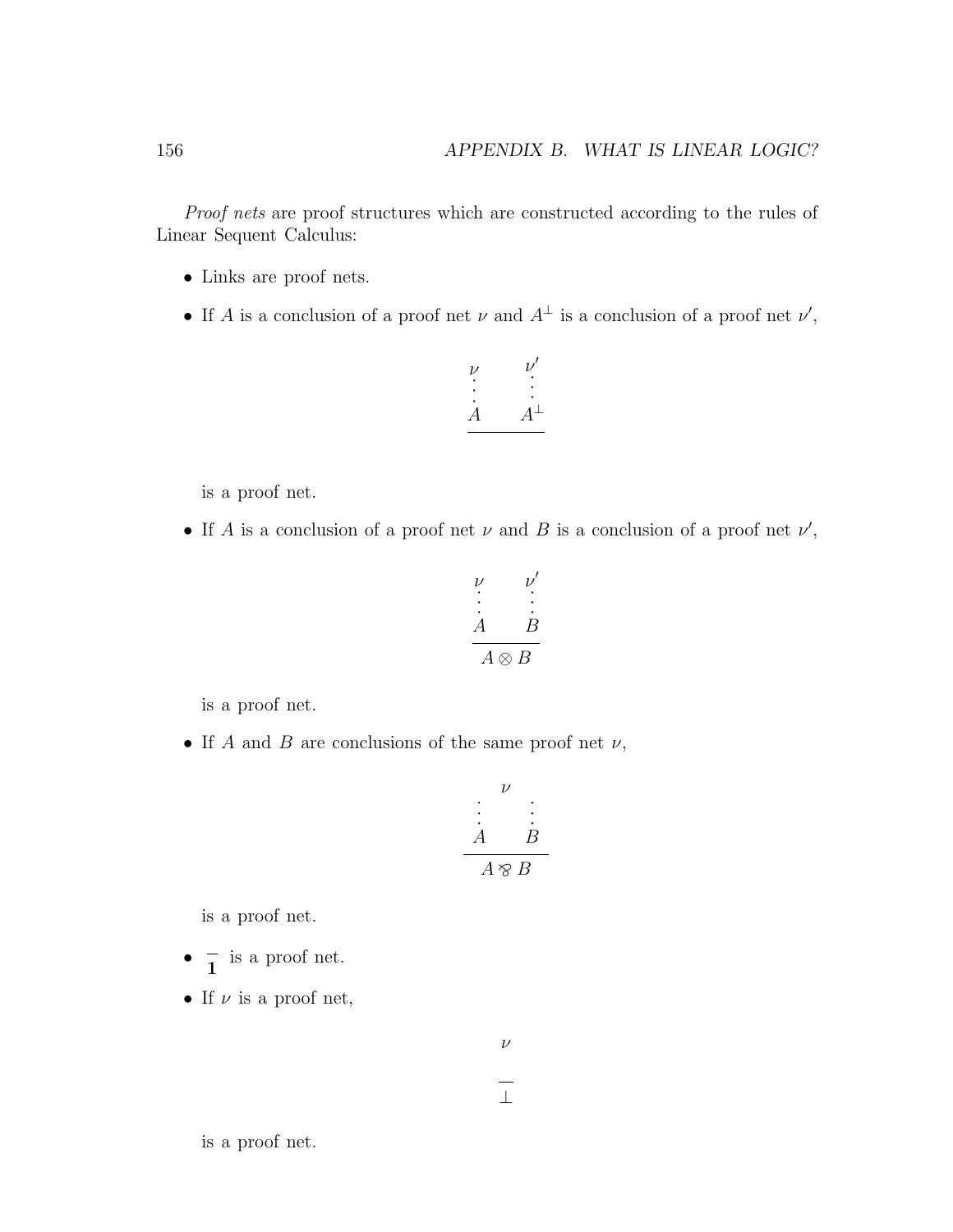*Proof nets* are proof structures which are constructed according to the rules of Linear Sequent Calculus:

- Links are proof nets.
- If $A$ is a conclusion of a proof net $\nu$ and $A^\perp$ is a conclusion of a proof net $\nu'$,

$$\frac{\begin{array}{cc}\nu & \nu' \\ \vdots & \vdots \\ A & A^\perp\end{array}}{}$$

  is a proof net.

- If $A$ is a conclusion of a proof net $\nu$ and $B$ is a conclusion of a proof net $\nu'$,

$$\frac{\begin{array}{cc}\nu & \nu' \\ \vdots & \vdots \\ A & B\end{array}}{A \otimes B}$$

  is a proof net.

- If $A$ and $B$ are conclusions of the same proof net $\nu$,

$$\frac{\begin{array}{cc} & \nu & \\ \vdots & & \vdots \\ A & & B\end{array}}{A \mathbin{⅋} B}$$

  is a proof net.

- $\overline{\mathbf{1}}$ is a proof net.
- If $\nu$ is a proof net,

$$\begin{array}{c}\nu \\ \\ \overline{\perp}\end{array}$$

  is a proof net.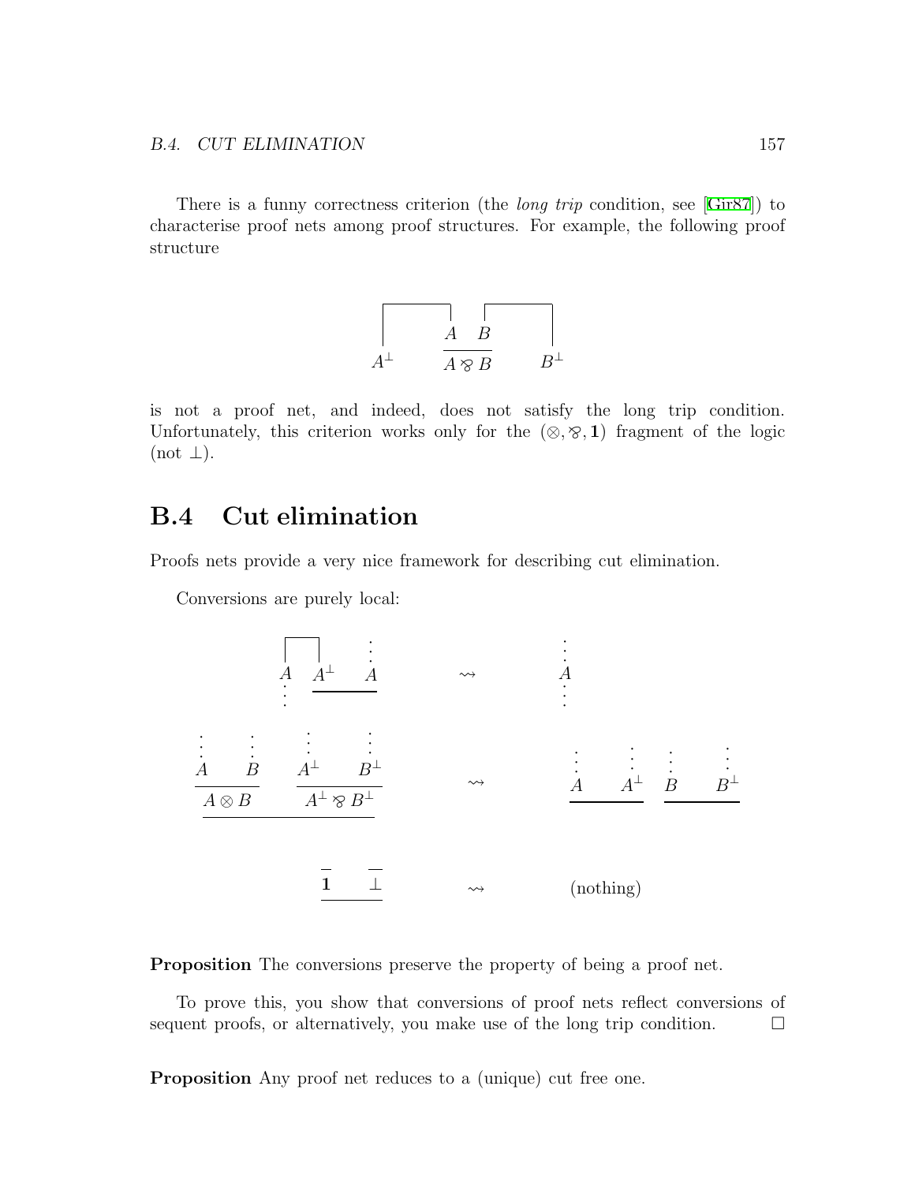There is a funny correctness criterion (the *long trip* condition, see [Gir87]) to characterise proof nets among proof structures. For example, the following proof structure

$$
\begin{array}{ccc}
A^\perp & \dfrac{A \quad B}{A \mathbin{⅋} B} & B^\perp
\end{array}
$$

is not a proof net, and indeed, does not satisfy the long trip condition. Unfortunately, this criterion works only for the $(\otimes, ⅋, \mathbf{1})$ fragment of the logic (not $\perp$).

## B.4 Cut elimination

Proofs nets provide a very nice framework for describing cut elimination.

Conversions are purely local:

$$
\begin{array}{c}
A \quad \underline{A^\perp \quad A}
\end{array}
\quad \rightsquigarrow \quad
\begin{array}{c}
\vdots \\ A \\ \vdots
\end{array}
$$

$$
\underline{\dfrac{A \quad B}{A \otimes B} \qquad \dfrac{A^\perp \quad B^\perp}{A^\perp ⅋ B^\perp}}
\quad \rightsquigarrow \quad
\underline{A \quad A^\perp} \quad \underline{B \quad B^\perp}
$$

$$
\underline{\overline{\mathbf{1}} \qquad \overline{\perp}} \quad \rightsquigarrow \quad \text{(nothing)}
$$

**Proposition** The conversions preserve the property of being a proof net.

To prove this, you show that conversions of proof nets reflect conversions of sequent proofs, or alternatively, you make use of the long trip condition. □

**Proposition** Any proof net reduces to a (unique) cut free one.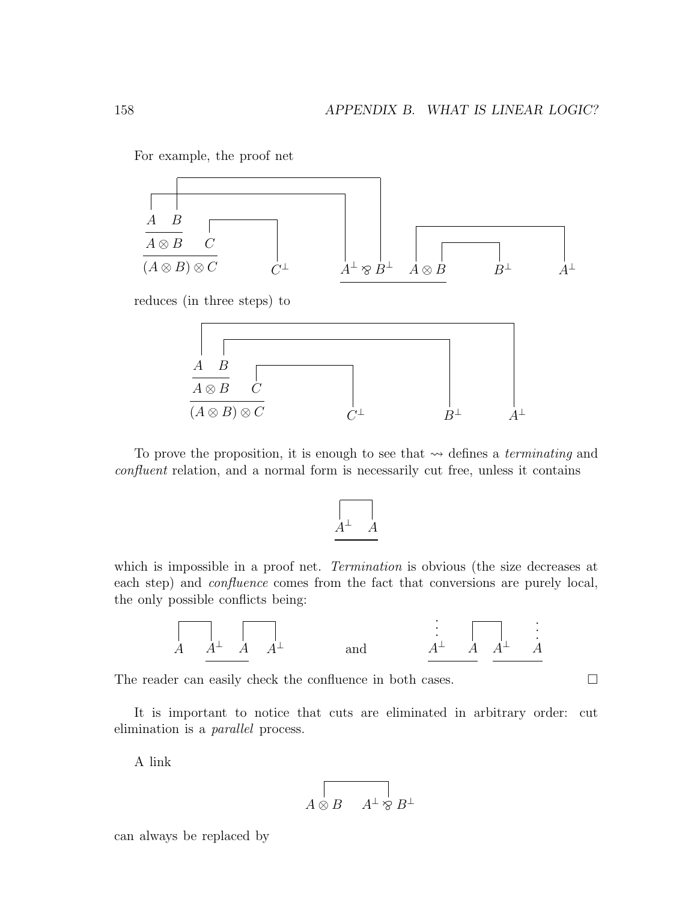For example, the proof net

$$
\begin{array}{c}
\dfrac{\dfrac{A \quad B}{A \otimes B} \quad C}{(A \otimes B) \otimes C} \qquad C^{\perp} \qquad \underline{A^{\perp} \mathbin{⅋} B^{\perp} \quad A \otimes B} \qquad B^{\perp} \qquad A^{\perp}
\end{array}
$$

reduces (in three steps) to

$$
\begin{array}{c}
\dfrac{\dfrac{A \quad B}{A \otimes B} \quad C}{(A \otimes B) \otimes C} \qquad C^{\perp} \qquad B^{\perp} \qquad A^{\perp}
\end{array}
$$

To prove the proposition, it is enough to see that $\rightsquigarrow$ defines a *terminating* and *confluent* relation, and a normal form is necessarily cut free, unless it contains

$$
\underline{A^{\perp} \quad A}
$$

which is impossible in a proof net. *Termination* is obvious (the size decreases at each step) and *confluence* comes from the fact that conversions are purely local, the only possible conflicts being:

$$
A \quad \underline{A^{\perp} \quad A} \quad A^{\perp} \qquad \text{and} \qquad \underline{A^{\perp} \quad A} \quad \underline{A^{\perp} \quad A}
$$

The reader can easily check the confluence in both cases. □

It is important to notice that cuts are eliminated in arbitrary order: cut elimination is a *parallel* process.

A link

$$
A \otimes B \qquad A^{\perp} \mathbin{⅋} B^{\perp}
$$

can always be replaced by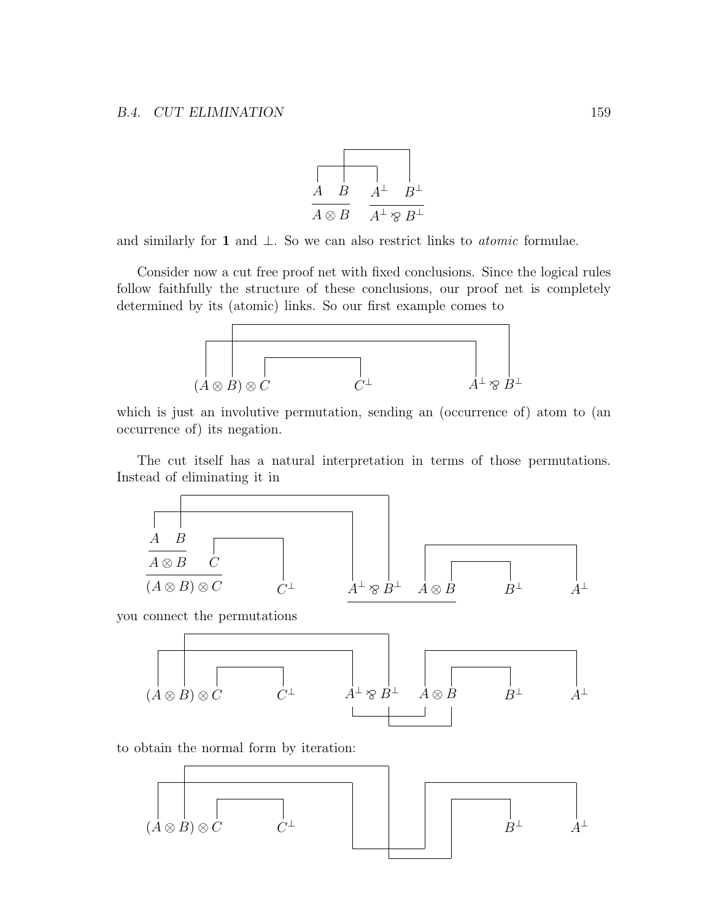$$\frac{A \quad B}{A \otimes B} \qquad \frac{A^\perp \quad B^\perp}{A^\perp \mathbin{\wp} B^\perp}$$

and similarly for $\mathbf{1}$ and $\perp$. So we can also restrict links to *atomic* formulae.

Consider now a cut free proof net with fixed conclusions. Since the logical rules follow faithfully the structure of these conclusions, our proof net is completely determined by its (atomic) links. So our first example comes to

$$(A \otimes B) \otimes C \qquad\qquad C^\perp \qquad\qquad A^\perp \mathbin{\wp} B^\perp$$

which is just an involutive permutation, sending an (occurrence of) atom to (an occurrence of) its negation.

The cut itself has a natural interpretation in terms of those permutations. Instead of eliminating it in

$$\frac{\dfrac{A \quad B}{A \otimes B} \quad C}{(A \otimes B) \otimes C} \qquad C^\perp \qquad \underline{A^\perp \mathbin{\wp} B^\perp \quad A \otimes B} \qquad B^\perp \qquad A^\perp$$

you connect the permutations

$$(A \otimes B) \otimes C \qquad C^\perp \qquad A^\perp \mathbin{\wp} B^\perp \quad A \otimes B \qquad B^\perp \qquad A^\perp$$

to obtain the normal form by iteration:

$$(A \otimes B) \otimes C \qquad C^\perp \qquad\qquad\qquad\qquad B^\perp \qquad A^\perp$$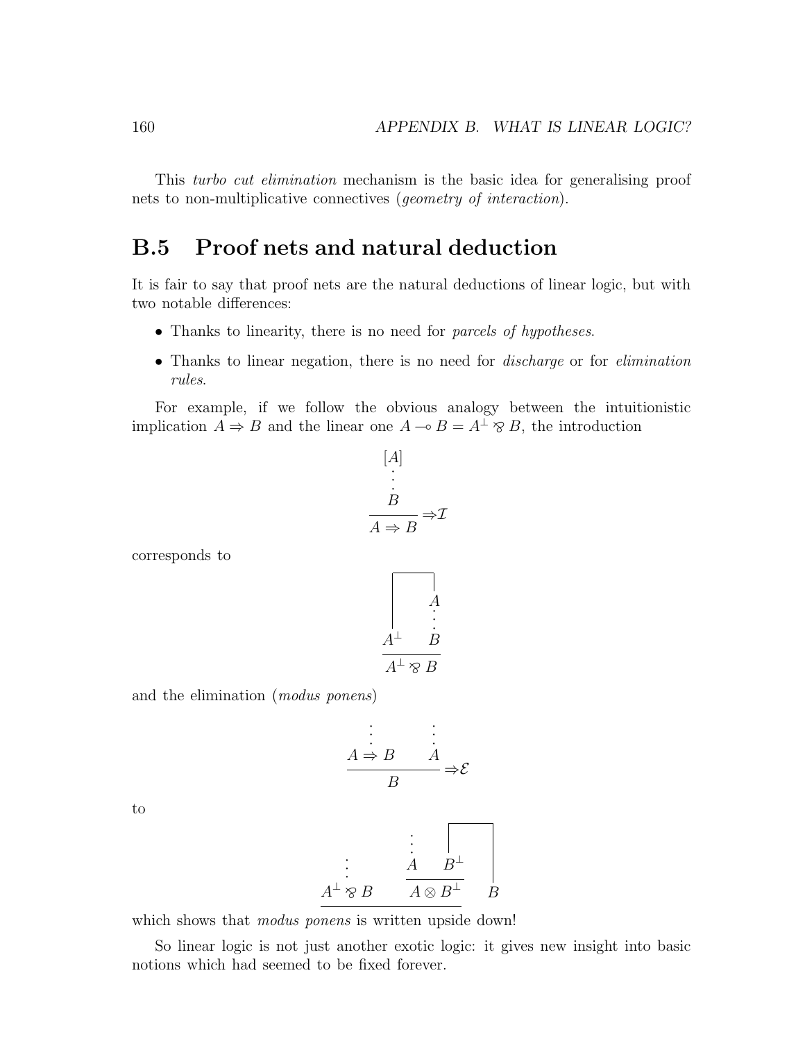This *turbo cut elimination* mechanism is the basic idea for generalising proof nets to non-multiplicative connectives (*geometry of interaction*).

## B.5 Proof nets and natural deduction

It is fair to say that proof nets are the natural deductions of linear logic, but with two notable differences:

- Thanks to linearity, there is no need for *parcels of hypotheses*.
- Thanks to linear negation, there is no need for *discharge* or for *elimination rules*.

For example, if we follow the obvious analogy between the intuitionistic implication $A \Rightarrow B$ and the linear one $A \multimap B = A^\perp \invamp B$, the introduction

$$\dfrac{\begin{matrix}[A] \\ \vdots \\ B\end{matrix}}{A \Rightarrow B} \Rightarrow\mathcal{I}$$

corresponds to

$$\dfrac{A^\perp \qquad \begin{matrix} A \\ \vdots \\ B \end{matrix}}{A^\perp \invamp B}$$

(with an axiom link connecting $A^\perp$ and $A$)

and the elimination (*modus ponens*)

$$\dfrac{\begin{matrix}\vdots \\ A \Rightarrow B\end{matrix} \qquad \begin{matrix}\vdots \\ A\end{matrix}}{B} \Rightarrow\mathcal{E}$$

to

$$\underline{\begin{matrix}\vdots \\ A^\perp \invamp B\end{matrix} \qquad \dfrac{\begin{matrix}\vdots \\ A\end{matrix} \quad B^\perp}{A \otimes B^\perp}} \qquad B$$

(with a cut between $A^\perp \invamp B$ and $A \otimes B^\perp$, and an axiom link connecting $B^\perp$ and $B$)

which shows that *modus ponens* is written upside down!

So linear logic is not just another exotic logic: it gives new insight into basic notions which had seemed to be fixed forever.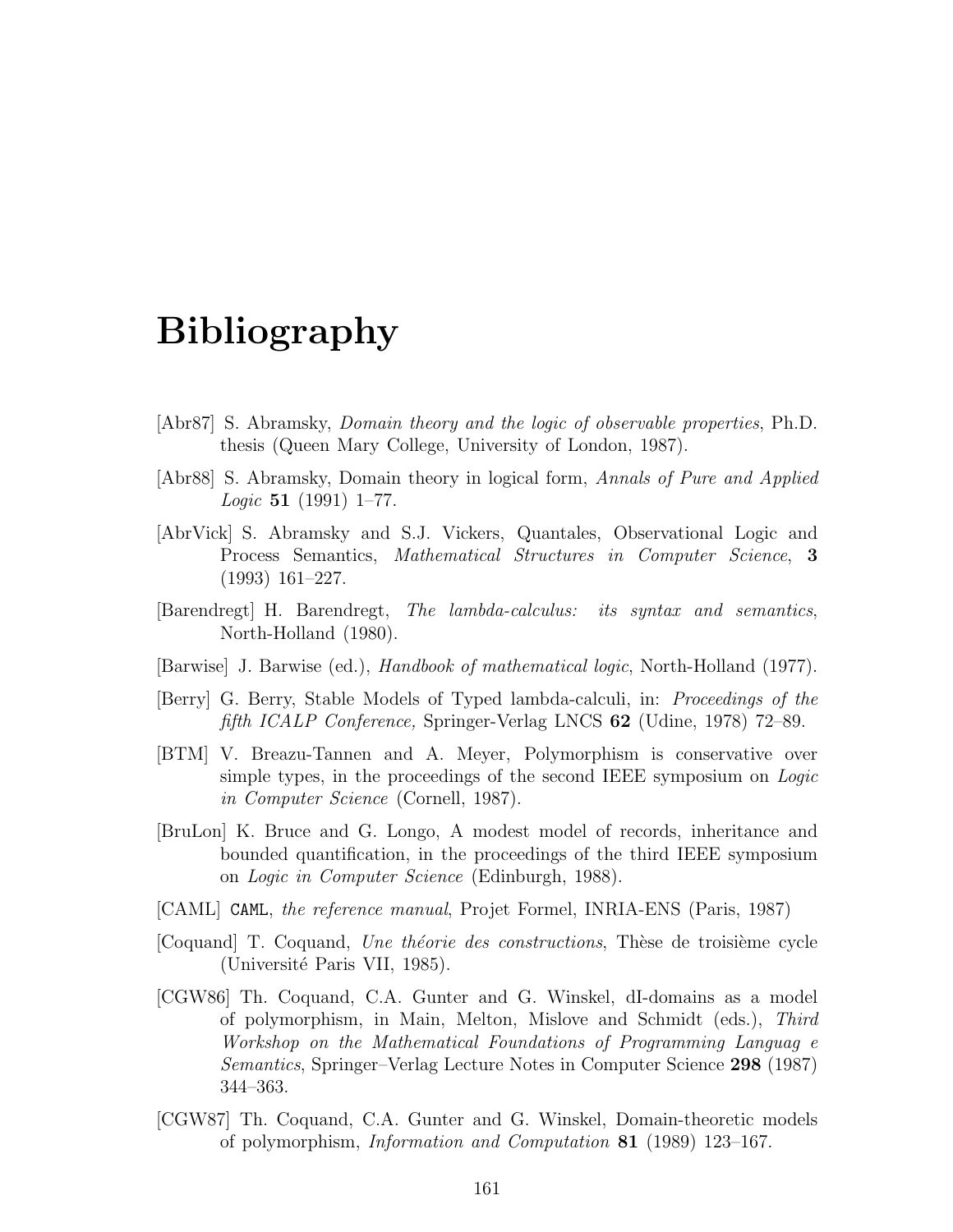# Bibliography

[Abr87] S. Abramsky, *Domain theory and the logic of observable properties*, Ph.D. thesis (Queen Mary College, University of London, 1987).

[Abr88] S. Abramsky, Domain theory in logical form, *Annals of Pure and Applied Logic* **51** (1991) 1–77.

[AbrVick] S. Abramsky and S.J. Vickers, Quantales, Observational Logic and Process Semantics, *Mathematical Structures in Computer Science*, **3** (1993) 161–227.

[Barendregt] H. Barendregt, *The lambda-calculus: its syntax and semantics*, North-Holland (1980).

[Barwise] J. Barwise (ed.), *Handbook of mathematical logic*, North-Holland (1977).

[Berry] G. Berry, Stable Models of Typed lambda-calculi, in: *Proceedings of the fifth ICALP Conference,* Springer-Verlag LNCS **62** (Udine, 1978) 72–89.

[BTM] V. Breazu-Tannen and A. Meyer, Polymorphism is conservative over simple types, in the proceedings of the second IEEE symposium on *Logic in Computer Science* (Cornell, 1987).

[BruLon] K. Bruce and G. Longo, A modest model of records, inheritance and bounded quantification, in the proceedings of the third IEEE symposium on *Logic in Computer Science* (Edinburgh, 1988).

[CAML] `CAML`, *the reference manual*, Projet Formel, INRIA-ENS (Paris, 1987)

[Coquand] T. Coquand, *Une théorie des constructions*, Thèse de troisième cycle (Université Paris VII, 1985).

[CGW86] Th. Coquand, C.A. Gunter and G. Winskel, dI-domains as a model of polymorphism, in Main, Melton, Mislove and Schmidt (eds.), *Third Workshop on the Mathematical Foundations of Programming Languag e Semantics*, Springer–Verlag Lecture Notes in Computer Science **298** (1987) 344–363.

[CGW87] Th. Coquand, C.A. Gunter and G. Winskel, Domain-theoretic models of polymorphism, *Information and Computation* **81** (1989) 123–167.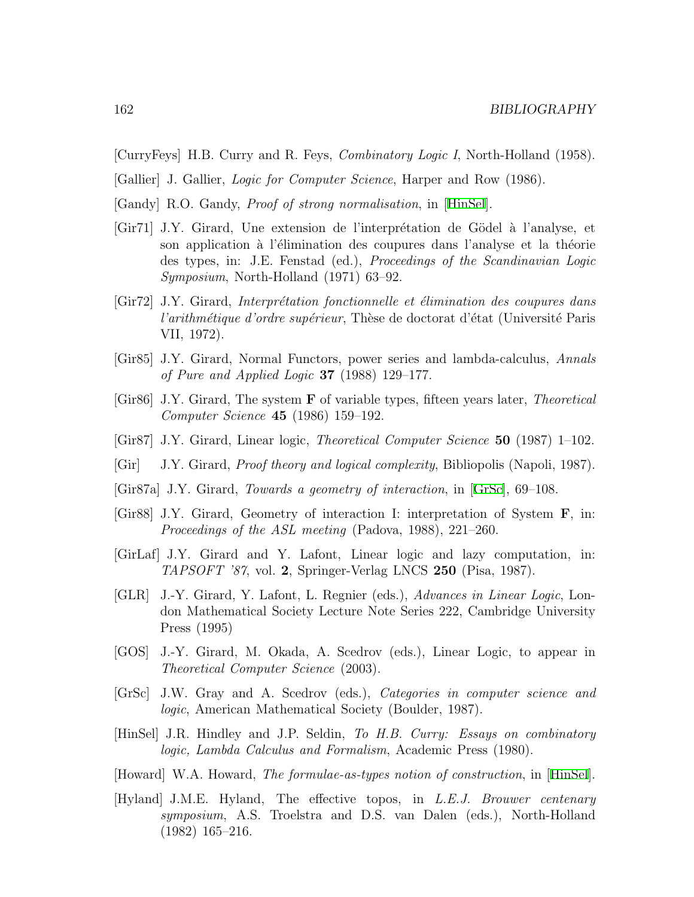[CurryFeys] H.B. Curry and R. Feys, *Combinatory Logic I*, North-Holland (1958).

[Gallier] J. Gallier, *Logic for Computer Science*, Harper and Row (1986).

[Gandy] R.O. Gandy, *Proof of strong normalisation*, in [HinSel].

[Gir71] J.Y. Girard, Une extension de l'interprétation de Gödel à l'analyse, et son application à l'élimination des coupures dans l'analyse et la théorie des types, in: J.E. Fenstad (ed.), *Proceedings of the Scandinavian Logic Symposium*, North-Holland (1971) 63–92.

[Gir72] J.Y. Girard, *Interprétation fonctionnelle et élimination des coupures dans l'arithmétique d'ordre supérieur*, Thèse de doctorat d'état (Université Paris VII, 1972).

[Gir85] J.Y. Girard, Normal Functors, power series and lambda-calculus, *Annals of Pure and Applied Logic* **37** (1988) 129–177.

[Gir86] J.Y. Girard, The system **F** of variable types, fifteen years later, *Theoretical Computer Science* **45** (1986) 159–192.

[Gir87] J.Y. Girard, Linear logic, *Theoretical Computer Science* **50** (1987) 1–102.

[Gir] J.Y. Girard, *Proof theory and logical complexity*, Bibliopolis (Napoli, 1987).

[Gir87a] J.Y. Girard, *Towards a geometry of interaction*, in [GrSc], 69–108.

[Gir88] J.Y. Girard, Geometry of interaction I: interpretation of System **F**, in: *Proceedings of the ASL meeting* (Padova, 1988), 221–260.

[GirLaf] J.Y. Girard and Y. Lafont, Linear logic and lazy computation, in: *TAPSOFT '87*, vol. **2**, Springer-Verlag LNCS **250** (Pisa, 1987).

[GLR] J.-Y. Girard, Y. Lafont, L. Regnier (eds.), *Advances in Linear Logic*, London Mathematical Society Lecture Note Series 222, Cambridge University Press (1995)

[GOS] J.-Y. Girard, M. Okada, A. Scedrov (eds.), Linear Logic, to appear in *Theoretical Computer Science* (2003).

[GrSc] J.W. Gray and A. Scedrov (eds.), *Categories in computer science and logic*, American Mathematical Society (Boulder, 1987).

[HinSel] J.R. Hindley and J.P. Seldin, *To H.B. Curry: Essays on combinatory logic, Lambda Calculus and Formalism*, Academic Press (1980).

[Howard] W.A. Howard, *The formulae-as-types notion of construction*, in [HinSel].

[Hyland] J.M.E. Hyland, The effective topos, in *L.E.J. Brouwer centenary symposium*, A.S. Troelstra and D.S. van Dalen (eds.), North-Holland (1982) 165–216.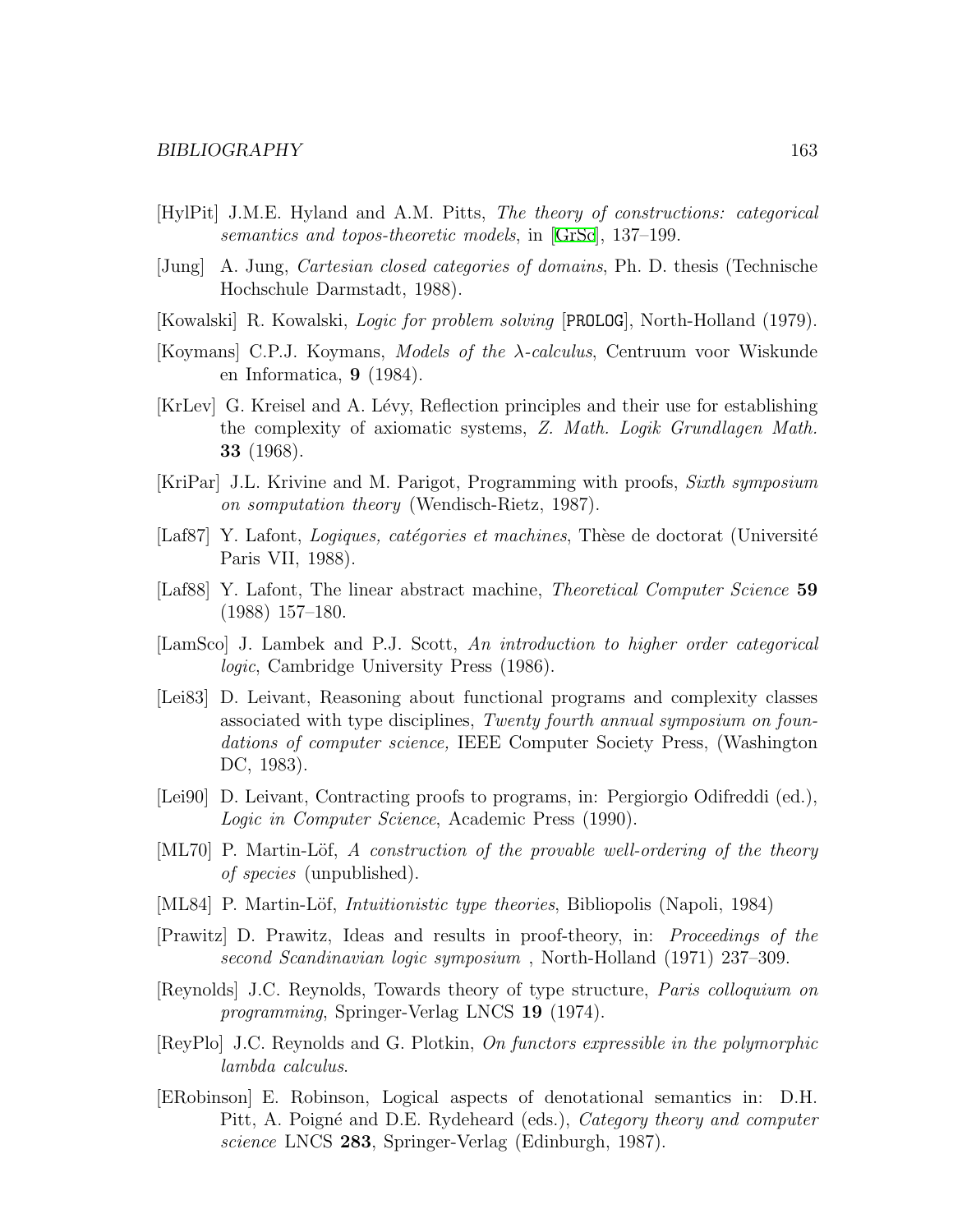[HylPit] J.M.E. Hyland and A.M. Pitts, *The theory of constructions: categorical semantics and topos-theoretic models*, in [GrSc], 137–199.

[Jung] A. Jung, *Cartesian closed categories of domains*, Ph. D. thesis (Technische Hochschule Darmstadt, 1988).

[Kowalski] R. Kowalski, *Logic for problem solving* [PROLOG], North-Holland (1979).

[Koymans] C.P.J. Koymans, *Models of the $\lambda$-calculus*, Centruum voor Wiskunde en Informatica, **9** (1984).

[KrLev] G. Kreisel and A. Lévy, Reflection principles and their use for establishing the complexity of axiomatic systems, *Z. Math. Logik Grundlagen Math.* **33** (1968).

[KriPar] J.L. Krivine and M. Parigot, Programming with proofs, *Sixth symposium on somputation theory* (Wendisch-Rietz, 1987).

[Laf87] Y. Lafont, *Logiques, catégories et machines*, Thèse de doctorat (Université Paris VII, 1988).

[Laf88] Y. Lafont, The linear abstract machine, *Theoretical Computer Science* **59** (1988) 157–180.

[LamSco] J. Lambek and P.J. Scott, *An introduction to higher order categorical logic*, Cambridge University Press (1986).

[Lei83] D. Leivant, Reasoning about functional programs and complexity classes associated with type disciplines, *Twenty fourth annual symposium on foundations of computer science,* IEEE Computer Society Press, (Washington DC, 1983).

[Lei90] D. Leivant, Contracting proofs to programs, in: Pergiorgio Odifreddi (ed.), *Logic in Computer Science*, Academic Press (1990).

[ML70] P. Martin-Löf, *A construction of the provable well-ordering of the theory of species* (unpublished).

[ML84] P. Martin-Löf, *Intuitionistic type theories*, Bibliopolis (Napoli, 1984)

[Prawitz] D. Prawitz, Ideas and results in proof-theory, in: *Proceedings of the second Scandinavian logic symposium* , North-Holland (1971) 237–309.

[Reynolds] J.C. Reynolds, Towards theory of type structure, *Paris colloquium on programming*, Springer-Verlag LNCS **19** (1974).

[ReyPlo] J.C. Reynolds and G. Plotkin, *On functors expressible in the polymorphic lambda calculus*.

[ERobinson] E. Robinson, Logical aspects of denotational semantics in: D.H. Pitt, A. Poigné and D.E. Rydeheard (eds.), *Category theory and computer science* LNCS **283**, Springer-Verlag (Edinburgh, 1987).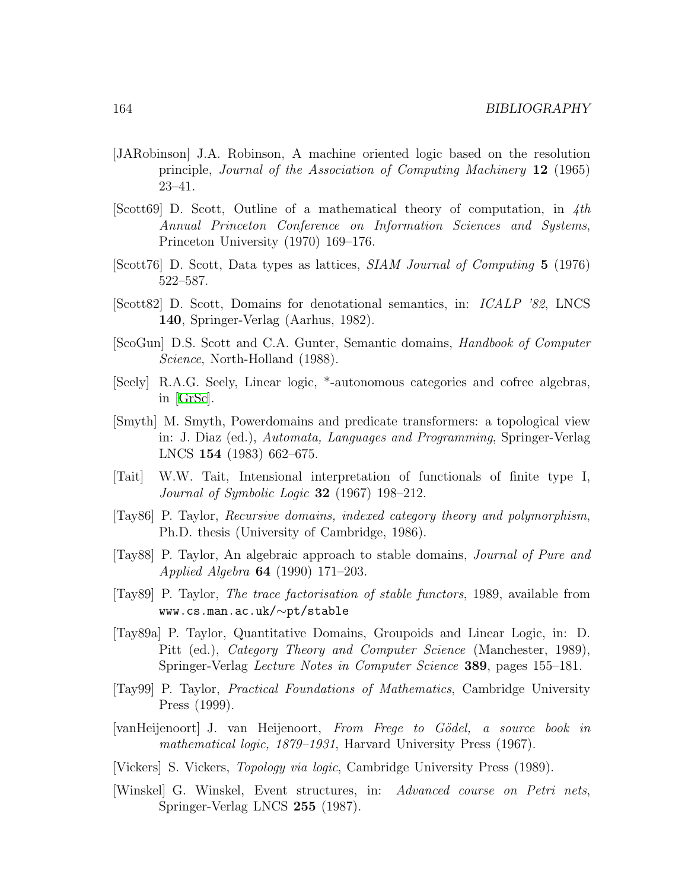[JARobinson] J.A. Robinson, A machine oriented logic based on the resolution principle, *Journal of the Association of Computing Machinery* **12** (1965) 23–41.

[Scott69] D. Scott, Outline of a mathematical theory of computation, in *4th Annual Princeton Conference on Information Sciences and Systems*, Princeton University (1970) 169–176.

[Scott76] D. Scott, Data types as lattices, *SIAM Journal of Computing* **5** (1976) 522–587.

[Scott82] D. Scott, Domains for denotational semantics, in: *ICALP '82*, LNCS **140**, Springer-Verlag (Aarhus, 1982).

[ScoGun] D.S. Scott and C.A. Gunter, Semantic domains, *Handbook of Computer Science*, North-Holland (1988).

[Seely] R.A.G. Seely, Linear logic, *-autonomous categories and cofree algebras, in [GrSc].

[Smyth] M. Smyth, Powerdomains and predicate transformers: a topological view in: J. Diaz (ed.), *Automata, Languages and Programming*, Springer-Verlag LNCS **154** (1983) 662–675.

[Tait] W.W. Tait, Intensional interpretation of functionals of finite type I, *Journal of Symbolic Logic* **32** (1967) 198–212.

[Tay86] P. Taylor, *Recursive domains, indexed category theory and polymorphism*, Ph.D. thesis (University of Cambridge, 1986).

[Tay88] P. Taylor, An algebraic approach to stable domains, *Journal of Pure and Applied Algebra* **64** (1990) 171–203.

[Tay89] P. Taylor, *The trace factorisation of stable functors*, 1989, available from `www.cs.man.ac.uk/~pt/stable`

[Tay89a] P. Taylor, Quantitative Domains, Groupoids and Linear Logic, in: D. Pitt (ed.), *Category Theory and Computer Science* (Manchester, 1989), Springer-Verlag *Lecture Notes in Computer Science* **389**, pages 155–181.

[Tay99] P. Taylor, *Practical Foundations of Mathematics*, Cambridge University Press (1999).

[vanHeijenoort] J. van Heijenoort, *From Frege to Gödel, a source book in mathematical logic, 1879–1931*, Harvard University Press (1967).

[Vickers] S. Vickers, *Topology via logic*, Cambridge University Press (1989).

[Winskel] G. Winskel, Event structures, in: *Advanced course on Petri nets*, Springer-Verlag LNCS **255** (1987).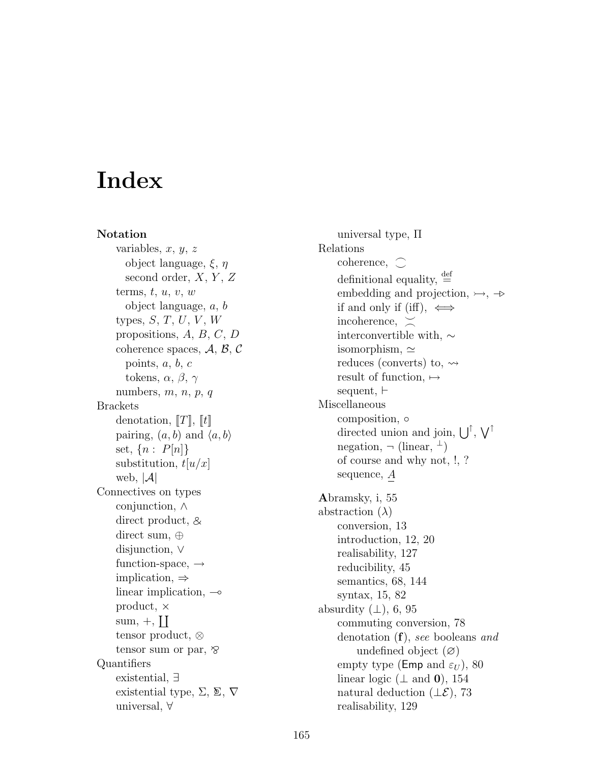# Index

**Notation**

- variables, $x$, $y$, $z$
  - object language, $\xi$, $\eta$
  - second order, $X$, $Y$, $Z$
- terms, $t$, $u$, $v$, $w$
  - object language, $a$, $b$
- types, $S$, $T$, $U$, $V$, $W$
- propositions, $A$, $B$, $C$, $D$
- coherence spaces, $\mathcal{A}$, $\mathcal{B}$, $\mathcal{C}$
  - points, $a$, $b$, $c$
  - tokens, $\alpha$, $\beta$, $\gamma$
- numbers, $m$, $n$, $p$, $q$

Brackets

- denotation, $[\![T]\!]$, $[\![t]\!]$
- pairing, $(a, b)$ and $\langle a, b\rangle$
- set, $\{n : P[n]\}$
- substitution, $t[u/x]$
- web, $|\mathcal{A}|$

Connectives on types

- conjunction, $\wedge$
- direct product, $\&$
- direct sum, $\oplus$
- disjunction, $\vee$
- function-space, $\rightarrow$
- implication, $\Rightarrow$
- linear implication, $\multimap$
- product, $\times$
- sum, $+$, $\coprod$
- tensor product, $\otimes$
- tensor sum or par, $⅋$

Quantifiers

- existential, $\exists$
- existential type, $\Sigma$, $\mathbb{\Sigma}$, $\nabla$
- universal, $\forall$
- universal type, $\Pi$

Relations

- coherence, $\frown\!\!\!\!\smile$
- definitional equality, $\stackrel{\text{def}}{=}$
- embedding and projection, $\rightarrowtail$, $\twoheadrightarrow$
- if and only if (iff), $\iff$
- incoherence, $\smile\!\!\!\!\frown$
- interconvertible with, $\sim$
- isomorphism, $\simeq$
- reduces (converts) to, $\rightsquigarrow$
- result of function, $\mapsto$
- sequent, $\vdash$

Miscellaneous

- composition, $\circ$
- directed union and join, $\bigcup^{\uparrow}$, $\bigvee^{\uparrow}$
- negation, $\neg$ (linear, $^{\perp}$)
- of course and why not, !, ?
- sequence, $\underline{A}$

**A**bramsky, i, 55

abstraction ($\lambda$)

- conversion, 13
- introduction, 12, 20
- realisability, 127
- reducibility, 45
- semantics, 68, 144
- syntax, 15, 82

absurdity ($\perp$), 6, 95

- commuting conversion, 78
- denotation ($\mathbf{f}$), *see* booleans *and* undefined object ($\varnothing$)
- empty type ($\mathsf{Emp}$ and $\varepsilon_U$), 80
- linear logic ($\perp$ and $\mathbf{0}$), 154
- natural deduction ($\perp\mathcal{E}$), 73
- realisability, 129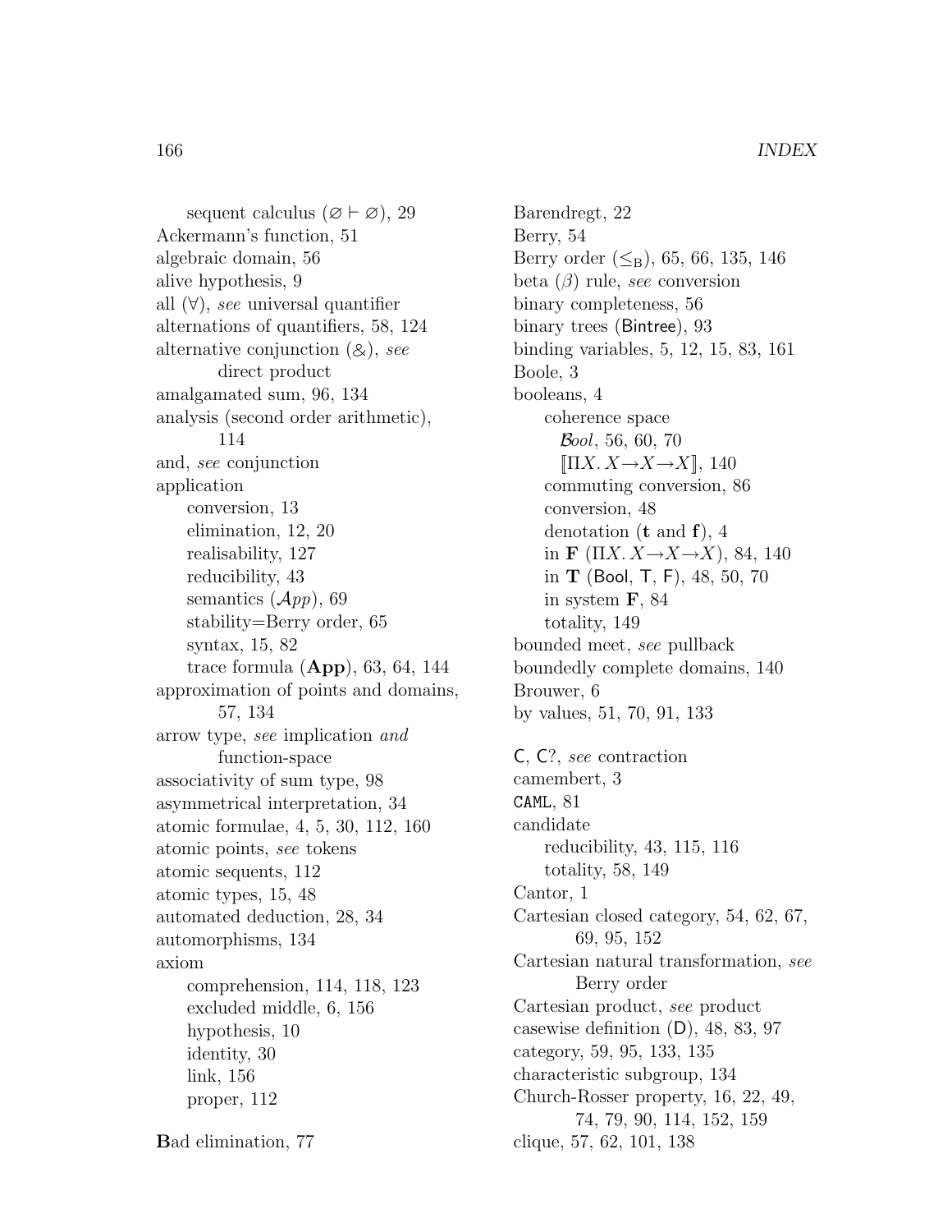sequent calculus ($\varnothing \vdash \varnothing$), 29
Ackermann's function, 51
algebraic domain, 56
alive hypothesis, 9
all ($\forall$), *see* universal quantifier
alternations of quantifiers, 58, 124
alternative conjunction ($\&$), *see* direct product
amalgamated sum, 96, 134
analysis (second order arithmetic), 114
and, *see* conjunction
application
  conversion, 13
  elimination, 12, 20
  realisability, 127
  reducibility, 43
  semantics ($\mathcal{A}pp$), 69
  stability=Berry order, 65
  syntax, 15, 82
  trace formula (**App**), 63, 64, 144
approximation of points and domains, 57, 134
arrow type, *see* implication *and* function-space
associativity of sum type, 98
asymmetrical interpretation, 34
atomic formulae, 4, 5, 30, 112, 160
atomic points, *see* tokens
atomic sequents, 112
atomic types, 15, 48
automated deduction, 28, 34
automorphisms, 134
axiom
  comprehension, 114, 118, 123
  excluded middle, 6, 156
  hypothesis, 10
  identity, 30
  link, 156
  proper, 112

**B**ad elimination, 77
Barendregt, 22
Berry, 54
Berry order ($\leq_B$), 65, 66, 135, 146
beta ($\beta$) rule, *see* conversion
binary completeness, 56
binary trees (Bintree), 93
binding variables, 5, 12, 15, 83, 161
Boole, 3
booleans, 4
  coherence space
    $\mathcal{B}ool$, 56, 60, 70
    $[\![\Pi X. X \to X \to X]\!]$, 140
  commuting conversion, 86
  conversion, 48
  denotation (**t** and **f**), 4
  in **F** ($\Pi X. X \to X \to X$), 84, 140
  in **T** (Bool, T, F), 48, 50, 70
  in system **F**, 84
  totality, 149
bounded meet, *see* pullback
boundedly complete domains, 140
Brouwer, 6
by values, 51, 70, 91, 133

C, C?, *see* contraction
camembert, 3
CAML, 81
candidate
  reducibility, 43, 115, 116
  totality, 58, 149
Cantor, 1
Cartesian closed category, 54, 62, 67, 69, 95, 152
Cartesian natural transformation, *see* Berry order
Cartesian product, *see* product
casewise definition (D), 48, 83, 97
category, 59, 95, 133, 135
characteristic subgroup, 134
Church-Rosser property, 16, 22, 49, 74, 79, 90, 114, 152, 159
clique, 57, 62, 101, 138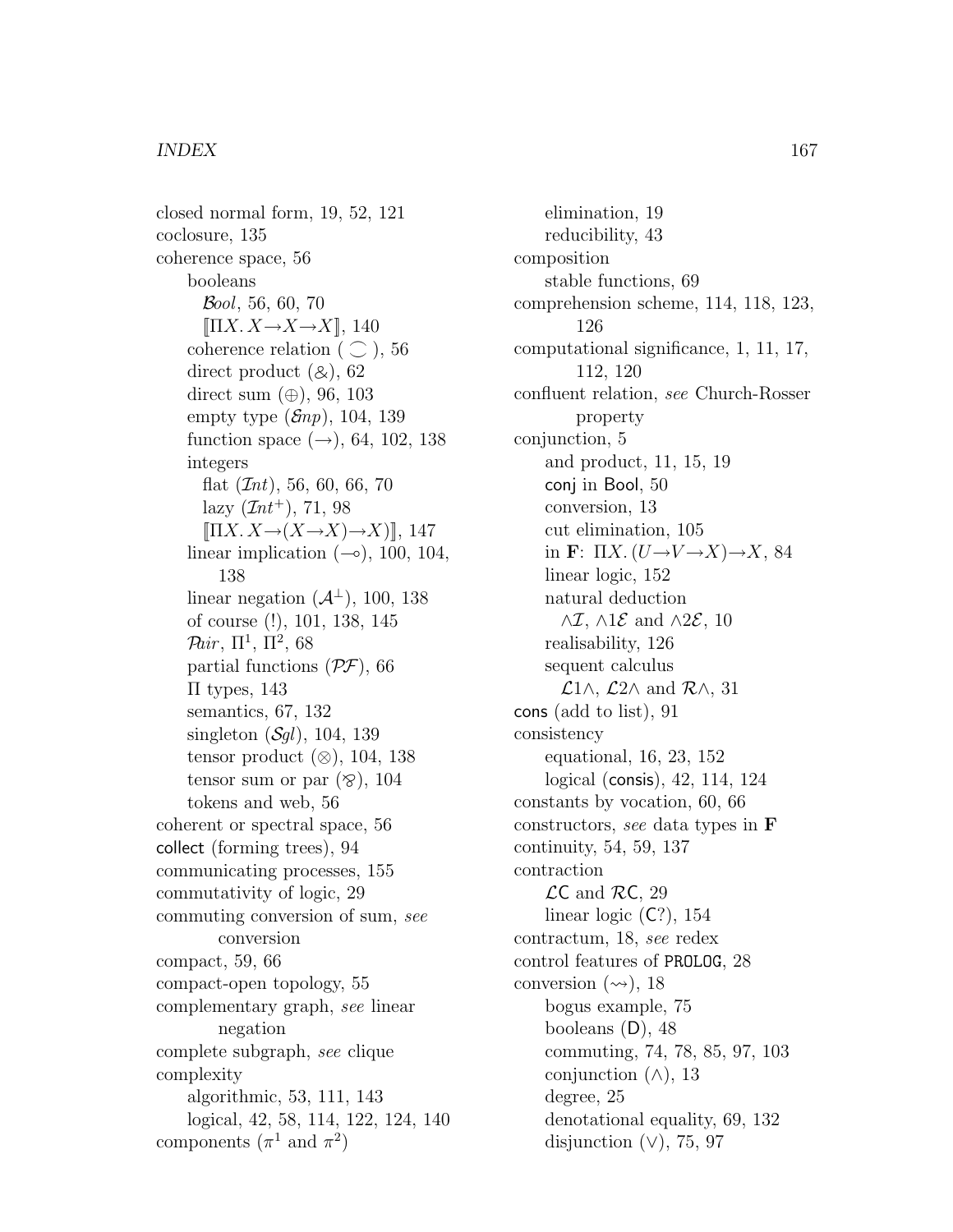closed normal form, 19, 52, 121
coclosure, 135
coherence space, 56
  booleans
    $\mathcal{B}ool$, 56, 60, 70
    $[\![\Pi X.\, X\to X\to X]\!]$, 140
  coherence relation ( $\frown$ ), 56
  direct product (&), 62
  direct sum ($\oplus$), 96, 103
  empty type ($\mathcal{E}mp$), 104, 139
  function space ($\to$), 64, 102, 138
  integers
    flat ($\mathcal{I}nt$), 56, 60, 66, 70
    lazy ($\mathcal{I}nt^+$), 71, 98
    $[\![\Pi X.\, X\to(X\to X)\to X)]\!]$, 147
  linear implication ($\multimap$), 100, 104, 138
  linear negation ($\mathcal{A}^\perp$), 100, 138
  of course (!), 101, 138, 145
  $\mathcal{P}air$, $\Pi^1$, $\Pi^2$, 68
  partial functions ($\mathcal{PF}$), 66
  $\Pi$ types, 143
  semantics, 67, 132
  singleton ($\mathcal{S}gl$), 104, 139
  tensor product ($\otimes$), 104, 138
  tensor sum or par ($\parr$), 104
  tokens and web, 56
coherent or spectral space, 56
collect (forming trees), 94
communicating processes, 155
commutativity of logic, 29
commuting conversion of sum, *see* conversion
compact, 59, 66
compact-open topology, 55
complementary graph, *see* linear negation
complete subgraph, *see* clique
complexity
  algorithmic, 53, 111, 143
  logical, 42, 58, 114, 122, 124, 140
components ($\pi^1$ and $\pi^2$)
  elimination, 19
  reducibility, 43
composition
  stable functions, 69
comprehension scheme, 114, 118, 123, 126
computational significance, 1, 11, 17, 112, 120
confluent relation, *see* Church-Rosser property
conjunction, 5
  and product, 11, 15, 19
  conj in Bool, 50
  conversion, 13
  cut elimination, 105
  in **F**: $\Pi X.\,(U\to V\to X)\to X$, 84
  linear logic, 152
  natural deduction
    $\wedge\mathcal{I}$, $\wedge 1\mathcal{E}$ and $\wedge 2\mathcal{E}$, 10
  realisability, 126
  sequent calculus
    $\mathcal{L}1\wedge$, $\mathcal{L}2\wedge$ and $\mathcal{R}\wedge$, 31
cons (add to list), 91
consistency
  equational, 16, 23, 152
  logical (consis), 42, 114, 124
constants by vocation, 60, 66
constructors, *see* data types in **F**
continuity, 54, 59, 137
contraction
  $\mathcal{L}\mathsf{C}$ and $\mathcal{R}\mathsf{C}$, 29
  linear logic ($\mathsf{C}?$), 154
contractum, 18, *see* redex
control features of PROLOG, 28
conversion ($\rightsquigarrow$), 18
  bogus example, 75
  booleans (D), 48
  commuting, 74, 78, 85, 97, 103
  conjunction ($\wedge$), 13
  degree, 25
  denotational equality, 69, 132
  disjunction ($\vee$), 75, 97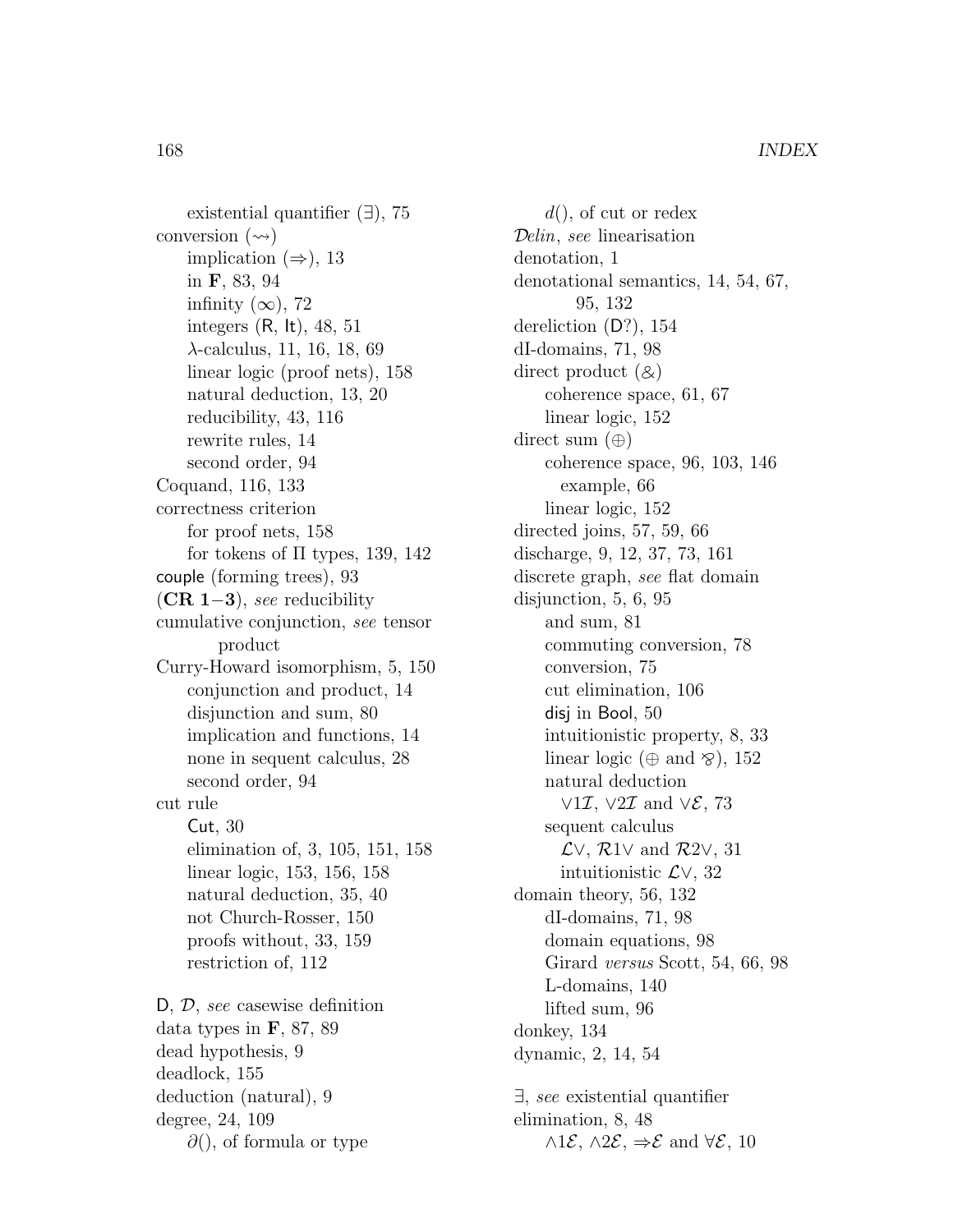existential quantifier ($\exists$), 75
conversion ($\rightsquigarrow$)
  implication ($\Rightarrow$), 13
  in **F**, 83, 94
  infinity ($\infty$), 72
  integers (R, It), 48, 51
  $\lambda$-calculus, 11, 16, 18, 69
  linear logic (proof nets), 158
  natural deduction, 13, 20
  reducibility, 43, 116
  rewrite rules, 14
  second order, 94
Coquand, 116, 133
correctness criterion
  for proof nets, 158
  for tokens of $\Pi$ types, 139, 142
couple (forming trees), 93
(**CR 1**−**3**), *see* reducibility
cumulative conjunction, *see* tensor product
Curry-Howard isomorphism, 5, 150
  conjunction and product, 14
  disjunction and sum, 80
  implication and functions, 14
  none in sequent calculus, 28
  second order, 94
cut rule
  Cut, 30
  elimination of, 3, 105, 151, 158
  linear logic, 153, 156, 158
  natural deduction, 35, 40
  not Church-Rosser, 150
  proofs without, 33, 159
  restriction of, 112

D, $\mathcal{D}$, *see* casewise definition
data types in **F**, 87, 89
dead hypothesis, 9
deadlock, 155
deduction (natural), 9
degree, 24, 109
  $\partial()$, of formula or type
  $d()$, of cut or redex
$\mathcal{D}elin$, *see* linearisation
denotation, 1
denotational semantics, 14, 54, 67, 95, 132
dereliction (D?), 154
dI-domains, 71, 98
direct product ($\&$)
  coherence space, 61, 67
  linear logic, 152
direct sum ($\oplus$)
  coherence space, 96, 103, 146
    example, 66
  linear logic, 152
directed joins, 57, 59, 66
discharge, 9, 12, 37, 73, 161
discrete graph, *see* flat domain
disjunction, 5, 6, 95
  and sum, 81
  commuting conversion, 78
  conversion, 75
  cut elimination, 106
  disj in Bool, 50
  intuitionistic property, 8, 33
  linear logic ($\oplus$ and $\wp$), 152
  natural deduction
    $\vee 1\mathcal{I}$, $\vee 2\mathcal{I}$ and $\vee\mathcal{E}$, 73
  sequent calculus
    $\mathcal{L}\vee$, $\mathcal{R}1\vee$ and $\mathcal{R}2\vee$, 31
    intuitionistic $\mathcal{L}\vee$, 32
domain theory, 56, 132
  dI-domains, 71, 98
  domain equations, 98
  Girard *versus* Scott, 54, 66, 98
  L-domains, 140
  lifted sum, 96
donkey, 134
dynamic, 2, 14, 54

$\exists$, *see* existential quantifier
elimination, 8, 48
  $\wedge 1\mathcal{E}$, $\wedge 2\mathcal{E}$, $\Rightarrow\mathcal{E}$ and $\forall\mathcal{E}$, 10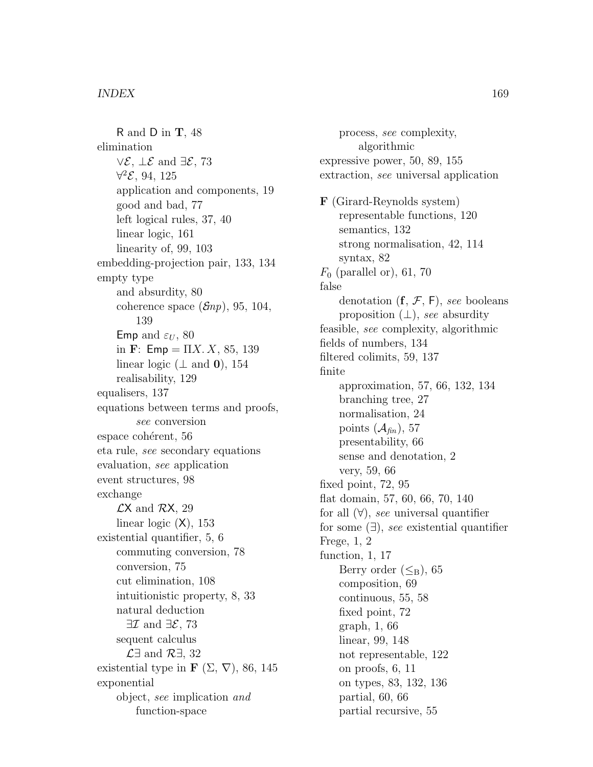R and D in **T**, 48
elimination
  $\vee\mathcal{E}$, $\bot\mathcal{E}$ and $\exists\mathcal{E}$, 73
  $\forall^2\mathcal{E}$, 94, 125
  application and components, 19
  good and bad, 77
  left logical rules, 37, 40
  linear logic, 161
  linearity of, 99, 103
embedding-projection pair, 133, 134
empty type
  and absurdity, 80
  coherence space ($\mathcal{E}mp$), 95, 104, 139
  Emp and $\varepsilon_U$, 80
  in **F**: Emp $= \Pi X.\, X$, 85, 139
  linear logic ($\bot$ and **0**), 154
  realisability, 129
equalisers, 137
equations between terms and proofs, *see* conversion
espace cohérent, 56
eta rule, *see* secondary equations
evaluation, *see* application
event structures, 98
exchange
  $\mathcal{L}$X and $\mathcal{R}$X, 29
  linear logic (X), 153
existential quantifier, 5, 6
  commuting conversion, 78
  conversion, 75
  cut elimination, 108
  intuitionistic property, 8, 33
  natural deduction
    $\exists\mathcal{I}$ and $\exists\mathcal{E}$, 73
  sequent calculus
    $\mathcal{L}\exists$ and $\mathcal{R}\exists$, 32
existential type in **F** ($\Sigma$, $\nabla$), 86, 145
exponential
  object, *see* implication *and* function-space
  process, *see* complexity, algorithmic
expressive power, 50, 89, 155
extraction, *see* universal application

**F** (Girard-Reynolds system)
  representable functions, 120
  semantics, 132
  strong normalisation, 42, 114
  syntax, 82
$F_0$ (parallel or), 61, 70
false
  denotation (**f**, $\mathcal{F}$, F), *see* booleans
  proposition ($\bot$), *see* absurdity
feasible, *see* complexity, algorithmic
fields of numbers, 134
filtered colimits, 59, 137
finite
  approximation, 57, 66, 132, 134
  branching tree, 27
  normalisation, 24
  points ($\mathcal{A}_{fin}$), 57
  presentability, 66
  sense and denotation, 2
  very, 59, 66
fixed point, 72, 95
flat domain, 57, 60, 66, 70, 140
for all ($\forall$), *see* universal quantifier
for some ($\exists$), *see* existential quantifier
Frege, 1, 2
function, 1, 17
  Berry order ($\leq_B$), 65
  composition, 69
  continuous, 55, 58
  fixed point, 72
  graph, 1, 66
  linear, 99, 148
  not representable, 122
  on proofs, 6, 11
  on types, 83, 132, 136
  partial, 60, 66
  partial recursive, 55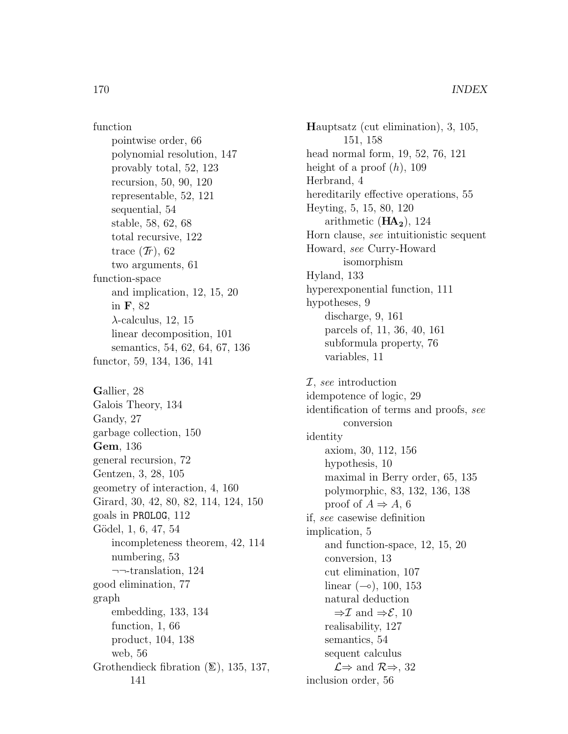function
- pointwise order, 66
- polynomial resolution, 147
- provably total, 52, 123
- recursion, 50, 90, 120
- representable, 52, 121
- sequential, 54
- stable, 58, 62, 68
- total recursive, 122
- trace ($\mathcal{T}r$), 62
- two arguments, 61

function-space
- and implication, 12, 15, 20
- in **F**, 82
- $\lambda$-calculus, 12, 15
- linear decomposition, 101
- semantics, 54, 62, 64, 67, 136

functor, 59, 134, 136, 141

**G**allier, 28

Galois Theory, 134

Gandy, 27

garbage collection, 150

**Gem**, 136

general recursion, 72

Gentzen, 3, 28, 105

geometry of interaction, 4, 160

Girard, 30, 42, 80, 82, 114, 124, 150

goals in `PROLOG`, 112

Gödel, 1, 6, 47, 54
- incompleteness theorem, 42, 114
- numbering, 53
- $\neg\neg$-translation, 124

good elimination, 77

graph
- embedding, 133, 134
- function, 1, 66
- product, 104, 138
- web, 56

Grothendieck fibration ($\mathfrak{T}$), 135, 137, 141

**H**auptsatz (cut elimination), 3, 105, 151, 158

head normal form, 19, 52, 76, 121

height of a proof ($h$), 109

Herbrand, 4

hereditarily effective operations, 55

Heyting, 5, 15, 80, 120
- arithmetic ($\mathbf{HA_2}$), 124

Horn clause, *see* intuitionistic sequent

Howard, *see* Curry-Howard isomorphism

Hyland, 133

hyperexponential function, 111

hypotheses, 9
- discharge, 9, 161
- parcels of, 11, 36, 40, 161
- subformula property, 76
- variables, 11

$\mathcal{I}$, *see* introduction

idempotence of logic, 29

identification of terms and proofs, *see* conversion

identity
- axiom, 30, 112, 156
- hypothesis, 10
- maximal in Berry order, 65, 135
- polymorphic, 83, 132, 136, 138
- proof of $A \Rightarrow A$, 6

if, *see* casewise definition

implication, 5
- and function-space, 12, 15, 20
- conversion, 13
- cut elimination, 107
- linear ($\multimap$), 100, 153
- natural deduction
  - $\Rightarrow\mathcal{I}$ and $\Rightarrow\mathcal{E}$, 10
- realisability, 127
- semantics, 54
- sequent calculus
  - $\mathcal{L}\Rightarrow$ and $\mathcal{R}\Rightarrow$, 32

inclusion order, 56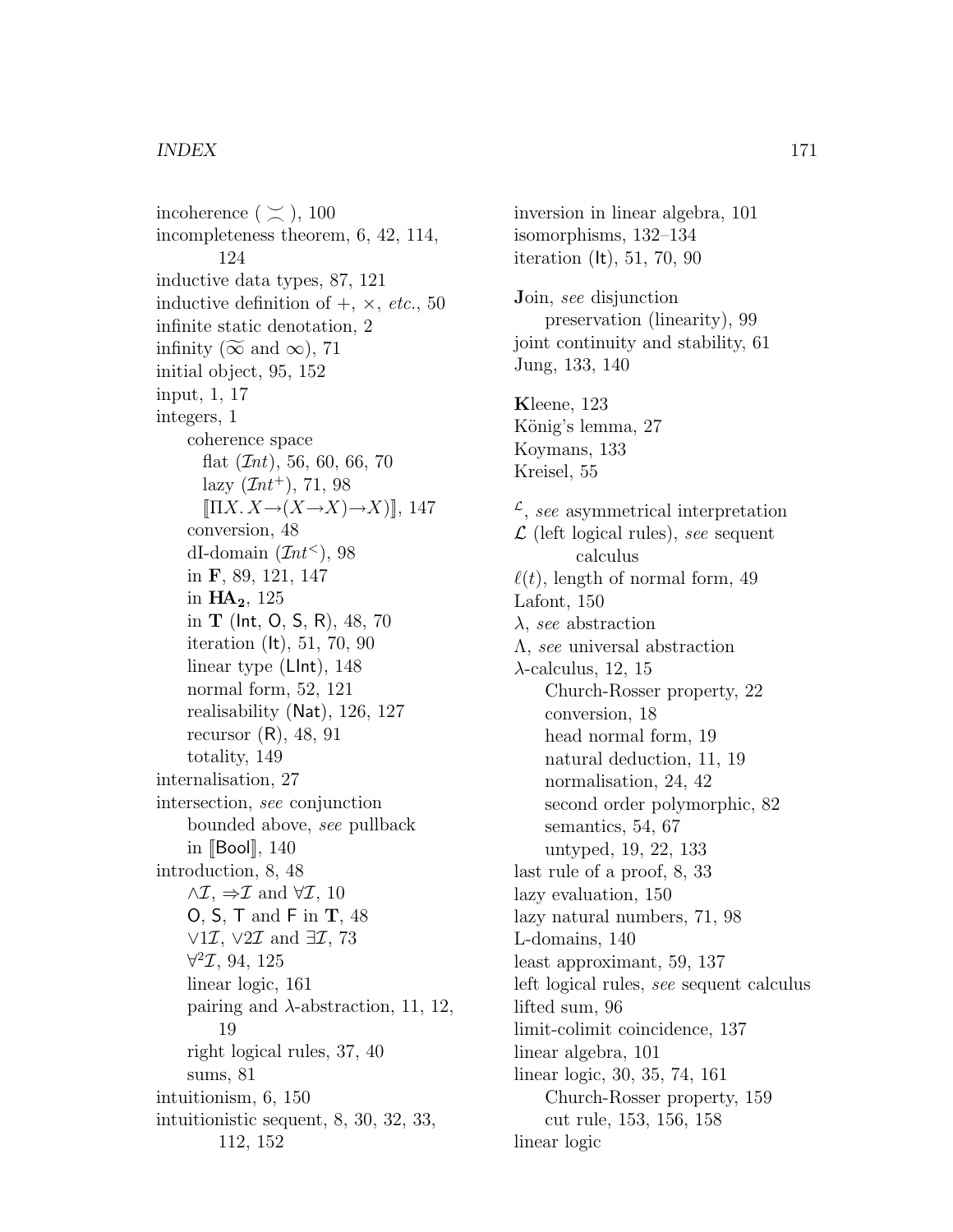incoherence ( $\asymp$ ), 100
incompleteness theorem, 6, 42, 114, 124
inductive data types, 87, 121
inductive definition of $+$, $\times$, *etc.*, 50
infinite static denotation, 2
infinity ($\widetilde{\infty}$ and $\infty$), 71
initial object, 95, 152
input, 1, 17
integers, 1
- coherence space
  - flat ($\mathcal{I}nt$), 56, 60, 66, 70
  - lazy ($\mathcal{I}nt^+$), 71, 98
  - $[\![\Pi X. X\to(X\to X)\to X)]\!]$, 147
- conversion, 48
- dI-domain ($\mathcal{I}nt^<$), 98
- in **F**, 89, 121, 147
- in $\mathbf{HA_2}$, 125
- in **T** (Int, O, S, R), 48, 70
- iteration (It), 51, 70, 90
- linear type (LInt), 148
- normal form, 52, 121
- realisability (Nat), 126, 127
- recursor (R), 48, 91
- totality, 149

internalisation, 27
intersection, *see* conjunction
- bounded above, *see* pullback
- in $[\![$Bool$]\!]$, 140

introduction, 8, 48
- $\wedge\mathcal{I}$, $\Rightarrow\mathcal{I}$ and $\forall\mathcal{I}$, 10
- O, S, T and F in **T**, 48
- $\vee 1\mathcal{I}$, $\vee 2\mathcal{I}$ and $\exists\mathcal{I}$, 73
- $\forall^2\mathcal{I}$, 94, 125
- linear logic, 161
- pairing and $\lambda$-abstraction, 11, 12, 19
- right logical rules, 37, 40
- sums, 81

intuitionism, 6, 150
intuitionistic sequent, 8, 30, 32, 33, 112, 152
inversion in linear algebra, 101
isomorphisms, 132–134
iteration (It), 51, 70, 90

**J**oin, *see* disjunction
- preservation (linearity), 99

joint continuity and stability, 61
Jung, 133, 140

**K**leene, 123
König's lemma, 27
Koymans, 133
Kreisel, 55

$^{\mathcal{L}}$, *see* asymmetrical interpretation
$\mathcal{L}$ (left logical rules), *see* sequent calculus
$\ell(t)$, length of normal form, 49
Lafont, 150
$\lambda$, *see* abstraction
$\Lambda$, *see* universal abstraction
$\lambda$-calculus, 12, 15
- Church-Rosser property, 22
- conversion, 18
- head normal form, 19
- natural deduction, 11, 19
- normalisation, 24, 42
- second order polymorphic, 82
- semantics, 54, 67
- untyped, 19, 22, 133

last rule of a proof, 8, 33
lazy evaluation, 150
lazy natural numbers, 71, 98
L-domains, 140
least approximant, 59, 137
left logical rules, *see* sequent calculus
lifted sum, 96
limit-colimit coincidence, 137
linear algebra, 101
linear logic, 30, 35, 74, 161
- Church-Rosser property, 159
- cut rule, 153, 156, 158

linear logic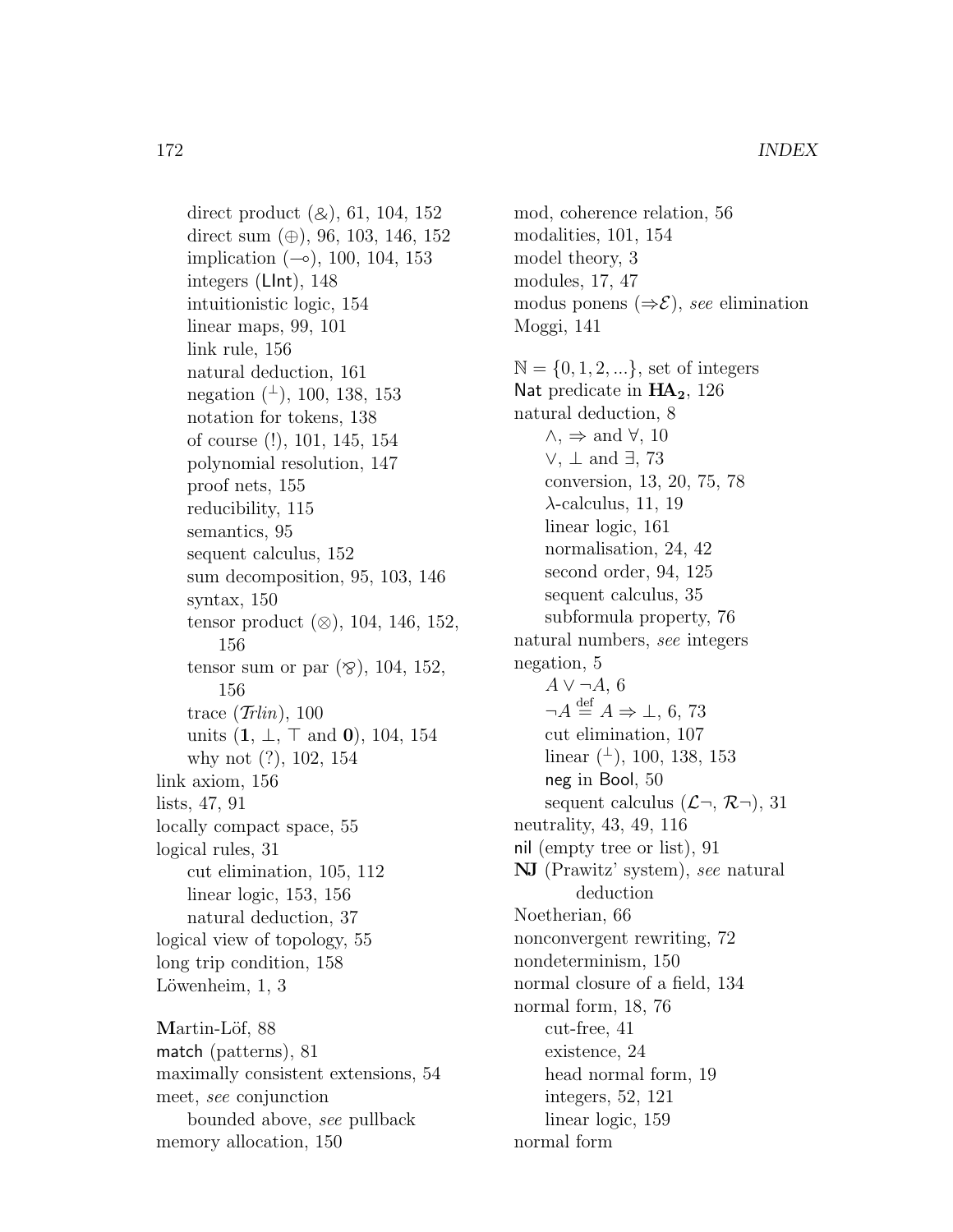direct product ($\&$), 61, 104, 152
direct sum ($\oplus$), 96, 103, 146, 152
implication ($\multimap$), 100, 104, 153
integers (LInt), 148
intuitionistic logic, 154
linear maps, 99, 101
link rule, 156
natural deduction, 161
negation ($^\perp$), 100, 138, 153
notation for tokens, 138
of course (!), 101, 145, 154
polynomial resolution, 147
proof nets, 155
reducibility, 115
semantics, 95
sequent calculus, 152
sum decomposition, 95, 103, 146
syntax, 150
tensor product ($\otimes$), 104, 146, 152, 156
tensor sum or par ($\invamp$), 104, 152, 156
trace (*Trlin*), 100
units ($\mathbf{1}$, $\perp$, $\top$ and $\mathbf{0}$), 104, 154
why not (?), 102, 154

link axiom, 156
lists, 47, 91
locally compact space, 55
logical rules, 31
cut elimination, 105, 112
linear logic, 153, 156
natural deduction, 37
logical view of topology, 55
long trip condition, 158
Löwenheim, 1, 3

**M**artin-Löf, 88
match (patterns), 81
maximally consistent extensions, 54
meet, *see* conjunction
bounded above, *see* pullback
memory allocation, 150
mod, coherence relation, 56
modalities, 101, 154
model theory, 3
modules, 17, 47
modus ponens ($\Rightarrow\mathcal{E}$), *see* elimination
Moggi, 141

$\mathbb{N} = \{0, 1, 2, ...\}$, set of integers
Nat predicate in $\mathbf{HA_2}$, 126
natural deduction, 8
$\wedge$, $\Rightarrow$ and $\forall$, 10
$\vee$, $\perp$ and $\exists$, 73
conversion, 13, 20, 75, 78
$\lambda$-calculus, 11, 19
linear logic, 161
normalisation, 24, 42
second order, 94, 125
sequent calculus, 35
subformula property, 76
natural numbers, *see* integers
negation, 5
$A \vee \neg A$, 6
$\neg A \stackrel{\text{def}}{=} A \Rightarrow \perp$, 6, 73
cut elimination, 107
linear ($^\perp$), 100, 138, 153
neg in Bool, 50
sequent calculus ($\mathcal{L}\neg$, $\mathcal{R}\neg$), 31
neutrality, 43, 49, 116
nil (empty tree or list), 91
**NJ** (Prawitz' system), *see* natural deduction
Noetherian, 66
nonconvergent rewriting, 72
nondeterminism, 150
normal closure of a field, 134
normal form, 18, 76
cut-free, 41
existence, 24
head normal form, 19
integers, 52, 121
linear logic, 159
normal form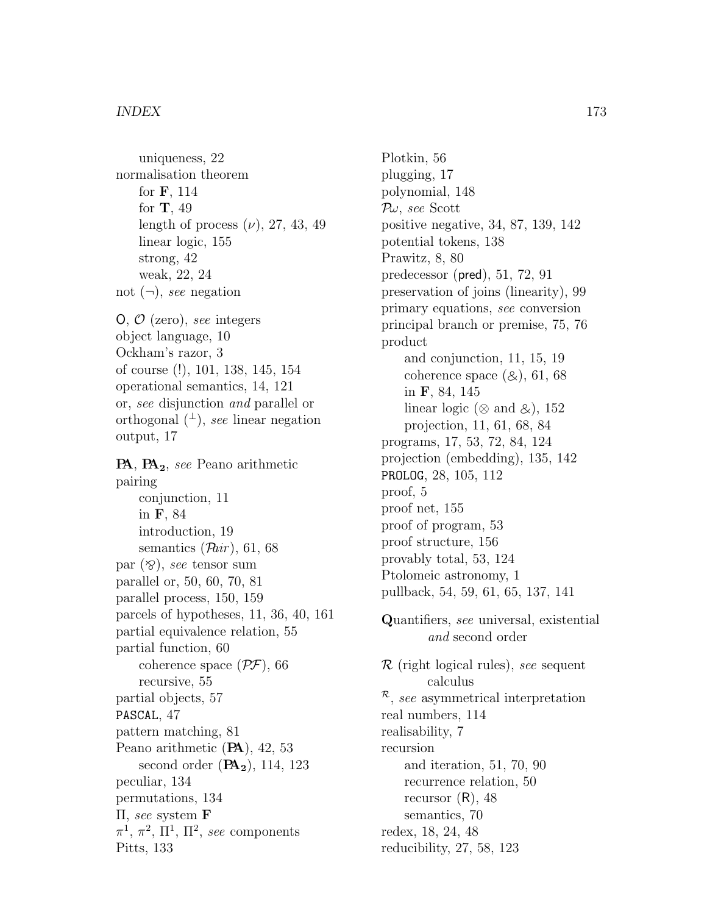uniqueness, 22
normalisation theorem
    for **F**, 114
    for **T**, 49
    length of process ($\nu$), 27, 43, 49
    linear logic, 155
    strong, 42
    weak, 22, 24
not ($\neg$), *see* negation

O, $\mathcal{O}$ (zero), *see* integers
object language, 10
Ockham's razor, 3
of course (!), 101, 138, 145, 154
operational semantics, 14, 121
or, *see* disjunction *and* parallel or
orthogonal ($^\perp$), *see* linear negation
output, 17

**PA**, **PA₂**, *see* Peano arithmetic
pairing
    conjunction, 11
    in **F**, 84
    introduction, 19
    semantics ($\mathcal{P}air$), 61, 68
par ($\wp$), *see* tensor sum
parallel or, 50, 60, 70, 81
parallel process, 150, 159
parcels of hypotheses, 11, 36, 40, 161
partial equivalence relation, 55
partial function, 60
    coherence space ($\mathcal{PF}$), 66
    recursive, 55
partial objects, 57
PASCAL, 47
pattern matching, 81
Peano arithmetic (**PA**), 42, 53
    second order (**PA₂**), 114, 123
peculiar, 134
permutations, 134
$\Pi$, *see* system **F**
$\pi^1$, $\pi^2$, $\Pi^1$, $\Pi^2$, *see* components
Pitts, 133

Plotkin, 56
plugging, 17
polynomial, 148
$\mathcal{P}\omega$, *see* Scott
positive negative, 34, 87, 139, 142
potential tokens, 138
Prawitz, 8, 80
predecessor (pred), 51, 72, 91
preservation of joins (linearity), 99
primary equations, *see* conversion
principal branch or premise, 75, 76
product
    and conjunction, 11, 15, 19
    coherence space ($\&$), 61, 68
    in **F**, 84, 145
    linear logic ($\otimes$ and $\&$), 152
    projection, 11, 61, 68, 84
programs, 17, 53, 72, 84, 124
projection (embedding), 135, 142
PROLOG, 28, 105, 112
proof, 5
proof net, 155
proof of program, 53
proof structure, 156
provably total, 53, 124
Ptolomeic astronomy, 1
pullback, 54, 59, 61, 65, 137, 141

**Q**uantifiers, *see* universal, existential *and* second order

$\mathcal{R}$ (right logical rules), *see* sequent calculus
$^{\mathcal{R}}$, *see* asymmetrical interpretation
real numbers, 114
realisability, 7
recursion
    and iteration, 51, 70, 90
    recurrence relation, 50
    recursor (R), 48
    semantics, 70
redex, 18, 24, 48
reducibility, 27, 58, 123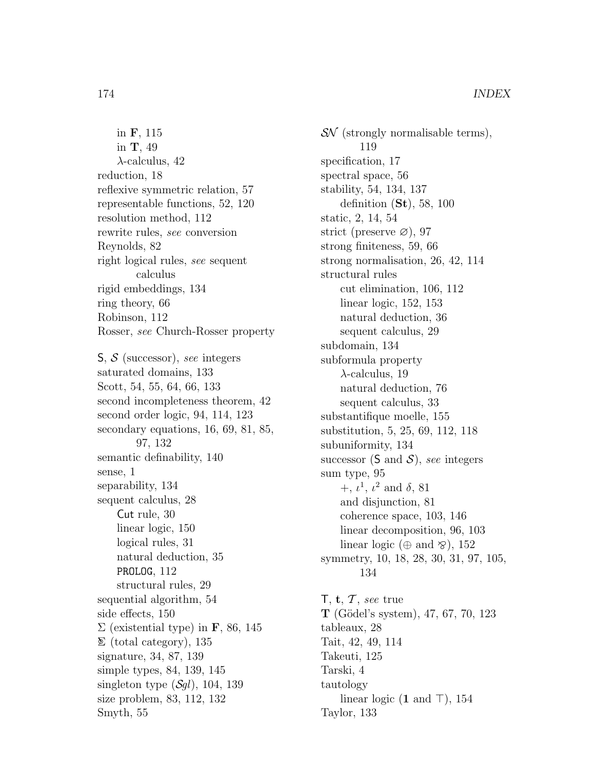in **F**, 115
in **T**, 49
$\lambda$-calculus, 42
reduction, 18
reflexive symmetric relation, 57
representable functions, 52, 120
resolution method, 112
rewrite rules, *see* conversion
Reynolds, 82
right logical rules, *see* sequent calculus
rigid embeddings, 134
ring theory, 66
Robinson, 112
Rosser, *see* Church-Rosser property

$\mathsf{S}$, $\mathcal{S}$ (successor), *see* integers
saturated domains, 133
Scott, 54, 55, 64, 66, 133
second incompleteness theorem, 42
second order logic, 94, 114, 123
secondary equations, 16, 69, 81, 85, 97, 132
semantic definability, 140
sense, 1
separability, 134
sequent calculus, 28
Cut rule, 30
linear logic, 150
logical rules, 31
natural deduction, 35
PROLOG, 112
structural rules, 29
sequential algorithm, 54
side effects, 150
$\Sigma$ (existential type) in **F**, 86, 145
$\mathbb{\Sigma}$ (total category), 135
signature, 34, 87, 139
simple types, 84, 139, 145
singleton type ($\mathcal{S}gl$), 104, 139
size problem, 83, 112, 132
Smyth, 55

$\mathcal{SN}$ (strongly normalisable terms), 119
specification, 17
spectral space, 56
stability, 54, 134, 137
definition (**St**), 58, 100
static, 2, 14, 54
strict (preserve $\varnothing$), 97
strong finiteness, 59, 66
strong normalisation, 26, 42, 114
structural rules
cut elimination, 106, 112
linear logic, 152, 153
natural deduction, 36
sequent calculus, 29
subdomain, 134
subformula property
$\lambda$-calculus, 19
natural deduction, 76
sequent calculus, 33
substantifique moelle, 155
substitution, 5, 25, 69, 112, 118
subuniformity, 134
successor ($\mathsf{S}$ and $\mathcal{S}$), *see* integers
sum type, 95
$+$, $\iota^1$, $\iota^2$ and $\delta$, 81
and disjunction, 81
coherence space, 103, 146
linear decomposition, 96, 103
linear logic ($\oplus$ and $\invamp$), 152
symmetry, 10, 18, 28, 30, 31, 97, 105, 134

$\mathsf{T}$, $\mathbf{t}$, $\mathcal{T}$, *see* true
**T** (Gödel's system), 47, 67, 70, 123
tableaux, 28
Tait, 42, 49, 114
Takeuti, 125
Tarski, 4
tautology
linear logic ($\mathbf{1}$ and $\top$), 154
Taylor, 133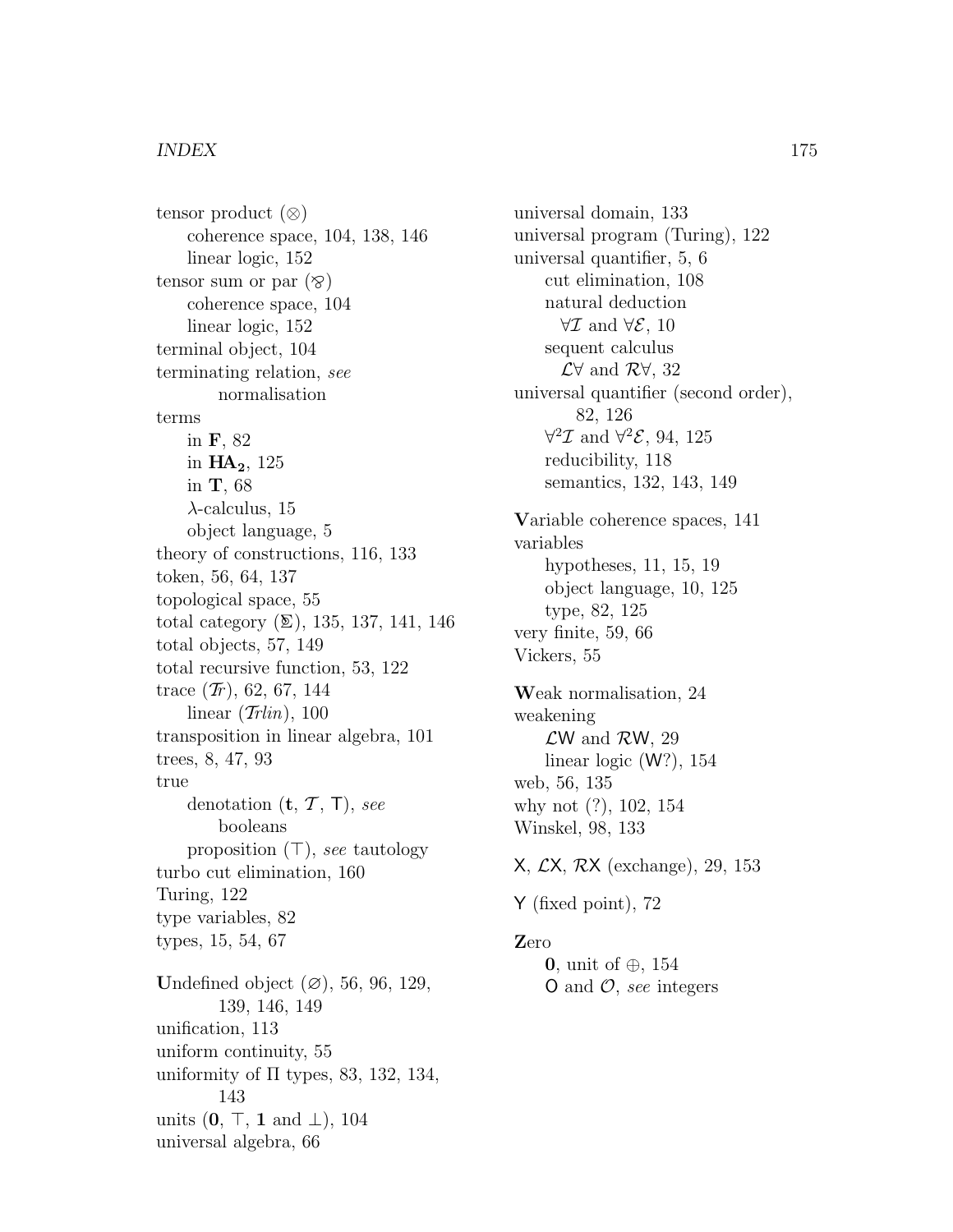tensor product ($\otimes$)
  coherence space, 104, 138, 146
  linear logic, 152
tensor sum or par ($⅋$)
  coherence space, 104
  linear logic, 152
terminal object, 104
terminating relation, *see* normalisation
terms
  in **F**, 82
  in $\mathbf{HA_2}$, 125
  in **T**, 68
  $\lambda$-calculus, 15
  object language, 5
theory of constructions, 116, 133
token, 56, 64, 137
topological space, 55
total category ($\mathfrak{T}$), 135, 137, 141, 146
total objects, 57, 149
total recursive function, 53, 122
trace ($\mathcal{T}r$), 62, 67, 144
  linear ($\mathcal{T}rlin$), 100
transposition in linear algebra, 101
trees, 8, 47, 93
true
  denotation ($\mathbf{t}$, $\mathcal{T}$, $\mathsf{T}$), *see* booleans
  proposition ($\top$), *see* tautology
turbo cut elimination, 160
Turing, 122
type variables, 82
types, 15, 54, 67

**U**ndefined object ($\varnothing$), 56, 96, 129, 139, 146, 149
unification, 113
uniform continuity, 55
uniformity of $\Pi$ types, 83, 132, 134, 143
units ($\mathbf{0}$, $\top$, $\mathbf{1}$ and $\bot$), 104
universal algebra, 66
universal domain, 133
universal program (Turing), 122
universal quantifier, 5, 6
  cut elimination, 108
  natural deduction
    $\forall\mathcal{I}$ and $\forall\mathcal{E}$, 10
  sequent calculus
    $\mathcal{L}\forall$ and $\mathcal{R}\forall$, 32
universal quantifier (second order), 82, 126
  $\forall^2\mathcal{I}$ and $\forall^2\mathcal{E}$, 94, 125
  reducibility, 118
  semantics, 132, 143, 149

**V**ariable coherence spaces, 141
variables
  hypotheses, 11, 15, 19
  object language, 10, 125
  type, 82, 125
very finite, 59, 66
Vickers, 55

**W**eak normalisation, 24
weakening
  $\mathcal{L}\mathsf{W}$ and $\mathcal{R}\mathsf{W}$, 29
  linear logic ($\mathsf{W}?$), 154
web, 56, 135
why not (?), 102, 154
Winskel, 98, 133

$\mathsf{X}$, $\mathcal{L}\mathsf{X}$, $\mathcal{R}\mathsf{X}$ (exchange), 29, 153

$\mathsf{Y}$ (fixed point), 72

**Z**ero
  $\mathbf{0}$, unit of $\oplus$, 154
  $\mathsf{O}$ and $\mathcal{O}$, *see* integers